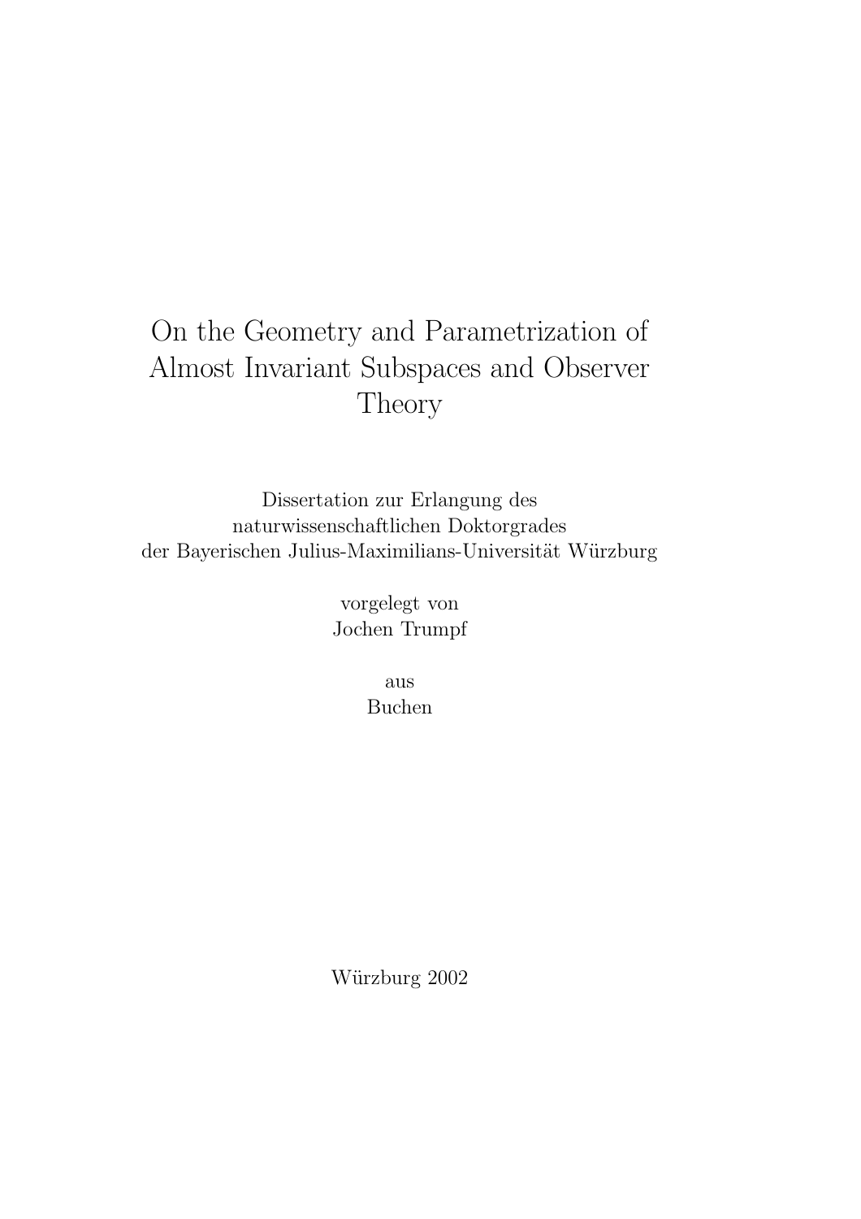# On the Geometry and Parametrization of Almost Invariant Subspaces and Observer Theory

Dissertation zur Erlangung des
naturwissenschaftlichen Doktorgrades
der Bayerischen Julius-Maximilians-Universität Würzburg

vorgelegt von
Jochen Trumpf

aus
Buchen

Würzburg 2002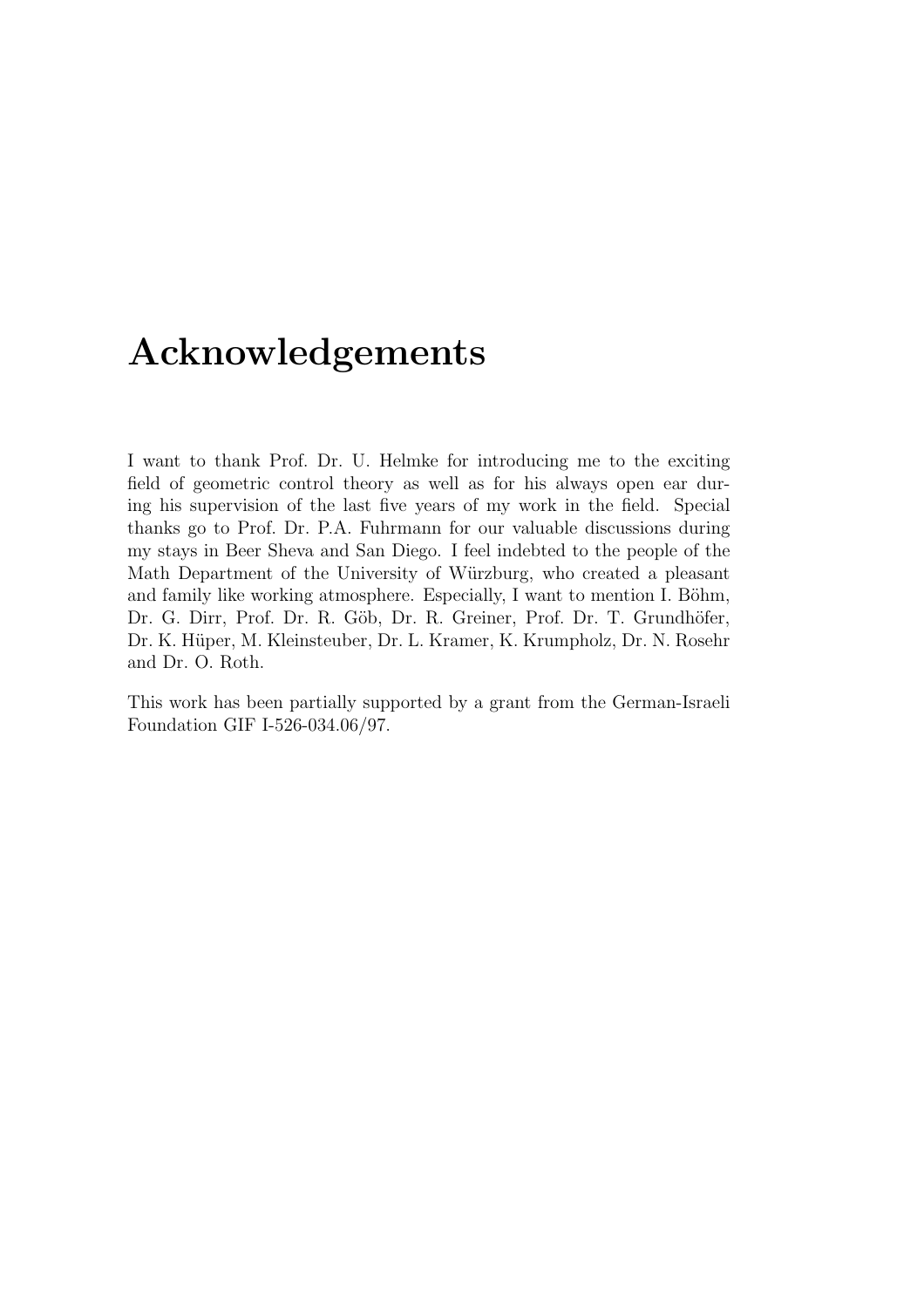# Acknowledgements

I want to thank Prof. Dr. U. Helmke for introducing me to the exciting field of geometric control theory as well as for his always open ear during his supervision of the last five years of my work in the field. Special thanks go to Prof. Dr. P.A. Fuhrmann for our valuable discussions during my stays in Beer Sheva and San Diego. I feel indebted to the people of the Math Department of the University of Würzburg, who created a pleasant and family like working atmosphere. Especially, I want to mention I. Böhm, Dr. G. Dirr, Prof. Dr. R. Göb, Dr. R. Greiner, Prof. Dr. T. Grundhöfer, Dr. K. Hüper, M. Kleinsteuber, Dr. L. Kramer, K. Krumpholz, Dr. N. Rosehr and Dr. O. Roth.

This work has been partially supported by a grant from the German-Israeli Foundation GIF I-526-034.06/97.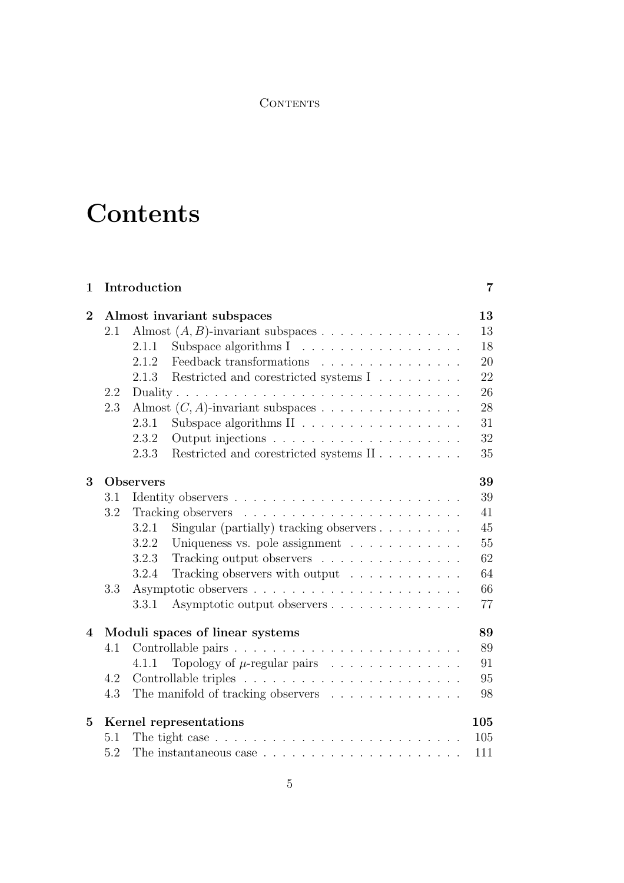# Contents

**1 Introduction** **7**

**2 Almost invariant subspaces** **13**

- 2.1 Almost $(A, B)$-invariant subspaces . . . . . . . . . . . . . . . 13
  - 2.1.1 Subspace algorithms I . . . . . . . . . . . . . . . . . 18
  - 2.1.2 Feedback transformations . . . . . . . . . . . . . . . 20
  - 2.1.3 Restricted and corestricted systems I . . . . . . . . . 22
- 2.2 Duality . . . . . . . . . . . . . . . . . . . . . . . . . . . . . 26
- 2.3 Almost $(C, A)$-invariant subspaces . . . . . . . . . . . . . . . 28
  - 2.3.1 Subspace algorithms II . . . . . . . . . . . . . . . . . 31
  - 2.3.2 Output injections . . . . . . . . . . . . . . . . . . . 32
  - 2.3.3 Restricted and corestricted systems II . . . . . . . . . 35

**3 Observers** **39**

- 3.1 Identity observers . . . . . . . . . . . . . . . . . . . . . . . 39
- 3.2 Tracking observers . . . . . . . . . . . . . . . . . . . . . . 41
  - 3.2.1 Singular (partially) tracking observers . . . . . . . . . 45
  - 3.2.2 Uniqueness vs. pole assignment . . . . . . . . . . . . 55
  - 3.2.3 Tracking output observers . . . . . . . . . . . . . . . 62
  - 3.2.4 Tracking observers with output . . . . . . . . . . . . 64
- 3.3 Asymptotic observers . . . . . . . . . . . . . . . . . . . . . . 66
  - 3.3.1 Asymptotic output observers . . . . . . . . . . . . . . 77

**4 Moduli spaces of linear systems** **89**

- 4.1 Controllable pairs . . . . . . . . . . . . . . . . . . . . . . . . 89
  - 4.1.1 Topology of $\mu$-regular pairs . . . . . . . . . . . . . . 91
- 4.2 Controllable triples . . . . . . . . . . . . . . . . . . . . . . . 95
- 4.3 The manifold of tracking observers . . . . . . . . . . . . . . 98

**5 Kernel representations** **105**

- 5.1 The tight case . . . . . . . . . . . . . . . . . . . . . . . . . . 105
- 5.2 The instantaneous case . . . . . . . . . . . . . . . . . . . . . 111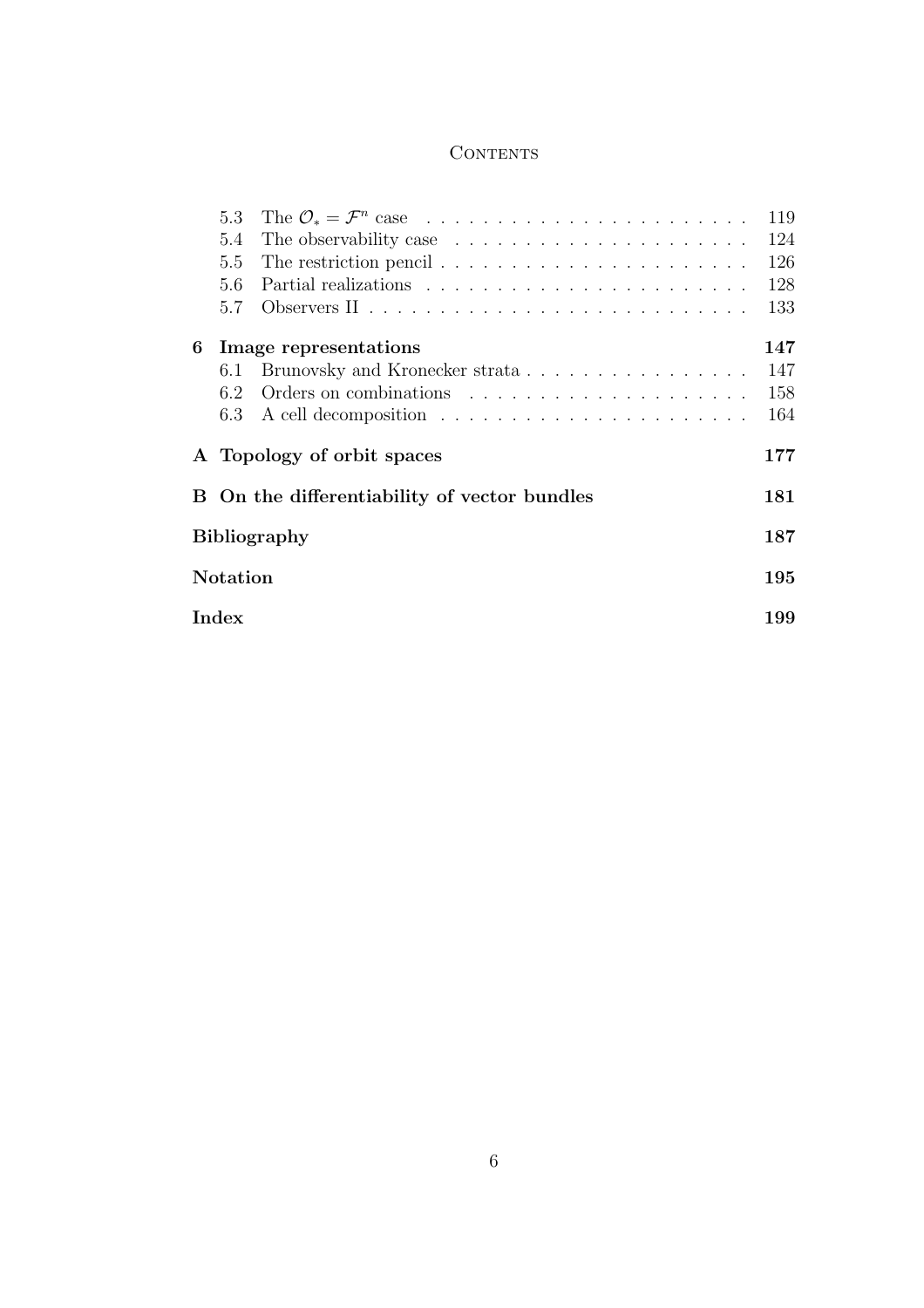5.3 The $\mathcal{O}_* = \mathcal{F}^n$ case . . . . . . . . . . . . . . . . . . . . . . . 119
5.4 The observability case . . . . . . . . . . . . . . . . . . . . . 124
5.5 The restriction pencil . . . . . . . . . . . . . . . . . . . . . 126
5.6 Partial realizations . . . . . . . . . . . . . . . . . . . . . . 128
5.7 Observers II . . . . . . . . . . . . . . . . . . . . . . . . . . 133

**6 Image representations** **147**
6.1 Brunovsky and Kronecker strata . . . . . . . . . . . . . . . . 147
6.2 Orders on combinations . . . . . . . . . . . . . . . . . . . . 158
6.3 A cell decomposition . . . . . . . . . . . . . . . . . . . . . . 164

**A Topology of orbit spaces** **177**

**B On the differentiability of vector bundles** **181**

**Bibliography** **187**

**Notation** **195**

**Index** **199**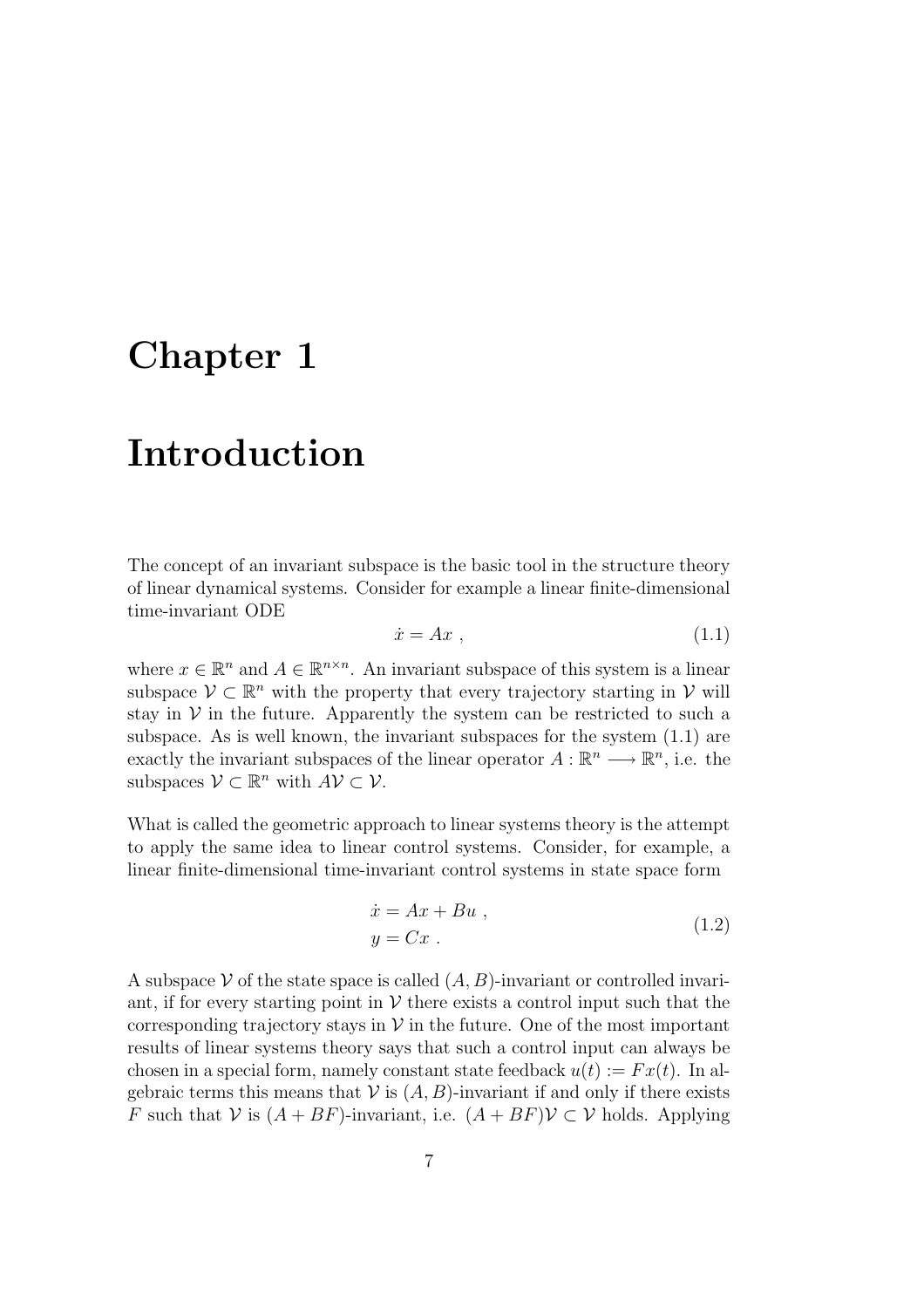# Chapter 1

# Introduction

The concept of an invariant subspace is the basic tool in the structure theory of linear dynamical systems. Consider for example a linear finite-dimensional time-invariant ODE

$$\dot{x} = Ax \ , \tag{1.1}$$

where $x \in \mathbb{R}^n$ and $A \in \mathbb{R}^{n \times n}$. An invariant subspace of this system is a linear subspace $\mathcal{V} \subset \mathbb{R}^n$ with the property that every trajectory starting in $\mathcal{V}$ will stay in $\mathcal{V}$ in the future. Apparently the system can be restricted to such a subspace. As is well known, the invariant subspaces for the system (1.1) are exactly the invariant subspaces of the linear operator $A : \mathbb{R}^n \longrightarrow \mathbb{R}^n$, i.e. the subspaces $\mathcal{V} \subset \mathbb{R}^n$ with $A\mathcal{V} \subset \mathcal{V}$.

What is called the geometric approach to linear systems theory is the attempt to apply the same idea to linear control systems. Consider, for example, a linear finite-dimensional time-invariant control systems in state space form

$$\begin{aligned} \dot{x} &= Ax + Bu \ , \\ y &= Cx \ . \end{aligned} \tag{1.2}$$

A subspace $\mathcal{V}$ of the state space is called $(A, B)$-invariant or controlled invariant, if for every starting point in $\mathcal{V}$ there exists a control input such that the corresponding trajectory stays in $\mathcal{V}$ in the future. One of the most important results of linear systems theory says that such a control input can always be chosen in a special form, namely constant state feedback $u(t) := Fx(t)$. In algebraic terms this means that $\mathcal{V}$ is $(A, B)$-invariant if and only if there exists $F$ such that $\mathcal{V}$ is $(A + BF)$-invariant, i.e. $(A + BF)\mathcal{V} \subset \mathcal{V}$ holds. Applying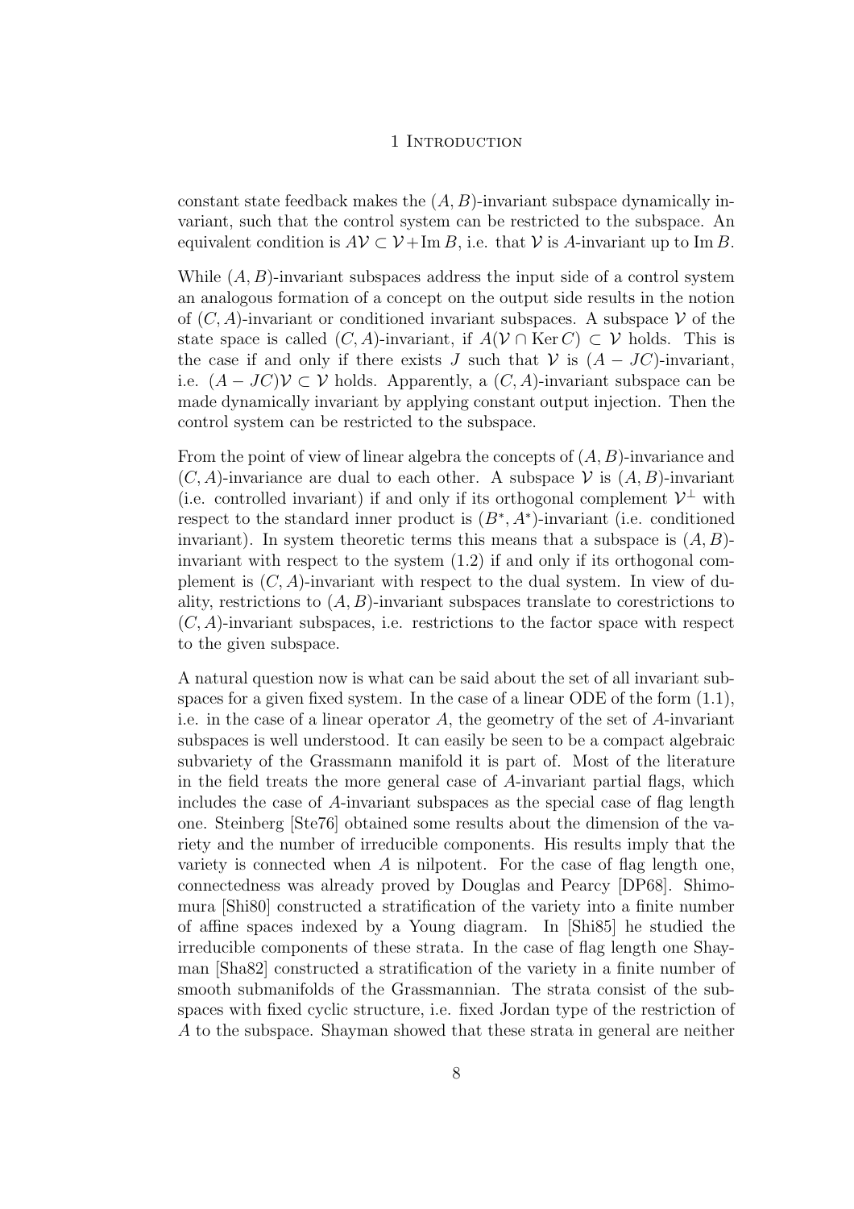constant state feedback makes the $(A, B)$-invariant subspace dynamically invariant, such that the control system can be restricted to the subspace. An equivalent condition is $A\mathcal{V} \subset \mathcal{V} + \operatorname{Im} B$, i.e. that $\mathcal{V}$ is $A$-invariant up to $\operatorname{Im} B$.

While $(A, B)$-invariant subspaces address the input side of a control system an analogous formation of a concept on the output side results in the notion of $(C, A)$-invariant or conditioned invariant subspaces. A subspace $\mathcal{V}$ of the state space is called $(C, A)$-invariant, if $A(\mathcal{V} \cap \operatorname{Ker} C) \subset \mathcal{V}$ holds. This is the case if and only if there exists $J$ such that $\mathcal{V}$ is $(A - JC)$-invariant, i.e. $(A - JC)\mathcal{V} \subset \mathcal{V}$ holds. Apparently, a $(C, A)$-invariant subspace can be made dynamically invariant by applying constant output injection. Then the control system can be restricted to the subspace.

From the point of view of linear algebra the concepts of $(A, B)$-invariance and $(C, A)$-invariance are dual to each other. A subspace $\mathcal{V}$ is $(A, B)$-invariant (i.e. controlled invariant) if and only if its orthogonal complement $\mathcal{V}^\perp$ with respect to the standard inner product is $(B^*, A^*)$-invariant (i.e. conditioned invariant). In system theoretic terms this means that a subspace is $(A, B)$-invariant with respect to the system (1.2) if and only if its orthogonal complement is $(C, A)$-invariant with respect to the dual system. In view of duality, restrictions to $(A, B)$-invariant subspaces translate to corestrictions to $(C, A)$-invariant subspaces, i.e. restrictions to the factor space with respect to the given subspace.

A natural question now is what can be said about the set of all invariant subspaces for a given fixed system. In the case of a linear ODE of the form (1.1), i.e. in the case of a linear operator $A$, the geometry of the set of $A$-invariant subspaces is well understood. It can easily be seen to be a compact algebraic subvariety of the Grassmann manifold it is part of. Most of the literature in the field treats the more general case of $A$-invariant partial flags, which includes the case of $A$-invariant subspaces as the special case of flag length one. Steinberg [Ste76] obtained some results about the dimension of the variety and the number of irreducible components. His results imply that the variety is connected when $A$ is nilpotent. For the case of flag length one, connectedness was already proved by Douglas and Pearcy [DP68]. Shimomura [Shi80] constructed a stratification of the variety into a finite number of affine spaces indexed by a Young diagram. In [Shi85] he studied the irreducible components of these strata. In the case of flag length one Shayman [Sha82] constructed a stratification of the variety in a finite number of smooth submanifolds of the Grassmannian. The strata consist of the subspaces with fixed cyclic structure, i.e. fixed Jordan type of the restriction of $A$ to the subspace. Shayman showed that these strata in general are neither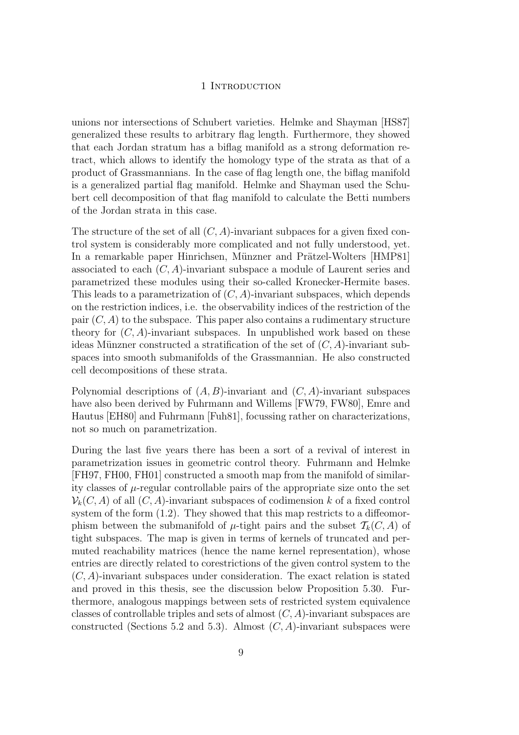unions nor intersections of Schubert varieties. Helmke and Shayman [HS87] generalized these results to arbitrary flag length. Furthermore, they showed that each Jordan stratum has a biflag manifold as a strong deformation retract, which allows to identify the homology type of the strata as that of a product of Grassmannians. In the case of flag length one, the biflag manifold is a generalized partial flag manifold. Helmke and Shayman used the Schubert cell decomposition of that flag manifold to calculate the Betti numbers of the Jordan strata in this case.

The structure of the set of all $(C, A)$-invariant subpaces for a given fixed control system is considerably more complicated and not fully understood, yet. In a remarkable paper Hinrichsen, Münzner and Prätzel-Wolters [HMP81] associated to each $(C, A)$-invariant subspace a module of Laurent series and parametrized these modules using their so-called Kronecker-Hermite bases. This leads to a parametrization of $(C, A)$-invariant subspaces, which depends on the restriction indices, i.e. the observability indices of the restriction of the pair $(C, A)$ to the subspace. This paper also contains a rudimentary structure theory for $(C, A)$-invariant subspaces. In unpublished work based on these ideas Münzner constructed a stratification of the set of $(C, A)$-invariant subspaces into smooth submanifolds of the Grassmannian. He also constructed cell decompositions of these strata.

Polynomial descriptions of $(A, B)$-invariant and $(C, A)$-invariant subspaces have also been derived by Fuhrmann and Willems [FW79, FW80], Emre and Hautus [EH80] and Fuhrmann [Fuh81], focussing rather on characterizations, not so much on parametrization.

During the last five years there has been a sort of a revival of interest in parametrization issues in geometric control theory. Fuhrmann and Helmke [FH97, FH00, FH01] constructed a smooth map from the manifold of similarity classes of $\mu$-regular controllable pairs of the appropriate size onto the set $\mathcal{V}_k(C, A)$ of all $(C, A)$-invariant subspaces of codimension $k$ of a fixed control system of the form (1.2). They showed that this map restricts to a diffeomorphism between the submanifold of $\mu$-tight pairs and the subset $\mathcal{T}_k(C, A)$ of tight subspaces. The map is given in terms of kernels of truncated and permuted reachability matrices (hence the name kernel representation), whose entries are directly related to corestrictions of the given control system to the $(C, A)$-invariant subspaces under consideration. The exact relation is stated and proved in this thesis, see the discussion below Proposition 5.30. Furthermore, analogous mappings between sets of restricted system equivalence classes of controllable triples and sets of almost $(C, A)$-invariant subspaces are constructed (Sections 5.2 and 5.3). Almost $(C, A)$-invariant subspaces were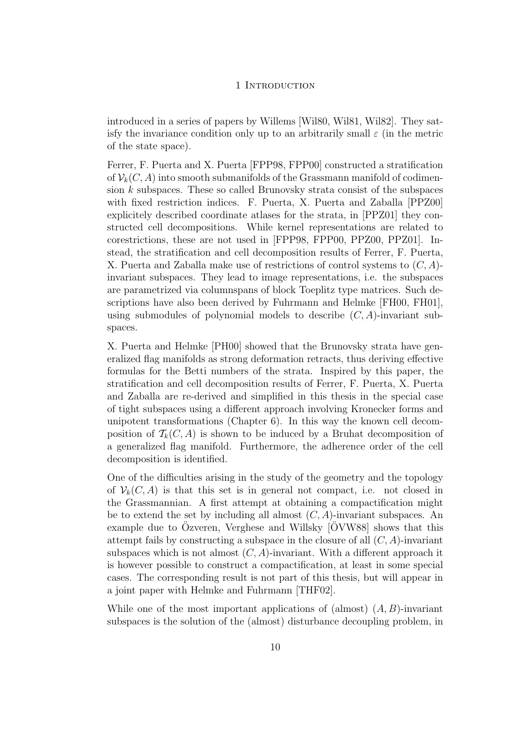introduced in a series of papers by Willems [Wil80, Wil81, Wil82]. They satisfy the invariance condition only up to an arbitrarily small $\varepsilon$ (in the metric of the state space).

Ferrer, F. Puerta and X. Puerta [FPP98, FPP00] constructed a stratification of $\mathcal{V}_k(C, A)$ into smooth submanifolds of the Grassmann manifold of codimension $k$ subspaces. These so called Brunovsky strata consist of the subspaces with fixed restriction indices. F. Puerta, X. Puerta and Zaballa [PPZ00] explicitely described coordinate atlases for the strata, in [PPZ01] they constructed cell decompositions. While kernel representations are related to corestrictions, these are not used in [FPP98, FPP00, PPZ00, PPZ01]. Instead, the stratification and cell decomposition results of Ferrer, F. Puerta, X. Puerta and Zaballa make use of restrictions of control systems to $(C, A)$-invariant subspaces. They lead to image representations, i.e. the subspaces are parametrized via columnspans of block Toeplitz type matrices. Such descriptions have also been derived by Fuhrmann and Helmke [FH00, FH01], using submodules of polynomial models to describe $(C, A)$-invariant subspaces.

X. Puerta and Helmke [PH00] showed that the Brunovsky strata have generalized flag manifolds as strong deformation retracts, thus deriving effective formulas for the Betti numbers of the strata. Inspired by this paper, the stratification and cell decomposition results of Ferrer, F. Puerta, X. Puerta and Zaballa are re-derived and simplified in this thesis in the special case of tight subspaces using a different approach involving Kronecker forms and unipotent transformations (Chapter 6). In this way the known cell decomposition of $\mathcal{T}_k(C, A)$ is shown to be induced by a Bruhat decomposition of a generalized flag manifold. Furthermore, the adherence order of the cell decomposition is identified.

One of the difficulties arising in the study of the geometry and the topology of $\mathcal{V}_k(C, A)$ is that this set is in general not compact, i.e. not closed in the Grassmannian. A first attempt at obtaining a compactification might be to extend the set by including all almost $(C, A)$-invariant subspaces. An example due to Özveren, Verghese and Willsky [ÖVW88] shows that this attempt fails by constructing a subspace in the closure of all $(C, A)$-invariant subspaces which is not almost $(C, A)$-invariant. With a different approach it is however possible to construct a compactification, at least in some special cases. The corresponding result is not part of this thesis, but will appear in a joint paper with Helmke and Fuhrmann [THF02].

While one of the most important applications of (almost) $(A, B)$-invariant subspaces is the solution of the (almost) disturbance decoupling problem, in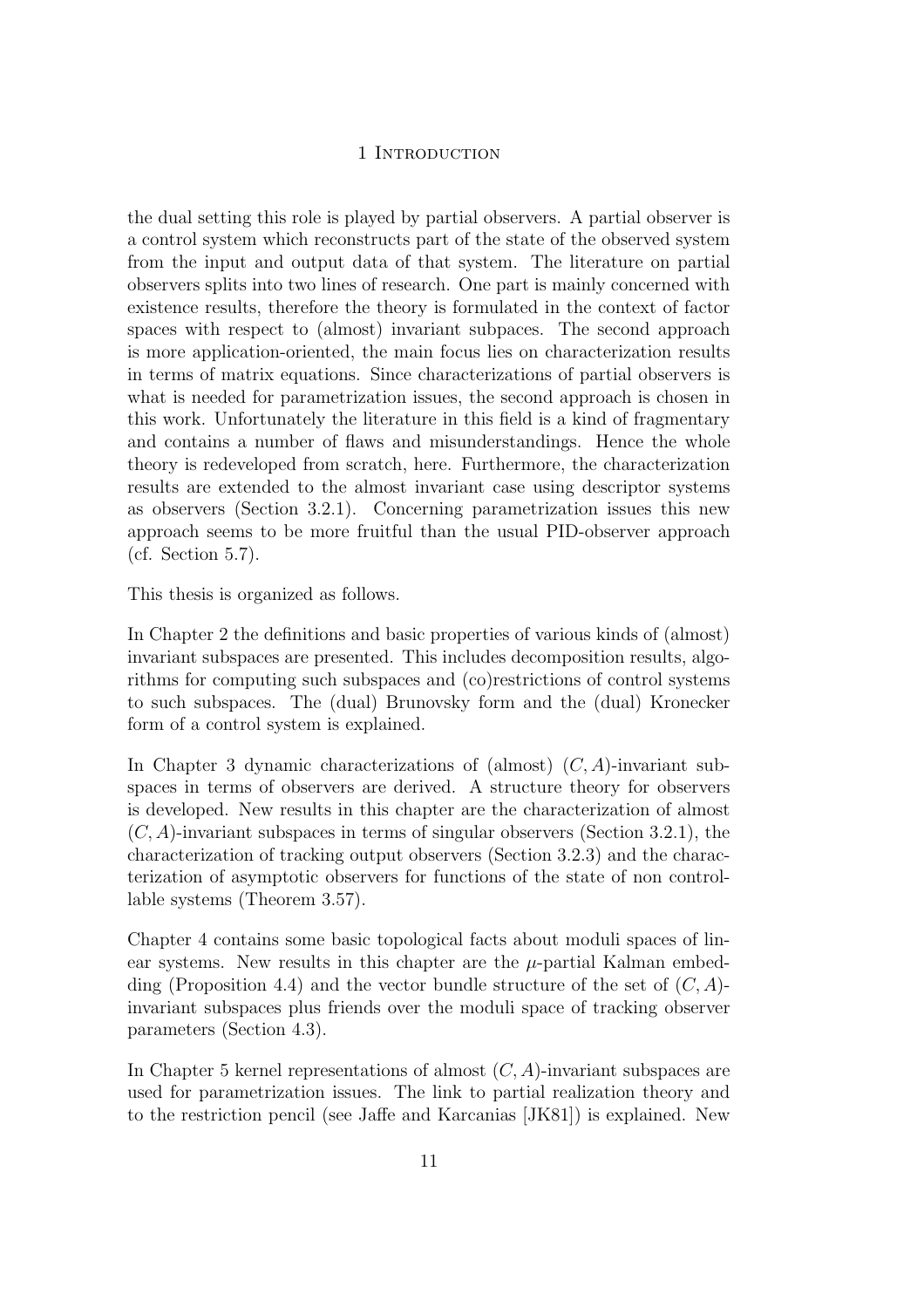the dual setting this role is played by partial observers. A partial observer is a control system which reconstructs part of the state of the observed system from the input and output data of that system. The literature on partial observers splits into two lines of research. One part is mainly concerned with existence results, therefore the theory is formulated in the context of factor spaces with respect to (almost) invariant subpaces. The second approach is more application-oriented, the main focus lies on characterization results in terms of matrix equations. Since characterizations of partial observers is what is needed for parametrization issues, the second approach is chosen in this work. Unfortunately the literature in this field is a kind of fragmentary and contains a number of flaws and misunderstandings. Hence the whole theory is redeveloped from scratch, here. Furthermore, the characterization results are extended to the almost invariant case using descriptor systems as observers (Section 3.2.1). Concerning parametrization issues this new approach seems to be more fruitful than the usual PID-observer approach (cf. Section 5.7).

This thesis is organized as follows.

In Chapter 2 the definitions and basic properties of various kinds of (almost) invariant subspaces are presented. This includes decomposition results, algorithms for computing such subspaces and (co)restrictions of control systems to such subspaces. The (dual) Brunovsky form and the (dual) Kronecker form of a control system is explained.

In Chapter 3 dynamic characterizations of (almost) $(C, A)$-invariant subspaces in terms of observers are derived. A structure theory for observers is developed. New results in this chapter are the characterization of almost $(C, A)$-invariant subspaces in terms of singular observers (Section 3.2.1), the characterization of tracking output observers (Section 3.2.3) and the characterization of asymptotic observers for functions of the state of non controllable systems (Theorem 3.57).

Chapter 4 contains some basic topological facts about moduli spaces of linear systems. New results in this chapter are the $\mu$-partial Kalman embedding (Proposition 4.4) and the vector bundle structure of the set of $(C, A)$-invariant subspaces plus friends over the moduli space of tracking observer parameters (Section 4.3).

In Chapter 5 kernel representations of almost $(C, A)$-invariant subspaces are used for parametrization issues. The link to partial realization theory and to the restriction pencil (see Jaffe and Karcanias [JK81]) is explained. New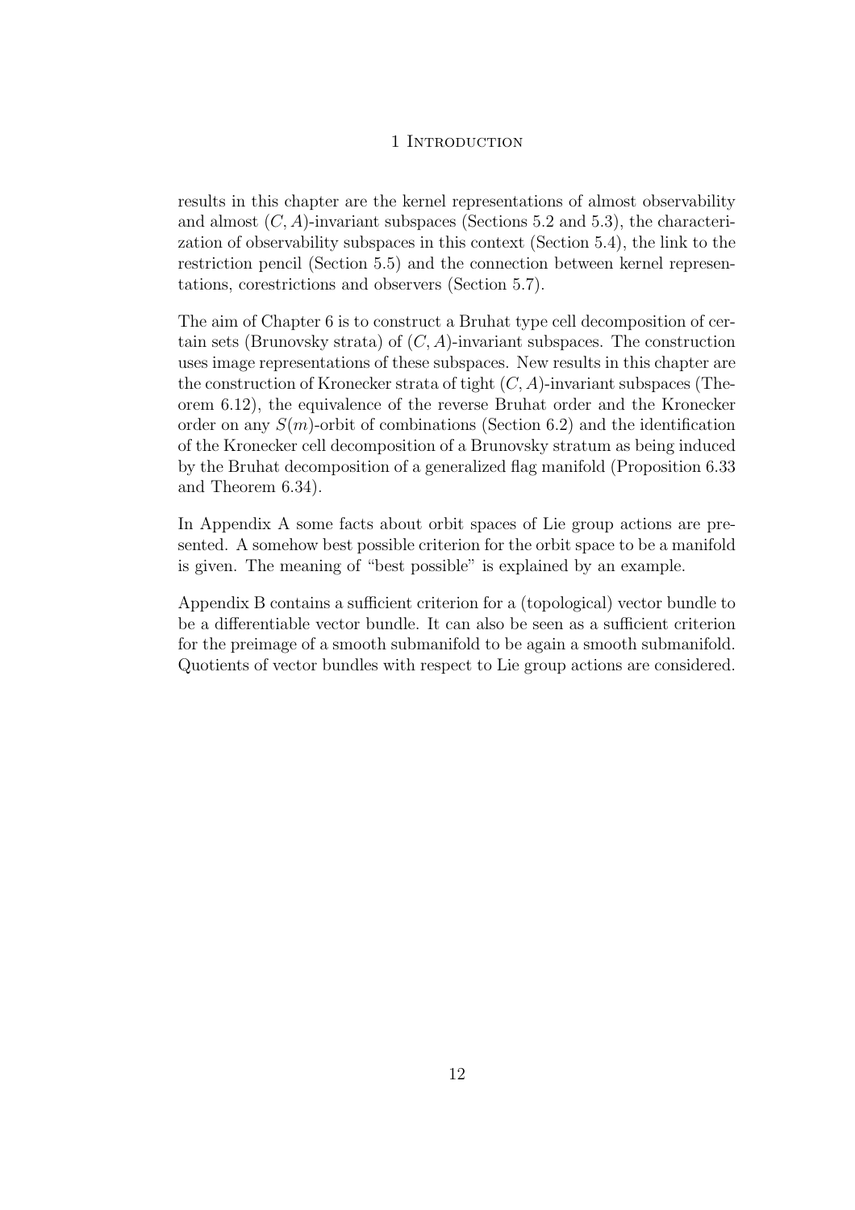results in this chapter are the kernel representations of almost observability and almost $(C, A)$-invariant subspaces (Sections 5.2 and 5.3), the characterization of observability subspaces in this context (Section 5.4), the link to the restriction pencil (Section 5.5) and the connection between kernel representations, corestrictions and observers (Section 5.7).

The aim of Chapter 6 is to construct a Bruhat type cell decomposition of certain sets (Brunovsky strata) of $(C, A)$-invariant subspaces. The construction uses image representations of these subspaces. New results in this chapter are the construction of Kronecker strata of tight $(C, A)$-invariant subspaces (Theorem 6.12), the equivalence of the reverse Bruhat order and the Kronecker order on any $S(m)$-orbit of combinations (Section 6.2) and the identification of the Kronecker cell decomposition of a Brunovsky stratum as being induced by the Bruhat decomposition of a generalized flag manifold (Proposition 6.33 and Theorem 6.34).

In Appendix A some facts about orbit spaces of Lie group actions are presented. A somehow best possible criterion for the orbit space to be a manifold is given. The meaning of "best possible" is explained by an example.

Appendix B contains a sufficient criterion for a (topological) vector bundle to be a differentiable vector bundle. It can also be seen as a sufficient criterion for the preimage of a smooth submanifold to be again a smooth submanifold. Quotients of vector bundles with respect to Lie group actions are considered.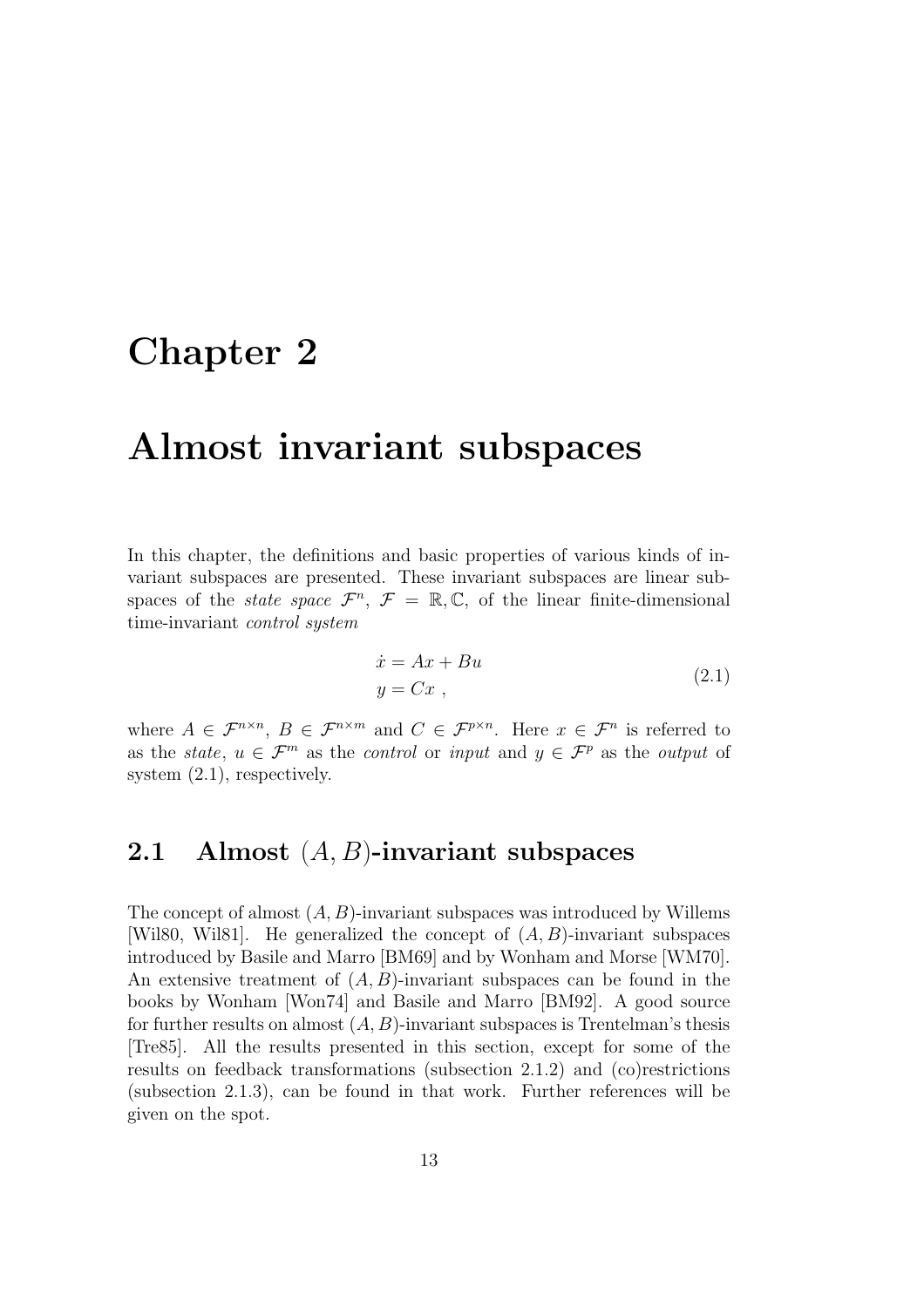# Chapter 2

# Almost invariant subspaces

In this chapter, the definitions and basic properties of various kinds of invariant subspaces are presented. These invariant subspaces are linear subspaces of the *state space* $\mathcal{F}^n$, $\mathcal{F} = \mathbb{R}, \mathbb{C}$, of the linear finite-dimensional time-invariant *control system*

$$
\begin{aligned}
\dot{x} &= Ax + Bu \\
y &= Cx \ ,
\end{aligned}
\tag{2.1}
$$

where $A \in \mathcal{F}^{n \times n}$, $B \in \mathcal{F}^{n \times m}$ and $C \in \mathcal{F}^{p \times n}$. Here $x \in \mathcal{F}^n$ is referred to as the *state*, $u \in \mathcal{F}^m$ as the *control* or *input* and $y \in \mathcal{F}^p$ as the *output* of system (2.1), respectively.

## 2.1 Almost $(A, B)$-invariant subspaces

The concept of almost $(A, B)$-invariant subspaces was introduced by Willems [Wil80, Wil81]. He generalized the concept of $(A, B)$-invariant subspaces introduced by Basile and Marro [BM69] and by Wonham and Morse [WM70]. An extensive treatment of $(A, B)$-invariant subspaces can be found in the books by Wonham [Won74] and Basile and Marro [BM92]. A good source for further results on almost $(A, B)$-invariant subspaces is Trentelman's thesis [Tre85]. All the results presented in this section, except for some of the results on feedback transformations (subsection 2.1.2) and (co)restrictions (subsection 2.1.3), can be found in that work. Further references will be given on the spot.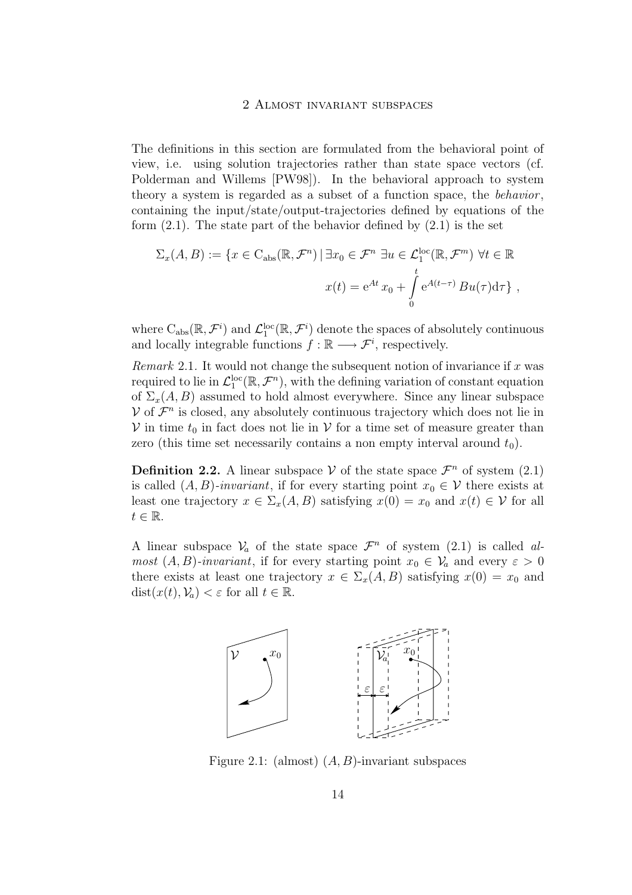The definitions in this section are formulated from the behavioral point of view, i.e. using solution trajectories rather than state space vectors (cf. Polderman and Willems [PW98]). In the behavioral approach to system theory a system is regarded as a subset of a function space, the *behavior*, containing the input/state/output-trajectories defined by equations of the form (2.1). The state part of the behavior defined by (2.1) is the set

$$\Sigma_x(A,B) := \{x \in \mathrm{C}_{\mathrm{abs}}(\mathbb{R},\mathcal{F}^n) \mid \exists x_0 \in \mathcal{F}^n \ \exists u \in \mathcal{L}_1^{\mathrm{loc}}(\mathbb{R},\mathcal{F}^m) \ \forall t \in \mathbb{R} \quad x(t) = \mathrm{e}^{At}\, x_0 + \int_0^t \mathrm{e}^{A(t-\tau)}\, Bu(\tau)\mathrm{d}\tau\} \ ,$$

where $\mathrm{C}_{\mathrm{abs}}(\mathbb{R},\mathcal{F}^i)$ and $\mathcal{L}_1^{\mathrm{loc}}(\mathbb{R},\mathcal{F}^i)$ denote the spaces of absolutely continuous and locally integrable functions $f : \mathbb{R} \longrightarrow \mathcal{F}^i$, respectively.

*Remark* 2.1. It would not change the subsequent notion of invariance if $x$ was required to lie in $\mathcal{L}_1^{\mathrm{loc}}(\mathbb{R},\mathcal{F}^n)$, with the defining variation of constant equation of $\Sigma_x(A,B)$ assumed to hold almost everywhere. Since any linear subspace $\mathcal{V}$ of $\mathcal{F}^n$ is closed, any absolutely continuous trajectory which does not lie in $\mathcal{V}$ in time $t_0$ in fact does not lie in $\mathcal{V}$ for a time set of measure greater than zero (this time set necessarily contains a non empty interval around $t_0$).

**Definition 2.2.** A linear subspace $\mathcal{V}$ of the state space $\mathcal{F}^n$ of system (2.1) is called *$(A,B)$-invariant*, if for every starting point $x_0 \in \mathcal{V}$ there exists at least one trajectory $x \in \Sigma_x(A,B)$ satisfying $x(0) = x_0$ and $x(t) \in \mathcal{V}$ for all $t \in \mathbb{R}$.

A linear subspace $\mathcal{V}_a$ of the state space $\mathcal{F}^n$ of system (2.1) is called *almost $(A,B)$-invariant*, if for every starting point $x_0 \in \mathcal{V}_a$ and every $\varepsilon > 0$ there exists at least one trajectory $x \in \Sigma_x(A,B)$ satisfying $x(0) = x_0$ and $\mathrm{dist}(x(t),\mathcal{V}_a) < \varepsilon$ for all $t \in \mathbb{R}$.

Figure 2.1: (almost) $(A,B)$-invariant subspaces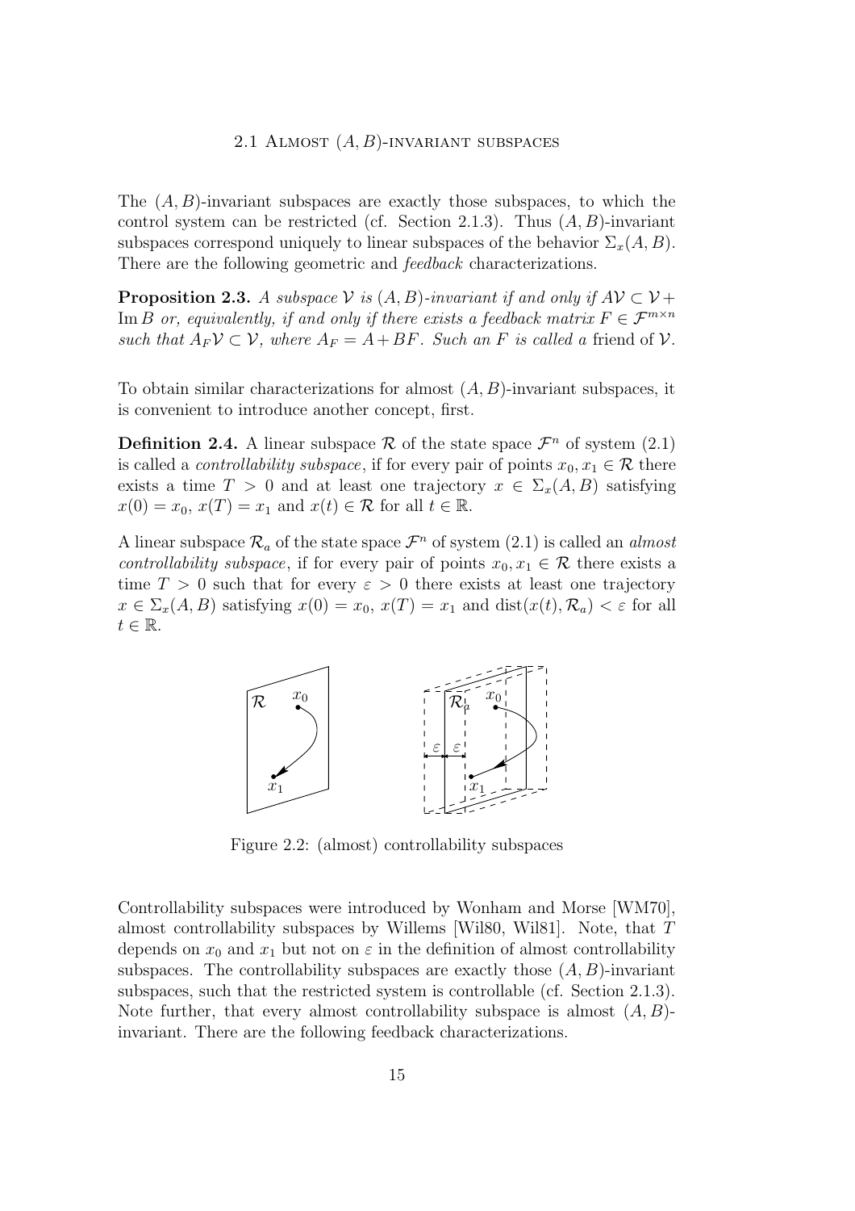## 2.1 Almost $(A, B)$-invariant subspaces

The $(A, B)$-invariant subspaces are exactly those subspaces, to which the control system can be restricted (cf. Section 2.1.3). Thus $(A, B)$-invariant subspaces correspond uniquely to linear subspaces of the behavior $\Sigma_x(A, B)$. There are the following geometric and *feedback* characterizations.

**Proposition 2.3.** *A subspace $\mathcal{V}$ is $(A, B)$-invariant if and only if $A\mathcal{V} \subset \mathcal{V} + \operatorname{Im} B$ or, equivalently, if and only if there exists a feedback matrix $F \in \mathcal{F}^{m \times n}$ such that $A_F\mathcal{V} \subset \mathcal{V}$, where $A_F = A + BF$. Such an $F$ is called a* friend *of $\mathcal{V}$.*

To obtain similar characterizations for almost $(A, B)$-invariant subspaces, it is convenient to introduce another concept, first.

**Definition 2.4.** A linear subspace $\mathcal{R}$ of the state space $\mathcal{F}^n$ of system (2.1) is called a *controllability subspace*, if for every pair of points $x_0, x_1 \in \mathcal{R}$ there exists a time $T > 0$ and at least one trajectory $x \in \Sigma_x(A, B)$ satisfying $x(0) = x_0$, $x(T) = x_1$ and $x(t) \in \mathcal{R}$ for all $t \in \mathbb{R}$.

A linear subspace $\mathcal{R}_a$ of the state space $\mathcal{F}^n$ of system (2.1) is called an *almost controllability subspace*, if for every pair of points $x_0, x_1 \in \mathcal{R}$ there exists a time $T > 0$ such that for every $\varepsilon > 0$ there exists at least one trajectory $x \in \Sigma_x(A, B)$ satisfying $x(0) = x_0$, $x(T) = x_1$ and $\operatorname{dist}(x(t), \mathcal{R}_a) < \varepsilon$ for all $t \in \mathbb{R}$.

Figure 2.2: (almost) controllability subspaces

Controllability subspaces were introduced by Wonham and Morse [WM70], almost controllability subspaces by Willems [Wil80, Wil81]. Note, that $T$ depends on $x_0$ and $x_1$ but not on $\varepsilon$ in the definition of almost controllability subspaces. The controllability subspaces are exactly those $(A, B)$-invariant subspaces, such that the restricted system is controllable (cf. Section 2.1.3). Note further, that every almost controllability subspace is almost $(A, B)$-invariant. There are the following feedback characterizations.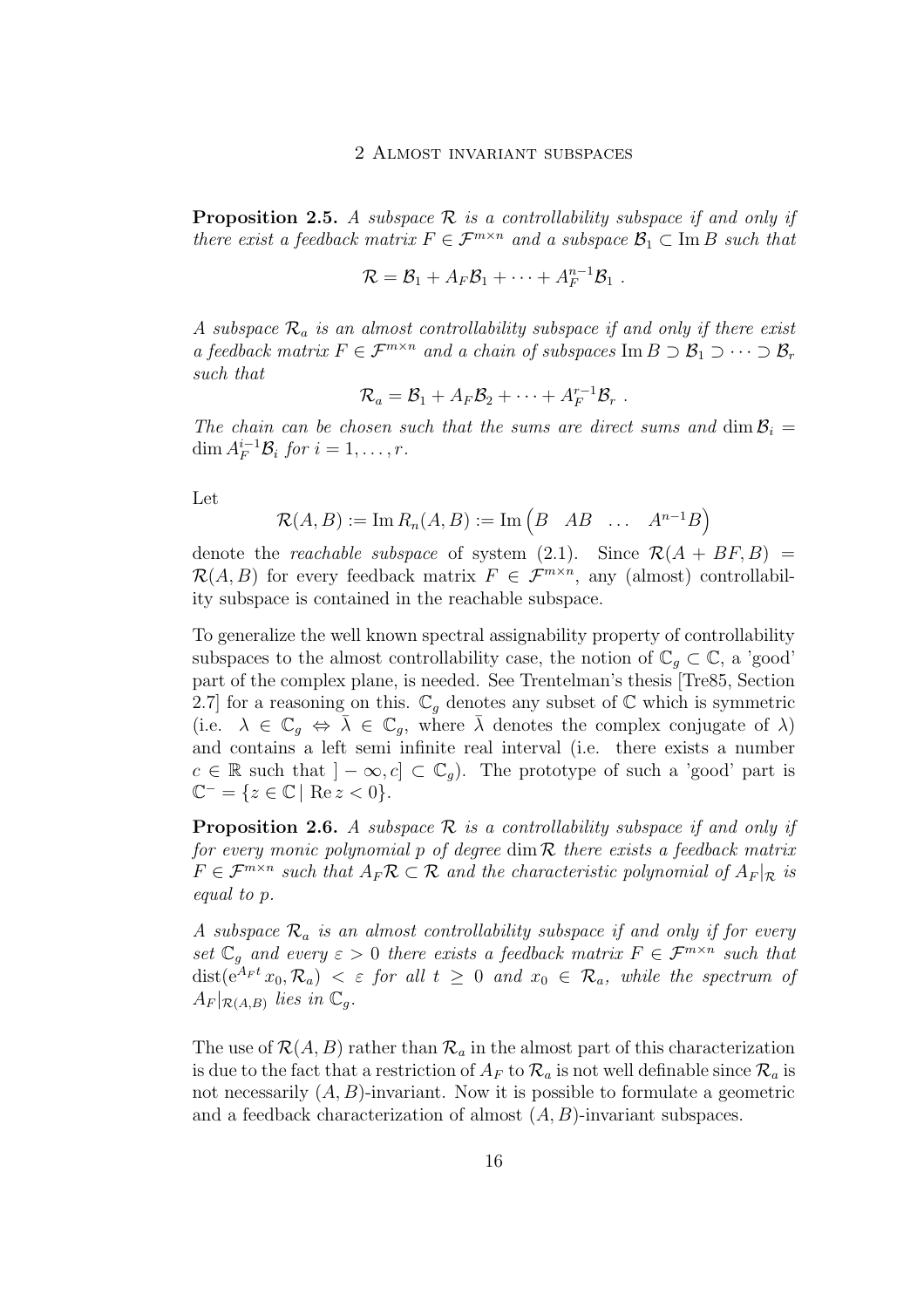**Proposition 2.5.** *A subspace $\mathcal{R}$ is a controllability subspace if and only if there exist a feedback matrix $F \in \mathcal{F}^{m \times n}$ and a subspace $\mathcal{B}_1 \subset \operatorname{Im} B$ such that*

$$\mathcal{R} = \mathcal{B}_1 + A_F \mathcal{B}_1 + \cdots + A_F^{n-1} \mathcal{B}_1 \ .$$

*A subspace $\mathcal{R}_a$ is an almost controllability subspace if and only if there exist a feedback matrix $F \in \mathcal{F}^{m \times n}$ and a chain of subspaces $\operatorname{Im} B \supset \mathcal{B}_1 \supset \cdots \supset \mathcal{B}_r$ such that*

$$\mathcal{R}_a = \mathcal{B}_1 + A_F \mathcal{B}_2 + \cdots + A_F^{r-1} \mathcal{B}_r \ .$$

*The chain can be chosen such that the sums are direct sums and $\dim \mathcal{B}_i = \dim A_F^{i-1} \mathcal{B}_i$ for $i = 1, \ldots, r$.*

Let

$$\mathcal{R}(A, B) := \operatorname{Im} R_n(A, B) := \operatorname{Im} \begin{pmatrix} B & AB & \ldots & A^{n-1}B \end{pmatrix}$$

denote the *reachable subspace* of system (2.1). Since $\mathcal{R}(A + BF, B) = \mathcal{R}(A, B)$ for every feedback matrix $F \in \mathcal{F}^{m \times n}$, any (almost) controllability subspace is contained in the reachable subspace.

To generalize the well known spectral assignability property of controllability subspaces to the almost controllability case, the notion of $\mathbb{C}_g \subset \mathbb{C}$, a 'good' part of the complex plane, is needed. See Trentelman's thesis [Tre85, Section 2.7] for a reasoning on this. $\mathbb{C}_g$ denotes any subset of $\mathbb{C}$ which is symmetric (i.e. $\lambda \in \mathbb{C}_g \Leftrightarrow \bar{\lambda} \in \mathbb{C}_g$, where $\bar{\lambda}$ denotes the complex conjugate of $\lambda$) and contains a left semi infinite real interval (i.e. there exists a number $c \in \mathbb{R}$ such that $]-\infty, c] \subset \mathbb{C}_g$). The prototype of such a 'good' part is $\mathbb{C}^- = \{z \in \mathbb{C} \mid \operatorname{Re} z < 0\}$.

**Proposition 2.6.** *A subspace $\mathcal{R}$ is a controllability subspace if and only if for every monic polynomial $p$ of degree $\dim \mathcal{R}$ there exists a feedback matrix $F \in \mathcal{F}^{m \times n}$ such that $A_F \mathcal{R} \subset \mathcal{R}$ and the characteristic polynomial of $A_F|_{\mathcal{R}}$ is equal to $p$.*

*A subspace $\mathcal{R}_a$ is an almost controllability subspace if and only if for every set $\mathbb{C}_g$ and every $\varepsilon > 0$ there exists a feedback matrix $F \in \mathcal{F}^{m \times n}$ such that $\operatorname{dist}(\mathrm{e}^{A_F t} x_0, \mathcal{R}_a) < \varepsilon$ for all $t \geq 0$ and $x_0 \in \mathcal{R}_a$, while the spectrum of $A_F|_{\mathcal{R}(A,B)}$ lies in $\mathbb{C}_g$.*

The use of $\mathcal{R}(A, B)$ rather than $\mathcal{R}_a$ in the almost part of this characterization is due to the fact that a restriction of $A_F$ to $\mathcal{R}_a$ is not well definable since $\mathcal{R}_a$ is not necessarily $(A, B)$-invariant. Now it is possible to formulate a geometric and a feedback characterization of almost $(A, B)$-invariant subspaces.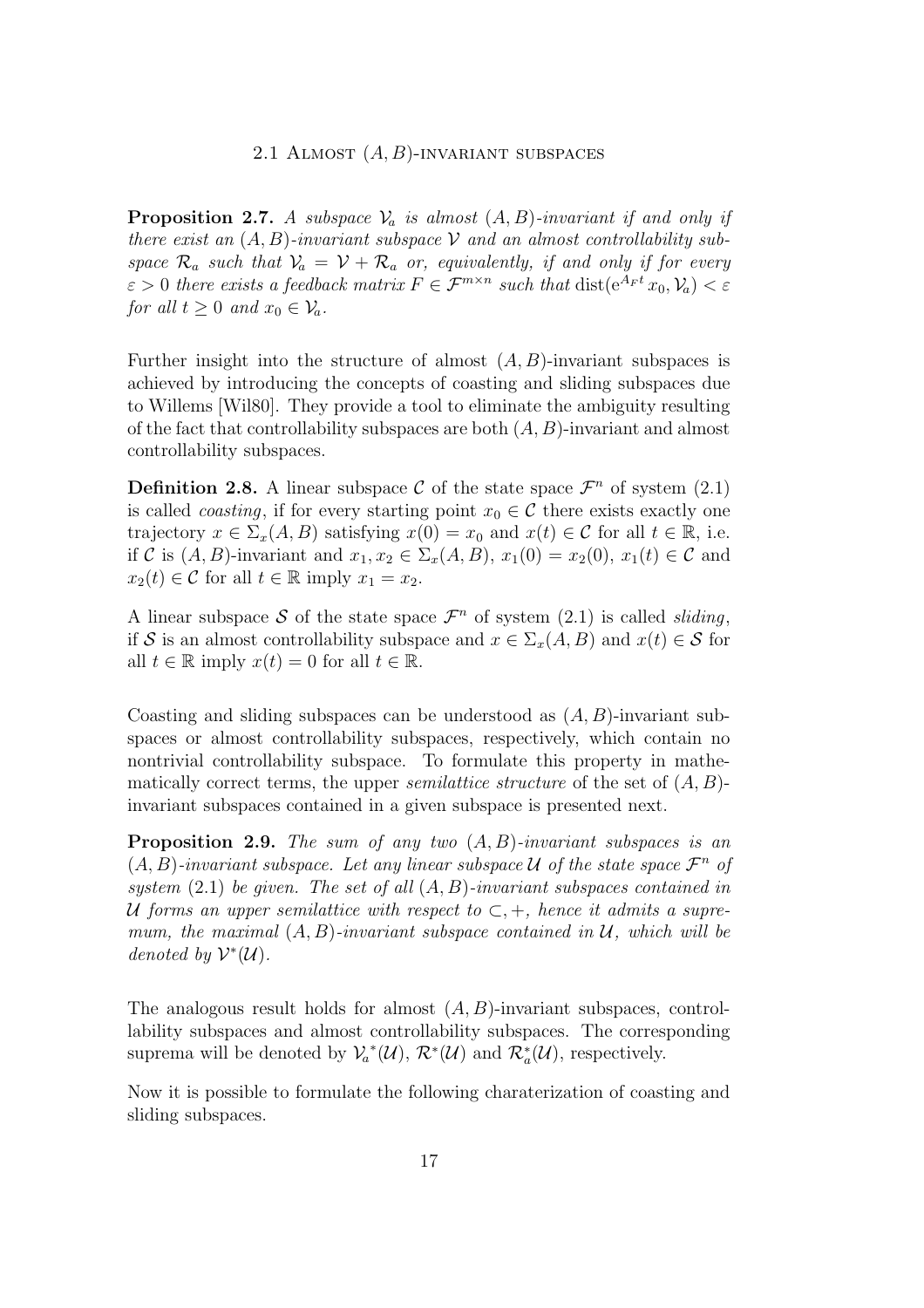**Proposition 2.7.** *A subspace $\mathcal{V}_a$ is almost $(A, B)$-invariant if and only if there exist an $(A, B)$-invariant subspace $\mathcal{V}$ and an almost controllability subspace $\mathcal{R}_a$ such that $\mathcal{V}_a = \mathcal{V} + \mathcal{R}_a$ or, equivalently, if and only if for every $\varepsilon > 0$ there exists a feedback matrix $F \in \mathcal{F}^{m\times n}$ such that* $\operatorname{dist}(\mathrm{e}^{A_F t} x_0, \mathcal{V}_a) < \varepsilon$ *for all $t \geq 0$ and $x_0 \in \mathcal{V}_a$.*

Further insight into the structure of almost $(A, B)$-invariant subspaces is achieved by introducing the concepts of coasting and sliding subspaces due to Willems [Wil80]. They provide a tool to eliminate the ambiguity resulting of the fact that controllability subspaces are both $(A, B)$-invariant and almost controllability subspaces.

**Definition 2.8.** A linear subspace $\mathcal{C}$ of the state space $\mathcal{F}^n$ of system (2.1) is called *coasting*, if for every starting point $x_0 \in \mathcal{C}$ there exists exactly one trajectory $x \in \Sigma_x(A, B)$ satisfying $x(0) = x_0$ and $x(t) \in \mathcal{C}$ for all $t \in \mathbb{R}$, i.e. if $\mathcal{C}$ is $(A, B)$-invariant and $x_1, x_2 \in \Sigma_x(A, B)$, $x_1(0) = x_2(0)$, $x_1(t) \in \mathcal{C}$ and $x_2(t) \in \mathcal{C}$ for all $t \in \mathbb{R}$ imply $x_1 = x_2$.

A linear subspace $\mathcal{S}$ of the state space $\mathcal{F}^n$ of system (2.1) is called *sliding*, if $\mathcal{S}$ is an almost controllability subspace and $x \in \Sigma_x(A, B)$ and $x(t) \in \mathcal{S}$ for all $t \in \mathbb{R}$ imply $x(t) = 0$ for all $t \in \mathbb{R}$.

Coasting and sliding subspaces can be understood as $(A, B)$-invariant subspaces or almost controllability subspaces, respectively, which contain no nontrivial controllability subspace. To formulate this property in mathematically correct terms, the upper *semilattice structure* of the set of $(A, B)$-invariant subspaces contained in a given subspace is presented next.

**Proposition 2.9.** *The sum of any two $(A, B)$-invariant subspaces is an $(A, B)$-invariant subspace. Let any linear subspace $\mathcal{U}$ of the state space $\mathcal{F}^n$ of system* (2.1) *be given. The set of all $(A, B)$-invariant subspaces contained in $\mathcal{U}$ forms an upper semilattice with respect to $\subset, +$, hence it admits a supremum, the maximal $(A, B)$-invariant subspace contained in $\mathcal{U}$, which will be denoted by $\mathcal{V}^*(\mathcal{U})$.*

The analogous result holds for almost $(A, B)$-invariant subspaces, controllability subspaces and almost controllability subspaces. The corresponding suprema will be denoted by $\mathcal{V}_a^*(\mathcal{U})$, $\mathcal{R}^*(\mathcal{U})$ and $\mathcal{R}_a^*(\mathcal{U})$, respectively.

Now it is possible to formulate the following charaterization of coasting and sliding subspaces.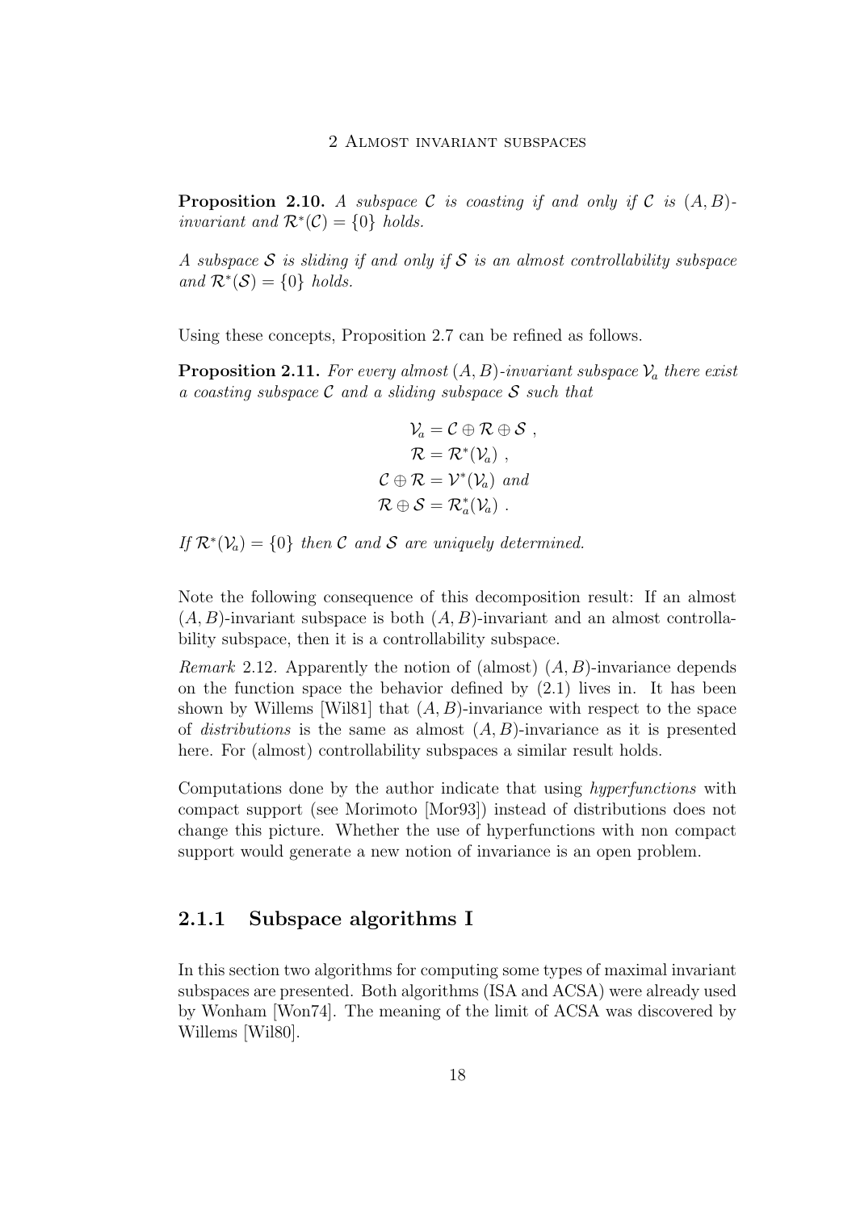**Proposition 2.10.** *A subspace $\mathcal{C}$ is coasting if and only if $\mathcal{C}$ is $(A, B)$-invariant and $\mathcal{R}^*(\mathcal{C}) = \{0\}$ holds.*

*A subspace $\mathcal{S}$ is sliding if and only if $\mathcal{S}$ is an almost controllability subspace and $\mathcal{R}^*(\mathcal{S}) = \{0\}$ holds.*

Using these concepts, Proposition 2.7 can be refined as follows.

**Proposition 2.11.** *For every almost $(A, B)$-invariant subspace $\mathcal{V}_a$ there exist a coasting subspace $\mathcal{C}$ and a sliding subspace $\mathcal{S}$ such that*

$$
\begin{aligned}
\mathcal{V}_a &= \mathcal{C} \oplus \mathcal{R} \oplus \mathcal{S} \ , \\
\mathcal{R} &= \mathcal{R}^*(\mathcal{V}_a) \ , \\
\mathcal{C} \oplus \mathcal{R} &= \mathcal{V}^*(\mathcal{V}_a) \ \text{and} \\
\mathcal{R} \oplus \mathcal{S} &= \mathcal{R}_a^*(\mathcal{V}_a) \ .
\end{aligned}
$$

*If $\mathcal{R}^*(\mathcal{V}_a) = \{0\}$ then $\mathcal{C}$ and $\mathcal{S}$ are uniquely determined.*

Note the following consequence of this decomposition result: If an almost $(A, B)$-invariant subspace is both $(A, B)$-invariant and an almost controllability subspace, then it is a controllability subspace.

*Remark* 2.12. Apparently the notion of (almost) $(A, B)$-invariance depends on the function space the behavior defined by (2.1) lives in. It has been shown by Willems [Wil81] that $(A, B)$-invariance with respect to the space of *distributions* is the same as almost $(A, B)$-invariance as it is presented here. For (almost) controllability subspaces a similar result holds.

Computations done by the author indicate that using *hyperfunctions* with compact support (see Morimoto [Mor93]) instead of distributions does not change this picture. Whether the use of hyperfunctions with non compact support would generate a new notion of invariance is an open problem.

### 2.1.1 Subspace algorithms I

In this section two algorithms for computing some types of maximal invariant subspaces are presented. Both algorithms (ISA and ACSA) were already used by Wonham [Won74]. The meaning of the limit of ACSA was discovered by Willems [Wil80].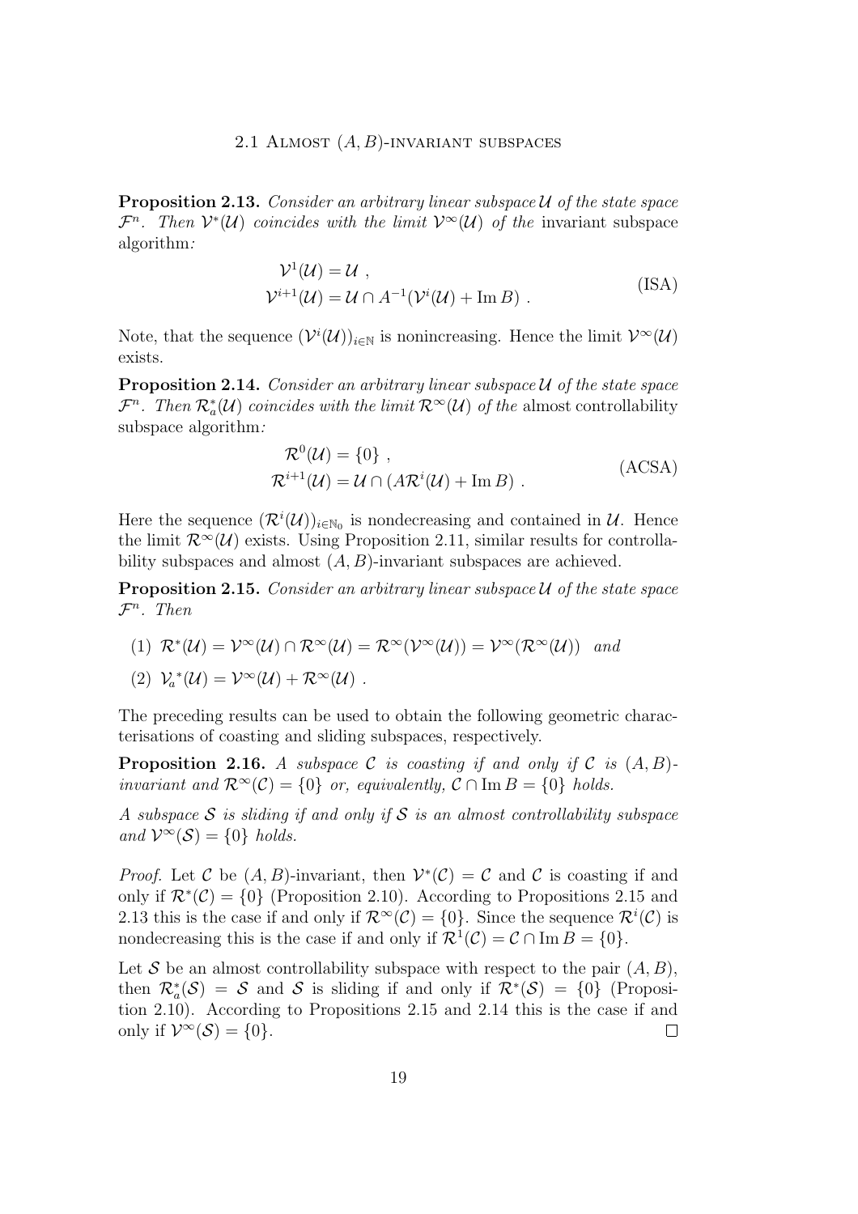**Proposition 2.13.** *Consider an arbitrary linear subspace $\mathcal{U}$ of the state space $\mathcal{F}^n$. Then $\mathcal{V}^*(\mathcal{U})$ coincides with the limit $\mathcal{V}^\infty(\mathcal{U})$ of the* invariant subspace algorithm*:*

$$
\begin{aligned}
\mathcal{V}^1(\mathcal{U}) &= \mathcal{U} \;, \\
\mathcal{V}^{i+1}(\mathcal{U}) &= \mathcal{U} \cap A^{-1}(\mathcal{V}^i(\mathcal{U}) + \operatorname{Im} B) \;.
\end{aligned}
\tag{ISA}
$$

Note, that the sequence $(\mathcal{V}^i(\mathcal{U}))_{i\in\mathbb{N}}$ is nonincreasing. Hence the limit $\mathcal{V}^\infty(\mathcal{U})$ exists.

**Proposition 2.14.** *Consider an arbitrary linear subspace $\mathcal{U}$ of the state space $\mathcal{F}^n$. Then $\mathcal{R}_a^*(\mathcal{U})$ coincides with the limit $\mathcal{R}^\infty(\mathcal{U})$ of the* almost controllability subspace algorithm*:*

$$
\begin{aligned}
\mathcal{R}^0(\mathcal{U}) &= \{0\} \;, \\
\mathcal{R}^{i+1}(\mathcal{U}) &= \mathcal{U} \cap (A\mathcal{R}^i(\mathcal{U}) + \operatorname{Im} B) \;.
\end{aligned}
\tag{ACSA}
$$

Here the sequence $(\mathcal{R}^i(\mathcal{U}))_{i\in\mathbb{N}_0}$ is nondecreasing and contained in $\mathcal{U}$. Hence the limit $\mathcal{R}^\infty(\mathcal{U})$ exists. Using Proposition 2.11, similar results for controllability subspaces and almost $(A, B)$-invariant subspaces are achieved.

**Proposition 2.15.** *Consider an arbitrary linear subspace $\mathcal{U}$ of the state space $\mathcal{F}^n$. Then*

(1) $\mathcal{R}^*(\mathcal{U}) = \mathcal{V}^\infty(\mathcal{U}) \cap \mathcal{R}^\infty(\mathcal{U}) = \mathcal{R}^\infty(\mathcal{V}^\infty(\mathcal{U})) = \mathcal{V}^\infty(\mathcal{R}^\infty(\mathcal{U}))$ *and*

(2) $\mathcal{V}_a^*(\mathcal{U}) = \mathcal{V}^\infty(\mathcal{U}) + \mathcal{R}^\infty(\mathcal{U})$ .

The preceding results can be used to obtain the following geometric characterisations of coasting and sliding subspaces, respectively.

**Proposition 2.16.** *A subspace $\mathcal{C}$ is coasting if and only if $\mathcal{C}$ is $(A, B)$-invariant and $\mathcal{R}^\infty(\mathcal{C}) = \{0\}$ or, equivalently, $\mathcal{C} \cap \operatorname{Im} B = \{0\}$ holds.*

*A subspace $\mathcal{S}$ is sliding if and only if $\mathcal{S}$ is an almost controllability subspace and $\mathcal{V}^\infty(\mathcal{S}) = \{0\}$ holds.*

*Proof.* Let $\mathcal{C}$ be $(A, B)$-invariant, then $\mathcal{V}^*(\mathcal{C}) = \mathcal{C}$ and $\mathcal{C}$ is coasting if and only if $\mathcal{R}^*(\mathcal{C}) = \{0\}$ (Proposition 2.10). According to Propositions 2.15 and 2.13 this is the case if and only if $\mathcal{R}^\infty(\mathcal{C}) = \{0\}$. Since the sequence $\mathcal{R}^i(\mathcal{C})$ is nondecreasing this is the case if and only if $\mathcal{R}^1(\mathcal{C}) = \mathcal{C} \cap \operatorname{Im} B = \{0\}$.

Let $\mathcal{S}$ be an almost controllability subspace with respect to the pair $(A, B)$, then $\mathcal{R}_a^*(\mathcal{S}) = \mathcal{S}$ and $\mathcal{S}$ is sliding if and only if $\mathcal{R}^*(\mathcal{S}) = \{0\}$ (Proposition 2.10). According to Propositions 2.15 and 2.14 this is the case if and only if $\mathcal{V}^\infty(\mathcal{S}) = \{0\}$. $\square$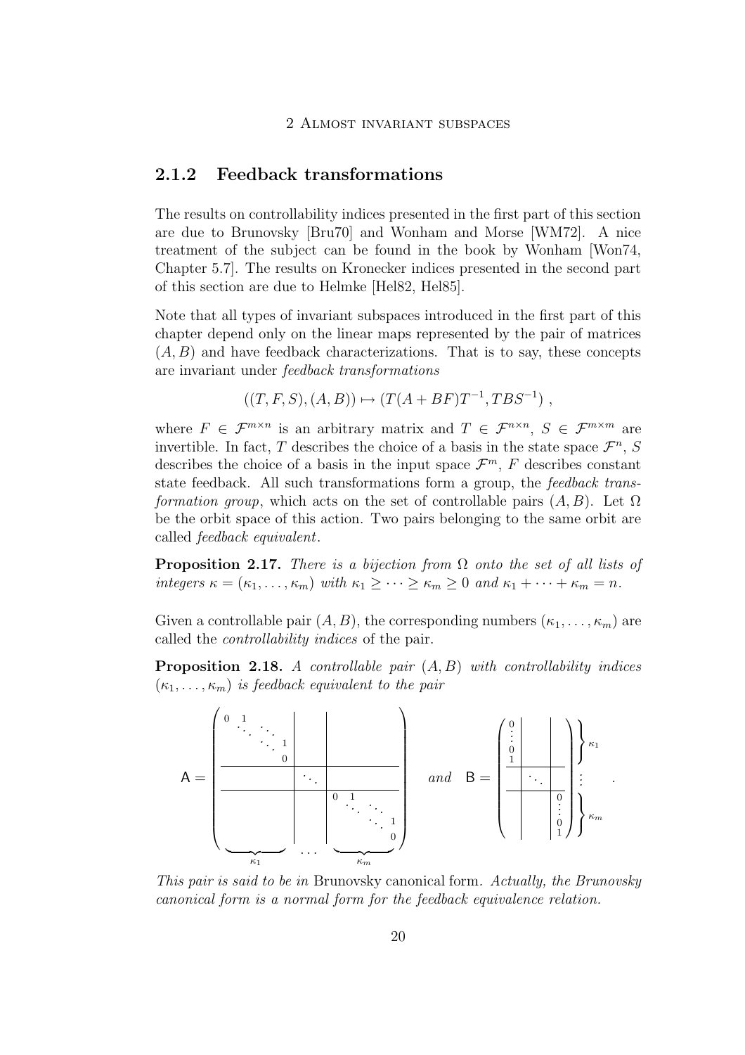### 2.1.2 Feedback transformations

The results on controllability indices presented in the first part of this section are due to Brunovsky [Bru70] and Wonham and Morse [WM72]. A nice treatment of the subject can be found in the book by Wonham [Won74, Chapter 5.7]. The results on Kronecker indices presented in the second part of this section are due to Helmke [Hel82, Hel85].

Note that all types of invariant subspaces introduced in the first part of this chapter depend only on the linear maps represented by the pair of matrices $(A, B)$ and have feedback characterizations. That is to say, these concepts are invariant under *feedback transformations*

$$((T, F, S), (A, B)) \mapsto (T(A + BF)T^{-1}, TBS^{-1}) ,$$

where $F \in \mathcal{F}^{m\times n}$ is an arbitrary matrix and $T \in \mathcal{F}^{n\times n}$, $S \in \mathcal{F}^{m\times m}$ are invertible. In fact, $T$ describes the choice of a basis in the state space $\mathcal{F}^n$, $S$ describes the choice of a basis in the input space $\mathcal{F}^m$, $F$ describes constant state feedback. All such transformations form a group, the *feedback transformation group*, which acts on the set of controllable pairs $(A, B)$. Let $\Omega$ be the orbit space of this action. Two pairs belonging to the same orbit are called *feedback equivalent*.

**Proposition 2.17.** *There is a bijection from $\Omega$ onto the set of all lists of integers $\kappa = (\kappa_1, \ldots, \kappa_m)$ with $\kappa_1 \geq \cdots \geq \kappa_m \geq 0$ and $\kappa_1 + \cdots + \kappa_m = n$.*

Given a controllable pair $(A, B)$, the corresponding numbers $(\kappa_1, \ldots, \kappa_m)$ are called the *controllability indices* of the pair.

**Proposition 2.18.** *A controllable pair $(A, B)$ with controllability indices $(\kappa_1, \ldots, \kappa_m)$ is feedback equivalent to the pair*

$$\mathsf{A} = \underbrace{\left(\begin{array}{c|c|c} \begin{matrix} 0 & 1 & & \\ & \ddots & \ddots & \\ & & \ddots & 1 \\ & & & 0 \end{matrix} & & \\ \hline & \ddots & \\ \hline & & \begin{matrix} 0 & 1 & & \\ & \ddots & \ddots & \\ & & \ddots & 1 \\ & & & 0 \end{matrix} \end{array}\right)}_{\kappa_1 \quad \cdots \quad \kappa_m} \quad \textit{and} \quad \mathsf{B} = \left(\begin{array}{c|c|c} \begin{matrix} 0 \\ \vdots \\ 0 \\ 1 \end{matrix} & & \\ \hline & \ddots & \\ \hline & & \begin{matrix} 0 \\ \vdots \\ 0 \\ 1 \end{matrix} \end{array}\right) \begin{matrix} \}\kappa_1 \\ \vdots \\ \}\kappa_m \end{matrix} .$$

*This pair is said to be in* Brunovsky canonical form. *Actually, the Brunovsky canonical form is a normal form for the feedback equivalence relation.*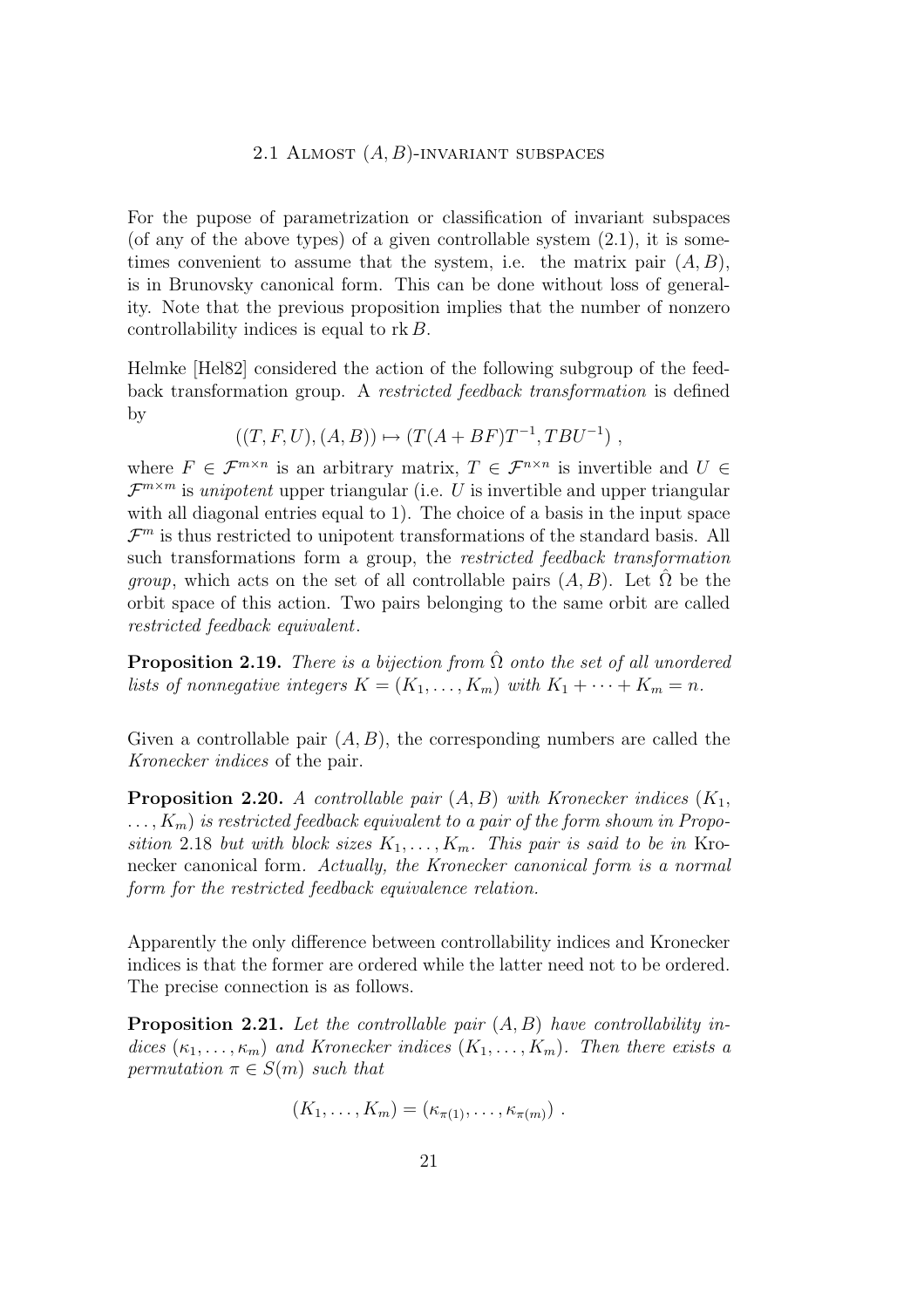For the pupose of parametrization or classification of invariant subspaces (of any of the above types) of a given controllable system (2.1), it is sometimes convenient to assume that the system, i.e. the matrix pair $(A, B)$, is in Brunovsky canonical form. This can be done without loss of generality. Note that the previous proposition implies that the number of nonzero controllability indices is equal to $\operatorname{rk} B$.

Helmke [Hel82] considered the action of the following subgroup of the feedback transformation group. A *restricted feedback transformation* is defined by

$$((T, F, U), (A, B)) \mapsto (T(A + BF)T^{-1}, TBU^{-1}) \ ,$$

where $F \in \mathcal{F}^{m\times n}$ is an arbitrary matrix, $T \in \mathcal{F}^{n\times n}$ is invertible and $U \in \mathcal{F}^{m\times m}$ is *unipotent* upper triangular (i.e. $U$ is invertible and upper triangular with all diagonal entries equal to 1). The choice of a basis in the input space $\mathcal{F}^m$ is thus restricted to unipotent transformations of the standard basis. All such transformations form a group, the *restricted feedback transformation group*, which acts on the set of all controllable pairs $(A, B)$. Let $\hat{\Omega}$ be the orbit space of this action. Two pairs belonging to the same orbit are called *restricted feedback equivalent*.

**Proposition 2.19.** *There is a bijection from $\hat{\Omega}$ onto the set of all unordered lists of nonnegative integers $K = (K_1, \ldots, K_m)$ with $K_1 + \cdots + K_m = n$.*

Given a controllable pair $(A, B)$, the corresponding numbers are called the *Kronecker indices* of the pair.

**Proposition 2.20.** *A controllable pair $(A, B)$ with Kronecker indices $(K_1, \ldots, K_m)$ is restricted feedback equivalent to a pair of the form shown in Proposition* 2.18 *but with block sizes $K_1, \ldots, K_m$. This pair is said to be in* Kronecker canonical form*. Actually, the Kronecker canonical form is a normal form for the restricted feedback equivalence relation.*

Apparently the only difference between controllability indices and Kronecker indices is that the former are ordered while the latter need not to be ordered. The precise connection is as follows.

**Proposition 2.21.** *Let the controllable pair $(A, B)$ have controllability indices $(\kappa_1, \ldots, \kappa_m)$ and Kronecker indices $(K_1, \ldots, K_m)$. Then there exists a permutation $\pi \in S(m)$ such that*

$$(K_1, \ldots, K_m) = (\kappa_{\pi(1)}, \ldots, \kappa_{\pi(m)}) \ .$$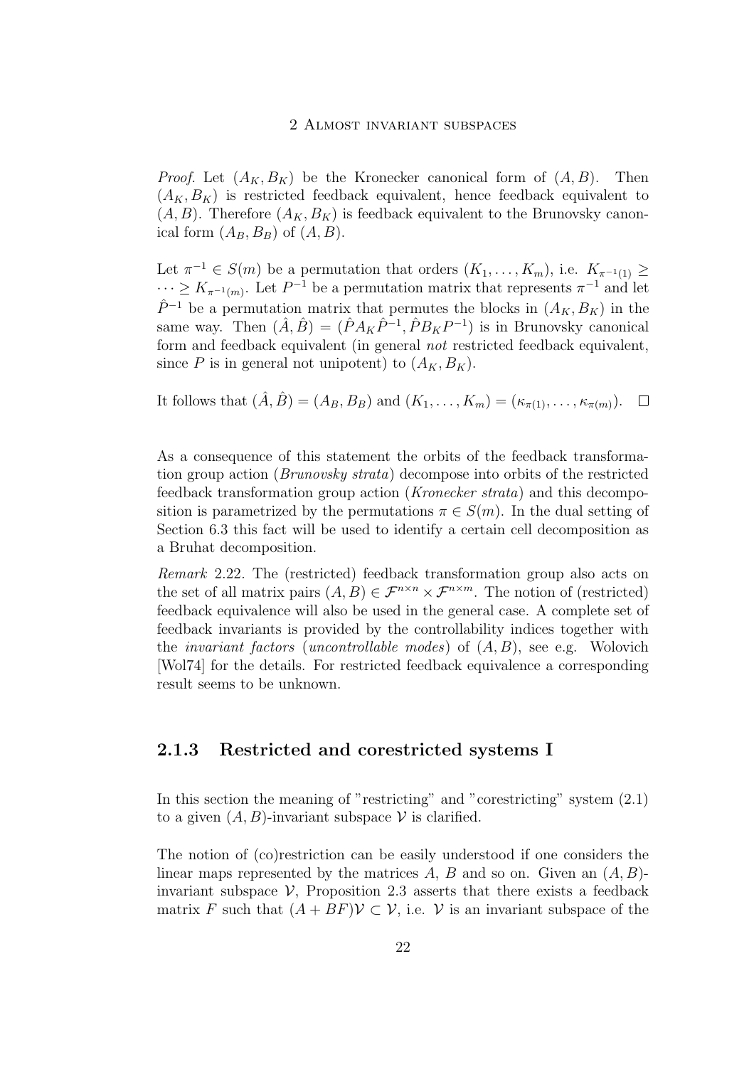*Proof.* Let $(A_K, B_K)$ be the Kronecker canonical form of $(A, B)$. Then $(A_K, B_K)$ is restricted feedback equivalent, hence feedback equivalent to $(A, B)$. Therefore $(A_K, B_K)$ is feedback equivalent to the Brunovsky canonical form $(A_B, B_B)$ of $(A, B)$.

Let $\pi^{-1} \in S(m)$ be a permutation that orders $(K_1, \dots, K_m)$, i.e. $K_{\pi^{-1}(1)} \geq \dots \geq K_{\pi^{-1}(m)}$. Let $P^{-1}$ be a permutation matrix that represents $\pi^{-1}$ and let $\hat{P}^{-1}$ be a permutation matrix that permutes the blocks in $(A_K, B_K)$ in the same way. Then $(\hat{A}, \hat{B}) = (\hat{P} A_K \hat{P}^{-1}, \hat{P} B_K P^{-1})$ is in Brunovsky canonical form and feedback equivalent (in general *not* restricted feedback equivalent, since $P$ is in general not unipotent) to $(A_K, B_K)$.

It follows that $(\hat{A}, \hat{B}) = (A_B, B_B)$ and $(K_1, \dots, K_m) = (\kappa_{\pi(1)}, \dots, \kappa_{\pi(m)})$. $\square$

As a consequence of this statement the orbits of the feedback transformation group action (*Brunovsky strata*) decompose into orbits of the restricted feedback transformation group action (*Kronecker strata*) and this decomposition is parametrized by the permutations $\pi \in S(m)$. In the dual setting of Section 6.3 this fact will be used to identify a certain cell decomposition as a Bruhat decomposition.

*Remark* 2.22. The (restricted) feedback transformation group also acts on the set of all matrix pairs $(A, B) \in \mathcal{F}^{n \times n} \times \mathcal{F}^{n \times m}$. The notion of (restricted) feedback equivalence will also be used in the general case. A complete set of feedback invariants is provided by the controllability indices together with the *invariant factors* (*uncontrollable modes*) of $(A, B)$, see e.g. Wolovich [Wol74] for the details. For restricted feedback equivalence a corresponding result seems to be unknown.

### 2.1.3 Restricted and corestricted systems I

In this section the meaning of "restricting" and "corestricting" system (2.1) to a given $(A, B)$-invariant subspace $\mathcal{V}$ is clarified.

The notion of (co)restriction can be easily understood if one considers the linear maps represented by the matrices $A$, $B$ and so on. Given an $(A, B)$-invariant subspace $\mathcal{V}$, Proposition 2.3 asserts that there exists a feedback matrix $F$ such that $(A + BF)\mathcal{V} \subset \mathcal{V}$, i.e. $\mathcal{V}$ is an invariant subspace of the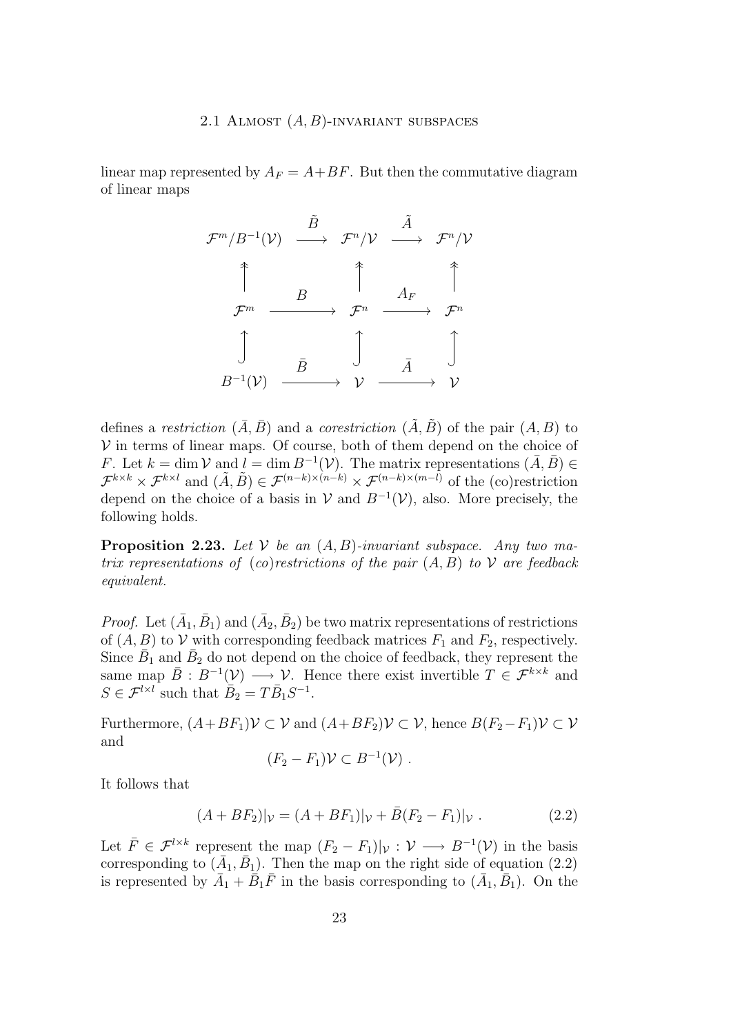linear map represented by $A_F = A+BF$. But then the commutative diagram of linear maps

$$
\begin{array}{ccccc}
\mathcal{F}^m/B^{-1}(\mathcal{V}) & \xrightarrow{\tilde{B}} & \mathcal{F}^n/\mathcal{V} & \xrightarrow{\tilde{A}} & \mathcal{F}^n/\mathcal{V} \\
\uparrow & & \uparrow & & \uparrow \\
\mathcal{F}^m & \xrightarrow{B} & \mathcal{F}^n & \xrightarrow{A_F} & \mathcal{F}^n \\
\uparrow & & \uparrow & & \uparrow \\
B^{-1}(\mathcal{V}) & \xrightarrow{\bar{B}} & \mathcal{V} & \xrightarrow{\bar{A}} & \mathcal{V}
\end{array}
$$

defines a *restriction* $(\bar{A}, \bar{B})$ and a *corestriction* $(\tilde{A}, \tilde{B})$ of the pair $(A, B)$ to $\mathcal{V}$ in terms of linear maps. Of course, both of them depend on the choice of $F$. Let $k = \dim \mathcal{V}$ and $l = \dim B^{-1}(\mathcal{V})$. The matrix representations $(\bar{A}, \bar{B}) \in \mathcal{F}^{k\times k} \times \mathcal{F}^{k\times l}$ and $(\tilde{A}, \tilde{B}) \in \mathcal{F}^{(n-k)\times(n-k)} \times \mathcal{F}^{(n-k)\times(m-l)}$ of the (co)restriction depend on the choice of a basis in $\mathcal{V}$ and $B^{-1}(\mathcal{V})$, also. More precisely, the following holds.

**Proposition 2.23.** *Let $\mathcal{V}$ be an $(A, B)$-invariant subspace. Any two matrix representations of (co)restrictions of the pair $(A, B)$ to $\mathcal{V}$ are feedback equivalent.*

*Proof.* Let $(\bar{A}_1, \bar{B}_1)$ and $(\bar{A}_2, \bar{B}_2)$ be two matrix representations of restrictions of $(A, B)$ to $\mathcal{V}$ with corresponding feedback matrices $F_1$ and $F_2$, respectively. Since $\bar{B}_1$ and $\bar{B}_2$ do not depend on the choice of feedback, they represent the same map $\bar{B} : B^{-1}(\mathcal{V}) \longrightarrow \mathcal{V}$. Hence there exist invertible $T \in \mathcal{F}^{k\times k}$ and $S \in \mathcal{F}^{l\times l}$ such that $\bar{B}_2 = T\bar{B}_1S^{-1}$.

Furthermore, $(A+BF_1)\mathcal{V} \subset \mathcal{V}$ and $(A+BF_2)\mathcal{V} \subset \mathcal{V}$, hence $B(F_2-F_1)\mathcal{V} \subset \mathcal{V}$ and

$$(F_2 - F_1)\mathcal{V} \subset B^{-1}(\mathcal{V}) \ .$$

It follows that

$$(A + BF_2)|_{\mathcal{V}} = (A + BF_1)|_{\mathcal{V}} + \bar{B}(F_2 - F_1)|_{\mathcal{V}} \ . \tag{2.2}$$

Let $\bar{F} \in \mathcal{F}^{l\times k}$ represent the map $(F_2 - F_1)|_{\mathcal{V}} : \mathcal{V} \longrightarrow B^{-1}(\mathcal{V})$ in the basis corresponding to $(\bar{A}_1, \bar{B}_1)$. Then the map on the right side of equation (2.2) is represented by $\bar{A}_1 + \bar{B}_1\bar{F}$ in the basis corresponding to $(\bar{A}_1, \bar{B}_1)$. On the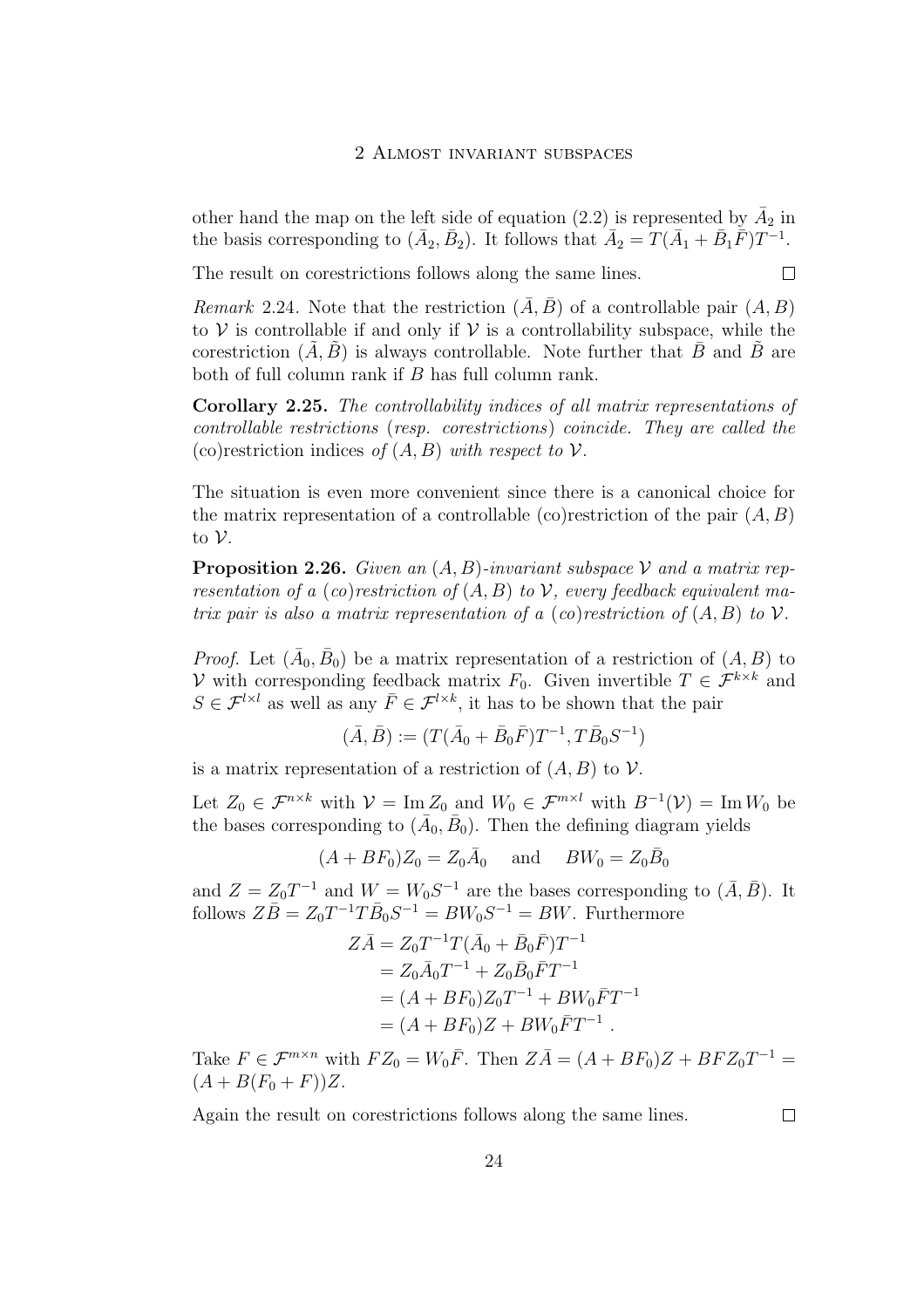other hand the map on the left side of equation (2.2) is represented by $\bar{A}_2$ in the basis corresponding to $(\bar{A}_2, \bar{B}_2)$. It follows that $\bar{A}_2 = T(\bar{A}_1 + \bar{B}_1\bar{F})T^{-1}$.

The result on corestrictions follows along the same lines. $\square$

*Remark* 2.24. Note that the restriction $(\bar{A}, \bar{B})$ of a controllable pair $(A, B)$ to $\mathcal{V}$ is controllable if and only if $\mathcal{V}$ is a controllability subspace, while the corestriction $(\tilde{A}, \tilde{B})$ is always controllable. Note further that $\bar{B}$ and $\tilde{B}$ are both of full column rank if $B$ has full column rank.

**Corollary 2.25.** *The controllability indices of all matrix representations of controllable restrictions* (*resp. corestrictions*) *coincide. They are called the* (co)restriction indices *of* $(A, B)$ *with respect to* $\mathcal{V}$.

The situation is even more convenient since there is a canonical choice for the matrix representation of a controllable (co)restriction of the pair $(A, B)$ to $\mathcal{V}$.

**Proposition 2.26.** *Given an* $(A, B)$*-invariant subspace* $\mathcal{V}$ *and a matrix representation of a* (*co*)*restriction of* $(A, B)$ *to* $\mathcal{V}$*, every feedback equivalent matrix pair is also a matrix representation of a* (*co*)*restriction of* $(A, B)$ *to* $\mathcal{V}$.

*Proof.* Let $(\bar{A}_0, \bar{B}_0)$ be a matrix representation of a restriction of $(A, B)$ to $\mathcal{V}$ with corresponding feedback matrix $F_0$. Given invertible $T \in \mathcal{F}^{k\times k}$ and $S \in \mathcal{F}^{l\times l}$ as well as any $\bar{F} \in \mathcal{F}^{l\times k}$, it has to be shown that the pair

$$(\bar{A}, \bar{B}) := (T(\bar{A}_0 + \bar{B}_0\bar{F})T^{-1}, T\bar{B}_0S^{-1})$$

is a matrix representation of a restriction of $(A, B)$ to $\mathcal{V}$.

Let $Z_0 \in \mathcal{F}^{n\times k}$ with $\mathcal{V} = \operatorname{Im} Z_0$ and $W_0 \in \mathcal{F}^{m\times l}$ with $B^{-1}(\mathcal{V}) = \operatorname{Im} W_0$ be the bases corresponding to $(\bar{A}_0, \bar{B}_0)$. Then the defining diagram yields

$$(A + BF_0)Z_0 = Z_0\bar{A}_0 \quad \text{ and } \quad BW_0 = Z_0\bar{B}_0$$

and $Z = Z_0T^{-1}$ and $W = W_0S^{-1}$ are the bases corresponding to $(\bar{A}, \bar{B})$. It follows $Z\bar{B} = Z_0T^{-1}T\bar{B}_0S^{-1} = BW_0S^{-1} = BW$. Furthermore

$$\begin{aligned} Z\bar{A} &= Z_0T^{-1}T(\bar{A}_0 + \bar{B}_0\bar{F})T^{-1} \\ &= Z_0\bar{A}_0T^{-1} + Z_0\bar{B}_0\bar{F}T^{-1} \\ &= (A + BF_0)Z_0T^{-1} + BW_0\bar{F}T^{-1} \\ &= (A + BF_0)Z + BW_0\bar{F}T^{-1}\ . \end{aligned}$$

Take $F \in \mathcal{F}^{m\times n}$ with $FZ_0 = W_0\bar{F}$. Then $Z\bar{A} = (A + BF_0)Z + BFZ_0T^{-1} = (A + B(F_0 + F))Z$.

Again the result on corestrictions follows along the same lines. $\square$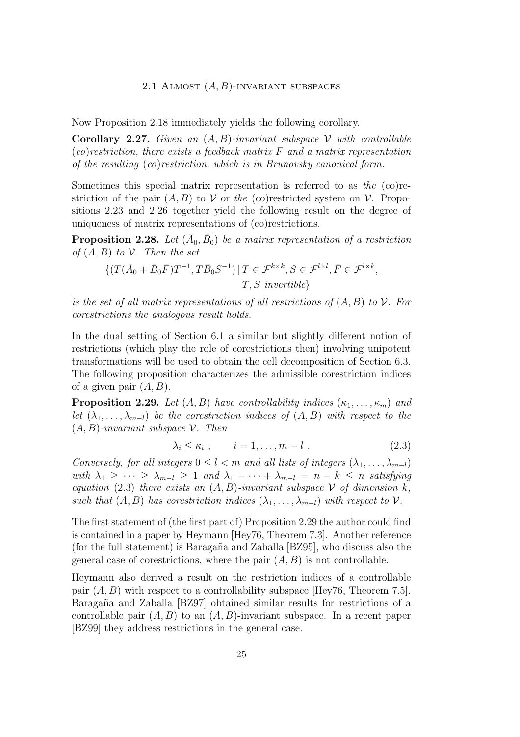Now Proposition 2.18 immediately yields the following corollary.

**Corollary 2.27.** *Given an $(A,B)$-invariant subspace $\mathcal{V}$ with controllable (co)restriction, there exists a feedback matrix $F$ and a matrix representation of the resulting (co)restriction, which is in Brunovsky canonical form.*

Sometimes this special matrix representation is referred to as *the* (co)restriction of the pair $(A,B)$ to $\mathcal{V}$ or *the* (co)restricted system on $\mathcal{V}$. Propositions 2.23 and 2.26 together yield the following result on the degree of uniqueness of matrix representations of (co)restrictions.

**Proposition 2.28.** *Let $(\bar{A}_0, \bar{B}_0)$ be a matrix representation of a restriction of $(A,B)$ to $\mathcal{V}$. Then the set*

$$\{(T(\bar{A}_0 + \bar{B}_0\bar{F})T^{-1}, T\bar{B}_0S^{-1}) \,|\, T \in \mathcal{F}^{k\times k}, S \in \mathcal{F}^{l\times l}, \bar{F} \in \mathcal{F}^{l\times k},$$
$$T, S \text{ invertible}\}$$

*is the set of all matrix representations of all restrictions of $(A,B)$ to $\mathcal{V}$. For corestrictions the analogous result holds.*

In the dual setting of Section 6.1 a similar but slightly different notion of restrictions (which play the role of corestrictions then) involving unipotent transformations will be used to obtain the cell decomposition of Section 6.3. The following proposition characterizes the admissible corestriction indices of a given pair $(A,B)$.

**Proposition 2.29.** *Let $(A,B)$ have controllability indices $(\kappa_1,\dots,\kappa_m)$ and let $(\lambda_1,\dots,\lambda_{m-l})$ be the corestriction indices of $(A,B)$ with respect to the $(A,B)$-invariant subspace $\mathcal{V}$. Then*

$$\lambda_i \le \kappa_i\ , \qquad i = 1,\dots,m-l\ . \tag{2.3}$$

*Conversely, for all integers $0 \le l < m$ and all lists of integers $(\lambda_1,\dots,\lambda_{m-l})$ with $\lambda_1 \ge \dots \ge \lambda_{m-l} \ge 1$ and $\lambda_1 + \dots + \lambda_{m-l} = n-k \le n$ satisfying equation (2.3) there exists an $(A,B)$-invariant subspace $\mathcal{V}$ of dimension $k$, such that $(A,B)$ has corestriction indices $(\lambda_1,\dots,\lambda_{m-l})$ with respect to $\mathcal{V}$.*

The first statement of (the first part of) Proposition 2.29 the author could find is contained in a paper by Heymann [Hey76, Theorem 7.3]. Another reference (for the full statement) is Baragaña and Zaballa [BZ95], who discuss also the general case of corestrictions, where the pair $(A,B)$ is not controllable.

Heymann also derived a result on the restriction indices of a controllable pair $(A,B)$ with respect to a controllability subspace [Hey76, Theorem 7.5]. Baragaña and Zaballa [BZ97] obtained similar results for restrictions of a controllable pair $(A,B)$ to an $(A,B)$-invariant subspace. In a recent paper [BZ99] they address restrictions in the general case.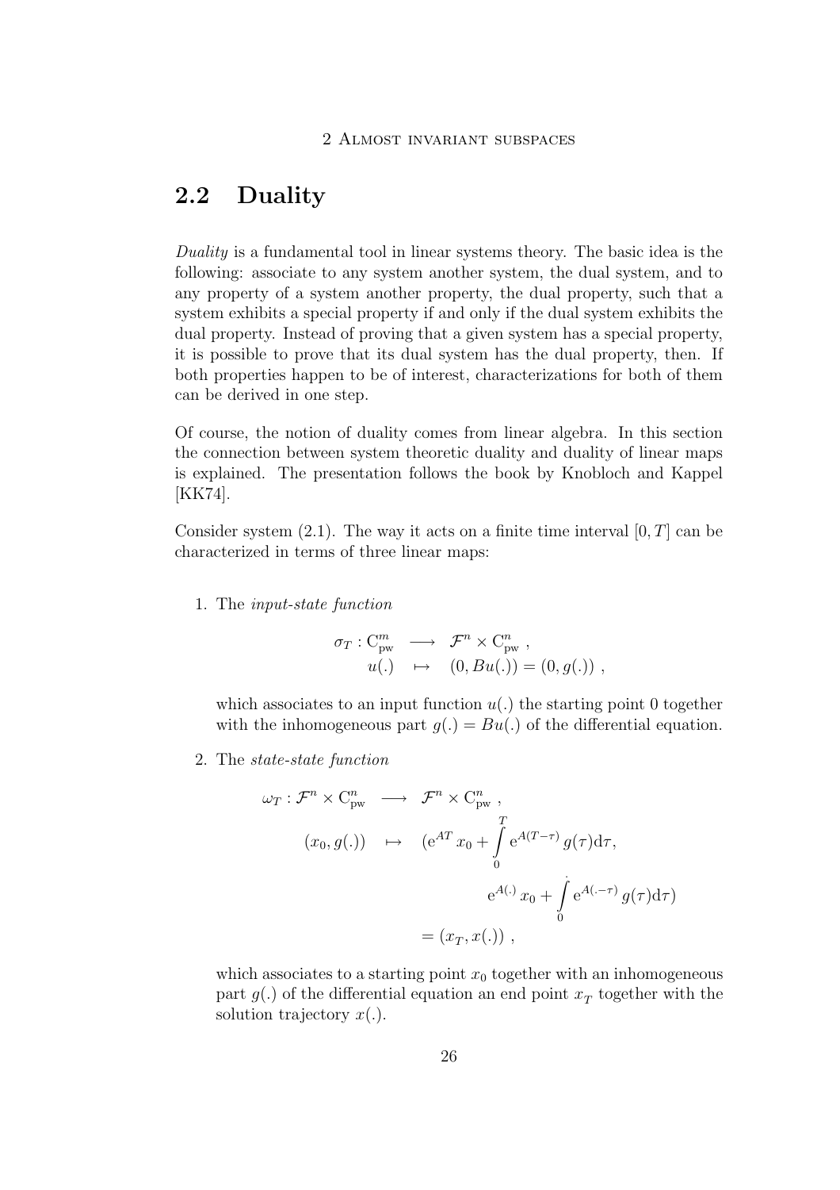## 2.2 Duality

*Duality* is a fundamental tool in linear systems theory. The basic idea is the following: associate to any system another system, the dual system, and to any property of a system another property, the dual property, such that a system exhibits a special property if and only if the dual system exhibits the dual property. Instead of proving that a given system has a special property, it is possible to prove that its dual system has the dual property, then. If both properties happen to be of interest, characterizations for both of them can be derived in one step.

Of course, the notion of duality comes from linear algebra. In this section the connection between system theoretic duality and duality of linear maps is explained. The presentation follows the book by Knobloch and Kappel [KK74].

Consider system (2.1). The way it acts on a finite time interval $[0, T]$ can be characterized in terms of three linear maps:

1. The *input-state function*

$$
\begin{aligned}
\sigma_T : \mathrm{C}^m_{\mathrm{pw}} &\longrightarrow \mathcal{F}^n \times \mathrm{C}^n_{\mathrm{pw}} \ , \\
u(.) &\mapsto (0, Bu(.)) = (0, g(.)) \ ,
\end{aligned}
$$

   which associates to an input function $u(.)$ the starting point 0 together with the inhomogeneous part $g(.) = Bu(.)$ of the differential equation.

2. The *state-state function*

$$
\begin{aligned}
\omega_T : \mathcal{F}^n \times \mathrm{C}^n_{\mathrm{pw}} &\longrightarrow \mathcal{F}^n \times \mathrm{C}^n_{\mathrm{pw}} \ , \\
(x_0, g(.)) &\mapsto (\mathrm{e}^{AT} x_0 + \int_0^T \mathrm{e}^{A(T-\tau)} g(\tau) \mathrm{d}\tau, \\
&\qquad\qquad \mathrm{e}^{A(.)} x_0 + \int_0^{.} \mathrm{e}^{A(.-\tau)} g(\tau) \mathrm{d}\tau) \\
&= (x_T, x(.)) \ ,
\end{aligned}
$$

   which associates to a starting point $x_0$ together with an inhomogeneous part $g(.)$ of the differential equation an end point $x_T$ together with the solution trajectory $x(.)$.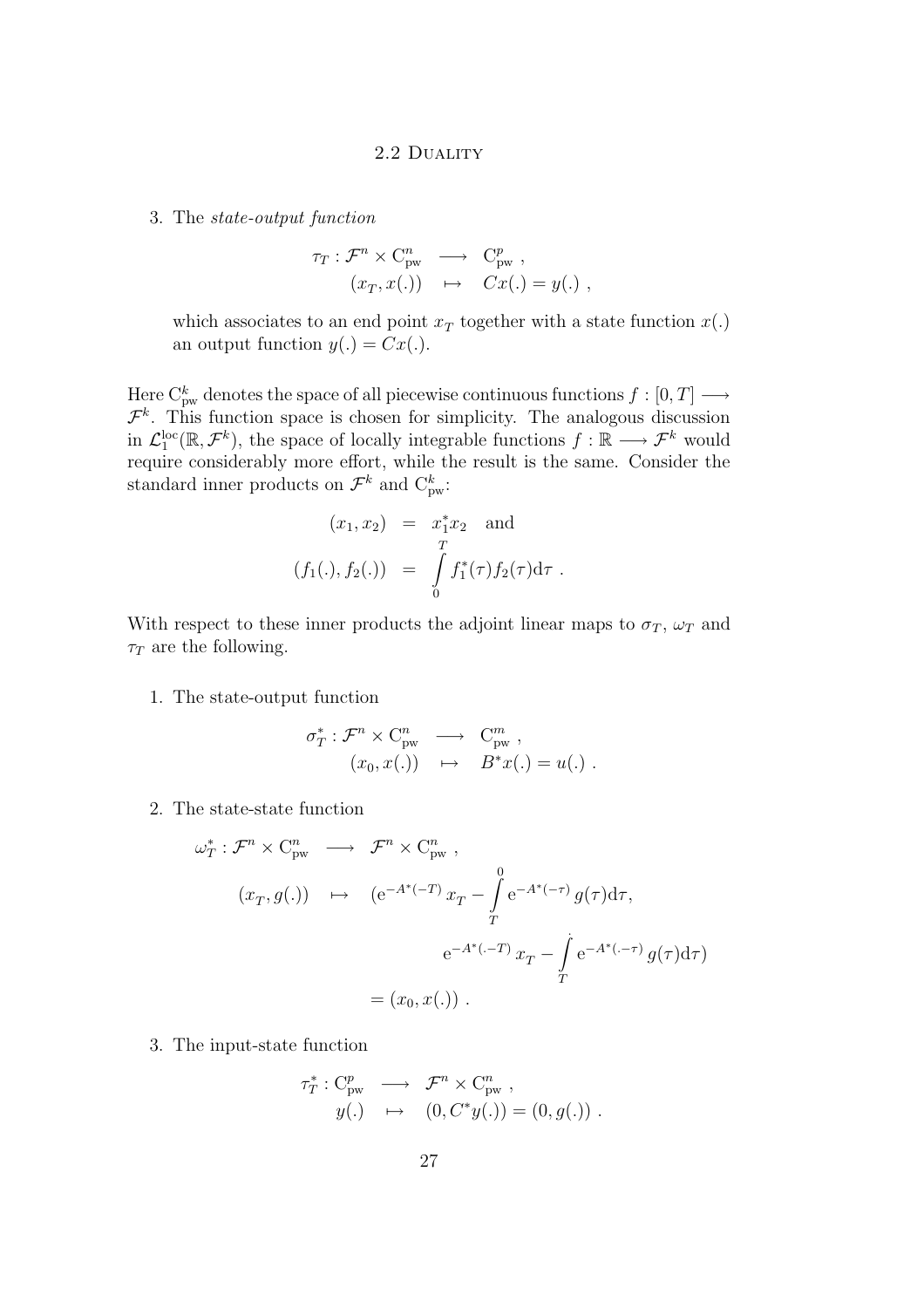3. The *state-output function*

$$\begin{array}{rcl} \tau_T : \mathcal{F}^n \times \mathrm{C}^n_{\mathrm{pw}} & \longrightarrow & \mathrm{C}^p_{\mathrm{pw}} \ , \\ (x_T, x(.)) & \mapsto & Cx(.) = y(.) \ , \end{array}$$

which associates to an end point $x_T$ together with a state function $x(.)$ an output function $y(.) = Cx(.)$.

Here $\mathrm{C}^k_{\mathrm{pw}}$ denotes the space of all piecewise continuous functions $f : [0,T] \longrightarrow \mathcal{F}^k$. This function space is chosen for simplicity. The analogous discussion in $\mathcal{L}_1^{\mathrm{loc}}(\mathbb{R}, \mathcal{F}^k)$, the space of locally integrable functions $f : \mathbb{R} \longrightarrow \mathcal{F}^k$ would require considerably more effort, while the result is the same. Consider the standard inner products on $\mathcal{F}^k$ and $\mathrm{C}^k_{\mathrm{pw}}$:

$$\begin{array}{rcl} (x_1, x_2) & = & x_1^* x_2 \quad \text{and} \\ (f_1(.), f_2(.)) & = & \displaystyle\int_0^T f_1^*(\tau) f_2(\tau) \mathrm{d}\tau \ . \end{array}$$

With respect to these inner products the adjoint linear maps to $\sigma_T$, $\omega_T$ and $\tau_T$ are the following.

1. The state-output function

$$\begin{array}{rcl} \sigma_T^* : \mathcal{F}^n \times \mathrm{C}^n_{\mathrm{pw}} & \longrightarrow & \mathrm{C}^m_{\mathrm{pw}} \ , \\ (x_0, x(.)) & \mapsto & B^* x(.) = u(.) \ . \end{array}$$

2. The state-state function

$$\begin{array}{rcl} \omega_T^* : \mathcal{F}^n \times \mathrm{C}^n_{\mathrm{pw}} & \longrightarrow & \mathcal{F}^n \times \mathrm{C}^n_{\mathrm{pw}} \ , \\ (x_T, g(.)) & \mapsto & \Big(\mathrm{e}^{-A^*(-T)} x_T - \displaystyle\int_T^0 \mathrm{e}^{-A^*(-\tau)} g(\tau) \mathrm{d}\tau, \\ & & \quad \mathrm{e}^{-A^*(.-T)} x_T - \displaystyle\int_T^{\cdot} \mathrm{e}^{-A^*(.-\tau)} g(\tau) \mathrm{d}\tau\Big) \\ & & = (x_0, x(.)) \ . \end{array}$$

3. The input-state function

$$\begin{array}{rcl} \tau_T^* : \mathrm{C}^p_{\mathrm{pw}} & \longrightarrow & \mathcal{F}^n \times \mathrm{C}^n_{\mathrm{pw}} \ , \\ y(.) & \mapsto & (0, C^* y(.)) = (0, g(.)) \ . \end{array}$$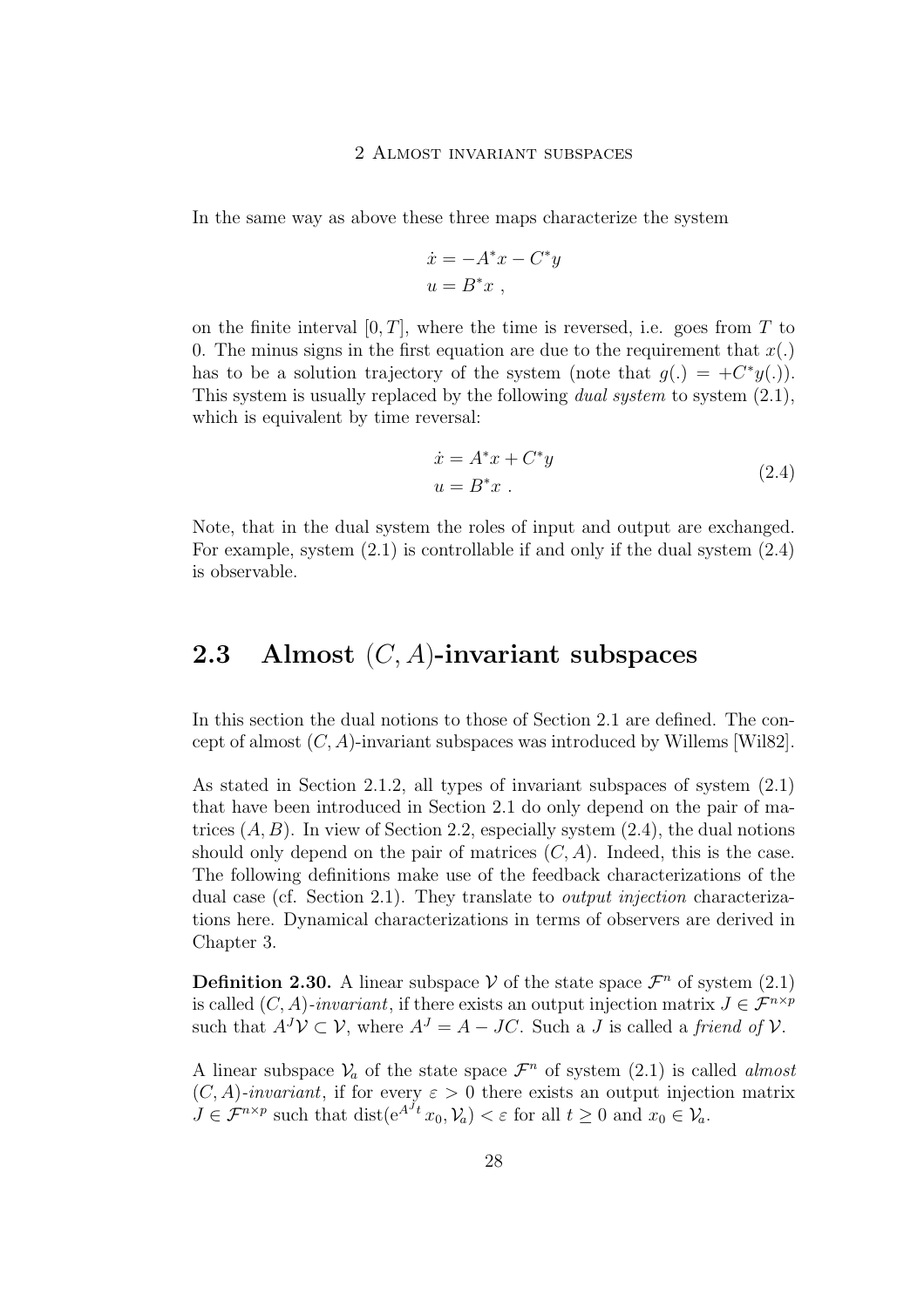In the same way as above these three maps characterize the system

$$\dot{x} = -A^{*}x - C^{*}y$$
$$u = B^{*}x \ ,$$

on the finite interval $[0,T]$, where the time is reversed, i.e. goes from $T$ to 0. The minus signs in the first equation are due to the requirement that $x(.)$ has to be a solution trajectory of the system (note that $g(.) = +C^{*}y(.)$). This system is usually replaced by the following *dual system* to system (2.1), which is equivalent by time reversal:

$$\begin{aligned} \dot{x} &= A^{*}x + C^{*}y \\ u &= B^{*}x \ . \end{aligned} \tag{2.4}$$

Note, that in the dual system the roles of input and output are exchanged. For example, system (2.1) is controllable if and only if the dual system (2.4) is observable.

## 2.3 Almost $(C, A)$-invariant subspaces

In this section the dual notions to those of Section 2.1 are defined. The concept of almost $(C, A)$-invariant subspaces was introduced by Willems [Wil82].

As stated in Section 2.1.2, all types of invariant subspaces of system (2.1) that have been introduced in Section 2.1 do only depend on the pair of matrices $(A, B)$. In view of Section 2.2, especially system (2.4), the dual notions should only depend on the pair of matrices $(C, A)$. Indeed, this is the case. The following definitions make use of the feedback characterizations of the dual case (cf. Section 2.1). They translate to *output injection* characterizations here. Dynamical characterizations in terms of observers are derived in Chapter 3.

**Definition 2.30.** A linear subspace $\mathcal{V}$ of the state space $\mathcal{F}^n$ of system (2.1) is called $(C, A)$*-invariant*, if there exists an output injection matrix $J \in \mathcal{F}^{n\times p}$ such that $A^J\mathcal{V} \subset \mathcal{V}$, where $A^J = A - JC$. Such a $J$ is called a *friend of* $\mathcal{V}$.

A linear subspace $\mathcal{V}_a$ of the state space $\mathcal{F}^n$ of system (2.1) is called *almost* $(C, A)$*-invariant*, if for every $\varepsilon > 0$ there exists an output injection matrix $J \in \mathcal{F}^{n\times p}$ such that $\operatorname{dist}(\mathrm{e}^{A^J t}x_0, \mathcal{V}_a) < \varepsilon$ for all $t \geq 0$ and $x_0 \in \mathcal{V}_a$.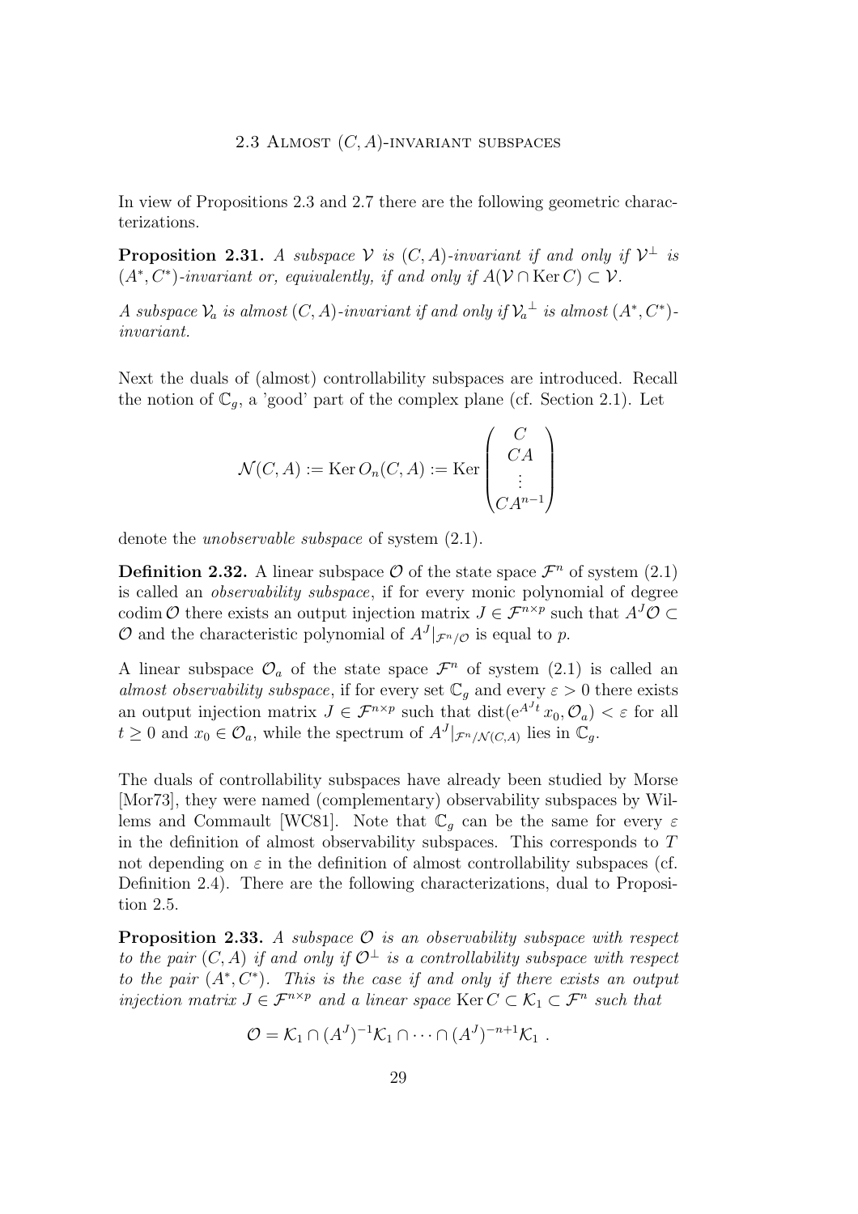In view of Propositions 2.3 and 2.7 there are the following geometric characterizations.

**Proposition 2.31.** *A subspace $\mathcal{V}$ is $(C, A)$-invariant if and only if $\mathcal{V}^\perp$ is $(A^*, C^*)$-invariant or, equivalently, if and only if $A(\mathcal{V} \cap \operatorname{Ker} C) \subset \mathcal{V}$.*

*A subspace $\mathcal{V}_a$ is almost $(C, A)$-invariant if and only if ${\mathcal{V}_a}^\perp$ is almost $(A^*, C^*)$-invariant.*

Next the duals of (almost) controllability subspaces are introduced. Recall the notion of $\mathbb{C}_g$, a 'good' part of the complex plane (cf. Section 2.1). Let

$$\mathcal{N}(C, A) := \operatorname{Ker} O_n(C, A) := \operatorname{Ker} \begin{pmatrix} C \\ CA \\ \vdots \\ CA^{n-1} \end{pmatrix}$$

denote the *unobservable subspace* of system (2.1).

**Definition 2.32.** A linear subspace $\mathcal{O}$ of the state space $\mathcal{F}^n$ of system (2.1) is called an *observability subspace*, if for every monic polynomial of degree $\operatorname{codim} \mathcal{O}$ there exists an output injection matrix $J \in \mathcal{F}^{n \times p}$ such that $A^J \mathcal{O} \subset \mathcal{O}$ and the characteristic polynomial of $A^J|_{\mathcal{F}^n/\mathcal{O}}$ is equal to $p$.

A linear subspace $\mathcal{O}_a$ of the state space $\mathcal{F}^n$ of system (2.1) is called an *almost observability subspace*, if for every set $\mathbb{C}_g$ and every $\varepsilon > 0$ there exists an output injection matrix $J \in \mathcal{F}^{n \times p}$ such that $\operatorname{dist}(e^{A^J t} x_0, \mathcal{O}_a) < \varepsilon$ for all $t \geq 0$ and $x_0 \in \mathcal{O}_a$, while the spectrum of $A^J|_{\mathcal{F}^n/\mathcal{N}(C,A)}$ lies in $\mathbb{C}_g$.

The duals of controllability subspaces have already been studied by Morse [Mor73], they were named (complementary) observability subspaces by Willems and Commault [WC81]. Note that $\mathbb{C}_g$ can be the same for every $\varepsilon$ in the definition of almost observability subspaces. This corresponds to $T$ not depending on $\varepsilon$ in the definition of almost controllability subspaces (cf. Definition 2.4). There are the following characterizations, dual to Proposition 2.5.

**Proposition 2.33.** *A subspace $\mathcal{O}$ is an observability subspace with respect to the pair $(C, A)$ if and only if $\mathcal{O}^\perp$ is a controllability subspace with respect to the pair $(A^*, C^*)$. This is the case if and only if there exists an output injection matrix $J \in \mathcal{F}^{n \times p}$ and a linear space $\operatorname{Ker} C \subset \mathcal{K}_1 \subset \mathcal{F}^n$ such that*

$$\mathcal{O} = \mathcal{K}_1 \cap (A^J)^{-1} \mathcal{K}_1 \cap \cdots \cap (A^J)^{-n+1} \mathcal{K}_1 \ .$$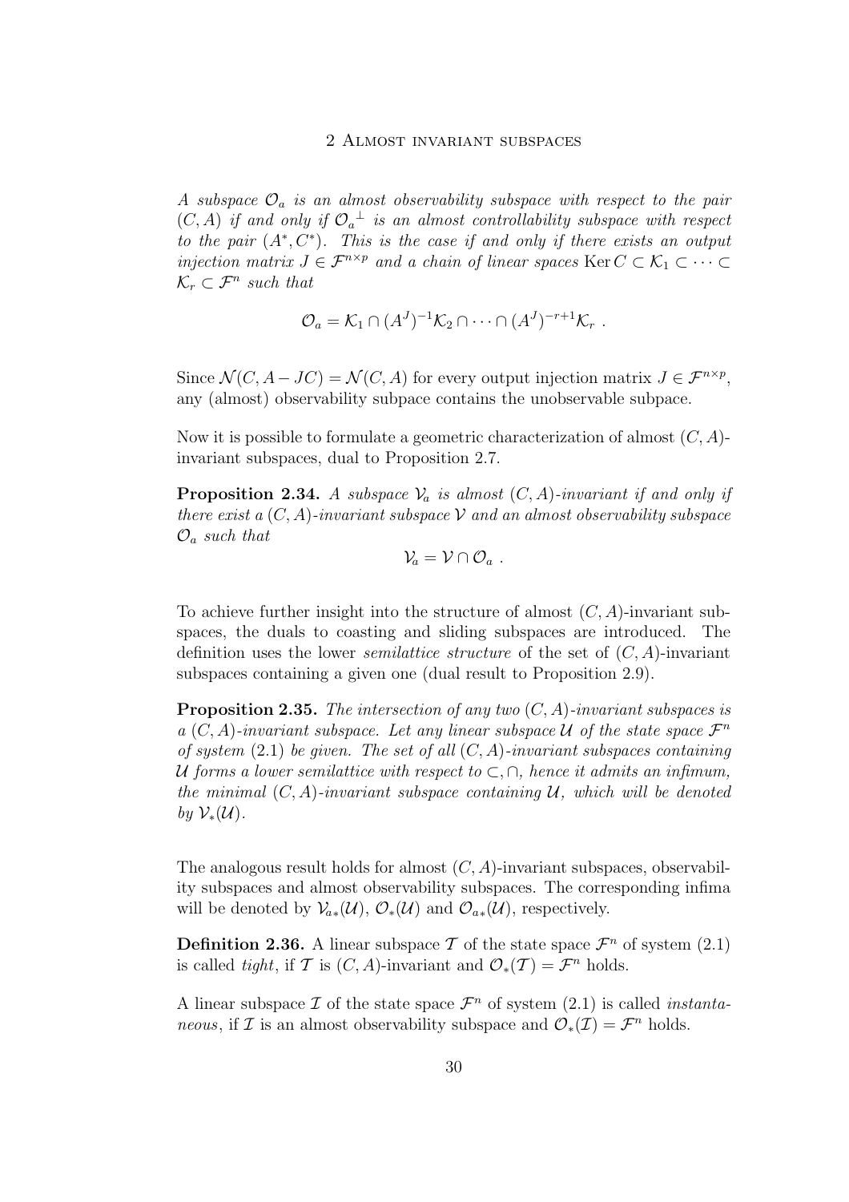*A subspace $\mathcal{O}_a$ is an almost observability subspace with respect to the pair $(C, A)$ if and only if ${\mathcal{O}_a}^\perp$ is an almost controllability subspace with respect to the pair $(A^*, C^*)$. This is the case if and only if there exists an output injection matrix $J \in \mathcal{F}^{n\times p}$ and a chain of linear spaces $\operatorname{Ker} C \subset \mathcal{K}_1 \subset \cdots \subset \mathcal{K}_r \subset \mathcal{F}^n$ such that*

$$\mathcal{O}_a = \mathcal{K}_1 \cap (A^J)^{-1}\mathcal{K}_2 \cap \cdots \cap (A^J)^{-r+1}\mathcal{K}_r \ .$$

Since $\mathcal{N}(C, A - JC) = \mathcal{N}(C, A)$ for every output injection matrix $J \in \mathcal{F}^{n\times p}$, any (almost) observability subpace contains the unobservable subpace.

Now it is possible to formulate a geometric characterization of almost $(C, A)$-invariant subspaces, dual to Proposition 2.7.

**Proposition 2.34.** *A subspace $\mathcal{V}_a$ is almost $(C, A)$-invariant if and only if there exist a $(C, A)$-invariant subspace $\mathcal{V}$ and an almost observability subspace $\mathcal{O}_a$ such that*

$$\mathcal{V}_a = \mathcal{V} \cap \mathcal{O}_a \ .$$

To achieve further insight into the structure of almost $(C, A)$-invariant subspaces, the duals to coasting and sliding subspaces are introduced. The definition uses the lower *semilattice structure* of the set of $(C, A)$-invariant subspaces containing a given one (dual result to Proposition 2.9).

**Proposition 2.35.** *The intersection of any two $(C, A)$-invariant subspaces is a $(C, A)$-invariant subspace. Let any linear subspace $\mathcal{U}$ of the state space $\mathcal{F}^n$ of system* (2.1) *be given. The set of all $(C, A)$-invariant subspaces containing $\mathcal{U}$ forms a lower semilattice with respect to $\subset, \cap$, hence it admits an infimum, the minimal $(C, A)$-invariant subspace containing $\mathcal{U}$, which will be denoted by $\mathcal{V}_*(\mathcal{U})$.*

The analogous result holds for almost $(C, A)$-invariant subspaces, observability subspaces and almost observability subspaces. The corresponding infima will be denoted by $\mathcal{V}_{a*}(\mathcal{U})$, $\mathcal{O}_*(\mathcal{U})$ and $\mathcal{O}_{a*}(\mathcal{U})$, respectively.

**Definition 2.36.** A linear subspace $\mathcal{T}$ of the state space $\mathcal{F}^n$ of system (2.1) is called *tight*, if $\mathcal{T}$ is $(C, A)$-invariant and $\mathcal{O}_*(\mathcal{T}) = \mathcal{F}^n$ holds.

A linear subspace $\mathcal{I}$ of the state space $\mathcal{F}^n$ of system (2.1) is called *instantaneous*, if $\mathcal{I}$ is an almost observability subspace and $\mathcal{O}_*(\mathcal{I}) = \mathcal{F}^n$ holds.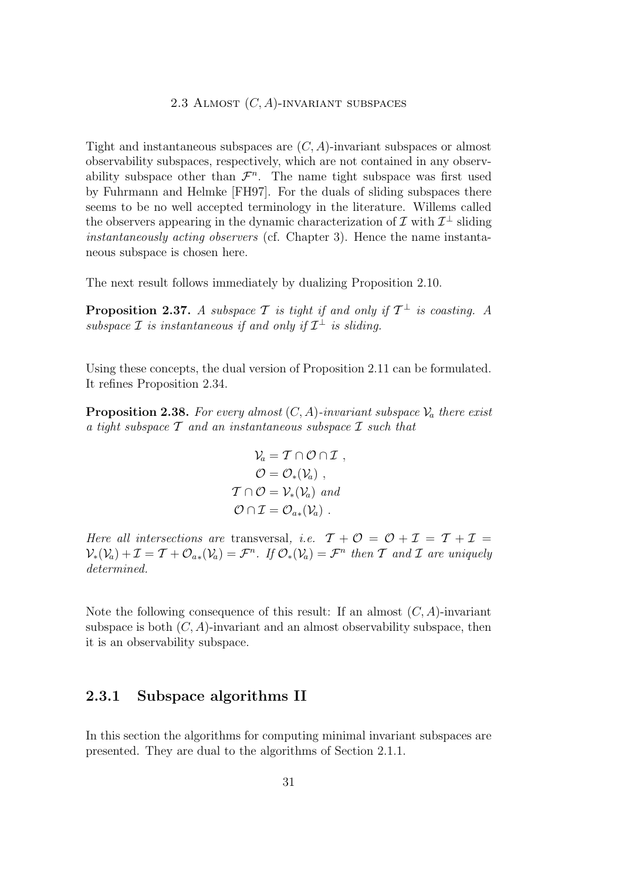Tight and instantaneous subspaces are $(C, A)$-invariant subspaces or almost observability subspaces, respectively, which are not contained in any observability subspace other than $\mathcal{F}^n$. The name tight subspace was first used by Fuhrmann and Helmke [FH97]. For the duals of sliding subspaces there seems to be no well accepted terminology in the literature. Willems called the observers appearing in the dynamic characterization of $\mathcal{I}$ with $\mathcal{I}^\perp$ sliding *instantaneously acting observers* (cf. Chapter 3). Hence the name instantaneous subspace is chosen here.

The next result follows immediately by dualizing Proposition 2.10.

**Proposition 2.37.** *A subspace $\mathcal{T}$ is tight if and only if $\mathcal{T}^\perp$ is coasting. A subspace $\mathcal{I}$ is instantaneous if and only if $\mathcal{I}^\perp$ is sliding.*

Using these concepts, the dual version of Proposition 2.11 can be formulated. It refines Proposition 2.34.

**Proposition 2.38.** *For every almost $(C, A)$-invariant subspace $\mathcal{V}_a$ there exist a tight subspace $\mathcal{T}$ and an instantaneous subspace $\mathcal{I}$ such that*

$$
\begin{aligned}
\mathcal{V}_a &= \mathcal{T} \cap \mathcal{O} \cap \mathcal{I} \ , \\
\mathcal{O} &= \mathcal{O}_*(\mathcal{V}_a) \ , \\
\mathcal{T} \cap \mathcal{O} &= \mathcal{V}_*(\mathcal{V}_a) \ \text{and} \\
\mathcal{O} \cap \mathcal{I} &= \mathcal{O}_{a*}(\mathcal{V}_a) \ .
\end{aligned}
$$

*Here all intersections are* transversal*, i.e.* $\mathcal{T} + \mathcal{O} = \mathcal{O} + \mathcal{I} = \mathcal{T} + \mathcal{I} = \mathcal{V}_*(\mathcal{V}_a) + \mathcal{I} = \mathcal{T} + \mathcal{O}_{a*}(\mathcal{V}_a) = \mathcal{F}^n$. *If $\mathcal{O}_*(\mathcal{V}_a) = \mathcal{F}^n$ then $\mathcal{T}$ and $\mathcal{I}$ are uniquely determined.*

Note the following consequence of this result: If an almost $(C, A)$-invariant subspace is both $(C, A)$-invariant and an almost observability subspace, then it is an observability subspace.

### 2.3.1 Subspace algorithms II

In this section the algorithms for computing minimal invariant subspaces are presented. They are dual to the algorithms of Section 2.1.1.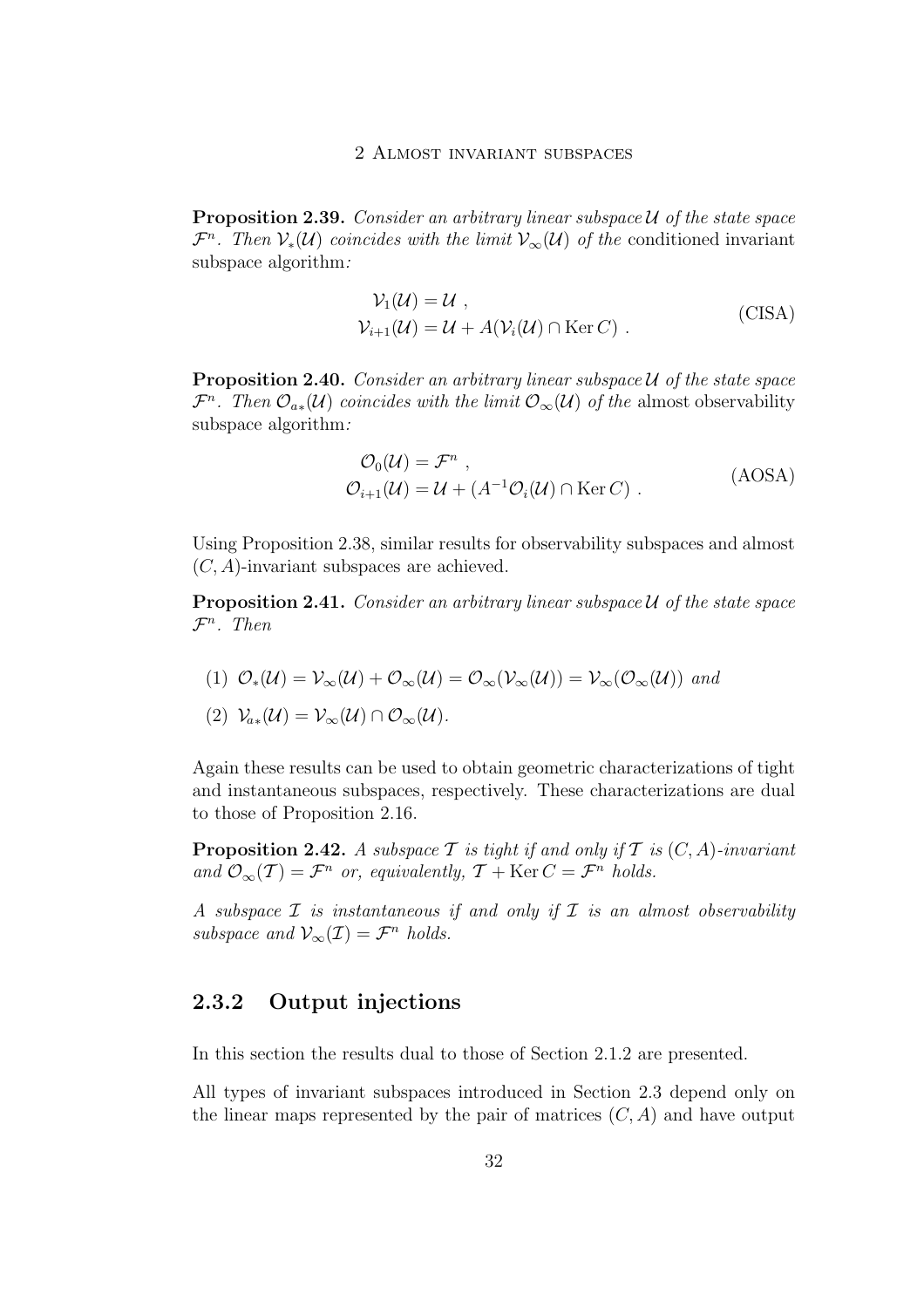**Proposition 2.39.** *Consider an arbitrary linear subspace $\mathcal{U}$ of the state space $\mathcal{F}^n$. Then $\mathcal{V}_*(\mathcal{U})$ coincides with the limit $\mathcal{V}_\infty(\mathcal{U})$ of the* conditioned invariant subspace algorithm*:*

$$
\begin{aligned}
\mathcal{V}_1(\mathcal{U}) &= \mathcal{U} \ , \\
\mathcal{V}_{i+1}(\mathcal{U}) &= \mathcal{U} + A(\mathcal{V}_i(\mathcal{U}) \cap \operatorname{Ker} C) \ .
\end{aligned}
\tag{CISA}
$$

**Proposition 2.40.** *Consider an arbitrary linear subspace $\mathcal{U}$ of the state space $\mathcal{F}^n$. Then $\mathcal{O}_{a*}(\mathcal{U})$ coincides with the limit $\mathcal{O}_\infty(\mathcal{U})$ of the* almost observability subspace algorithm*:*

$$
\begin{aligned}
\mathcal{O}_0(\mathcal{U}) &= \mathcal{F}^n \ , \\
\mathcal{O}_{i+1}(\mathcal{U}) &= \mathcal{U} + (A^{-1}\mathcal{O}_i(\mathcal{U}) \cap \operatorname{Ker} C) \ .
\end{aligned}
\tag{AOSA}
$$

Using Proposition 2.38, similar results for observability subspaces and almost $(C, A)$-invariant subspaces are achieved.

**Proposition 2.41.** *Consider an arbitrary linear subspace $\mathcal{U}$ of the state space $\mathcal{F}^n$. Then*

(1) $\mathcal{O}_*(\mathcal{U}) = \mathcal{V}_\infty(\mathcal{U}) + \mathcal{O}_\infty(\mathcal{U}) = \mathcal{O}_\infty(\mathcal{V}_\infty(\mathcal{U})) = \mathcal{V}_\infty(\mathcal{O}_\infty(\mathcal{U}))$ *and*

(2) $\mathcal{V}_{a*}(\mathcal{U}) = \mathcal{V}_\infty(\mathcal{U}) \cap \mathcal{O}_\infty(\mathcal{U})$.

Again these results can be used to obtain geometric characterizations of tight and instantaneous subspaces, respectively. These characterizations are dual to those of Proposition 2.16.

**Proposition 2.42.** *A subspace $\mathcal{T}$ is tight if and only if $\mathcal{T}$ is $(C, A)$-invariant and $\mathcal{O}_\infty(\mathcal{T}) = \mathcal{F}^n$ or, equivalently, $\mathcal{T} + \operatorname{Ker} C = \mathcal{F}^n$ holds.*

*A subspace $\mathcal{I}$ is instantaneous if and only if $\mathcal{I}$ is an almost observability subspace and $\mathcal{V}_\infty(\mathcal{I}) = \mathcal{F}^n$ holds.*

### 2.3.2 Output injections

In this section the results dual to those of Section 2.1.2 are presented.

All types of invariant subspaces introduced in Section 2.3 depend only on the linear maps represented by the pair of matrices $(C, A)$ and have output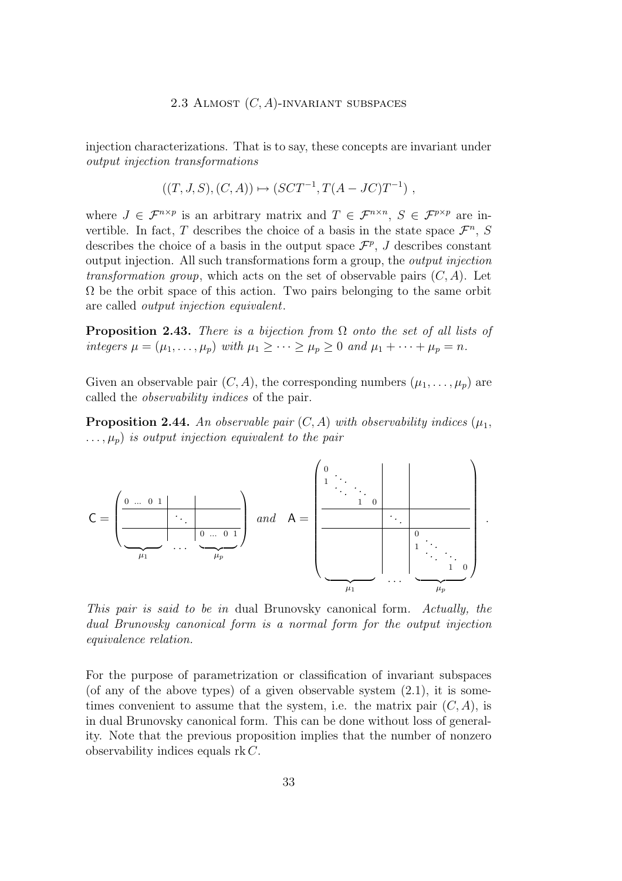injection characterizations. That is to say, these concepts are invariant under *output injection transformations*

$$((T, J, S), (C, A)) \mapsto (SCT^{-1}, T(A - JC)T^{-1}) ,$$

where $J \in \mathcal{F}^{n\times p}$ is an arbitrary matrix and $T \in \mathcal{F}^{n\times n}$, $S \in \mathcal{F}^{p\times p}$ are invertible. In fact, $T$ describes the choice of a basis in the state space $\mathcal{F}^n$, $S$ describes the choice of a basis in the output space $\mathcal{F}^p$, $J$ describes constant output injection. All such transformations form a group, the *output injection transformation group*, which acts on the set of observable pairs $(C, A)$. Let $\Omega$ be the orbit space of this action. Two pairs belonging to the same orbit are called *output injection equivalent*.

**Proposition 2.43.** *There is a bijection from $\Omega$ onto the set of all lists of integers $\mu = (\mu_1, \dots, \mu_p)$ with $\mu_1 \geq \cdots \geq \mu_p \geq 0$ and $\mu_1 + \cdots + \mu_p = n$.*

Given an observable pair $(C, A)$, the corresponding numbers $(\mu_1, \dots, \mu_p)$ are called the *observability indices* of the pair.

**Proposition 2.44.** *An observable pair $(C, A)$ with observability indices $(\mu_1, \dots, \mu_p)$ is output injection equivalent to the pair*

$$\mathsf{C} = \left(\begin{array}{c|c|c} \begin{matrix} 0 & \dots & 0 & 1 \end{matrix} & & \\ \hline & \ddots & \\ \hline & & \begin{matrix} 0 & \dots & 0 & 1 \end{matrix} \end{array}\right) \quad \text{and} \quad \mathsf{A} = \left(\begin{array}{c|c|c} \begin{matrix} 0 & & & \\ 1 & \ddots & & \\ & \ddots & \ddots & \\ & & 1 & 0 \end{matrix} & & \\ \hline & \ddots & \\ \hline & & \begin{matrix} 0 & & & \\ 1 & \ddots & & \\ & \ddots & \ddots & \\ & & 1 & 0 \end{matrix} \end{array}\right) .$$

(with column blocks of widths $\mu_1, \dots, \mu_p$)

*This pair is said to be in* dual Brunovsky canonical form. *Actually, the dual Brunovsky canonical form is a normal form for the output injection equivalence relation.*

For the purpose of parametrization or classification of invariant subspaces (of any of the above types) of a given observable system (2.1), it is sometimes convenient to assume that the system, i.e. the matrix pair $(C, A)$, is in dual Brunovsky canonical form. This can be done without loss of generality. Note that the previous proposition implies that the number of nonzero observability indices equals $\operatorname{rk} C$.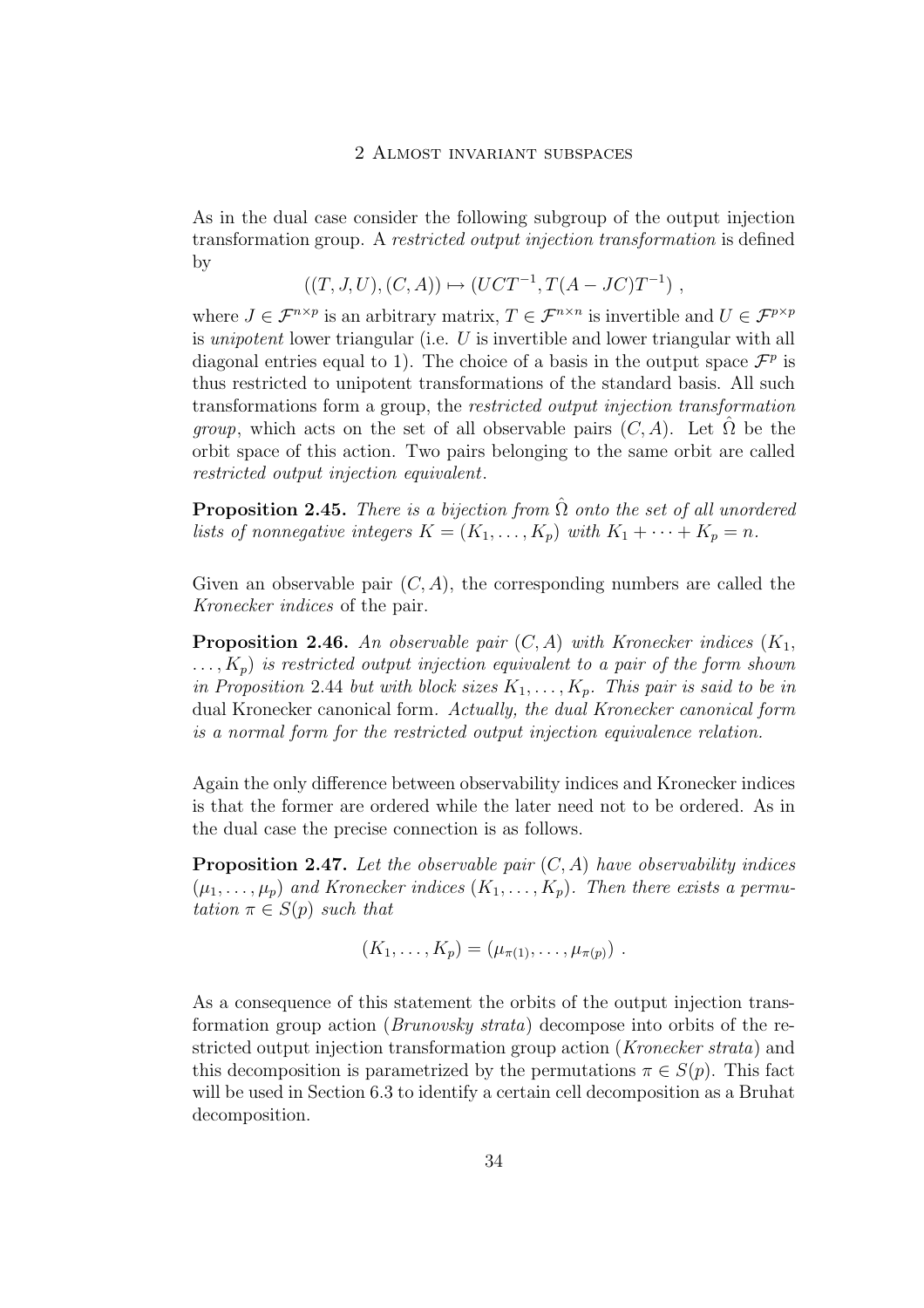As in the dual case consider the following subgroup of the output injection transformation group. A *restricted output injection transformation* is defined by

$$((T, J, U), (C, A)) \mapsto (UCT^{-1}, T(A - JC)T^{-1}) \ ,$$

where $J \in \mathcal{F}^{n\times p}$ is an arbitrary matrix, $T \in \mathcal{F}^{n\times n}$ is invertible and $U \in \mathcal{F}^{p\times p}$ is *unipotent* lower triangular (i.e. $U$ is invertible and lower triangular with all diagonal entries equal to 1). The choice of a basis in the output space $\mathcal{F}^p$ is thus restricted to unipotent transformations of the standard basis. All such transformations form a group, the *restricted output injection transformation group*, which acts on the set of all observable pairs $(C, A)$. Let $\hat{\Omega}$ be the orbit space of this action. Two pairs belonging to the same orbit are called *restricted output injection equivalent*.

**Proposition 2.45.** *There is a bijection from $\hat{\Omega}$ onto the set of all unordered lists of nonnegative integers $K = (K_1, \ldots, K_p)$ with $K_1 + \cdots + K_p = n$.*

Given an observable pair $(C, A)$, the corresponding numbers are called the *Kronecker indices* of the pair.

**Proposition 2.46.** *An observable pair $(C, A)$ with Kronecker indices $(K_1, \ldots, K_p)$ is restricted output injection equivalent to a pair of the form shown in Proposition* 2.44 *but with block sizes $K_1, \ldots, K_p$. This pair is said to be in* dual Kronecker canonical form*. Actually, the dual Kronecker canonical form is a normal form for the restricted output injection equivalence relation.*

Again the only difference between observability indices and Kronecker indices is that the former are ordered while the later need not to be ordered. As in the dual case the precise connection is as follows.

**Proposition 2.47.** *Let the observable pair $(C, A)$ have observability indices $(\mu_1, \ldots, \mu_p)$ and Kronecker indices $(K_1, \ldots, K_p)$. Then there exists a permutation $\pi \in S(p)$ such that*

$$(K_1, \ldots, K_p) = (\mu_{\pi(1)}, \ldots, \mu_{\pi(p)}) \ .$$

As a consequence of this statement the orbits of the output injection transformation group action (*Brunovsky strata*) decompose into orbits of the restricted output injection transformation group action (*Kronecker strata*) and this decomposition is parametrized by the permutations $\pi \in S(p)$. This fact will be used in Section 6.3 to identify a certain cell decomposition as a Bruhat decomposition.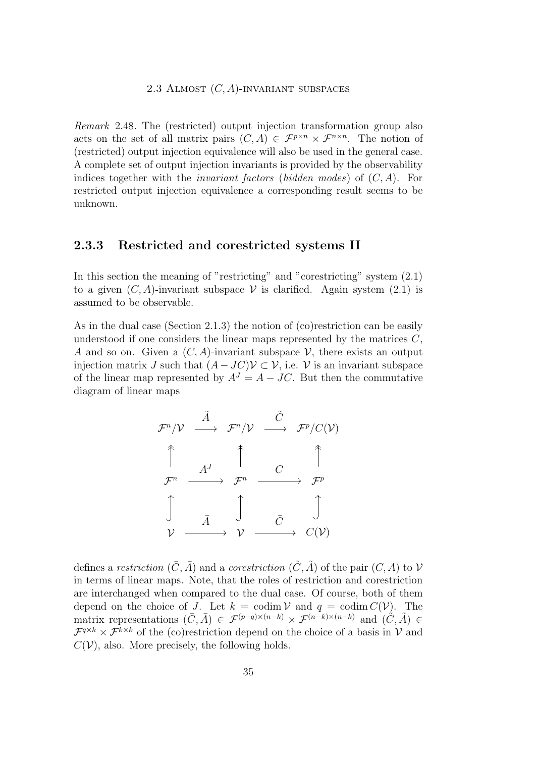*Remark* 2.48. The (restricted) output injection transformation group also acts on the set of all matrix pairs $(C, A) \in \mathcal{F}^{p \times n} \times \mathcal{F}^{n \times n}$. The notion of (restricted) output injection equivalence will also be used in the general case. A complete set of output injection invariants is provided by the observability indices together with the *invariant factors* (*hidden modes*) of $(C, A)$. For restricted output injection equivalence a corresponding result seems to be unknown.

### 2.3.3 Restricted and corestricted systems II

In this section the meaning of "restricting" and "corestricting" system (2.1) to a given $(C, A)$-invariant subspace $\mathcal{V}$ is clarified. Again system (2.1) is assumed to be observable.

As in the dual case (Section 2.1.3) the notion of (co)restriction can be easily understood if one considers the linear maps represented by the matrices $C$, $A$ and so on. Given a $(C, A)$-invariant subspace $\mathcal{V}$, there exists an output injection matrix $J$ such that $(A - JC)\mathcal{V} \subset \mathcal{V}$, i.e. $\mathcal{V}$ is an invariant subspace of the linear map represented by $A^J = A - JC$. But then the commutative diagram of linear maps

$$
\begin{array}{ccccc}
\mathcal{F}^n/\mathcal{V} & \xrightarrow{\tilde{A}} & \mathcal{F}^n/\mathcal{V} & \xrightarrow{\tilde{C}} & \mathcal{F}^p/C(\mathcal{V}) \\
\twoheaduparrow & & \twoheaduparrow & & \twoheaduparrow \\
\mathcal{F}^n & \xrightarrow{A^J} & \mathcal{F}^n & \xrightarrow{C} & \mathcal{F}^p \\
\uparrow & & \uparrow & & \uparrow \\
\mathcal{V} & \xrightarrow{\bar{A}} & \mathcal{V} & \xrightarrow{\bar{C}} & C(\mathcal{V})
\end{array}
$$

defines a *restriction* $(\bar{C}, \bar{A})$ and a *corestriction* $(\tilde{C}, \tilde{A})$ of the pair $(C, A)$ to $\mathcal{V}$ in terms of linear maps. Note, that the roles of restriction and corestriction are interchanged when compared to the dual case. Of course, both of them depend on the choice of $J$. Let $k = \operatorname{codim} \mathcal{V}$ and $q = \operatorname{codim} C(\mathcal{V})$. The matrix representations $(\bar{C}, \bar{A}) \in \mathcal{F}^{(p-q)\times(n-k)} \times \mathcal{F}^{(n-k)\times(n-k)}$ and $(\tilde{C}, \tilde{A}) \in \mathcal{F}^{q \times k} \times \mathcal{F}^{k \times k}$ of the (co)restriction depend on the choice of a basis in $\mathcal{V}$ and $C(\mathcal{V})$, also. More precisely, the following holds.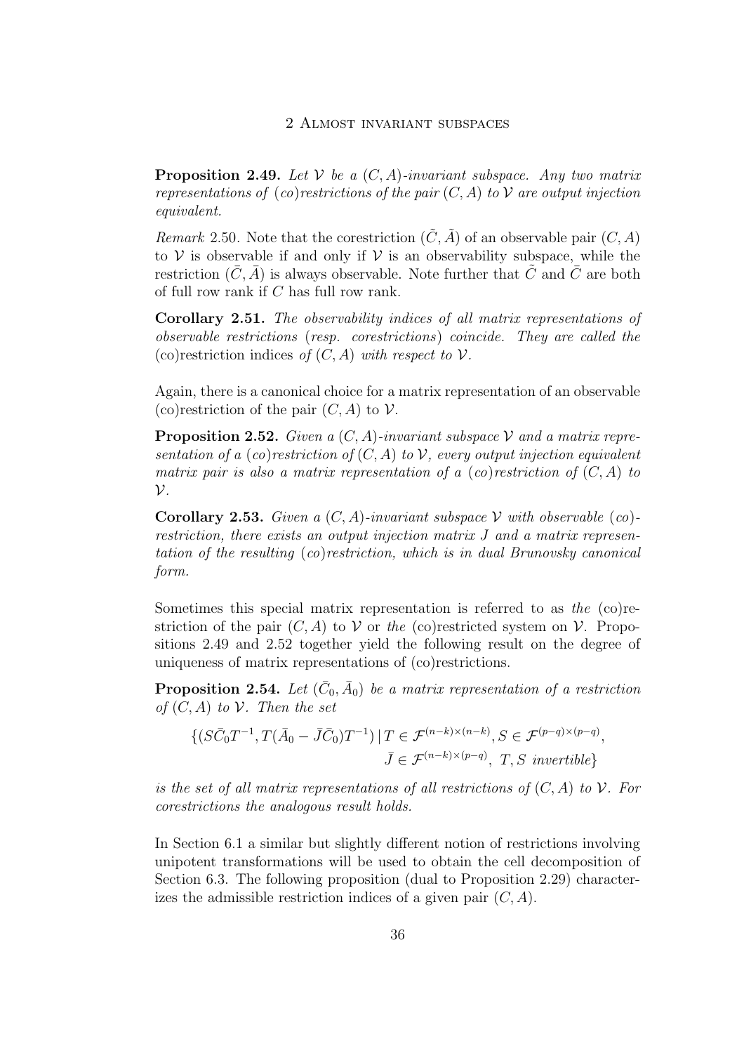**Proposition 2.49.** *Let $\mathcal{V}$ be a $(C, A)$-invariant subspace. Any two matrix representations of (co)restrictions of the pair $(C, A)$ to $\mathcal{V}$ are output injection equivalent.*

*Remark* 2.50. Note that the corestriction $(\tilde{C}, \tilde{A})$ of an observable pair $(C, A)$ to $\mathcal{V}$ is observable if and only if $\mathcal{V}$ is an observability subspace, while the restriction $(\bar{C}, \bar{A})$ is always observable. Note further that $\tilde{C}$ and $\bar{C}$ are both of full row rank if $C$ has full row rank.

**Corollary 2.51.** *The observability indices of all matrix representations of observable restrictions (resp. corestrictions) coincide. They are called the* (co)restriction indices *of $(C, A)$ with respect to $\mathcal{V}$.*

Again, there is a canonical choice for a matrix representation of an observable (co)restriction of the pair $(C, A)$ to $\mathcal{V}$.

**Proposition 2.52.** *Given a $(C, A)$-invariant subspace $\mathcal{V}$ and a matrix representation of a (co)restriction of $(C, A)$ to $\mathcal{V}$, every output injection equivalent matrix pair is also a matrix representation of a (co)restriction of $(C, A)$ to $\mathcal{V}$.*

**Corollary 2.53.** *Given a $(C, A)$-invariant subspace $\mathcal{V}$ with observable (co)-restriction, there exists an output injection matrix $J$ and a matrix representation of the resulting (co)restriction, which is in dual Brunovsky canonical form.*

Sometimes this special matrix representation is referred to as *the* (co)restriction of the pair $(C, A)$ to $\mathcal{V}$ or *the* (co)restricted system on $\mathcal{V}$. Propositions 2.49 and 2.52 together yield the following result on the degree of uniqueness of matrix representations of (co)restrictions.

**Proposition 2.54.** *Let $(\bar{C}_0, \bar{A}_0)$ be a matrix representation of a restriction of $(C, A)$ to $\mathcal{V}$. Then the set*

$$\{(S\bar{C}_0T^{-1}, T(\bar{A}_0 - \bar{J}\bar{C}_0)T^{-1}) \,|\, T \in \mathcal{F}^{(n-k)\times(n-k)}, S \in \mathcal{F}^{(p-q)\times(p-q)}, \bar{J} \in \mathcal{F}^{(n-k)\times(p-q)},\ T, S \text{ invertible}\}$$

*is the set of all matrix representations of all restrictions of $(C, A)$ to $\mathcal{V}$. For corestrictions the analogous result holds.*

In Section 6.1 a similar but slightly different notion of restrictions involving unipotent transformations will be used to obtain the cell decomposition of Section 6.3. The following proposition (dual to Proposition 2.29) characterizes the admissible restriction indices of a given pair $(C, A)$.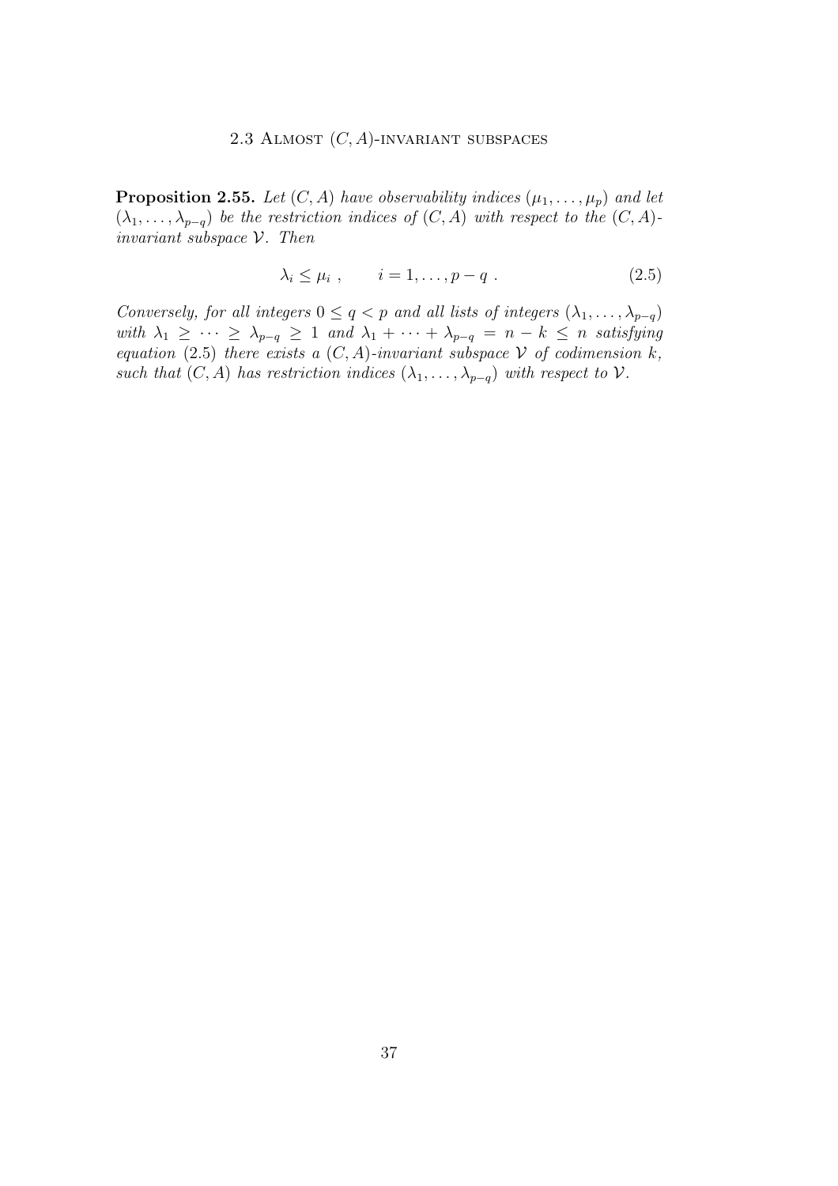**Proposition 2.55.** *Let $(C, A)$ have observability indices $(\mu_1, \ldots, \mu_p)$ and let $(\lambda_1, \ldots, \lambda_{p-q})$ be the restriction indices of $(C, A)$ with respect to the $(C, A)$-invariant subspace $\mathcal{V}$. Then*

$$\lambda_i \leq \mu_i \ , \qquad i = 1, \ldots, p - q \ . \tag{2.5}$$

*Conversely, for all integers $0 \leq q < p$ and all lists of integers $(\lambda_1, \ldots, \lambda_{p-q})$ with $\lambda_1 \geq \cdots \geq \lambda_{p-q} \geq 1$ and $\lambda_1 + \cdots + \lambda_{p-q} = n - k \leq n$ satisfying equation (2.5) there exists a $(C, A)$-invariant subspace $\mathcal{V}$ of codimension $k$, such that $(C, A)$ has restriction indices $(\lambda_1, \ldots, \lambda_{p-q})$ with respect to $\mathcal{V}$.*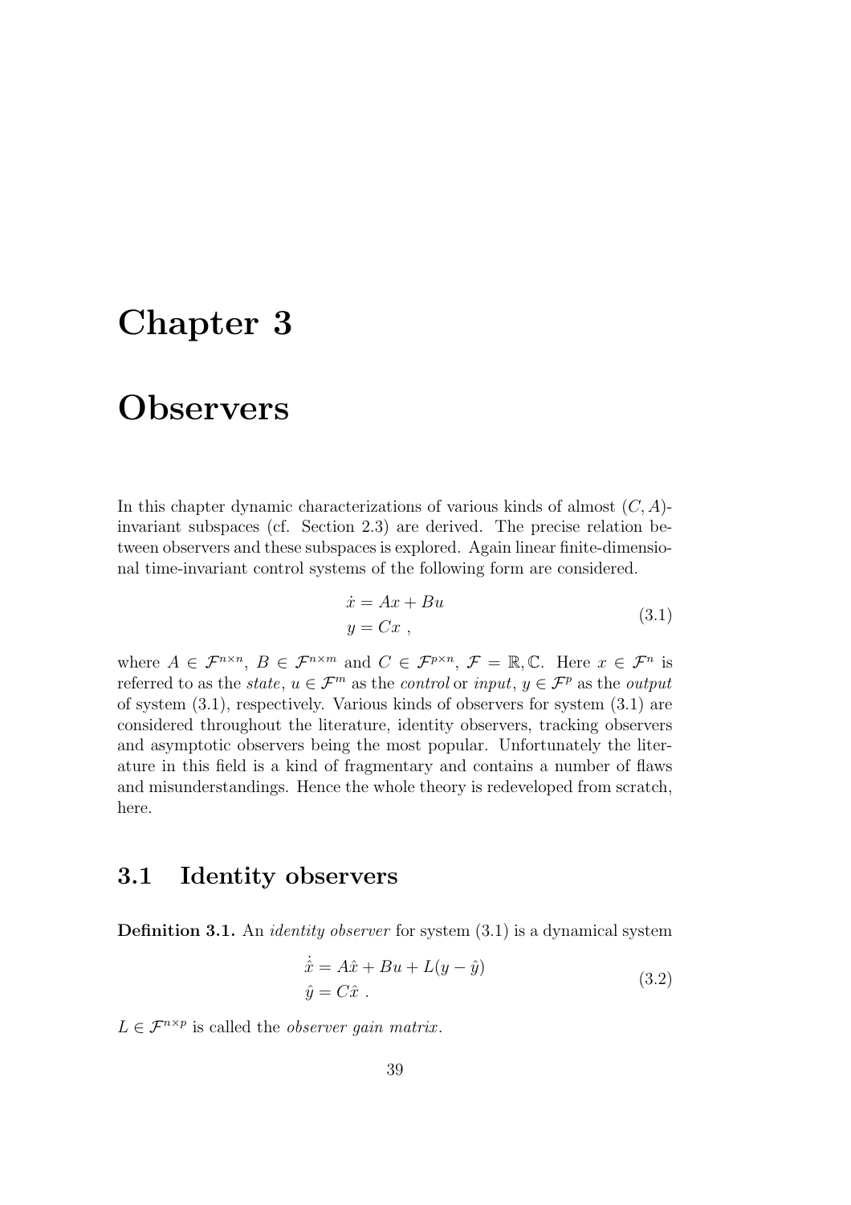# Chapter 3

# Observers

In this chapter dynamic characterizations of various kinds of almost $(C, A)$-invariant subspaces (cf. Section 2.3) are derived. The precise relation between observers and these subspaces is explored. Again linear finite-dimensional time-invariant control systems of the following form are considered.

$$
\begin{aligned}
\dot{x} &= Ax + Bu \\
y &= Cx \ ,
\end{aligned}
\tag{3.1}
$$

where $A \in \mathcal{F}^{n\times n}$, $B \in \mathcal{F}^{n\times m}$ and $C \in \mathcal{F}^{p\times n}$, $\mathcal{F} = \mathbb{R}, \mathbb{C}$. Here $x \in \mathcal{F}^n$ is referred to as the *state*, $u \in \mathcal{F}^m$ as the *control* or *input*, $y \in \mathcal{F}^p$ as the *output* of system (3.1), respectively. Various kinds of observers for system (3.1) are considered throughout the literature, identity observers, tracking observers and asymptotic observers being the most popular. Unfortunately the literature in this field is a kind of fragmentary and contains a number of flaws and misunderstandings. Hence the whole theory is redeveloped from scratch, here.

## 3.1 Identity observers

**Definition 3.1.** An *identity observer* for system (3.1) is a dynamical system

$$
\begin{aligned}
\dot{\hat{x}} &= A\hat{x} + Bu + L(y - \hat{y}) \\
\hat{y} &= C\hat{x} \ .
\end{aligned}
\tag{3.2}
$$

$L \in \mathcal{F}^{n\times p}$ is called the *observer gain matrix*.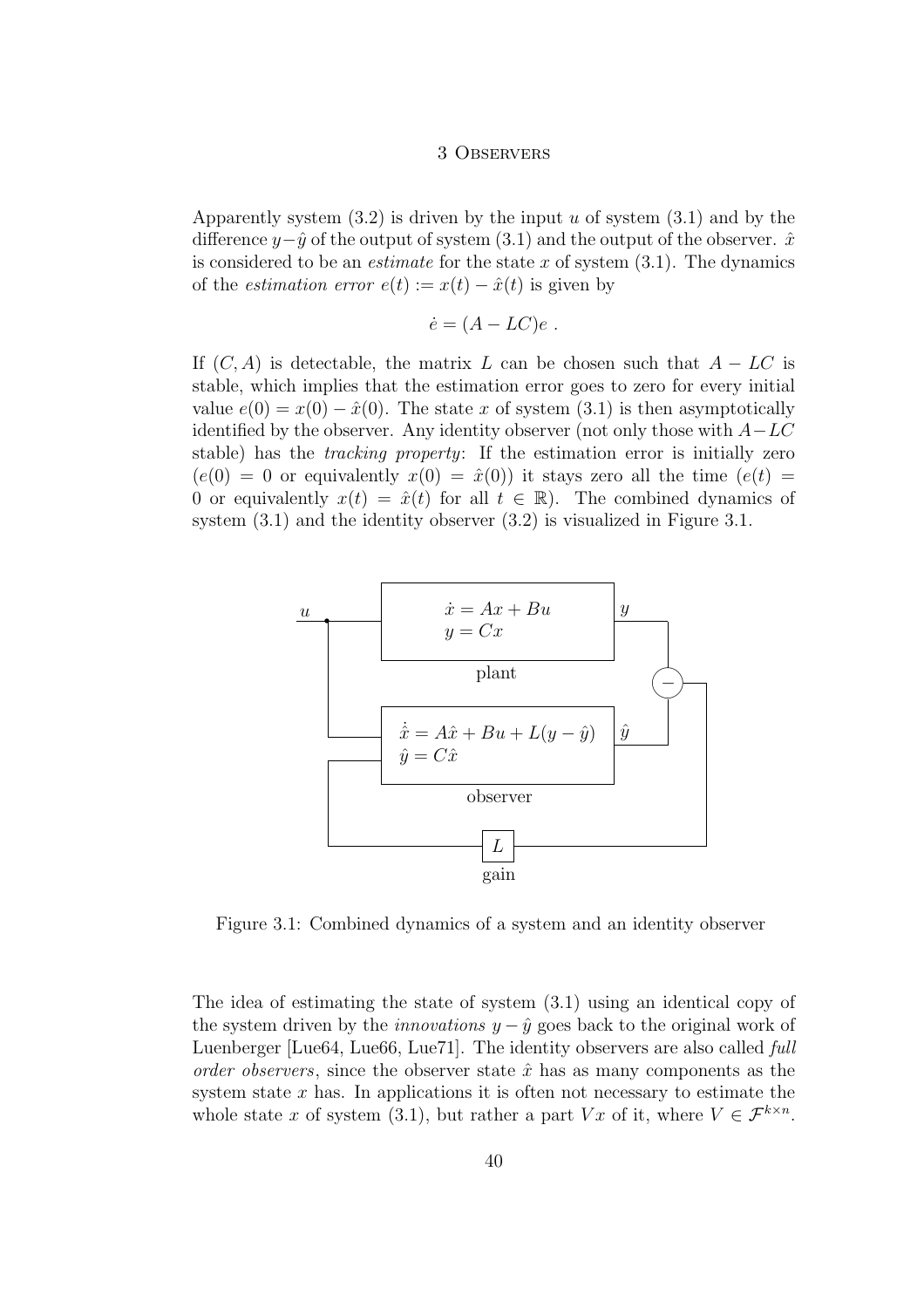Apparently system (3.2) is driven by the input $u$ of system (3.1) and by the difference $y - \hat{y}$ of the output of system (3.1) and the output of the observer. $\hat{x}$ is considered to be an *estimate* for the state $x$ of system (3.1). The dynamics of the *estimation error* $e(t) := x(t) - \hat{x}(t)$ is given by

$$\dot{e} = (A - LC)e \; .$$

If $(C, A)$ is detectable, the matrix $L$ can be chosen such that $A - LC$ is stable, which implies that the estimation error goes to zero for every initial value $e(0) = x(0) - \hat{x}(0)$. The state $x$ of system (3.1) is then asymptotically identified by the observer. Any identity observer (not only those with $A - LC$ stable) has the *tracking property*: If the estimation error is initially zero ($e(0) = 0$ or equivalently $x(0) = \hat{x}(0)$) it stays zero all the time ($e(t) = 0$ or equivalently $x(t) = \hat{x}(t)$ for all $t \in \mathbb{R}$). The combined dynamics of system (3.1) and the identity observer (3.2) is visualized in Figure 3.1.

Figure 3.1: Combined dynamics of a system and an identity observer

The idea of estimating the state of system (3.1) using an identical copy of the system driven by the *innovations* $y - \hat{y}$ goes back to the original work of Luenberger [Lue64, Lue66, Lue71]. The identity observers are also called *full order observers*, since the observer state $\hat{x}$ has as many components as the system state $x$ has. In applications it is often not necessary to estimate the whole state $x$ of system (3.1), but rather a part $Vx$ of it, where $V \in \mathcal{F}^{k \times n}$.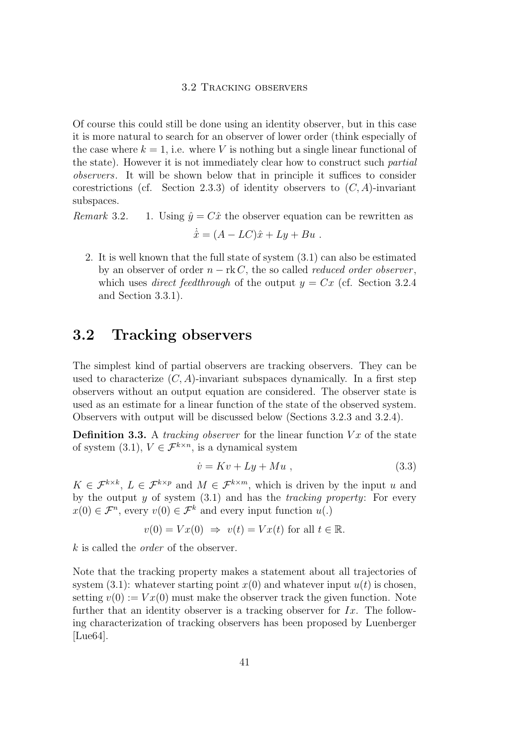Of course this could still be done using an identity observer, but in this case it is more natural to search for an observer of lower order (think especially of the case where $k = 1$, i.e. where $V$ is nothing but a single linear functional of the state). However it is not immediately clear how to construct such *partial observers*. It will be shown below that in principle it suffices to consider corestrictions (cf. Section 2.3.3) of identity observers to $(C, A)$-invariant subspaces.

*Remark* 3.2.

1. Using $\hat{y} = C\hat{x}$ the observer equation can be rewritten as

$$\dot{\hat{x}} = (A - LC)\hat{x} + Ly + Bu \ .$$

2. It is well known that the full state of system (3.1) can also be estimated by an observer of order $n - \operatorname{rk} C$, the so called *reduced order observer*, which uses *direct feedthrough* of the output $y = Cx$ (cf. Section 3.2.4 and Section 3.3.1).

## 3.2 Tracking observers

The simplest kind of partial observers are tracking observers. They can be used to characterize $(C, A)$-invariant subspaces dynamically. In a first step observers without an output equation are considered. The observer state is used as an estimate for a linear function of the state of the observed system. Observers with output will be discussed below (Sections 3.2.3 and 3.2.4).

**Definition 3.3.** A *tracking observer* for the linear function $Vx$ of the state of system (3.1), $V \in \mathcal{F}^{k \times n}$, is a dynamical system

$$\dot{v} = Kv + Ly + Mu \ , \tag{3.3}$$

$K \in \mathcal{F}^{k \times k}$, $L \in \mathcal{F}^{k \times p}$ and $M \in \mathcal{F}^{k \times m}$, which is driven by the input $u$ and by the output $y$ of system (3.1) and has the *tracking property*: For every $x(0) \in \mathcal{F}^n$, every $v(0) \in \mathcal{F}^k$ and every input function $u(.)$

$$v(0) = Vx(0) \ \Rightarrow \ v(t) = Vx(t) \text{ for all } t \in \mathbb{R}.$$

$k$ is called the *order* of the observer.

Note that the tracking property makes a statement about all trajectories of system (3.1): whatever starting point $x(0)$ and whatever input $u(t)$ is chosen, setting $v(0) := Vx(0)$ must make the observer track the given function. Note further that an identity observer is a tracking observer for $Ix$. The following characterization of tracking observers has been proposed by Luenberger [Lue64].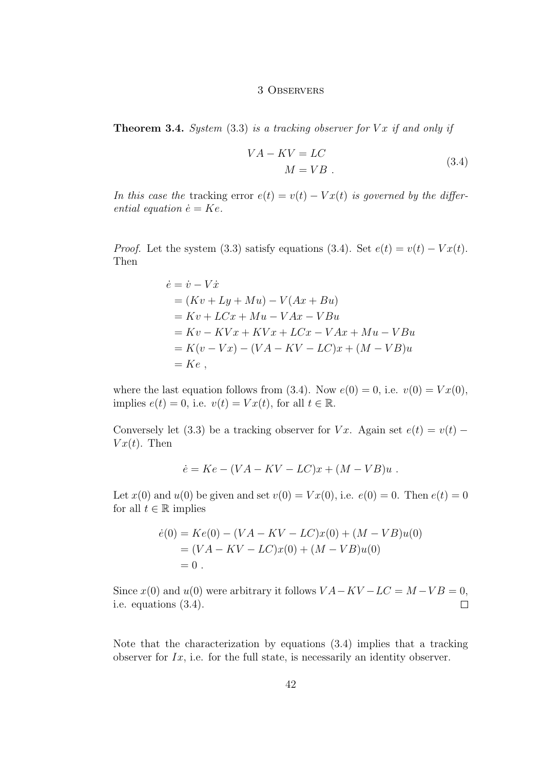**Theorem 3.4.** *System (3.3) is a tracking observer for $Vx$ if and only if*

$$
\begin{aligned}
VA - KV &= LC \\
M &= VB \; .
\end{aligned}
\tag{3.4}
$$

*In this case the* tracking error *$e(t) = v(t) - Vx(t)$ is governed by the differential equation $\dot{e} = Ke$.*

*Proof.* Let the system (3.3) satisfy equations (3.4). Set $e(t) = v(t) - Vx(t)$. Then

$$
\begin{aligned}
\dot{e} &= \dot{v} - V\dot{x} \\
&= (Kv + Ly + Mu) - V(Ax + Bu) \\
&= Kv + LCx + Mu - VAx - VBu \\
&= Kv - KVx + KVx + LCx - VAx + Mu - VBu \\
&= K(v - Vx) - (VA - KV - LC)x + (M - VB)u \\
&= Ke \; ,
\end{aligned}
$$

where the last equation follows from (3.4). Now $e(0) = 0$, i.e. $v(0) = Vx(0)$, implies $e(t) = 0$, i.e. $v(t) = Vx(t)$, for all $t \in \mathbb{R}$.

Conversely let (3.3) be a tracking observer for $Vx$. Again set $e(t) = v(t) - Vx(t)$. Then

$$
\dot{e} = Ke - (VA - KV - LC)x + (M - VB)u \; .
$$

Let $x(0)$ and $u(0)$ be given and set $v(0) = Vx(0)$, i.e. $e(0) = 0$. Then $e(t) = 0$ for all $t \in \mathbb{R}$ implies

$$
\begin{aligned}
\dot{e}(0) &= Ke(0) - (VA - KV - LC)x(0) + (M - VB)u(0) \\
&= (VA - KV - LC)x(0) + (M - VB)u(0) \\
&= 0 \; .
\end{aligned}
$$

Since $x(0)$ and $u(0)$ were arbitrary it follows $VA - KV - LC = M - VB = 0$, i.e. equations (3.4). $\square$

Note that the characterization by equations (3.4) implies that a tracking observer for $Ix$, i.e. for the full state, is necessarily an identity observer.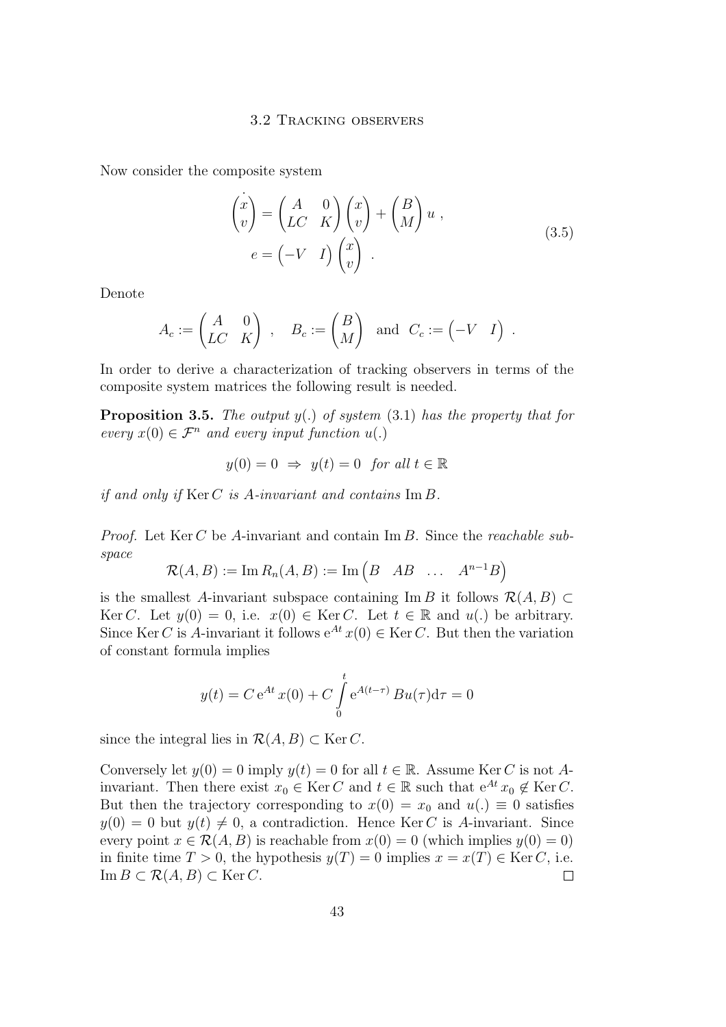Now consider the composite system

$$\begin{aligned}
\dot{\begin{pmatrix} x \\ v \end{pmatrix}} &= \begin{pmatrix} A & 0 \\ LC & K \end{pmatrix} \begin{pmatrix} x \\ v \end{pmatrix} + \begin{pmatrix} B \\ M \end{pmatrix} u \, , \\
e &= \begin{pmatrix} -V & I \end{pmatrix} \begin{pmatrix} x \\ v \end{pmatrix} \, .
\end{aligned} \tag{3.5}$$

Denote

$$A_c := \begin{pmatrix} A & 0 \\ LC & K \end{pmatrix} \, , \quad B_c := \begin{pmatrix} B \\ M \end{pmatrix} \text{ and } C_c := \begin{pmatrix} -V & I \end{pmatrix} \, .$$

In order to derive a characterization of tracking observers in terms of the composite system matrices the following result is needed.

**Proposition 3.5.** *The output $y(.)$ of system (3.1) has the property that for every $x(0) \in \mathcal{F}^n$ and every input function $u(.)$*

$$y(0) = 0 \;\Rightarrow\; y(t) = 0 \quad \textit{for all } t \in \mathbb{R}$$

*if and only if $\operatorname{Ker} C$ is $A$-invariant and contains $\operatorname{Im} B$.*

*Proof.* Let $\operatorname{Ker} C$ be $A$-invariant and contain $\operatorname{Im} B$. Since the *reachable subspace*

$$\mathcal{R}(A,B) := \operatorname{Im} R_n(A,B) := \operatorname{Im} \begin{pmatrix} B & AB & \dots & A^{n-1}B \end{pmatrix}$$

is the smallest $A$-invariant subspace containing $\operatorname{Im} B$ it follows $\mathcal{R}(A,B) \subset \operatorname{Ker} C$. Let $y(0) = 0$, i.e. $x(0) \in \operatorname{Ker} C$. Let $t \in \mathbb{R}$ and $u(.)$ be arbitrary. Since $\operatorname{Ker} C$ is $A$-invariant it follows $\mathrm{e}^{At} x(0) \in \operatorname{Ker} C$. But then the variation of constant formula implies

$$y(t) = C \, \mathrm{e}^{At} x(0) + C \int_0^t \mathrm{e}^{A(t-\tau)} Bu(\tau) \mathrm{d}\tau = 0$$

since the integral lies in $\mathcal{R}(A,B) \subset \operatorname{Ker} C$.

Conversely let $y(0) = 0$ imply $y(t) = 0$ for all $t \in \mathbb{R}$. Assume $\operatorname{Ker} C$ is not $A$-invariant. Then there exist $x_0 \in \operatorname{Ker} C$ and $t \in \mathbb{R}$ such that $\mathrm{e}^{At} x_0 \notin \operatorname{Ker} C$. But then the trajectory corresponding to $x(0) = x_0$ and $u(.) \equiv 0$ satisfies $y(0) = 0$ but $y(t) \neq 0$, a contradiction. Hence $\operatorname{Ker} C$ is $A$-invariant. Since every point $x \in \mathcal{R}(A,B)$ is reachable from $x(0) = 0$ (which implies $y(0) = 0$) in finite time $T > 0$, the hypothesis $y(T) = 0$ implies $x = x(T) \in \operatorname{Ker} C$, i.e. $\operatorname{Im} B \subset \mathcal{R}(A,B) \subset \operatorname{Ker} C$. $\square$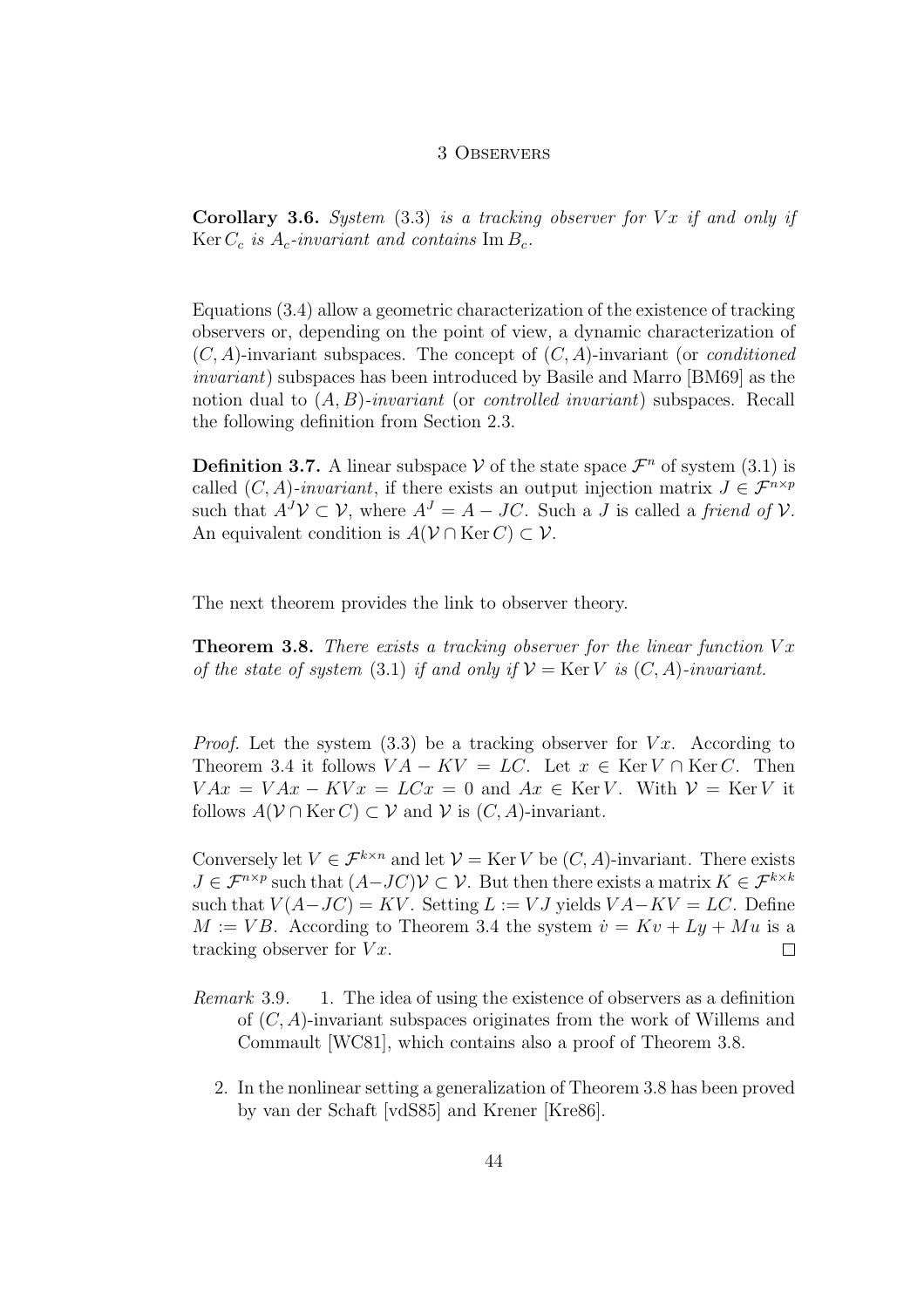**Corollary 3.6.** *System* (3.3) *is a tracking observer for $Vx$ if and only if* $\operatorname{Ker} C_c$ *is $A_c$-invariant and contains* $\operatorname{Im} B_c$*.*

Equations (3.4) allow a geometric characterization of the existence of tracking observers or, depending on the point of view, a dynamic characterization of $(C, A)$-invariant subspaces. The concept of $(C, A)$-invariant (or *conditioned invariant*) subspaces has been introduced by Basile and Marro [BM69] as the notion dual to $(A, B)$-*invariant* (or *controlled invariant*) subspaces. Recall the following definition from Section 2.3.

**Definition 3.7.** A linear subspace $\mathcal{V}$ of the state space $\mathcal{F}^n$ of system (3.1) is called $(C, A)$-*invariant*, if there exists an output injection matrix $J \in \mathcal{F}^{n \times p}$ such that $A^J \mathcal{V} \subset \mathcal{V}$, where $A^J = A - JC$. Such a $J$ is called a *friend of* $\mathcal{V}$. An equivalent condition is $A(\mathcal{V} \cap \operatorname{Ker} C) \subset \mathcal{V}$.

The next theorem provides the link to observer theory.

**Theorem 3.8.** *There exists a tracking observer for the linear function $Vx$ of the state of system* (3.1) *if and only if $\mathcal{V} = \operatorname{Ker} V$ is $(C, A)$-invariant.*

*Proof.* Let the system (3.3) be a tracking observer for $Vx$. According to Theorem 3.4 it follows $VA - KV = LC$. Let $x \in \operatorname{Ker} V \cap \operatorname{Ker} C$. Then $VAx = VAx - KVx = LCx = 0$ and $Ax \in \operatorname{Ker} V$. With $\mathcal{V} = \operatorname{Ker} V$ it follows $A(\mathcal{V} \cap \operatorname{Ker} C) \subset \mathcal{V}$ and $\mathcal{V}$ is $(C, A)$-invariant.

Conversely let $V \in \mathcal{F}^{k \times n}$ and let $\mathcal{V} = \operatorname{Ker} V$ be $(C, A)$-invariant. There exists $J \in \mathcal{F}^{n \times p}$ such that $(A - JC)\mathcal{V} \subset \mathcal{V}$. But then there exists a matrix $K \in \mathcal{F}^{k \times k}$ such that $V(A - JC) = KV$. Setting $L := VJ$ yields $VA - KV = LC$. Define $M := VB$. According to Theorem 3.4 the system $\dot{v} = Kv + Ly + Mu$ is a tracking observer for $Vx$. $\square$

*Remark* 3.9.

1. The idea of using the existence of observers as a definition of $(C, A)$-invariant subspaces originates from the work of Willems and Commault [WC81], which contains also a proof of Theorem 3.8.

2. In the nonlinear setting a generalization of Theorem 3.8 has been proved by van der Schaft [vdS85] and Krener [Kre86].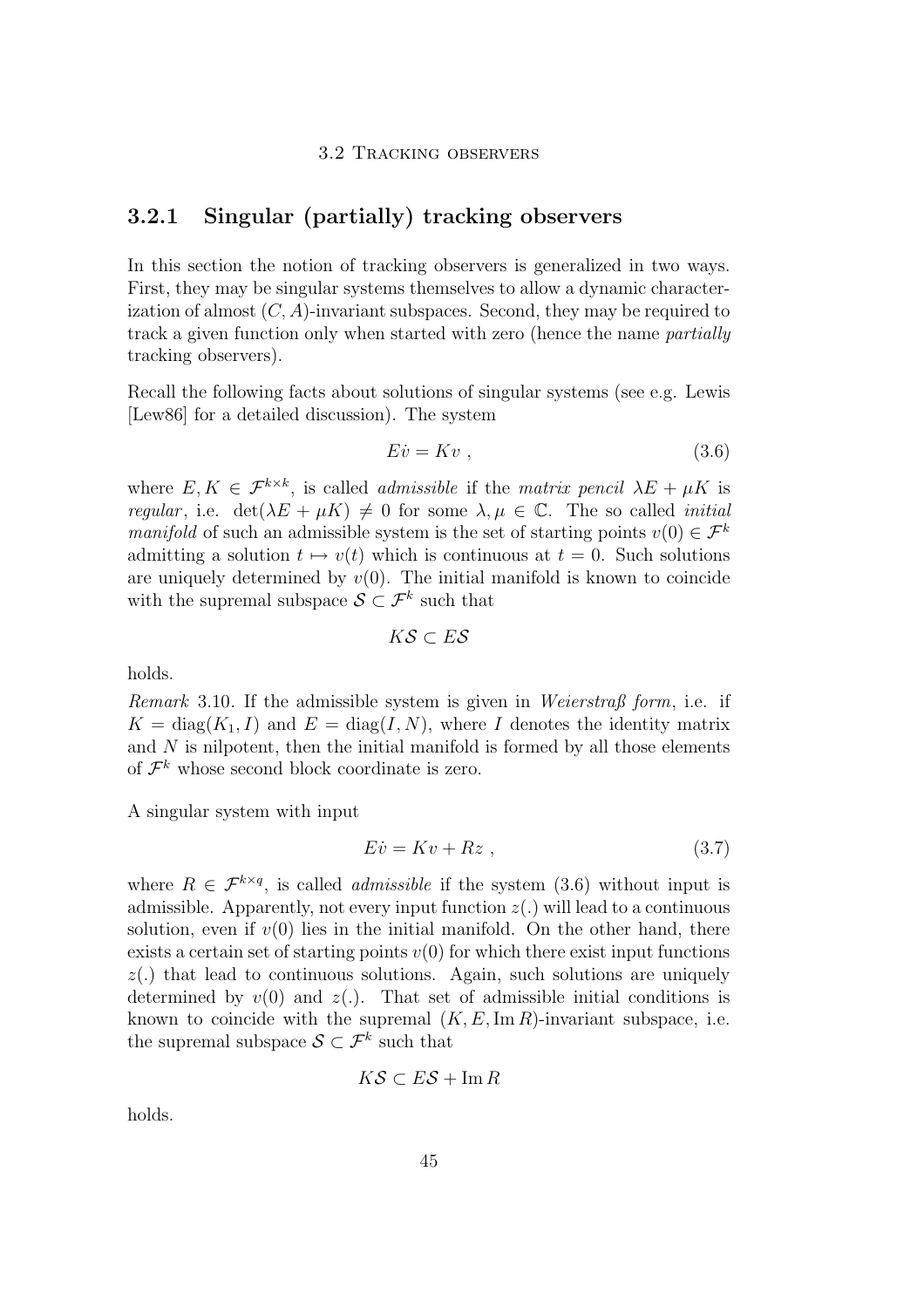### 3.2.1 Singular (partially) tracking observers

In this section the notion of tracking observers is generalized in two ways. First, they may be singular systems themselves to allow a dynamic characterization of almost $(C, A)$-invariant subspaces. Second, they may be required to track a given function only when started with zero (hence the name *partially* tracking observers).

Recall the following facts about solutions of singular systems (see e.g. Lewis [Lew86] for a detailed discussion). The system

$$E\dot{v} = Kv \; , \tag{3.6}$$

where $E, K \in \mathcal{F}^{k\times k}$, is called *admissible* if the *matrix pencil* $\lambda E + \mu K$ is *regular*, i.e. $\det(\lambda E + \mu K) \neq 0$ for some $\lambda, \mu \in \mathbb{C}$. The so called *initial manifold* of such an admissible system is the set of starting points $v(0) \in \mathcal{F}^k$ admitting a solution $t \mapsto v(t)$ which is continuous at $t = 0$. Such solutions are uniquely determined by $v(0)$. The initial manifold is known to coincide with the supremal subspace $\mathcal{S} \subset \mathcal{F}^k$ such that

$$K\mathcal{S} \subset E\mathcal{S}$$

holds.

*Remark* 3.10. If the admissible system is given in *Weierstraß form*, i.e. if $K = \operatorname{diag}(K_1, I)$ and $E = \operatorname{diag}(I, N)$, where $I$ denotes the identity matrix and $N$ is nilpotent, then the initial manifold is formed by all those elements of $\mathcal{F}^k$ whose second block coordinate is zero.

A singular system with input

$$E\dot{v} = Kv + Rz \; , \tag{3.7}$$

where $R \in \mathcal{F}^{k\times q}$, is called *admissible* if the system (3.6) without input is admissible. Apparently, not every input function $z(.)$ will lead to a continuous solution, even if $v(0)$ lies in the initial manifold. On the other hand, there exists a certain set of starting points $v(0)$ for which there exist input functions $z(.)$ that lead to continuous solutions. Again, such solutions are uniquely determined by $v(0)$ and $z(.)$. That set of admissible initial conditions is known to coincide with the supremal $(K, E, \operatorname{Im} R)$-invariant subspace, i.e. the supremal subspace $\mathcal{S} \subset \mathcal{F}^k$ such that

$$K\mathcal{S} \subset E\mathcal{S} + \operatorname{Im} R$$

holds.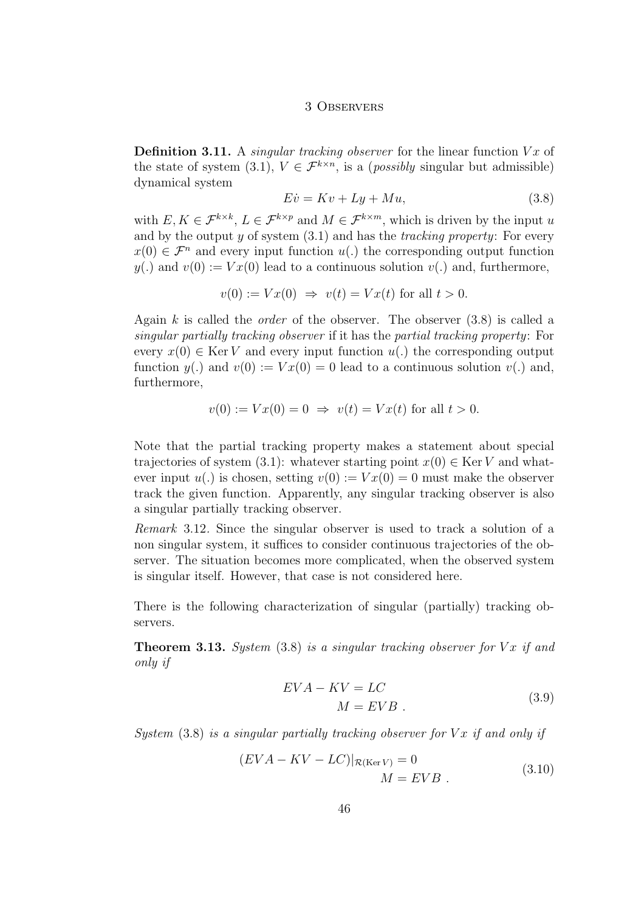**Definition 3.11.** A *singular tracking observer* for the linear function $Vx$ of the state of system (3.1), $V \in \mathcal{F}^{k\times n}$, is a (*possibly* singular but admissible) dynamical system

$$E\dot{v} = Kv + Ly + Mu, \tag{3.8}$$

with $E, K \in \mathcal{F}^{k\times k}$, $L \in \mathcal{F}^{k\times p}$ and $M \in \mathcal{F}^{k\times m}$, which is driven by the input $u$ and by the output $y$ of system (3.1) and has the *tracking property*: For every $x(0) \in \mathcal{F}^n$ and every input function $u(.)$ the corresponding output function $y(.)$ and $v(0) := Vx(0)$ lead to a continuous solution $v(.)$ and, furthermore,

$$v(0) := Vx(0) \;\Rightarrow\; v(t) = Vx(t) \text{ for all } t > 0.$$

Again $k$ is called the *order* of the observer. The observer (3.8) is called a *singular partially tracking observer* if it has the *partial tracking property*: For every $x(0) \in \operatorname{Ker} V$ and every input function $u(.)$ the corresponding output function $y(.)$ and $v(0) := Vx(0) = 0$ lead to a continuous solution $v(.)$ and, furthermore,

$$v(0) := Vx(0) = 0 \;\Rightarrow\; v(t) = Vx(t) \text{ for all } t > 0.$$

Note that the partial tracking property makes a statement about special trajectories of system (3.1): whatever starting point $x(0) \in \operatorname{Ker} V$ and whatever input $u(.)$ is chosen, setting $v(0) := Vx(0) = 0$ must make the observer track the given function. Apparently, any singular tracking observer is also a singular partially tracking observer.

*Remark* 3.12. Since the singular observer is used to track a solution of a non singular system, it suffices to consider continuous trajectories of the observer. The situation becomes more complicated, when the observed system is singular itself. However, that case is not considered here.

There is the following characterization of singular (partially) tracking observers.

**Theorem 3.13.** *System* (3.8) *is a singular tracking observer for $Vx$ if and only if*

$$\begin{aligned} EVA - KV &= LC \\ M &= EVB\ . \end{aligned} \tag{3.9}$$

*System* (3.8) *is a singular partially tracking observer for $Vx$ if and only if*

$$\begin{aligned} (EVA - KV - LC)|_{\mathcal{R}(\operatorname{Ker} V)} &= 0 \\ M &= EVB\ . \end{aligned} \tag{3.10}$$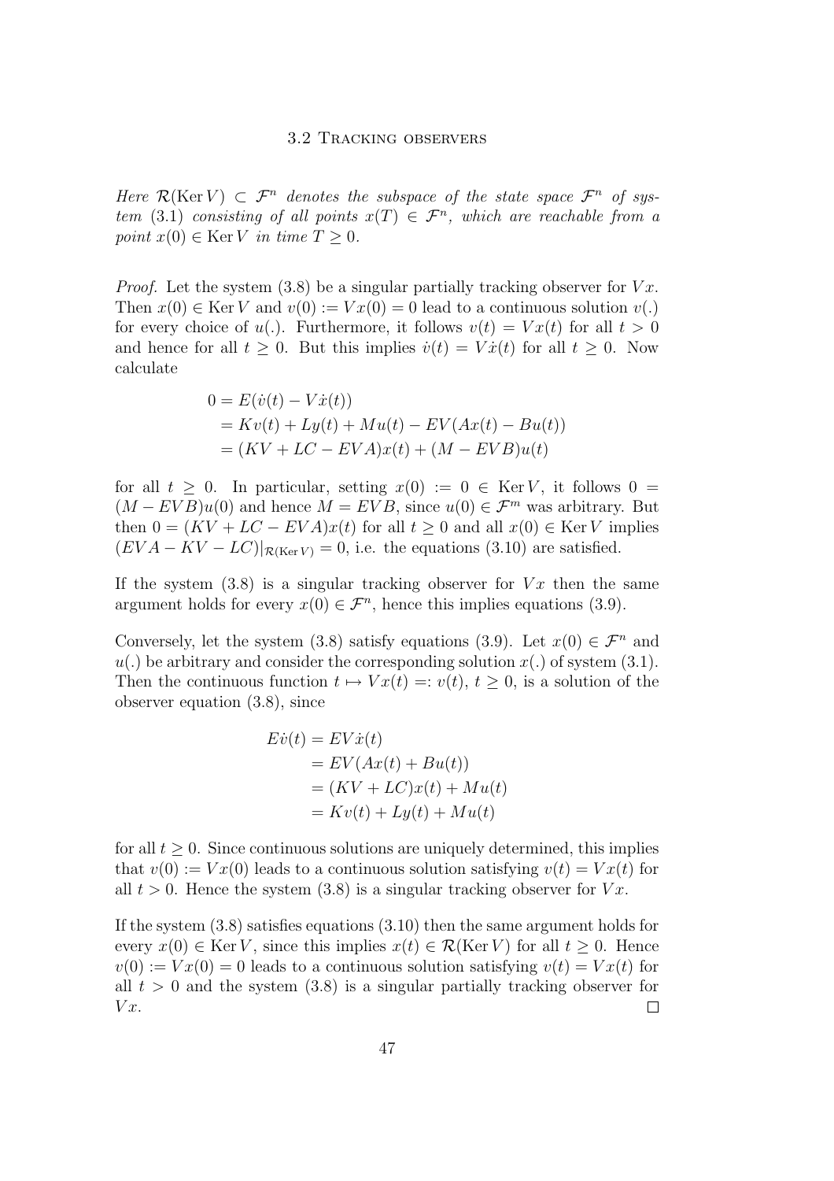*Here $\mathcal{R}(\operatorname{Ker} V) \subset \mathcal{F}^n$ denotes the subspace of the state space $\mathcal{F}^n$ of system (3.1) consisting of all points $x(T) \in \mathcal{F}^n$, which are reachable from a point $x(0) \in \operatorname{Ker} V$ in time $T \geq 0$.*

*Proof.* Let the system (3.8) be a singular partially tracking observer for $Vx$. Then $x(0) \in \operatorname{Ker} V$ and $v(0) := Vx(0) = 0$ lead to a continuous solution $v(.)$ for every choice of $u(.)$. Furthermore, it follows $v(t) = Vx(t)$ for all $t > 0$ and hence for all $t \geq 0$. But this implies $\dot{v}(t) = V\dot{x}(t)$ for all $t \geq 0$. Now calculate

$$
\begin{aligned}
0 &= E(\dot{v}(t) - V\dot{x}(t)) \\
&= Kv(t) + Ly(t) + Mu(t) - EV(Ax(t) - Bu(t)) \\
&= (KV + LC - EVA)x(t) + (M - EVB)u(t)
\end{aligned}
$$

for all $t \geq 0$. In particular, setting $x(0) := 0 \in \operatorname{Ker} V$, it follows $0 = (M - EVB)u(0)$ and hence $M = EVB$, since $u(0) \in \mathcal{F}^m$ was arbitrary. But then $0 = (KV + LC - EVA)x(t)$ for all $t \geq 0$ and all $x(0) \in \operatorname{Ker} V$ implies $(EVA - KV - LC)|_{\mathcal{R}(\operatorname{Ker} V)} = 0$, i.e. the equations (3.10) are satisfied.

If the system (3.8) is a singular tracking observer for $Vx$ then the same argument holds for every $x(0) \in \mathcal{F}^n$, hence this implies equations (3.9).

Conversely, let the system (3.8) satisfy equations (3.9). Let $x(0) \in \mathcal{F}^n$ and $u(.)$ be arbitrary and consider the corresponding solution $x(.)$ of system (3.1). Then the continuous function $t \mapsto Vx(t) =: v(t)$, $t \geq 0$, is a solution of the observer equation (3.8), since

$$
\begin{aligned}
E\dot{v}(t) &= EV\dot{x}(t) \\
&= EV(Ax(t) + Bu(t)) \\
&= (KV + LC)x(t) + Mu(t) \\
&= Kv(t) + Ly(t) + Mu(t)
\end{aligned}
$$

for all $t \geq 0$. Since continuous solutions are uniquely determined, this implies that $v(0) := Vx(0)$ leads to a continuous solution satisfying $v(t) = Vx(t)$ for all $t > 0$. Hence the system (3.8) is a singular tracking observer for $Vx$.

If the system (3.8) satisfies equations (3.10) then the same argument holds for every $x(0) \in \operatorname{Ker} V$, since this implies $x(t) \in \mathcal{R}(\operatorname{Ker} V)$ for all $t \geq 0$. Hence $v(0) := Vx(0) = 0$ leads to a continuous solution satisfying $v(t) = Vx(t)$ for all $t > 0$ and the system (3.8) is a singular partially tracking observer for $Vx$. □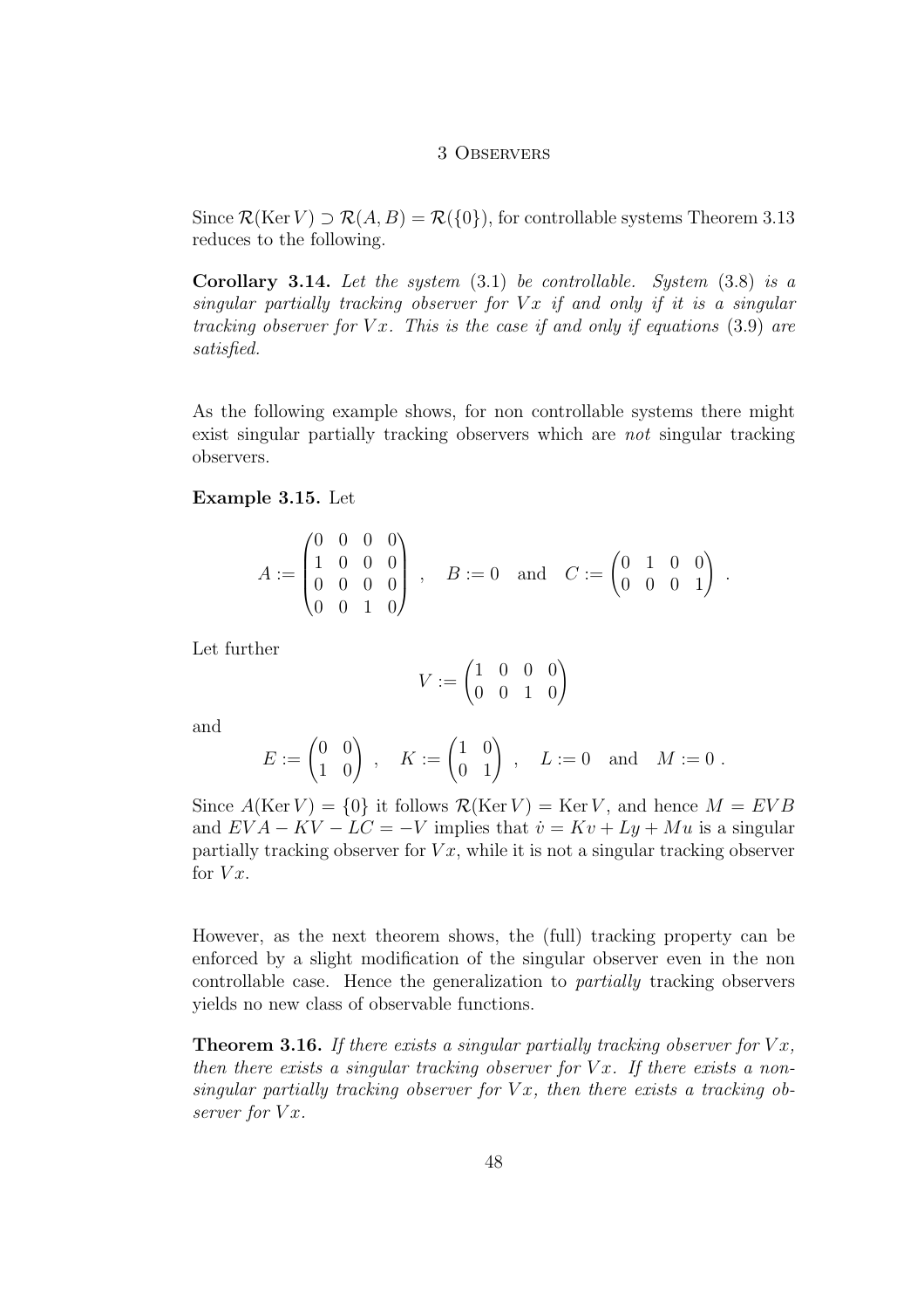Since $\mathcal{R}(\operatorname{Ker} V) \supset \mathcal{R}(A, B) = \mathcal{R}(\{0\})$, for controllable systems Theorem 3.13 reduces to the following.

**Corollary 3.14.** *Let the system* (3.1) *be controllable. System* (3.8) *is a singular partially tracking observer for $Vx$ if and only if it is a singular tracking observer for $Vx$. This is the case if and only if equations* (3.9) *are satisfied.*

As the following example shows, for non controllable systems there might exist singular partially tracking observers which are *not* singular tracking observers.

**Example 3.15.** Let

$$A := \begin{pmatrix} 0 & 0 & 0 & 0 \\ 1 & 0 & 0 & 0 \\ 0 & 0 & 0 & 0 \\ 0 & 0 & 1 & 0 \end{pmatrix} , \quad B := 0 \quad \text{and} \quad C := \begin{pmatrix} 0 & 1 & 0 & 0 \\ 0 & 0 & 0 & 1 \end{pmatrix} .$$

Let further

$$V := \begin{pmatrix} 1 & 0 & 0 & 0 \\ 0 & 0 & 1 & 0 \end{pmatrix}$$

and

$$E := \begin{pmatrix} 0 & 0 \\ 1 & 0 \end{pmatrix} , \quad K := \begin{pmatrix} 1 & 0 \\ 0 & 1 \end{pmatrix} , \quad L := 0 \quad \text{and} \quad M := 0 .$$

Since $A(\operatorname{Ker} V) = \{0\}$ it follows $\mathcal{R}(\operatorname{Ker} V) = \operatorname{Ker} V$, and hence $M = EVB$ and $EVA - KV - LC = -V$ implies that $\dot{v} = Kv + Ly + Mu$ is a singular partially tracking observer for $Vx$, while it is not a singular tracking observer for $Vx$.

However, as the next theorem shows, the (full) tracking property can be enforced by a slight modification of the singular observer even in the non controllable case. Hence the generalization to *partially* tracking observers yields no new class of observable functions.

**Theorem 3.16.** *If there exists a singular partially tracking observer for $Vx$, then there exists a singular tracking observer for $Vx$. If there exists a non-singular partially tracking observer for $Vx$, then there exists a tracking observer for $Vx$.*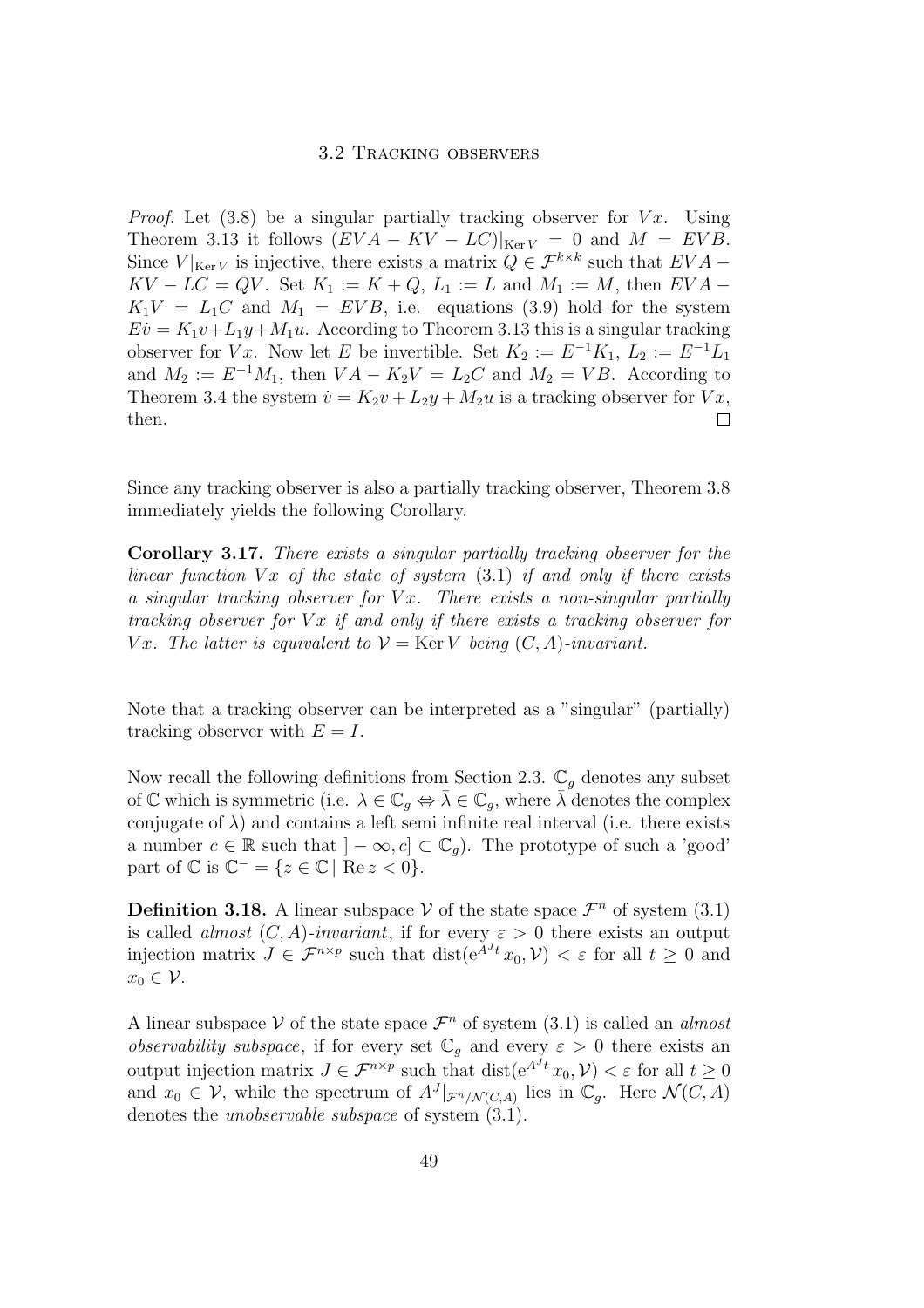*Proof.* Let (3.8) be a singular partially tracking observer for $Vx$. Using Theorem 3.13 it follows $(EVA - KV - LC)|_{\operatorname{Ker} V} = 0$ and $M = EVB$. Since $V|_{\operatorname{Ker} V}$ is injective, there exists a matrix $Q \in \mathcal{F}^{k \times k}$ such that $EVA - KV - LC = QV$. Set $K_1 := K + Q$, $L_1 := L$ and $M_1 := M$, then $EVA - K_1 V = L_1 C$ and $M_1 = EVB$, i.e. equations (3.9) hold for the system $E\dot{v} = K_1 v + L_1 y + M_1 u$. According to Theorem 3.13 this is a singular tracking observer for $Vx$. Now let $E$ be invertible. Set $K_2 := E^{-1} K_1$, $L_2 := E^{-1} L_1$ and $M_2 := E^{-1} M_1$, then $VA - K_2 V = L_2 C$ and $M_2 = VB$. According to Theorem 3.4 the system $\dot{v} = K_2 v + L_2 y + M_2 u$ is a tracking observer for $Vx$, then. $\square$

Since any tracking observer is also a partially tracking observer, Theorem 3.8 immediately yields the following Corollary.

**Corollary 3.17.** *There exists a singular partially tracking observer for the linear function $Vx$ of the state of system (3.1) if and only if there exists a singular tracking observer for $Vx$. There exists a non-singular partially tracking observer for $Vx$ if and only if there exists a tracking observer for $Vx$. The latter is equivalent to $\mathcal{V} = \operatorname{Ker} V$ being $(C, A)$-invariant.*

Note that a tracking observer can be interpreted as a "singular" (partially) tracking observer with $E = I$.

Now recall the following definitions from Section 2.3. $\mathbb{C}_g$ denotes any subset of $\mathbb{C}$ which is symmetric (i.e. $\lambda \in \mathbb{C}_g \Leftrightarrow \bar{\lambda} \in \mathbb{C}_g$, where $\bar{\lambda}$ denotes the complex conjugate of $\lambda$) and contains a left semi infinite real interval (i.e. there exists a number $c \in \mathbb{R}$ such that $]-\infty, c] \subset \mathbb{C}_g$). The prototype of such a 'good' part of $\mathbb{C}$ is $\mathbb{C}^- = \{z \in \mathbb{C} \mid \operatorname{Re} z < 0\}$.

**Definition 3.18.** A linear subspace $\mathcal{V}$ of the state space $\mathcal{F}^n$ of system (3.1) is called *almost $(C, A)$-invariant*, if for every $\varepsilon > 0$ there exists an output injection matrix $J \in \mathcal{F}^{n \times p}$ such that $\operatorname{dist}(e^{A^J t} x_0, \mathcal{V}) < \varepsilon$ for all $t \geq 0$ and $x_0 \in \mathcal{V}$.

A linear subspace $\mathcal{V}$ of the state space $\mathcal{F}^n$ of system (3.1) is called an *almost observability subspace*, if for every set $\mathbb{C}_g$ and every $\varepsilon > 0$ there exists an output injection matrix $J \in \mathcal{F}^{n \times p}$ such that $\operatorname{dist}(e^{A^J t} x_0, \mathcal{V}) < \varepsilon$ for all $t \geq 0$ and $x_0 \in \mathcal{V}$, while the spectrum of $A^J|_{\mathcal{F}^n / \mathcal{N}(C,A)}$ lies in $\mathbb{C}_g$. Here $\mathcal{N}(C, A)$ denotes the *unobservable subspace* of system (3.1).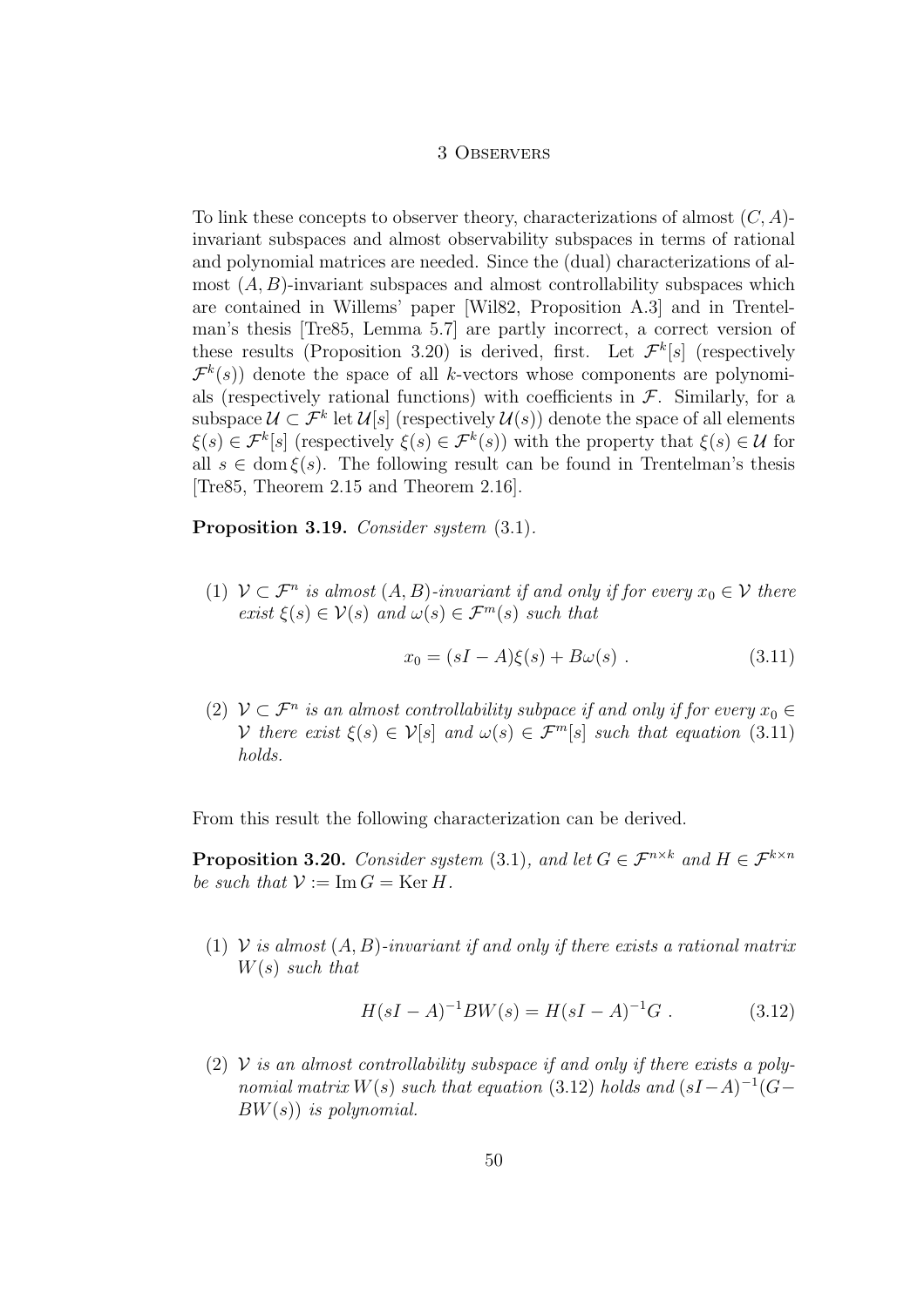To link these concepts to observer theory, characterizations of almost $(C, A)$-invariant subspaces and almost observability subspaces in terms of rational and polynomial matrices are needed. Since the (dual) characterizations of almost $(A, B)$-invariant subspaces and almost controllability subspaces which are contained in Willems' paper [Wil82, Proposition A.3] and in Trentelman's thesis [Tre85, Lemma 5.7] are partly incorrect, a correct version of these results (Proposition 3.20) is derived, first. Let $\mathcal{F}^k[s]$ (respectively $\mathcal{F}^k(s)$) denote the space of all $k$-vectors whose components are polynomials (respectively rational functions) with coefficients in $\mathcal{F}$. Similarly, for a subspace $\mathcal{U} \subset \mathcal{F}^k$ let $\mathcal{U}[s]$ (respectively $\mathcal{U}(s)$) denote the space of all elements $\xi(s) \in \mathcal{F}^k[s]$ (respectively $\xi(s) \in \mathcal{F}^k(s)$) with the property that $\xi(s) \in \mathcal{U}$ for all $s \in \operatorname{dom} \xi(s)$. The following result can be found in Trentelman's thesis [Tre85, Theorem 2.15 and Theorem 2.16].

**Proposition 3.19.** *Consider system* (3.1).

(1) *$\mathcal{V} \subset \mathcal{F}^n$ is almost $(A, B)$-invariant if and only if for every $x_0 \in \mathcal{V}$ there exist $\xi(s) \in \mathcal{V}(s)$ and $\omega(s) \in \mathcal{F}^m(s)$ such that*

$$x_0 = (sI - A)\xi(s) + B\omega(s) \; . \tag{3.11}$$

(2) *$\mathcal{V} \subset \mathcal{F}^n$ is an almost controllability subpace if and only if for every $x_0 \in \mathcal{V}$ there exist $\xi(s) \in \mathcal{V}[s]$ and $\omega(s) \in \mathcal{F}^m[s]$ such that equation* (3.11) *holds.*

From this result the following characterization can be derived.

**Proposition 3.20.** *Consider system* (3.1)*, and let $G \in \mathcal{F}^{n \times k}$ and $H \in \mathcal{F}^{k \times n}$ be such that $\mathcal{V} := \operatorname{Im} G = \operatorname{Ker} H$.*

(1) *$\mathcal{V}$ is almost $(A, B)$-invariant if and only if there exists a rational matrix $W(s)$ such that*

$$H(sI - A)^{-1}BW(s) = H(sI - A)^{-1}G \; . \tag{3.12}$$

(2) *$\mathcal{V}$ is an almost controllability subspace if and only if there exists a polynomial matrix $W(s)$ such that equation* (3.12) *holds and $(sI-A)^{-1}(G - BW(s))$ is polynomial.*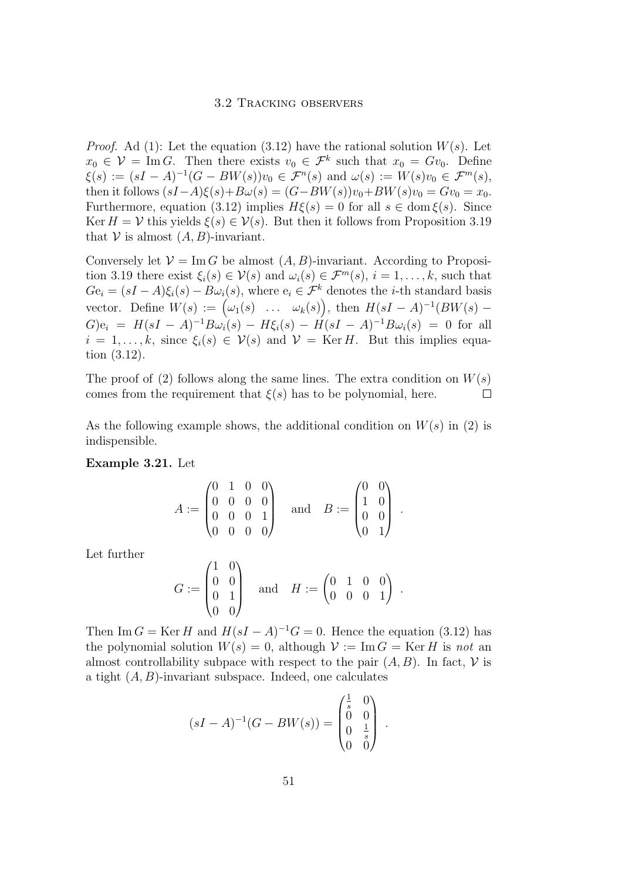*Proof.* Ad (1): Let the equation (3.12) have the rational solution $W(s)$. Let $x_0 \in \mathcal{V} = \operatorname{Im} G$. Then there exists $v_0 \in \mathcal{F}^k$ such that $x_0 = Gv_0$. Define $\xi(s) := (sI - A)^{-1}(G - BW(s))v_0 \in \mathcal{F}^n(s)$ and $\omega(s) := W(s)v_0 \in \mathcal{F}^m(s)$, then it follows $(sI - A)\xi(s) + B\omega(s) = (G - BW(s))v_0 + BW(s)v_0 = Gv_0 = x_0$. Furthermore, equation (3.12) implies $H\xi(s) = 0$ for all $s \in \operatorname{dom} \xi(s)$. Since $\operatorname{Ker} H = \mathcal{V}$ this yields $\xi(s) \in \mathcal{V}(s)$. But then it follows from Proposition 3.19 that $\mathcal{V}$ is almost $(A, B)$-invariant.

Conversely let $\mathcal{V} = \operatorname{Im} G$ be almost $(A, B)$-invariant. According to Proposition 3.19 there exist $\xi_i(s) \in \mathcal{V}(s)$ and $\omega_i(s) \in \mathcal{F}^m(s)$, $i = 1, \ldots, k$, such that $Ge_i = (sI - A)\xi_i(s) - B\omega_i(s)$, where $e_i \in \mathcal{F}^k$ denotes the $i$-th standard basis vector. Define $W(s) := \begin{pmatrix} \omega_1(s) & \ldots & \omega_k(s) \end{pmatrix}$, then $H(sI - A)^{-1}(BW(s) - G)e_i = H(sI - A)^{-1}B\omega_i(s) - H\xi_i(s) - H(sI - A)^{-1}B\omega_i(s) = 0$ for all $i = 1, \ldots, k$, since $\xi_i(s) \in \mathcal{V}(s)$ and $\mathcal{V} = \operatorname{Ker} H$. But this implies equation (3.12).

The proof of (2) follows along the same lines. The extra condition on $W(s)$ comes from the requirement that $\xi(s)$ has to be polynomial, here. $\square$

As the following example shows, the additional condition on $W(s)$ in (2) is indispensible.

**Example 3.21.** Let

$$A := \begin{pmatrix} 0 & 1 & 0 & 0 \\ 0 & 0 & 0 & 0 \\ 0 & 0 & 0 & 1 \\ 0 & 0 & 0 & 0 \end{pmatrix} \quad \text{and} \quad B := \begin{pmatrix} 0 & 0 \\ 1 & 0 \\ 0 & 0 \\ 0 & 1 \end{pmatrix} .$$

Let further

$$G := \begin{pmatrix} 1 & 0 \\ 0 & 0 \\ 0 & 1 \\ 0 & 0 \end{pmatrix} \quad \text{and} \quad H := \begin{pmatrix} 0 & 1 & 0 & 0 \\ 0 & 0 & 0 & 1 \end{pmatrix} .$$

Then $\operatorname{Im} G = \operatorname{Ker} H$ and $H(sI - A)^{-1}G = 0$. Hence the equation (3.12) has the polynomial solution $W(s) = 0$, although $\mathcal{V} := \operatorname{Im} G = \operatorname{Ker} H$ is *not* an almost controllability subpace with respect to the pair $(A, B)$. In fact, $\mathcal{V}$ is a tight $(A, B)$-invariant subspace. Indeed, one calculates

$$(sI - A)^{-1}(G - BW(s)) = \begin{pmatrix} \frac{1}{s} & 0 \\ 0 & 0 \\ 0 & \frac{1}{s} \\ 0 & 0 \end{pmatrix} .$$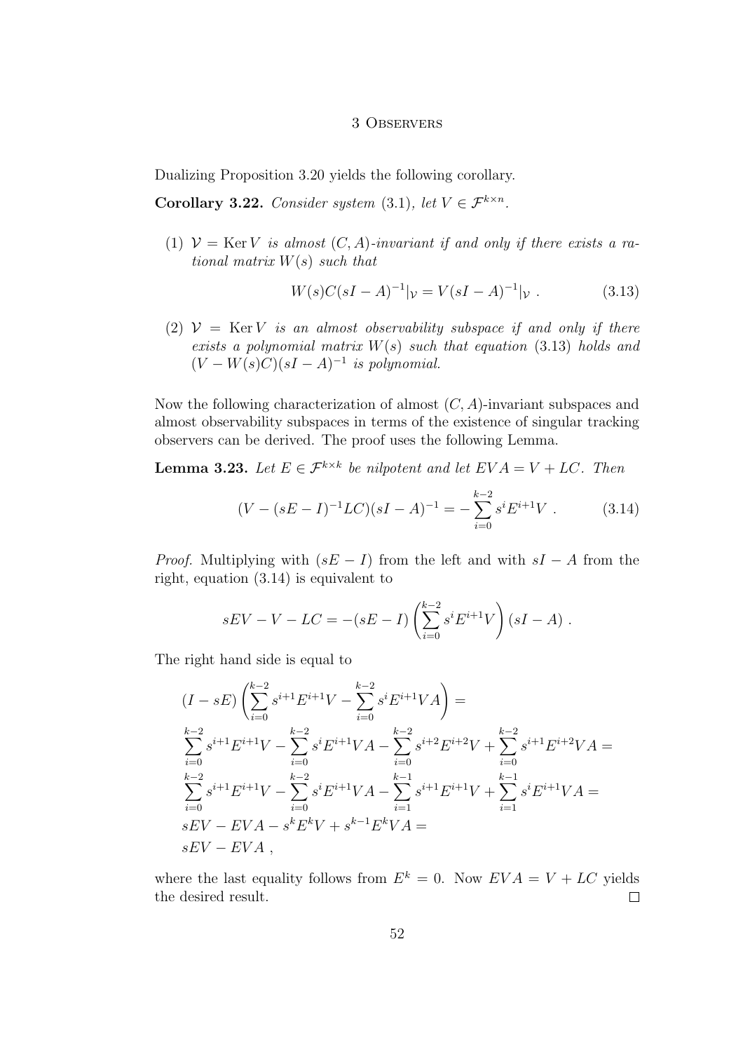Dualizing Proposition 3.20 yields the following corollary.

**Corollary 3.22.** *Consider system* (3.1)*, let* $V \in \mathcal{F}^{k\times n}$*.*

(1) $\mathcal{V} = \operatorname{Ker} V$ *is almost* $(C, A)$*-invariant if and only if there exists a rational matrix* $W(s)$ *such that*

$$W(s)C(sI - A)^{-1}|_{\mathcal{V}} = V(sI - A)^{-1}|_{\mathcal{V}} \ . \tag{3.13}$$

(2) $\mathcal{V} = \operatorname{Ker} V$ *is an almost observability subspace if and only if there exists a polynomial matrix* $W(s)$ *such that equation* (3.13) *holds and* $(V - W(s)C)(sI - A)^{-1}$ *is polynomial.*

Now the following characterization of almost $(C, A)$-invariant subspaces and almost observability subspaces in terms of the existence of singular tracking observers can be derived. The proof uses the following Lemma.

**Lemma 3.23.** *Let* $E \in \mathcal{F}^{k\times k}$ *be nilpotent and let* $EVA = V + LC$*. Then*

$$(V - (sE - I)^{-1}LC)(sI - A)^{-1} = -\sum_{i=0}^{k-2} s^i E^{i+1} V \ . \tag{3.14}$$

*Proof.* Multiplying with $(sE - I)$ from the left and with $sI - A$ from the right, equation (3.14) is equivalent to

$$sEV - V - LC = -(sE - I)\left(\sum_{i=0}^{k-2} s^i E^{i+1} V\right)(sI - A) \ .$$

The right hand side is equal to

$$\begin{aligned}
&(I - sE)\left(\sum_{i=0}^{k-2} s^{i+1}E^{i+1}V - \sum_{i=0}^{k-2} s^i E^{i+1} VA\right) = \\
&\sum_{i=0}^{k-2} s^{i+1}E^{i+1}V - \sum_{i=0}^{k-2} s^i E^{i+1}VA - \sum_{i=0}^{k-2} s^{i+2}E^{i+2}V + \sum_{i=0}^{k-2} s^{i+1}E^{i+2}VA = \\
&\sum_{i=0}^{k-2} s^{i+1}E^{i+1}V - \sum_{i=0}^{k-2} s^i E^{i+1}VA - \sum_{i=1}^{k-1} s^{i+1}E^{i+1}V + \sum_{i=1}^{k-1} s^i E^{i+1}VA = \\
&sEV - EVA - s^k E^k V + s^{k-1}E^k VA = \\
&sEV - EVA \ ,
\end{aligned}$$

where the last equality follows from $E^k = 0$. Now $EVA = V + LC$ yields the desired result. $\square$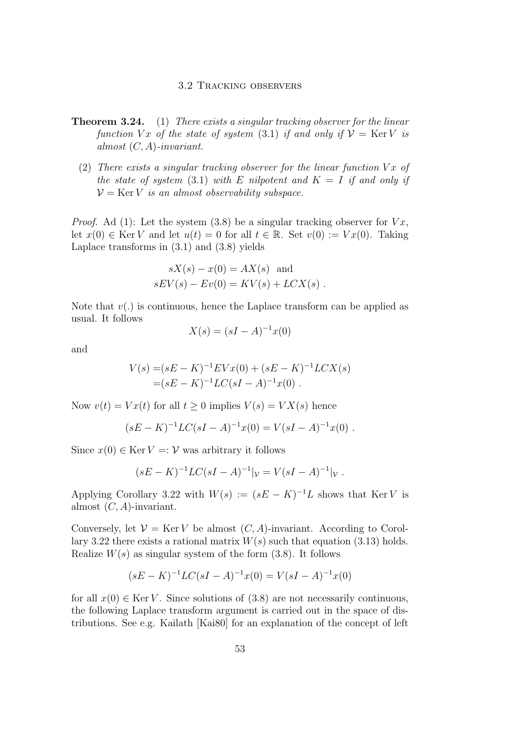**Theorem 3.24.** (1) *There exists a singular tracking observer for the linear function $Vx$ of the state of system* (3.1) *if and only if $\mathcal{V} = \operatorname{Ker} V$ is almost $(C, A)$-invariant.*

(2) *There exists a singular tracking observer for the linear function $Vx$ of the state of system* (3.1) *with $E$ nilpotent and $K = I$ if and only if $\mathcal{V} = \operatorname{Ker} V$ is an almost observability subspace.*

*Proof.* Ad (1): Let the system (3.8) be a singular tracking observer for $Vx$, let $x(0) \in \operatorname{Ker} V$ and let $u(t) = 0$ for all $t \in \mathbb{R}$. Set $v(0) := Vx(0)$. Taking Laplace transforms in (3.1) and (3.8) yields

$$
\begin{aligned}
sX(s) - x(0) &= AX(s) \quad \text{and} \\
sEV(s) - Ev(0) &= KV(s) + LCX(s) \; .
\end{aligned}
$$

Note that $v(.)$ is continuous, hence the Laplace transform can be applied as usual. It follows

$$
X(s) = (sI - A)^{-1} x(0)
$$

and

$$
\begin{aligned}
V(s) =& (sE - K)^{-1} EVx(0) + (sE - K)^{-1} LCX(s) \\
=& (sE - K)^{-1} LC(sI - A)^{-1} x(0) \; .
\end{aligned}
$$

Now $v(t) = Vx(t)$ for all $t \geq 0$ implies $V(s) = VX(s)$ hence

$$
(sE - K)^{-1} LC(sI - A)^{-1} x(0) = V(sI - A)^{-1} x(0) \; .
$$

Since $x(0) \in \operatorname{Ker} V =: \mathcal{V}$ was arbitrary it follows

$$
(sE - K)^{-1} LC(sI - A)^{-1}|_{\mathcal{V}} = V(sI - A)^{-1}|_{\mathcal{V}} \; .
$$

Applying Corollary 3.22 with $W(s) := (sE - K)^{-1} L$ shows that $\operatorname{Ker} V$ is almost $(C, A)$-invariant.

Conversely, let $\mathcal{V} = \operatorname{Ker} V$ be almost $(C, A)$-invariant. According to Corollary 3.22 there exists a rational matrix $W(s)$ such that equation (3.13) holds. Realize $W(s)$ as singular system of the form (3.8). It follows

$$
(sE - K)^{-1} LC(sI - A)^{-1} x(0) = V(sI - A)^{-1} x(0)
$$

for all $x(0) \in \operatorname{Ker} V$. Since solutions of (3.8) are not necessarily continuous, the following Laplace transform argument is carried out in the space of distributions. See e.g. Kailath [Kai80] for an explanation of the concept of left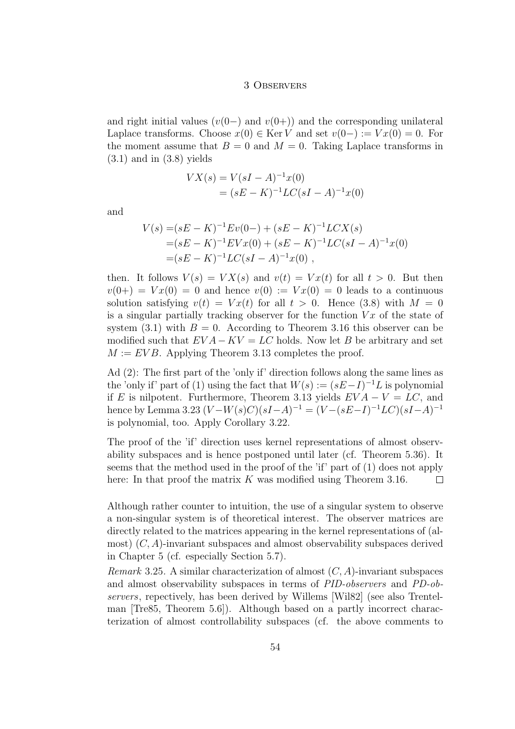and right initial values ($v(0-)$ and $v(0+)$) and the corresponding unilateral Laplace transforms. Choose $x(0) \in \operatorname{Ker} V$ and set $v(0-) := Vx(0) = 0$. For the moment assume that $B = 0$ and $M = 0$. Taking Laplace transforms in (3.1) and in (3.8) yields

$$
\begin{aligned}
VX(s) &= V(sI - A)^{-1}x(0) \\
&= (sE - K)^{-1}LC(sI - A)^{-1}x(0)
\end{aligned}
$$

and

$$
\begin{aligned}
V(s) =& (sE - K)^{-1}Ev(0-) + (sE - K)^{-1}LCX(s) \\
=& (sE - K)^{-1}EVx(0) + (sE - K)^{-1}LC(sI - A)^{-1}x(0) \\
=& (sE - K)^{-1}LC(sI - A)^{-1}x(0) \ ,
\end{aligned}
$$

then. It follows $V(s) = VX(s)$ and $v(t) = Vx(t)$ for all $t > 0$. But then $v(0+) = Vx(0) = 0$ and hence $v(0) := Vx(0) = 0$ leads to a continuous solution satisfying $v(t) = Vx(t)$ for all $t > 0$. Hence (3.8) with $M = 0$ is a singular partially tracking observer for the function $Vx$ of the state of system (3.1) with $B = 0$. According to Theorem 3.16 this observer can be modified such that $EVA - KV = LC$ holds. Now let $B$ be arbitrary and set $M := EVB$. Applying Theorem 3.13 completes the proof.

Ad (2): The first part of the 'only if' direction follows along the same lines as the 'only if' part of (1) using the fact that $W(s) := (sE-I)^{-1}L$ is polynomial if $E$ is nilpotent. Furthermore, Theorem 3.13 yields $EVA - V = LC$, and hence by Lemma 3.23 $(V-W(s)C)(sI-A)^{-1} = (V-(sE-I)^{-1}LC)(sI-A)^{-1}$ is polynomial, too. Apply Corollary 3.22.

The proof of the 'if' direction uses kernel representations of almost observability subspaces and is hence postponed until later (cf. Theorem 5.36). It seems that the method used in the proof of the 'if' part of (1) does not apply here: In that proof the matrix $K$ was modified using Theorem 3.16. $\square$

Although rather counter to intuition, the use of a singular system to observe a non-singular system is of theoretical interest. The observer matrices are directly related to the matrices appearing in the kernel representations of (almost) $(C, A)$-invariant subspaces and almost observability subspaces derived in Chapter 5 (cf. especially Section 5.7).

*Remark* 3.25. A similar characterization of almost $(C, A)$-invariant subspaces and almost observability subspaces in terms of *PID-observers* and *PD-observers*, repectively, has been derived by Willems [Wil82] (see also Trentelman [Tre85, Theorem 5.6]). Although based on a partly incorrect characterization of almost controllability subspaces (cf. the above comments to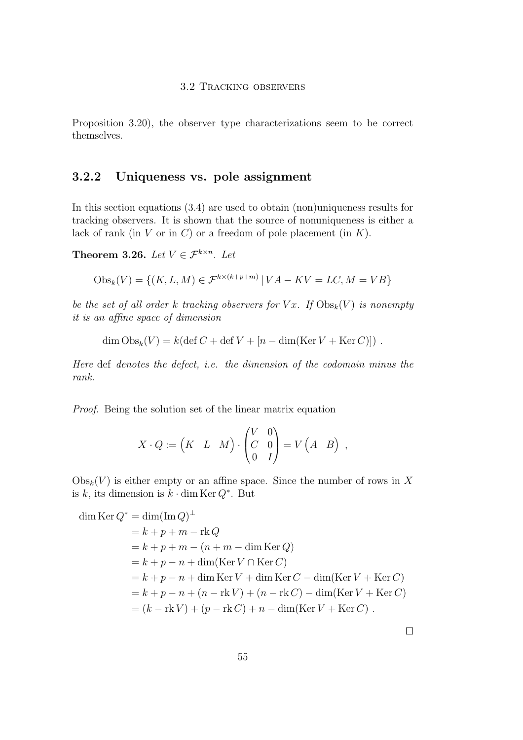Proposition 3.20), the observer type characterizations seem to be correct themselves.

### 3.2.2 Uniqueness vs. pole assignment

In this section equations (3.4) are used to obtain (non)uniqueness results for tracking observers. It is shown that the source of nonuniqueness is either a lack of rank (in $V$ or in $C$) or a freedom of pole placement (in $K$).

**Theorem 3.26.** *Let $V \in \mathcal{F}^{k\times n}$. Let*

$$\mathrm{Obs}_k(V) = \{(K, L, M) \in \mathcal{F}^{k\times(k+p+m)} \,|\, VA - KV = LC, M = VB\}$$

*be the set of all order $k$ tracking observers for $Vx$. If $\mathrm{Obs}_k(V)$ is nonempty it is an affine space of dimension*

$$\dim \mathrm{Obs}_k(V) = k(\operatorname{def} C + \operatorname{def} V + [n - \dim(\operatorname{Ker} V + \operatorname{Ker} C)]) \ .$$

*Here* def *denotes the defect, i.e. the dimension of the codomain minus the rank.*

*Proof.* Being the solution set of the linear matrix equation

$$X \cdot Q := \begin{pmatrix} K & L & M \end{pmatrix} \cdot \begin{pmatrix} V & 0 \\ C & 0 \\ 0 & I \end{pmatrix} = V \begin{pmatrix} A & B \end{pmatrix} \ ,$$

$\mathrm{Obs}_k(V)$ is either empty or an affine space. Since the number of rows in $X$ is $k$, its dimension is $k \cdot \dim \operatorname{Ker} Q^*$. But

$$\begin{aligned}
\dim \operatorname{Ker} Q^* &= \dim(\operatorname{Im} Q)^\perp \\
&= k + p + m - \operatorname{rk} Q \\
&= k + p + m - (n + m - \dim \operatorname{Ker} Q) \\
&= k + p - n + \dim(\operatorname{Ker} V \cap \operatorname{Ker} C) \\
&= k + p - n + \dim \operatorname{Ker} V + \dim \operatorname{Ker} C - \dim(\operatorname{Ker} V + \operatorname{Ker} C) \\
&= k + p - n + (n - \operatorname{rk} V) + (n - \operatorname{rk} C) - \dim(\operatorname{Ker} V + \operatorname{Ker} C) \\
&= (k - \operatorname{rk} V) + (p - \operatorname{rk} C) + n - \dim(\operatorname{Ker} V + \operatorname{Ker} C) \ .
\end{aligned}$$

□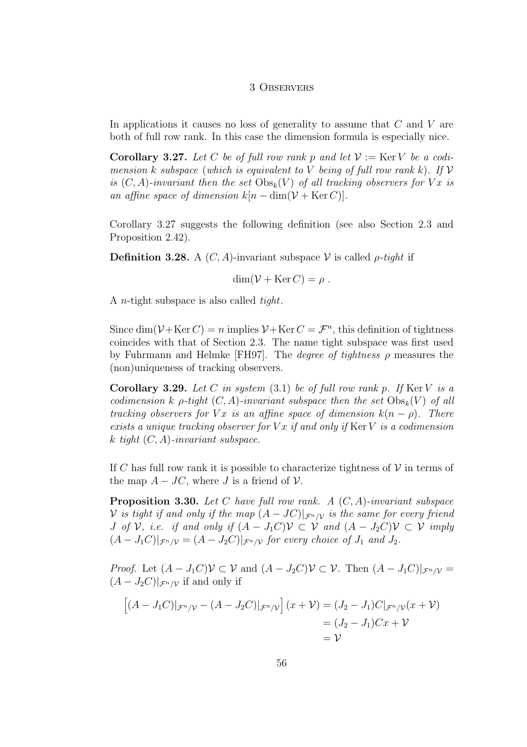In applications it causes no loss of generality to assume that $C$ and $V$ are both of full row rank. In this case the dimension formula is especially nice.

**Corollary 3.27.** *Let $C$ be of full row rank $p$ and let $\mathcal{V} := \operatorname{Ker} V$ be a codimension $k$ subspace (which is equivalent to $V$ being of full row rank $k$). If $\mathcal{V}$ is $(C, A)$-invariant then the set $\operatorname{Obs}_k(V)$ of all tracking observers for $Vx$ is an affine space of dimension $k[n - \dim(\mathcal{V} + \operatorname{Ker} C)]$.*

Corollary 3.27 suggests the following definition (see also Section 2.3 and Proposition 2.42).

**Definition 3.28.** A $(C, A)$-invariant subspace $\mathcal{V}$ is called *$\rho$-tight* if

$$\dim(\mathcal{V} + \operatorname{Ker} C) = \rho \ .$$

A $n$-tight subspace is also called *tight*.

Since $\dim(\mathcal{V} + \operatorname{Ker} C) = n$ implies $\mathcal{V} + \operatorname{Ker} C = \mathcal{F}^n$, this definition of tightness coincides with that of Section 2.3. The name tight subspace was first used by Fuhrmann and Helmke [FH97]. The *degree of tightness $\rho$* measures the (non)uniqueness of tracking observers.

**Corollary 3.29.** *Let $C$ in system (3.1) be of full row rank $p$. If $\operatorname{Ker} V$ is a codimension $k$ $\rho$-tight $(C, A)$-invariant subspace then the set $\operatorname{Obs}_k(V)$ of all tracking observers for $Vx$ is an affine space of dimension $k(n - \rho)$. There exists a unique tracking observer for $Vx$ if and only if $\operatorname{Ker} V$ is a codimension $k$ tight $(C, A)$-invariant subspace.*

If $C$ has full row rank it is possible to characterize tightness of $\mathcal{V}$ in terms of the map $A - JC$, where $J$ is a friend of $\mathcal{V}$.

**Proposition 3.30.** *Let $C$ have full row rank. A $(C, A)$-invariant subspace $\mathcal{V}$ is tight if and only if the map $(A - JC)|_{\mathcal{F}^n/\mathcal{V}}$ is the same for every friend $J$ of $\mathcal{V}$, i.e. if and only if $(A - J_1 C)\mathcal{V} \subset \mathcal{V}$ and $(A - J_2 C)\mathcal{V} \subset \mathcal{V}$ imply $(A - J_1 C)|_{\mathcal{F}^n/\mathcal{V}} = (A - J_2 C)|_{\mathcal{F}^n/\mathcal{V}}$ for every choice of $J_1$ and $J_2$.*

*Proof.* Let $(A - J_1 C)\mathcal{V} \subset \mathcal{V}$ and $(A - J_2 C)\mathcal{V} \subset \mathcal{V}$. Then $(A - J_1 C)|_{\mathcal{F}^n/\mathcal{V}} = (A - J_2 C)|_{\mathcal{F}^n/\mathcal{V}}$ if and only if

$$\begin{aligned}
\Big[(A - J_1 C)|_{\mathcal{F}^n/\mathcal{V}} - (A - J_2 C)|_{\mathcal{F}^n/\mathcal{V}}\Big](x + \mathcal{V}) &= (J_2 - J_1)C|_{\mathcal{F}^n/\mathcal{V}}(x + \mathcal{V}) \\
&= (J_2 - J_1)Cx + \mathcal{V} \\
&= \mathcal{V}
\end{aligned}$$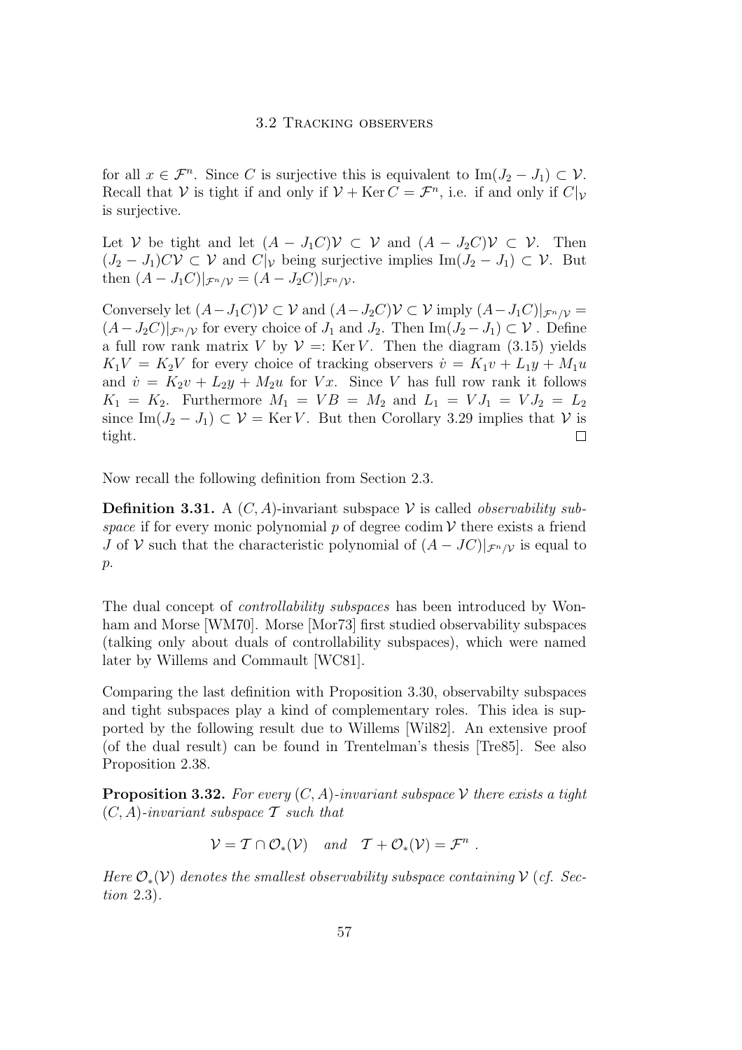for all $x \in \mathcal{F}^n$. Since $C$ is surjective this is equivalent to $\operatorname{Im}(J_2 - J_1) \subset \mathcal{V}$. Recall that $\mathcal{V}$ is tight if and only if $\mathcal{V} + \operatorname{Ker} C = \mathcal{F}^n$, i.e. if and only if $C|_{\mathcal{V}}$ is surjective.

Let $\mathcal{V}$ be tight and let $(A - J_1C)\mathcal{V} \subset \mathcal{V}$ and $(A - J_2C)\mathcal{V} \subset \mathcal{V}$. Then $(J_2 - J_1)C\mathcal{V} \subset \mathcal{V}$ and $C|_{\mathcal{V}}$ being surjective implies $\operatorname{Im}(J_2 - J_1) \subset \mathcal{V}$. But then $(A - J_1C)|_{\mathcal{F}^n/\mathcal{V}} = (A - J_2C)|_{\mathcal{F}^n/\mathcal{V}}$.

Conversely let $(A - J_1C)\mathcal{V} \subset \mathcal{V}$ and $(A - J_2C)\mathcal{V} \subset \mathcal{V}$ imply $(A - J_1C)|_{\mathcal{F}^n/\mathcal{V}} = (A - J_2C)|_{\mathcal{F}^n/\mathcal{V}}$ for every choice of $J_1$ and $J_2$. Then $\operatorname{Im}(J_2 - J_1) \subset \mathcal{V}$ . Define a full row rank matrix $V$ by $\mathcal{V} =: \operatorname{Ker} V$. Then the diagram (3.15) yields $K_1V = K_2V$ for every choice of tracking observers $\dot{v} = K_1v + L_1y + M_1u$ and $\dot{v} = K_2v + L_2y + M_2u$ for $Vx$. Since $V$ has full row rank it follows $K_1 = K_2$. Furthermore $M_1 = VB = M_2$ and $L_1 = VJ_1 = VJ_2 = L_2$ since $\operatorname{Im}(J_2 - J_1) \subset \mathcal{V} = \operatorname{Ker} V$. But then Corollary 3.29 implies that $\mathcal{V}$ is tight. □

Now recall the following definition from Section 2.3.

**Definition 3.31.** A $(C, A)$-invariant subspace $\mathcal{V}$ is called *observability subspace* if for every monic polynomial $p$ of degree $\operatorname{codim} \mathcal{V}$ there exists a friend $J$ of $\mathcal{V}$ such that the characteristic polynomial of $(A - JC)|_{\mathcal{F}^n/\mathcal{V}}$ is equal to $p$.

The dual concept of *controllability subspaces* has been introduced by Wonham and Morse [WM70]. Morse [Mor73] first studied observability subspaces (talking only about duals of controllability subspaces), which were named later by Willems and Commault [WC81].

Comparing the last definition with Proposition 3.30, observabilty subspaces and tight subspaces play a kind of complementary roles. This idea is supported by the following result due to Willems [Wil82]. An extensive proof (of the dual result) can be found in Trentelman's thesis [Tre85]. See also Proposition 2.38.

**Proposition 3.32.** *For every $(C, A)$-invariant subspace $\mathcal{V}$ there exists a tight $(C, A)$-invariant subspace $\mathcal{T}$ such that*

$$\mathcal{V} = \mathcal{T} \cap \mathcal{O}_*(\mathcal{V}) \quad \text{and} \quad \mathcal{T} + \mathcal{O}_*(\mathcal{V}) = \mathcal{F}^n \ .$$

*Here $\mathcal{O}_*(\mathcal{V})$ denotes the smallest observability subspace containing $\mathcal{V}$ (cf. Section 2.3).*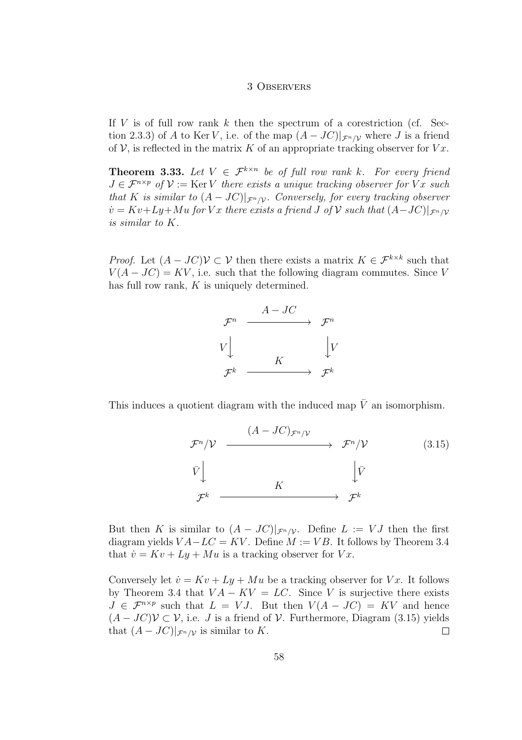If $V$ is of full row rank $k$ then the spectrum of a corestriction (cf. Section 2.3.3) of $A$ to $\operatorname{Ker} V$, i.e. of the map $(A - JC)|_{\mathcal{F}^n/\mathcal{V}}$ where $J$ is a friend of $\mathcal{V}$, is reflected in the matrix $K$ of an appropriate tracking observer for $Vx$.

**Theorem 3.33.** *Let $V \in \mathcal{F}^{k \times n}$ be of full row rank $k$. For every friend $J \in \mathcal{F}^{n \times p}$ of $\mathcal{V} := \operatorname{Ker} V$ there exists a unique tracking observer for $Vx$ such that $K$ is similar to $(A - JC)|_{\mathcal{F}^n/\mathcal{V}}$. Conversely, for every tracking observer $\dot{v} = Kv + Ly + Mu$ for $Vx$ there exists a friend $J$ of $\mathcal{V}$ such that $(A - JC)|_{\mathcal{F}^n/\mathcal{V}}$ is similar to $K$.*

*Proof.* Let $(A - JC)\mathcal{V} \subset \mathcal{V}$ then there exists a matrix $K \in \mathcal{F}^{k \times k}$ such that $V(A - JC) = KV$, i.e. such that the following diagram commutes. Since $V$ has full row rank, $K$ is uniquely determined.

$$\begin{array}{ccc}
\mathcal{F}^n & \xrightarrow{\quad A - JC \quad} & \mathcal{F}^n \\
V \big\downarrow & & \big\downarrow V \\
\mathcal{F}^k & \xrightarrow{\quad K \quad} & \mathcal{F}^k
\end{array}$$

This induces a quotient diagram with the induced map $\bar{V}$ an isomorphism.

$$\begin{array}{ccc}
\mathcal{F}^n/\mathcal{V} & \xrightarrow{\quad (A - JC)_{\mathcal{F}^n/\mathcal{V}} \quad} & \mathcal{F}^n/\mathcal{V} \\
\bar{V} \big\downarrow & & \big\downarrow \bar{V} \\
\mathcal{F}^k & \xrightarrow{\quad K \quad} & \mathcal{F}^k
\end{array} \tag{3.15}$$

But then $K$ is similar to $(A - JC)|_{\mathcal{F}^n/\mathcal{V}}$. Define $L := VJ$ then the first diagram yields $VA - LC = KV$. Define $M := VB$. It follows by Theorem 3.4 that $\dot{v} = Kv + Ly + Mu$ is a tracking observer for $Vx$.

Conversely let $\dot{v} = Kv + Ly + Mu$ be a tracking observer for $Vx$. It follows by Theorem 3.4 that $VA - KV = LC$. Since $V$ is surjective there exists $J \in \mathcal{F}^{n \times p}$ such that $L = VJ$. But then $V(A - JC) = KV$ and hence $(A - JC)\mathcal{V} \subset \mathcal{V}$, i.e. $J$ is a friend of $\mathcal{V}$. Furthermore, Diagram (3.15) yields that $(A - JC)|_{\mathcal{F}^n/\mathcal{V}}$ is similar to $K$. $\square$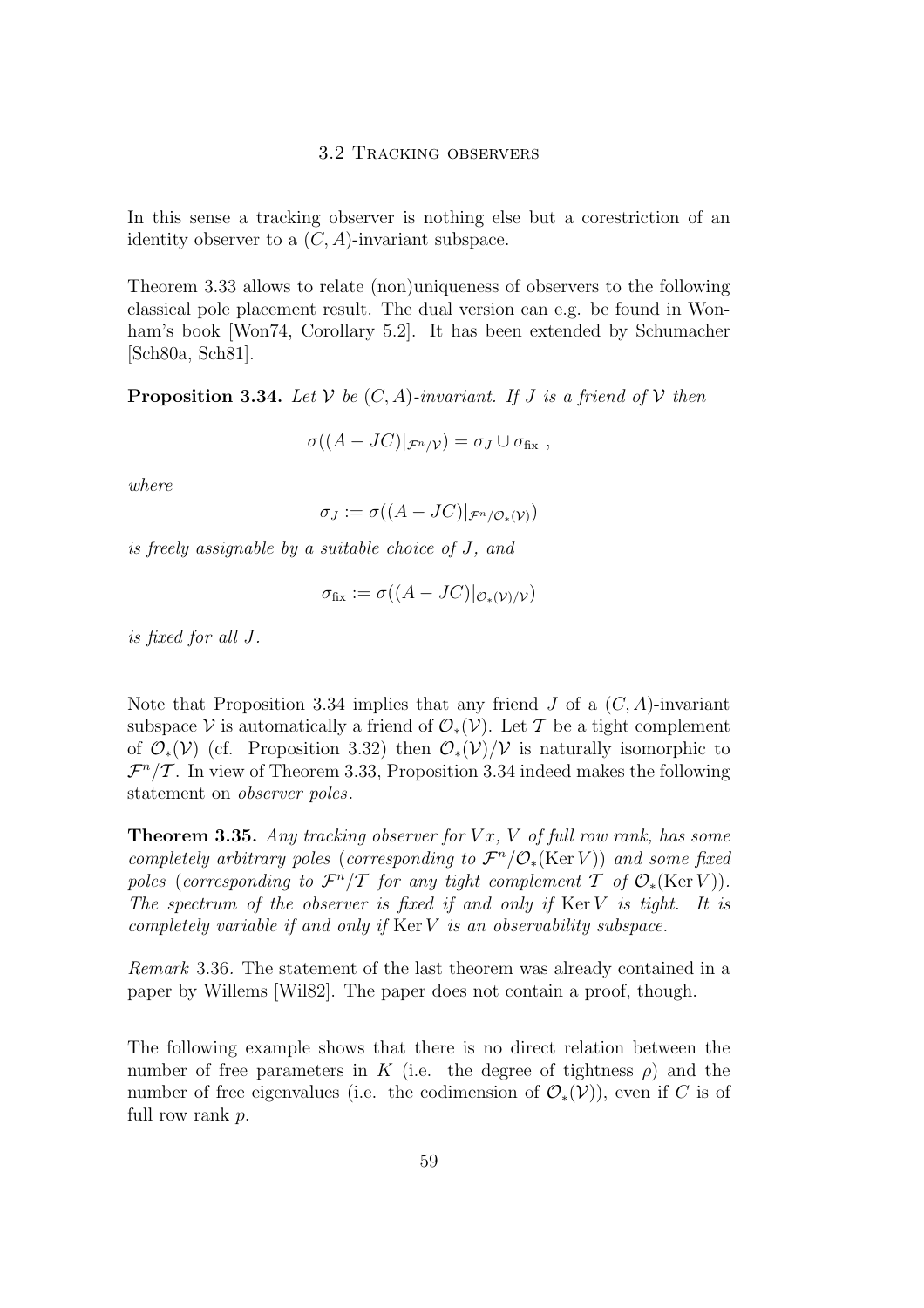In this sense a tracking observer is nothing else but a corestriction of an identity observer to a $(C, A)$-invariant subspace.

Theorem 3.33 allows to relate (non)uniqueness of observers to the following classical pole placement result. The dual version can e.g. be found in Wonham's book [Won74, Corollary 5.2]. It has been extended by Schumacher [Sch80a, Sch81].

**Proposition 3.34.** *Let $\mathcal{V}$ be $(C, A)$-invariant. If $J$ is a friend of $\mathcal{V}$ then*

$$\sigma((A - JC)|_{\mathcal{F}^n/\mathcal{V}}) = \sigma_J \cup \sigma_{\text{fix}} \ ,$$

*where*

$$\sigma_J := \sigma((A - JC)|_{\mathcal{F}^n/\mathcal{O}_*(\mathcal{V})})$$

*is freely assignable by a suitable choice of $J$, and*

$$\sigma_{\text{fix}} := \sigma((A - JC)|_{\mathcal{O}_*(\mathcal{V})/\mathcal{V}})$$

*is fixed for all $J$.*

Note that Proposition 3.34 implies that any friend $J$ of a $(C, A)$-invariant subspace $\mathcal{V}$ is automatically a friend of $\mathcal{O}_*(\mathcal{V})$. Let $\mathcal{T}$ be a tight complement of $\mathcal{O}_*(\mathcal{V})$ (cf. Proposition 3.32) then $\mathcal{O}_*(\mathcal{V})/\mathcal{V}$ is naturally isomorphic to $\mathcal{F}^n/\mathcal{T}$. In view of Theorem 3.33, Proposition 3.34 indeed makes the following statement on *observer poles*.

**Theorem 3.35.** *Any tracking observer for $Vx$, $V$ of full row rank, has some completely arbitrary poles (corresponding to $\mathcal{F}^n/\mathcal{O}_*(\operatorname{Ker} V)$) and some fixed poles (corresponding to $\mathcal{F}^n/\mathcal{T}$ for any tight complement $\mathcal{T}$ of $\mathcal{O}_*(\operatorname{Ker} V)$). The spectrum of the observer is fixed if and only if $\operatorname{Ker} V$ is tight. It is completely variable if and only if $\operatorname{Ker} V$ is an observability subspace.*

*Remark* 3.36. The statement of the last theorem was already contained in a paper by Willems [Wil82]. The paper does not contain a proof, though.

The following example shows that there is no direct relation between the number of free parameters in $K$ (i.e. the degree of tightness $\rho$) and the number of free eigenvalues (i.e. the codimension of $\mathcal{O}_*(\mathcal{V})$), even if $C$ is of full row rank $p$.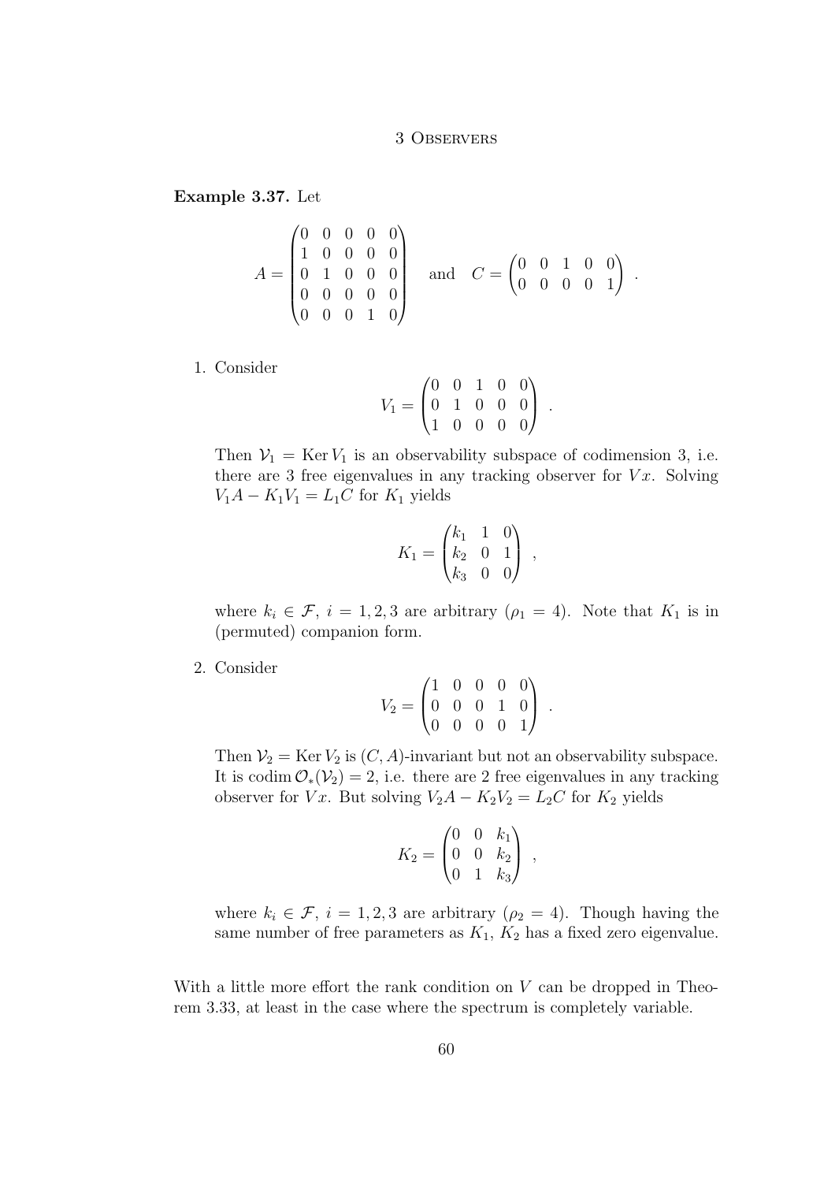**Example 3.37.** Let

$$A = \begin{pmatrix} 0 & 0 & 0 & 0 & 0 \\ 1 & 0 & 0 & 0 & 0 \\ 0 & 1 & 0 & 0 & 0 \\ 0 & 0 & 0 & 0 & 0 \\ 0 & 0 & 0 & 1 & 0 \end{pmatrix} \quad \text{and} \quad C = \begin{pmatrix} 0 & 0 & 1 & 0 & 0 \\ 0 & 0 & 0 & 0 & 1 \end{pmatrix} \ .$$

1. Consider

$$V_1 = \begin{pmatrix} 0 & 0 & 1 & 0 & 0 \\ 0 & 1 & 0 & 0 & 0 \\ 1 & 0 & 0 & 0 & 0 \end{pmatrix} \ .$$

Then $\mathcal{V}_1 = \operatorname{Ker} V_1$ is an observability subspace of codimension 3, i.e. there are 3 free eigenvalues in any tracking observer for $Vx$. Solving $V_1 A - K_1 V_1 = L_1 C$ for $K_1$ yields

$$K_1 = \begin{pmatrix} k_1 & 1 & 0 \\ k_2 & 0 & 1 \\ k_3 & 0 & 0 \end{pmatrix} \ ,$$

where $k_i \in \mathcal{F}$, $i = 1,2,3$ are arbitrary ($\rho_1 = 4$). Note that $K_1$ is in (permuted) companion form.

2. Consider

$$V_2 = \begin{pmatrix} 1 & 0 & 0 & 0 & 0 \\ 0 & 0 & 0 & 1 & 0 \\ 0 & 0 & 0 & 0 & 1 \end{pmatrix} \ .$$

Then $\mathcal{V}_2 = \operatorname{Ker} V_2$ is $(C, A)$-invariant but not an observability subspace. It is $\operatorname{codim} \mathcal{O}_*(\mathcal{V}_2) = 2$, i.e. there are 2 free eigenvalues in any tracking observer for $Vx$. But solving $V_2 A - K_2 V_2 = L_2 C$ for $K_2$ yields

$$K_2 = \begin{pmatrix} 0 & 0 & k_1 \\ 0 & 0 & k_2 \\ 0 & 1 & k_3 \end{pmatrix} \ ,$$

where $k_i \in \mathcal{F}$, $i = 1,2,3$ are arbitrary ($\rho_2 = 4$). Though having the same number of free parameters as $K_1$, $K_2$ has a fixed zero eigenvalue.

With a little more effort the rank condition on $V$ can be dropped in Theorem 3.33, at least in the case where the spectrum is completely variable.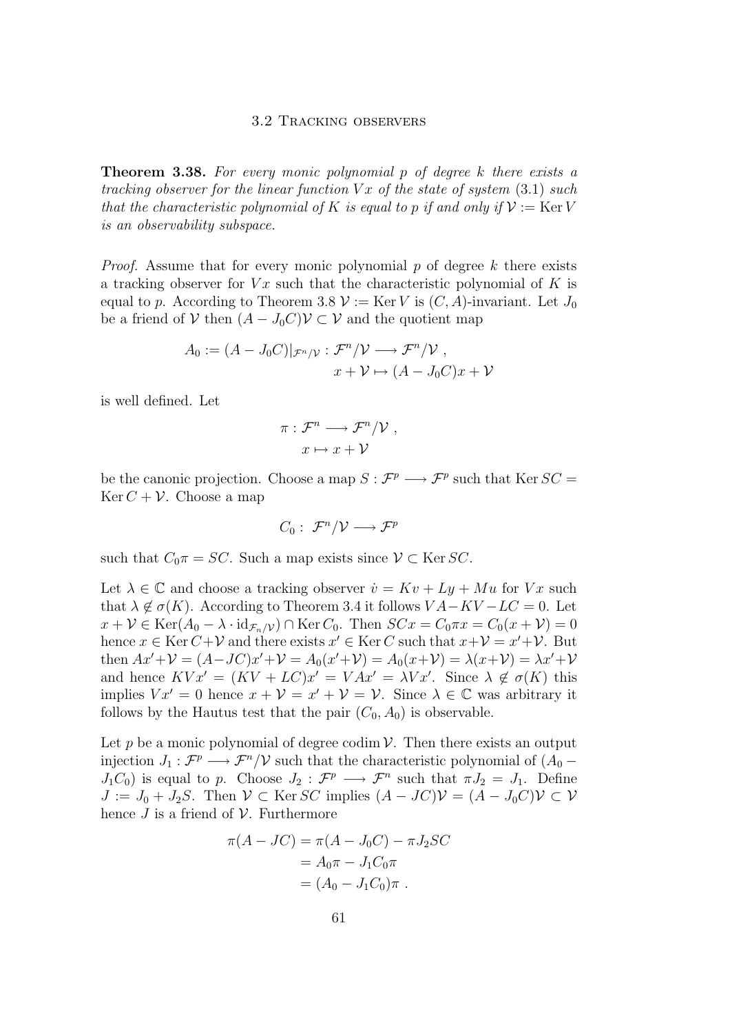**Theorem 3.38.** *For every monic polynomial $p$ of degree $k$ there exists a tracking observer for the linear function $Vx$ of the state of system* (3.1) *such that the characteristic polynomial of $K$ is equal to $p$ if and only if $\mathcal{V} := \operatorname{Ker} V$ is an observability subspace.*

*Proof.* Assume that for every monic polynomial $p$ of degree $k$ there exists a tracking observer for $Vx$ such that the characteristic polynomial of $K$ is equal to $p$. According to Theorem 3.8 $\mathcal{V} := \operatorname{Ker} V$ is $(C, A)$-invariant. Let $J_0$ be a friend of $\mathcal{V}$ then $(A - J_0C)\mathcal{V} \subset \mathcal{V}$ and the quotient map

$$
\begin{aligned}
A_0 := (A - J_0C)|_{\mathcal{F}^n/\mathcal{V}} : \mathcal{F}^n/\mathcal{V} &\longrightarrow \mathcal{F}^n/\mathcal{V} \ , \\
x + \mathcal{V} &\mapsto (A - J_0C)x + \mathcal{V}
\end{aligned}
$$

is well defined. Let

$$
\begin{aligned}
\pi : \mathcal{F}^n &\longrightarrow \mathcal{F}^n/\mathcal{V} \ , \\
x &\mapsto x + \mathcal{V}
\end{aligned}
$$

be the canonic projection. Choose a map $S : \mathcal{F}^p \longrightarrow \mathcal{F}^p$ such that $\operatorname{Ker} SC = \operatorname{Ker} C + \mathcal{V}$. Choose a map

$$
C_0 : \ \mathcal{F}^n/\mathcal{V} \longrightarrow \mathcal{F}^p
$$

such that $C_0\pi = SC$. Such a map exists since $\mathcal{V} \subset \operatorname{Ker} SC$.

Let $\lambda \in \mathbb{C}$ and choose a tracking observer $\dot{v} = Kv + Ly + Mu$ for $Vx$ such that $\lambda \notin \sigma(K)$. According to Theorem 3.4 it follows $VA - KV - LC = 0$. Let $x + \mathcal{V} \in \operatorname{Ker}(A_0 - \lambda \cdot \mathrm{id}_{\mathcal{F}_n/\mathcal{V}}) \cap \operatorname{Ker} C_0$. Then $SCx = C_0\pi x = C_0(x + \mathcal{V}) = 0$ hence $x \in \operatorname{Ker} C + \mathcal{V}$ and there exists $x' \in \operatorname{Ker} C$ such that $x + \mathcal{V} = x' + \mathcal{V}$. But then $Ax' + \mathcal{V} = (A - JC)x' + \mathcal{V} = A_0(x' + \mathcal{V}) = A_0(x + \mathcal{V}) = \lambda(x + \mathcal{V}) = \lambda x' + \mathcal{V}$ and hence $KVx' = (KV + LC)x' = VAx' = \lambda Vx'$. Since $\lambda \notin \sigma(K)$ this implies $Vx' = 0$ hence $x + \mathcal{V} = x' + \mathcal{V} = \mathcal{V}$. Since $\lambda \in \mathbb{C}$ was arbitrary it follows by the Hautus test that the pair $(C_0, A_0)$ is observable.

Let $p$ be a monic polynomial of degree $\operatorname{codim} \mathcal{V}$. Then there exists an output injection $J_1 : \mathcal{F}^p \longrightarrow \mathcal{F}^n/\mathcal{V}$ such that the characteristic polynomial of $(A_0 - J_1C_0)$ is equal to $p$. Choose $J_2 : \mathcal{F}^p \longrightarrow \mathcal{F}^n$ such that $\pi J_2 = J_1$. Define $J := J_0 + J_2S$. Then $\mathcal{V} \subset \operatorname{Ker} SC$ implies $(A - JC)\mathcal{V} = (A - J_0C)\mathcal{V} \subset \mathcal{V}$ hence $J$ is a friend of $\mathcal{V}$. Furthermore

$$
\begin{aligned}
\pi(A - JC) &= \pi(A - J_0C) - \pi J_2SC \\
&= A_0\pi - J_1C_0\pi \\
&= (A_0 - J_1C_0)\pi \ .
\end{aligned}
$$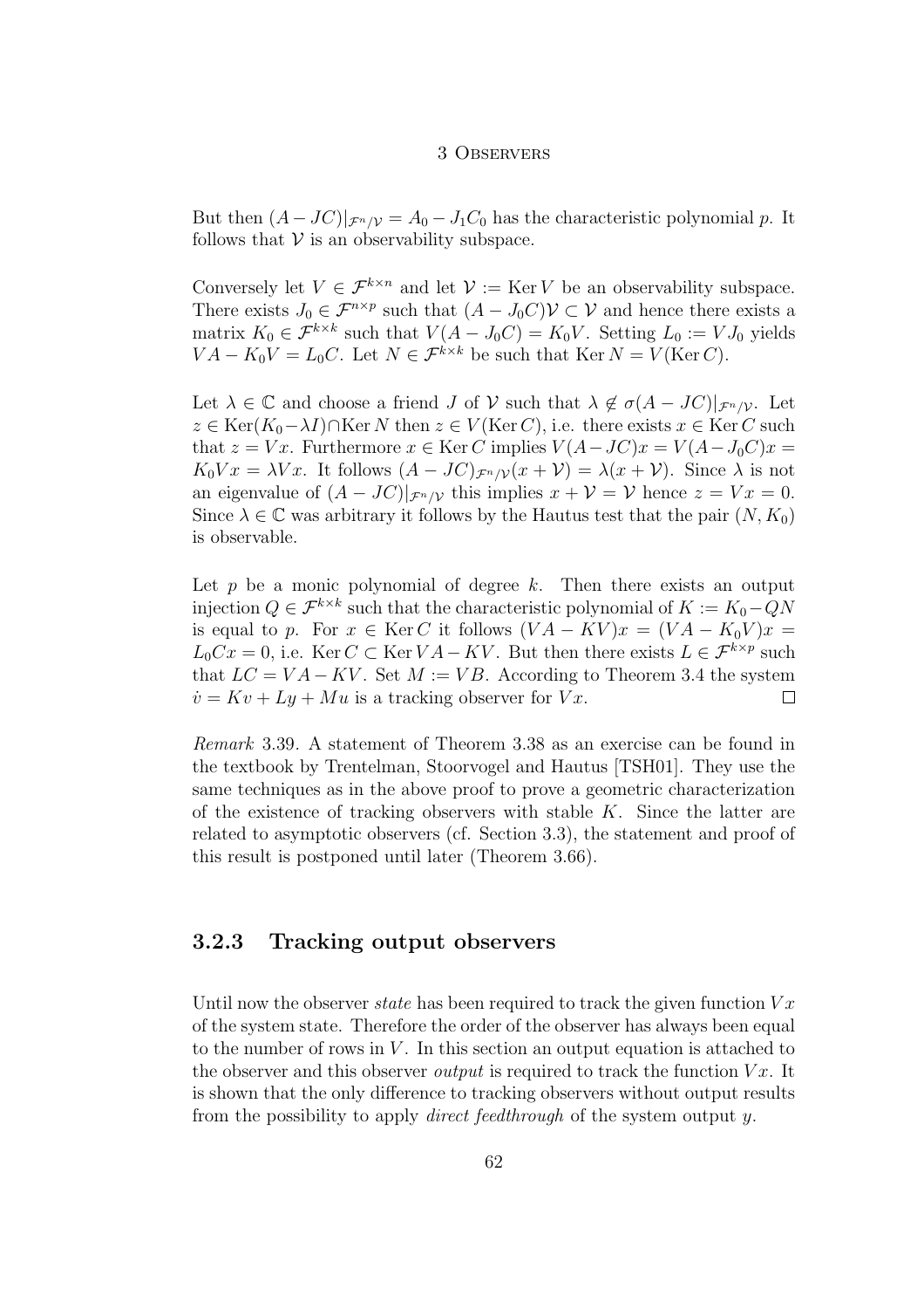But then $(A-JC)|_{\mathcal{F}^n/\mathcal{V}} = A_0 - J_1 C_0$ has the characteristic polynomial $p$. It follows that $\mathcal{V}$ is an observability subspace.

Conversely let $V \in \mathcal{F}^{k\times n}$ and let $\mathcal{V} := \operatorname{Ker} V$ be an observability subspace. There exists $J_0 \in \mathcal{F}^{n\times p}$ such that $(A - J_0 C)\mathcal{V} \subset \mathcal{V}$ and hence there exists a matrix $K_0 \in \mathcal{F}^{k\times k}$ such that $V(A - J_0 C) = K_0 V$. Setting $L_0 := VJ_0$ yields $VA - K_0 V = L_0 C$. Let $N \in \mathcal{F}^{k\times k}$ be such that $\operatorname{Ker} N = V(\operatorname{Ker} C)$.

Let $\lambda \in \mathbb{C}$ and choose a friend $J$ of $\mathcal{V}$ such that $\lambda \notin \sigma(A-JC)|_{\mathcal{F}^n/\mathcal{V}}$. Let $z \in \operatorname{Ker}(K_0 - \lambda I) \cap \operatorname{Ker} N$ then $z \in V(\operatorname{Ker} C)$, i.e. there exists $x \in \operatorname{Ker} C$ such that $z = Vx$. Furthermore $x \in \operatorname{Ker} C$ implies $V(A-JC)x = V(A-J_0C)x = K_0 V x = \lambda V x$. It follows $(A-JC)_{\mathcal{F}^n/\mathcal{V}}(x+\mathcal{V}) = \lambda(x+\mathcal{V})$. Since $\lambda$ is not an eigenvalue of $(A-JC)|_{\mathcal{F}^n/\mathcal{V}}$ this implies $x + \mathcal{V} = \mathcal{V}$ hence $z = Vx = 0$. Since $\lambda \in \mathbb{C}$ was arbitrary it follows by the Hautus test that the pair $(N, K_0)$ is observable.

Let $p$ be a monic polynomial of degree $k$. Then there exists an output injection $Q \in \mathcal{F}^{k\times k}$ such that the characteristic polynomial of $K := K_0 - QN$ is equal to $p$. For $x \in \operatorname{Ker} C$ it follows $(VA - KV)x = (VA - K_0 V)x = L_0 C x = 0$, i.e. $\operatorname{Ker} C \subset \operatorname{Ker} VA - KV$. But then there exists $L \in \mathcal{F}^{k\times p}$ such that $LC = VA - KV$. Set $M := VB$. According to Theorem 3.4 the system $\dot{v} = Kv + Ly + Mu$ is a tracking observer for $Vx$. $\square$

*Remark* 3.39. A statement of Theorem 3.38 as an exercise can be found in the textbook by Trentelman, Stoorvogel and Hautus [TSH01]. They use the same techniques as in the above proof to prove a geometric characterization of the existence of tracking observers with stable $K$. Since the latter are related to asymptotic observers (cf. Section 3.3), the statement and proof of this result is postponed until later (Theorem 3.66).

### 3.2.3 Tracking output observers

Until now the observer *state* has been required to track the given function $Vx$ of the system state. Therefore the order of the observer has always been equal to the number of rows in $V$. In this section an output equation is attached to the observer and this observer *output* is required to track the function $Vx$. It is shown that the only difference to tracking observers without output results from the possibility to apply *direct feedthrough* of the system output $y$.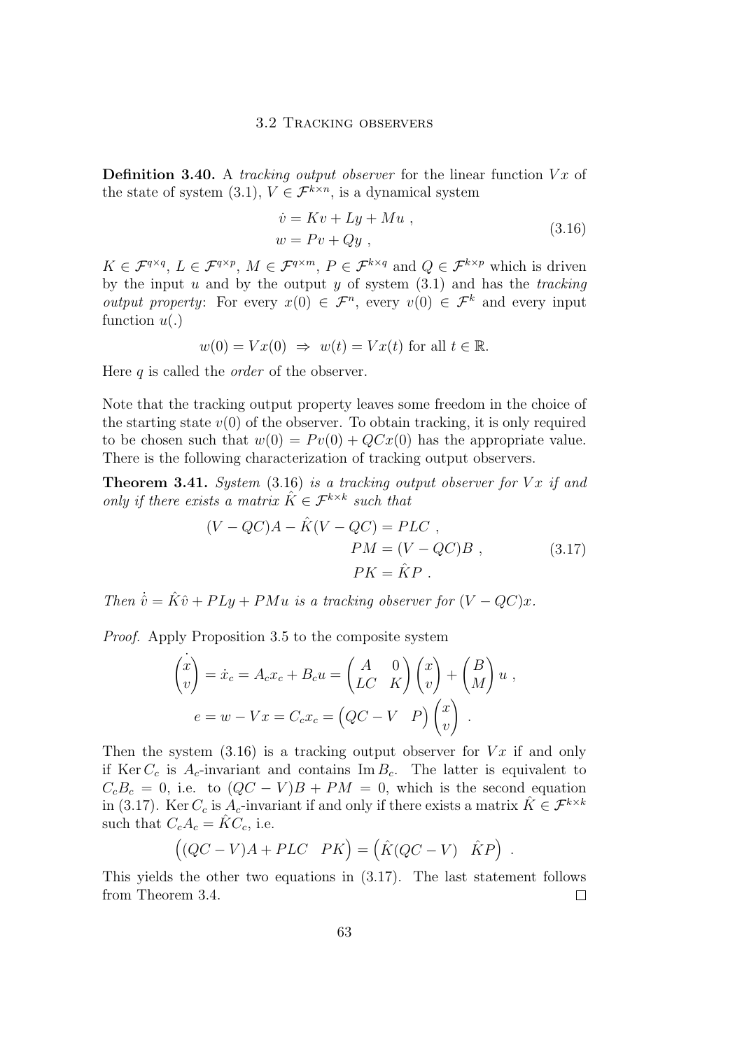**Definition 3.40.** A *tracking output observer* for the linear function $Vx$ of the state of system (3.1), $V \in \mathcal{F}^{k\times n}$, is a dynamical system

$$
\begin{aligned}
\dot{v} &= Kv + Ly + Mu \ , \\
w &= Pv + Qy \ ,
\end{aligned}
\tag{3.16}
$$

$K \in \mathcal{F}^{q\times q}$, $L \in \mathcal{F}^{q\times p}$, $M \in \mathcal{F}^{q\times m}$, $P \in \mathcal{F}^{k\times q}$ and $Q \in \mathcal{F}^{k\times p}$ which is driven by the input $u$ and by the output $y$ of system (3.1) and has the *tracking output property*: For every $x(0) \in \mathcal{F}^n$, every $v(0) \in \mathcal{F}^k$ and every input function $u(.)$

$$w(0) = Vx(0) \ \Rightarrow \ w(t) = Vx(t) \text{ for all } t \in \mathbb{R}.$$

Here $q$ is called the *order* of the observer.

Note that the tracking output property leaves some freedom in the choice of the starting state $v(0)$ of the observer. To obtain tracking, it is only required to be chosen such that $w(0) = Pv(0) + QCx(0)$ has the appropriate value. There is the following characterization of tracking output observers.

**Theorem 3.41.** *System* (3.16) *is a tracking output observer for $Vx$ if and only if there exists a matrix $\hat{K} \in \mathcal{F}^{k\times k}$ such that*

$$
\begin{aligned}
(V - QC)A - \hat{K}(V - QC) &= PLC \ , \\
PM &= (V - QC)B \ , \\
PK &= \hat{K}P \ .
\end{aligned}
\tag{3.17}
$$

*Then $\dot{\hat{v}} = \hat{K}\hat{v} + PLy + PMu$ is a tracking observer for $(V - QC)x$.*

*Proof.* Apply Proposition 3.5 to the composite system

$$
\begin{aligned}
\dot{\begin{pmatrix} x \\ v \end{pmatrix}} = \dot{x}_c = A_c x_c + B_c u &= \begin{pmatrix} A & 0 \\ LC & K \end{pmatrix} \begin{pmatrix} x \\ v \end{pmatrix} + \begin{pmatrix} B \\ M \end{pmatrix} u \ , \\
e = w - Vx = C_c x_c &= \begin{pmatrix} QC - V & P \end{pmatrix} \begin{pmatrix} x \\ v \end{pmatrix} \ .
\end{aligned}
$$

Then the system (3.16) is a tracking output observer for $Vx$ if and only if $\operatorname{Ker} C_c$ is $A_c$-invariant and contains $\operatorname{Im} B_c$. The latter is equivalent to $C_c B_c = 0$, i.e. to $(QC - V)B + PM = 0$, which is the second equation in (3.17). $\operatorname{Ker} C_c$ is $A_c$-invariant if and only if there exists a matrix $\hat{K} \in \mathcal{F}^{k\times k}$ such that $C_c A_c = \hat{K} C_c$, i.e.

$$\begin{pmatrix} (QC - V)A + PLC & PK \end{pmatrix} = \begin{pmatrix} \hat{K}(QC - V) & \hat{K}P \end{pmatrix} \ .$$

This yields the other two equations in (3.17). The last statement follows from Theorem 3.4. □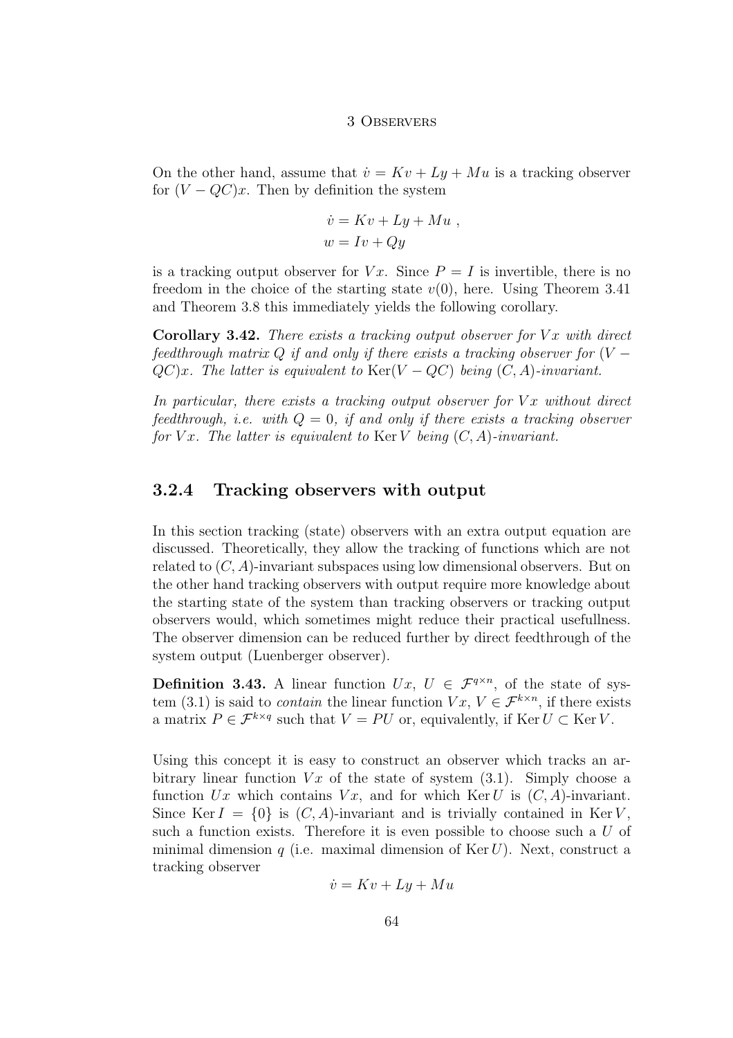On the other hand, assume that $\dot{v} = Kv + Ly + Mu$ is a tracking observer for $(V - QC)x$. Then by definition the system

$$\begin{aligned} \dot{v} &= Kv + Ly + Mu \ , \\ w &= Iv + Qy \end{aligned}$$

is a tracking output observer for $Vx$. Since $P = I$ is invertible, there is no freedom in the choice of the starting state $v(0)$, here. Using Theorem 3.41 and Theorem 3.8 this immediately yields the following corollary.

**Corollary 3.42.** *There exists a tracking output observer for $Vx$ with direct feedthrough matrix $Q$ if and only if there exists a tracking observer for $(V - QC)x$. The latter is equivalent to $\operatorname{Ker}(V - QC)$ being $(C, A)$-invariant.*

*In particular, there exists a tracking output observer for $Vx$ without direct feedthrough, i.e. with $Q = 0$, if and only if there exists a tracking observer for $Vx$. The latter is equivalent to $\operatorname{Ker} V$ being $(C, A)$-invariant.*

### 3.2.4 Tracking observers with output

In this section tracking (state) observers with an extra output equation are discussed. Theoretically, they allow the tracking of functions which are not related to $(C, A)$-invariant subspaces using low dimensional observers. But on the other hand tracking observers with output require more knowledge about the starting state of the system than tracking observers or tracking output observers would, which sometimes might reduce their practical usefullness. The observer dimension can be reduced further by direct feedthrough of the system output (Luenberger observer).

**Definition 3.43.** A linear function $Ux$, $U \in \mathcal{F}^{q \times n}$, of the state of system (3.1) is said to *contain* the linear function $Vx$, $V \in \mathcal{F}^{k \times n}$, if there exists a matrix $P \in \mathcal{F}^{k \times q}$ such that $V = PU$ or, equivalently, if $\operatorname{Ker} U \subset \operatorname{Ker} V$.

Using this concept it is easy to construct an observer which tracks an arbitrary linear function $Vx$ of the state of system (3.1). Simply choose a function $Ux$ which contains $Vx$, and for which $\operatorname{Ker} U$ is $(C, A)$-invariant. Since $\operatorname{Ker} I = \{0\}$ is $(C, A)$-invariant and is trivially contained in $\operatorname{Ker} V$, such a function exists. Therefore it is even possible to choose such a $U$ of minimal dimension $q$ (i.e. maximal dimension of $\operatorname{Ker} U$). Next, construct a tracking observer

$$\dot{v} = Kv + Ly + Mu$$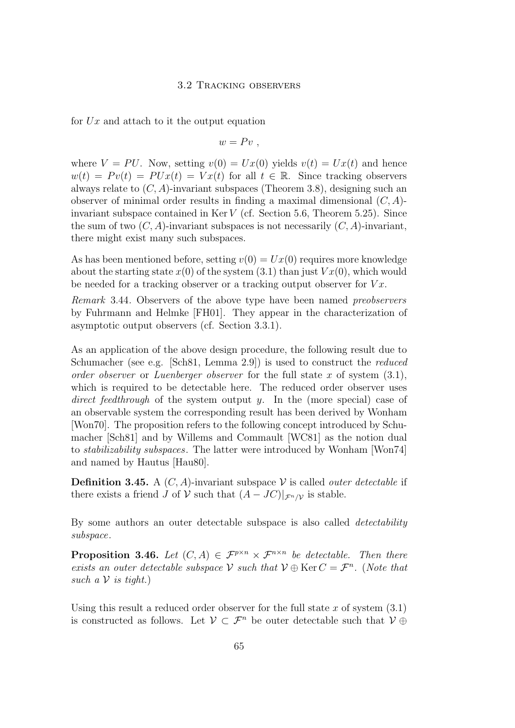for $Ux$ and attach to it the output equation

$$w = Pv ,$$

where $V = PU$. Now, setting $v(0) = Ux(0)$ yields $v(t) = Ux(t)$ and hence $w(t) = Pv(t) = PUx(t) = Vx(t)$ for all $t \in \mathbb{R}$. Since tracking observers always relate to $(C, A)$-invariant subspaces (Theorem 3.8), designing such an observer of minimal order results in finding a maximal dimensional $(C, A)$-invariant subspace contained in $\operatorname{Ker} V$ (cf. Section 5.6, Theorem 5.25). Since the sum of two $(C, A)$-invariant subspaces is not necessarily $(C, A)$-invariant, there might exist many such subspaces.

As has been mentioned before, setting $v(0) = Ux(0)$ requires more knowledge about the starting state $x(0)$ of the system (3.1) than just $Vx(0)$, which would be needed for a tracking observer or a tracking output observer for $Vx$.

*Remark* 3.44. Observers of the above type have been named *preobservers* by Fuhrmann and Helmke [FH01]. They appear in the characterization of asymptotic output observers (cf. Section 3.3.1).

As an application of the above design procedure, the following result due to Schumacher (see e.g. [Sch81, Lemma 2.9]) is used to construct the *reduced order observer* or *Luenberger observer* for the full state $x$ of system (3.1), which is required to be detectable here. The reduced order observer uses *direct feedthrough* of the system output $y$. In the (more special) case of an observable system the corresponding result has been derived by Wonham [Won70]. The proposition refers to the following concept introduced by Schumacher [Sch81] and by Willems and Commault [WC81] as the notion dual to *stabilizability subspaces*. The latter were introduced by Wonham [Won74] and named by Hautus [Hau80].

**Definition 3.45.** A $(C, A)$-invariant subspace $\mathcal{V}$ is called *outer detectable* if there exists a friend $J$ of $\mathcal{V}$ such that $(A - JC)|_{\mathcal{F}^n/\mathcal{V}}$ is stable.

By some authors an outer detectable subspace is also called *detectability subspace*.

**Proposition 3.46.** *Let $(C, A) \in \mathcal{F}^{p \times n} \times \mathcal{F}^{n \times n}$ be detectable. Then there exists an outer detectable subspace $\mathcal{V}$ such that $\mathcal{V} \oplus \operatorname{Ker} C = \mathcal{F}^n$. (Note that such a $\mathcal{V}$ is tight.)*

Using this result a reduced order observer for the full state $x$ of system (3.1) is constructed as follows. Let $\mathcal{V} \subset \mathcal{F}^n$ be outer detectable such that $\mathcal{V} \oplus$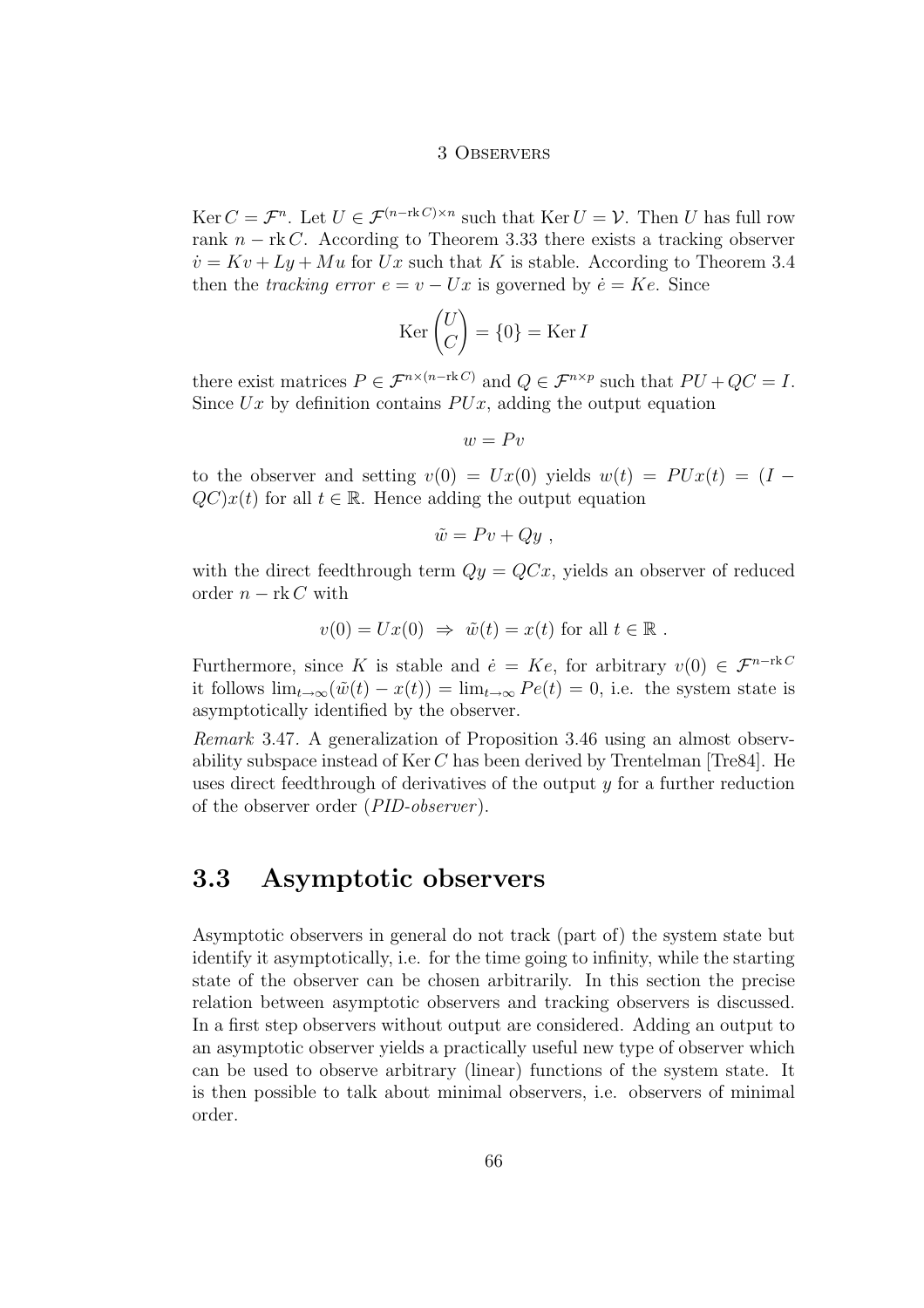$\operatorname{Ker} C = \mathcal{F}^n$. Let $U \in \mathcal{F}^{(n-\operatorname{rk} C)\times n}$ such that $\operatorname{Ker} U = \mathcal{V}$. Then $U$ has full row rank $n - \operatorname{rk} C$. According to Theorem 3.33 there exists a tracking observer $\dot{v} = Kv + Ly + Mu$ for $Ux$ such that $K$ is stable. According to Theorem 3.4 then the *tracking error* $e = v - Ux$ is governed by $\dot{e} = Ke$. Since

$$\operatorname{Ker} \begin{pmatrix} U \\ C \end{pmatrix} = \{0\} = \operatorname{Ker} I$$

there exist matrices $P \in \mathcal{F}^{n\times(n-\operatorname{rk} C)}$ and $Q \in \mathcal{F}^{n\times p}$ such that $PU + QC = I$. Since $Ux$ by definition contains $PUx$, adding the output equation

$$w = Pv$$

to the observer and setting $v(0) = Ux(0)$ yields $w(t) = PUx(t) = (I - QC)x(t)$ for all $t \in \mathbb{R}$. Hence adding the output equation

$$\tilde{w} = Pv + Qy \ ,$$

with the direct feedthrough term $Qy = QCx$, yields an observer of reduced order $n - \operatorname{rk} C$ with

$$v(0) = Ux(0) \ \Rightarrow \ \tilde{w}(t) = x(t) \text{ for all } t \in \mathbb{R} \ .$$

Furthermore, since $K$ is stable and $\dot{e} = Ke$, for arbitrary $v(0) \in \mathcal{F}^{n-\operatorname{rk} C}$ it follows $\lim_{t\to\infty}(\tilde{w}(t) - x(t)) = \lim_{t\to\infty} Pe(t) = 0$, i.e. the system state is asymptotically identified by the observer.

*Remark* 3.47. A generalization of Proposition 3.46 using an almost observability subspace instead of $\operatorname{Ker} C$ has been derived by Trentelman [Tre84]. He uses direct feedthrough of derivatives of the output $y$ for a further reduction of the observer order (*PID-observer*).

## 3.3 Asymptotic observers

Asymptotic observers in general do not track (part of) the system state but identify it asymptotically, i.e. for the time going to infinity, while the starting state of the observer can be chosen arbitrarily. In this section the precise relation between asymptotic observers and tracking observers is discussed. In a first step observers without output are considered. Adding an output to an asymptotic observer yields a practically useful new type of observer which can be used to observe arbitrary (linear) functions of the system state. It is then possible to talk about minimal observers, i.e. observers of minimal order.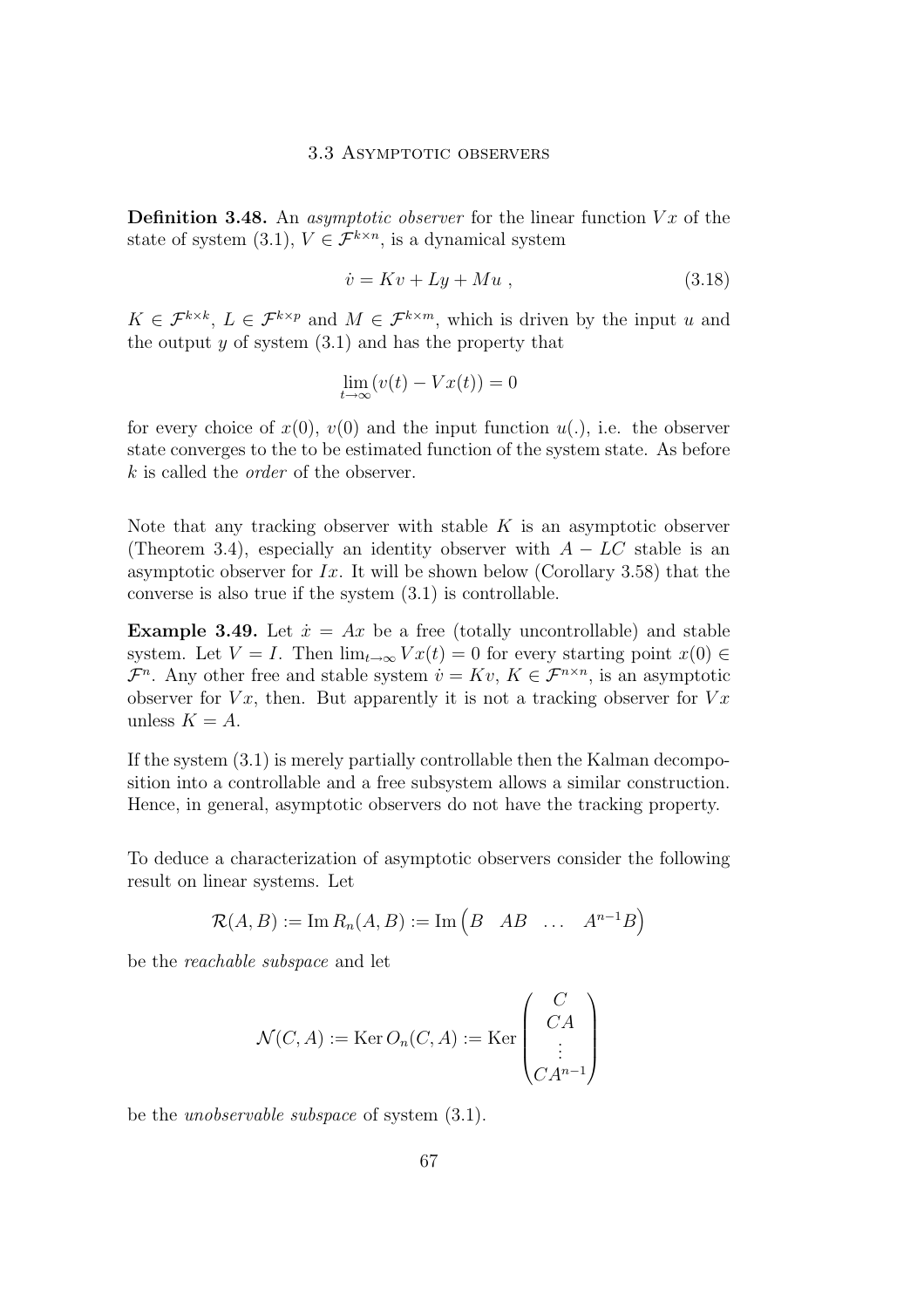**Definition 3.48.** An *asymptotic observer* for the linear function $Vx$ of the state of system (3.1), $V \in \mathcal{F}^{k\times n}$, is a dynamical system

$$\dot{v} = Kv + Ly + Mu \;, \tag{3.18}$$

$K \in \mathcal{F}^{k\times k}$, $L \in \mathcal{F}^{k\times p}$ and $M \in \mathcal{F}^{k\times m}$, which is driven by the input $u$ and the output $y$ of system (3.1) and has the property that

$$\lim_{t\to\infty}(v(t) - Vx(t)) = 0$$

for every choice of $x(0)$, $v(0)$ and the input function $u(.)$, i.e. the observer state converges to the to be estimated function of the system state. As before $k$ is called the *order* of the observer.

Note that any tracking observer with stable $K$ is an asymptotic observer (Theorem 3.4), especially an identity observer with $A - LC$ stable is an asymptotic observer for $Ix$. It will be shown below (Corollary 3.58) that the converse is also true if the system (3.1) is controllable.

**Example 3.49.** Let $\dot{x} = Ax$ be a free (totally uncontrollable) and stable system. Let $V = I$. Then $\lim_{t\to\infty} Vx(t) = 0$ for every starting point $x(0) \in \mathcal{F}^n$. Any other free and stable system $\dot{v} = Kv$, $K \in \mathcal{F}^{n\times n}$, is an asymptotic observer for $Vx$, then. But apparently it is not a tracking observer for $Vx$ unless $K = A$.

If the system (3.1) is merely partially controllable then the Kalman decomposition into a controllable and a free subsystem allows a similar construction. Hence, in general, asymptotic observers do not have the tracking property.

To deduce a characterization of asymptotic observers consider the following result on linear systems. Let

$$\mathcal{R}(A,B) := \operatorname{Im} R_n(A,B) := \operatorname{Im}\begin{pmatrix} B & AB & \dots & A^{n-1}B \end{pmatrix}$$

be the *reachable subspace* and let

$$\mathcal{N}(C,A) := \operatorname{Ker} O_n(C,A) := \operatorname{Ker}\begin{pmatrix} C \\ CA \\ \vdots \\ CA^{n-1} \end{pmatrix}$$

be the *unobservable subspace* of system (3.1).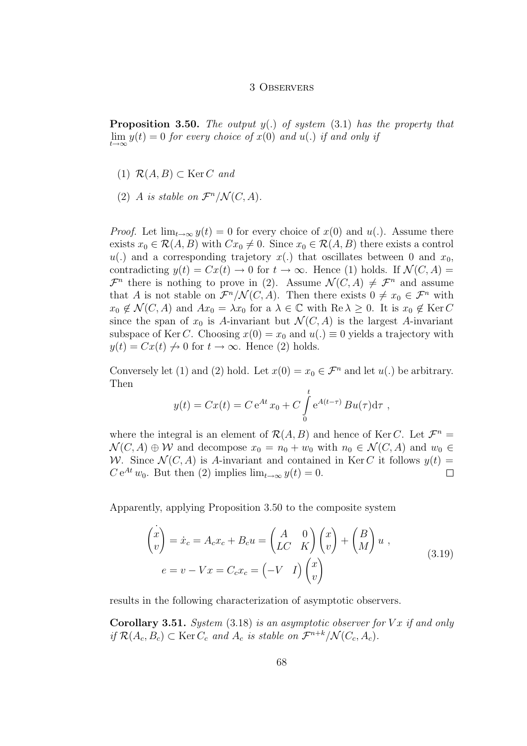**Proposition 3.50.** *The output $y(.)$ of system (3.1) has the property that $\lim_{t\to\infty} y(t) = 0$ for every choice of $x(0)$ and $u(.)$ if and only if*

1. $\mathcal{R}(A, B) \subset \operatorname{Ker} C$ *and*
2. *$A$ is stable on $\mathcal{F}^n/\mathcal{N}(C, A)$.*

*Proof.* Let $\lim_{t\to\infty} y(t) = 0$ for every choice of $x(0)$ and $u(.)$. Assume there exists $x_0 \in \mathcal{R}(A, B)$ with $Cx_0 \neq 0$. Since $x_0 \in \mathcal{R}(A, B)$ there exists a control $u(.)$ and a corresponding trajetory $x(.)$ that oscillates between 0 and $x_0$, contradicting $y(t) = Cx(t) \to 0$ for $t \to \infty$. Hence (1) holds. If $\mathcal{N}(C, A) = \mathcal{F}^n$ there is nothing to prove in (2). Assume $\mathcal{N}(C, A) \neq \mathcal{F}^n$ and assume that $A$ is not stable on $\mathcal{F}^n/\mathcal{N}(C, A)$. Then there exists $0 \neq x_0 \in \mathcal{F}^n$ with $x_0 \notin \mathcal{N}(C, A)$ and $Ax_0 = \lambda x_0$ for a $\lambda \in \mathbb{C}$ with $\operatorname{Re} \lambda \geq 0$. It is $x_0 \notin \operatorname{Ker} C$ since the span of $x_0$ is $A$-invariant but $\mathcal{N}(C, A)$ is the largest $A$-invariant subspace of $\operatorname{Ker} C$. Choosing $x(0) = x_0$ and $u(.) \equiv 0$ yields a trajectory with $y(t) = Cx(t) \not\to 0$ for $t \to \infty$. Hence (2) holds.

Conversely let (1) and (2) hold. Let $x(0) = x_0 \in \mathcal{F}^n$ and let $u(.)$ be arbitrary. Then

$$y(t) = Cx(t) = C\,\mathrm{e}^{At}\,x_0 + C\int_0^t \mathrm{e}^{A(t-\tau)}\,Bu(\tau)\mathrm{d}\tau \ ,$$

where the integral is an element of $\mathcal{R}(A, B)$ and hence of $\operatorname{Ker} C$. Let $\mathcal{F}^n = \mathcal{N}(C, A) \oplus \mathcal{W}$ and decompose $x_0 = n_0 + w_0$ with $n_0 \in \mathcal{N}(C, A)$ and $w_0 \in \mathcal{W}$. Since $\mathcal{N}(C, A)$ is $A$-invariant and contained in $\operatorname{Ker} C$ it follows $y(t) = C\,\mathrm{e}^{At}\,w_0$. But then (2) implies $\lim_{t\to\infty} y(t) = 0$. $\square$

Apparently, applying Proposition 3.50 to the composite system

$$\begin{aligned} \dot{\begin{pmatrix} x \\ v \end{pmatrix}} = \dot{x}_c = A_c x_c + B_c u &= \begin{pmatrix} A & 0 \\ LC & K \end{pmatrix} \begin{pmatrix} x \\ v \end{pmatrix} + \begin{pmatrix} B \\ M \end{pmatrix} u \ , \\ e = v - Vx = C_c x_c &= \begin{pmatrix} -V & I \end{pmatrix} \begin{pmatrix} x \\ v \end{pmatrix} \end{aligned} \tag{3.19}$$

results in the following characterization of asymptotic observers.

**Corollary 3.51.** *System (3.18) is an asymptotic observer for $Vx$ if and only if $\mathcal{R}(A_c, B_c) \subset \operatorname{Ker} C_c$ and $A_c$ is stable on $\mathcal{F}^{n+k}/\mathcal{N}(C_c, A_c)$.*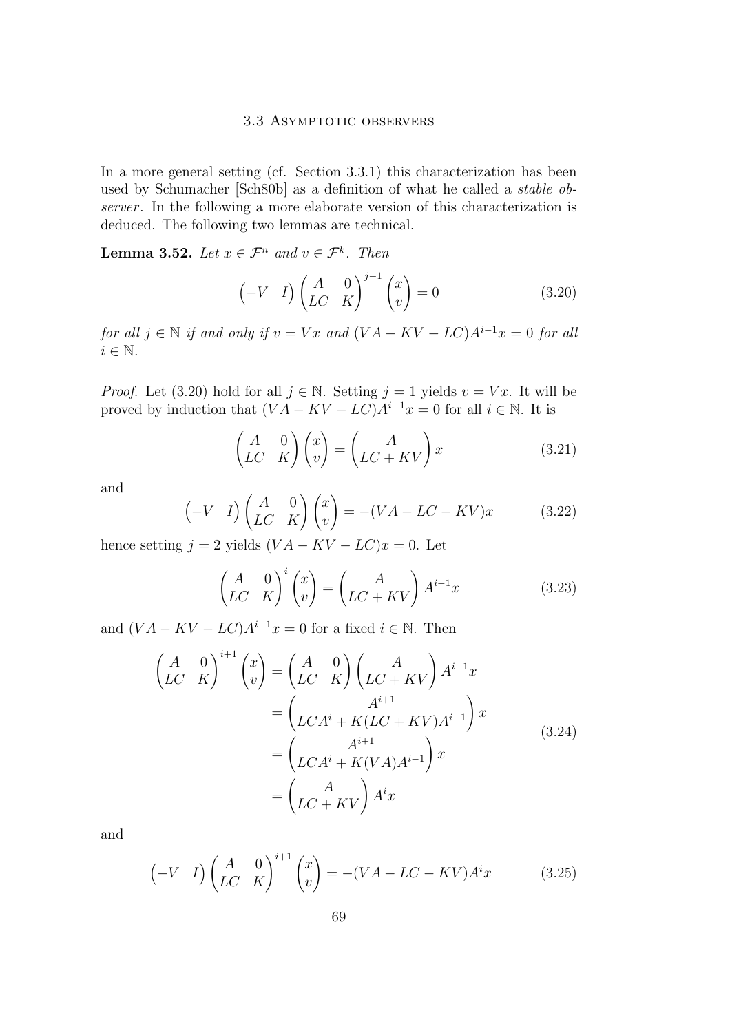In a more general setting (cf. Section 3.3.1) this characterization has been used by Schumacher [Sch80b] as a definition of what he called a *stable observer*. In the following a more elaborate version of this characterization is deduced. The following two lemmas are technical.

**Lemma 3.52.** *Let $x \in \mathcal{F}^n$ and $v \in \mathcal{F}^k$. Then*

$$\begin{pmatrix} -V & I \end{pmatrix} \begin{pmatrix} A & 0 \\ LC & K \end{pmatrix}^{j-1} \begin{pmatrix} x \\ v \end{pmatrix} = 0 \tag{3.20}$$

*for all $j \in \mathbb{N}$ if and only if $v = Vx$ and $(VA - KV - LC)A^{i-1}x = 0$ for all $i \in \mathbb{N}$.*

*Proof.* Let (3.20) hold for all $j \in \mathbb{N}$. Setting $j = 1$ yields $v = Vx$. It will be proved by induction that $(VA - KV - LC)A^{i-1}x = 0$ for all $i \in \mathbb{N}$. It is

$$\begin{pmatrix} A & 0 \\ LC & K \end{pmatrix} \begin{pmatrix} x \\ v \end{pmatrix} = \begin{pmatrix} A \\ LC + KV \end{pmatrix} x \tag{3.21}$$

and

$$\begin{pmatrix} -V & I \end{pmatrix} \begin{pmatrix} A & 0 \\ LC & K \end{pmatrix} \begin{pmatrix} x \\ v \end{pmatrix} = -(VA - LC - KV)x \tag{3.22}$$

hence setting $j = 2$ yields $(VA - KV - LC)x = 0$. Let

$$\begin{pmatrix} A & 0 \\ LC & K \end{pmatrix}^{i} \begin{pmatrix} x \\ v \end{pmatrix} = \begin{pmatrix} A \\ LC + KV \end{pmatrix} A^{i-1}x \tag{3.23}$$

and $(VA - KV - LC)A^{i-1}x = 0$ for a fixed $i \in \mathbb{N}$. Then

$$\begin{aligned}
\begin{pmatrix} A & 0 \\ LC & K \end{pmatrix}^{i+1} \begin{pmatrix} x \\ v \end{pmatrix} &= \begin{pmatrix} A & 0 \\ LC & K \end{pmatrix} \begin{pmatrix} A \\ LC + KV \end{pmatrix} A^{i-1}x \\
&= \begin{pmatrix} A^{i+1} \\ LCA^{i} + K(LC + KV)A^{i-1} \end{pmatrix} x \\
&= \begin{pmatrix} A^{i+1} \\ LCA^{i} + K(VA)A^{i-1} \end{pmatrix} x \\
&= \begin{pmatrix} A \\ LC + KV \end{pmatrix} A^{i}x
\end{aligned} \tag{3.24}$$

and

$$\begin{pmatrix} -V & I \end{pmatrix} \begin{pmatrix} A & 0 \\ LC & K \end{pmatrix}^{i+1} \begin{pmatrix} x \\ v \end{pmatrix} = -(VA - LC - KV)A^{i}x \tag{3.25}$$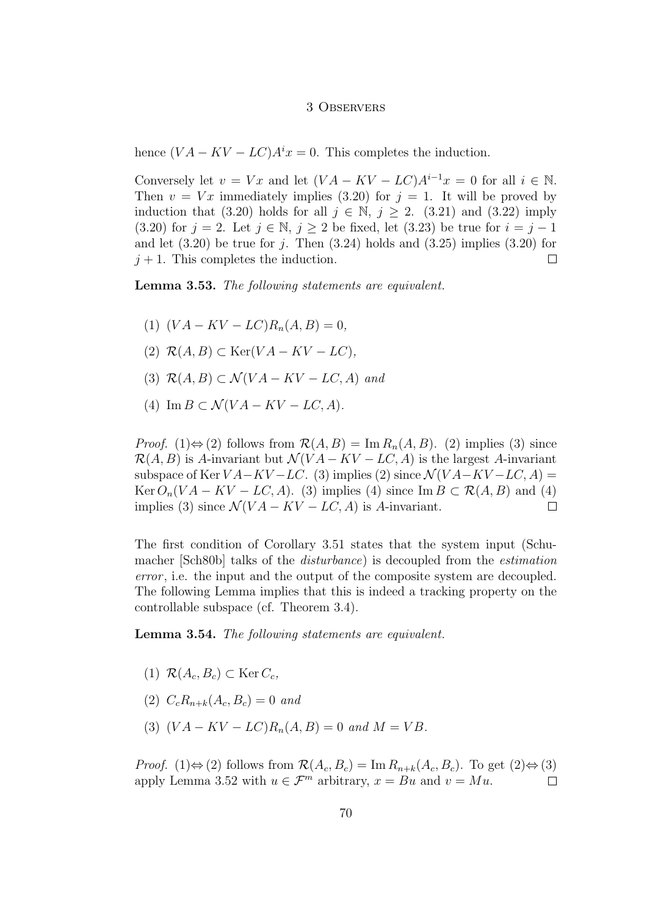hence $(VA - KV - LC)A^i x = 0$. This completes the induction.

Conversely let $v = Vx$ and let $(VA - KV - LC)A^{i-1}x = 0$ for all $i \in \mathbb{N}$. Then $v = Vx$ immediately implies (3.20) for $j = 1$. It will be proved by induction that (3.20) holds for all $j \in \mathbb{N}$, $j \geq 2$. (3.21) and (3.22) imply (3.20) for $j = 2$. Let $j \in \mathbb{N}$, $j \geq 2$ be fixed, let (3.23) be true for $i = j - 1$ and let (3.20) be true for $j$. Then (3.24) holds and (3.25) implies (3.20) for $j + 1$. This completes the induction. □

**Lemma 3.53.** *The following statements are equivalent.*

(1) $(VA - KV - LC)R_n(A, B) = 0$,

(2) $\mathcal{R}(A, B) \subset \operatorname{Ker}(VA - KV - LC)$,

(3) $\mathcal{R}(A, B) \subset \mathcal{N}(VA - KV - LC, A)$ *and*

(4) $\operatorname{Im} B \subset \mathcal{N}(VA - KV - LC, A)$.

*Proof.* (1)⇔(2) follows from $\mathcal{R}(A, B) = \operatorname{Im} R_n(A, B)$. (2) implies (3) since $\mathcal{R}(A, B)$ is $A$-invariant but $\mathcal{N}(VA - KV - LC, A)$ is the largest $A$-invariant subspace of $\operatorname{Ker} VA - KV - LC$. (3) implies (2) since $\mathcal{N}(VA - KV - LC, A) = \operatorname{Ker} O_n(VA - KV - LC, A)$. (3) implies (4) since $\operatorname{Im} B \subset \mathcal{R}(A, B)$ and (4) implies (3) since $\mathcal{N}(VA - KV - LC, A)$ is $A$-invariant. □

The first condition of Corollary 3.51 states that the system input (Schumacher [Sch80b] talks of the *disturbance*) is decoupled from the *estimation error*, i.e. the input and the output of the composite system are decoupled. The following Lemma implies that this is indeed a tracking property on the controllable subspace (cf. Theorem 3.4).

**Lemma 3.54.** *The following statements are equivalent.*

(1) $\mathcal{R}(A_c, B_c) \subset \operatorname{Ker} C_c$,

(2) $C_c R_{n+k}(A_c, B_c) = 0$ *and*

(3) $(VA - KV - LC)R_n(A, B) = 0$ *and* $M = VB$.

*Proof.* (1)⇔(2) follows from $\mathcal{R}(A_c, B_c) = \operatorname{Im} R_{n+k}(A_c, B_c)$. To get (2)⇔(3) apply Lemma 3.52 with $u \in \mathcal{F}^m$ arbitrary, $x = Bu$ and $v = Mu$. □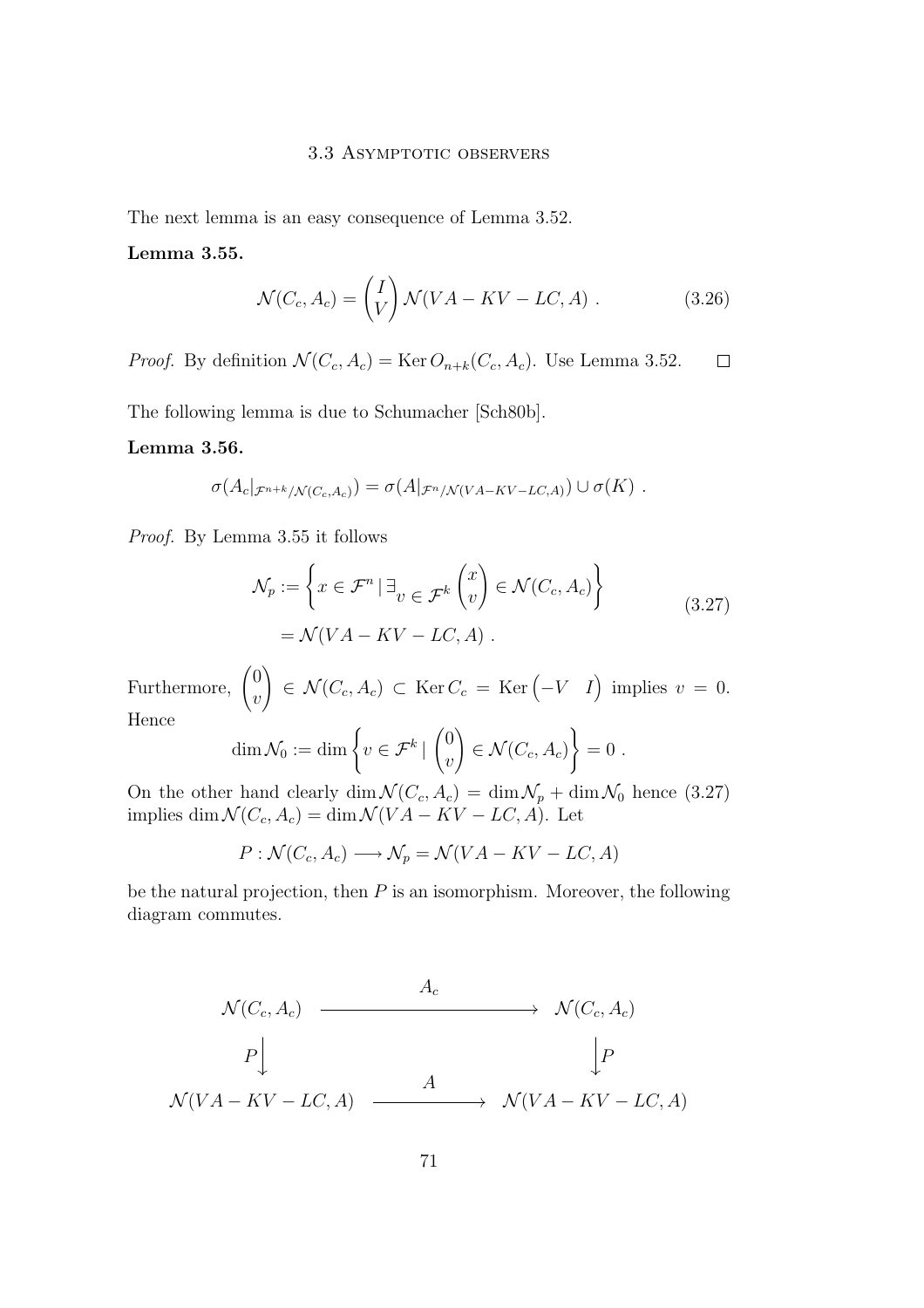The next lemma is an easy consequence of Lemma 3.52.

**Lemma 3.55.**

$$\mathcal{N}(C_c, A_c) = \begin{pmatrix} I \\ V \end{pmatrix} \mathcal{N}(VA - KV - LC, A) \ . \tag{3.26}$$

*Proof.* By definition $\mathcal{N}(C_c, A_c) = \operatorname{Ker} O_{n+k}(C_c, A_c)$. Use Lemma 3.52. $\square$

The following lemma is due to Schumacher [Sch80b].

**Lemma 3.56.**

$$\sigma(A_c|_{\mathcal{F}^{n+k}/\mathcal{N}(C_c,A_c)}) = \sigma(A|_{\mathcal{F}^n/\mathcal{N}(VA-KV-LC,A)}) \cup \sigma(K) \ .$$

*Proof.* By Lemma 3.55 it follows

$$\begin{aligned} \mathcal{N}_p &:= \left\{ x \in \mathcal{F}^n \mid \exists_{v \in \mathcal{F}^k} \begin{pmatrix} x \\ v \end{pmatrix} \in \mathcal{N}(C_c, A_c) \right\} \\ &= \mathcal{N}(VA - KV - LC, A) \ . \end{aligned} \tag{3.27}$$

Furthermore, $\begin{pmatrix} 0 \\ v \end{pmatrix} \in \mathcal{N}(C_c, A_c) \subset \operatorname{Ker} C_c = \operatorname{Ker} \begin{pmatrix} -V & I \end{pmatrix}$ implies $v = 0$. Hence

$$\dim \mathcal{N}_0 := \dim \left\{ v \in \mathcal{F}^k \mid \begin{pmatrix} 0 \\ v \end{pmatrix} \in \mathcal{N}(C_c, A_c) \right\} = 0 \ .$$

On the other hand clearly $\dim \mathcal{N}(C_c, A_c) = \dim \mathcal{N}_p + \dim \mathcal{N}_0$ hence (3.27) implies $\dim \mathcal{N}(C_c, A_c) = \dim \mathcal{N}(VA - KV - LC, A)$. Let

$$P : \mathcal{N}(C_c, A_c) \longrightarrow \mathcal{N}_p = \mathcal{N}(VA - KV - LC, A)$$

be the natural projection, then $P$ is an isomorphism. Moreover, the following diagram commutes.

$$\begin{array}{ccc} \mathcal{N}(C_c, A_c) & \xrightarrow{\quad A_c \quad} & \mathcal{N}(C_c, A_c) \\ P \big\downarrow & & \big\downarrow P \\ \mathcal{N}(VA - KV - LC, A) & \xrightarrow{\quad A \quad} & \mathcal{N}(VA - KV - LC, A) \end{array}$$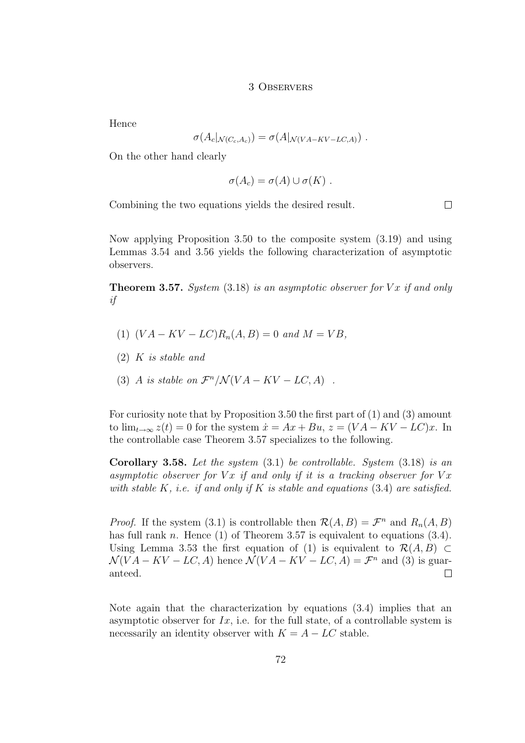Hence

$$\sigma(A_c|_{\mathcal{N}(C_c,A_c)}) = \sigma(A|_{\mathcal{N}(VA-KV-LC,A)}) \ .$$

On the other hand clearly

$$\sigma(A_c) = \sigma(A) \cup \sigma(K) \ .$$

Combining the two equations yields the desired result. $\square$

Now applying Proposition 3.50 to the composite system (3.19) and using Lemmas 3.54 and 3.56 yields the following characterization of asymptotic observers.

**Theorem 3.57.** *System* (3.18) *is an asymptotic observer for* $Vx$ *if and only if*

(1) $(VA - KV - LC)R_n(A, B) = 0$ *and* $M = VB$,

(2) $K$ *is stable and*

(3) $A$ *is stable on* $\mathcal{F}^n/\mathcal{N}(VA - KV - LC, A)$ .

For curiosity note that by Proposition 3.50 the first part of (1) and (3) amount to $\lim_{t\to\infty} z(t) = 0$ for the system $\dot{x} = Ax + Bu$, $z = (VA - KV - LC)x$. In the controllable case Theorem 3.57 specializes to the following.

**Corollary 3.58.** *Let the system* (3.1) *be controllable. System* (3.18) *is an asymptotic observer for* $Vx$ *if and only if it is a tracking observer for* $Vx$ *with stable* $K$*, i.e. if and only if* $K$ *is stable and equations* (3.4) *are satisfied.*

*Proof.* If the system (3.1) is controllable then $\mathcal{R}(A, B) = \mathcal{F}^n$ and $R_n(A, B)$ has full rank $n$. Hence (1) of Theorem 3.57 is equivalent to equations (3.4). Using Lemma 3.53 the first equation of (1) is equivalent to $\mathcal{R}(A, B) \subset \mathcal{N}(VA - KV - LC, A)$ hence $\mathcal{N}(VA - KV - LC, A) = \mathcal{F}^n$ and (3) is guaranteed. $\square$

Note again that the characterization by equations (3.4) implies that an asymptotic observer for $Ix$, i.e. for the full state, of a controllable system is necessarily an identity observer with $K = A - LC$ stable.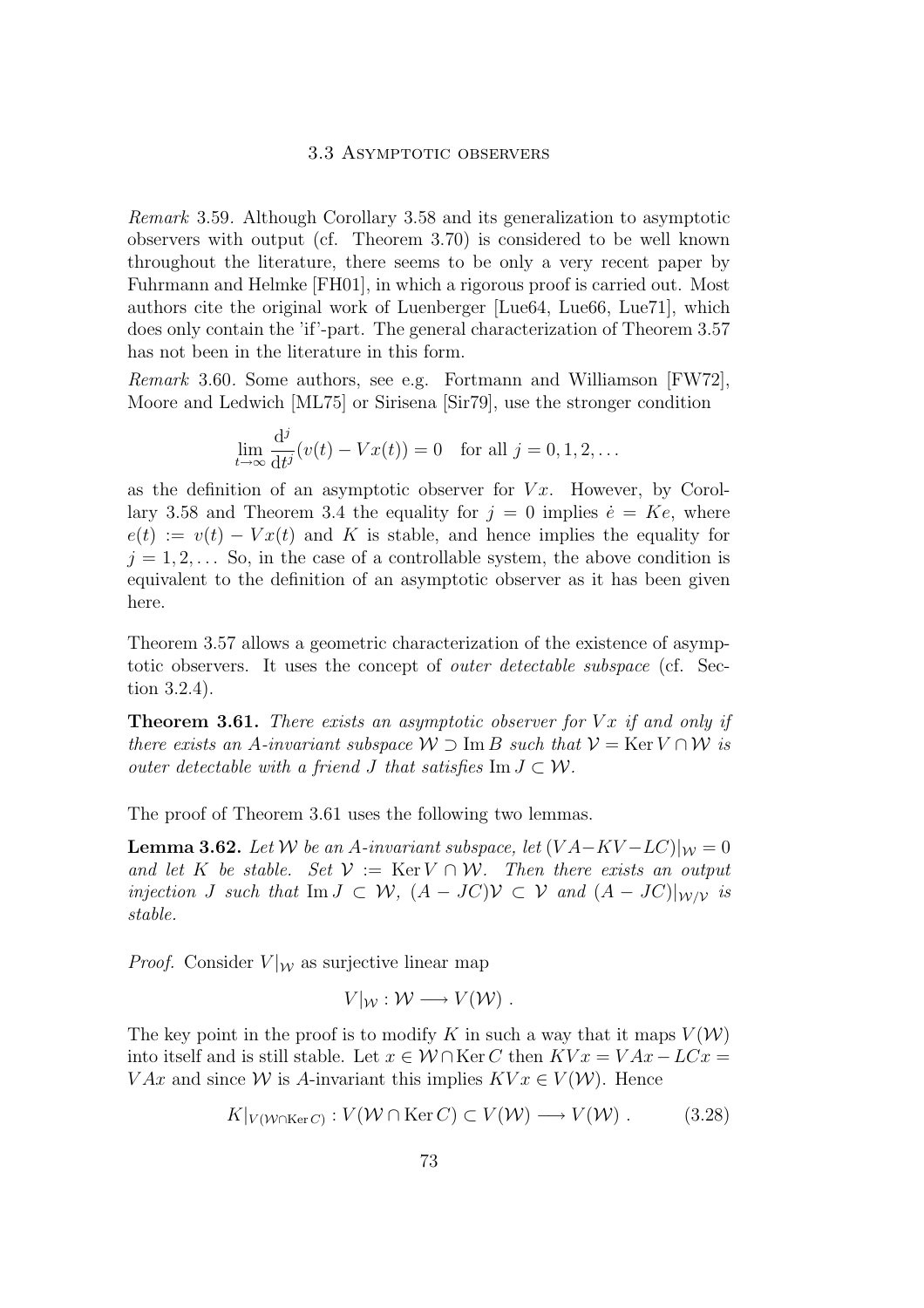*Remark* 3.59. Although Corollary 3.58 and its generalization to asymptotic observers with output (cf. Theorem 3.70) is considered to be well known throughout the literature, there seems to be only a very recent paper by Fuhrmann and Helmke [FH01], in which a rigorous proof is carried out. Most authors cite the original work of Luenberger [Lue64, Lue66, Lue71], which does only contain the 'if'-part. The general characterization of Theorem 3.57 has not been in the literature in this form.

*Remark* 3.60. Some authors, see e.g. Fortmann and Williamson [FW72], Moore and Ledwich [ML75] or Sirisena [Sir79], use the stronger condition

$$\lim_{t\to\infty} \frac{\mathrm{d}^j}{\mathrm{d}t^j}(v(t) - Vx(t)) = 0 \quad \text{for all } j = 0, 1, 2, \ldots$$

as the definition of an asymptotic observer for $Vx$. However, by Corollary 3.58 and Theorem 3.4 the equality for $j = 0$ implies $\dot{e} = Ke$, where $e(t) := v(t) - Vx(t)$ and $K$ is stable, and hence implies the equality for $j = 1, 2, \ldots$ So, in the case of a controllable system, the above condition is equivalent to the definition of an asymptotic observer as it has been given here.

Theorem 3.57 allows a geometric characterization of the existence of asymptotic observers. It uses the concept of *outer detectable subspace* (cf. Section 3.2.4).

**Theorem 3.61.** *There exists an asymptotic observer for $Vx$ if and only if there exists an $A$-invariant subspace $\mathcal{W} \supset \operatorname{Im} B$ such that $\mathcal{V} = \operatorname{Ker} V \cap \mathcal{W}$ is outer detectable with a friend $J$ that satisfies $\operatorname{Im} J \subset \mathcal{W}$.*

The proof of Theorem 3.61 uses the following two lemmas.

**Lemma 3.62.** *Let $\mathcal{W}$ be an $A$-invariant subspace, let $(VA - KV - LC)|_{\mathcal{W}} = 0$ and let $K$ be stable. Set $\mathcal{V} := \operatorname{Ker} V \cap \mathcal{W}$. Then there exists an output injection $J$ such that $\operatorname{Im} J \subset \mathcal{W}$, $(A - JC)\mathcal{V} \subset \mathcal{V}$ and $(A - JC)|_{\mathcal{W}/\mathcal{V}}$ is stable.*

*Proof.* Consider $V|_{\mathcal{W}}$ as surjective linear map

$$V|_{\mathcal{W}} : \mathcal{W} \longrightarrow V(\mathcal{W}) \ .$$

The key point in the proof is to modify $K$ in such a way that it maps $V(\mathcal{W})$ into itself and is still stable. Let $x \in \mathcal{W} \cap \operatorname{Ker} C$ then $KVx = VAx - LCx = VAx$ and since $\mathcal{W}$ is $A$-invariant this implies $KVx \in V(\mathcal{W})$. Hence

$$K|_{V(\mathcal{W}\cap\operatorname{Ker} C)} : V(\mathcal{W} \cap \operatorname{Ker} C) \subset V(\mathcal{W}) \longrightarrow V(\mathcal{W}) \ . \tag{3.28}$$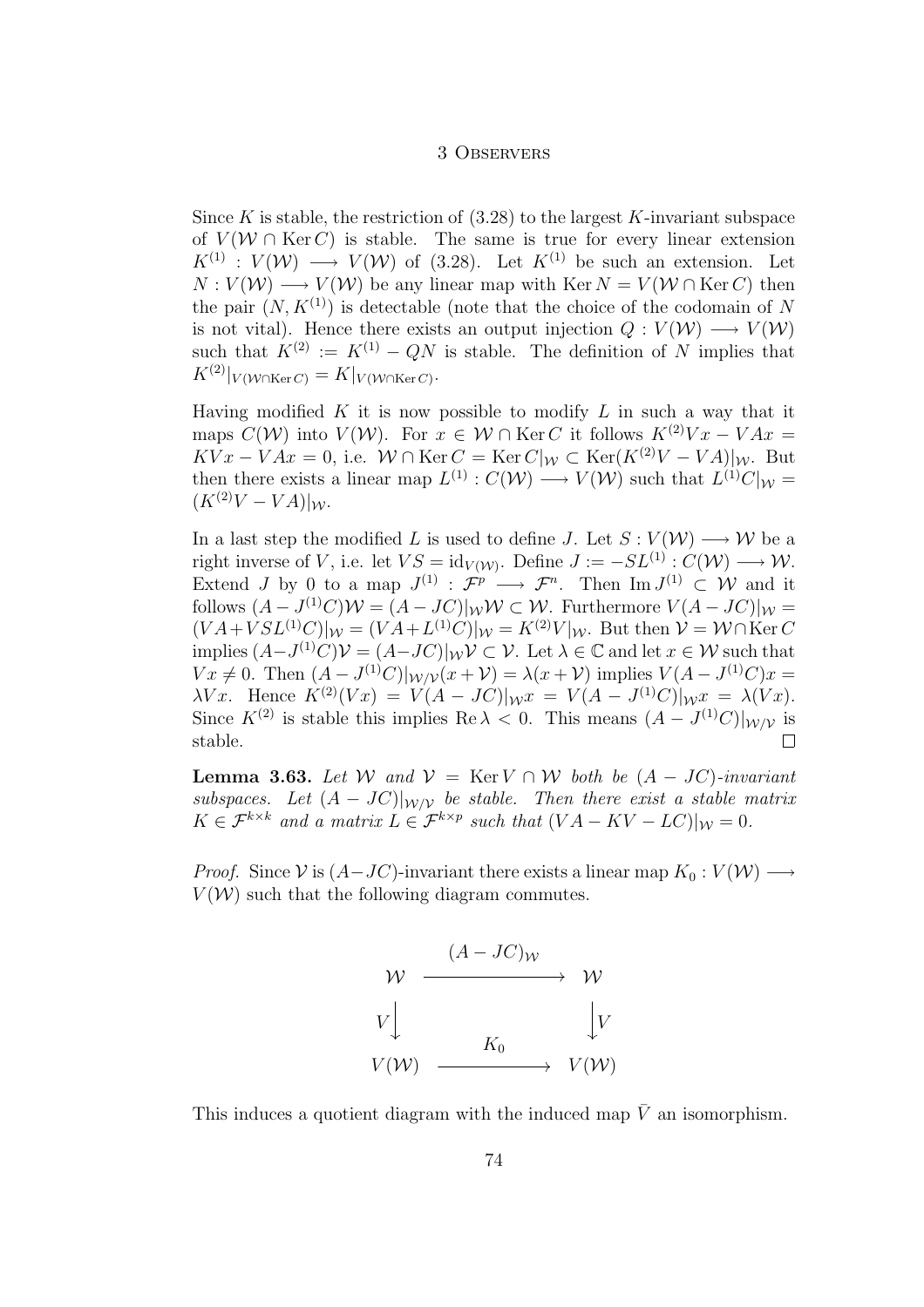Since $K$ is stable, the restriction of (3.28) to the largest $K$-invariant subspace of $V(\mathcal{W} \cap \operatorname{Ker} C)$ is stable. The same is true for every linear extension $K^{(1)} : V(\mathcal{W}) \longrightarrow V(\mathcal{W})$ of (3.28). Let $K^{(1)}$ be such an extension. Let $N : V(\mathcal{W}) \longrightarrow V(\mathcal{W})$ be any linear map with $\operatorname{Ker} N = V(\mathcal{W} \cap \operatorname{Ker} C)$ then the pair $(N, K^{(1)})$ is detectable (note that the choice of the codomain of $N$ is not vital). Hence there exists an output injection $Q : V(\mathcal{W}) \longrightarrow V(\mathcal{W})$ such that $K^{(2)} := K^{(1)} - QN$ is stable. The definition of $N$ implies that $K^{(2)}|_{V(\mathcal{W} \cap \operatorname{Ker} C)} = K|_{V(\mathcal{W} \cap \operatorname{Ker} C)}$.

Having modified $K$ it is now possible to modify $L$ in such a way that it maps $C(\mathcal{W})$ into $V(\mathcal{W})$. For $x \in \mathcal{W} \cap \operatorname{Ker} C$ it follows $K^{(2)}Vx - VAx = KVx - VAx = 0$, i.e. $\mathcal{W} \cap \operatorname{Ker} C = \operatorname{Ker} C|_{\mathcal{W}} \subset \operatorname{Ker}(K^{(2)}V - VA)|_{\mathcal{W}}$. But then there exists a linear map $L^{(1)} : C(\mathcal{W}) \longrightarrow V(\mathcal{W})$ such that $L^{(1)}C|_{\mathcal{W}} = (K^{(2)}V - VA)|_{\mathcal{W}}$.

In a last step the modified $L$ is used to define $J$. Let $S : V(\mathcal{W}) \longrightarrow \mathcal{W}$ be a right inverse of $V$, i.e. let $VS = \operatorname{id}_{V(\mathcal{W})}$. Define $J := -SL^{(1)} : C(\mathcal{W}) \longrightarrow \mathcal{W}$. Extend $J$ by 0 to a map $J^{(1)} : \mathcal{F}^p \longrightarrow \mathcal{F}^n$. Then $\operatorname{Im} J^{(1)} \subset \mathcal{W}$ and it follows $(A - J^{(1)}C)\mathcal{W} = (A - JC)|_{\mathcal{W}}\mathcal{W} \subset \mathcal{W}$. Furthermore $V(A - JC)|_{\mathcal{W}} = (VA + VSL^{(1)}C)|_{\mathcal{W}} = (VA + L^{(1)}C)|_{\mathcal{W}} = K^{(2)}V|_{\mathcal{W}}$. But then $\mathcal{V} = \mathcal{W} \cap \operatorname{Ker} C$ implies $(A - J^{(1)}C)\mathcal{V} = (A - JC)|_{\mathcal{W}}\mathcal{V} \subset \mathcal{V}$. Let $\lambda \in \mathbb{C}$ and let $x \in \mathcal{W}$ such that $Vx \neq 0$. Then $(A - J^{(1)}C)|_{\mathcal{W}/\mathcal{V}}(x + \mathcal{V}) = \lambda(x + \mathcal{V})$ implies $V(A - J^{(1)}C)x = \lambda Vx$. Hence $K^{(2)}(Vx) = V(A - JC)|_{\mathcal{W}}x = V(A - J^{(1)}C)|_{\mathcal{W}}x = \lambda(Vx)$. Since $K^{(2)}$ is stable this implies $\operatorname{Re} \lambda < 0$. This means $(A - J^{(1)}C)|_{\mathcal{W}/\mathcal{V}}$ is stable. $\square$

**Lemma 3.63.** *Let $\mathcal{W}$ and $\mathcal{V} = \operatorname{Ker} V \cap \mathcal{W}$ both be $(A - JC)$-invariant subspaces. Let $(A - JC)|_{\mathcal{W}/\mathcal{V}}$ be stable. Then there exist a stable matrix $K \in \mathcal{F}^{k \times k}$ and a matrix $L \in \mathcal{F}^{k \times p}$ such that $(VA - KV - LC)|_{\mathcal{W}} = 0$.*

*Proof.* Since $\mathcal{V}$ is $(A - JC)$-invariant there exists a linear map $K_0 : V(\mathcal{W}) \longrightarrow V(\mathcal{W})$ such that the following diagram commutes.

$$
\begin{array}{ccc}
\mathcal{W} & \xrightarrow{\quad (A - JC)_{\mathcal{W}} \quad} & \mathcal{W} \\
V\big\downarrow & & \big\downarrow V \\
V(\mathcal{W}) & \xrightarrow{\quad K_0 \quad} & V(\mathcal{W})
\end{array}
$$

This induces a quotient diagram with the induced map $\bar{V}$ an isomorphism.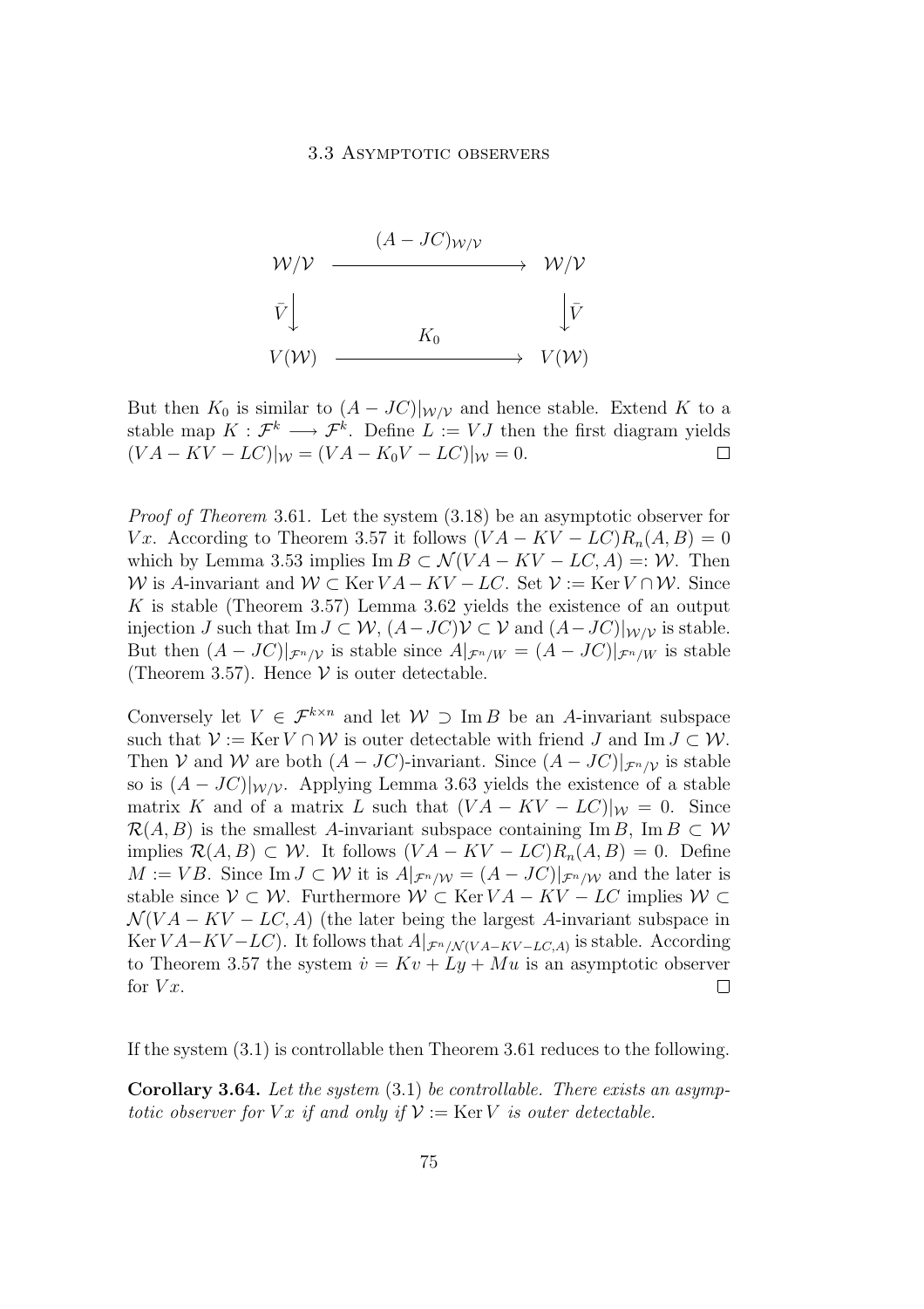$$
\begin{array}{ccc}
\mathcal{W}/\mathcal{V} & \xrightarrow{\quad (A-JC)_{\mathcal{W}/\mathcal{V}} \quad} & \mathcal{W}/\mathcal{V} \\
\bar{V}\big\downarrow & & \big\downarrow\bar{V} \\
V(\mathcal{W}) & \xrightarrow{\quad K_0 \quad} & V(\mathcal{W})
\end{array}
$$

But then $K_0$ is similar to $(A - JC)|_{\mathcal{W}/\mathcal{V}}$ and hence stable. Extend $K$ to a stable map $K : \mathcal{F}^k \longrightarrow \mathcal{F}^k$. Define $L := VJ$ then the first diagram yields $(VA - KV - LC)|_{\mathcal{W}} = (VA - K_0V - LC)|_{\mathcal{W}} = 0$. $\square$

*Proof of Theorem* 3.61. Let the system (3.18) be an asymptotic observer for $Vx$. According to Theorem 3.57 it follows $(VA - KV - LC)R_n(A, B) = 0$ which by Lemma 3.53 implies $\operatorname{Im} B \subset \mathcal{N}(VA - KV - LC, A) =: \mathcal{W}$. Then $\mathcal{W}$ is $A$-invariant and $\mathcal{W} \subset \operatorname{Ker} VA - KV - LC$. Set $\mathcal{V} := \operatorname{Ker} V \cap \mathcal{W}$. Since $K$ is stable (Theorem 3.57) Lemma 3.62 yields the existence of an output injection $J$ such that $\operatorname{Im} J \subset \mathcal{W}$, $(A - JC)\mathcal{V} \subset \mathcal{V}$ and $(A - JC)|_{\mathcal{W}/\mathcal{V}}$ is stable. But then $(A - JC)|_{\mathcal{F}^n/\mathcal{V}}$ is stable since $A|_{\mathcal{F}^n/W} = (A - JC)|_{\mathcal{F}^n/W}$ is stable (Theorem 3.57). Hence $\mathcal{V}$ is outer detectable.

Conversely let $V \in \mathcal{F}^{k \times n}$ and let $\mathcal{W} \supset \operatorname{Im} B$ be an $A$-invariant subspace such that $\mathcal{V} := \operatorname{Ker} V \cap \mathcal{W}$ is outer detectable with friend $J$ and $\operatorname{Im} J \subset \mathcal{W}$. Then $\mathcal{V}$ and $\mathcal{W}$ are both $(A - JC)$-invariant. Since $(A - JC)|_{\mathcal{F}^n/\mathcal{V}}$ is stable so is $(A - JC)|_{\mathcal{W}/\mathcal{V}}$. Applying Lemma 3.63 yields the existence of a stable matrix $K$ and of a matrix $L$ such that $(VA - KV - LC)|_{\mathcal{W}} = 0$. Since $\mathcal{R}(A, B)$ is the smallest $A$-invariant subspace containing $\operatorname{Im} B$, $\operatorname{Im} B \subset \mathcal{W}$ implies $\mathcal{R}(A, B) \subset \mathcal{W}$. It follows $(VA - KV - LC)R_n(A, B) = 0$. Define $M := VB$. Since $\operatorname{Im} J \subset \mathcal{W}$ it is $A|_{\mathcal{F}^n/\mathcal{W}} = (A - JC)|_{\mathcal{F}^n/\mathcal{W}}$ and the later is stable since $\mathcal{V} \subset \mathcal{W}$. Furthermore $\mathcal{W} \subset \operatorname{Ker} VA - KV - LC$ implies $\mathcal{W} \subset \mathcal{N}(VA - KV - LC, A)$ (the later being the largest $A$-invariant subspace in $\operatorname{Ker} VA - KV - LC$). It follows that $A|_{\mathcal{F}^n/\mathcal{N}(VA-KV-LC,A)}$ is stable. According to Theorem 3.57 the system $\dot{v} = Kv + Ly + Mu$ is an asymptotic observer for $Vx$. $\square$

If the system (3.1) is controllable then Theorem 3.61 reduces to the following.

**Corollary 3.64.** *Let the system* (3.1) *be controllable. There exists an asymptotic observer for $Vx$ if and only if $\mathcal{V} := \operatorname{Ker} V$ is outer detectable.*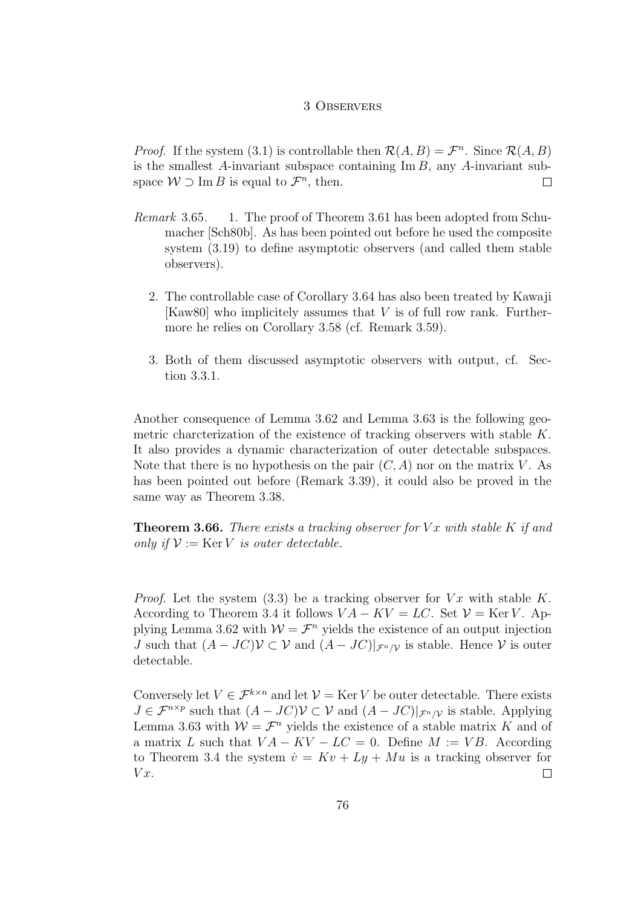*Proof.* If the system (3.1) is controllable then $\mathcal{R}(A,B) = \mathcal{F}^n$. Since $\mathcal{R}(A,B)$ is the smallest $A$-invariant subspace containing $\operatorname{Im} B$, any $A$-invariant subspace $\mathcal{W} \supset \operatorname{Im} B$ is equal to $\mathcal{F}^n$, then. □

*Remark* 3.65.

1. The proof of Theorem 3.61 has been adopted from Schumacher [Sch80b]. As has been pointed out before he used the composite system (3.19) to define asymptotic observers (and called them stable observers).
2. The controllable case of Corollary 3.64 has also been treated by Kawaji [Kaw80] who implicitely assumes that $V$ is of full row rank. Furthermore he relies on Corollary 3.58 (cf. Remark 3.59).
3. Both of them discussed asymptotic observers with output, cf. Section 3.3.1.

Another consequence of Lemma 3.62 and Lemma 3.63 is the following geometric charcterization of the existence of tracking observers with stable $K$. It also provides a dynamic characterization of outer detectable subspaces. Note that there is no hypothesis on the pair $(C, A)$ nor on the matrix $V$. As has been pointed out before (Remark 3.39), it could also be proved in the same way as Theorem 3.38.

**Theorem 3.66.** *There exists a tracking observer for $Vx$ with stable $K$ if and only if $\mathcal{V} := \operatorname{Ker} V$ is outer detectable.*

*Proof.* Let the system (3.3) be a tracking observer for $Vx$ with stable $K$. According to Theorem 3.4 it follows $VA - KV = LC$. Set $\mathcal{V} = \operatorname{Ker} V$. Applying Lemma 3.62 with $\mathcal{W} = \mathcal{F}^n$ yields the existence of an output injection $J$ such that $(A - JC)\mathcal{V} \subset \mathcal{V}$ and $(A - JC)|_{\mathcal{F}^n/\mathcal{V}}$ is stable. Hence $\mathcal{V}$ is outer detectable.

Conversely let $V \in \mathcal{F}^{k \times n}$ and let $\mathcal{V} = \operatorname{Ker} V$ be outer detectable. There exists $J \in \mathcal{F}^{n \times p}$ such that $(A - JC)\mathcal{V} \subset \mathcal{V}$ and $(A - JC)|_{\mathcal{F}^n/\mathcal{V}}$ is stable. Applying Lemma 3.63 with $\mathcal{W} = \mathcal{F}^n$ yields the existence of a stable matrix $K$ and of a matrix $L$ such that $VA - KV - LC = 0$. Define $M := VB$. According to Theorem 3.4 the system $\dot{v} = Kv + Ly + Mu$ is a tracking observer for $Vx$. □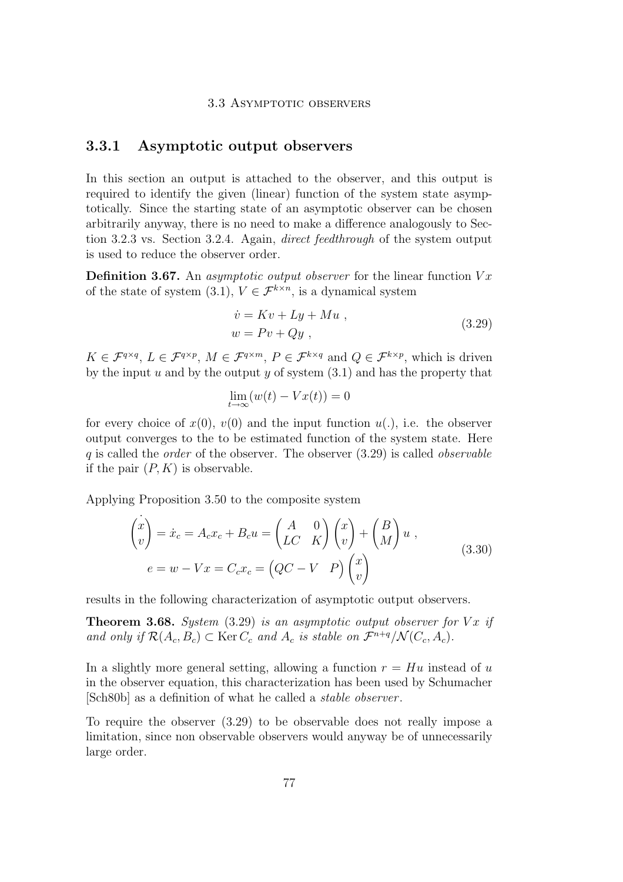### 3.3.1 Asymptotic output observers

In this section an output is attached to the observer, and this output is required to identify the given (linear) function of the system state asymptotically. Since the starting state of an asymptotic observer can be chosen arbitrarily anyway, there is no need to make a difference analogously to Section 3.2.3 vs. Section 3.2.4. Again, *direct feedthrough* of the system output is used to reduce the observer order.

**Definition 3.67.** An *asymptotic output observer* for the linear function $Vx$ of the state of system (3.1), $V \in \mathcal{F}^{k\times n}$, is a dynamical system

$$
\begin{aligned}
\dot{v} &= Kv + Ly + Mu \ , \\
w &= Pv + Qy \ ,
\end{aligned}
\tag{3.29}
$$

$K \in \mathcal{F}^{q\times q}$, $L \in \mathcal{F}^{q\times p}$, $M \in \mathcal{F}^{q\times m}$, $P \in \mathcal{F}^{k\times q}$ and $Q \in \mathcal{F}^{k\times p}$, which is driven by the input $u$ and by the output $y$ of system (3.1) and has the property that

$$
\lim_{t\to\infty}(w(t) - Vx(t)) = 0
$$

for every choice of $x(0)$, $v(0)$ and the input function $u(.)$, i.e. the observer output converges to the to be estimated function of the system state. Here $q$ is called the *order* of the observer. The observer (3.29) is called *observable* if the pair $(P, K)$ is observable.

Applying Proposition 3.50 to the composite system

$$
\begin{aligned}
\dot{\begin{pmatrix} x \\ v \end{pmatrix}} = \dot{x}_c = A_c x_c + B_c u &= \begin{pmatrix} A & 0 \\ LC & K \end{pmatrix} \begin{pmatrix} x \\ v \end{pmatrix} + \begin{pmatrix} B \\ M \end{pmatrix} u \ , \\
e = w - Vx = C_c x_c &= \begin{pmatrix} QC - V & P \end{pmatrix} \begin{pmatrix} x \\ v \end{pmatrix}
\end{aligned}
\tag{3.30}
$$

results in the following characterization of asymptotic output observers.

**Theorem 3.68.** *System* (3.29) *is an asymptotic output observer for* $Vx$ *if and only if* $\mathcal{R}(A_c, B_c) \subset \operatorname{Ker} C_c$ *and* $A_c$ *is stable on* $\mathcal{F}^{n+q}/\mathcal{N}(C_c, A_c)$.

In a slightly more general setting, allowing a function $r = Hu$ instead of $u$ in the observer equation, this characterization has been used by Schumacher [Sch80b] as a definition of what he called a *stable observer*.

To require the observer (3.29) to be observable does not really impose a limitation, since non observable observers would anyway be of unnecessarily large order.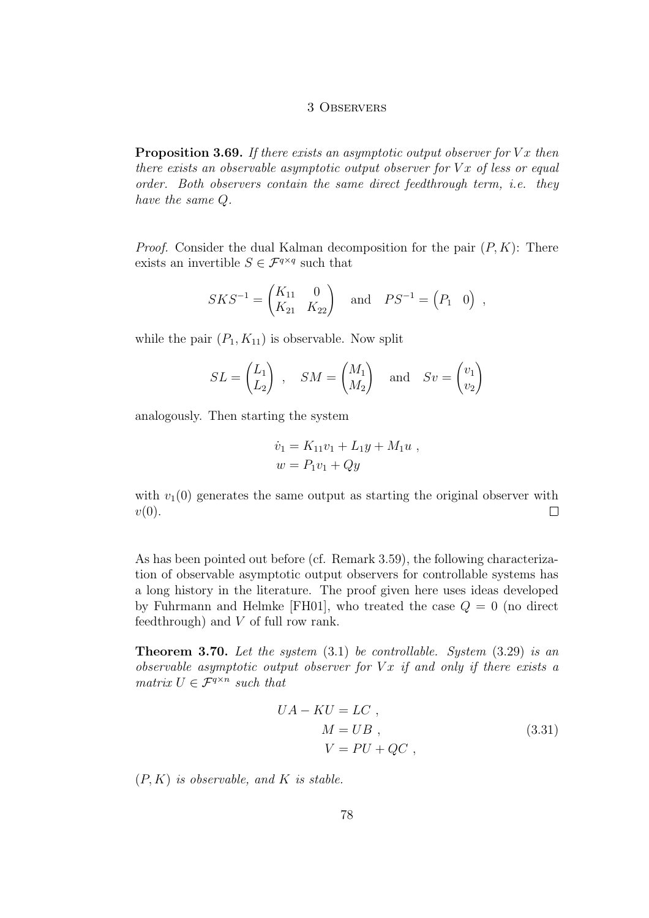**Proposition 3.69.** *If there exists an asymptotic output observer for $Vx$ then there exists an observable asymptotic output observer for $Vx$ of less or equal order. Both observers contain the same direct feedthrough term, i.e. they have the same $Q$.*

*Proof.* Consider the dual Kalman decomposition for the pair $(P, K)$: There exists an invertible $S \in \mathcal{F}^{q \times q}$ such that

$$SKS^{-1} = \begin{pmatrix} K_{11} & 0 \\ K_{21} & K_{22} \end{pmatrix} \quad \text{and} \quad PS^{-1} = \begin{pmatrix} P_1 & 0 \end{pmatrix} ,$$

while the pair $(P_1, K_{11})$ is observable. Now split

$$SL = \begin{pmatrix} L_1 \\ L_2 \end{pmatrix} , \quad SM = \begin{pmatrix} M_1 \\ M_2 \end{pmatrix} \quad \text{and} \quad Sv = \begin{pmatrix} v_1 \\ v_2 \end{pmatrix}$$

analogously. Then starting the system

$$\begin{aligned} \dot{v}_1 &= K_{11} v_1 + L_1 y + M_1 u , \\ w &= P_1 v_1 + Q y \end{aligned}$$

with $v_1(0)$ generates the same output as starting the original observer with $v(0)$. $\square$

As has been pointed out before (cf. Remark 3.59), the following characterization of observable asymptotic output observers for controllable systems has a long history in the literature. The proof given here uses ideas developed by Fuhrmann and Helmke [FH01], who treated the case $Q = 0$ (no direct feedthrough) and $V$ of full row rank.

**Theorem 3.70.** *Let the system* (3.1) *be controllable. System* (3.29) *is an observable asymptotic output observer for $Vx$ if and only if there exists a matrix $U \in \mathcal{F}^{q \times n}$ such that*

$$\begin{aligned} UA - KU &= LC , \\ M &= UB , \\ V &= PU + QC , \end{aligned} \tag{3.31}$$

*$(P, K)$ is observable, and $K$ is stable.*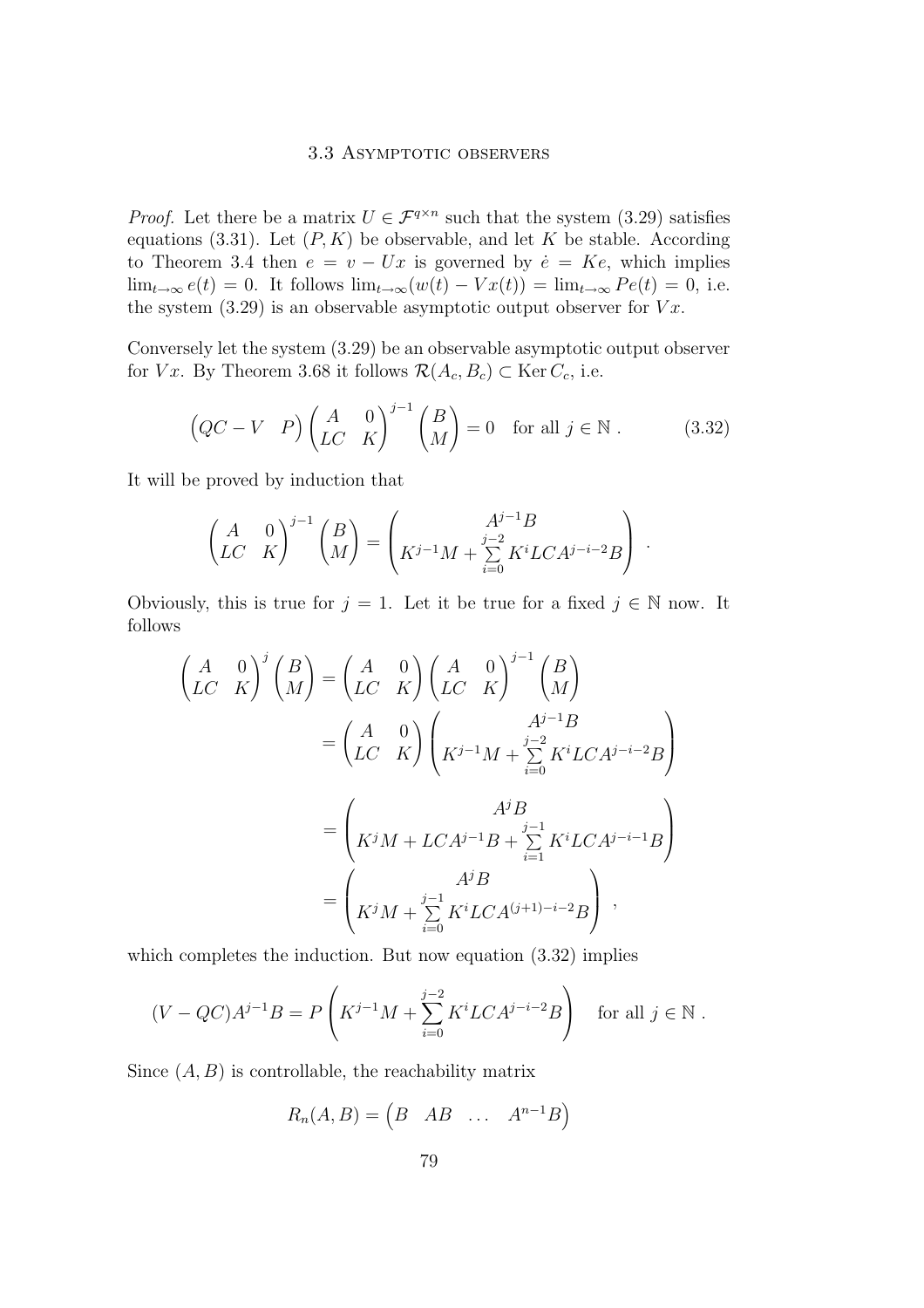*Proof.* Let there be a matrix $U \in \mathcal{F}^{q \times n}$ such that the system (3.29) satisfies equations (3.31). Let $(P, K)$ be observable, and let $K$ be stable. According to Theorem 3.4 then $e = v - Ux$ is governed by $\dot{e} = Ke$, which implies $\lim_{t\to\infty} e(t) = 0$. It follows $\lim_{t\to\infty}(w(t) - Vx(t)) = \lim_{t\to\infty} Pe(t) = 0$, i.e. the system (3.29) is an observable asymptotic output observer for $Vx$.

Conversely let the system (3.29) be an observable asymptotic output observer for $Vx$. By Theorem 3.68 it follows $\mathcal{R}(A_c, B_c) \subset \operatorname{Ker} C_c$, i.e.

$$\begin{pmatrix} QC - V & P \end{pmatrix} \begin{pmatrix} A & 0 \\ LC & K \end{pmatrix}^{j-1} \begin{pmatrix} B \\ M \end{pmatrix} = 0 \quad \text{for all } j \in \mathbb{N} \; . \tag{3.32}$$

It will be proved by induction that

$$\begin{pmatrix} A & 0 \\ LC & K \end{pmatrix}^{j-1} \begin{pmatrix} B \\ M \end{pmatrix} = \begin{pmatrix} A^{j-1}B \\ K^{j-1}M + \sum\limits_{i=0}^{j-2} K^i LCA^{j-i-2}B \end{pmatrix} \; .$$

Obviously, this is true for $j = 1$. Let it be true for a fixed $j \in \mathbb{N}$ now. It follows

$$\begin{aligned}
\begin{pmatrix} A & 0 \\ LC & K \end{pmatrix}^{j} \begin{pmatrix} B \\ M \end{pmatrix} &= \begin{pmatrix} A & 0 \\ LC & K \end{pmatrix} \begin{pmatrix} A & 0 \\ LC & K \end{pmatrix}^{j-1} \begin{pmatrix} B \\ M \end{pmatrix} \\
&= \begin{pmatrix} A & 0 \\ LC & K \end{pmatrix} \begin{pmatrix} A^{j-1}B \\ K^{j-1}M + \sum\limits_{i=0}^{j-2} K^i LCA^{j-i-2}B \end{pmatrix} \\
&= \begin{pmatrix} A^{j}B \\ K^{j}M + LCA^{j-1}B + \sum\limits_{i=1}^{j-1} K^i LCA^{j-i-1}B \end{pmatrix} \\
&= \begin{pmatrix} A^{j}B \\ K^{j}M + \sum\limits_{i=0}^{j-1} K^i LCA^{(j+1)-i-2}B \end{pmatrix} \; ,
\end{aligned}$$

which completes the induction. But now equation (3.32) implies

$$(V - QC)A^{j-1}B = P\left(K^{j-1}M + \sum_{i=0}^{j-2} K^i LCA^{j-i-2}B\right) \quad \text{for all } j \in \mathbb{N} \; .$$

Since $(A, B)$ is controllable, the reachability matrix

$$R_n(A, B) = \begin{pmatrix} B & AB & \dots & A^{n-1}B \end{pmatrix}$$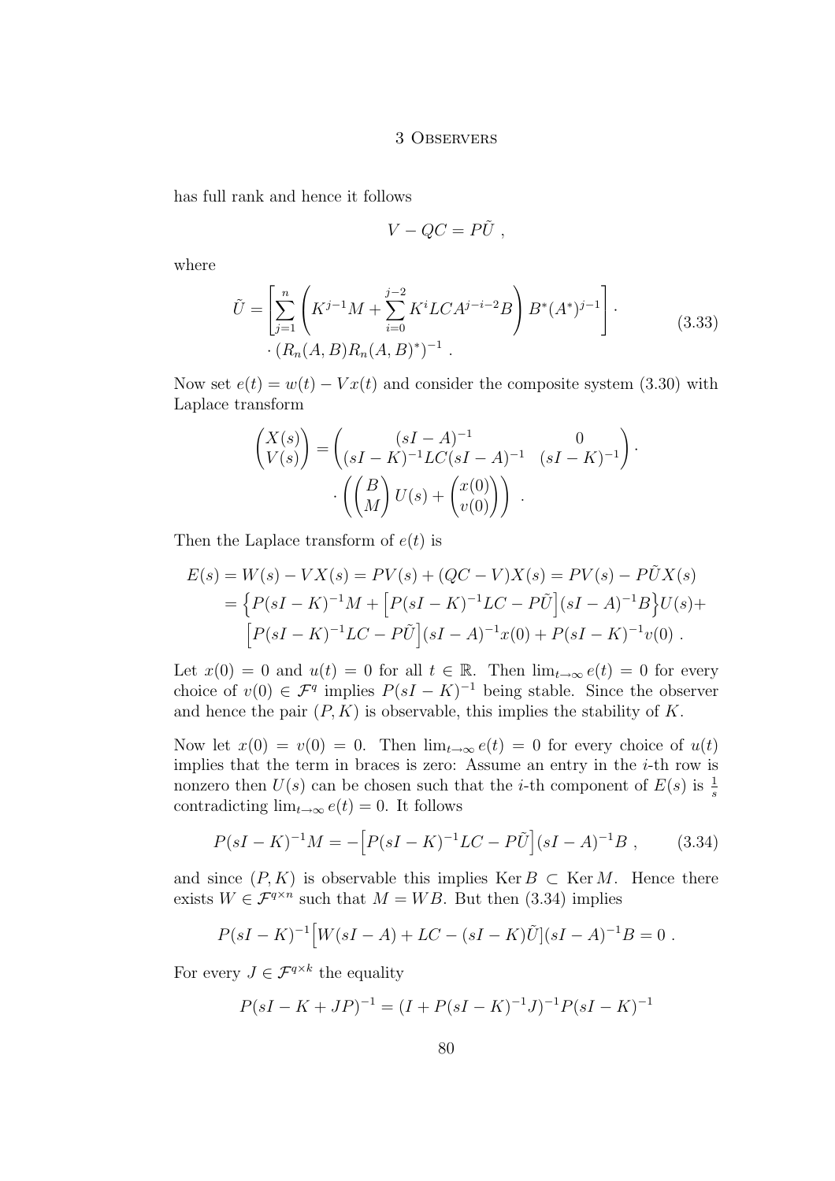has full rank and hence it follows

$$V - QC = P\tilde{U} \ ,$$

where

$$\tilde{U} = \left[ \sum_{j=1}^{n} \left( K^{j-1}M + \sum_{i=0}^{j-2} K^i LCA^{j-i-2}B \right) B^*(A^*)^{j-1} \right] \cdot \\ \cdot (R_n(A,B)R_n(A,B)^*)^{-1} \ . \tag{3.33}$$

Now set $e(t) = w(t) - Vx(t)$ and consider the composite system (3.30) with Laplace transform

$$\begin{pmatrix} X(s) \\ V(s) \end{pmatrix} = \begin{pmatrix} (sI - A)^{-1} & 0 \\ (sI - K)^{-1}LC(sI - A)^{-1} & (sI - K)^{-1} \end{pmatrix} \cdot \\ \cdot \left( \begin{pmatrix} B \\ M \end{pmatrix} U(s) + \begin{pmatrix} x(0) \\ v(0) \end{pmatrix} \right) \ .$$

Then the Laplace transform of $e(t)$ is

$$\begin{aligned} E(s) &= W(s) - VX(s) = PV(s) + (QC - V)X(s) = PV(s) - P\tilde{U}X(s) \\ &= \left\{ P(sI - K)^{-1}M + \left[ P(sI - K)^{-1}LC - P\tilde{U} \right](sI - A)^{-1}B \right\} U(s) + \\ &\quad \left[ P(sI - K)^{-1}LC - P\tilde{U} \right](sI - A)^{-1}x(0) + P(sI - K)^{-1}v(0) \ . \end{aligned}$$

Let $x(0) = 0$ and $u(t) = 0$ for all $t \in \mathbb{R}$. Then $\lim_{t\to\infty} e(t) = 0$ for every choice of $v(0) \in \mathcal{F}^q$ implies $P(sI - K)^{-1}$ being stable. Since the observer and hence the pair $(P, K)$ is observable, this implies the stability of $K$.

Now let $x(0) = v(0) = 0$. Then $\lim_{t\to\infty} e(t) = 0$ for every choice of $u(t)$ implies that the term in braces is zero: Assume an entry in the $i$-th row is nonzero then $U(s)$ can be chosen such that the $i$-th component of $E(s)$ is $\frac{1}{s}$ contradicting $\lim_{t\to\infty} e(t) = 0$. It follows

$$P(sI - K)^{-1}M = -\left[ P(sI - K)^{-1}LC - P\tilde{U} \right](sI - A)^{-1}B \ , \tag{3.34}$$

and since $(P, K)$ is observable this implies $\operatorname{Ker} B \subset \operatorname{Ker} M$. Hence there exists $W \in \mathcal{F}^{q\times n}$ such that $M = WB$. But then (3.34) implies

$$P(sI - K)^{-1}\left[ W(sI - A) + LC - (sI - K)\tilde{U} \right](sI - A)^{-1}B = 0 \ .$$

For every $J \in \mathcal{F}^{q\times k}$ the equality

$$P(sI - K + JP)^{-1} = (I + P(sI - K)^{-1}J)^{-1}P(sI - K)^{-1}$$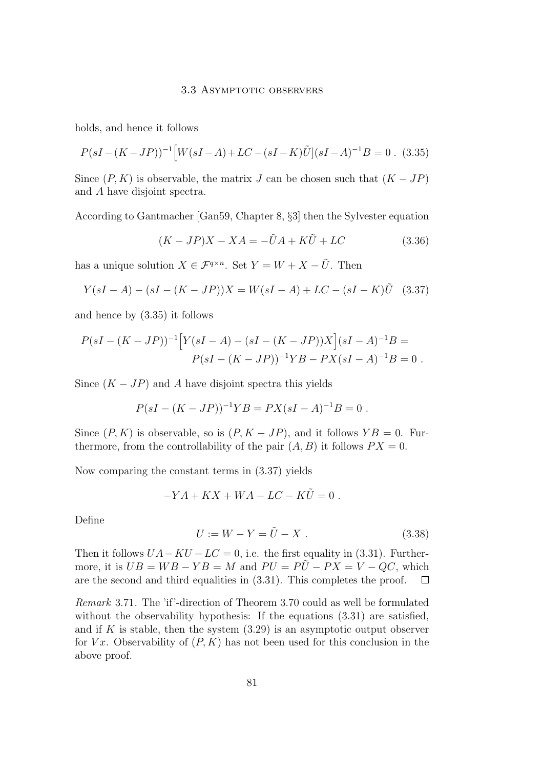holds, and hence it follows

$$P(sI-(K-JP))^{-1}\Big[W(sI-A)+LC-(sI-K)\tilde{U}\big](sI-A)^{-1}B=0\;. \quad (3.35)$$

Since $(P,K)$ is observable, the matrix $J$ can be chosen such that $(K-JP)$ and $A$ have disjoint spectra.

According to Gantmacher [Gan59, Chapter 8, §3] then the Sylvester equation

$$(K-JP)X-XA=-\tilde{U}A+K\tilde{U}+LC \quad (3.36)$$

has a unique solution $X\in\mathcal{F}^{q\times n}$. Set $Y=W+X-\tilde{U}$. Then

$$Y(sI-A)-(sI-(K-JP))X=W(sI-A)+LC-(sI-K)\tilde{U} \quad (3.37)$$

and hence by (3.35) it follows

$$\begin{aligned}P(sI-(K-JP))^{-1}\Big[Y(sI-A)-(sI-(K-JP))X\Big](sI-A)^{-1}B=\\ P(sI-(K-JP))^{-1}YB-PX(sI-A)^{-1}B=0\;.\end{aligned}$$

Since $(K-JP)$ and $A$ have disjoint spectra this yields

$$P(sI-(K-JP))^{-1}YB=PX(sI-A)^{-1}B=0\;.$$

Since $(P,K)$ is observable, so is $(P,K-JP)$, and it follows $YB=0$. Furthermore, from the controllability of the pair $(A,B)$ it follows $PX=0$.

Now comparing the constant terms in (3.37) yields

$$-YA+KX+WA-LC-K\tilde{U}=0\;.$$

Define

$$U:=W-Y=\tilde{U}-X\;. \quad (3.38)$$

Then it follows $UA-KU-LC=0$, i.e. the first equality in (3.31). Furthermore, it is $UB=WB-YB=M$ and $PU=P\tilde{U}-PX=V-QC$, which are the second and third equalities in (3.31). This completes the proof. $\square$

*Remark* 3.71. The 'if'-direction of Theorem 3.70 could as well be formulated without the observability hypothesis: If the equations (3.31) are satisfied, and if $K$ is stable, then the system (3.29) is an asymptotic output observer for $Vx$. Observability of $(P,K)$ has not been used for this conclusion in the above proof.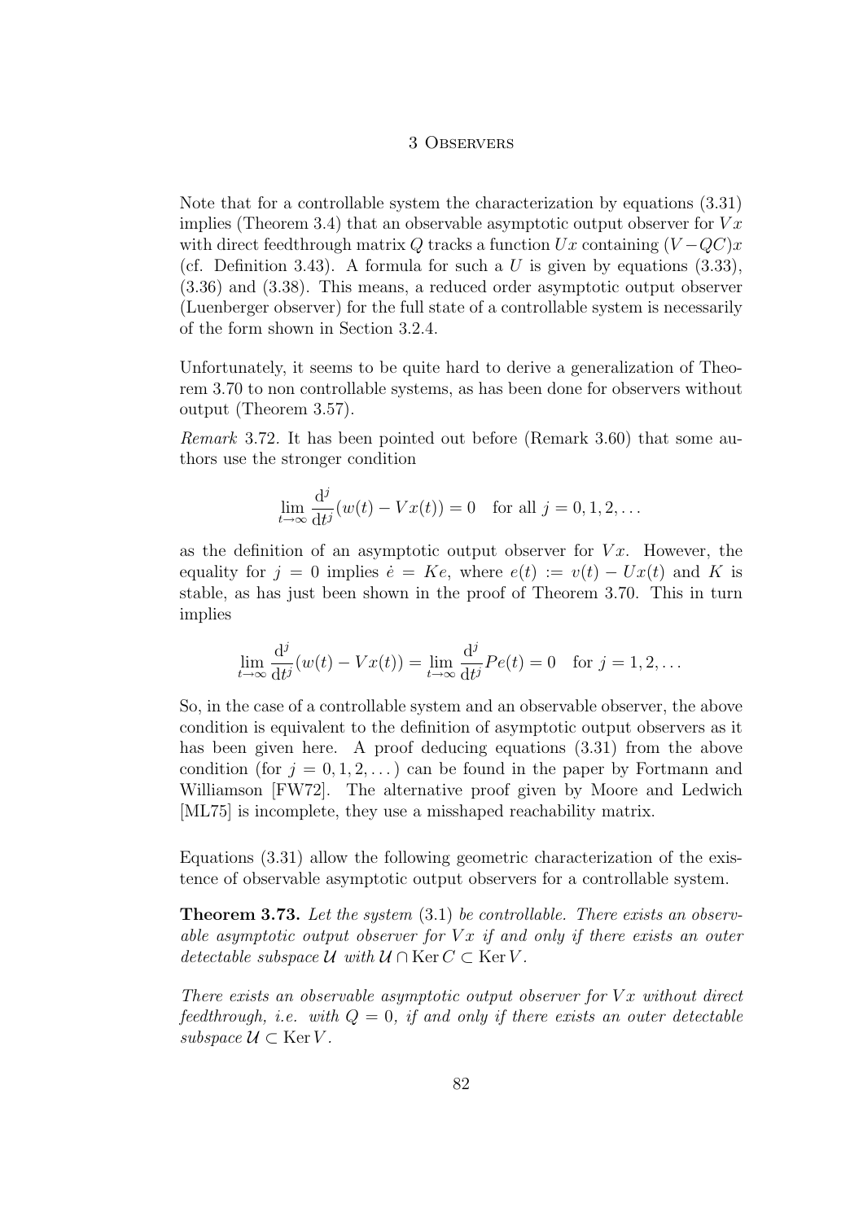Note that for a controllable system the characterization by equations (3.31) implies (Theorem 3.4) that an observable asymptotic output observer for $Vx$ with direct feedthrough matrix $Q$ tracks a function $Ux$ containing $(V-QC)x$ (cf. Definition 3.43). A formula for such a $U$ is given by equations (3.33), (3.36) and (3.38). This means, a reduced order asymptotic output observer (Luenberger observer) for the full state of a controllable system is necessarily of the form shown in Section 3.2.4.

Unfortunately, it seems to be quite hard to derive a generalization of Theorem 3.70 to non controllable systems, as has been done for observers without output (Theorem 3.57).

*Remark* 3.72. It has been pointed out before (Remark 3.60) that some authors use the stronger condition

$$\lim_{t\to\infty} \frac{\mathrm{d}^j}{\mathrm{d}t^j}(w(t) - Vx(t)) = 0 \quad \text{for all } j = 0, 1, 2, \dots$$

as the definition of an asymptotic output observer for $Vx$. However, the equality for $j = 0$ implies $\dot{e} = Ke$, where $e(t) := v(t) - Ux(t)$ and $K$ is stable, as has just been shown in the proof of Theorem 3.70. This in turn implies

$$\lim_{t\to\infty} \frac{\mathrm{d}^j}{\mathrm{d}t^j}(w(t) - Vx(t)) = \lim_{t\to\infty} \frac{\mathrm{d}^j}{\mathrm{d}t^j} Pe(t) = 0 \quad \text{for } j = 1, 2, \dots$$

So, in the case of a controllable system and an observable observer, the above condition is equivalent to the definition of asymptotic output observers as it has been given here. A proof deducing equations (3.31) from the above condition (for $j = 0, 1, 2, \dots$) can be found in the paper by Fortmann and Williamson [FW72]. The alternative proof given by Moore and Ledwich [ML75] is incomplete, they use a misshaped reachability matrix.

Equations (3.31) allow the following geometric characterization of the existence of observable asymptotic output observers for a controllable system.

**Theorem 3.73.** *Let the system* (3.1) *be controllable. There exists an observable asymptotic output observer for $Vx$ if and only if there exists an outer detectable subspace $\mathcal{U}$ with $\mathcal{U} \cap \operatorname{Ker} C \subset \operatorname{Ker} V$.*

*There exists an observable asymptotic output observer for $Vx$ without direct feedthrough, i.e. with $Q = 0$, if and only if there exists an outer detectable subspace $\mathcal{U} \subset \operatorname{Ker} V$.*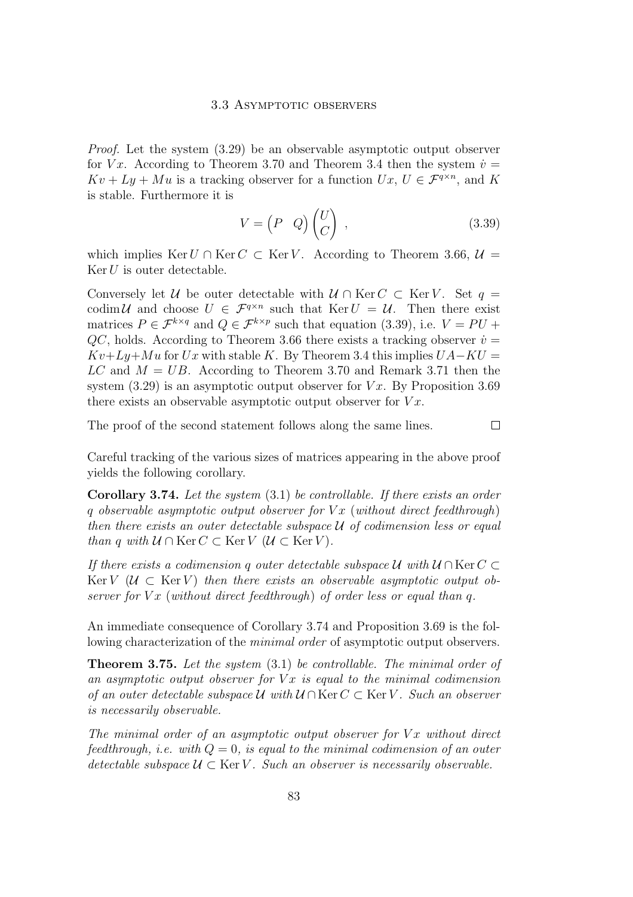*Proof.* Let the system (3.29) be an observable asymptotic output observer for $Vx$. According to Theorem 3.70 and Theorem 3.4 then the system $\dot{v} = Kv + Ly + Mu$ is a tracking observer for a function $Ux$, $U \in \mathcal{F}^{q \times n}$, and $K$ is stable. Furthermore it is

$$V = \begin{pmatrix} P & Q \end{pmatrix} \begin{pmatrix} U \\ C \end{pmatrix} , \tag{3.39}$$

which implies $\operatorname{Ker} U \cap \operatorname{Ker} C \subset \operatorname{Ker} V$. According to Theorem 3.66, $\mathcal{U} = \operatorname{Ker} U$ is outer detectable.

Conversely let $\mathcal{U}$ be outer detectable with $\mathcal{U} \cap \operatorname{Ker} C \subset \operatorname{Ker} V$. Set $q = \operatorname{codim} \mathcal{U}$ and choose $U \in \mathcal{F}^{q \times n}$ such that $\operatorname{Ker} U = \mathcal{U}$. Then there exist matrices $P \in \mathcal{F}^{k \times q}$ and $Q \in \mathcal{F}^{k \times p}$ such that equation (3.39), i.e. $V = PU + QC$, holds. According to Theorem 3.66 there exists a tracking observer $\dot{v} = Kv + Ly + Mu$ for $Ux$ with stable $K$. By Theorem 3.4 this implies $UA - KU = LC$ and $M = UB$. According to Theorem 3.70 and Remark 3.71 then the system (3.29) is an asymptotic output observer for $Vx$. By Proposition 3.69 there exists an observable asymptotic output observer for $Vx$.

The proof of the second statement follows along the same lines. $\square$

Careful tracking of the various sizes of matrices appearing in the above proof yields the following corollary.

**Corollary 3.74.** *Let the system* (3.1) *be controllable. If there exists an order $q$ observable asymptotic output observer for $Vx$* (*without direct feedthrough*) *then there exists an outer detectable subspace $\mathcal{U}$ of codimension less or equal than $q$ with $\mathcal{U} \cap \operatorname{Ker} C \subset \operatorname{Ker} V$ ($\mathcal{U} \subset \operatorname{Ker} V$).*

*If there exists a codimension $q$ outer detectable subspace $\mathcal{U}$ with $\mathcal{U} \cap \operatorname{Ker} C \subset \operatorname{Ker} V$ ($\mathcal{U} \subset \operatorname{Ker} V$) then there exists an observable asymptotic output observer for $Vx$* (*without direct feedthrough*) *of order less or equal than $q$.*

An immediate consequence of Corollary 3.74 and Proposition 3.69 is the following characterization of the *minimal order* of asymptotic output observers.

**Theorem 3.75.** *Let the system* (3.1) *be controllable. The minimal order of an asymptotic output observer for $Vx$ is equal to the minimal codimension of an outer detectable subspace $\mathcal{U}$ with $\mathcal{U} \cap \operatorname{Ker} C \subset \operatorname{Ker} V$. Such an observer is necessarily observable.*

*The minimal order of an asymptotic output observer for $Vx$ without direct feedthrough, i.e. with $Q = 0$, is equal to the minimal codimension of an outer detectable subspace $\mathcal{U} \subset \operatorname{Ker} V$. Such an observer is necessarily observable.*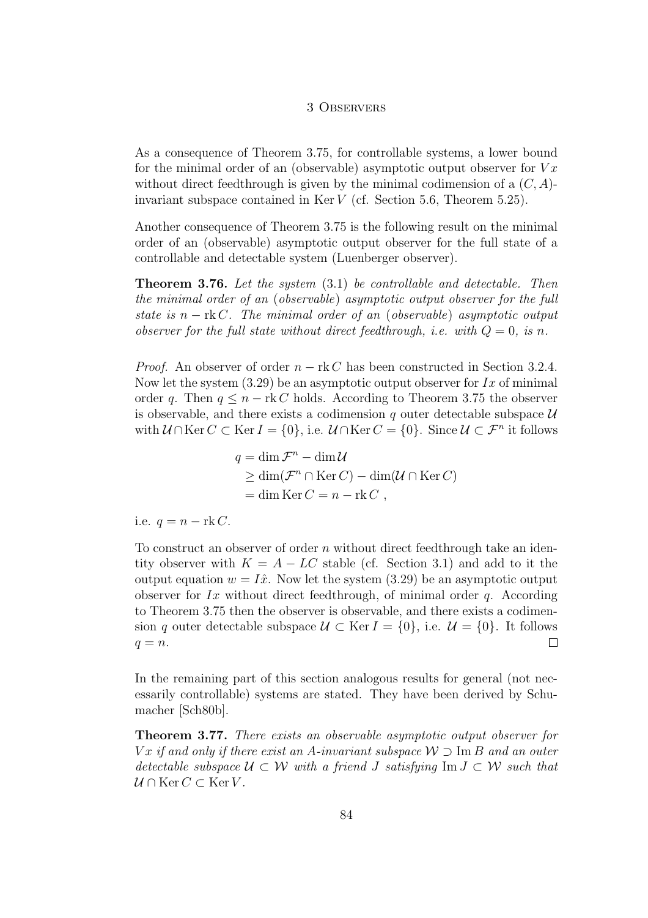As a consequence of Theorem 3.75, for controllable systems, a lower bound for the minimal order of an (observable) asymptotic output observer for $Vx$ without direct feedthrough is given by the minimal codimension of a $(C, A)$-invariant subspace contained in $\operatorname{Ker} V$ (cf. Section 5.6, Theorem 5.25).

Another consequence of Theorem 3.75 is the following result on the minimal order of an (observable) asymptotic output observer for the full state of a controllable and detectable system (Luenberger observer).

**Theorem 3.76.** *Let the system* (3.1) *be controllable and detectable. Then the minimal order of an* (*observable*) *asymptotic output observer for the full state is* $n - \operatorname{rk} C$*. The minimal order of an* (*observable*) *asymptotic output observer for the full state without direct feedthrough, i.e. with* $Q = 0$*, is* $n$*.*

*Proof.* An observer of order $n - \operatorname{rk} C$ has been constructed in Section 3.2.4. Now let the system (3.29) be an asymptotic output observer for $Ix$ of minimal order $q$. Then $q \leq n - \operatorname{rk} C$ holds. According to Theorem 3.75 the observer is observable, and there exists a codimension $q$ outer detectable subspace $\mathcal{U}$ with $\mathcal{U} \cap \operatorname{Ker} C \subset \operatorname{Ker} I = \{0\}$, i.e. $\mathcal{U} \cap \operatorname{Ker} C = \{0\}$. Since $\mathcal{U} \subset \mathcal{F}^n$ it follows

$$
\begin{aligned}
q &= \dim \mathcal{F}^n - \dim \mathcal{U} \\
&\geq \dim(\mathcal{F}^n \cap \operatorname{Ker} C) - \dim(\mathcal{U} \cap \operatorname{Ker} C) \\
&= \dim \operatorname{Ker} C = n - \operatorname{rk} C \ ,
\end{aligned}
$$

i.e. $q = n - \operatorname{rk} C$.

To construct an observer of order $n$ without direct feedthrough take an identity observer with $K = A - LC$ stable (cf. Section 3.1) and add to it the output equation $w = I\hat{x}$. Now let the system (3.29) be an asymptotic output observer for $Ix$ without direct feedthrough, of minimal order $q$. According to Theorem 3.75 then the observer is observable, and there exists a codimension $q$ outer detectable subspace $\mathcal{U} \subset \operatorname{Ker} I = \{0\}$, i.e. $\mathcal{U} = \{0\}$. It follows $q = n$. □

In the remaining part of this section analogous results for general (not necessarily controllable) systems are stated. They have been derived by Schumacher [Sch80b].

**Theorem 3.77.** *There exists an observable asymptotic output observer for* $Vx$ *if and only if there exist an* $A$*-invariant subspace* $\mathcal{W} \supset \operatorname{Im} B$ *and an outer detectable subspace* $\mathcal{U} \subset \mathcal{W}$ *with a friend* $J$ *satisfying* $\operatorname{Im} J \subset \mathcal{W}$ *such that* $\mathcal{U} \cap \operatorname{Ker} C \subset \operatorname{Ker} V$*.*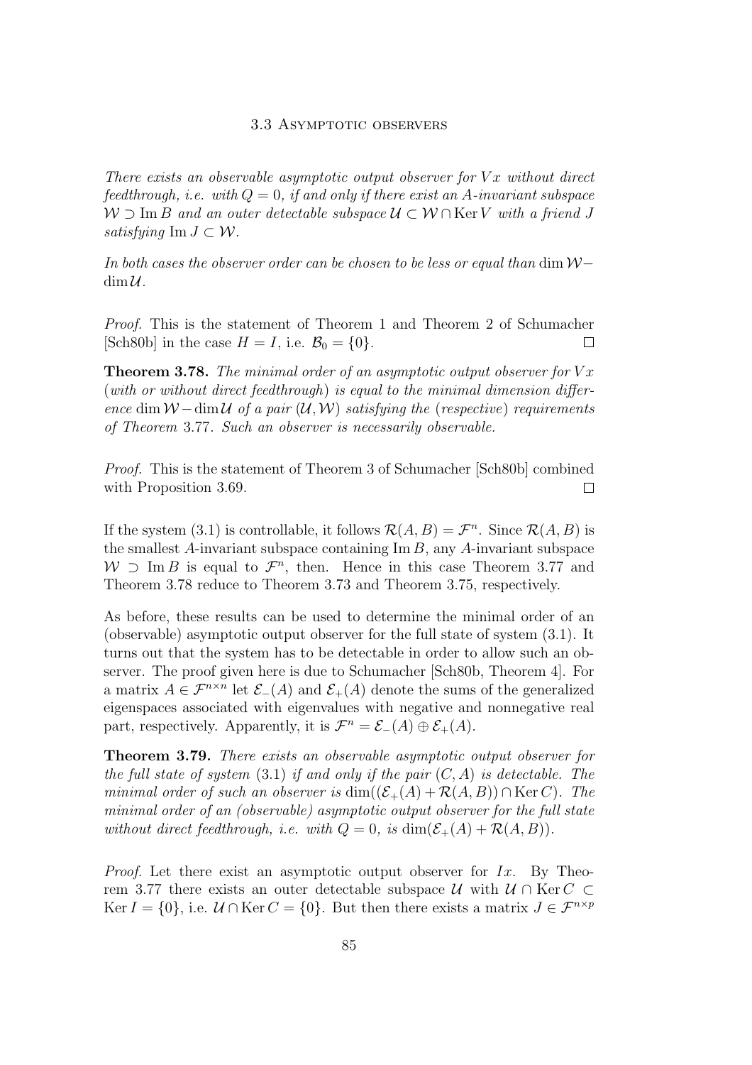*There exists an observable asymptotic output observer for $Vx$ without direct feedthrough, i.e. with $Q = 0$, if and only if there exist an $A$-invariant subspace $\mathcal{W} \supset \operatorname{Im} B$ and an outer detectable subspace $\mathcal{U} \subset \mathcal{W} \cap \operatorname{Ker} V$ with a friend $J$ satisfying $\operatorname{Im} J \subset \mathcal{W}$.*

*In both cases the observer order can be chosen to be less or equal than $\dim \mathcal{W} - \dim \mathcal{U}$.*

*Proof.* This is the statement of Theorem 1 and Theorem 2 of Schumacher [Sch80b] in the case $H = I$, i.e. $\mathcal{B}_0 = \{0\}$. □

**Theorem 3.78.** *The minimal order of an asymptotic output observer for $Vx$ (with or without direct feedthrough) is equal to the minimal dimension difference $\dim \mathcal{W} - \dim \mathcal{U}$ of a pair $(\mathcal{U}, \mathcal{W})$ satisfying the (respective) requirements of Theorem 3.77. Such an observer is necessarily observable.*

*Proof.* This is the statement of Theorem 3 of Schumacher [Sch80b] combined with Proposition 3.69. □

If the system (3.1) is controllable, it follows $\mathcal{R}(A, B) = \mathcal{F}^n$. Since $\mathcal{R}(A, B)$ is the smallest $A$-invariant subspace containing $\operatorname{Im} B$, any $A$-invariant subspace $\mathcal{W} \supset \operatorname{Im} B$ is equal to $\mathcal{F}^n$, then. Hence in this case Theorem 3.77 and Theorem 3.78 reduce to Theorem 3.73 and Theorem 3.75, respectively.

As before, these results can be used to determine the minimal order of an (observable) asymptotic output observer for the full state of system (3.1). It turns out that the system has to be detectable in order to allow such an observer. The proof given here is due to Schumacher [Sch80b, Theorem 4]. For a matrix $A \in \mathcal{F}^{n \times n}$ let $\mathcal{E}_-(A)$ and $\mathcal{E}_+(A)$ denote the sums of the generalized eigenspaces associated with eigenvalues with negative and nonnegative real part, respectively. Apparently, it is $\mathcal{F}^n = \mathcal{E}_-(A) \oplus \mathcal{E}_+(A)$.

**Theorem 3.79.** *There exists an observable asymptotic output observer for the full state of system (3.1) if and only if the pair $(C, A)$ is detectable. The minimal order of such an observer is $\dim((\mathcal{E}_+(A) + \mathcal{R}(A, B)) \cap \operatorname{Ker} C)$. The minimal order of an (observable) asymptotic output observer for the full state without direct feedthrough, i.e. with $Q = 0$, is $\dim(\mathcal{E}_+(A) + \mathcal{R}(A, B))$.*

*Proof.* Let there exist an asymptotic output observer for $Ix$. By Theorem 3.77 there exists an outer detectable subspace $\mathcal{U}$ with $\mathcal{U} \cap \operatorname{Ker} C \subset \operatorname{Ker} I = \{0\}$, i.e. $\mathcal{U} \cap \operatorname{Ker} C = \{0\}$. But then there exists a matrix $J \in \mathcal{F}^{n \times p}$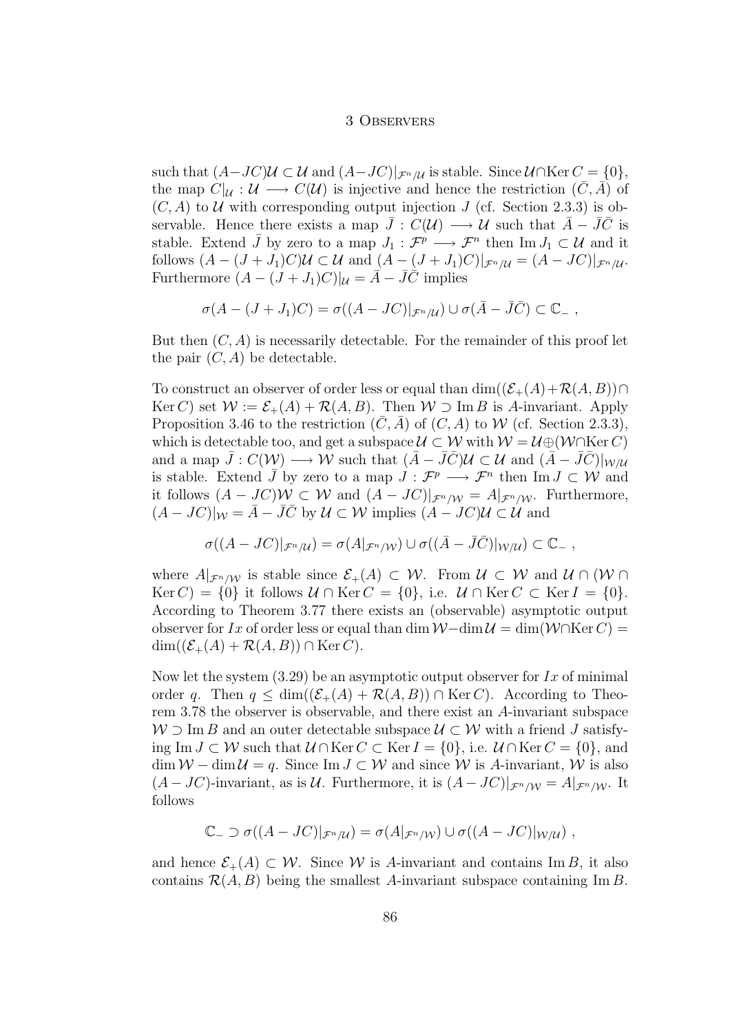such that $(A-JC)\mathcal{U} \subset \mathcal{U}$ and $(A-JC)|_{\mathcal{F}^n/\mathcal{U}}$ is stable. Since $\mathcal{U} \cap \operatorname{Ker} C = \{0\}$, the map $C|_{\mathcal{U}} : \mathcal{U} \longrightarrow C(\mathcal{U})$ is injective and hence the restriction $(\bar{C}, \bar{A})$ of $(C, A)$ to $\mathcal{U}$ with corresponding output injection $J$ (cf. Section 2.3.3) is observable. Hence there exists a map $\bar{J} : C(\mathcal{U}) \longrightarrow \mathcal{U}$ such that $\bar{A} - \bar{J}\bar{C}$ is stable. Extend $\bar{J}$ by zero to a map $J_1 : \mathcal{F}^p \longrightarrow \mathcal{F}^n$ then $\operatorname{Im} J_1 \subset \mathcal{U}$ and it follows $(A - (J + J_1)C)\mathcal{U} \subset \mathcal{U}$ and $(A - (J + J_1)C)|_{\mathcal{F}^n/\mathcal{U}} = (A - JC)|_{\mathcal{F}^n/\mathcal{U}}$. Furthermore $(A - (J + J_1)C)|_{\mathcal{U}} = \bar{A} - \bar{J}\bar{C}$ implies

$$\sigma(A - (J + J_1)C) = \sigma((A - JC)|_{\mathcal{F}^n/\mathcal{U}}) \cup \sigma(\bar{A} - \bar{J}\bar{C}) \subset \mathbb{C}_- \ ,$$

But then $(C, A)$ is necessarily detectable. For the remainder of this proof let the pair $(C, A)$ be detectable.

To construct an observer of order less or equal than $\dim((\mathcal{E}_+(A)+\mathcal{R}(A, B)) \cap \operatorname{Ker} C)$ set $\mathcal{W} := \mathcal{E}_+(A) + \mathcal{R}(A, B)$. Then $\mathcal{W} \supset \operatorname{Im} B$ is $A$-invariant. Apply Proposition 3.46 to the restriction $(\bar{C}, \bar{A})$ of $(C, A)$ to $\mathcal{W}$ (cf. Section 2.3.3), which is detectable too, and get a subspace $\mathcal{U} \subset \mathcal{W}$ with $\mathcal{W} = \mathcal{U} \oplus (\mathcal{W} \cap \operatorname{Ker} C)$ and a map $\bar{J} : C(\mathcal{W}) \longrightarrow \mathcal{W}$ such that $(\bar{A} - \bar{J}\bar{C})\mathcal{U} \subset \mathcal{U}$ and $(\bar{A} - \bar{J}\bar{C})|_{\mathcal{W}/\mathcal{U}}$ is stable. Extend $\bar{J}$ by zero to a map $J : \mathcal{F}^p \longrightarrow \mathcal{F}^n$ then $\operatorname{Im} J \subset \mathcal{W}$ and it follows $(A - JC)\mathcal{W} \subset \mathcal{W}$ and $(A - JC)|_{\mathcal{F}^n/\mathcal{W}} = A|_{\mathcal{F}^n/\mathcal{W}}$. Furthermore, $(A - JC)|_{\mathcal{W}} = \bar{A} - \bar{J}\bar{C}$ by $\mathcal{U} \subset \mathcal{W}$ implies $(A - JC)\mathcal{U} \subset \mathcal{U}$ and

$$\sigma((A - JC)|_{\mathcal{F}^n/\mathcal{U}}) = \sigma(A|_{\mathcal{F}^n/\mathcal{W}}) \cup \sigma((\bar{A} - \bar{J}\bar{C})|_{\mathcal{W}/\mathcal{U}}) \subset \mathbb{C}_- \ ,$$

where $A|_{\mathcal{F}^n/\mathcal{W}}$ is stable since $\mathcal{E}_+(A) \subset \mathcal{W}$. From $\mathcal{U} \subset \mathcal{W}$ and $\mathcal{U} \cap (\mathcal{W} \cap \operatorname{Ker} C) = \{0\}$ it follows $\mathcal{U} \cap \operatorname{Ker} C = \{0\}$, i.e. $\mathcal{U} \cap \operatorname{Ker} C \subset \operatorname{Ker} I = \{0\}$. According to Theorem 3.77 there exists an (observable) asymptotic output observer for $Ix$ of order less or equal than $\dim \mathcal{W} - \dim \mathcal{U} = \dim(\mathcal{W} \cap \operatorname{Ker} C) = \dim((\mathcal{E}_+(A) + \mathcal{R}(A, B)) \cap \operatorname{Ker} C)$.

Now let the system (3.29) be an asymptotic output observer for $Ix$ of minimal order $q$. Then $q \leq \dim((\mathcal{E}_+(A) + \mathcal{R}(A, B)) \cap \operatorname{Ker} C)$. According to Theorem 3.78 the observer is observable, and there exist an $A$-invariant subspace $\mathcal{W} \supset \operatorname{Im} B$ and an outer detectable subspace $\mathcal{U} \subset \mathcal{W}$ with a friend $J$ satisfying $\operatorname{Im} J \subset \mathcal{W}$ such that $\mathcal{U} \cap \operatorname{Ker} C \subset \operatorname{Ker} I = \{0\}$, i.e. $\mathcal{U} \cap \operatorname{Ker} C = \{0\}$, and $\dim \mathcal{W} - \dim \mathcal{U} = q$. Since $\operatorname{Im} J \subset \mathcal{W}$ and since $\mathcal{W}$ is $A$-invariant, $\mathcal{W}$ is also $(A - JC)$-invariant, as is $\mathcal{U}$. Furthermore, it is $(A - JC)|_{\mathcal{F}^n/\mathcal{W}} = A|_{\mathcal{F}^n/\mathcal{W}}$. It follows

$$\mathbb{C}_- \supset \sigma((A - JC)|_{\mathcal{F}^n/\mathcal{U}}) = \sigma(A|_{\mathcal{F}^n/\mathcal{W}}) \cup \sigma((A - JC)|_{\mathcal{W}/\mathcal{U}}) \ ,$$

and hence $\mathcal{E}_+(A) \subset \mathcal{W}$. Since $\mathcal{W}$ is $A$-invariant and contains $\operatorname{Im} B$, it also contains $\mathcal{R}(A, B)$ being the smallest $A$-invariant subspace containing $\operatorname{Im} B$.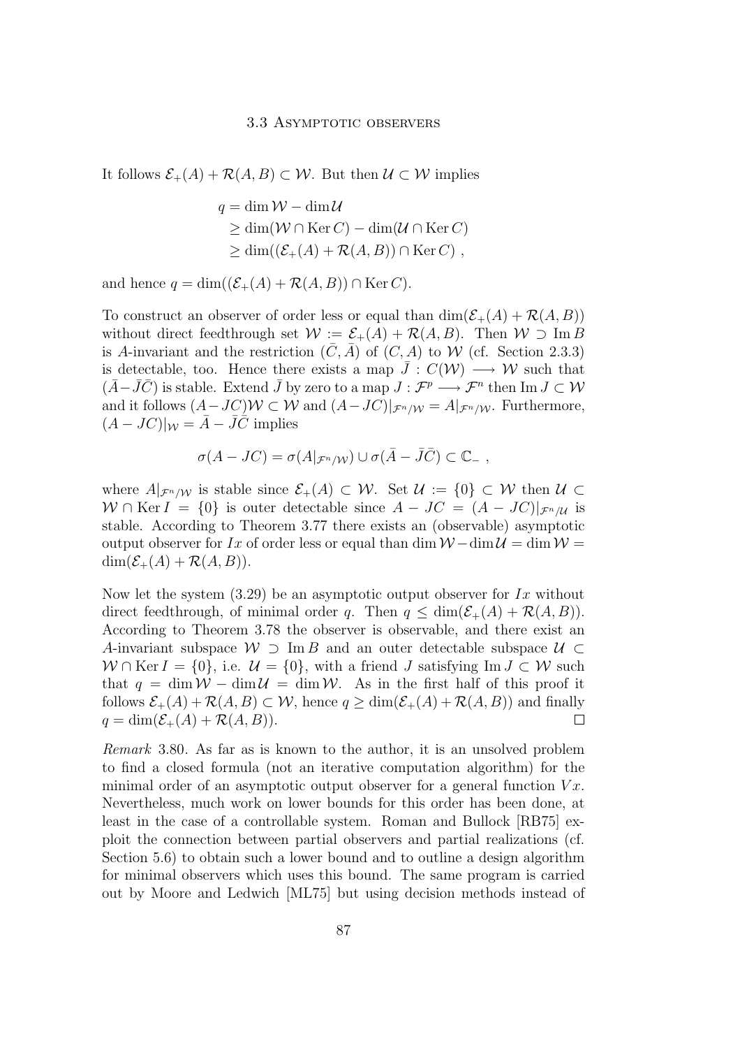It follows $\mathcal{E}_+(A) + \mathcal{R}(A,B) \subset \mathcal{W}$. But then $\mathcal{U} \subset \mathcal{W}$ implies

$$
\begin{aligned}
q &= \dim \mathcal{W} - \dim \mathcal{U} \\
&\geq \dim(\mathcal{W} \cap \operatorname{Ker} C) - \dim(\mathcal{U} \cap \operatorname{Ker} C) \\
&\geq \dim((\mathcal{E}_+(A) + \mathcal{R}(A,B)) \cap \operatorname{Ker} C) \;,
\end{aligned}
$$

and hence $q = \dim((\mathcal{E}_+(A) + \mathcal{R}(A,B)) \cap \operatorname{Ker} C)$.

To construct an observer of order less or equal than $\dim(\mathcal{E}_+(A) + \mathcal{R}(A,B))$ without direct feedthrough set $\mathcal{W} := \mathcal{E}_+(A) + \mathcal{R}(A,B)$. Then $\mathcal{W} \supset \operatorname{Im} B$ is $A$-invariant and the restriction $(\bar{C}, \bar{A})$ of $(C, A)$ to $\mathcal{W}$ (cf. Section 2.3.3) is detectable, too. Hence there exists a map $\bar{J} : C(\mathcal{W}) \longrightarrow \mathcal{W}$ such that $(\bar{A} - \bar{J}\bar{C})$ is stable. Extend $\bar{J}$ by zero to a map $J : \mathcal{F}^p \longrightarrow \mathcal{F}^n$ then $\operatorname{Im} J \subset \mathcal{W}$ and it follows $(A - JC)\mathcal{W} \subset \mathcal{W}$ and $(A - JC)|_{\mathcal{F}^n/\mathcal{W}} = A|_{\mathcal{F}^n/\mathcal{W}}$. Furthermore, $(A - JC)|_{\mathcal{W}} = \bar{A} - \bar{J}\bar{C}$ implies

$$
\sigma(A - JC) = \sigma(A|_{\mathcal{F}^n/\mathcal{W}}) \cup \sigma(\bar{A} - \bar{J}\bar{C}) \subset \mathbb{C}_- \;,
$$

where $A|_{\mathcal{F}^n/\mathcal{W}}$ is stable since $\mathcal{E}_+(A) \subset \mathcal{W}$. Set $\mathcal{U} := \{0\} \subset \mathcal{W}$ then $\mathcal{U} \subset \mathcal{W} \cap \operatorname{Ker} I = \{0\}$ is outer detectable since $A - JC = (A - JC)|_{\mathcal{F}^n/\mathcal{U}}$ is stable. According to Theorem 3.77 there exists an (observable) asymptotic output observer for $Ix$ of order less or equal than $\dim \mathcal{W} - \dim \mathcal{U} = \dim \mathcal{W} = \dim(\mathcal{E}_+(A) + \mathcal{R}(A,B))$.

Now let the system (3.29) be an asymptotic output observer for $Ix$ without direct feedthrough, of minimal order $q$. Then $q \leq \dim(\mathcal{E}_+(A) + \mathcal{R}(A,B))$. According to Theorem 3.78 the observer is observable, and there exist an $A$-invariant subspace $\mathcal{W} \supset \operatorname{Im} B$ and an outer detectable subspace $\mathcal{U} \subset \mathcal{W} \cap \operatorname{Ker} I = \{0\}$, i.e. $\mathcal{U} = \{0\}$, with a friend $J$ satisfying $\operatorname{Im} J \subset \mathcal{W}$ such that $q = \dim \mathcal{W} - \dim \mathcal{U} = \dim \mathcal{W}$. As in the first half of this proof it follows $\mathcal{E}_+(A) + \mathcal{R}(A,B) \subset \mathcal{W}$, hence $q \geq \dim(\mathcal{E}_+(A) + \mathcal{R}(A,B))$ and finally $q = \dim(\mathcal{E}_+(A) + \mathcal{R}(A,B))$. □

*Remark* 3.80. As far as is known to the author, it is an unsolved problem to find a closed formula (not an iterative computation algorithm) for the minimal order of an asymptotic output observer for a general function $Vx$. Nevertheless, much work on lower bounds for this order has been done, at least in the case of a controllable system. Roman and Bullock [RB75] exploit the connection between partial observers and partial realizations (cf. Section 5.6) to obtain such a lower bound and to outline a design algorithm for minimal observers which uses this bound. The same program is carried out by Moore and Ledwich [ML75] but using decision methods instead of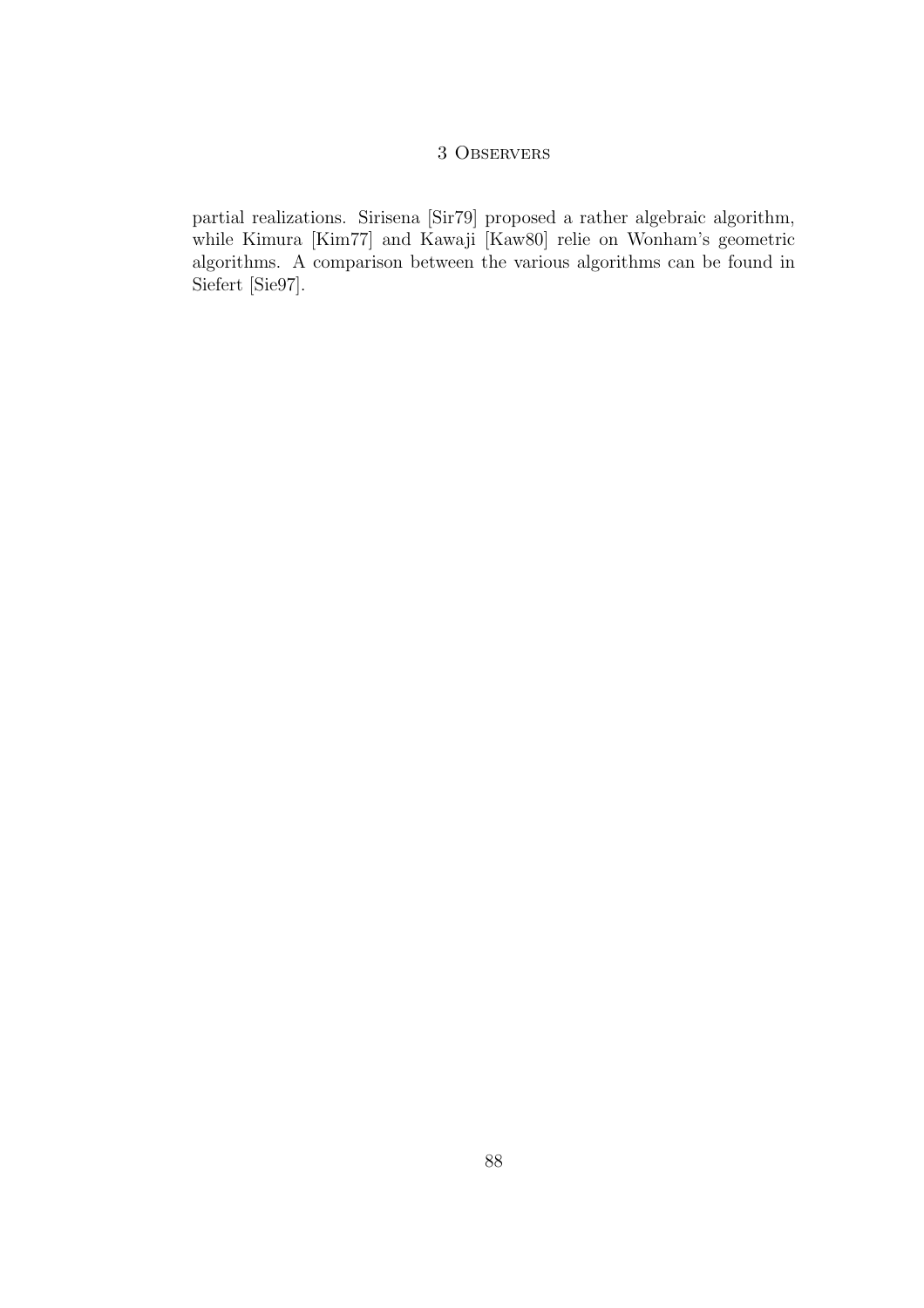partial realizations. Sirisena [Sir79] proposed a rather algebraic algorithm, while Kimura [Kim77] and Kawaji [Kaw80] relie on Wonham's geometric algorithms. A comparison between the various algorithms can be found in Siefert [Sie97].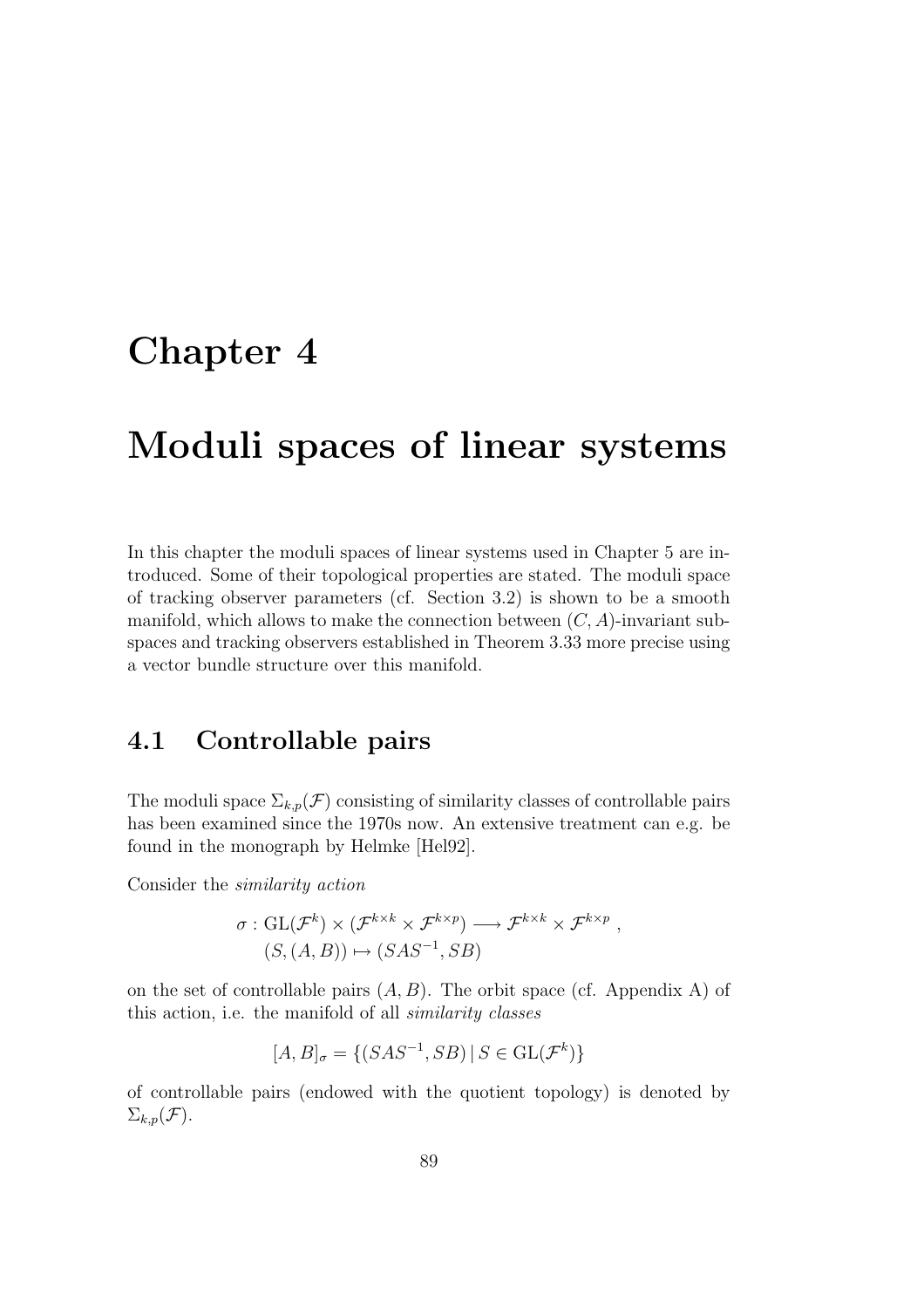# Chapter 4

# Moduli spaces of linear systems

In this chapter the moduli spaces of linear systems used in Chapter 5 are introduced. Some of their topological properties are stated. The moduli space of tracking observer parameters (cf. Section 3.2) is shown to be a smooth manifold, which allows to make the connection between $(C, A)$-invariant subspaces and tracking observers established in Theorem 3.33 more precise using a vector bundle structure over this manifold.

## 4.1 Controllable pairs

The moduli space $\Sigma_{k,p}(\mathcal{F})$ consisting of similarity classes of controllable pairs has been examined since the 1970s now. An extensive treatment can e.g. be found in the monograph by Helmke [Hel92].

Consider the *similarity action*

$$\sigma : \mathrm{GL}(\mathcal{F}^k) \times (\mathcal{F}^{k\times k} \times \mathcal{F}^{k\times p}) \longrightarrow \mathcal{F}^{k\times k} \times \mathcal{F}^{k\times p} \; ,$$
$$(S, (A, B)) \mapsto (SAS^{-1}, SB)$$

on the set of controllable pairs $(A, B)$. The orbit space (cf. Appendix A) of this action, i.e. the manifold of all *similarity classes*

$$[A, B]_\sigma = \{(SAS^{-1}, SB) \,|\, S \in \mathrm{GL}(\mathcal{F}^k)\}$$

of controllable pairs (endowed with the quotient topology) is denoted by $\Sigma_{k,p}(\mathcal{F})$.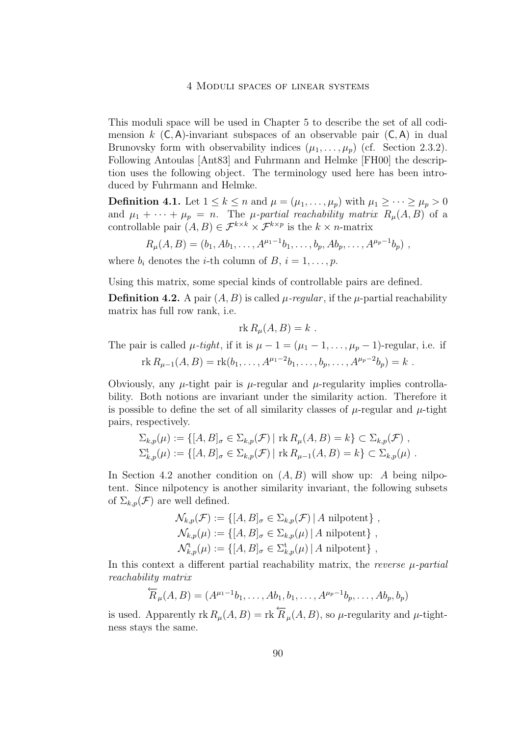This moduli space will be used in Chapter 5 to describe the set of all codimension $k$ $(\mathsf{C},\mathsf{A})$-invariant subspaces of an observable pair $(\mathsf{C},\mathsf{A})$ in dual Brunovsky form with observability indices $(\mu_1,\dots,\mu_p)$ (cf. Section 2.3.2). Following Antoulas [Ant83] and Fuhrmann and Helmke [FH00] the description uses the following object. The terminology used here has been introduced by Fuhrmann and Helmke.

**Definition 4.1.** Let $1 \le k \le n$ and $\mu = (\mu_1,\dots,\mu_p)$ with $\mu_1 \ge \dots \ge \mu_p > 0$ and $\mu_1 + \dots + \mu_p = n$. The *$\mu$-partial reachability matrix* $R_\mu(A,B)$ of a controllable pair $(A,B) \in \mathcal{F}^{k\times k} \times \mathcal{F}^{k\times p}$ is the $k \times n$-matrix

$$R_\mu(A,B) = (b_1, Ab_1, \dots, A^{\mu_1-1}b_1, \dots, b_p, Ab_p, \dots, A^{\mu_p-1}b_p) \ ,$$

where $b_i$ denotes the $i$-th column of $B$, $i = 1,\dots,p$.

Using this matrix, some special kinds of controllable pairs are defined.

**Definition 4.2.** A pair $(A,B)$ is called *$\mu$-regular*, if the $\mu$-partial reachability matrix has full row rank, i.e.

$$\operatorname{rk} R_\mu(A,B) = k \ .$$

The pair is called *$\mu$-tight*, if it is $\mu - 1 = (\mu_1 - 1,\dots,\mu_p - 1)$-regular, i.e. if

$$\operatorname{rk} R_{\mu-1}(A,B) = \operatorname{rk}(b_1,\dots,A^{\mu_1-2}b_1,\dots,b_p,\dots,A^{\mu_p-2}b_p) = k \ .$$

Obviously, any $\mu$-tight pair is $\mu$-regular and $\mu$-regularity implies controllability. Both notions are invariant under the similarity action. Therefore it is possible to define the set of all similarity classes of $\mu$-regular and $\mu$-tight pairs, respectively.

$$\Sigma_{k,p}(\mu) := \{[A,B]_\sigma \in \Sigma_{k,p}(\mathcal{F}) \mid \operatorname{rk} R_\mu(A,B) = k\} \subset \Sigma_{k,p}(\mathcal{F}) \ ,$$
$$\Sigma^{\mathrm{t}}_{k,p}(\mu) := \{[A,B]_\sigma \in \Sigma_{k,p}(\mathcal{F}) \mid \operatorname{rk} R_{\mu-1}(A,B) = k\} \subset \Sigma_{k,p}(\mu) \ .$$

In Section 4.2 another condition on $(A,B)$ will show up: $A$ being nilpotent. Since nilpotency is another similarity invariant, the following subsets of $\Sigma_{k,p}(\mathcal{F})$ are well defined.

$$\mathcal{N}_{k,p}(\mathcal{F}) := \{[A,B]_\sigma \in \Sigma_{k,p}(\mathcal{F}) \mid A \text{ nilpotent}\} \ ,$$
$$\mathcal{N}_{k,p}(\mu) := \{[A,B]_\sigma \in \Sigma_{k,p}(\mu) \mid A \text{ nilpotent}\} \ ,$$
$$\mathcal{N}^{\mathrm{t}}_{k,p}(\mu) := \{[A,B]_\sigma \in \Sigma^{\mathrm{t}}_{k,p}(\mu) \mid A \text{ nilpotent}\} \ ,$$

In this context a different partial reachability matrix, the *reverse $\mu$-partial reachability matrix*

$$\overleftarrow{R}_\mu(A,B) = (A^{\mu_1-1}b_1,\dots,Ab_1,b_1,\dots,A^{\mu_p-1}b_p,\dots,Ab_p,b_p)$$

is used. Apparently $\operatorname{rk} R_\mu(A,B) = \operatorname{rk} \overleftarrow{R}_\mu(A,B)$, so $\mu$-regularity and $\mu$-tightness stays the same.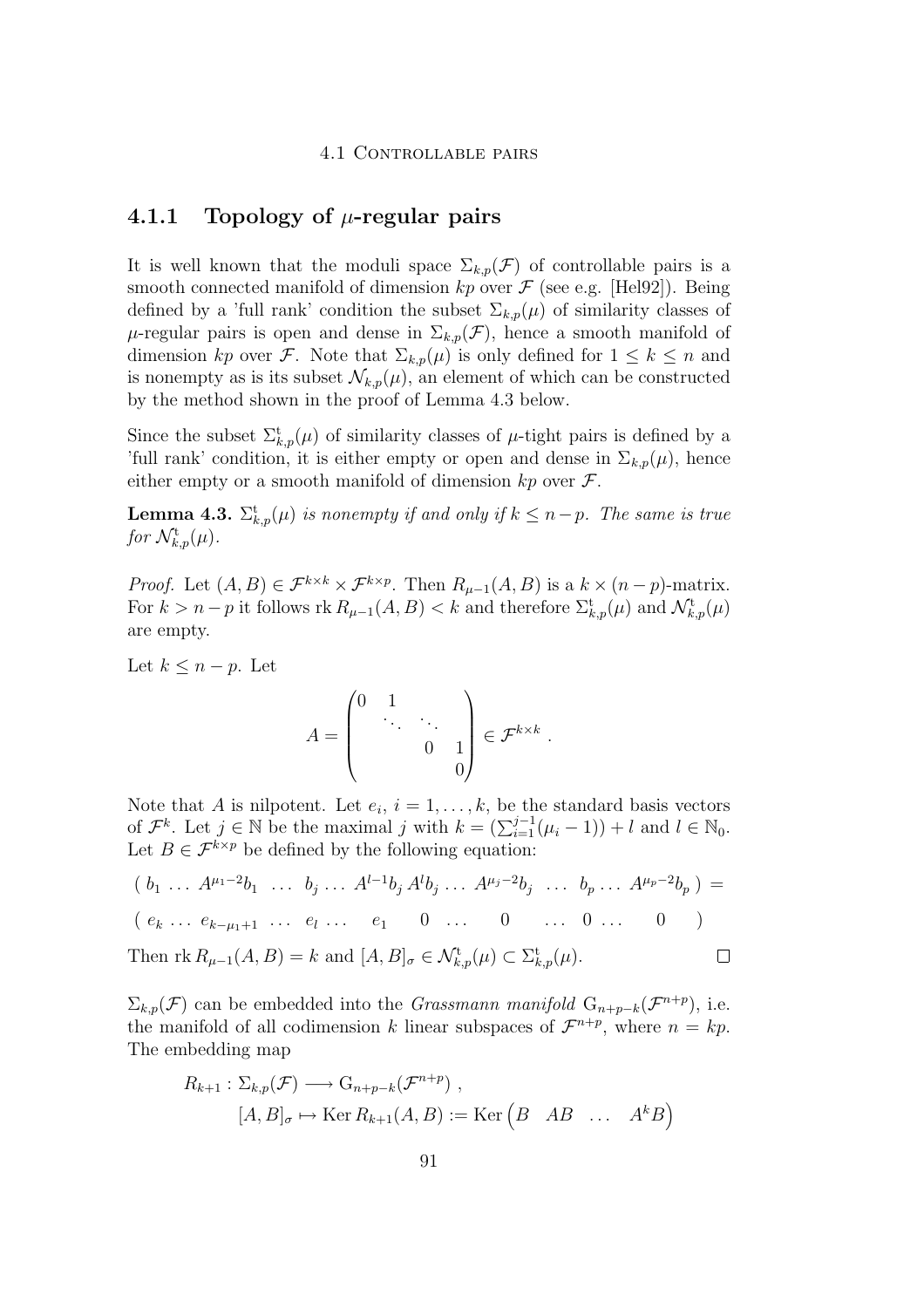### 4.1.1 Topology of $\mu$-regular pairs

It is well known that the moduli space $\Sigma_{k,p}(\mathcal{F})$ of controllable pairs is a smooth connected manifold of dimension $kp$ over $\mathcal{F}$ (see e.g. [Hel92]). Being defined by a 'full rank' condition the subset $\Sigma_{k,p}(\mu)$ of similarity classes of $\mu$-regular pairs is open and dense in $\Sigma_{k,p}(\mathcal{F})$, hence a smooth manifold of dimension $kp$ over $\mathcal{F}$. Note that $\Sigma_{k,p}(\mu)$ is only defined for $1 \le k \le n$ and is nonempty as is its subset $\mathcal{N}_{k,p}(\mu)$, an element of which can be constructed by the method shown in the proof of Lemma 4.3 below.

Since the subset $\Sigma^{\mathrm{t}}_{k,p}(\mu)$ of similarity classes of $\mu$-tight pairs is defined by a 'full rank' condition, it is either empty or open and dense in $\Sigma_{k,p}(\mu)$, hence either empty or a smooth manifold of dimension $kp$ over $\mathcal{F}$.

**Lemma 4.3.** *$\Sigma^{\mathrm{t}}_{k,p}(\mu)$ is nonempty if and only if $k \le n-p$. The same is true for $\mathcal{N}^{\mathrm{t}}_{k,p}(\mu)$.*

*Proof.* Let $(A,B) \in \mathcal{F}^{k\times k} \times \mathcal{F}^{k\times p}$. Then $R_{\mu-1}(A,B)$ is a $k \times (n-p)$-matrix. For $k > n-p$ it follows $\operatorname{rk} R_{\mu-1}(A,B) < k$ and therefore $\Sigma^{\mathrm{t}}_{k,p}(\mu)$ and $\mathcal{N}^{\mathrm{t}}_{k,p}(\mu)$ are empty.

Let $k \le n-p$. Let

$$A = \begin{pmatrix} 0 & 1 & & \\ & \ddots & \ddots & \\ & & 0 & 1 \\ & & & 0 \end{pmatrix} \in \mathcal{F}^{k\times k} .$$

Note that $A$ is nilpotent. Let $e_i$, $i = 1, \ldots, k$, be the standard basis vectors of $\mathcal{F}^k$. Let $j \in \mathbb{N}$ be the maximal $j$ with $k = (\sum_{i=1}^{j-1}(\mu_i - 1)) + l$ and $l \in \mathbb{N}_0$. Let $B \in \mathcal{F}^{k\times p}$ be defined by the following equation:

$$\begin{aligned}
&(\, b_1 \,\ldots\, A^{\mu_1-2}b_1 \;\;\ldots\;\; b_j \,\ldots\, A^{l-1}b_j \; A^l b_j \,\ldots\, A^{\mu_j-2}b_j \;\;\ldots\;\; b_p \,\ldots\, A^{\mu_p-2}b_p \,) = \\
&(\, e_k \,\ldots\, e_{k-\mu_1+1} \;\;\ldots\;\; e_l \,\ldots\, e_1 \quad 0 \;\ldots\; 0 \;\;\ldots\;\; 0 \,\ldots\, 0 \,)
\end{aligned}$$

Then $\operatorname{rk} R_{\mu-1}(A,B) = k$ and $[A,B]_\sigma \in \mathcal{N}^{\mathrm{t}}_{k,p}(\mu) \subset \Sigma^{\mathrm{t}}_{k,p}(\mu)$. $\square$

$\Sigma_{k,p}(\mathcal{F})$ can be embedded into the *Grassmann manifold* $\mathrm{G}_{n+p-k}(\mathcal{F}^{n+p})$, i.e. the manifold of all codimension $k$ linear subspaces of $\mathcal{F}^{n+p}$, where $n = kp$. The embedding map

$$\begin{aligned}
R_{k+1} : \Sigma_{k,p}(\mathcal{F}) &\longrightarrow \mathrm{G}_{n+p-k}(\mathcal{F}^{n+p}) , \\
[A,B]_\sigma &\mapsto \operatorname{Ker} R_{k+1}(A,B) := \operatorname{Ker} \begin{pmatrix} B & AB & \ldots & A^k B \end{pmatrix}
\end{aligned}$$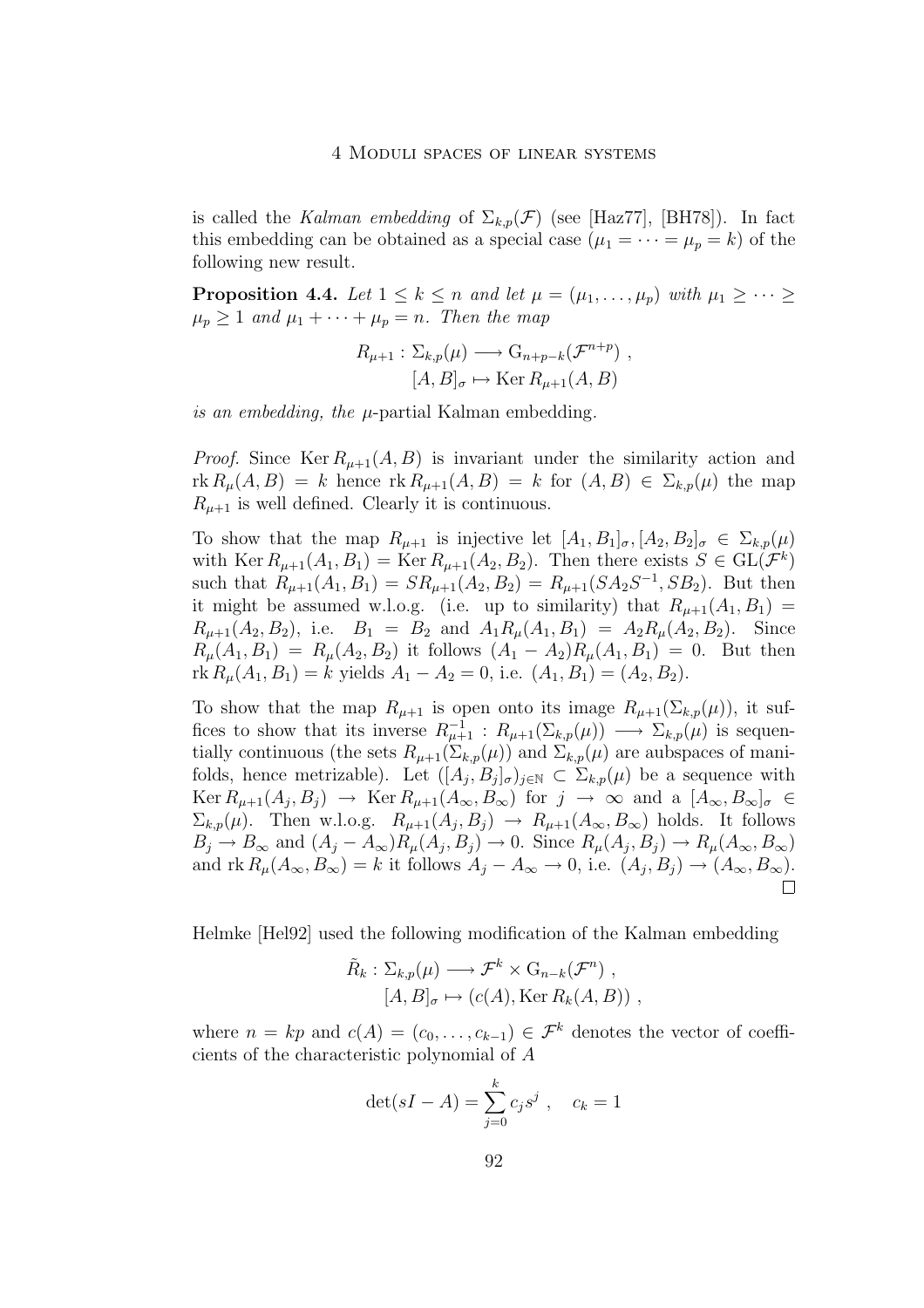is called the *Kalman embedding* of $\Sigma_{k,p}(\mathcal{F})$ (see [Haz77], [BH78]). In fact this embedding can be obtained as a special case ($\mu_1 = \cdots = \mu_p = k$) of the following new result.

**Proposition 4.4.** *Let $1 \leq k \leq n$ and let $\mu = (\mu_1, \ldots, \mu_p)$ with $\mu_1 \geq \cdots \geq \mu_p \geq 1$ and $\mu_1 + \cdots + \mu_p = n$. Then the map*

$$
\begin{aligned}
R_{\mu+1} : \Sigma_{k,p}(\mu) &\longrightarrow \mathrm{G}_{n+p-k}(\mathcal{F}^{n+p}) \ , \\
[A, B]_\sigma &\mapsto \operatorname{Ker} R_{\mu+1}(A, B)
\end{aligned}
$$

*is an embedding, the $\mu$-partial* Kalman embedding.

*Proof.* Since $\operatorname{Ker} R_{\mu+1}(A, B)$ is invariant under the similarity action and $\operatorname{rk} R_\mu(A, B) = k$ hence $\operatorname{rk} R_{\mu+1}(A, B) = k$ for $(A, B) \in \Sigma_{k,p}(\mu)$ the map $R_{\mu+1}$ is well defined. Clearly it is continuous.

To show that the map $R_{\mu+1}$ is injective let $[A_1, B_1]_\sigma, [A_2, B_2]_\sigma \in \Sigma_{k,p}(\mu)$ with $\operatorname{Ker} R_{\mu+1}(A_1, B_1) = \operatorname{Ker} R_{\mu+1}(A_2, B_2)$. Then there exists $S \in \mathrm{GL}(\mathcal{F}^k)$ such that $R_{\mu+1}(A_1, B_1) = S R_{\mu+1}(A_2, B_2) = R_{\mu+1}(S A_2 S^{-1}, S B_2)$. But then it might be assumed w.l.o.g. (i.e. up to similarity) that $R_{\mu+1}(A_1, B_1) = R_{\mu+1}(A_2, B_2)$, i.e. $B_1 = B_2$ and $A_1 R_\mu(A_1, B_1) = A_2 R_\mu(A_2, B_2)$. Since $R_\mu(A_1, B_1) = R_\mu(A_2, B_2)$ it follows $(A_1 - A_2) R_\mu(A_1, B_1) = 0$. But then $\operatorname{rk} R_\mu(A_1, B_1) = k$ yields $A_1 - A_2 = 0$, i.e. $(A_1, B_1) = (A_2, B_2)$.

To show that the map $R_{\mu+1}$ is open onto its image $R_{\mu+1}(\Sigma_{k,p}(\mu))$, it suffices to show that its inverse $R_{\mu+1}^{-1} : R_{\mu+1}(\Sigma_{k,p}(\mu)) \longrightarrow \Sigma_{k,p}(\mu)$ is sequentially continuous (the sets $R_{\mu+1}(\Sigma_{k,p}(\mu))$ and $\Sigma_{k,p}(\mu)$ are aubspaces of manifolds, hence metrizable). Let $([A_j, B_j]_\sigma)_{j \in \mathbb{N}} \subset \Sigma_{k,p}(\mu)$ be a sequence with $\operatorname{Ker} R_{\mu+1}(A_j, B_j) \to \operatorname{Ker} R_{\mu+1}(A_\infty, B_\infty)$ for $j \to \infty$ and a $[A_\infty, B_\infty]_\sigma \in \Sigma_{k,p}(\mu)$. Then w.l.o.g. $R_{\mu+1}(A_j, B_j) \to R_{\mu+1}(A_\infty, B_\infty)$ holds. It follows $B_j \to B_\infty$ and $(A_j - A_\infty) R_\mu(A_j, B_j) \to 0$. Since $R_\mu(A_j, B_j) \to R_\mu(A_\infty, B_\infty)$ and $\operatorname{rk} R_\mu(A_\infty, B_\infty) = k$ it follows $A_j - A_\infty \to 0$, i.e. $(A_j, B_j) \to (A_\infty, B_\infty)$. □

Helmke [Hel92] used the following modification of the Kalman embedding

$$
\begin{aligned}
\tilde{R}_k : \Sigma_{k,p}(\mu) &\longrightarrow \mathcal{F}^k \times \mathrm{G}_{n-k}(\mathcal{F}^n) \ , \\
[A, B]_\sigma &\mapsto (c(A), \operatorname{Ker} R_k(A, B)) \ ,
\end{aligned}
$$

where $n = kp$ and $c(A) = (c_0, \ldots, c_{k-1}) \in \mathcal{F}^k$ denotes the vector of coefficients of the characteristic polynomial of $A$

$$
\det(sI - A) = \sum_{j=0}^{k} c_j s^j \ , \quad c_k = 1
$$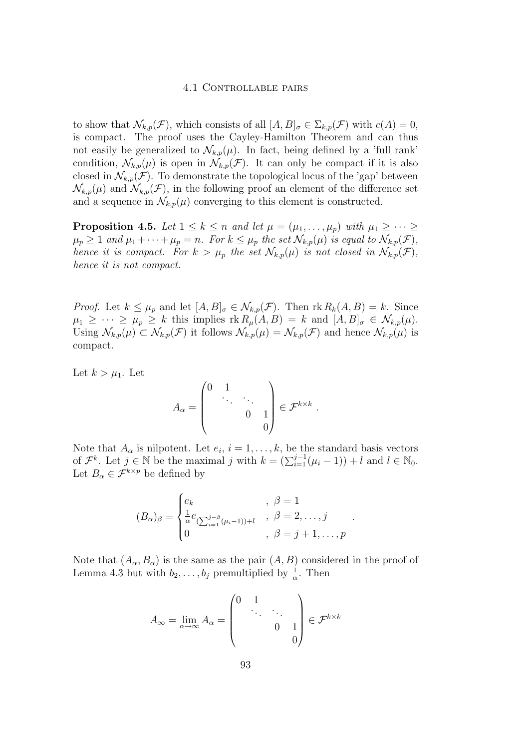to show that $\mathcal{N}_{k,p}(\mathcal{F})$, which consists of all $[A,B]_\sigma \in \Sigma_{k,p}(\mathcal{F})$ with $c(A) = 0$, is compact. The proof uses the Cayley-Hamilton Theorem and can thus not easily be generalized to $\mathcal{N}_{k,p}(\mu)$. In fact, being defined by a 'full rank' condition, $\mathcal{N}_{k,p}(\mu)$ is open in $\mathcal{N}_{k,p}(\mathcal{F})$. It can only be compact if it is also closed in $\mathcal{N}_{k,p}(\mathcal{F})$. To demonstrate the topological locus of the 'gap' between $\mathcal{N}_{k,p}(\mu)$ and $\mathcal{N}_{k,p}(\mathcal{F})$, in the following proof an element of the difference set and a sequence in $\mathcal{N}_{k,p}(\mu)$ converging to this element is constructed.

**Proposition 4.5.** *Let $1 \leq k \leq n$ and let $\mu = (\mu_1, \ldots, \mu_p)$ with $\mu_1 \geq \cdots \geq \mu_p \geq 1$ and $\mu_1 + \cdots + \mu_p = n$. For $k \leq \mu_p$ the set $\mathcal{N}_{k,p}(\mu)$ is equal to $\mathcal{N}_{k,p}(\mathcal{F})$, hence it is compact. For $k > \mu_p$ the set $\mathcal{N}_{k,p}(\mu)$ is not closed in $\mathcal{N}_{k,p}(\mathcal{F})$, hence it is not compact.*

*Proof.* Let $k \leq \mu_p$ and let $[A,B]_\sigma \in \mathcal{N}_{k,p}(\mathcal{F})$. Then $\operatorname{rk} R_k(A,B) = k$. Since $\mu_1 \geq \cdots \geq \mu_p \geq k$ this implies $\operatorname{rk} R_\mu(A,B) = k$ and $[A,B]_\sigma \in \mathcal{N}_{k,p}(\mu)$. Using $\mathcal{N}_{k,p}(\mu) \subset \mathcal{N}_{k,p}(\mathcal{F})$ it follows $\mathcal{N}_{k,p}(\mu) = \mathcal{N}_{k,p}(\mathcal{F})$ and hence $\mathcal{N}_{k,p}(\mu)$ is compact.

Let $k > \mu_1$. Let

$$A_\alpha = \begin{pmatrix} 0 & 1 & & \\ & \ddots & \ddots & \\ & & 0 & 1 \\ & & & 0 \end{pmatrix} \in \mathcal{F}^{k \times k} .$$

Note that $A_\alpha$ is nilpotent. Let $e_i$, $i = 1, \ldots, k$, be the standard basis vectors of $\mathcal{F}^k$. Let $j \in \mathbb{N}$ be the maximal $j$ with $k = (\sum_{i=1}^{j-1}(\mu_i - 1)) + l$ and $l \in \mathbb{N}_0$. Let $B_\alpha \in \mathcal{F}^{k \times p}$ be defined by

$$(B_\alpha)_\beta = \begin{cases} e_k & , \ \beta = 1 \\ \frac{1}{\alpha} e_{(\sum_{i=1}^{j-\beta}(\mu_i - 1)) + l} & , \ \beta = 2, \ldots, j \\ 0 & , \ \beta = j+1, \ldots, p \end{cases} .$$

Note that $(A_\alpha, B_\alpha)$ is the same as the pair $(A,B)$ considered in the proof of Lemma 4.3 but with $b_2, \ldots, b_j$ premultiplied by $\frac{1}{\alpha}$. Then

$$A_\infty = \lim_{\alpha \to \infty} A_\alpha = \begin{pmatrix} 0 & 1 & & \\ & \ddots & \ddots & \\ & & 0 & 1 \\ & & & 0 \end{pmatrix} \in \mathcal{F}^{k \times k}$$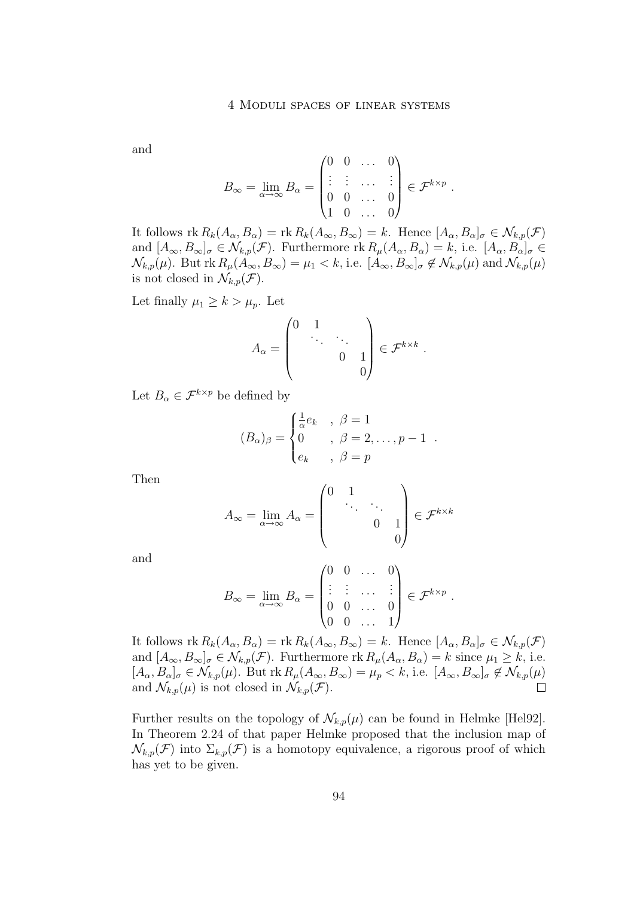and

$$B_\infty = \lim_{\alpha \to \infty} B_\alpha = \begin{pmatrix} 0 & 0 & \dots & 0 \\ \vdots & \vdots & \dots & \vdots \\ 0 & 0 & \dots & 0 \\ 1 & 0 & \dots & 0 \end{pmatrix} \in \mathcal{F}^{k \times p} .$$

It follows $\operatorname{rk} R_k(A_\alpha, B_\alpha) = \operatorname{rk} R_k(A_\infty, B_\infty) = k$. Hence $[A_\alpha, B_\alpha]_\sigma \in \mathcal{N}_{k,p}(\mathcal{F})$ and $[A_\infty, B_\infty]_\sigma \in \mathcal{N}_{k,p}(\mathcal{F})$. Furthermore $\operatorname{rk} R_\mu(A_\alpha, B_\alpha) = k$, i.e. $[A_\alpha, B_\alpha]_\sigma \in \mathcal{N}_{k,p}(\mu)$. But $\operatorname{rk} R_\mu(A_\infty, B_\infty) = \mu_1 < k$, i.e. $[A_\infty, B_\infty]_\sigma \notin \mathcal{N}_{k,p}(\mu)$ and $\mathcal{N}_{k,p}(\mu)$ is not closed in $\mathcal{N}_{k,p}(\mathcal{F})$.

Let finally $\mu_1 \geq k > \mu_p$. Let

$$A_\alpha = \begin{pmatrix} 0 & 1 & & \\ & \ddots & \ddots & \\ & & 0 & 1 \\ & & & 0 \end{pmatrix} \in \mathcal{F}^{k \times k} .$$

Let $B_\alpha \in \mathcal{F}^{k \times p}$ be defined by

$$(B_\alpha)_\beta = \begin{cases} \frac{1}{\alpha} e_k & , \ \beta = 1 \\ 0 & , \ \beta = 2, \dots, p-1 \\ e_k & , \ \beta = p \end{cases} .$$

Then

$$A_\infty = \lim_{\alpha \to \infty} A_\alpha = \begin{pmatrix} 0 & 1 & & \\ & \ddots & \ddots & \\ & & 0 & 1 \\ & & & 0 \end{pmatrix} \in \mathcal{F}^{k \times k}$$

and

$$B_\infty = \lim_{\alpha \to \infty} B_\alpha = \begin{pmatrix} 0 & 0 & \dots & 0 \\ \vdots & \vdots & \dots & \vdots \\ 0 & 0 & \dots & 0 \\ 0 & 0 & \dots & 1 \end{pmatrix} \in \mathcal{F}^{k \times p} .$$

It follows $\operatorname{rk} R_k(A_\alpha, B_\alpha) = \operatorname{rk} R_k(A_\infty, B_\infty) = k$. Hence $[A_\alpha, B_\alpha]_\sigma \in \mathcal{N}_{k,p}(\mathcal{F})$ and $[A_\infty, B_\infty]_\sigma \in \mathcal{N}_{k,p}(\mathcal{F})$. Furthermore $\operatorname{rk} R_\mu(A_\alpha, B_\alpha) = k$ since $\mu_1 \geq k$, i.e. $[A_\alpha, B_\alpha]_\sigma \in \mathcal{N}_{k,p}(\mu)$. But $\operatorname{rk} R_\mu(A_\infty, B_\infty) = \mu_p < k$, i.e. $[A_\infty, B_\infty]_\sigma \notin \mathcal{N}_{k,p}(\mu)$ and $\mathcal{N}_{k,p}(\mu)$ is not closed in $\mathcal{N}_{k,p}(\mathcal{F})$. $\square$

Further results on the topology of $\mathcal{N}_{k,p}(\mu)$ can be found in Helmke [Hel92]. In Theorem 2.24 of that paper Helmke proposed that the inclusion map of $\mathcal{N}_{k,p}(\mathcal{F})$ into $\Sigma_{k,p}(\mathcal{F})$ is a homotopy equivalence, a rigorous proof of which has yet to be given.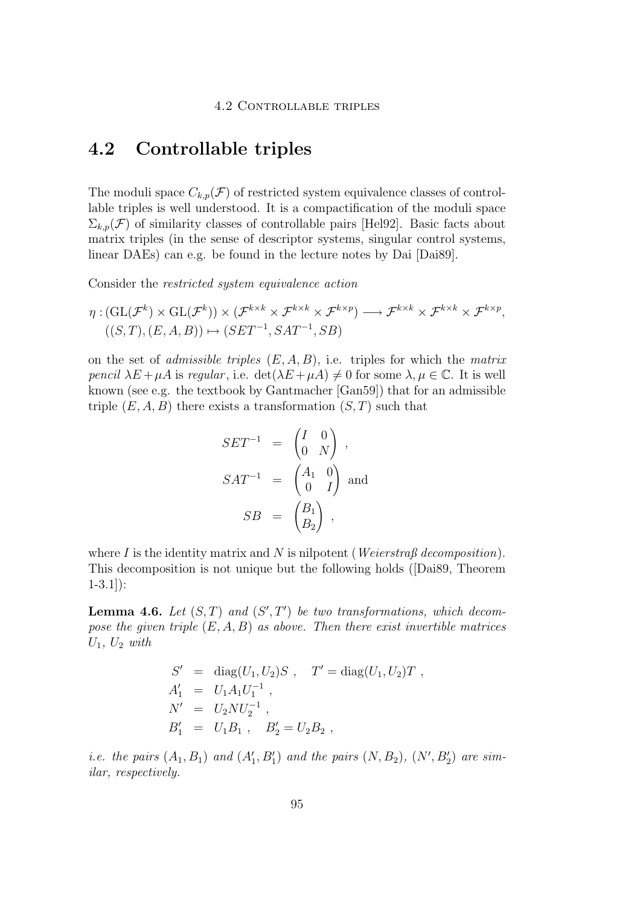## 4.2 Controllable triples

The moduli space $C_{k,p}(\mathcal{F})$ of restricted system equivalence classes of controllable triples is well understood. It is a compactification of the moduli space $\Sigma_{k,p}(\mathcal{F})$ of similarity classes of controllable pairs [Hel92]. Basic facts about matrix triples (in the sense of descriptor systems, singular control systems, linear DAEs) can e.g. be found in the lecture notes by Dai [Dai89].

Consider the *restricted system equivalence action*

$$\begin{aligned}\eta : (\mathrm{GL}(\mathcal{F}^k) \times \mathrm{GL}(\mathcal{F}^k)) \times (\mathcal{F}^{k\times k} \times \mathcal{F}^{k\times k} \times \mathcal{F}^{k\times p}) &\longrightarrow \mathcal{F}^{k\times k} \times \mathcal{F}^{k\times k} \times \mathcal{F}^{k\times p},\\ ((S,T),(E,A,B)) &\mapsto (SET^{-1}, SAT^{-1}, SB)\end{aligned}$$

on the set of *admissible triples* $(E, A, B)$, i.e. triples for which the *matrix pencil* $\lambda E + \mu A$ is *regular*, i.e. $\det(\lambda E + \mu A) \neq 0$ for some $\lambda, \mu \in \mathbb{C}$. It is well known (see e.g. the textbook by Gantmacher [Gan59]) that for an admissible triple $(E, A, B)$ there exists a transformation $(S, T)$ such that

$$\begin{aligned} SET^{-1} &= \begin{pmatrix} I & 0 \\ 0 & N \end{pmatrix}, \\ SAT^{-1} &= \begin{pmatrix} A_1 & 0 \\ 0 & I \end{pmatrix} \text{ and} \\ SB &= \begin{pmatrix} B_1 \\ B_2 \end{pmatrix}, \end{aligned}$$

where $I$ is the identity matrix and $N$ is nilpotent (*Weierstraß decomposition*). This decomposition is not unique but the following holds ([Dai89, Theorem 1-3.1]):

**Lemma 4.6.** *Let $(S, T)$ and $(S', T')$ be two transformations, which decompose the given triple $(E, A, B)$ as above. Then there exist invertible matrices $U_1$, $U_2$ with*

$$\begin{aligned} S' &= \operatorname{diag}(U_1, U_2)S, \quad T' = \operatorname{diag}(U_1, U_2)T, \\ A'_1 &= U_1 A_1 U_1^{-1}, \\ N' &= U_2 N U_2^{-1}, \\ B'_1 &= U_1 B_1, \quad B'_2 = U_2 B_2, \end{aligned}$$

*i.e. the pairs $(A_1, B_1)$ and $(A'_1, B'_1)$ and the pairs $(N, B_2)$, $(N', B'_2)$ are similar, respectively.*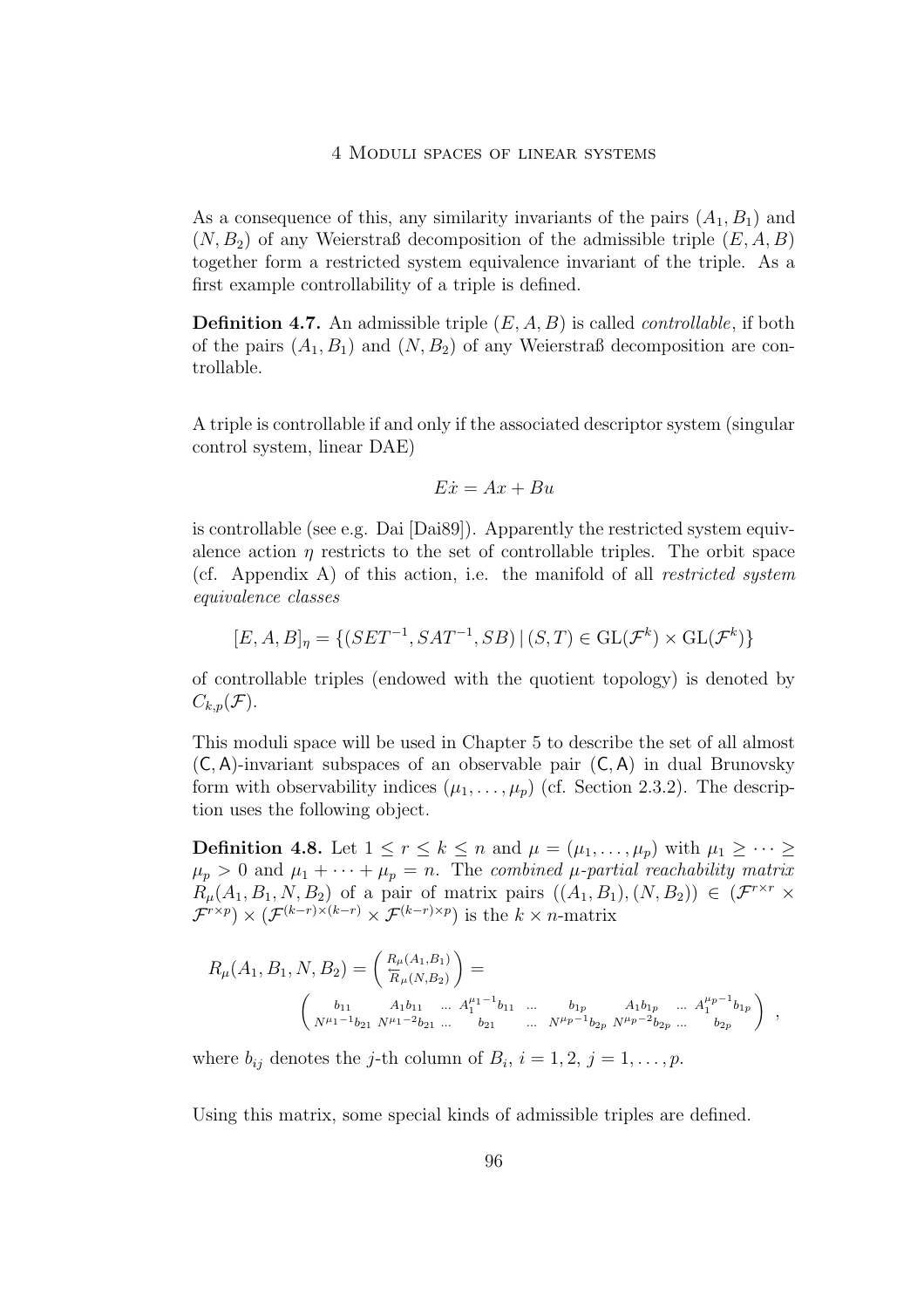As a consequence of this, any similarity invariants of the pairs $(A_1, B_1)$ and $(N, B_2)$ of any Weierstraß decomposition of the admissible triple $(E, A, B)$ together form a restricted system equivalence invariant of the triple. As a first example controllability of a triple is defined.

**Definition 4.7.** An admissible triple $(E, A, B)$ is called *controllable*, if both of the pairs $(A_1, B_1)$ and $(N, B_2)$ of any Weierstraß decomposition are controllable.

A triple is controllable if and only if the associated descriptor system (singular control system, linear DAE)

$$E\dot{x} = Ax + Bu$$

is controllable (see e.g. Dai [Dai89]). Apparently the restricted system equivalence action $\eta$ restricts to the set of controllable triples. The orbit space (cf. Appendix A) of this action, i.e. the manifold of all *restricted system equivalence classes*

$$[E, A, B]_\eta = \{(SET^{-1}, SAT^{-1}, SB) \,|\, (S, T) \in \mathrm{GL}(\mathcal{F}^k) \times \mathrm{GL}(\mathcal{F}^k)\}$$

of controllable triples (endowed with the quotient topology) is denoted by $C_{k,p}(\mathcal{F})$.

This moduli space will be used in Chapter 5 to describe the set of all almost $(\mathsf{C}, \mathsf{A})$-invariant subspaces of an observable pair $(\mathsf{C}, \mathsf{A})$ in dual Brunovsky form with observability indices $(\mu_1, \dots, \mu_p)$ (cf. Section 2.3.2). The description uses the following object.

**Definition 4.8.** Let $1 \leq r \leq k \leq n$ and $\mu = (\mu_1, \dots, \mu_p)$ with $\mu_1 \geq \dots \geq \mu_p > 0$ and $\mu_1 + \dots + \mu_p = n$. The *combined $\mu$-partial reachability matrix* $R_\mu(A_1, B_1, N, B_2)$ of a pair of matrix pairs $((A_1, B_1), (N, B_2)) \in (\mathcal{F}^{r \times r} \times \mathcal{F}^{r \times p}) \times (\mathcal{F}^{(k-r) \times (k-r)} \times \mathcal{F}^{(k-r) \times p})$ is the $k \times n$-matrix

$$R_\mu(A_1, B_1, N, B_2) = \begin{pmatrix} R_\mu(A_1,B_1) \\ \overleftarrow{R}_\mu(N,B_2) \end{pmatrix} =$$
$$\begin{pmatrix} b_{11} & A_1 b_{11} & \dots & A_1^{\mu_1 - 1} b_{11} & \dots & b_{1p} & A_1 b_{1p} & \dots & A_1^{\mu_p - 1} b_{1p} \\ N^{\mu_1 - 1} b_{21} & N^{\mu_1 - 2} b_{21} & \dots & b_{21} & \dots & N^{\mu_p - 1} b_{2p} & N^{\mu_p - 2} b_{2p} & \dots & b_{2p} \end{pmatrix},$$

where $b_{ij}$ denotes the $j$-th column of $B_i$, $i = 1, 2$, $j = 1, \dots, p$.

Using this matrix, some special kinds of admissible triples are defined.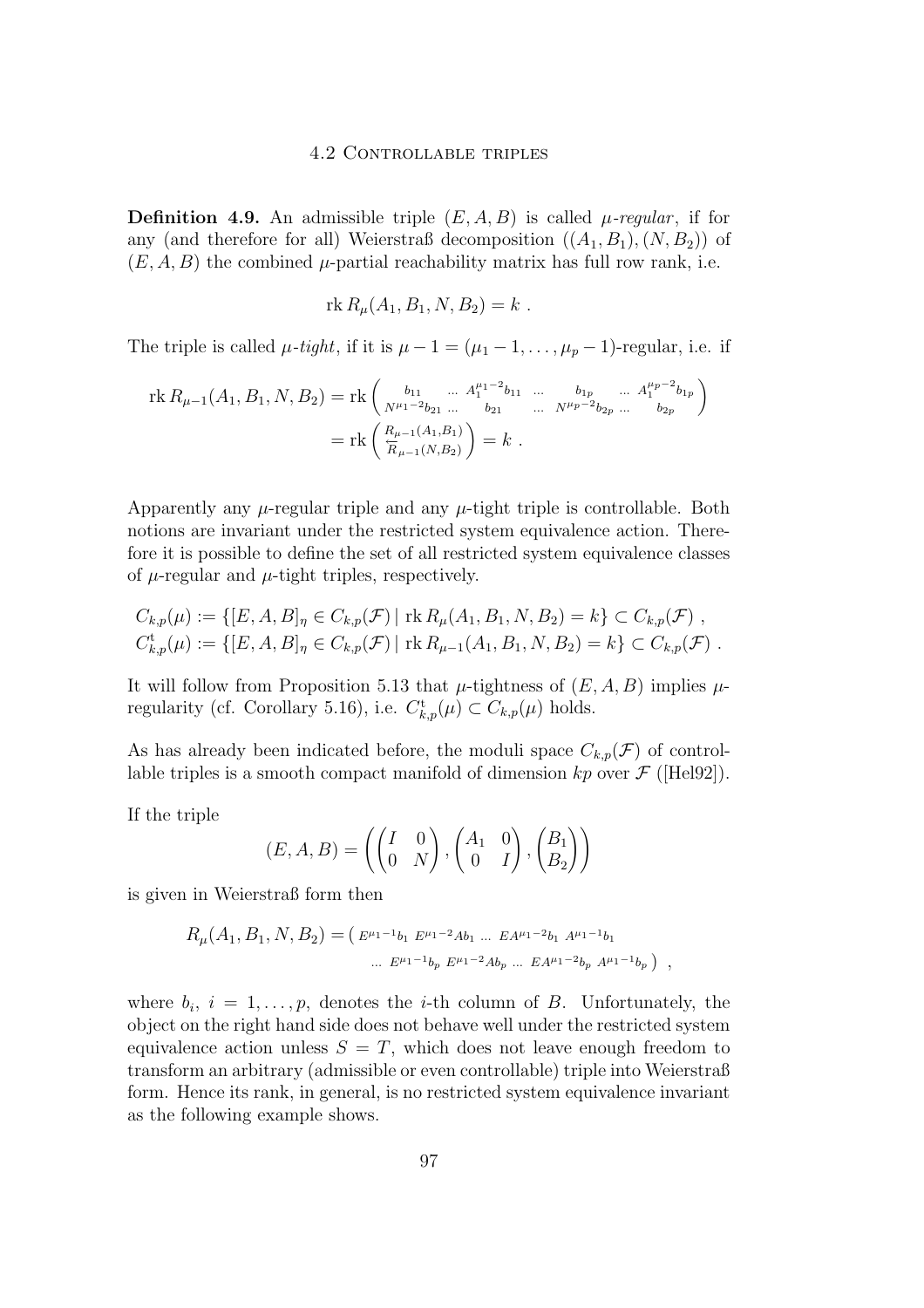**Definition 4.9.** An admissible triple $(E, A, B)$ is called *$\mu$-regular*, if for any (and therefore for all) Weierstraß decomposition $((A_1, B_1), (N, B_2))$ of $(E, A, B)$ the combined $\mu$-partial reachability matrix has full row rank, i.e.

$$\operatorname{rk} R_\mu(A_1, B_1, N, B_2) = k \ .$$

The triple is called *$\mu$-tight*, if it is $\mu - 1 = (\mu_1 - 1, \ldots, \mu_p - 1)$-regular, i.e. if

$$\begin{aligned} \operatorname{rk} R_{\mu-1}(A_1, B_1, N, B_2) &= \operatorname{rk} \begin{pmatrix} b_{11} & \ldots & A_1^{\mu_1-2} b_{11} & \ldots & b_{1p} & \ldots & A_1^{\mu_p-2} b_{1p} \\ N^{\mu_1-2} b_{21} & \ldots & b_{21} & \ldots & N^{\mu_p-2} b_{2p} & \ldots & b_{2p} \end{pmatrix} \\ &= \operatorname{rk} \begin{pmatrix} R_{\mu-1}(A_1,B_1) \\ \overleftarrow{R}_{\mu-1}(N,B_2) \end{pmatrix} = k \ . \end{aligned}$$

Apparently any $\mu$-regular triple and any $\mu$-tight triple is controllable. Both notions are invariant under the restricted system equivalence action. Therefore it is possible to define the set of all restricted system equivalence classes of $\mu$-regular and $\mu$-tight triples, respectively.

$$\begin{aligned} C_{k,p}(\mu) &:= \{[E, A, B]_\eta \in C_{k,p}(\mathcal{F}) \mid \operatorname{rk} R_\mu(A_1, B_1, N, B_2) = k\} \subset C_{k,p}(\mathcal{F}) \ , \\ C^{\mathrm{t}}_{k,p}(\mu) &:= \{[E, A, B]_\eta \in C_{k,p}(\mathcal{F}) \mid \operatorname{rk} R_{\mu-1}(A_1, B_1, N, B_2) = k\} \subset C_{k,p}(\mathcal{F}) \ . \end{aligned}$$

It will follow from Proposition 5.13 that $\mu$-tightness of $(E, A, B)$ implies $\mu$-regularity (cf. Corollary 5.16), i.e. $C^{\mathrm{t}}_{k,p}(\mu) \subset C_{k,p}(\mu)$ holds.

As has already been indicated before, the moduli space $C_{k,p}(\mathcal{F})$ of controllable triples is a smooth compact manifold of dimension $kp$ over $\mathcal{F}$ ([Hel92]).

If the triple

$$(E, A, B) = \left( \begin{pmatrix} I & 0 \\ 0 & N \end{pmatrix}, \begin{pmatrix} A_1 & 0 \\ 0 & I \end{pmatrix}, \begin{pmatrix} B_1 \\ B_2 \end{pmatrix} \right)$$

is given in Weierstraß form then

$$R_\mu(A_1, B_1, N, B_2) = \begin{pmatrix} E^{\mu_1-1} b_1 & E^{\mu_1-2} A b_1 & \ldots & E A^{\mu_1-2} b_1 & A^{\mu_1-1} b_1 & \ldots & E^{\mu_1-1} b_p & E^{\mu_1-2} A b_p & \ldots & E A^{\mu_1-2} b_p & A^{\mu_1-1} b_p \end{pmatrix} \ ,$$

where $b_i$, $i = 1, \ldots, p$, denotes the $i$-th column of $B$. Unfortunately, the object on the right hand side does not behave well under the restricted system equivalence action unless $S = T$, which does not leave enough freedom to transform an arbitrary (admissible or even controllable) triple into Weierstraß form. Hence its rank, in general, is no restricted system equivalence invariant as the following example shows.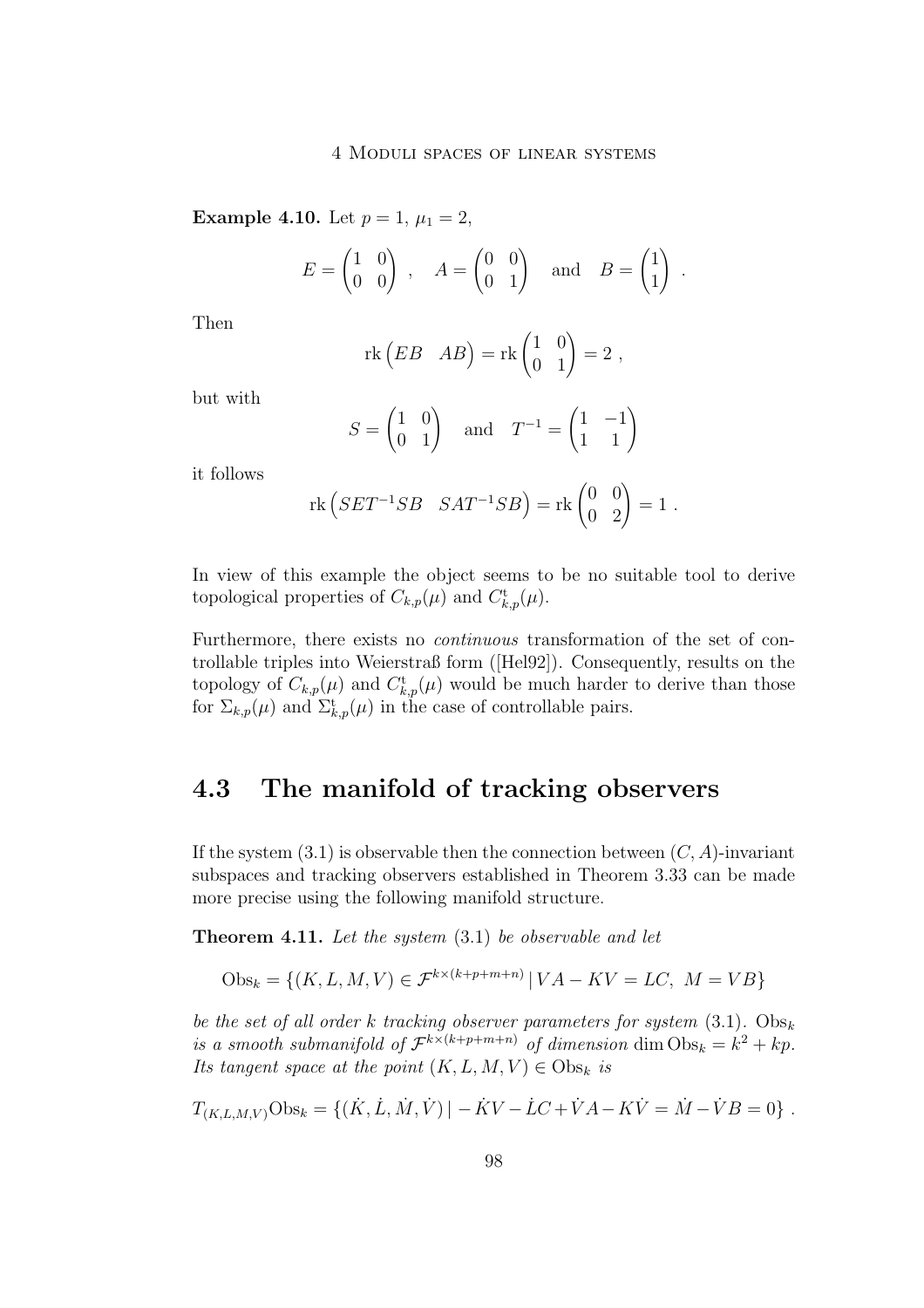**Example 4.10.** Let $p = 1$, $\mu_1 = 2$,

$$E = \begin{pmatrix} 1 & 0 \\ 0 & 0 \end{pmatrix} \ , \quad A = \begin{pmatrix} 0 & 0 \\ 0 & 1 \end{pmatrix} \quad \text{and} \quad B = \begin{pmatrix} 1 \\ 1 \end{pmatrix} \ .$$

Then

$$\operatorname{rk} \begin{pmatrix} EB & AB \end{pmatrix} = \operatorname{rk} \begin{pmatrix} 1 & 0 \\ 0 & 1 \end{pmatrix} = 2 \ ,$$

but with

$$S = \begin{pmatrix} 1 & 0 \\ 0 & 1 \end{pmatrix} \quad \text{and} \quad T^{-1} = \begin{pmatrix} 1 & -1 \\ 1 & 1 \end{pmatrix}$$

it follows

$$\operatorname{rk} \begin{pmatrix} SET^{-1}SB & SAT^{-1}SB \end{pmatrix} = \operatorname{rk} \begin{pmatrix} 0 & 0 \\ 0 & 2 \end{pmatrix} = 1 \ .$$

In view of this example the object seems to be no suitable tool to derive topological properties of $C_{k,p}(\mu)$ and $C^{\mathrm{t}}_{k,p}(\mu)$.

Furthermore, there exists no *continuous* transformation of the set of controllable triples into Weierstraß form ([Hel92]). Consequently, results on the topology of $C_{k,p}(\mu)$ and $C^{\mathrm{t}}_{k,p}(\mu)$ would be much harder to derive than those for $\Sigma_{k,p}(\mu)$ and $\Sigma^{\mathrm{t}}_{k,p}(\mu)$ in the case of controllable pairs.

## 4.3 The manifold of tracking observers

If the system (3.1) is observable then the connection between $(C, A)$-invariant subspaces and tracking observers established in Theorem 3.33 can be made more precise using the following manifold structure.

**Theorem 4.11.** *Let the system* (3.1) *be observable and let*

$$\mathrm{Obs}_k = \{(K, L, M, V) \in \mathcal{F}^{k \times (k+p+m+n)} \mid VA - KV = LC, \ M = VB\}$$

*be the set of all order $k$ tracking observer parameters for system* (3.1). $\mathrm{Obs}_k$ *is a smooth submanifold of $\mathcal{F}^{k \times (k+p+m+n)}$ of dimension* $\dim \mathrm{Obs}_k = k^2 + kp$. *Its tangent space at the point $(K, L, M, V) \in \mathrm{Obs}_k$ is*

$$T_{(K,L,M,V)}\mathrm{Obs}_k = \{(\dot{K}, \dot{L}, \dot{M}, \dot{V}) \mid -\dot{K}V - \dot{L}C + \dot{V}A - K\dot{V} = \dot{M} - \dot{V}B = 0\} \ .$$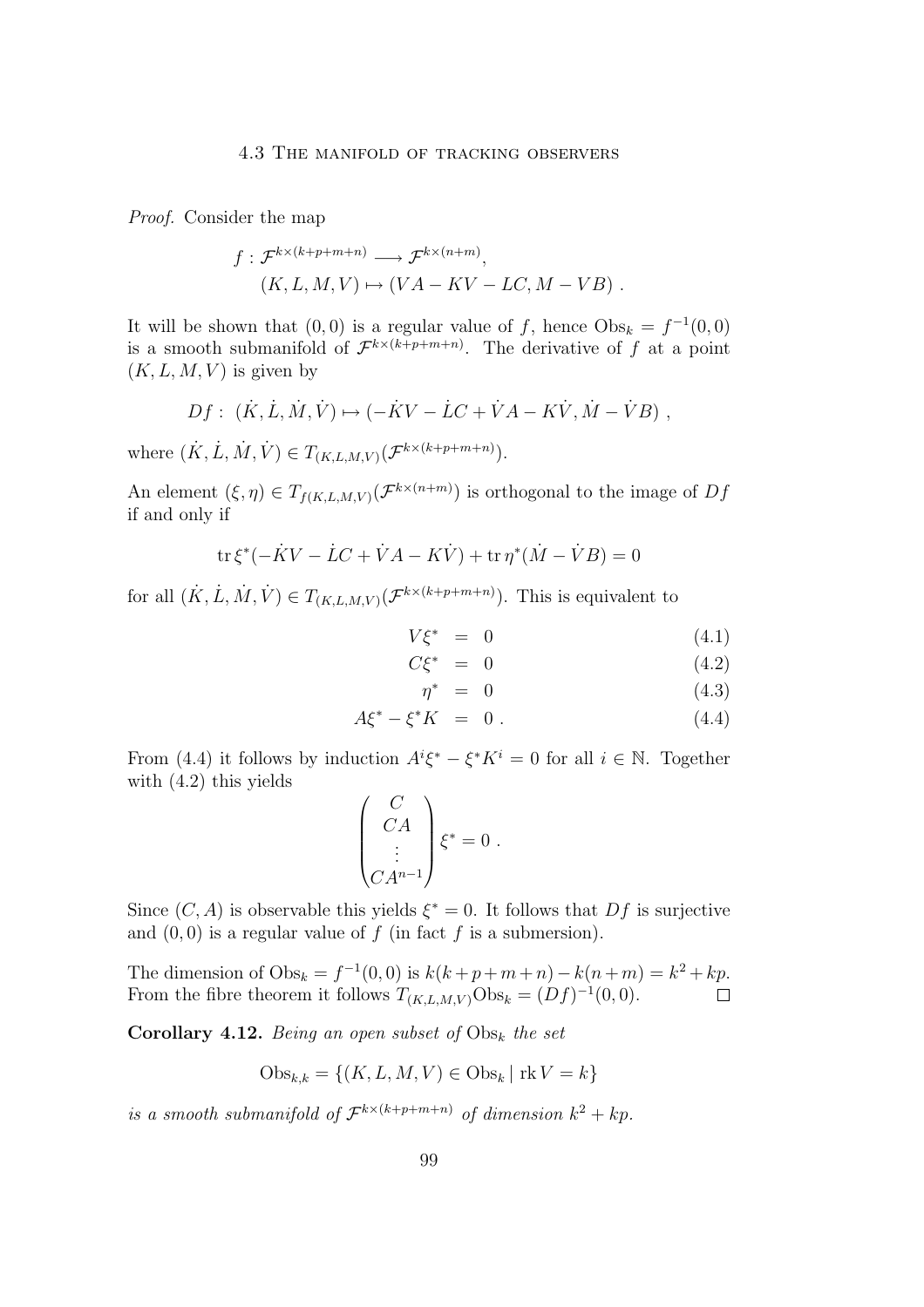*Proof.* Consider the map

$$f : \mathcal{F}^{k\times(k+p+m+n)} \longrightarrow \mathcal{F}^{k\times(n+m)},$$
$$(K, L, M, V) \mapsto (VA - KV - LC, M - VB) .$$

It will be shown that $(0, 0)$ is a regular value of $f$, hence $\mathrm{Obs}_k = f^{-1}(0, 0)$ is a smooth submanifold of $\mathcal{F}^{k\times(k+p+m+n)}$. The derivative of $f$ at a point $(K, L, M, V)$ is given by

$$Df : (\dot{K}, \dot{L}, \dot{M}, \dot{V}) \mapsto (-\dot{K}V - \dot{L}C + \dot{V}A - K\dot{V}, \dot{M} - \dot{V}B) ,$$

where $(\dot{K}, \dot{L}, \dot{M}, \dot{V}) \in T_{(K,L,M,V)}(\mathcal{F}^{k\times(k+p+m+n)})$.

An element $(\xi, \eta) \in T_{f(K,L,M,V)}(\mathcal{F}^{k\times(n+m)})$ is orthogonal to the image of $Df$ if and only if

$$\operatorname{tr} \xi^*(-\dot{K}V - \dot{L}C + \dot{V}A - K\dot{V}) + \operatorname{tr} \eta^*(\dot{M} - \dot{V}B) = 0$$

for all $(\dot{K}, \dot{L}, \dot{M}, \dot{V}) \in T_{(K,L,M,V)}(\mathcal{F}^{k\times(k+p+m+n)})$. This is equivalent to

$$V\xi^* = 0 \tag{4.1}$$
$$C\xi^* = 0 \tag{4.2}$$
$$\eta^* = 0 \tag{4.3}$$
$$A\xi^* - \xi^*K = 0 . \tag{4.4}$$

From (4.4) it follows by induction $A^i\xi^* - \xi^*K^i = 0$ for all $i \in \mathbb{N}$. Together with (4.2) this yields

$$\begin{pmatrix} C \\ CA \\ \vdots \\ CA^{n-1} \end{pmatrix} \xi^* = 0 .$$

Since $(C, A)$ is observable this yields $\xi^* = 0$. It follows that $Df$ is surjective and $(0, 0)$ is a regular value of $f$ (in fact $f$ is a submersion).

The dimension of $\mathrm{Obs}_k = f^{-1}(0, 0)$ is $k(k+p+m+n) - k(n+m) = k^2 + kp$. From the fibre theorem it follows $T_{(K,L,M,V)}\mathrm{Obs}_k = (Df)^{-1}(0, 0)$. $\square$

**Corollary 4.12.** *Being an open subset of* $\mathrm{Obs}_k$ *the set*

$$\mathrm{Obs}_{k,k} = \{(K, L, M, V) \in \mathrm{Obs}_k \mid \operatorname{rk} V = k\}$$

*is a smooth submanifold of* $\mathcal{F}^{k\times(k+p+m+n)}$ *of dimension* $k^2 + kp$.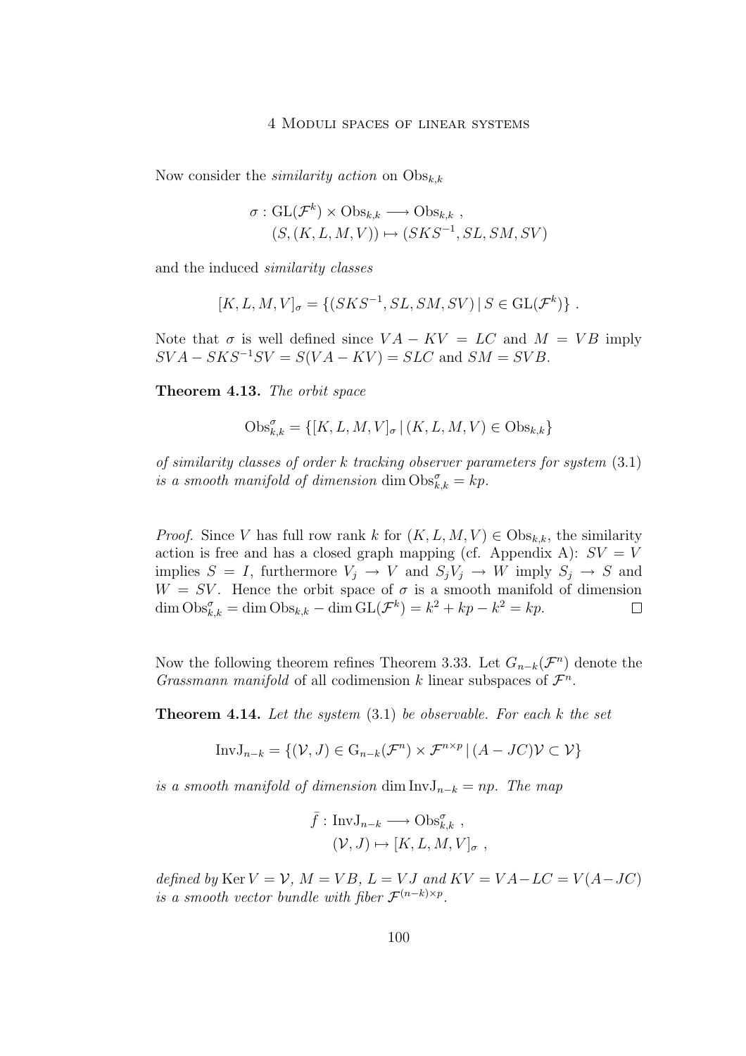Now consider the *similarity action* on $\mathrm{Obs}_{k,k}$

$$\sigma : \mathrm{GL}(\mathcal{F}^k) \times \mathrm{Obs}_{k,k} \longrightarrow \mathrm{Obs}_{k,k} \,,$$
$$(S, (K, L, M, V)) \mapsto (SKS^{-1}, SL, SM, SV)$$

and the induced *similarity classes*

$$[K, L, M, V]_\sigma = \{(SKS^{-1}, SL, SM, SV) \,|\, S \in \mathrm{GL}(\mathcal{F}^k)\} \,.$$

Note that $\sigma$ is well defined since $VA - KV = LC$ and $M = VB$ imply $SVA - SKS^{-1}SV = S(VA - KV) = SLC$ and $SM = SVB$.

**Theorem 4.13.** *The orbit space*

$$\mathrm{Obs}^\sigma_{k,k} = \{[K, L, M, V]_\sigma \,|\, (K, L, M, V) \in \mathrm{Obs}_{k,k}\}$$

*of similarity classes of order $k$ tracking observer parameters for system* (3.1) *is a smooth manifold of dimension* $\dim \mathrm{Obs}^\sigma_{k,k} = kp$.

*Proof.* Since $V$ has full row rank $k$ for $(K, L, M, V) \in \mathrm{Obs}_{k,k}$, the similarity action is free and has a closed graph mapping (cf. Appendix A): $SV = V$ implies $S = I$, furthermore $V_j \to V$ and $S_j V_j \to W$ imply $S_j \to S$ and $W = SV$. Hence the orbit space of $\sigma$ is a smooth manifold of dimension $\dim \mathrm{Obs}^\sigma_{k,k} = \dim \mathrm{Obs}_{k,k} - \dim \mathrm{GL}(\mathcal{F}^k) = k^2 + kp - k^2 = kp$. $\square$

Now the following theorem refines Theorem 3.33. Let $G_{n-k}(\mathcal{F}^n)$ denote the *Grassmann manifold* of all codimension $k$ linear subspaces of $\mathcal{F}^n$.

**Theorem 4.14.** *Let the system* (3.1) *be observable. For each $k$ the set*

$$\mathrm{InvJ}_{n-k} = \{(\mathcal{V}, J) \in \mathrm{G}_{n-k}(\mathcal{F}^n) \times \mathcal{F}^{n\times p} \,|\, (A - JC)\mathcal{V} \subset \mathcal{V}\}$$

*is a smooth manifold of dimension* $\dim \mathrm{InvJ}_{n-k} = np$. *The map*

$$\bar{f} : \mathrm{InvJ}_{n-k} \longrightarrow \mathrm{Obs}^\sigma_{k,k} \,,$$
$$(\mathcal{V}, J) \mapsto [K, L, M, V]_\sigma \,,$$

*defined by* $\mathrm{Ker}\, V = \mathcal{V}$, $M = VB$, $L = VJ$ *and* $KV = VA - LC = V(A - JC)$ *is a smooth vector bundle with fiber* $\mathcal{F}^{(n-k)\times p}$.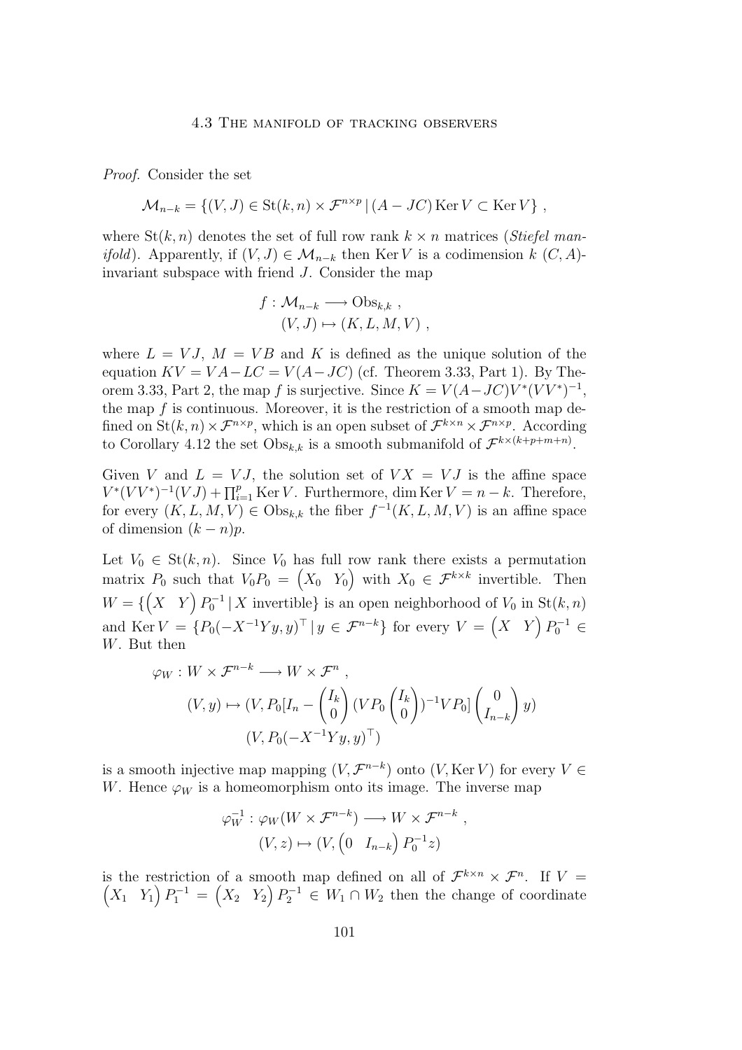*Proof.* Consider the set

$$\mathcal{M}_{n-k} = \{(V,J) \in \mathrm{St}(k,n) \times \mathcal{F}^{n\times p} \,|\, (A - JC)\operatorname{Ker} V \subset \operatorname{Ker} V\} ,$$

where $\mathrm{St}(k,n)$ denotes the set of full row rank $k \times n$ matrices (*Stiefel manifold*). Apparently, if $(V,J) \in \mathcal{M}_{n-k}$ then $\operatorname{Ker} V$ is a codimension $k$ $(C,A)$-invariant subspace with friend $J$. Consider the map

$$\begin{aligned} f : \mathcal{M}_{n-k} &\longrightarrow \mathrm{Obs}_{k,k} , \\ (V,J) &\mapsto (K,L,M,V) , \end{aligned}$$

where $L = VJ$, $M = VB$ and $K$ is defined as the unique solution of the equation $KV = VA - LC = V(A - JC)$ (cf. Theorem 3.33, Part 1). By Theorem 3.33, Part 2, the map $f$ is surjective. Since $K = V(A-JC)V^*(VV^*)^{-1}$, the map $f$ is continuous. Moreover, it is the restriction of a smooth map defined on $\mathrm{St}(k,n) \times \mathcal{F}^{n\times p}$, which is an open subset of $\mathcal{F}^{k\times n} \times \mathcal{F}^{n\times p}$. According to Corollary 4.12 the set $\mathrm{Obs}_{k,k}$ is a smooth submanifold of $\mathcal{F}^{k\times(k+p+m+n)}$.

Given $V$ and $L = VJ$, the solution set of $VX = VJ$ is the affine space $V^*(VV^*)^{-1}(VJ) + \prod_{i=1}^{p} \operatorname{Ker} V$. Furthermore, $\dim \operatorname{Ker} V = n - k$. Therefore, for every $(K,L,M,V) \in \mathrm{Obs}_{k,k}$ the fiber $f^{-1}(K,L,M,V)$ is an affine space of dimension $(k-n)p$.

Let $V_0 \in \mathrm{St}(k,n)$. Since $V_0$ has full row rank there exists a permutation matrix $P_0$ such that $V_0 P_0 = \begin{pmatrix} X_0 & Y_0 \end{pmatrix}$ with $X_0 \in \mathcal{F}^{k\times k}$ invertible. Then $W = \{\begin{pmatrix} X & Y \end{pmatrix} P_0^{-1} \,|\, X \text{ invertible}\}$ is an open neighborhood of $V_0$ in $\mathrm{St}(k,n)$ and $\operatorname{Ker} V = \{P_0(-X^{-1}Yy, y)^\top \,|\, y \in \mathcal{F}^{n-k}\}$ for every $V = \begin{pmatrix} X & Y \end{pmatrix} P_0^{-1} \in W$. But then

$$\begin{aligned} \varphi_W : W \times \mathcal{F}^{n-k} &\longrightarrow W \times \mathcal{F}^n , \\ (V,y) &\mapsto (V, P_0[I_n - \begin{pmatrix} I_k \\ 0 \end{pmatrix} (VP_0 \begin{pmatrix} I_k \\ 0 \end{pmatrix})^{-1} VP_0] \begin{pmatrix} 0 \\ I_{n-k} \end{pmatrix} y) \\ &\phantom{\mapsto} (V, P_0(-X^{-1}Yy, y)^\top) \end{aligned}$$

is a smooth injective map mapping $(V, \mathcal{F}^{n-k})$ onto $(V, \operatorname{Ker} V)$ for every $V \in W$. Hence $\varphi_W$ is a homeomorphism onto its image. The inverse map

$$\begin{aligned} \varphi_W^{-1} : \varphi_W(W \times \mathcal{F}^{n-k}) &\longrightarrow W \times \mathcal{F}^{n-k} , \\ (V,z) &\mapsto (V, \begin{pmatrix} 0 & I_{n-k} \end{pmatrix} P_0^{-1} z) \end{aligned}$$

is the restriction of a smooth map defined on all of $\mathcal{F}^{k\times n} \times \mathcal{F}^n$. If $V = \begin{pmatrix} X_1 & Y_1 \end{pmatrix} P_1^{-1} = \begin{pmatrix} X_2 & Y_2 \end{pmatrix} P_2^{-1} \in W_1 \cap W_2$ then the change of coordinate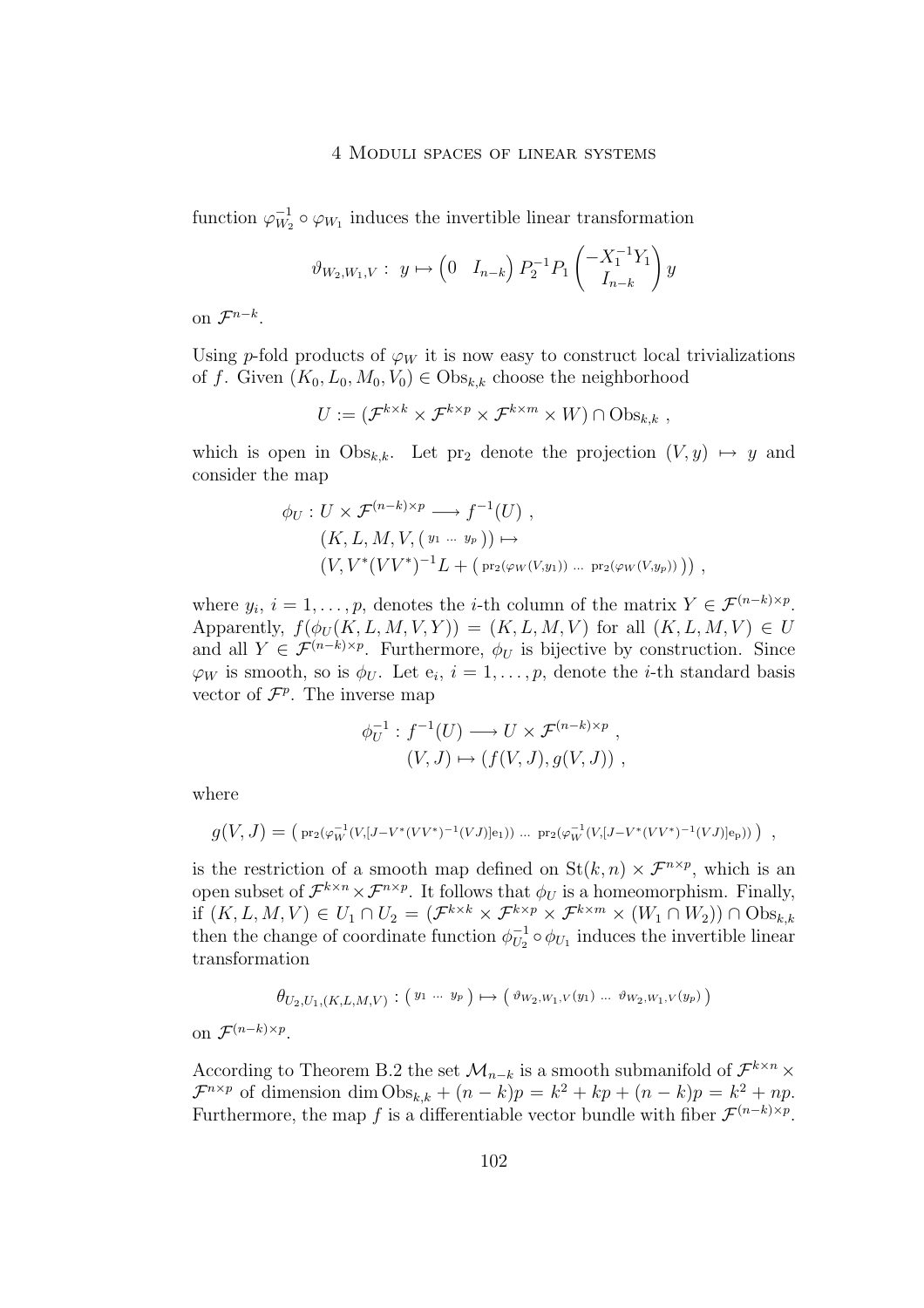function $\varphi_{W_2}^{-1} \circ \varphi_{W_1}$ induces the invertible linear transformation

$$\vartheta_{W_2,W_1,V} : \; y \mapsto \begin{pmatrix} 0 & I_{n-k} \end{pmatrix} P_2^{-1} P_1 \begin{pmatrix} -X_1^{-1} Y_1 \\ I_{n-k} \end{pmatrix} y$$

on $\mathcal{F}^{n-k}$.

Using $p$-fold products of $\varphi_W$ it is now easy to construct local trivializations of $f$. Given $(K_0, L_0, M_0, V_0) \in \mathrm{Obs}_{k,k}$ choose the neighborhood

$$U := (\mathcal{F}^{k\times k} \times \mathcal{F}^{k\times p} \times \mathcal{F}^{k \times m} \times W) \cap \mathrm{Obs}_{k,k} \; ,$$

which is open in $\mathrm{Obs}_{k,k}$. Let $\mathrm{pr}_2$ denote the projection $(V, y) \mapsto y$ and consider the map

$$\begin{aligned} \phi_U : U \times \mathcal{F}^{(n-k)\times p} &\longrightarrow f^{-1}(U) \; , \\ (K, L, M, V, \begin{pmatrix} y_1 & \dots & y_p \end{pmatrix}) &\mapsto \\ (V, V^*(VV^*)^{-1}L &+ \begin{pmatrix} \mathrm{pr}_2(\varphi_W(V,y_1)) & \dots & \mathrm{pr}_2(\varphi_W(V,y_p)) \end{pmatrix}) \; , \end{aligned}$$

where $y_i$, $i = 1, \dots, p$, denotes the $i$-th column of the matrix $Y \in \mathcal{F}^{(n-k)\times p}$. Apparently, $f(\phi_U(K, L, M, V, Y)) = (K, L, M, V)$ for all $(K, L, M, V) \in U$ and all $Y \in \mathcal{F}^{(n-k)\times p}$. Furthermore, $\phi_U$ is bijective by construction. Since $\varphi_W$ is smooth, so is $\phi_U$. Let $\mathrm{e}_i$, $i = 1, \dots, p$, denote the $i$-th standard basis vector of $\mathcal{F}^p$. The inverse map

$$\begin{aligned} \phi_U^{-1} : f^{-1}(U) &\longrightarrow U \times \mathcal{F}^{(n-k)\times p} \; , \\ (V, J) &\mapsto (f(V,J), g(V,J)) \; , \end{aligned}$$

where

$$g(V,J) = \begin{pmatrix} \mathrm{pr}_2(\varphi_W^{-1}(V,[J - V^*(VV^*)^{-1}(VJ)]\mathrm{e}_1)) & \dots & \mathrm{pr}_2(\varphi_W^{-1}(V,[J - V^*(VV^*)^{-1}(VJ)]\mathrm{e}_p)) \end{pmatrix} \; ,$$

is the restriction of a smooth map defined on $\mathrm{St}(k,n) \times \mathcal{F}^{n\times p}$, which is an open subset of $\mathcal{F}^{k\times n} \times \mathcal{F}^{n\times p}$. It follows that $\phi_U$ is a homeomorphism. Finally, if $(K, L, M, V) \in U_1 \cap U_2 = (\mathcal{F}^{k\times k} \times \mathcal{F}^{k\times p} \times \mathcal{F}^{k\times m} \times (W_1 \cap W_2)) \cap \mathrm{Obs}_{k,k}$ then the change of coordinate function $\phi_{U_2}^{-1} \circ \phi_{U_1}$ induces the invertible linear transformation

$$\theta_{U_2,U_1,(K,L,M,V)} : \begin{pmatrix} y_1 & \dots & y_p \end{pmatrix} \mapsto \begin{pmatrix} \vartheta_{W_2,W_1,V}(y_1) & \dots & \vartheta_{W_2,W_1,V}(y_p) \end{pmatrix}$$

on $\mathcal{F}^{(n-k)\times p}$.

According to Theorem B.2 the set $\mathcal{M}_{n-k}$ is a smooth submanifold of $\mathcal{F}^{k\times n} \times \mathcal{F}^{n\times p}$ of dimension $\dim \mathrm{Obs}_{k,k} + (n-k)p = k^2 + kp + (n-k)p = k^2 + np$. Furthermore, the map $f$ is a differentiable vector bundle with fiber $\mathcal{F}^{(n-k)\times p}$.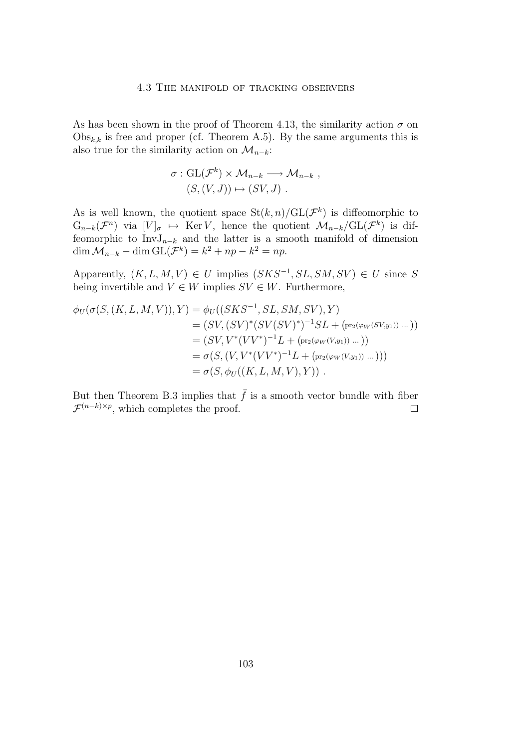As has been shown in the proof of Theorem 4.13, the similarity action $\sigma$ on $\mathrm{Obs}_{k,k}$ is free and proper (cf. Theorem A.5). By the same arguments this is also true for the similarity action on $\mathcal{M}_{n-k}$:

$$\begin{aligned}\sigma : \mathrm{GL}(\mathcal{F}^k) \times \mathcal{M}_{n-k} &\longrightarrow \mathcal{M}_{n-k} \ , \\ (S, (V, J)) &\mapsto (SV, J) \ .\end{aligned}$$

As is well known, the quotient space $\mathrm{St}(k, n)/\mathrm{GL}(\mathcal{F}^k)$ is diffeomorphic to $\mathrm{G}_{n-k}(\mathcal{F}^n)$ via $[V]_\sigma \mapsto \mathrm{Ker}\, V$, hence the quotient $\mathcal{M}_{n-k}/\mathrm{GL}(\mathcal{F}^k)$ is diffeomorphic to $\mathrm{InvJ}_{n-k}$ and the latter is a smooth manifold of dimension $\dim \mathcal{M}_{n-k} - \dim \mathrm{GL}(\mathcal{F}^k) = k^2 + np - k^2 = np$.

Apparently, $(K, L, M, V) \in U$ implies $(SKS^{-1}, SL, SM, SV) \in U$ since $S$ being invertible and $V \in W$ implies $SV \in W$. Furthermore,

$$\begin{aligned}\phi_U(\sigma(S, (K, L, M, V)), Y) &= \phi_U((SKS^{-1}, SL, SM, SV), Y) \\ &= (SV, (SV)^*(SV(SV)^*)^{-1}SL + \left(\mathrm{pr}_2(\varphi_W(SV, y_1)) \ \ldots \right)) \\ &= (SV, V^*(VV^*)^{-1}L + \left(\mathrm{pr}_2(\varphi_W(V, y_1)) \ \ldots \right)) \\ &= \sigma(S, (V, V^*(VV^*)^{-1}L + \left(\mathrm{pr}_2(\varphi_W(V, y_1)) \ \ldots \right))) \\ &= \sigma(S, \phi_U((K, L, M, V), Y)) \ .\end{aligned}$$

But then Theorem B.3 implies that $\bar{f}$ is a smooth vector bundle with fiber $\mathcal{F}^{(n-k)\times p}$, which completes the proof. □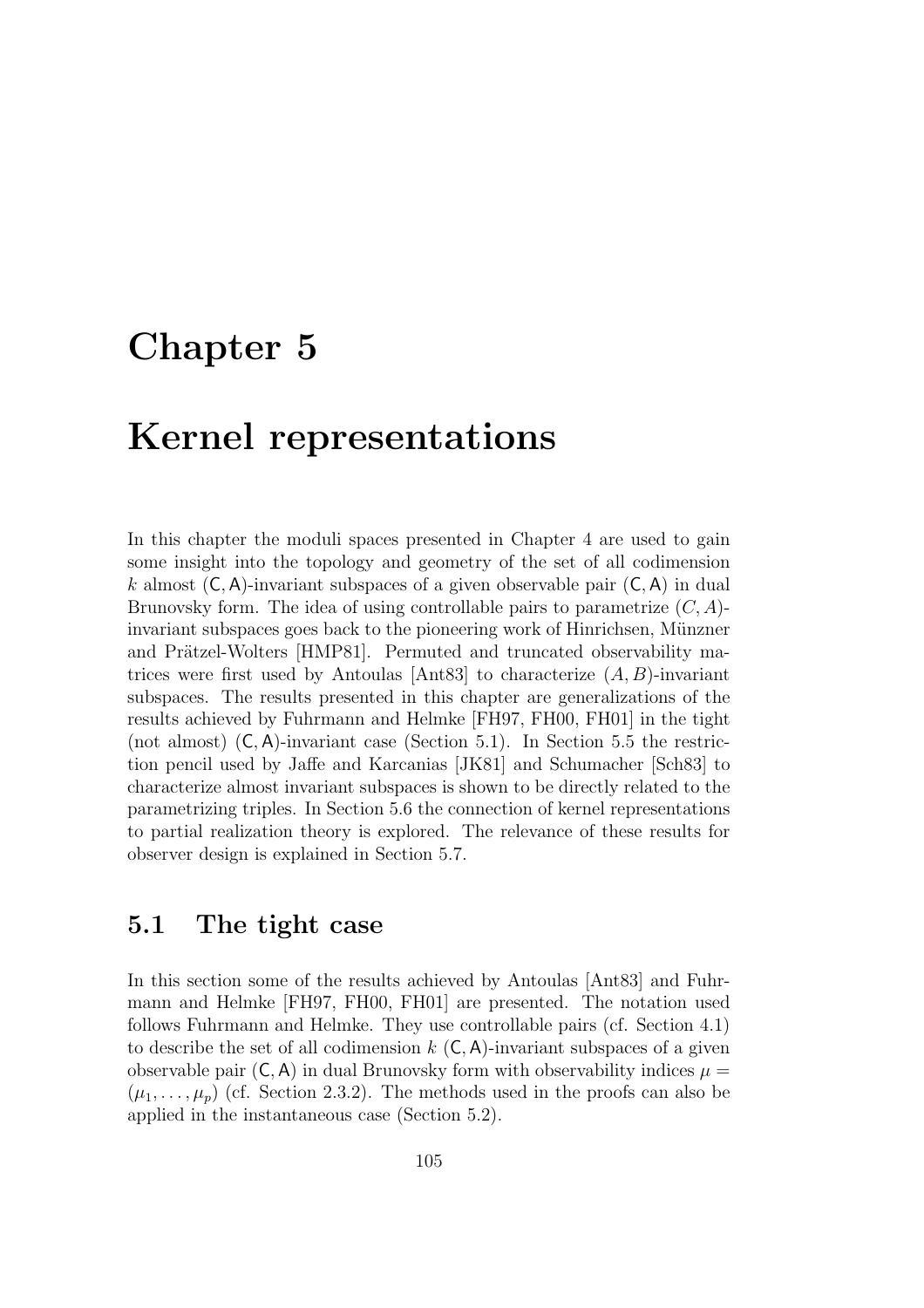# Chapter 5

# Kernel representations

In this chapter the moduli spaces presented in Chapter 4 are used to gain some insight into the topology and geometry of the set of all codimension $k$ almost $(\mathsf{C}, \mathsf{A})$-invariant subspaces of a given observable pair $(\mathsf{C}, \mathsf{A})$ in dual Brunovsky form. The idea of using controllable pairs to parametrize $(C, A)$-invariant subspaces goes back to the pioneering work of Hinrichsen, Münzner and Prätzel-Wolters [HMP81]. Permuted and truncated observability matrices were first used by Antoulas [Ant83] to characterize $(A, B)$-invariant subspaces. The results presented in this chapter are generalizations of the results achieved by Fuhrmann and Helmke [FH97, FH00, FH01] in the tight (not almost) $(\mathsf{C}, \mathsf{A})$-invariant case (Section 5.1). In Section 5.5 the restriction pencil used by Jaffe and Karcanias [JK81] and Schumacher [Sch83] to characterize almost invariant subspaces is shown to be directly related to the parametrizing triples. In Section 5.6 the connection of kernel representations to partial realization theory is explored. The relevance of these results for observer design is explained in Section 5.7.

## 5.1 The tight case

In this section some of the results achieved by Antoulas [Ant83] and Fuhrmann and Helmke [FH97, FH00, FH01] are presented. The notation used follows Fuhrmann and Helmke. They use controllable pairs (cf. Section 4.1) to describe the set of all codimension $k$ $(\mathsf{C}, \mathsf{A})$-invariant subspaces of a given observable pair $(\mathsf{C}, \mathsf{A})$ in dual Brunovsky form with observability indices $\mu = (\mu_1, \ldots, \mu_p)$ (cf. Section 2.3.2). The methods used in the proofs can also be applied in the instantaneous case (Section 5.2).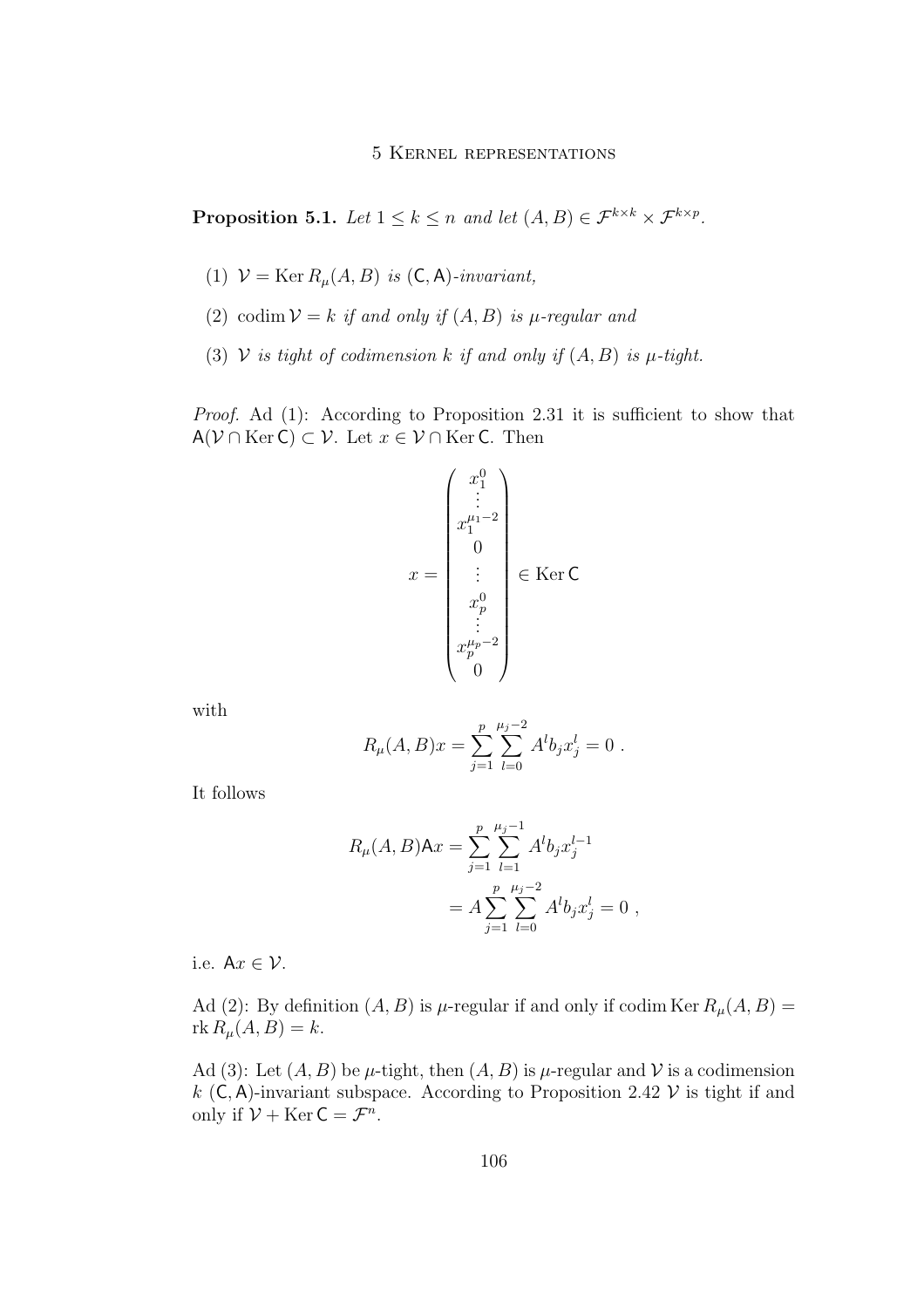**Proposition 5.1.** *Let $1 \leq k \leq n$ and let $(A, B) \in \mathcal{F}^{k \times k} \times \mathcal{F}^{k \times p}$.*

(1) *$\mathcal{V} = \operatorname{Ker} R_\mu(A, B)$ is $(\mathsf{C}, \mathsf{A})$-invariant,*

(2) *$\operatorname{codim} \mathcal{V} = k$ if and only if $(A, B)$ is $\mu$-regular and*

(3) *$\mathcal{V}$ is tight of codimension $k$ if and only if $(A, B)$ is $\mu$-tight.*

*Proof.* Ad (1): According to Proposition 2.31 it is sufficient to show that $\mathsf{A}(\mathcal{V} \cap \operatorname{Ker} \mathsf{C}) \subset \mathcal{V}$. Let $x \in \mathcal{V} \cap \operatorname{Ker} \mathsf{C}$. Then

$$
x = \begin{pmatrix} x_1^0 \\ \vdots \\ x_1^{\mu_1 - 2} \\ 0 \\ \vdots \\ x_p^0 \\ \vdots \\ x_p^{\mu_p - 2} \\ 0 \end{pmatrix} \in \operatorname{Ker} \mathsf{C}
$$

with

$$
R_\mu(A, B) x = \sum_{j=1}^{p} \sum_{l=0}^{\mu_j - 2} A^l b_j x_j^l = 0 \ .
$$

It follows

$$
\begin{aligned}
R_\mu(A, B) \mathsf{A} x &= \sum_{j=1}^{p} \sum_{l=1}^{\mu_j - 1} A^l b_j x_j^{l-1} \\
&= A \sum_{j=1}^{p} \sum_{l=0}^{\mu_j - 2} A^l b_j x_j^l = 0 \ ,
\end{aligned}
$$

i.e. $\mathsf{A} x \in \mathcal{V}$.

Ad (2): By definition $(A, B)$ is $\mu$-regular if and only if $\operatorname{codim} \operatorname{Ker} R_\mu(A, B) = \operatorname{rk} R_\mu(A, B) = k$.

Ad (3): Let $(A, B)$ be $\mu$-tight, then $(A, B)$ is $\mu$-regular and $\mathcal{V}$ is a codimension $k$ $(\mathsf{C}, \mathsf{A})$-invariant subspace. According to Proposition 2.42 $\mathcal{V}$ is tight if and only if $\mathcal{V} + \operatorname{Ker} \mathsf{C} = \mathcal{F}^n$.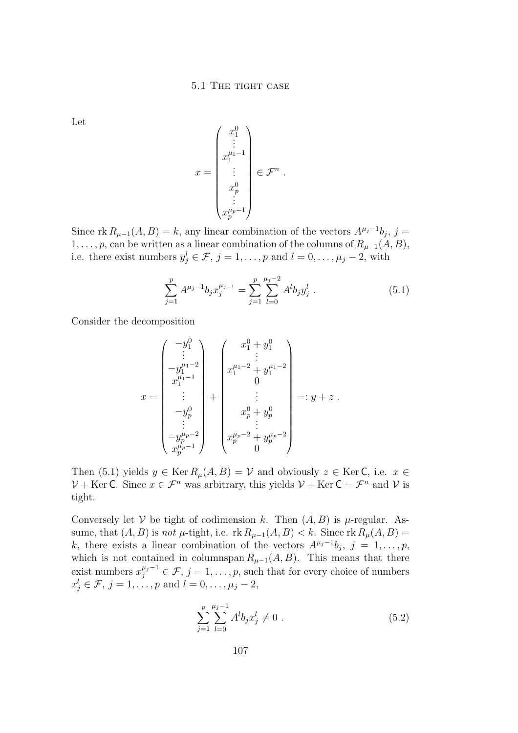Let

$$x = \begin{pmatrix} x_1^0 \\ \vdots \\ x_1^{\mu_1 - 1} \\ \vdots \\ x_p^0 \\ \vdots \\ x_p^{\mu_p - 1} \end{pmatrix} \in \mathcal{F}^n \ .$$

Since $\operatorname{rk} R_{\mu-1}(A, B) = k$, any linear combination of the vectors $A^{\mu_j - 1} b_j$, $j = 1, \ldots, p$, can be written as a linear combination of the columns of $R_{\mu-1}(A, B)$, i.e. there exist numbers $y_j^l \in \mathcal{F}$, $j = 1, \ldots, p$ and $l = 0, \ldots, \mu_j - 2$, with

$$\sum_{j=1}^{p} A^{\mu_j - 1} b_j x_j^{\mu_j - 1} = \sum_{j=1}^{p} \sum_{l=0}^{\mu_j - 2} A^l b_j y_j^l \ . \tag{5.1}$$

Consider the decomposition

$$x = \begin{pmatrix} -y_1^0 \\ \vdots \\ -y_1^{\mu_1 - 2} \\ x_1^{\mu_1 - 1} \\ \vdots \\ -y_p^0 \\ \vdots \\ -y_p^{\mu_p - 2} \\ x_p^{\mu_p - 1} \end{pmatrix} + \begin{pmatrix} x_1^0 + y_1^0 \\ \vdots \\ x_1^{\mu_1 - 2} + y_1^{\mu_1 - 2} \\ 0 \\ \vdots \\ x_p^0 + y_p^0 \\ \vdots \\ x_p^{\mu_p - 2} + y_p^{\mu_p - 2} \\ 0 \end{pmatrix} =: y + z \ .$$

Then (5.1) yields $y \in \operatorname{Ker} R_\mu(A, B) = \mathcal{V}$ and obviously $z \in \operatorname{Ker} \mathsf{C}$, i.e. $x \in \mathcal{V} + \operatorname{Ker} \mathsf{C}$. Since $x \in \mathcal{F}^n$ was arbitrary, this yields $\mathcal{V} + \operatorname{Ker} \mathsf{C} = \mathcal{F}^n$ and $\mathcal{V}$ is tight.

Conversely let $\mathcal{V}$ be tight of codimension $k$. Then $(A, B)$ is $\mu$-regular. Assume, that $(A, B)$ is *not* $\mu$-tight, i.e. $\operatorname{rk} R_{\mu-1}(A, B) < k$. Since $\operatorname{rk} R_\mu(A, B) = k$, there exists a linear combination of the vectors $A^{\mu_j - 1} b_j$, $j = 1, \ldots, p$, which is not contained in columnspan $R_{\mu-1}(A, B)$. This means that there exist numbers $x_j^{\mu_j - 1} \in \mathcal{F}$, $j = 1, \ldots, p$, such that for every choice of numbers $x_j^l \in \mathcal{F}$, $j = 1, \ldots, p$ and $l = 0, \ldots, \mu_j - 2$,

$$\sum_{j=1}^{p} \sum_{l=0}^{\mu_j - 1} A^l b_j x_j^l \neq 0 \ . \tag{5.2}$$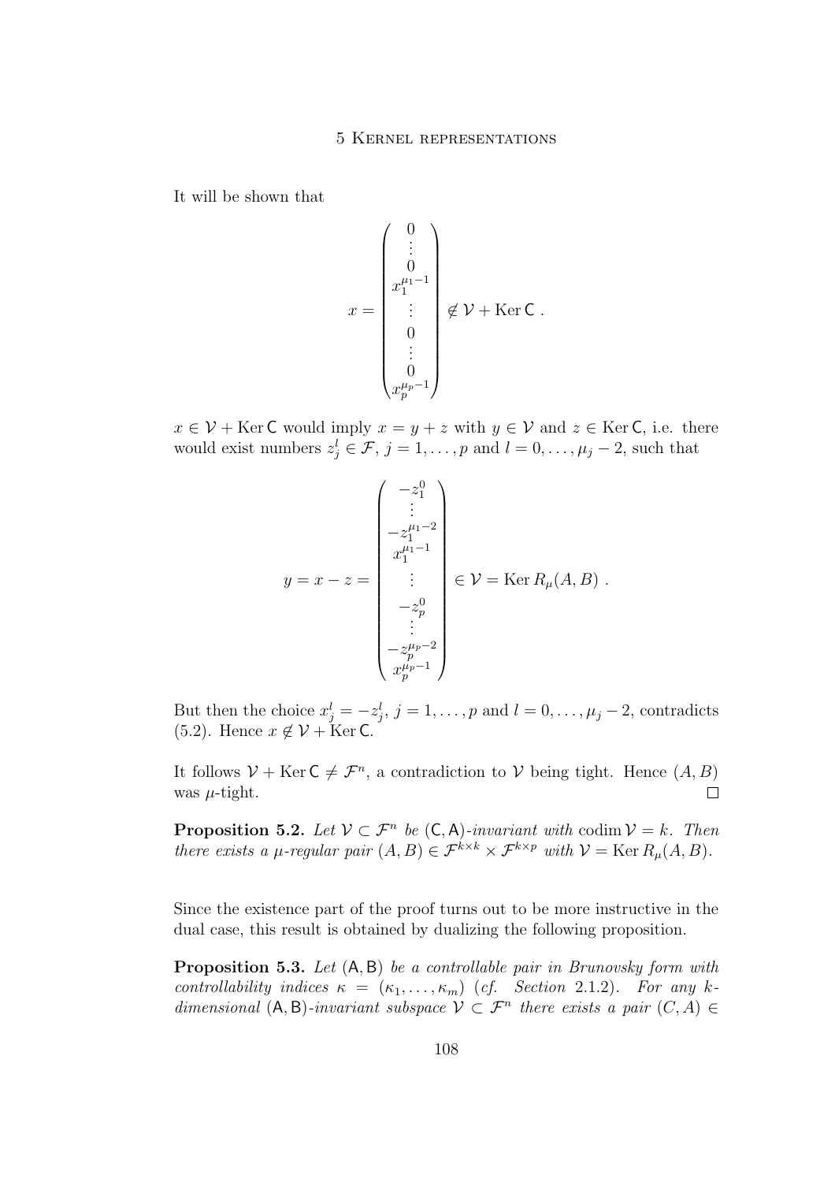It will be shown that

$$x = \begin{pmatrix} 0 \\ \vdots \\ 0 \\ x_1^{\mu_1-1} \\ \vdots \\ 0 \\ \vdots \\ 0 \\ x_p^{\mu_p-1} \end{pmatrix} \notin \mathcal{V} + \operatorname{Ker} \mathsf{C} \ .$$

$x \in \mathcal{V} + \operatorname{Ker} \mathsf{C}$ would imply $x = y + z$ with $y \in \mathcal{V}$ and $z \in \operatorname{Ker} \mathsf{C}$, i.e. there would exist numbers $z_j^l \in \mathcal{F}$, $j = 1, \ldots, p$ and $l = 0, \ldots, \mu_j - 2$, such that

$$y = x - z = \begin{pmatrix} -z_1^0 \\ \vdots \\ -z_1^{\mu_1-2} \\ x_1^{\mu_1-1} \\ \vdots \\ -z_p^0 \\ \vdots \\ -z_p^{\mu_p-2} \\ x_p^{\mu_p-1} \end{pmatrix} \in \mathcal{V} = \operatorname{Ker} R_\mu(A, B) \ .$$

But then the choice $x_j^l = -z_j^l$, $j = 1, \ldots, p$ and $l = 0, \ldots, \mu_j - 2$, contradicts (5.2). Hence $x \notin \mathcal{V} + \operatorname{Ker} \mathsf{C}$.

It follows $\mathcal{V} + \operatorname{Ker} \mathsf{C} \neq \mathcal{F}^n$, a contradiction to $\mathcal{V}$ being tight. Hence $(A, B)$ was $\mu$-tight. □

**Proposition 5.2.** *Let $\mathcal{V} \subset \mathcal{F}^n$ be $(\mathsf{C}, \mathsf{A})$-invariant with $\operatorname{codim} \mathcal{V} = k$. Then there exists a $\mu$-regular pair $(A, B) \in \mathcal{F}^{k \times k} \times \mathcal{F}^{k \times p}$ with $\mathcal{V} = \operatorname{Ker} R_\mu(A, B)$.*

Since the existence part of the proof turns out to be more instructive in the dual case, this result is obtained by dualizing the following proposition.

**Proposition 5.3.** *Let $(\mathsf{A}, \mathsf{B})$ be a controllable pair in Brunovsky form with controllability indices $\kappa = (\kappa_1, \ldots, \kappa_m)$ (cf. Section 2.1.2). For any $k$-dimensional $(\mathsf{A}, \mathsf{B})$-invariant subspace $\mathcal{V} \subset \mathcal{F}^n$ there exists a pair $(C, A) \in$*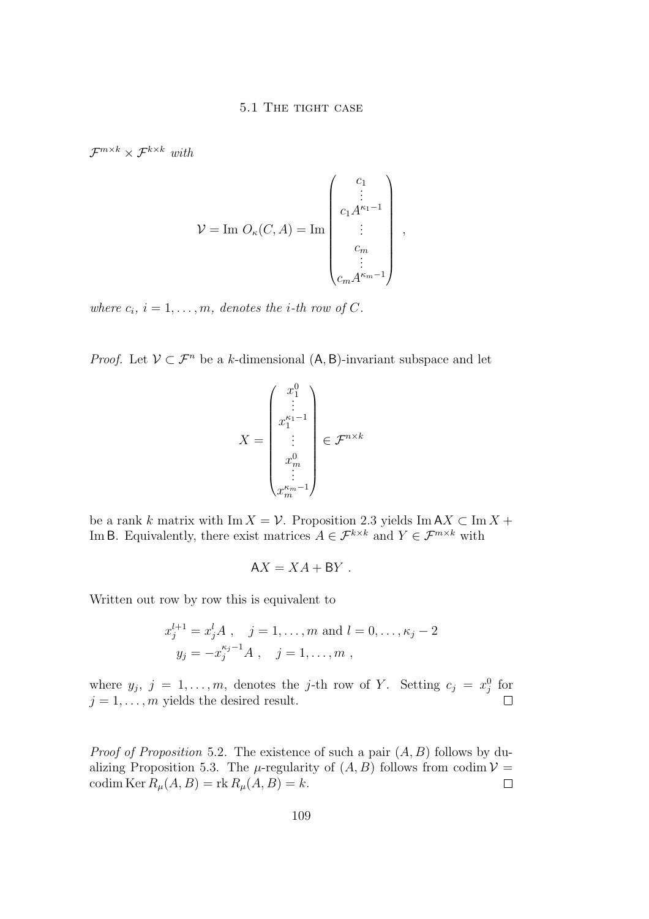*$\mathcal{F}^{m\times k} \times \mathcal{F}^{k\times k}$ with*

$$\mathcal{V} = \text{Im } O_\kappa(C, A) = \text{Im} \begin{pmatrix} c_1 \\ \vdots \\ c_1 A^{\kappa_1 - 1} \\ \vdots \\ c_m \\ \vdots \\ c_m A^{\kappa_m - 1} \end{pmatrix} ,$$

*where $c_i$, $i = 1, \ldots, m$, denotes the $i$-th row of $C$.*

*Proof.* Let $\mathcal{V} \subset \mathcal{F}^n$ be a $k$-dimensional $(\mathsf{A}, \mathsf{B})$-invariant subspace and let

$$X = \begin{pmatrix} x_1^0 \\ \vdots \\ x_1^{\kappa_1 - 1} \\ \vdots \\ x_m^0 \\ \vdots \\ x_m^{\kappa_m - 1} \end{pmatrix} \in \mathcal{F}^{n\times k}$$

be a rank $k$ matrix with $\text{Im}\, X = \mathcal{V}$. Proposition 2.3 yields $\text{Im}\, \mathsf{A}X \subset \text{Im}\, X + \text{Im}\, \mathsf{B}$. Equivalently, there exist matrices $A \in \mathcal{F}^{k\times k}$ and $Y \in \mathcal{F}^{m\times k}$ with

$$\mathsf{A}X = XA + \mathsf{B}Y \ .$$

Written out row by row this is equivalent to

$$\begin{aligned} x_j^{l+1} &= x_j^l A \ , \quad j = 1, \ldots, m \text{ and } l = 0, \ldots, \kappa_j - 2 \\ y_j &= -x_j^{\kappa_j - 1} A \ , \quad j = 1, \ldots, m \ , \end{aligned}$$

where $y_j$, $j = 1, \ldots, m$, denotes the $j$-th row of $Y$. Setting $c_j = x_j^0$ for $j = 1, \ldots, m$ yields the desired result. $\square$

*Proof of Proposition* 5.2. The existence of such a pair $(A, B)$ follows by dualizing Proposition 5.3. The $\mu$-regularity of $(A, B)$ follows from $\text{codim}\, \mathcal{V} = \text{codim}\, \text{Ker}\, R_\mu(A, B) = \text{rk}\, R_\mu(A, B) = k$. $\square$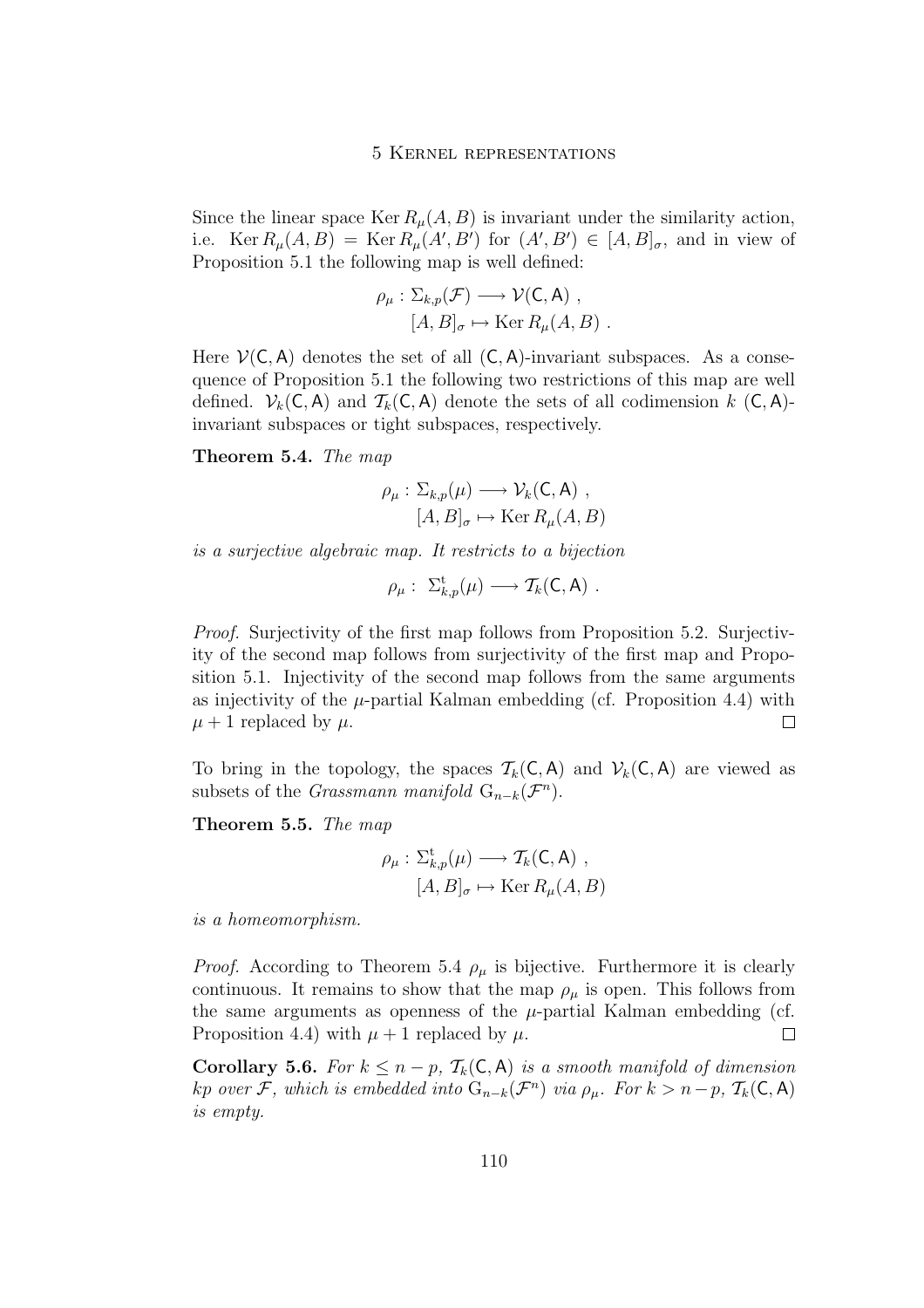Since the linear space $\operatorname{Ker} R_\mu(A, B)$ is invariant under the similarity action, i.e. $\operatorname{Ker} R_\mu(A, B) = \operatorname{Ker} R_\mu(A', B')$ for $(A', B') \in [A, B]_\sigma$, and in view of Proposition 5.1 the following map is well defined:

$$\rho_\mu : \Sigma_{k,p}(\mathcal{F}) \longrightarrow \mathcal{V}(\mathsf{C}, \mathsf{A}) \ ,$$
$$[A, B]_\sigma \mapsto \operatorname{Ker} R_\mu(A, B) \ .$$

Here $\mathcal{V}(\mathsf{C}, \mathsf{A})$ denotes the set of all $(\mathsf{C}, \mathsf{A})$-invariant subspaces. As a consequence of Proposition 5.1 the following two restrictions of this map are well defined. $\mathcal{V}_k(\mathsf{C}, \mathsf{A})$ and $\mathcal{T}_k(\mathsf{C}, \mathsf{A})$ denote the sets of all codimension $k$ $(\mathsf{C}, \mathsf{A})$-invariant subspaces or tight subspaces, respectively.

**Theorem 5.4.** *The map*

$$\rho_\mu : \Sigma_{k,p}(\mu) \longrightarrow \mathcal{V}_k(\mathsf{C}, \mathsf{A}) \ ,$$
$$[A, B]_\sigma \mapsto \operatorname{Ker} R_\mu(A, B)$$

*is a surjective algebraic map. It restricts to a bijection*

$$\rho_\mu : \ \Sigma^{\mathrm{t}}_{k,p}(\mu) \longrightarrow \mathcal{T}_k(\mathsf{C}, \mathsf{A}) \ .$$

*Proof.* Surjectivity of the first map follows from Proposition 5.2. Surjectivity of the second map follows from surjectivity of the first map and Proposition 5.1. Injectivity of the second map follows from the same arguments as injectivity of the $\mu$-partial Kalman embedding (cf. Proposition 4.4) with $\mu + 1$ replaced by $\mu$. □

To bring in the topology, the spaces $\mathcal{T}_k(\mathsf{C}, \mathsf{A})$ and $\mathcal{V}_k(\mathsf{C}, \mathsf{A})$ are viewed as subsets of the *Grassmann manifold* $\mathrm{G}_{n-k}(\mathcal{F}^n)$.

**Theorem 5.5.** *The map*

$$\rho_\mu : \Sigma^{\mathrm{t}}_{k,p}(\mu) \longrightarrow \mathcal{T}_k(\mathsf{C}, \mathsf{A}) \ ,$$
$$[A, B]_\sigma \mapsto \operatorname{Ker} R_\mu(A, B)$$

*is a homeomorphism.*

*Proof.* According to Theorem 5.4 $\rho_\mu$ is bijective. Furthermore it is clearly continuous. It remains to show that the map $\rho_\mu$ is open. This follows from the same arguments as openness of the $\mu$-partial Kalman embedding (cf. Proposition 4.4) with $\mu + 1$ replaced by $\mu$. □

**Corollary 5.6.** *For $k \leq n - p$, $\mathcal{T}_k(\mathsf{C}, \mathsf{A})$ is a smooth manifold of dimension $kp$ over $\mathcal{F}$, which is embedded into $\mathrm{G}_{n-k}(\mathcal{F}^n)$ via $\rho_\mu$. For $k > n - p$, $\mathcal{T}_k(\mathsf{C}, \mathsf{A})$ is empty.*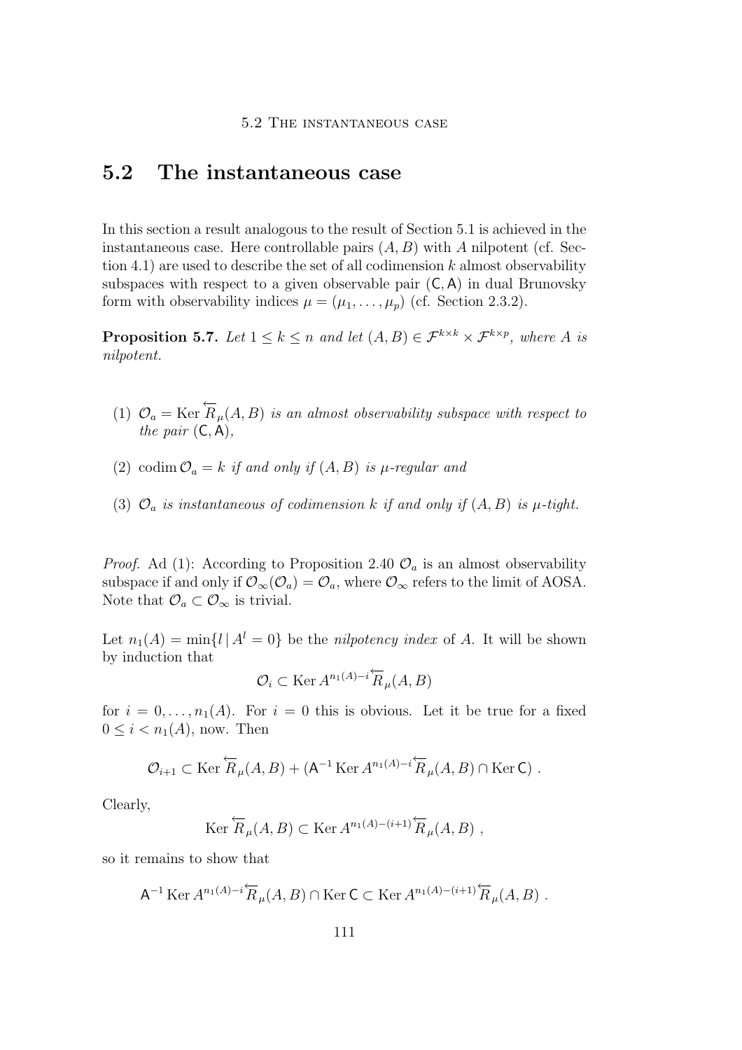## 5.2 The instantaneous case

In this section a result analogous to the result of Section 5.1 is achieved in the instantaneous case. Here controllable pairs $(A, B)$ with $A$ nilpotent (cf. Section 4.1) are used to describe the set of all codimension $k$ almost observability subspaces with respect to a given observable pair $(\mathsf{C}, \mathsf{A})$ in dual Brunovsky form with observability indices $\mu = (\mu_1, \ldots, \mu_p)$ (cf. Section 2.3.2).

**Proposition 5.7.** *Let $1 \leq k \leq n$ and let $(A, B) \in \mathcal{F}^{k \times k} \times \mathcal{F}^{k \times p}$, where $A$ is nilpotent.*

(1) *$\mathcal{O}_a = \operatorname{Ker} \overleftarrow{R}_\mu(A, B)$ is an almost observability subspace with respect to the pair $(\mathsf{C}, \mathsf{A})$,*

(2) *$\operatorname{codim} \mathcal{O}_a = k$ if and only if $(A, B)$ is $\mu$-regular and*

(3) *$\mathcal{O}_a$ is instantaneous of codimension $k$ if and only if $(A, B)$ is $\mu$-tight.*

*Proof.* Ad (1): According to Proposition 2.40 $\mathcal{O}_a$ is an almost observability subspace if and only if $\mathcal{O}_\infty(\mathcal{O}_a) = \mathcal{O}_a$, where $\mathcal{O}_\infty$ refers to the limit of AOSA. Note that $\mathcal{O}_a \subset \mathcal{O}_\infty$ is trivial.

Let $n_1(A) = \min\{l \mid A^l = 0\}$ be the *nilpotency index* of $A$. It will be shown by induction that

$$\mathcal{O}_i \subset \operatorname{Ker} A^{n_1(A)-i} \overleftarrow{R}_\mu(A, B)$$

for $i = 0, \ldots, n_1(A)$. For $i = 0$ this is obvious. Let it be true for a fixed $0 \leq i < n_1(A)$, now. Then

$$\mathcal{O}_{i+1} \subset \operatorname{Ker} \overleftarrow{R}_\mu(A, B) + (\mathsf{A}^{-1} \operatorname{Ker} A^{n_1(A)-i} \overleftarrow{R}_\mu(A, B) \cap \operatorname{Ker} \mathsf{C}) \ .$$

Clearly,

$$\operatorname{Ker} \overleftarrow{R}_\mu(A, B) \subset \operatorname{Ker} A^{n_1(A)-(i+1)} \overleftarrow{R}_\mu(A, B) \ ,$$

so it remains to show that

$$\mathsf{A}^{-1} \operatorname{Ker} A^{n_1(A)-i} \overleftarrow{R}_\mu(A, B) \cap \operatorname{Ker} \mathsf{C} \subset \operatorname{Ker} A^{n_1(A)-(i+1)} \overleftarrow{R}_\mu(A, B) \ .$$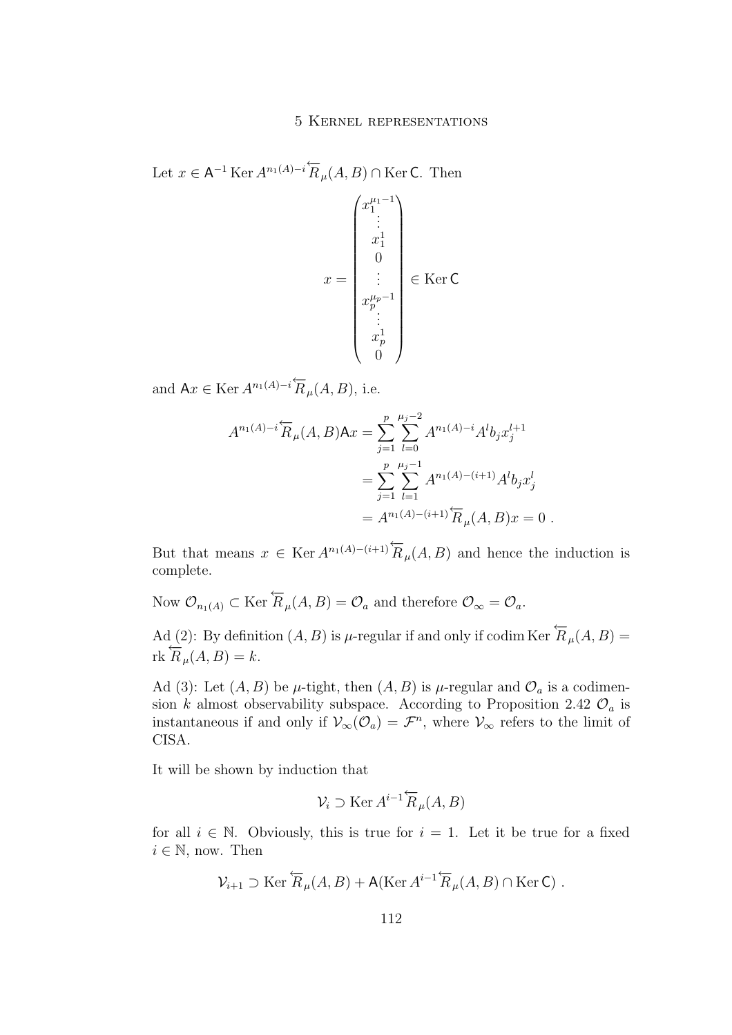Let $x \in \mathsf{A}^{-1} \operatorname{Ker} A^{n_1(A)-i} \overleftarrow{R}_\mu(A,B) \cap \operatorname{Ker} \mathsf{C}$. Then

$$x = \begin{pmatrix} x_1^{\mu_1 - 1} \\ \vdots \\ x_1^1 \\ 0 \\ \vdots \\ x_p^{\mu_p - 1} \\ \vdots \\ x_p^1 \\ 0 \end{pmatrix} \in \operatorname{Ker} \mathsf{C}$$

and $\mathsf{A}x \in \operatorname{Ker} A^{n_1(A)-i} \overleftarrow{R}_\mu(A,B)$, i.e.

$$\begin{aligned} A^{n_1(A)-i} \overleftarrow{R}_\mu(A,B) \mathsf{A} x &= \sum_{j=1}^{p} \sum_{l=0}^{\mu_j - 2} A^{n_1(A)-i} A^l b_j x_j^{l+1} \\ &= \sum_{j=1}^{p} \sum_{l=1}^{\mu_j - 1} A^{n_1(A)-(i+1)} A^l b_j x_j^l \\ &= A^{n_1(A)-(i+1)} \overleftarrow{R}_\mu(A,B) x = 0 \ . \end{aligned}$$

But that means $x \in \operatorname{Ker} A^{n_1(A)-(i+1)} \overleftarrow{R}_\mu(A,B)$ and hence the induction is complete.

Now $\mathcal{O}_{n_1(A)} \subset \operatorname{Ker} \overleftarrow{R}_\mu(A,B) = \mathcal{O}_a$ and therefore $\mathcal{O}_\infty = \mathcal{O}_a$.

Ad (2): By definition $(A,B)$ is $\mu$-regular if and only if $\operatorname{codim} \operatorname{Ker} \overleftarrow{R}_\mu(A,B) = \operatorname{rk} \overleftarrow{R}_\mu(A,B) = k$.

Ad (3): Let $(A,B)$ be $\mu$-tight, then $(A,B)$ is $\mu$-regular and $\mathcal{O}_a$ is a codimension $k$ almost observability subspace. According to Proposition 2.42 $\mathcal{O}_a$ is instantaneous if and only if $\mathcal{V}_\infty(\mathcal{O}_a) = \mathcal{F}^n$, where $\mathcal{V}_\infty$ refers to the limit of CISA.

It will be shown by induction that

$$\mathcal{V}_i \supset \operatorname{Ker} A^{i-1} \overleftarrow{R}_\mu(A,B)$$

for all $i \in \mathbb{N}$. Obviously, this is true for $i = 1$. Let it be true for a fixed $i \in \mathbb{N}$, now. Then

$$\mathcal{V}_{i+1} \supset \operatorname{Ker} \overleftarrow{R}_\mu(A,B) + \mathsf{A}(\operatorname{Ker} A^{i-1} \overleftarrow{R}_\mu(A,B) \cap \operatorname{Ker} \mathsf{C}) \ .$$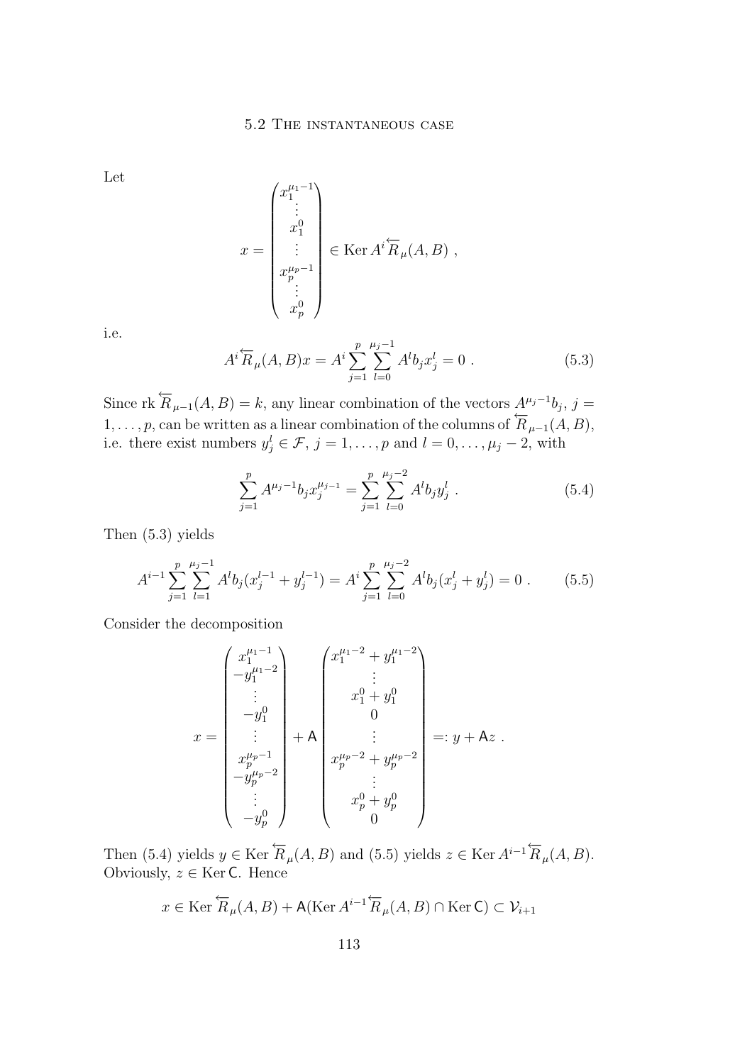Let

$$x = \begin{pmatrix} x_1^{\mu_1 - 1} \\ \vdots \\ x_1^0 \\ \vdots \\ x_p^{\mu_p - 1} \\ \vdots \\ x_p^0 \end{pmatrix} \in \operatorname{Ker} A^i \overleftarrow{R}_\mu(A, B) \ ,$$

i.e.

$$A^i \overleftarrow{R}_\mu(A, B) x = A^i \sum_{j=1}^{p} \sum_{l=0}^{\mu_j - 1} A^l b_j x_j^l = 0 \ . \tag{5.3}$$

Since $\operatorname{rk} \overleftarrow{R}_{\mu-1}(A, B) = k$, any linear combination of the vectors $A^{\mu_j - 1} b_j$, $j = 1, \ldots, p$, can be written as a linear combination of the columns of $\overleftarrow{R}_{\mu-1}(A, B)$, i.e. there exist numbers $y_j^l \in \mathcal{F}$, $j = 1, \ldots, p$ and $l = 0, \ldots, \mu_j - 2$, with

$$\sum_{j=1}^{p} A^{\mu_j - 1} b_j x_j^{\mu_j - 1} = \sum_{j=1}^{p} \sum_{l=0}^{\mu_j - 2} A^l b_j y_j^l \ . \tag{5.4}$$

Then (5.3) yields

$$A^{i-1} \sum_{j=1}^{p} \sum_{l=1}^{\mu_j - 1} A^l b_j (x_j^{l-1} + y_j^{l-1}) = A^i \sum_{j=1}^{p} \sum_{l=0}^{\mu_j - 2} A^l b_j (x_j^l + y_j^l) = 0 \ . \tag{5.5}$$

Consider the decomposition

$$x = \begin{pmatrix} x_1^{\mu_1 - 1} \\ -y_1^{\mu_1 - 2} \\ \vdots \\ -y_1^0 \\ \vdots \\ x_p^{\mu_p - 1} \\ -y_p^{\mu_p - 2} \\ \vdots \\ -y_p^0 \end{pmatrix} + \mathsf{A} \begin{pmatrix} x_1^{\mu_1 - 2} + y_1^{\mu_1 - 2} \\ \vdots \\ x_1^0 + y_1^0 \\ 0 \\ \vdots \\ x_p^{\mu_p - 2} + y_p^{\mu_p - 2} \\ \vdots \\ x_p^0 + y_p^0 \\ 0 \end{pmatrix} =: y + \mathsf{A} z \ .$$

Then (5.4) yields $y \in \operatorname{Ker} \overleftarrow{R}_\mu(A, B)$ and (5.5) yields $z \in \operatorname{Ker} A^{i-1} \overleftarrow{R}_\mu(A, B)$. Obviously, $z \in \operatorname{Ker} \mathsf{C}$. Hence

$$x \in \operatorname{Ker} \overleftarrow{R}_\mu(A, B) + \mathsf{A}(\operatorname{Ker} A^{i-1} \overleftarrow{R}_\mu(A, B) \cap \operatorname{Ker} \mathsf{C}) \subset \mathcal{V}_{i+1}$$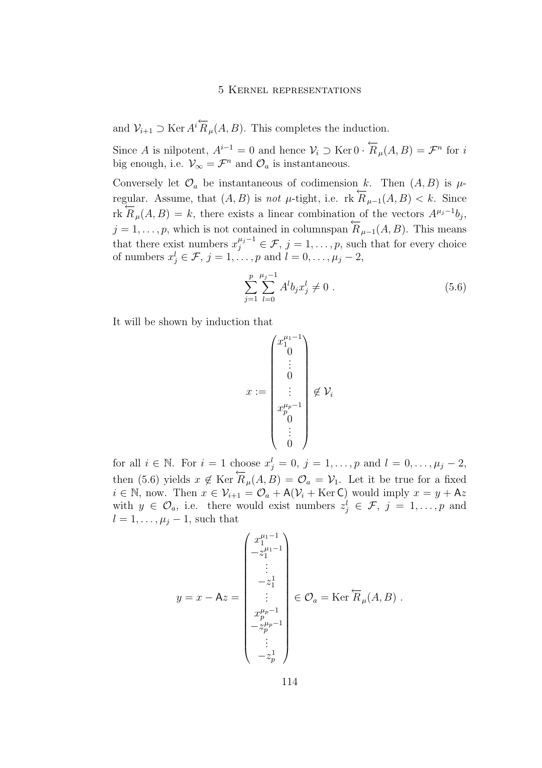and $\mathcal{V}_{i+1} \supset \operatorname{Ker} A^i \overleftarrow{R}_\mu(A,B)$. This completes the induction.

Since $A$ is nilpotent, $A^{i-1} = 0$ and hence $\mathcal{V}_i \supset \operatorname{Ker} 0 \cdot \overleftarrow{R}_\mu(A,B) = \mathcal{F}^n$ for $i$ big enough, i.e. $\mathcal{V}_\infty = \mathcal{F}^n$ and $\mathcal{O}_a$ is instantaneous.

Conversely let $\mathcal{O}_a$ be instantaneous of codimension $k$. Then $(A,B)$ is $\mu$-regular. Assume, that $(A,B)$ is *not* $\mu$-tight, i.e. $\operatorname{rk} \overleftarrow{R}_{\mu-1}(A,B) < k$. Since $\operatorname{rk} \overleftarrow{R}_\mu(A,B) = k$, there exists a linear combination of the vectors $A^{\mu_j-1}b_j$, $j = 1, \ldots, p$, which is not contained in columnspan $\overleftarrow{R}_{\mu-1}(A,B)$. This means that there exist numbers $x_j^{\mu_j-1} \in \mathcal{F}$, $j = 1, \ldots, p$, such that for every choice of numbers $x_j^l \in \mathcal{F}$, $j = 1, \ldots, p$ and $l = 0, \ldots, \mu_j - 2$,

$$\sum_{j=1}^{p} \sum_{l=0}^{\mu_j-1} A^l b_j x_j^l \neq 0 \; . \tag{5.6}$$

It will be shown by induction that

$$x := \begin{pmatrix} x_1^{\mu_1-1} \\ 0 \\ \vdots \\ 0 \\ \vdots \\ x_p^{\mu_p-1} \\ 0 \\ \vdots \\ 0 \end{pmatrix} \notin \mathcal{V}_i$$

for all $i \in \mathbb{N}$. For $i = 1$ choose $x_j^l = 0$, $j = 1, \ldots, p$ and $l = 0, \ldots, \mu_j - 2$, then (5.6) yields $x \notin \operatorname{Ker} \overleftarrow{R}_\mu(A,B) = \mathcal{O}_a = \mathcal{V}_1$. Let it be true for a fixed $i \in \mathbb{N}$, now. Then $x \in \mathcal{V}_{i+1} = \mathcal{O}_a + \mathsf{A}(\mathcal{V}_i + \operatorname{Ker} \mathsf{C})$ would imply $x = y + \mathsf{A}z$ with $y \in \mathcal{O}_a$, i.e. there would exist numbers $z_j^l \in \mathcal{F}$, $j = 1, \ldots, p$ and $l = 1, \ldots, \mu_j - 1$, such that

$$y = x - \mathsf{A}z = \begin{pmatrix} x_1^{\mu_1-1} \\ -z_1^{\mu_1-1} \\ \vdots \\ -z_1^1 \\ \vdots \\ x_p^{\mu_p-1} \\ -z_p^{\mu_p-1} \\ \vdots \\ -z_p^1 \end{pmatrix} \in \mathcal{O}_a = \operatorname{Ker} \overleftarrow{R}_\mu(A,B) \; .$$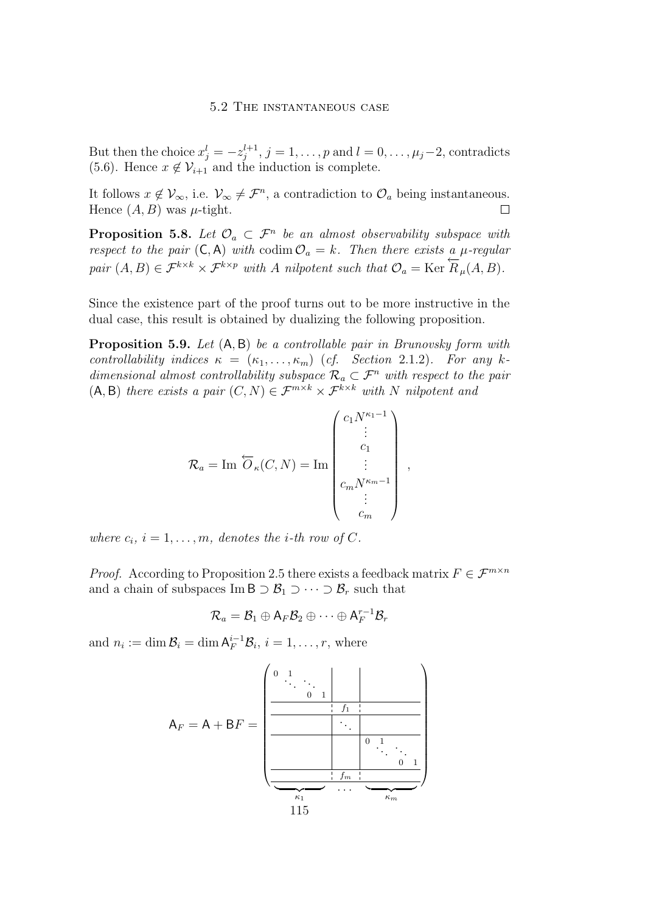But then the choice $x_j^l = -z_j^{l+1}$, $j = 1, \dots, p$ and $l = 0, \dots, \mu_j - 2$, contradicts (5.6). Hence $x \notin \mathcal{V}_{i+1}$ and the induction is complete.

It follows $x \notin \mathcal{V}_\infty$, i.e. $\mathcal{V}_\infty \neq \mathcal{F}^n$, a contradiction to $\mathcal{O}_a$ being instantaneous. Hence $(A, B)$ was $\mu$-tight. $\square$

**Proposition 5.8.** *Let $\mathcal{O}_a \subset \mathcal{F}^n$ be an almost observability subspace with respect to the pair $(\mathsf{C}, \mathsf{A})$ with $\operatorname{codim} \mathcal{O}_a = k$. Then there exists a $\mu$-regular pair $(A, B) \in \mathcal{F}^{k \times k} \times \mathcal{F}^{k \times p}$ with $A$ nilpotent such that $\mathcal{O}_a = \operatorname{Ker} \overleftarrow{R}_\mu(A, B)$.*

Since the existence part of the proof turns out to be more instructive in the dual case, this result is obtained by dualizing the following proposition.

**Proposition 5.9.** *Let $(\mathsf{A}, \mathsf{B})$ be a controllable pair in Brunovsky form with controllability indices $\kappa = (\kappa_1, \dots, \kappa_m)$ (cf. Section 2.1.2). For any $k$-dimensional almost controllability subspace $\mathcal{R}_a \subset \mathcal{F}^n$ with respect to the pair $(\mathsf{A}, \mathsf{B})$ there exists a pair $(C, N) \in \mathcal{F}^{m \times k} \times \mathcal{F}^{k \times k}$ with $N$ nilpotent and*

$$
\mathcal{R}_a = \operatorname{Im} \overleftarrow{O}_\kappa(C, N) = \operatorname{Im} \begin{pmatrix} c_1 N^{\kappa_1 - 1} \\ \vdots \\ c_1 \\ \vdots \\ c_m N^{\kappa_m - 1} \\ \vdots \\ c_m \end{pmatrix},
$$

*where $c_i$, $i = 1, \dots, m$, denotes the $i$-th row of $C$.*

*Proof.* According to Proposition 2.5 there exists a feedback matrix $F \in \mathcal{F}^{m \times n}$ and a chain of subspaces $\operatorname{Im} \mathsf{B} \supset \mathcal{B}_1 \supset \cdots \supset \mathcal{B}_r$ such that

$$
\mathcal{R}_a = \mathcal{B}_1 \oplus \mathsf{A}_F \mathcal{B}_2 \oplus \cdots \oplus \mathsf{A}_F^{r-1} \mathcal{B}_r
$$

and $n_i := \dim \mathcal{B}_i = \dim \mathsf{A}_F^{i-1} \mathcal{B}_i$, $i = 1, \dots, r$, where

$$
\mathsf{A}_F = \mathsf{A} + \mathsf{B}F = \left(\begin{array}{c|c|c}
\begin{matrix} 0 & 1 & & \\ & \ddots & \ddots & \\ & & 0 & 1 \end{matrix} & & \\
\hline
 & f_1 & \\
\hline
 & \ddots & \\
\hline
 & & \begin{matrix} 0 & 1 & & \\ & \ddots & \ddots & \\ & & 0 & 1 \end{matrix} \\
\hline
 & f_m &
\end{array}\right)
$$

with column blocks of widths $\kappa_1, \dots, \kappa_m$.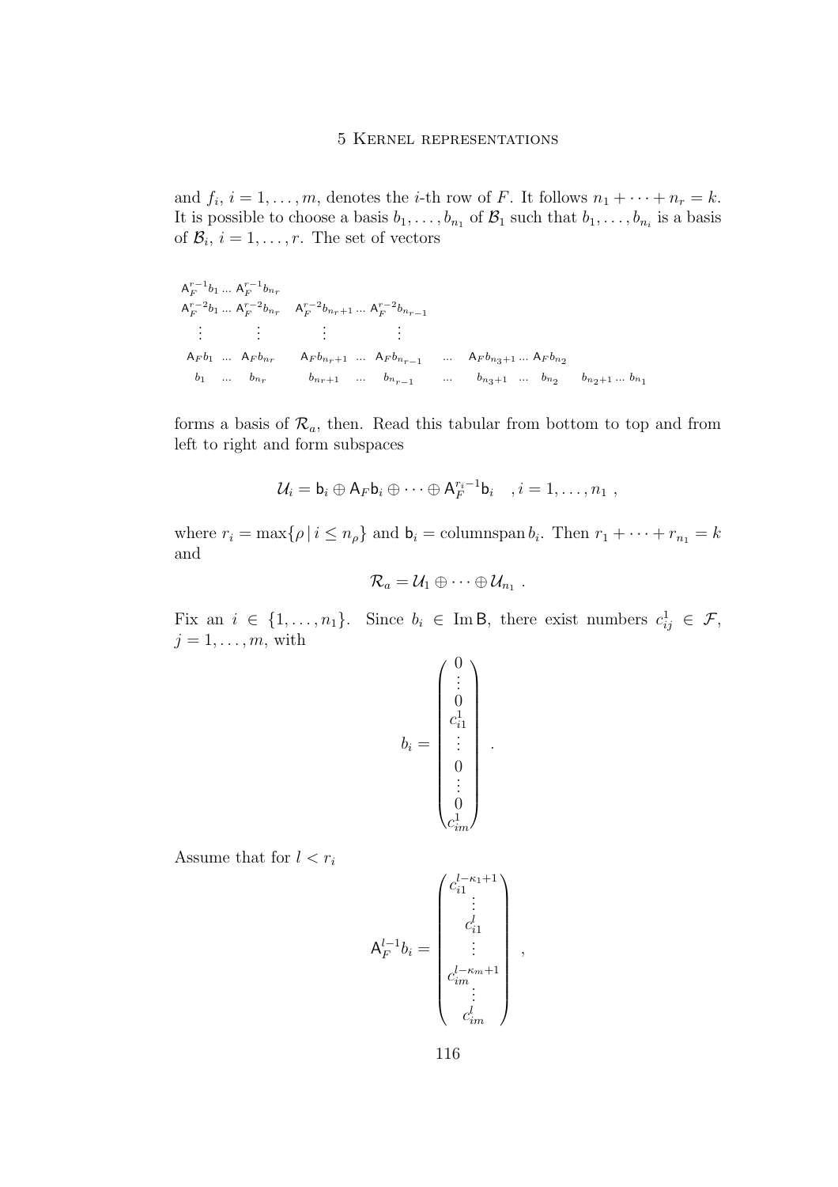and $f_i$, $i = 1, \ldots, m$, denotes the $i$-th row of $F$. It follows $n_1 + \cdots + n_r = k$. It is possible to choose a basis $b_1, \ldots, b_{n_1}$ of $\mathcal{B}_1$ such that $b_1, \ldots, b_{n_i}$ is a basis of $\mathcal{B}_i$, $i = 1, \ldots, r$. The set of vectors

$$
\begin{array}{lllll}
\mathsf{A}_F^{r-1} b_1 \ldots \mathsf{A}_F^{r-1} b_{n_r} & & & & \\
\mathsf{A}_F^{r-2} b_1 \ldots \mathsf{A}_F^{r-2} b_{n_r} & \mathsf{A}_F^{r-2} b_{n_r+1} \ldots \mathsf{A}_F^{r-2} b_{n_{r-1}} & & & \\
\quad \vdots \qquad\quad \vdots & \quad \vdots \qquad\qquad \vdots & & & \\
\mathsf{A}_F b_1 \ \ldots \ \mathsf{A}_F b_{n_r} & \mathsf{A}_F b_{n_r+1} \ \ldots \ \mathsf{A}_F b_{n_{r-1}} & \ldots & \mathsf{A}_F b_{n_3+1} \ldots \mathsf{A}_F b_{n_2} & \\
\ \ b_1 \quad \ldots \quad b_{n_r} & \ \ b_{n_r+1} \quad \ldots \quad b_{n_{r-1}} & \ldots & \ \ b_{n_3+1} \ \ldots \ b_{n_2} & b_{n_2+1} \ldots b_{n_1}
\end{array}
$$

forms a basis of $\mathcal{R}_a$, then. Read this tabular from bottom to top and from left to right and form subspaces

$$
\mathcal{U}_i = \mathsf{b}_i \oplus \mathsf{A}_F \mathsf{b}_i \oplus \cdots \oplus \mathsf{A}_F^{r_i - 1} \mathsf{b}_i \quad , i = 1, \ldots, n_1 \ ,
$$

where $r_i = \max\{\rho \,|\, i \leq n_\rho\}$ and $\mathsf{b}_i = \operatorname{columnspan} b_i$. Then $r_1 + \cdots + r_{n_1} = k$ and

$$
\mathcal{R}_a = \mathcal{U}_1 \oplus \cdots \oplus \mathcal{U}_{n_1} \ .
$$

Fix an $i \in \{1, \ldots, n_1\}$. Since $b_i \in \operatorname{Im} \mathsf{B}$, there exist numbers $c_{ij}^1 \in \mathcal{F}$, $j = 1, \ldots, m$, with

$$
b_i = \begin{pmatrix} 0 \\ \vdots \\ 0 \\ c_{i1}^1 \\ \vdots \\ 0 \\ \vdots \\ 0 \\ c_{im}^1 \end{pmatrix} \ .
$$

Assume that for $l < r_i$

$$
\mathsf{A}_F^{l-1} b_i = \begin{pmatrix} c_{i1}^{l-\kappa_1+1} \\ \vdots \\ c_{i1}^{l} \\ \vdots \\ c_{im}^{l-\kappa_m+1} \\ \vdots \\ c_{im}^{l} \end{pmatrix} ,
$$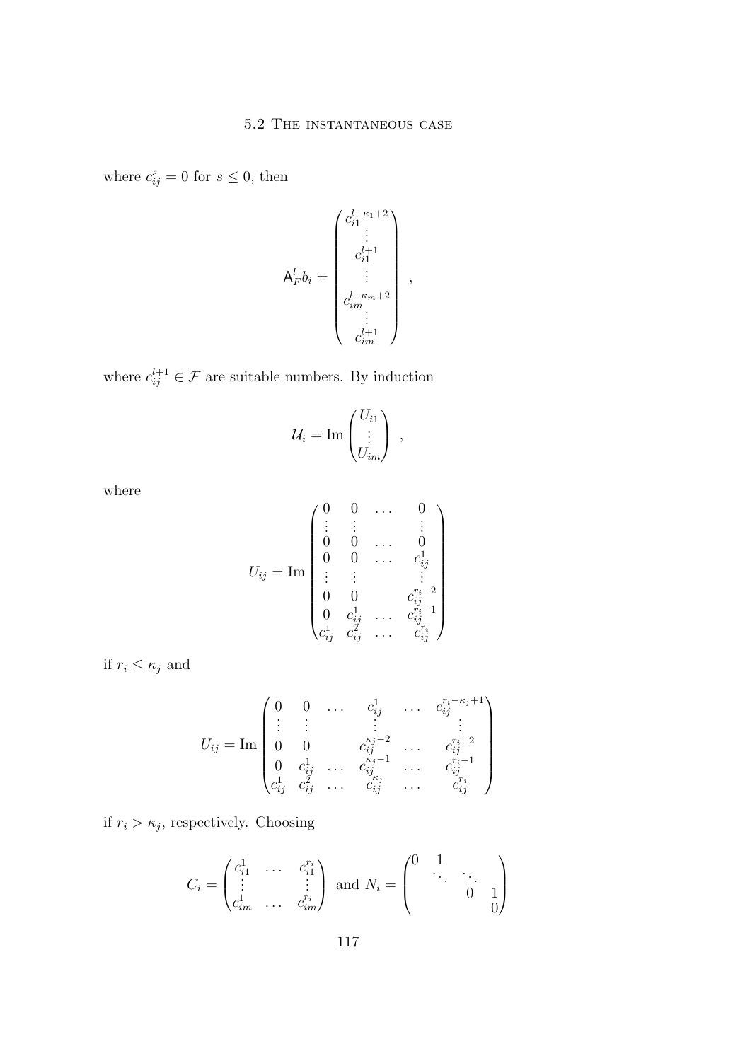where $c_{ij}^s = 0$ for $s \leq 0$, then

$$\mathsf{A}_F^l b_i = \begin{pmatrix} c_{i1}^{l-\kappa_1+2} \\ \vdots \\ c_{i1}^{l+1} \\ \vdots \\ c_{im}^{l-\kappa_m+2} \\ \vdots \\ c_{im}^{l+1} \end{pmatrix} ,$$

where $c_{ij}^{l+1} \in \mathcal{F}$ are suitable numbers. By induction

$$\mathcal{U}_i = \operatorname{Im} \begin{pmatrix} U_{i1} \\ \vdots \\ U_{im} \end{pmatrix} ,$$

where

$$U_{ij} = \operatorname{Im} \begin{pmatrix} 0 & 0 & \dots & 0 \\ \vdots & \vdots & & \vdots \\ 0 & 0 & \dots & 0 \\ 0 & 0 & \dots & c_{ij}^1 \\ \vdots & \vdots & & \vdots \\ 0 & 0 & & c_{ij}^{r_i-2} \\ 0 & c_{ij}^1 & \dots & c_{ij}^{r_i-1} \\ c_{ij}^1 & c_{ij}^2 & \dots & c_{ij}^{r_i} \end{pmatrix}$$

if $r_i \leq \kappa_j$ and

$$U_{ij} = \operatorname{Im} \begin{pmatrix} 0 & 0 & \dots & c_{ij}^1 & \dots & c_{ij}^{r_i-\kappa_j+1} \\ \vdots & \vdots & & \vdots & & \vdots \\ 0 & 0 & & c_{ij}^{\kappa_j-2} & \dots & c_{ij}^{r_i-2} \\ 0 & c_{ij}^1 & \dots & c_{ij}^{\kappa_j-1} & \dots & c_{ij}^{r_i-1} \\ c_{ij}^1 & c_{ij}^2 & \dots & c_{ij}^{\kappa_j} & \dots & c_{ij}^{r_i} \end{pmatrix}$$

if $r_i > \kappa_j$, respectively. Choosing

$$C_i = \begin{pmatrix} c_{i1}^1 & \dots & c_{i1}^{r_i} \\ \vdots & & \vdots \\ c_{im}^1 & \dots & c_{im}^{r_i} \end{pmatrix} \text{ and } N_i = \begin{pmatrix} 0 & 1 & & \\ & \ddots & \ddots & \\ & & 0 & 1 \\ & & & 0 \end{pmatrix}$$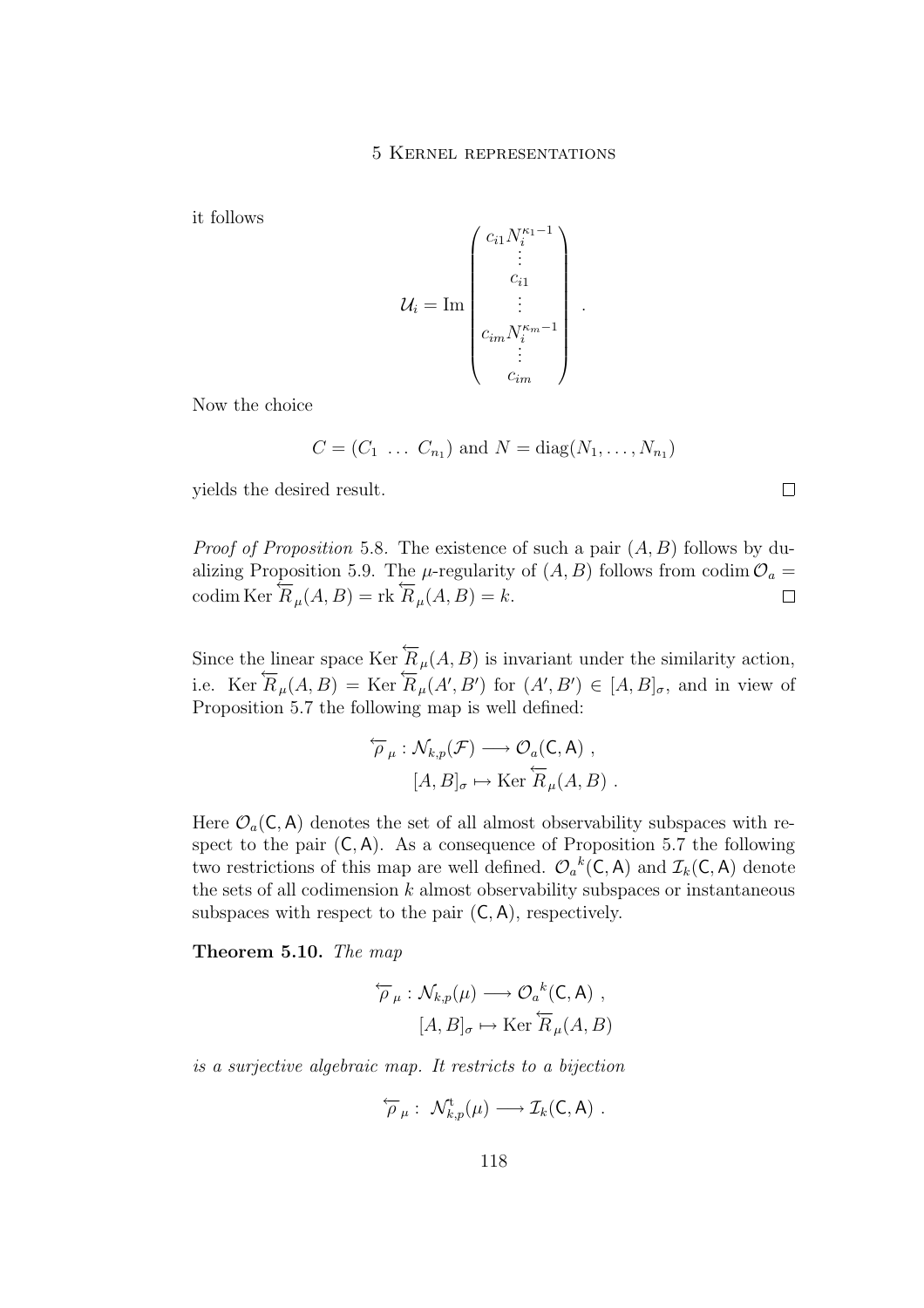it follows

$$\mathcal{U}_i = \operatorname{Im} \begin{pmatrix} c_{i1} N_i^{\kappa_1 - 1} \\ \vdots \\ c_{i1} \\ \vdots \\ c_{im} N_i^{\kappa_m - 1} \\ \vdots \\ c_{im} \end{pmatrix} .$$

Now the choice

$$C = (C_1 \ \dots \ C_{n_1}) \text{ and } N = \operatorname{diag}(N_1, \dots, N_{n_1})$$

yields the desired result. $\square$

*Proof of Proposition* 5.8. The existence of such a pair $(A, B)$ follows by dualizing Proposition 5.9. The $\mu$-regularity of $(A, B)$ follows from $\operatorname{codim} \mathcal{O}_a = \operatorname{codim} \operatorname{Ker} \overleftarrow{R}_\mu(A, B) = \operatorname{rk} \overleftarrow{R}_\mu(A, B) = k$. $\square$

Since the linear space $\operatorname{Ker} \overleftarrow{R}_\mu(A, B)$ is invariant under the similarity action, i.e. $\operatorname{Ker} \overleftarrow{R}_\mu(A, B) = \operatorname{Ker} \overleftarrow{R}_\mu(A', B')$ for $(A', B') \in [A, B]_\sigma$, and in view of Proposition 5.7 the following map is well defined:

$$\begin{aligned} \overleftarrow{\rho}_\mu : \mathcal{N}_{k,p}(\mathcal{F}) &\longrightarrow \mathcal{O}_a(\mathsf{C}, \mathsf{A}) \ , \\ [A, B]_\sigma &\mapsto \operatorname{Ker} \overleftarrow{R}_\mu(A, B) \ . \end{aligned}$$

Here $\mathcal{O}_a(\mathsf{C}, \mathsf{A})$ denotes the set of all almost observability subspaces with respect to the pair $(\mathsf{C}, \mathsf{A})$. As a consequence of Proposition 5.7 the following two restrictions of this map are well defined. ${\mathcal{O}_a}^k(\mathsf{C}, \mathsf{A})$ and $\mathcal{I}_k(\mathsf{C}, \mathsf{A})$ denote the sets of all codimension $k$ almost observability subspaces or instantaneous subspaces with respect to the pair $(\mathsf{C}, \mathsf{A})$, respectively.

**Theorem 5.10.** *The map*

$$\begin{aligned} \overleftarrow{\rho}_\mu : \mathcal{N}_{k,p}(\mu) &\longrightarrow {\mathcal{O}_a}^k(\mathsf{C}, \mathsf{A}) \ , \\ [A, B]_\sigma &\mapsto \operatorname{Ker} \overleftarrow{R}_\mu(A, B) \end{aligned}$$

*is a surjective algebraic map. It restricts to a bijection*

$$\overleftarrow{\rho}_\mu : \ \mathcal{N}^{\mathrm{t}}_{k,p}(\mu) \longrightarrow \mathcal{I}_k(\mathsf{C}, \mathsf{A}) \ .$$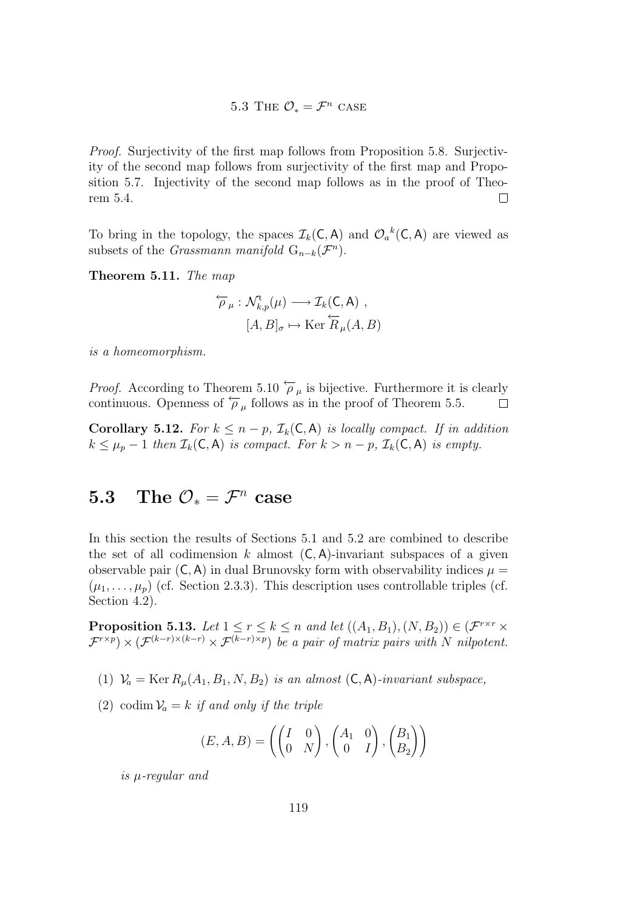*Proof.* Surjectivity of the first map follows from Proposition 5.8. Surjectivity of the second map follows from surjectivity of the first map and Proposition 5.7. Injectivity of the second map follows as in the proof of Theorem 5.4. □

To bring in the topology, the spaces $\mathcal{I}_k(\mathsf{C},\mathsf{A})$ and ${\mathcal{O}_a}^k(\mathsf{C},\mathsf{A})$ are viewed as subsets of the *Grassmann manifold* $\mathrm{G}_{n-k}(\mathcal{F}^n)$.

**Theorem 5.11.** *The map*

$$\overleftarrow{\rho}_\mu : \mathcal{N}^{\mathrm{t}}_{k,p}(\mu) \longrightarrow \mathcal{I}_k(\mathsf{C},\mathsf{A}) \ ,$$
$$[A,B]_\sigma \mapsto \operatorname{Ker} \overleftarrow{R}_\mu(A,B)$$

*is a homeomorphism.*

*Proof.* According to Theorem 5.10 $\overleftarrow{\rho}_\mu$ is bijective. Furthermore it is clearly continuous. Openness of $\overleftarrow{\rho}_\mu$ follows as in the proof of Theorem 5.5. □

**Corollary 5.12.** *For $k \leq n-p$, $\mathcal{I}_k(\mathsf{C},\mathsf{A})$ is locally compact. If in addition $k \leq \mu_p - 1$ then $\mathcal{I}_k(\mathsf{C},\mathsf{A})$ is compact. For $k > n-p$, $\mathcal{I}_k(\mathsf{C},\mathsf{A})$ is empty.*

## 5.3 The $\mathcal{O}_* = \mathcal{F}^n$ case

In this section the results of Sections 5.1 and 5.2 are combined to describe the set of all codimension $k$ almost $(\mathsf{C},\mathsf{A})$-invariant subspaces of a given observable pair $(\mathsf{C},\mathsf{A})$ in dual Brunovsky form with observability indices $\mu = (\mu_1,\ldots,\mu_p)$ (cf. Section 2.3.3). This description uses controllable triples (cf. Section 4.2).

**Proposition 5.13.** *Let $1 \leq r \leq k \leq n$ and let $((A_1,B_1),(N,B_2)) \in (\mathcal{F}^{r\times r} \times \mathcal{F}^{r\times p}) \times (\mathcal{F}^{(k-r)\times(k-r)} \times \mathcal{F}^{(k-r)\times p})$ be a pair of matrix pairs with $N$ nilpotent.*

(1) *$\mathcal{V}_a = \operatorname{Ker} R_\mu(A_1,B_1,N,B_2)$ is an almost $(\mathsf{C},\mathsf{A})$-invariant subspace,*

(2) *$\operatorname{codim} \mathcal{V}_a = k$ if and only if the triple*

$$(E,A,B) = \left( \begin{pmatrix} I & 0 \\ 0 & N \end{pmatrix}, \begin{pmatrix} A_1 & 0 \\ 0 & I \end{pmatrix}, \begin{pmatrix} B_1 \\ B_2 \end{pmatrix} \right)$$

*is $\mu$-regular and*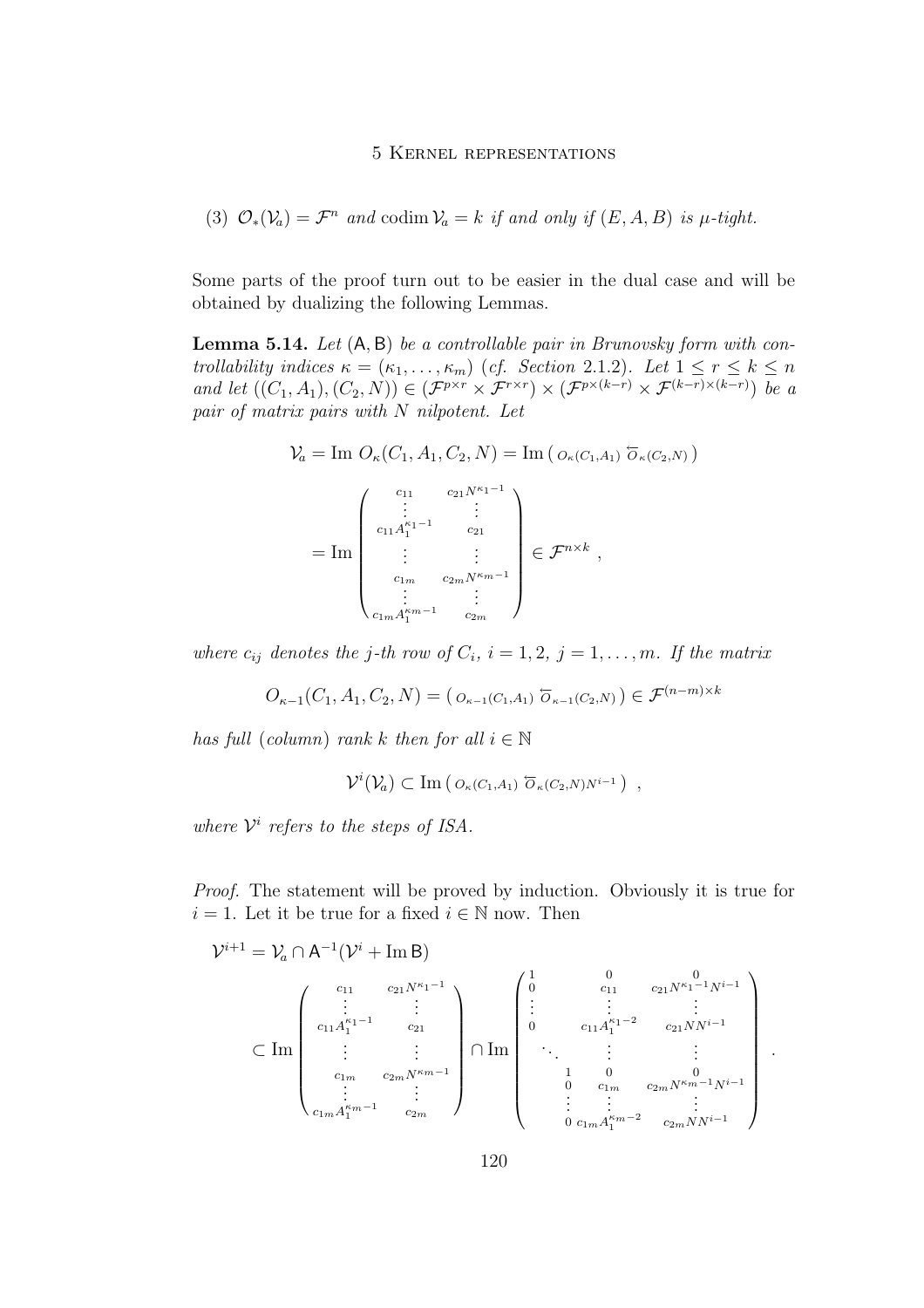(3) $\mathcal{O}_*(\mathcal{V}_a) = \mathcal{F}^n$ *and* $\operatorname{codim} \mathcal{V}_a = k$ *if and only if* $(E, A, B)$ *is* $\mu$*-tight.*

Some parts of the proof turn out to be easier in the dual case and will be obtained by dualizing the following Lemmas.

**Lemma 5.14.** *Let* $(\mathsf{A}, \mathsf{B})$ *be a controllable pair in Brunovsky form with controllability indices* $\kappa = (\kappa_1, \ldots, \kappa_m)$ *(cf. Section 2.1.2). Let* $1 \le r \le k \le n$ *and let* $((C_1, A_1), (C_2, N)) \in (\mathcal{F}^{p\times r} \times \mathcal{F}^{r\times r}) \times (\mathcal{F}^{p\times(k-r)} \times \mathcal{F}^{(k-r)\times(k-r)})$ *be a pair of matrix pairs with* $N$ *nilpotent. Let*

$$
\mathcal{V}_a = \operatorname{Im} O_\kappa(C_1, A_1, C_2, N) = \operatorname{Im} \left( O_\kappa(C_1,A_1) \; \overleftarrow{O}_\kappa(C_2,N) \right)
$$

$$
= \operatorname{Im} \begin{pmatrix} c_{11} & c_{21}N^{\kappa_1 - 1} \\ \vdots & \vdots \\ c_{11}A_1^{\kappa_1-1} & c_{21} \\ \vdots & \vdots \\ c_{1m} & c_{2m}N^{\kappa_m-1} \\ \vdots & \vdots \\ c_{1m}A_1^{\kappa_m-1} & c_{2m} \end{pmatrix} \in \mathcal{F}^{n\times k} \; ,
$$

*where* $c_{ij}$ *denotes the* $j$*-th row of* $C_i$*,* $i = 1, 2$*,* $j = 1, \ldots, m$*. If the matrix*

$$
O_{\kappa-1}(C_1, A_1, C_2, N) = \left( O_{\kappa-1}(C_1,A_1) \; \overleftarrow{O}_{\kappa-1}(C_2,N) \right) \in \mathcal{F}^{(n-m)\times k}
$$

*has full (column) rank* $k$ *then for all* $i \in \mathbb{N}$

$$
\mathcal{V}^i(\mathcal{V}_a) \subset \operatorname{Im} \left( O_\kappa(C_1,A_1) \; \overleftarrow{O}_\kappa(C_2,N)N^{i-1} \right) \; ,
$$

*where* $\mathcal{V}^i$ *refers to the steps of ISA.*

*Proof.* The statement will be proved by induction. Obviously it is true for $i = 1$. Let it be true for a fixed $i \in \mathbb{N}$ now. Then

$$
\mathcal{V}^{i+1} = \mathcal{V}_a \cap \mathsf{A}^{-1}(\mathcal{V}^i + \operatorname{Im} \mathsf{B})
$$

$$
\subset \operatorname{Im} \begin{pmatrix} c_{11} & c_{21}N^{\kappa_1 - 1} \\ \vdots & \vdots \\ c_{11}A_1^{\kappa_1-1} & c_{21} \\ \vdots & \vdots \\ c_{1m} & c_{2m}N^{\kappa_m-1} \\ \vdots & \vdots \\ c_{1m}A_1^{\kappa_m-1} & c_{2m} \end{pmatrix} \cap \operatorname{Im} \begin{pmatrix} 1 & & 0 & 0 \\ 0 & & c_{11} & c_{21}N^{\kappa_1-1}N^{i-1} \\ \vdots & & \vdots & \vdots \\ 0 & & c_{11}A_1^{\kappa_1-2} & c_{21}NN^{i-1} \\ & \ddots & \vdots & \vdots \\ & 1 & 0 & 0 \\ & 0 & c_{1m} & c_{2m}N^{\kappa_m-1}N^{i-1} \\ & \vdots & \vdots & \vdots \\ & 0 & c_{1m}A_1^{\kappa_m-2} & c_{2m}NN^{i-1} \end{pmatrix} .
$$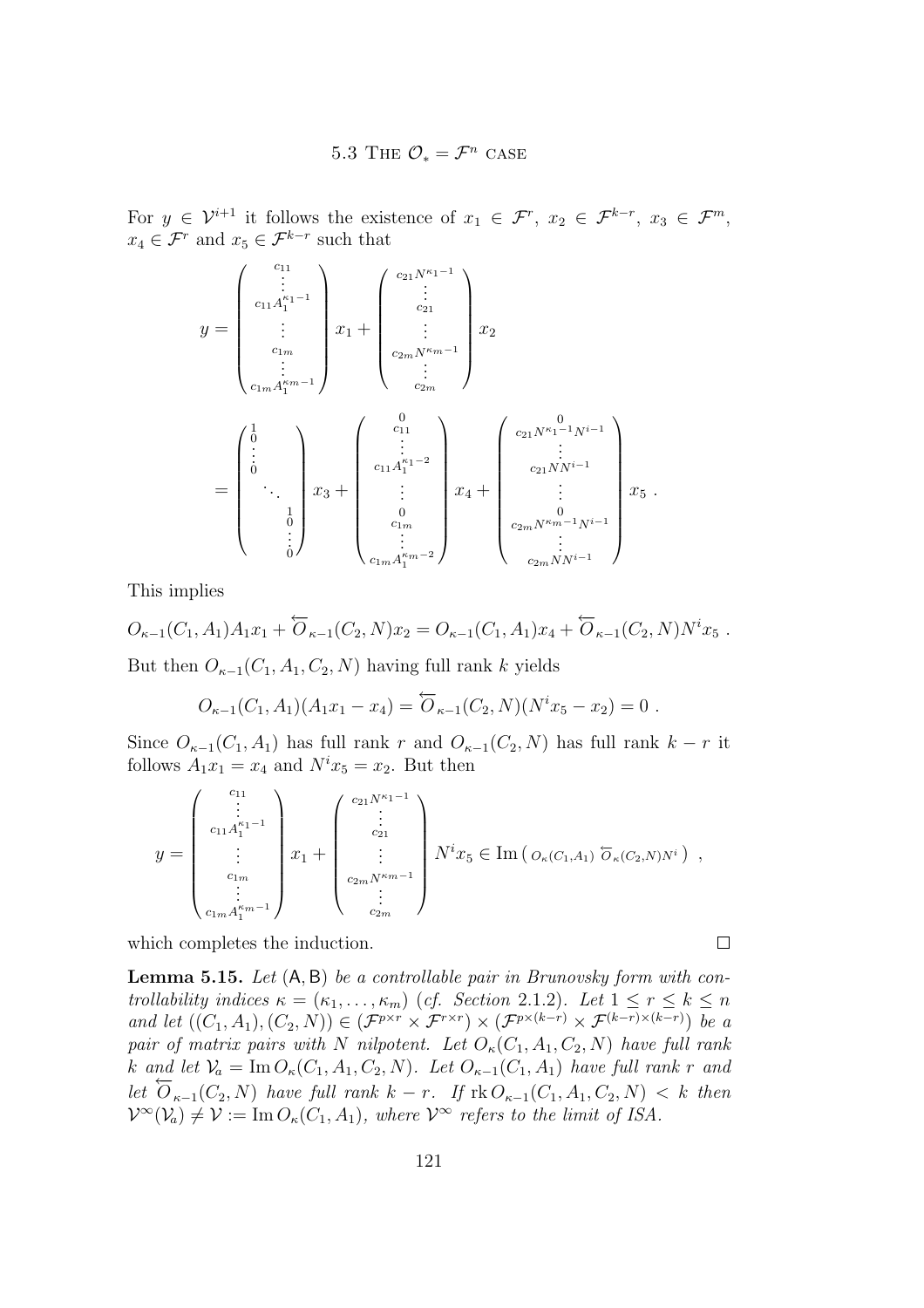For $y \in \mathcal{V}^{i+1}$ it follows the existence of $x_1 \in \mathcal{F}^r$, $x_2 \in \mathcal{F}^{k-r}$, $x_3 \in \mathcal{F}^m$, $x_4 \in \mathcal{F}^r$ and $x_5 \in \mathcal{F}^{k-r}$ such that

$$
\begin{aligned}
y &= \begin{pmatrix} c_{11} \\ \vdots \\ c_{11}A_1^{\kappa_1-1} \\ \vdots \\ c_{1m} \\ \vdots \\ c_{1m}A_1^{\kappa_m-1} \end{pmatrix} x_1 + \begin{pmatrix} c_{21}N^{\kappa_1-1} \\ \vdots \\ c_{21} \\ \vdots \\ c_{2m}N^{\kappa_m-1} \\ \vdots \\ c_{2m} \end{pmatrix} x_2 \\
&= \begin{pmatrix} \begin{smallmatrix} 1 \\ 0 \\ \vdots \\ 0 \end{smallmatrix} & & \\ & \ddots & \\ & & \begin{smallmatrix} 1 \\ 0 \\ \vdots \\ 0 \end{smallmatrix} \end{pmatrix} x_3 + \begin{pmatrix} 0 \\ c_{11} \\ \vdots \\ c_{11}A_1^{\kappa_1-2} \\ \vdots \\ 0 \\ c_{1m} \\ \vdots \\ c_{1m}A_1^{\kappa_m-2} \end{pmatrix} x_4 + \begin{pmatrix} 0 \\ c_{21}N^{\kappa_1-1}N^{i-1} \\ \vdots \\ c_{21}NN^{i-1} \\ \vdots \\ 0 \\ c_{2m}N^{\kappa_m-1}N^{i-1} \\ \vdots \\ c_{2m}NN^{i-1} \end{pmatrix} x_5 \ .
\end{aligned}
$$

This implies

$$
O_{\kappa-1}(C_1, A_1)A_1 x_1 + \overleftarrow{O}_{\kappa-1}(C_2, N)x_2 = O_{\kappa-1}(C_1, A_1)x_4 + \overleftarrow{O}_{\kappa-1}(C_2, N)N^i x_5 \ .
$$

But then $O_{\kappa-1}(C_1, A_1, C_2, N)$ having full rank $k$ yields

$$
O_{\kappa-1}(C_1, A_1)(A_1 x_1 - x_4) = \overleftarrow{O}_{\kappa-1}(C_2, N)(N^i x_5 - x_2) = 0 \ .
$$

Since $O_{\kappa-1}(C_1, A_1)$ has full rank $r$ and $O_{\kappa-1}(C_2, N)$ has full rank $k - r$ it follows $A_1 x_1 = x_4$ and $N^i x_5 = x_2$. But then

$$
y = \begin{pmatrix} c_{11} \\ \vdots \\ c_{11}A_1^{\kappa_1-1} \\ \vdots \\ c_{1m} \\ \vdots \\ c_{1m}A_1^{\kappa_m-1} \end{pmatrix} x_1 + \begin{pmatrix} c_{21}N^{\kappa_1-1} \\ \vdots \\ c_{21} \\ \vdots \\ c_{2m}N^{\kappa_m-1} \\ \vdots \\ c_{2m} \end{pmatrix} N^i x_5 \in \operatorname{Im} \left( \, O_\kappa(C_1, A_1) \ \overleftarrow{O}_\kappa(C_2, N)N^i \, \right) \ ,
$$

which completes the induction. $\square$

**Lemma 5.15.** *Let* $(\mathsf{A}, \mathsf{B})$ *be a controllable pair in Brunovsky form with controllability indices* $\kappa = (\kappa_1, \dots, \kappa_m)$ *(cf. Section 2.1.2). Let* $1 \le r \le k \le n$ *and let* $((C_1, A_1), (C_2, N)) \in (\mathcal{F}^{p \times r} \times \mathcal{F}^{r \times r}) \times (\mathcal{F}^{p \times (k-r)} \times \mathcal{F}^{(k-r) \times (k-r)})$ *be a pair of matrix pairs with* $N$ *nilpotent. Let* $O_\kappa(C_1, A_1, C_2, N)$ *have full rank* $k$ *and let* $\mathcal{V}_a = \operatorname{Im} O_\kappa(C_1, A_1, C_2, N)$*. Let* $O_{\kappa-1}(C_1, A_1)$ *have full rank* $r$ *and let* $\overleftarrow{O}_{\kappa-1}(C_2, N)$ *have full rank* $k - r$*. If* $\operatorname{rk} O_{\kappa-1}(C_1, A_1, C_2, N) < k$ *then* $\mathcal{V}^\infty(\mathcal{V}_a) \neq \mathcal{V} := \operatorname{Im} O_\kappa(C_1, A_1)$*, where* $\mathcal{V}^\infty$ *refers to the limit of ISA.*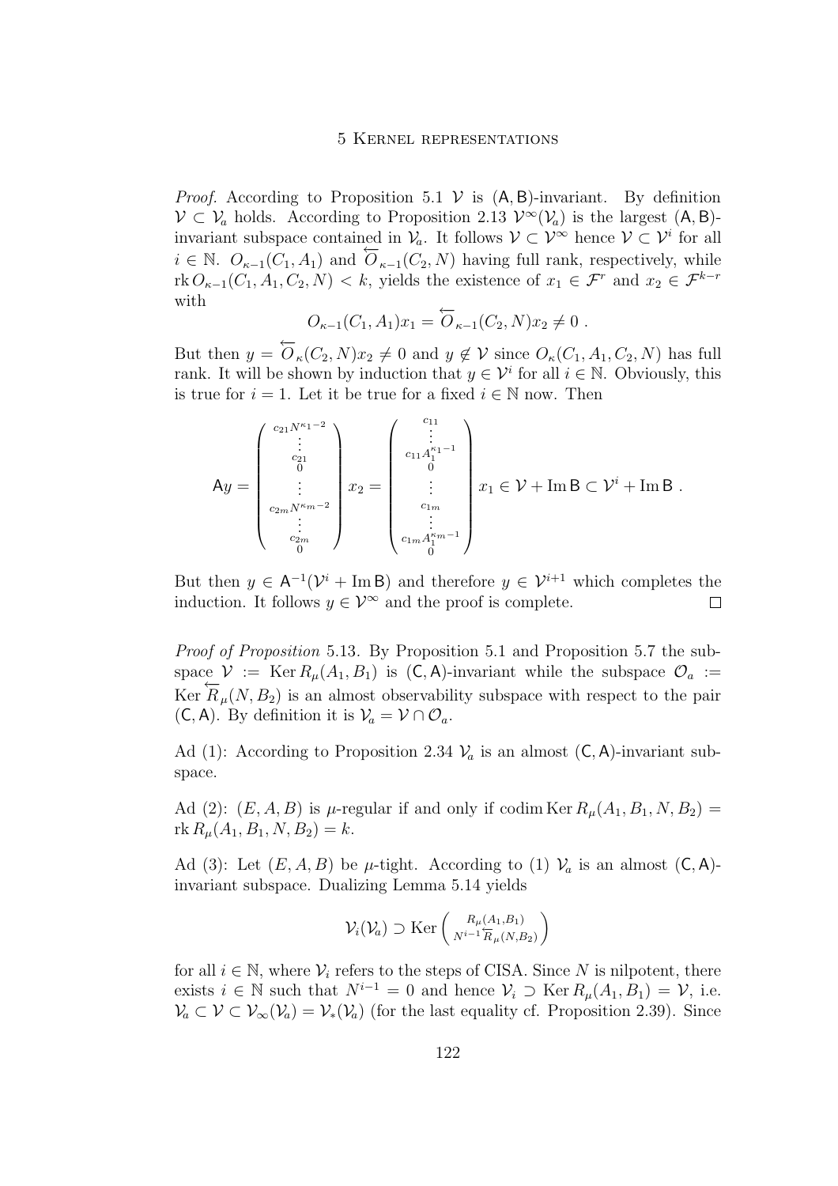*Proof.* According to Proposition 5.1 $\mathcal{V}$ is $(\mathsf{A},\mathsf{B})$-invariant. By definition $\mathcal{V} \subset \mathcal{V}_a$ holds. According to Proposition 2.13 $\mathcal{V}^\infty(\mathcal{V}_a)$ is the largest $(\mathsf{A},\mathsf{B})$-invariant subspace contained in $\mathcal{V}_a$. It follows $\mathcal{V} \subset \mathcal{V}^\infty$ hence $\mathcal{V} \subset \mathcal{V}^i$ for all $i \in \mathbb{N}$. $O_{\kappa-1}(C_1, A_1)$ and $\overleftarrow{O}_{\kappa-1}(C_2, N)$ having full rank, respectively, while $\operatorname{rk} O_{\kappa-1}(C_1, A_1, C_2, N) < k$, yields the existence of $x_1 \in \mathcal{F}^r$ and $x_2 \in \mathcal{F}^{k-r}$ with

$$O_{\kappa-1}(C_1, A_1)x_1 = \overleftarrow{O}_{\kappa-1}(C_2, N)x_2 \neq 0 \ .$$

But then $y = \overleftarrow{O}_\kappa(C_2, N)x_2 \neq 0$ and $y \notin \mathcal{V}$ since $O_\kappa(C_1, A_1, C_2, N)$ has full rank. It will be shown by induction that $y \in \mathcal{V}^i$ for all $i \in \mathbb{N}$. Obviously, this is true for $i = 1$. Let it be true for a fixed $i \in \mathbb{N}$ now. Then

$$\mathsf{A}y = \begin{pmatrix} c_{21}N^{\kappa_1-2} \\ \vdots \\ c_{21} \\ 0 \\ \vdots \\ c_{2m}N^{\kappa_m-2} \\ \vdots \\ c_{2m} \\ 0 \end{pmatrix} x_2 = \begin{pmatrix} c_{11} \\ \vdots \\ c_{11}A_1^{\kappa_1-1} \\ 0 \\ \vdots \\ c_{1m} \\ \vdots \\ c_{1m}A_1^{\kappa_m-1} \\ 0 \end{pmatrix} x_1 \in \mathcal{V} + \operatorname{Im}\mathsf{B} \subset \mathcal{V}^i + \operatorname{Im}\mathsf{B} \ .$$

But then $y \in \mathsf{A}^{-1}(\mathcal{V}^i + \operatorname{Im}\mathsf{B})$ and therefore $y \in \mathcal{V}^{i+1}$ which completes the induction. It follows $y \in \mathcal{V}^\infty$ and the proof is complete. $\square$

*Proof of Proposition* 5.13. By Proposition 5.1 and Proposition 5.7 the subspace $\mathcal{V} := \operatorname{Ker} R_\mu(A_1, B_1)$ is $(\mathsf{C},\mathsf{A})$-invariant while the subspace $\mathcal{O}_a := \operatorname{Ker} \overleftarrow{R}_\mu(N, B_2)$ is an almost observability subspace with respect to the pair $(\mathsf{C},\mathsf{A})$. By definition it is $\mathcal{V}_a = \mathcal{V} \cap \mathcal{O}_a$.

Ad (1): According to Proposition 2.34 $\mathcal{V}_a$ is an almost $(\mathsf{C},\mathsf{A})$-invariant subspace.

Ad (2): $(E, A, B)$ is $\mu$-regular if and only if $\operatorname{codim} \operatorname{Ker} R_\mu(A_1, B_1, N, B_2) = \operatorname{rk} R_\mu(A_1, B_1, N, B_2) = k$.

Ad (3): Let $(E, A, B)$ be $\mu$-tight. According to (1) $\mathcal{V}_a$ is an almost $(\mathsf{C},\mathsf{A})$-invariant subspace. Dualizing Lemma 5.14 yields

$$\mathcal{V}_i(\mathcal{V}_a) \supset \operatorname{Ker} \begin{pmatrix} R_\mu(A_1,B_1) \\ N^{i-1}\overleftarrow{R}_\mu(N,B_2) \end{pmatrix}$$

for all $i \in \mathbb{N}$, where $\mathcal{V}_i$ refers to the steps of CISA. Since $N$ is nilpotent, there exists $i \in \mathbb{N}$ such that $N^{i-1} = 0$ and hence $\mathcal{V}_i \supset \operatorname{Ker} R_\mu(A_1, B_1) = \mathcal{V}$, i.e. $\mathcal{V}_a \subset \mathcal{V} \subset \mathcal{V}_\infty(\mathcal{V}_a) = \mathcal{V}_*(\mathcal{V}_a)$ (for the last equality cf. Proposition 2.39). Since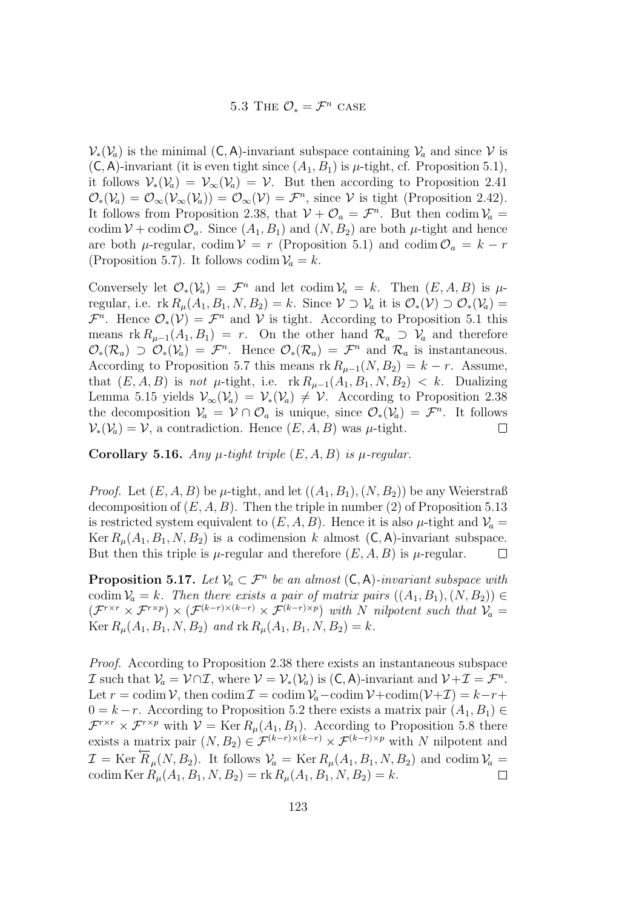$\mathcal{V}_*(\mathcal{V}_a)$ is the minimal $(\mathsf{C},\mathsf{A})$-invariant subspace containing $\mathcal{V}_a$ and since $\mathcal{V}$ is $(\mathsf{C},\mathsf{A})$-invariant (it is even tight since $(A_1, B_1)$ is $\mu$-tight, cf. Proposition 5.1), it follows $\mathcal{V}_*(\mathcal{V}_a) = \mathcal{V}_\infty(\mathcal{V}_a) = \mathcal{V}$. But then according to Proposition 2.41 $\mathcal{O}_*(\mathcal{V}_a) = \mathcal{O}_\infty(\mathcal{V}_\infty(\mathcal{V}_a)) = \mathcal{O}_\infty(\mathcal{V}) = \mathcal{F}^n$, since $\mathcal{V}$ is tight (Proposition 2.42). It follows from Proposition 2.38, that $\mathcal{V} + \mathcal{O}_a = \mathcal{F}^n$. But then $\operatorname{codim} \mathcal{V}_a = \operatorname{codim} \mathcal{V} + \operatorname{codim} \mathcal{O}_a$. Since $(A_1, B_1)$ and $(N, B_2)$ are both $\mu$-tight and hence are both $\mu$-regular, $\operatorname{codim} \mathcal{V} = r$ (Proposition 5.1) and $\operatorname{codim} \mathcal{O}_a = k - r$ (Proposition 5.7). It follows $\operatorname{codim} \mathcal{V}_a = k$.

Conversely let $\mathcal{O}_*(\mathcal{V}_a) = \mathcal{F}^n$ and let $\operatorname{codim} \mathcal{V}_a = k$. Then $(E, A, B)$ is $\mu$-regular, i.e. $\operatorname{rk} R_\mu(A_1, B_1, N, B_2) = k$. Since $\mathcal{V} \supset \mathcal{V}_a$ it is $\mathcal{O}_*(\mathcal{V}) \supset \mathcal{O}_*(\mathcal{V}_a) = \mathcal{F}^n$. Hence $\mathcal{O}_*(\mathcal{V}) = \mathcal{F}^n$ and $\mathcal{V}$ is tight. According to Proposition 5.1 this means $\operatorname{rk} R_{\mu-1}(A_1, B_1) = r$. On the other hand $\mathcal{R}_a \supset \mathcal{V}_a$ and therefore $\mathcal{O}_*(\mathcal{R}_a) \supset \mathcal{O}_*(\mathcal{V}_a) = \mathcal{F}^n$. Hence $\mathcal{O}_*(\mathcal{R}_a) = \mathcal{F}^n$ and $\mathcal{R}_a$ is instantaneous. According to Proposition 5.7 this means $\operatorname{rk} R_{\mu-1}(N, B_2) = k - r$. Assume, that $(E, A, B)$ is *not* $\mu$-tight, i.e. $\operatorname{rk} R_{\mu-1}(A_1, B_1, N, B_2) < k$. Dualizing Lemma 5.15 yields $\mathcal{V}_\infty(\mathcal{V}_a) = \mathcal{V}_*(\mathcal{V}_a) \neq \mathcal{V}$. According to Proposition 2.38 the decomposition $\mathcal{V}_a = \mathcal{V} \cap \mathcal{O}_a$ is unique, since $\mathcal{O}_*(\mathcal{V}_a) = \mathcal{F}^n$. It follows $\mathcal{V}_*(\mathcal{V}_a) = \mathcal{V}$, a contradiction. Hence $(E, A, B)$ was $\mu$-tight. □

**Corollary 5.16.** *Any $\mu$-tight triple $(E, A, B)$ is $\mu$-regular.*

*Proof.* Let $(E, A, B)$ be $\mu$-tight, and let $((A_1, B_1), (N, B_2))$ be any Weierstraß decomposition of $(E, A, B)$. Then the triple in number (2) of Proposition 5.13 is restricted system equivalent to $(E, A, B)$. Hence it is also $\mu$-tight and $\mathcal{V}_a = \operatorname{Ker} R_\mu(A_1, B_1, N, B_2)$ is a codimension $k$ almost $(\mathsf{C},\mathsf{A})$-invariant subspace. But then this triple is $\mu$-regular and therefore $(E, A, B)$ is $\mu$-regular. □

**Proposition 5.17.** *Let $\mathcal{V}_a \subset \mathcal{F}^n$ be an almost $(\mathsf{C},\mathsf{A})$-invariant subspace with $\operatorname{codim} \mathcal{V}_a = k$. Then there exists a pair of matrix pairs $((A_1, B_1), (N, B_2)) \in (\mathcal{F}^{r\times r} \times \mathcal{F}^{r\times p}) \times (\mathcal{F}^{(k-r)\times(k-r)} \times \mathcal{F}^{(k-r)\times p})$ with $N$ nilpotent such that $\mathcal{V}_a = \operatorname{Ker} R_\mu(A_1, B_1, N, B_2)$ and $\operatorname{rk} R_\mu(A_1, B_1, N, B_2) = k$.*

*Proof.* According to Proposition 2.38 there exists an instantaneous subspace $\mathcal{I}$ such that $\mathcal{V}_a = \mathcal{V} \cap \mathcal{I}$, where $\mathcal{V} = \mathcal{V}_*(\mathcal{V}_a)$ is $(\mathsf{C},\mathsf{A})$-invariant and $\mathcal{V} + \mathcal{I} = \mathcal{F}^n$. Let $r = \operatorname{codim} \mathcal{V}$, then $\operatorname{codim} \mathcal{I} = \operatorname{codim} \mathcal{V}_a - \operatorname{codim} \mathcal{V} + \operatorname{codim}(\mathcal{V} + \mathcal{I}) = k - r + 0 = k - r$. According to Proposition 5.2 there exists a matrix pair $(A_1, B_1) \in \mathcal{F}^{r\times r} \times \mathcal{F}^{r\times p}$ with $\mathcal{V} = \operatorname{Ker} R_\mu(A_1, B_1)$. According to Proposition 5.8 there exists a matrix pair $(N, B_2) \in \mathcal{F}^{(k-r)\times(k-r)} \times \mathcal{F}^{(k-r)\times p}$ with $N$ nilpotent and $\mathcal{I} = \operatorname{Ker} \overleftarrow{R}_\mu(N, B_2)$. It follows $\mathcal{V}_a = \operatorname{Ker} R_\mu(A_1, B_1, N, B_2)$ and $\operatorname{codim} \mathcal{V}_a = \operatorname{codim} \operatorname{Ker} R_\mu(A_1, B_1, N, B_2) = \operatorname{rk} R_\mu(A_1, B_1, N, B_2) = k$. □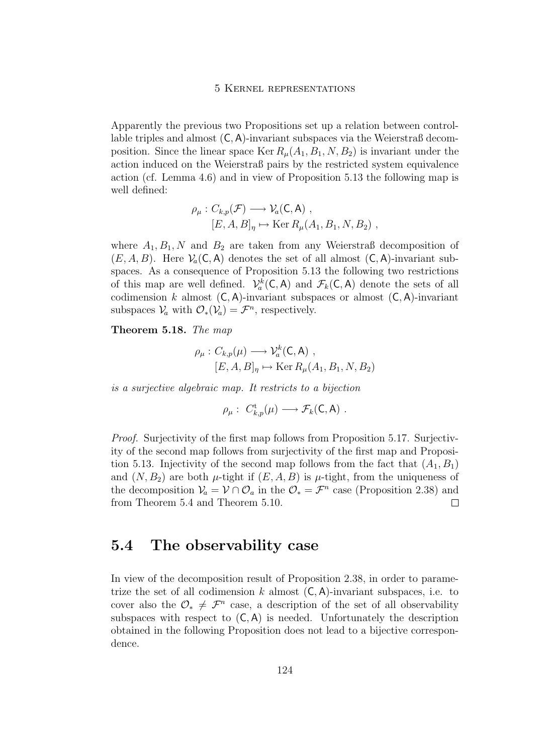Apparently the previous two Propositions set up a relation between controllable triples and almost $(\mathsf{C},\mathsf{A})$-invariant subspaces via the Weierstraß decomposition. Since the linear space $\operatorname{Ker} R_\mu(A_1, B_1, N, B_2)$ is invariant under the action induced on the Weierstraß pairs by the restricted system equivalence action (cf. Lemma 4.6) and in view of Proposition 5.13 the following map is well defined:

$$
\begin{aligned}
\rho_\mu : C_{k,p}(\mathcal{F}) &\longrightarrow \mathcal{V}_a(\mathsf{C},\mathsf{A}) \ , \\
[E, A, B]_\eta &\mapsto \operatorname{Ker} R_\mu(A_1, B_1, N, B_2) \ ,
\end{aligned}
$$

where $A_1, B_1, N$ and $B_2$ are taken from any Weierstraß decomposition of $(E, A, B)$. Here $\mathcal{V}_a(\mathsf{C},\mathsf{A})$ denotes the set of all almost $(\mathsf{C},\mathsf{A})$-invariant subspaces. As a consequence of Proposition 5.13 the following two restrictions of this map are well defined. $\mathcal{V}_a^k(\mathsf{C},\mathsf{A})$ and $\mathcal{F}_k(\mathsf{C},\mathsf{A})$ denote the sets of all codimension $k$ almost $(\mathsf{C},\mathsf{A})$-invariant subspaces or almost $(\mathsf{C},\mathsf{A})$-invariant subspaces $\mathcal{V}_a$ with $\mathcal{O}_*(\mathcal{V}_a) = \mathcal{F}^n$, respectively.

**Theorem 5.18.** *The map*

$$
\begin{aligned}
\rho_\mu : C_{k,p}(\mu) &\longrightarrow \mathcal{V}_a^k(\mathsf{C},\mathsf{A}) \ , \\
[E, A, B]_\eta &\mapsto \operatorname{Ker} R_\mu(A_1, B_1, N, B_2)
\end{aligned}
$$

*is a surjective algebraic map. It restricts to a bijection*

$$
\rho_\mu : \ C_{k,p}^{\mathrm{t}}(\mu) \longrightarrow \mathcal{F}_k(\mathsf{C},\mathsf{A}) \ .
$$

*Proof.* Surjectivity of the first map follows from Proposition 5.17. Surjectivity of the second map follows from surjectivity of the first map and Proposition 5.13. Injectivity of the second map follows from the fact that $(A_1, B_1)$ and $(N, B_2)$ are both $\mu$-tight if $(E, A, B)$ is $\mu$-tight, from the uniqueness of the decomposition $\mathcal{V}_a = \mathcal{V} \cap \mathcal{O}_a$ in the $\mathcal{O}_* = \mathcal{F}^n$ case (Proposition 2.38) and from Theorem 5.4 and Theorem 5.10. $\square$

## 5.4 The observability case

In view of the decomposition result of Proposition 2.38, in order to parametrize the set of all codimension $k$ almost $(\mathsf{C},\mathsf{A})$-invariant subspaces, i.e. to cover also the $\mathcal{O}_* \neq \mathcal{F}^n$ case, a description of the set of all observability subspaces with respect to $(\mathsf{C},\mathsf{A})$ is needed. Unfortunately the description obtained in the following Proposition does not lead to a bijective correspondence.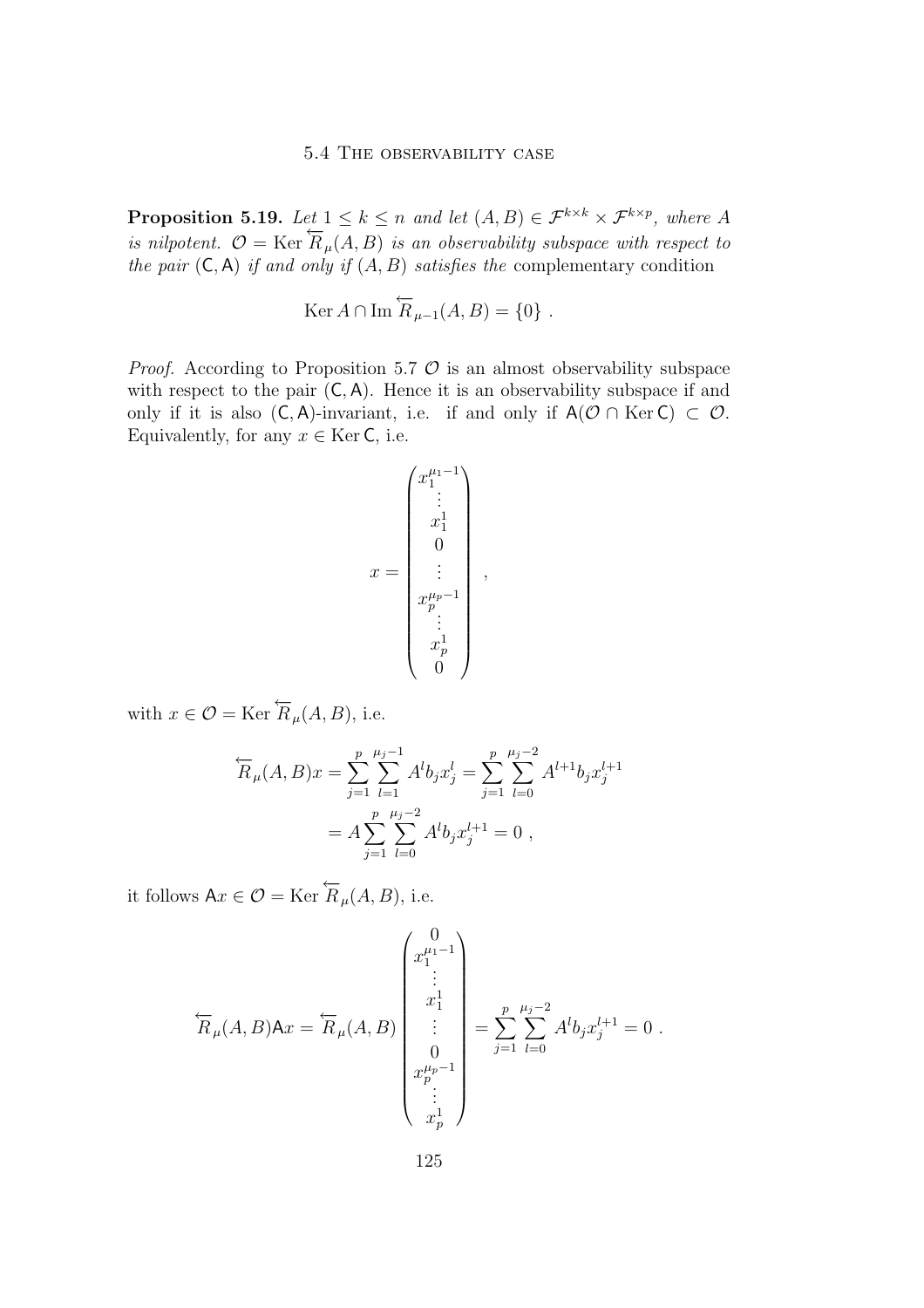**Proposition 5.19.** *Let $1 \leq k \leq n$ and let $(A, B) \in \mathcal{F}^{k\times k} \times \mathcal{F}^{k\times p}$, where $A$ is nilpotent. $\mathcal{O} = \operatorname{Ker} \overleftarrow{R}_\mu(A, B)$ is an observability subspace with respect to the pair $(\mathsf{C}, \mathsf{A})$ if and only if $(A, B)$ satisfies the* complementary condition

$$\operatorname{Ker} A \cap \operatorname{Im} \overleftarrow{R}_{\mu-1}(A, B) = \{0\} \ .$$

*Proof.* According to Proposition 5.7 $\mathcal{O}$ is an almost observability subspace with respect to the pair $(\mathsf{C}, \mathsf{A})$. Hence it is an observability subspace if and only if it is also $(\mathsf{C}, \mathsf{A})$-invariant, i.e. if and only if $\mathsf{A}(\mathcal{O} \cap \operatorname{Ker} \mathsf{C}) \subset \mathcal{O}$. Equivalently, for any $x \in \operatorname{Ker} \mathsf{C}$, i.e.

$$x = \begin{pmatrix} x_1^{\mu_1 - 1} \\ \vdots \\ x_1^1 \\ 0 \\ \vdots \\ x_p^{\mu_p - 1} \\ \vdots \\ x_p^1 \\ 0 \end{pmatrix} ,$$

with $x \in \mathcal{O} = \operatorname{Ker} \overleftarrow{R}_\mu(A, B)$, i.e.

$$\begin{aligned} \overleftarrow{R}_\mu(A, B)x &= \sum_{j=1}^{p} \sum_{l=1}^{\mu_j - 1} A^l b_j x_j^l = \sum_{j=1}^{p} \sum_{l=0}^{\mu_j - 2} A^{l+1} b_j x_j^{l+1} \\ &= A \sum_{j=1}^{p} \sum_{l=0}^{\mu_j - 2} A^l b_j x_j^{l+1} = 0 \ , \end{aligned}$$

it follows $\mathsf{A}x \in \mathcal{O} = \operatorname{Ker} \overleftarrow{R}_\mu(A, B)$, i.e.

$$\overleftarrow{R}_\mu(A, B)\mathsf{A}x = \overleftarrow{R}_\mu(A, B) \begin{pmatrix} 0 \\ x_1^{\mu_1 - 1} \\ \vdots \\ x_1^1 \\ \vdots \\ 0 \\ x_p^{\mu_p - 1} \\ \vdots \\ x_p^1 \end{pmatrix} = \sum_{j=1}^{p} \sum_{l=0}^{\mu_j - 2} A^l b_j x_j^{l+1} = 0 \ .$$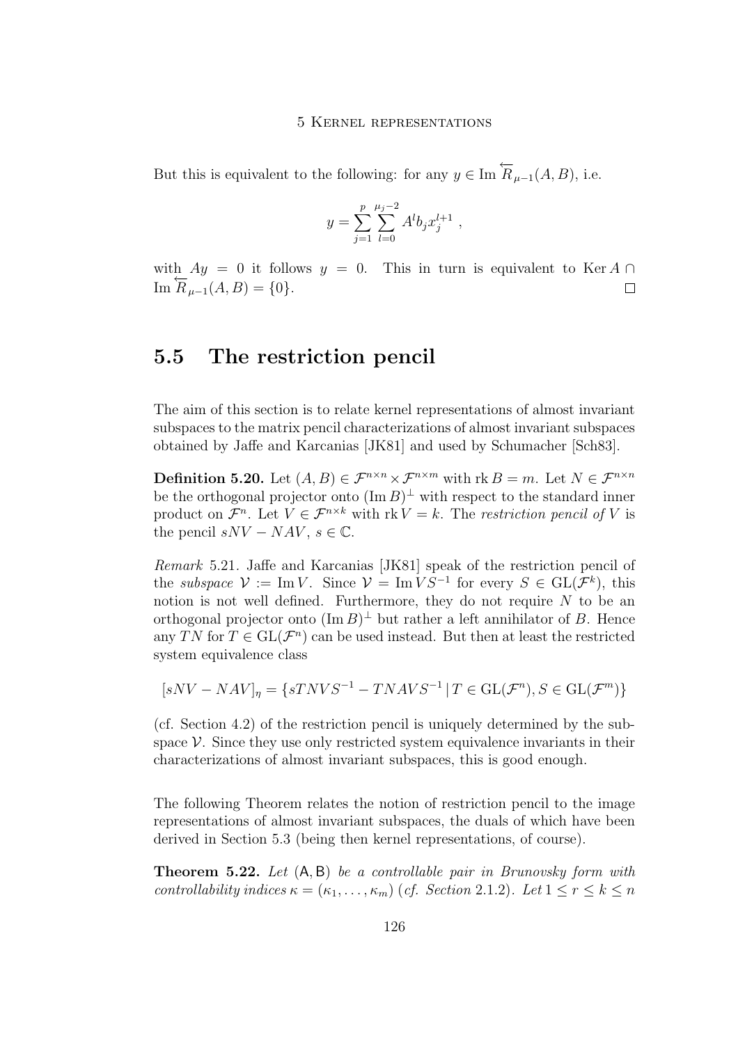But this is equivalent to the following: for any $y \in \operatorname{Im} \overleftarrow{R}_{\mu-1}(A, B)$, i.e.

$$y = \sum_{j=1}^{p} \sum_{l=0}^{\mu_j - 2} A^l b_j x_j^{l+1} ,$$

with $Ay = 0$ it follows $y = 0$. This in turn is equivalent to $\operatorname{Ker} A \cap \operatorname{Im} \overleftarrow{R}_{\mu-1}(A, B) = \{0\}$. $\square$

## 5.5 The restriction pencil

The aim of this section is to relate kernel representations of almost invariant subspaces to the matrix pencil characterizations of almost invariant subspaces obtained by Jaffe and Karcanias [JK81] and used by Schumacher [Sch83].

**Definition 5.20.** Let $(A, B) \in \mathcal{F}^{n \times n} \times \mathcal{F}^{n \times m}$ with $\operatorname{rk} B = m$. Let $N \in \mathcal{F}^{n \times n}$ be the orthogonal projector onto $(\operatorname{Im} B)^\perp$ with respect to the standard inner product on $\mathcal{F}^n$. Let $V \in \mathcal{F}^{n \times k}$ with $\operatorname{rk} V = k$. The *restriction pencil of* $V$ is the pencil $sNV - NAV$, $s \in \mathbb{C}$.

*Remark* 5.21. Jaffe and Karcanias [JK81] speak of the restriction pencil of the *subspace* $\mathcal{V} := \operatorname{Im} V$. Since $\mathcal{V} = \operatorname{Im} VS^{-1}$ for every $S \in \operatorname{GL}(\mathcal{F}^k)$, this notion is not well defined. Furthermore, they do not require $N$ to be an orthogonal projector onto $(\operatorname{Im} B)^\perp$ but rather a left annihilator of $B$. Hence any $TN$ for $T \in \operatorname{GL}(\mathcal{F}^n)$ can be used instead. But then at least the restricted system equivalence class

$$[sNV - NAV]_\eta = \{sTNVS^{-1} - TNAVS^{-1} \,|\, T \in \operatorname{GL}(\mathcal{F}^n), S \in \operatorname{GL}(\mathcal{F}^m)\}$$

(cf. Section 4.2) of the restriction pencil is uniquely determined by the subspace $\mathcal{V}$. Since they use only restricted system equivalence invariants in their characterizations of almost invariant subspaces, this is good enough.

The following Theorem relates the notion of restriction pencil to the image representations of almost invariant subspaces, the duals of which have been derived in Section 5.3 (being then kernel representations, of course).

**Theorem 5.22.** *Let* $(\mathsf{A}, \mathsf{B})$ *be a controllable pair in Brunovsky form with controllability indices* $\kappa = (\kappa_1, \ldots, \kappa_m)$ *(cf. Section* 2.1.2*). Let* $1 \leq r \leq k \leq n$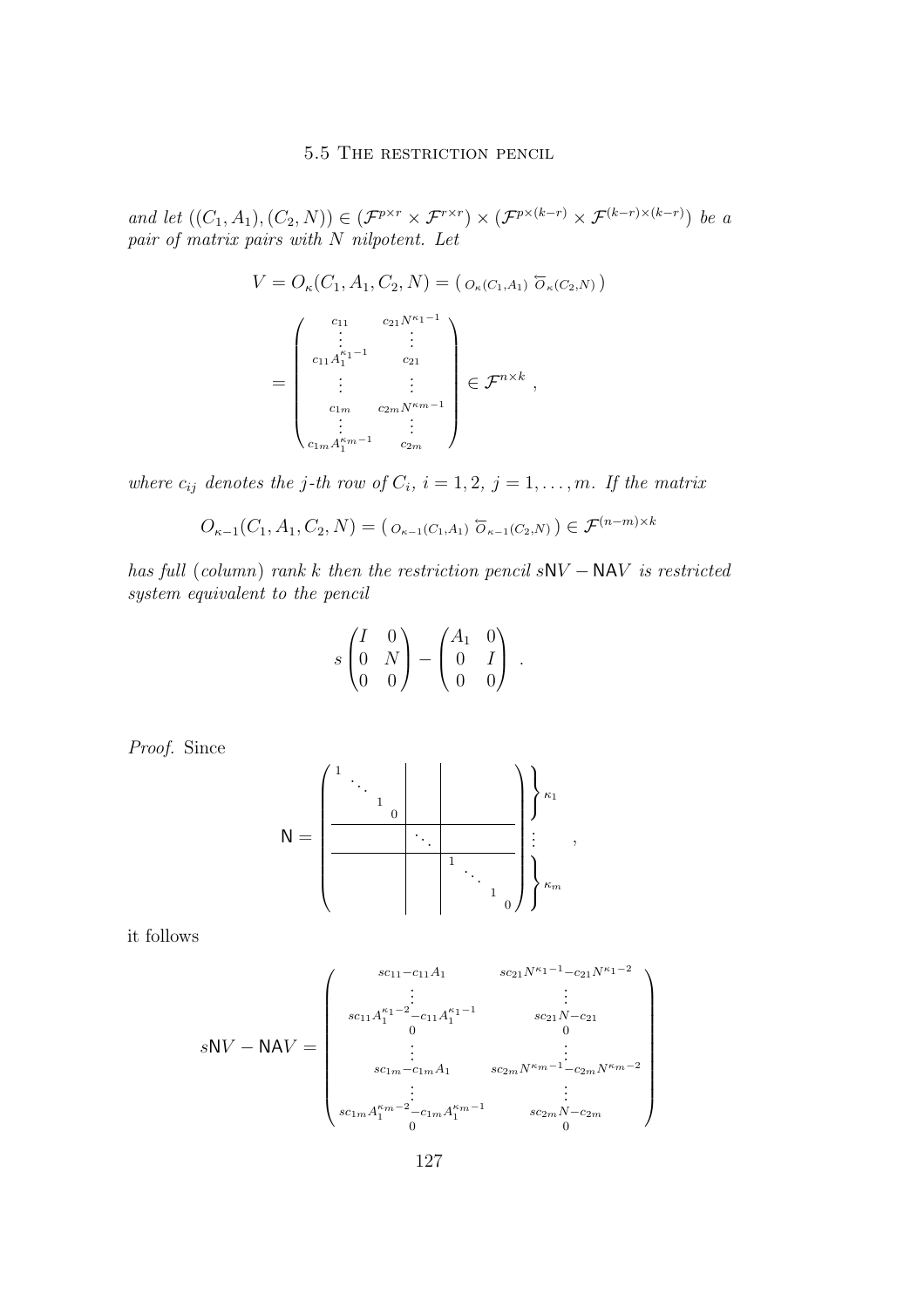*and let* $((C_1, A_1), (C_2, N)) \in (\mathcal{F}^{p\times r} \times \mathcal{F}^{r\times r}) \times (\mathcal{F}^{p\times(k-r)} \times \mathcal{F}^{(k-r)\times(k-r)})$ *be a pair of matrix pairs with* $N$ *nilpotent. Let*

$$V = O_\kappa(C_1, A_1, C_2, N) = \left( O_\kappa(C_1,A_1) \; \overleftarrow{O}_\kappa(C_2,N) \right)$$

$$= \begin{pmatrix} c_{11} & c_{21}N^{\kappa_1-1} \\ \vdots & \vdots \\ c_{11}A_1^{\kappa_1-1} & c_{21} \\ \vdots & \vdots \\ c_{1m} & c_{2m}N^{\kappa_m-1} \\ \vdots & \vdots \\ c_{1m}A_1^{\kappa_m-1} & c_{2m} \end{pmatrix} \in \mathcal{F}^{n\times k} ,$$

*where* $c_{ij}$ *denotes the* $j$*-th row of* $C_i$, $i = 1, 2$, $j = 1, \ldots, m$*. If the matrix*

$$O_{\kappa-1}(C_1, A_1, C_2, N) = \left( O_{\kappa-1}(C_1,A_1) \; \overleftarrow{O}_{\kappa-1}(C_2,N) \right) \in \mathcal{F}^{(n-m)\times k}$$

*has full (column) rank* $k$ *then the restriction pencil* $s\mathsf{N}V - \mathsf{NA}V$ *is restricted system equivalent to the pencil*

$$s\begin{pmatrix} I & 0 \\ 0 & N \\ 0 & 0 \end{pmatrix} - \begin{pmatrix} A_1 & 0 \\ 0 & I \\ 0 & 0 \end{pmatrix} .$$

*Proof.* Since

$$\mathsf{N} = \left(\begin{array}{ccc|c|ccc} 1 & & & & & & \\ & \ddots & & & & & \\ & & 1 & & & & \\ & & & 0 & & & \\ \hline & & & \ddots & & & \\ \hline & & & & 1 & & \\ & & & & & \ddots & \\ & & & & & & 1 \\ & & & & & & & 0 \end{array}\right) \begin{array}{l} \left.\vphantom{\begin{array}{c}1\\1\\1\\1\end{array}}\right\} \kappa_1 \\ \vdots \\ \left.\vphantom{\begin{array}{c}1\\1\\1\\1\end{array}}\right\} \kappa_m \end{array} ,$$

it follows

$$s\mathsf{N}V - \mathsf{NA}V = \begin{pmatrix} sc_{11} - c_{11}A_1 & sc_{21}N^{\kappa_1-1} - c_{21}N^{\kappa_1-2} \\ \vdots & \vdots \\ sc_{11}A_1^{\kappa_1-2} - c_{11}A_1^{\kappa_1-1} & sc_{21}N - c_{21} \\ 0 & 0 \\ \vdots & \vdots \\ sc_{1m} - c_{1m}A_1 & sc_{2m}N^{\kappa_m-1} - c_{2m}N^{\kappa_m-2} \\ \vdots & \vdots \\ sc_{1m}A_1^{\kappa_m-2} - c_{1m}A_1^{\kappa_m-1} & sc_{2m}N - c_{2m} \\ 0 & 0 \end{pmatrix}$$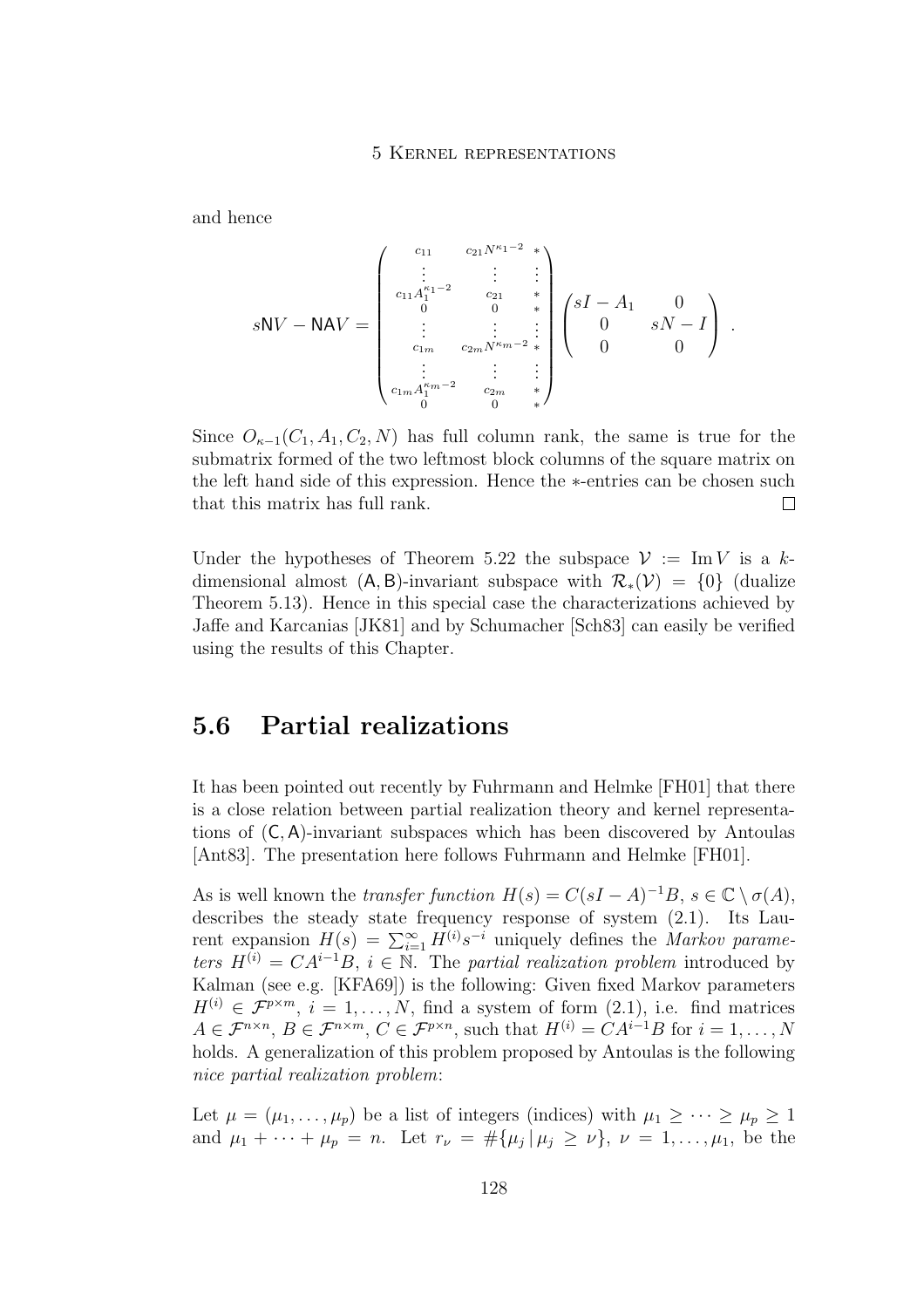and hence

$$
s\mathsf{N}V - \mathsf{N}\mathsf{A}V = \begin{pmatrix} c_{11} & c_{21}N^{\kappa_1-2} & * \\ \vdots & \vdots & \vdots \\ c_{11}A_1^{\kappa_1-2} & c_{21} & * \\ 0 & 0 & * \\ \vdots & \vdots & \vdots \\ c_{1m} & c_{2m}N^{\kappa_m-2} & * \\ \vdots & \vdots & \vdots \\ c_{1m}A_1^{\kappa_m-2} & c_{2m} & * \\ 0 & 0 & * \end{pmatrix} \begin{pmatrix} sI - A_1 & 0 \\ 0 & sN - I \\ 0 & 0 \end{pmatrix} .
$$

Since $O_{\kappa-1}(C_1, A_1, C_2, N)$ has full column rank, the same is true for the submatrix formed of the two leftmost block columns of the square matrix on the left hand side of this expression. Hence the $*$-entries can be chosen such that this matrix has full rank. □

Under the hypotheses of Theorem 5.22 the subspace $\mathcal{V} := \operatorname{Im} V$ is a $k$-dimensional almost $(\mathsf{A}, \mathsf{B})$-invariant subspace with $\mathcal{R}_*(\mathcal{V}) = \{0\}$ (dualize Theorem 5.13). Hence in this special case the characterizations achieved by Jaffe and Karcanias [JK81] and by Schumacher [Sch83] can easily be verified using the results of this Chapter.

## 5.6 Partial realizations

It has been pointed out recently by Fuhrmann and Helmke [FH01] that there is a close relation between partial realization theory and kernel representations of $(\mathsf{C}, \mathsf{A})$-invariant subspaces which has been discovered by Antoulas [Ant83]. The presentation here follows Fuhrmann and Helmke [FH01].

As is well known the *transfer function* $H(s) = C(sI - A)^{-1}B$, $s \in \mathbb{C} \setminus \sigma(A)$, describes the steady state frequency response of system (2.1). Its Laurent expansion $H(s) = \sum_{i=1}^{\infty} H^{(i)} s^{-i}$ uniquely defines the *Markov parameters* $H^{(i)} = CA^{i-1}B$, $i \in \mathbb{N}$. The *partial realization problem* introduced by Kalman (see e.g. [KFA69]) is the following: Given fixed Markov parameters $H^{(i)} \in \mathcal{F}^{p \times m}$, $i = 1, \ldots, N$, find a system of form (2.1), i.e. find matrices $A \in \mathcal{F}^{n \times n}$, $B \in \mathcal{F}^{n \times m}$, $C \in \mathcal{F}^{p \times n}$, such that $H^{(i)} = CA^{i-1}B$ for $i = 1, \ldots, N$ holds. A generalization of this problem proposed by Antoulas is the following *nice partial realization problem*:

Let $\mu = (\mu_1, \ldots, \mu_p)$ be a list of integers (indices) with $\mu_1 \geq \cdots \geq \mu_p \geq 1$ and $\mu_1 + \cdots + \mu_p = n$. Let $r_\nu = \#\{\mu_j \,|\, \mu_j \geq \nu\}$, $\nu = 1, \ldots, \mu_1$, be the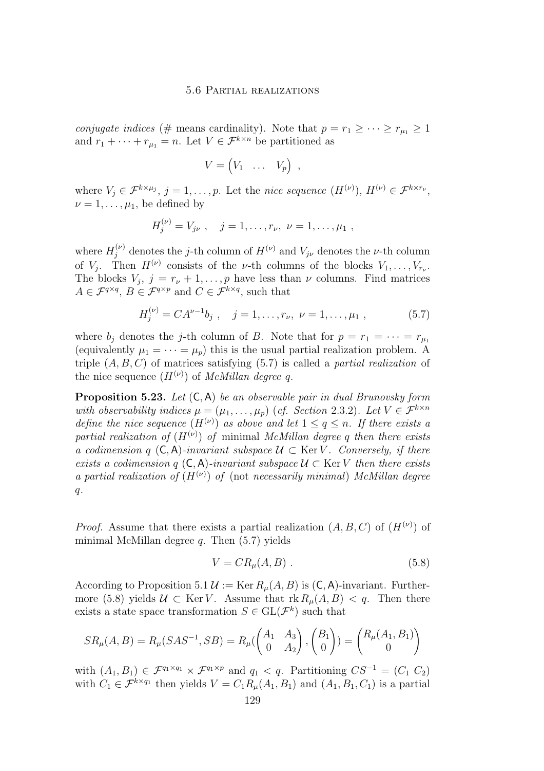*conjugate indices* (# means cardinality). Note that $p = r_1 \geq \cdots \geq r_{\mu_1} \geq 1$ and $r_1 + \cdots + r_{\mu_1} = n$. Let $V \in \mathcal{F}^{k \times n}$ be partitioned as

$$V = \begin{pmatrix} V_1 & \dots & V_p \end{pmatrix} ,$$

where $V_j \in \mathcal{F}^{k \times \mu_j}$, $j = 1, \dots, p$. Let the *nice sequence* $(H^{(\nu)})$, $H^{(\nu)} \in \mathcal{F}^{k \times r_\nu}$, $\nu = 1, \dots, \mu_1$, be defined by

$$H_j^{(\nu)} = V_{j\nu} , \quad j = 1, \dots, r_\nu, \ \nu = 1, \dots, \mu_1 ,$$

where $H_j^{(\nu)}$ denotes the $j$-th column of $H^{(\nu)}$ and $V_{j\nu}$ denotes the $\nu$-th column of $V_j$. Then $H^{(\nu)}$ consists of the $\nu$-th columns of the blocks $V_1, \dots, V_{r_\nu}$. The blocks $V_j$, $j = r_\nu + 1, \dots, p$ have less than $\nu$ columns. Find matrices $A \in \mathcal{F}^{q \times q}$, $B \in \mathcal{F}^{q \times p}$ and $C \in \mathcal{F}^{k \times q}$, such that

$$H_j^{(\nu)} = CA^{\nu-1}b_j , \quad j = 1, \dots, r_\nu, \ \nu = 1, \dots, \mu_1 , \tag{5.7}$$

where $b_j$ denotes the $j$-th column of $B$. Note that for $p = r_1 = \cdots = r_{\mu_1}$ (equivalently $\mu_1 = \cdots = \mu_p$) this is the usual partial realization problem. A triple $(A, B, C)$ of matrices satisfying (5.7) is called a *partial realization* of the nice sequence $(H^{(\nu)})$ of *McMillan degree* $q$.

**Proposition 5.23.** *Let* $(\mathsf{C}, \mathsf{A})$ *be an observable pair in dual Brunovsky form with observability indices* $\mu = (\mu_1, \dots, \mu_p)$ *(cf. Section 2.3.2). Let* $V \in \mathcal{F}^{k \times n}$ *define the nice sequence* $(H^{(\nu)})$ *as above and let* $1 \leq q \leq n$. *If there exists a partial realization of* $(H^{(\nu)})$ *of* minimal *McMillan degree* $q$ *then there exists a codimension* $q$ $(\mathsf{C}, \mathsf{A})$*-invariant subspace* $\mathcal{U} \subset \operatorname{Ker} V$. *Conversely, if there exists a codimension* $q$ $(\mathsf{C}, \mathsf{A})$*-invariant subspace* $\mathcal{U} \subset \operatorname{Ker} V$ *then there exists a partial realization of* $(H^{(\nu)})$ *of* (not *necessarily minimal*) *McMillan degree* $q$.

*Proof.* Assume that there exists a partial realization $(A, B, C)$ of $(H^{(\nu)})$ of minimal McMillan degree $q$. Then (5.7) yields

$$V = CR_\mu(A, B) . \tag{5.8}$$

According to Proposition 5.1 $\mathcal{U} := \operatorname{Ker} R_\mu(A, B)$ is $(\mathsf{C}, \mathsf{A})$-invariant. Furthermore (5.8) yields $\mathcal{U} \subset \operatorname{Ker} V$. Assume that $\operatorname{rk} R_\mu(A, B) < q$. Then there exists a state space transformation $S \in \operatorname{GL}(\mathcal{F}^k)$ such that

$$SR_\mu(A, B) = R_\mu(SAS^{-1}, SB) = R_\mu(\begin{pmatrix} A_1 & A_3 \\ 0 & A_2 \end{pmatrix}, \begin{pmatrix} B_1 \\ 0 \end{pmatrix}) = \begin{pmatrix} R_\mu(A_1, B_1) \\ 0 \end{pmatrix}$$

with $(A_1, B_1) \in \mathcal{F}^{q_1 \times q_1} \times \mathcal{F}^{q_1 \times p}$ and $q_1 < q$. Partitioning $CS^{-1} = (C_1 \ C_2)$ with $C_1 \in \mathcal{F}^{k \times q_1}$ then yields $V = C_1 R_\mu(A_1, B_1)$ and $(A_1, B_1, C_1)$ is a partial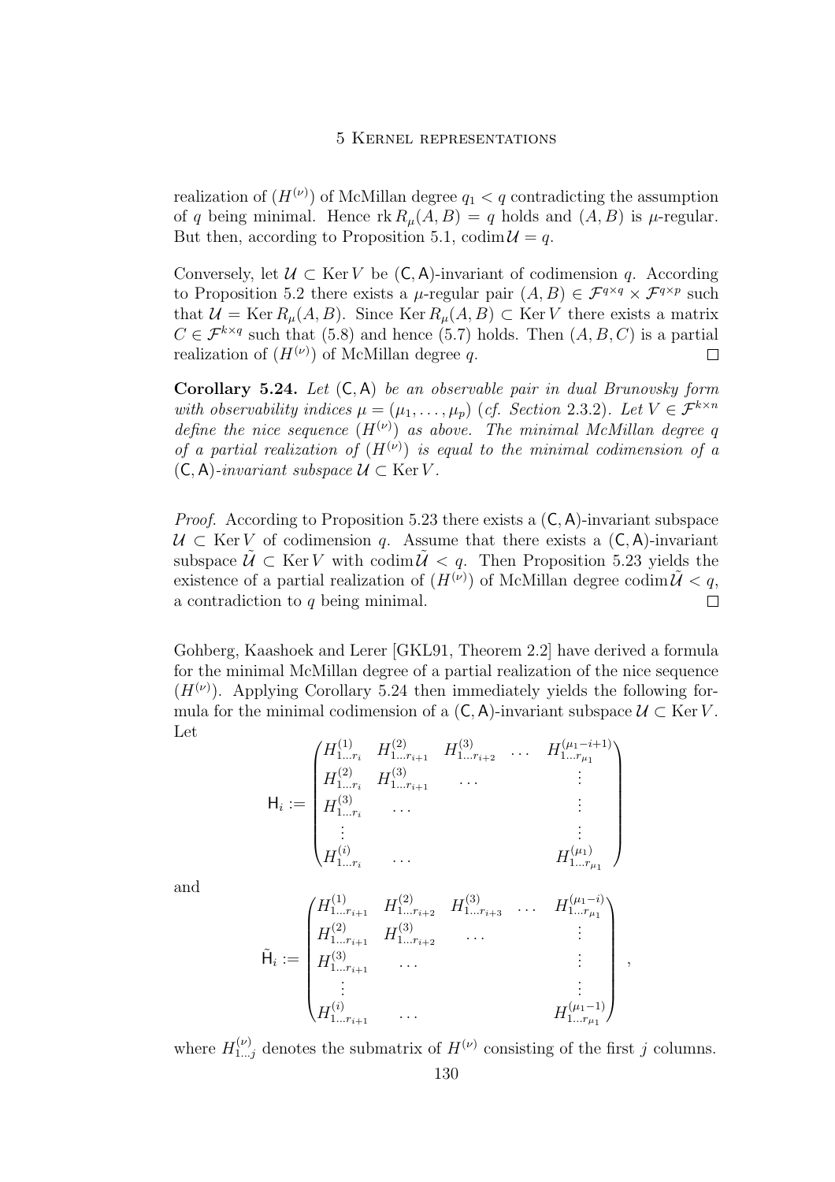realization of $(H^{(\nu)})$ of McMillan degree $q_1 < q$ contradicting the assumption of $q$ being minimal. Hence $\operatorname{rk} R_\mu(A,B) = q$ holds and $(A,B)$ is $\mu$-regular. But then, according to Proposition 5.1, $\operatorname{codim} \mathcal{U} = q$.

Conversely, let $\mathcal{U} \subset \operatorname{Ker} V$ be $(\mathsf{C},\mathsf{A})$-invariant of codimension $q$. According to Proposition 5.2 there exists a $\mu$-regular pair $(A,B) \in \mathcal{F}^{q\times q} \times \mathcal{F}^{q\times p}$ such that $\mathcal{U} = \operatorname{Ker} R_\mu(A,B)$. Since $\operatorname{Ker} R_\mu(A,B) \subset \operatorname{Ker} V$ there exists a matrix $C \in \mathcal{F}^{k\times q}$ such that (5.8) and hence (5.7) holds. Then $(A,B,C)$ is a partial realization of $(H^{(\nu)})$ of McMillan degree $q$. □

**Corollary 5.24.** *Let $(\mathsf{C},\mathsf{A})$ be an observable pair in dual Brunovsky form with observability indices $\mu = (\mu_1,\ldots,\mu_p)$ (cf. Section 2.3.2). Let $V \in \mathcal{F}^{k\times n}$ define the nice sequence $(H^{(\nu)})$ as above. The minimal McMillan degree $q$ of a partial realization of $(H^{(\nu)})$ is equal to the minimal codimension of a $(\mathsf{C},\mathsf{A})$-invariant subspace $\mathcal{U} \subset \operatorname{Ker} V$.*

*Proof.* According to Proposition 5.23 there exists a $(\mathsf{C},\mathsf{A})$-invariant subspace $\mathcal{U} \subset \operatorname{Ker} V$ of codimension $q$. Assume that there exists a $(\mathsf{C},\mathsf{A})$-invariant subspace $\tilde{\mathcal{U}} \subset \operatorname{Ker} V$ with $\operatorname{codim} \tilde{\mathcal{U}} < q$. Then Proposition 5.23 yields the existence of a partial realization of $(H^{(\nu)})$ of McMillan degree $\operatorname{codim} \tilde{\mathcal{U}} < q$, a contradiction to $q$ being minimal. □

Gohberg, Kaashoek and Lerer [GKL91, Theorem 2.2] have derived a formula for the minimal McMillan degree of a partial realization of the nice sequence $(H^{(\nu)})$. Applying Corollary 5.24 then immediately yields the following formula for the minimal codimension of a $(\mathsf{C},\mathsf{A})$-invariant subspace $\mathcal{U} \subset \operatorname{Ker} V$. Let

$$\mathsf{H}_i := \begin{pmatrix} H^{(1)}_{1\ldots r_i} & H^{(2)}_{1\ldots r_{i+1}} & H^{(3)}_{1\ldots r_{i+2}} & \ldots & H^{(\mu_1-i+1)}_{1\ldots r_{\mu_1}} \\ H^{(2)}_{1\ldots r_i} & H^{(3)}_{1\ldots r_{i+1}} & \ldots & & \vdots \\ H^{(3)}_{1\ldots r_i} & \ldots & & & \vdots \\ \vdots & & & & \vdots \\ H^{(i)}_{1\ldots r_i} & \ldots & & & H^{(\mu_1)}_{1\ldots r_{\mu_1}} \end{pmatrix}$$

and

$$\tilde{\mathsf{H}}_i := \begin{pmatrix} H^{(1)}_{1\ldots r_{i+1}} & H^{(2)}_{1\ldots r_{i+2}} & H^{(3)}_{1\ldots r_{i+3}} & \ldots & H^{(\mu_1-i)}_{1\ldots r_{\mu_1}} \\ H^{(2)}_{1\ldots r_{i+1}} & H^{(3)}_{1\ldots r_{i+2}} & \ldots & & \vdots \\ H^{(3)}_{1\ldots r_{i+1}} & \ldots & & & \vdots \\ \vdots & & & & \vdots \\ H^{(i)}_{1\ldots r_{i+1}} & \ldots & & & H^{(\mu_1-1)}_{1\ldots r_{\mu_1}} \end{pmatrix},$$

where $H^{(\nu)}_{1\ldots j}$ denotes the submatrix of $H^{(\nu)}$ consisting of the first $j$ columns.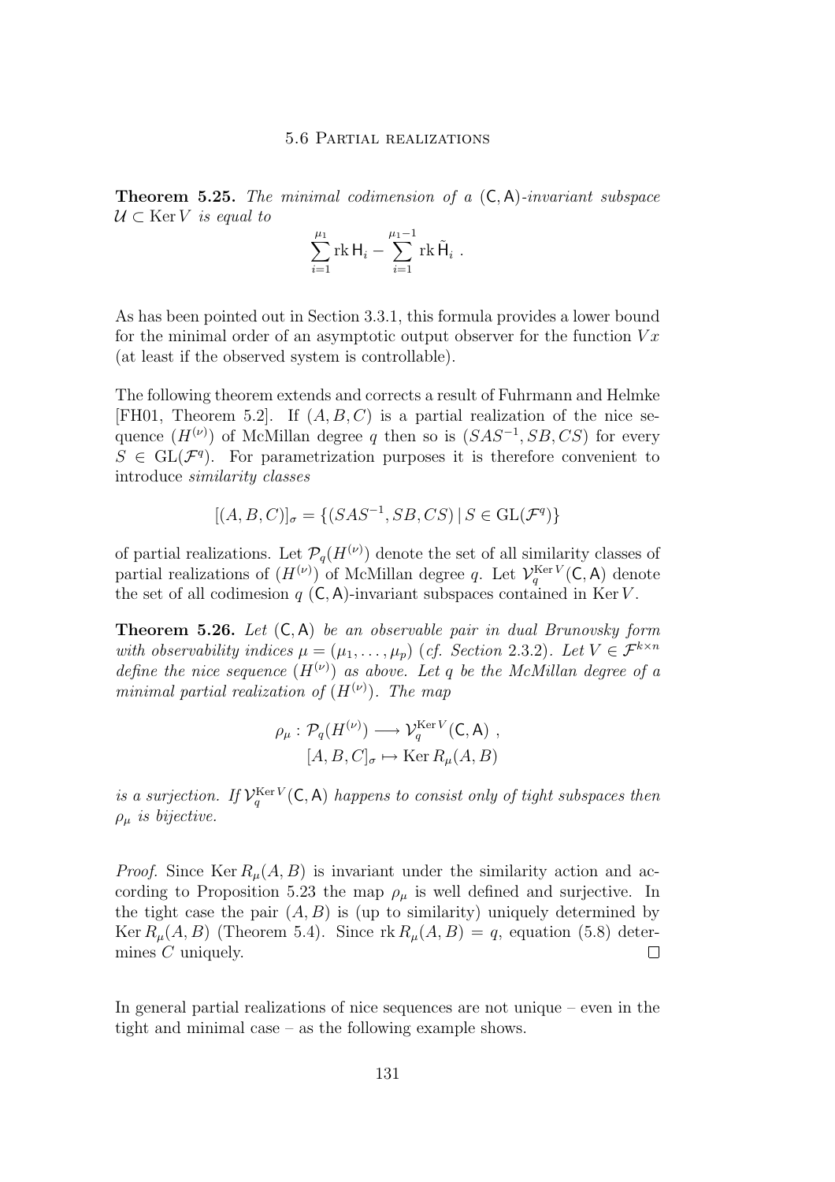**Theorem 5.25.** *The minimal codimension of a* $(\mathsf{C},\mathsf{A})$*-invariant subspace* $\mathcal{U} \subset \operatorname{Ker} V$ *is equal to*

$$\sum_{i=1}^{\mu_1} \operatorname{rk} \mathsf{H}_i - \sum_{i=1}^{\mu_1 - 1} \operatorname{rk} \tilde{\mathsf{H}}_i \ .$$

As has been pointed out in Section 3.3.1, this formula provides a lower bound for the minimal order of an asymptotic output observer for the function $Vx$ (at least if the observed system is controllable).

The following theorem extends and corrects a result of Fuhrmann and Helmke [FH01, Theorem 5.2]. If $(A, B, C)$ is a partial realization of the nice sequence $(H^{(\nu)})$ of McMillan degree $q$ then so is $(SAS^{-1}, SB, CS)$ for every $S \in \mathrm{GL}(\mathcal{F}^q)$. For parametrization purposes it is therefore convenient to introduce *similarity classes*

$$[(A, B, C)]_\sigma = \{(SAS^{-1}, SB, CS) \mid S \in \mathrm{GL}(\mathcal{F}^q)\}$$

of partial realizations. Let $\mathcal{P}_q(H^{(\nu)})$ denote the set of all similarity classes of partial realizations of $(H^{(\nu)})$ of McMillan degree $q$. Let $\mathcal{V}_q^{\operatorname{Ker} V}(\mathsf{C},\mathsf{A})$ denote the set of all codimesion $q$ $(\mathsf{C},\mathsf{A})$-invariant subspaces contained in $\operatorname{Ker} V$.

**Theorem 5.26.** *Let* $(\mathsf{C},\mathsf{A})$ *be an observable pair in dual Brunovsky form with observability indices* $\mu = (\mu_1, \ldots, \mu_p)$ *(cf. Section 2.3.2). Let* $V \in \mathcal{F}^{k \times n}$ *define the nice sequence* $(H^{(\nu)})$ *as above. Let* $q$ *be the McMillan degree of a minimal partial realization of* $(H^{(\nu)})$*. The map*

$$\begin{aligned} \rho_\mu : \mathcal{P}_q(H^{(\nu)}) &\longrightarrow \mathcal{V}_q^{\operatorname{Ker} V}(\mathsf{C},\mathsf{A}) \ , \\ [A, B, C]_\sigma &\mapsto \operatorname{Ker} R_\mu(A, B) \end{aligned}$$

*is a surjection. If* $\mathcal{V}_q^{\operatorname{Ker} V}(\mathsf{C},\mathsf{A})$ *happens to consist only of tight subspaces then* $\rho_\mu$ *is bijective.*

*Proof.* Since $\operatorname{Ker} R_\mu(A, B)$ is invariant under the similarity action and according to Proposition 5.23 the map $\rho_\mu$ is well defined and surjective. In the tight case the pair $(A, B)$ is (up to similarity) uniquely determined by $\operatorname{Ker} R_\mu(A, B)$ (Theorem 5.4). Since $\operatorname{rk} R_\mu(A, B) = q$, equation (5.8) determines $C$ uniquely. $\square$

In general partial realizations of nice sequences are not unique – even in the tight and minimal case – as the following example shows.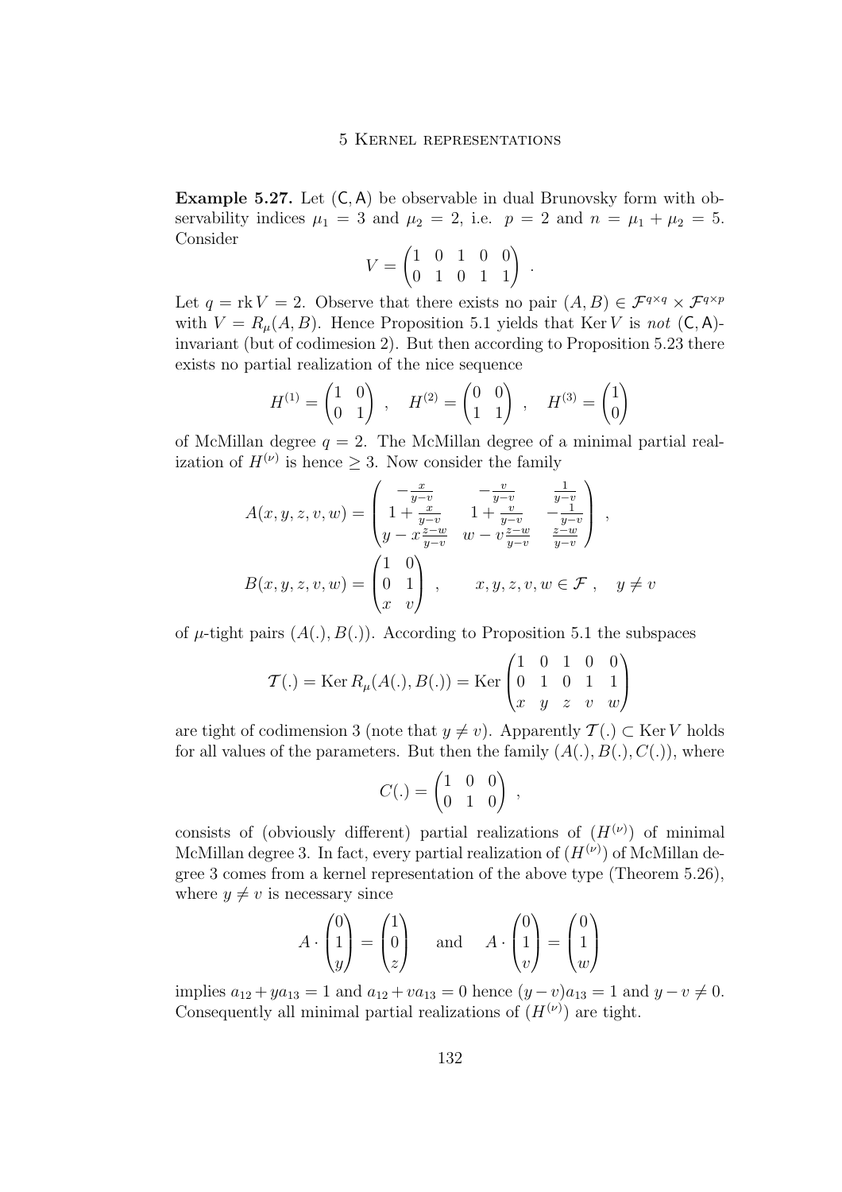**Example 5.27.** Let $(\mathsf{C}, \mathsf{A})$ be observable in dual Brunovsky form with observability indices $\mu_1 = 3$ and $\mu_2 = 2$, i.e. $p = 2$ and $n = \mu_1 + \mu_2 = 5$. Consider

$$V = \begin{pmatrix} 1 & 0 & 1 & 0 & 0 \\ 0 & 1 & 0 & 1 & 1 \end{pmatrix} .$$

Let $q = \operatorname{rk} V = 2$. Observe that there exists no pair $(A, B) \in \mathcal{F}^{q \times q} \times \mathcal{F}^{q \times p}$ with $V = R_\mu(A, B)$. Hence Proposition 5.1 yields that $\operatorname{Ker} V$ is *not* $(\mathsf{C}, \mathsf{A})$-invariant (but of codimesion 2). But then according to Proposition 5.23 there exists no partial realization of the nice sequence

$$H^{(1)} = \begin{pmatrix} 1 & 0 \\ 0 & 1 \end{pmatrix} , \quad H^{(2)} = \begin{pmatrix} 0 & 0 \\ 1 & 1 \end{pmatrix} , \quad H^{(3)} = \begin{pmatrix} 1 \\ 0 \end{pmatrix}$$

of McMillan degree $q = 2$. The McMillan degree of a minimal partial realization of $H^{(\nu)}$ is hence $\geq 3$. Now consider the family

$$A(x, y, z, v, w) = \begin{pmatrix} -\frac{x}{y-v} & -\frac{v}{y-v} & \frac{1}{y-v} \\ 1 + \frac{x}{y-v} & 1 + \frac{v}{y-v} & -\frac{1}{y-v} \\ y - x\frac{z-w}{y-v} & w - v\frac{z-w}{y-v} & \frac{z-w}{y-v} \end{pmatrix} ,$$

$$B(x, y, z, v, w) = \begin{pmatrix} 1 & 0 \\ 0 & 1 \\ x & v \end{pmatrix} , \qquad x, y, z, v, w \in \mathcal{F} , \quad y \neq v$$

of $\mu$-tight pairs $(A(.), B(.))$. According to Proposition 5.1 the subspaces

$$\mathcal{T}(.) = \operatorname{Ker} R_\mu(A(.), B(.)) = \operatorname{Ker} \begin{pmatrix} 1 & 0 & 1 & 0 & 0 \\ 0 & 1 & 0 & 1 & 1 \\ x & y & z & v & w \end{pmatrix}$$

are tight of codimension 3 (note that $y \neq v$). Apparently $\mathcal{T}(.) \subset \operatorname{Ker} V$ holds for all values of the parameters. But then the family $(A(.), B(.), C(.))$, where

$$C(.) = \begin{pmatrix} 1 & 0 & 0 \\ 0 & 1 & 0 \end{pmatrix} ,$$

consists of (obviously different) partial realizations of $(H^{(\nu)})$ of minimal McMillan degree 3. In fact, every partial realization of $(H^{(\nu)})$ of McMillan degree 3 comes from a kernel representation of the above type (Theorem 5.26), where $y \neq v$ is necessary since

$$A \cdot \begin{pmatrix} 0 \\ 1 \\ y \end{pmatrix} = \begin{pmatrix} 1 \\ 0 \\ z \end{pmatrix} \quad \text{and} \quad A \cdot \begin{pmatrix} 0 \\ 1 \\ v \end{pmatrix} = \begin{pmatrix} 0 \\ 1 \\ w \end{pmatrix}$$

implies $a_{12} + y a_{13} = 1$ and $a_{12} + v a_{13} = 0$ hence $(y - v) a_{13} = 1$ and $y - v \neq 0$. Consequently all minimal partial realizations of $(H^{(\nu)})$ are tight.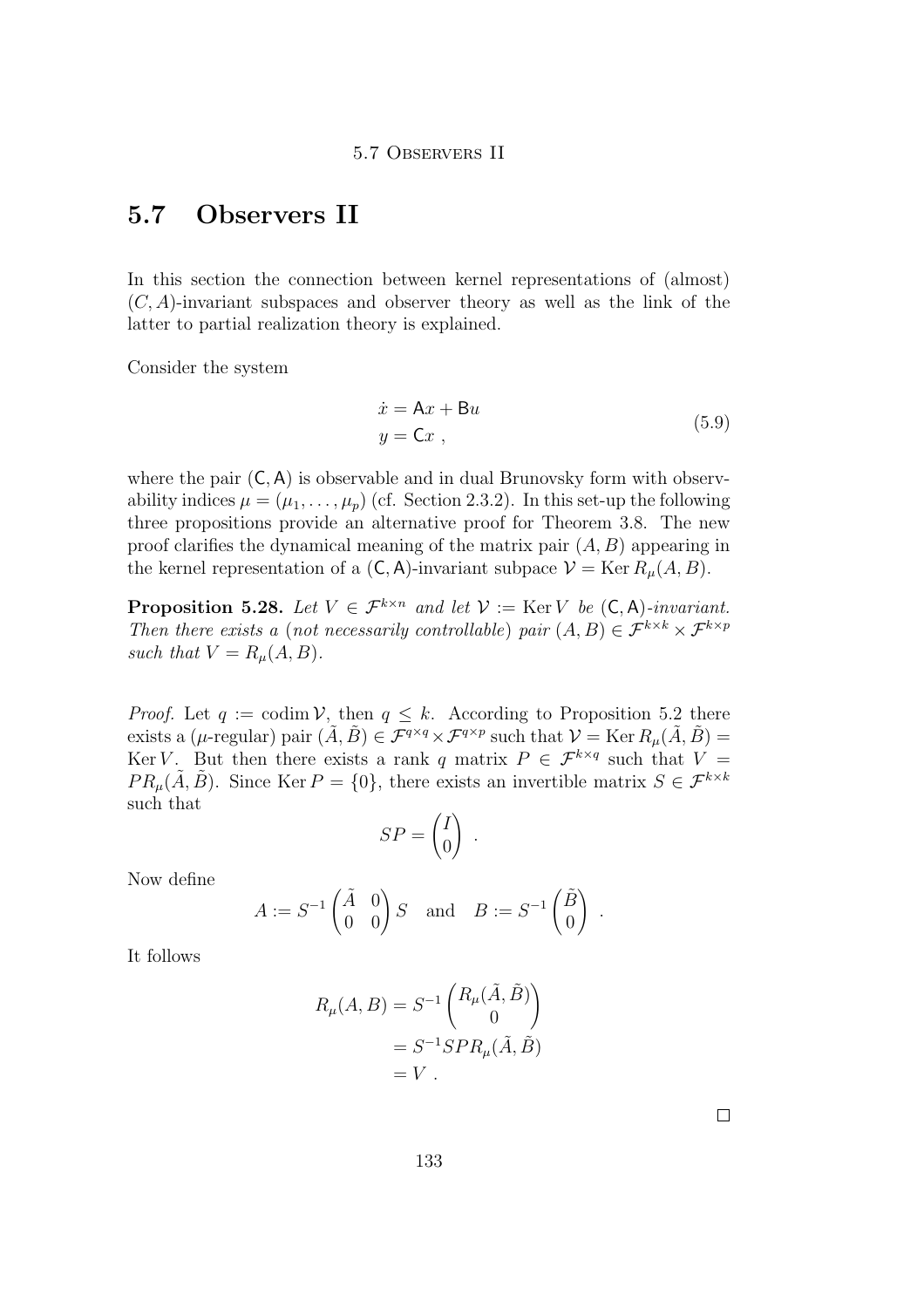## 5.7 Observers II

In this section the connection between kernel representations of (almost) $(C, A)$-invariant subspaces and observer theory as well as the link of the latter to partial realization theory is explained.

Consider the system

$$
\begin{aligned}
\dot{x} &= \mathsf{A}x + \mathsf{B}u \\
y &= \mathsf{C}x \ ,
\end{aligned}
\tag{5.9}
$$

where the pair $(\mathsf{C}, \mathsf{A})$ is observable and in dual Brunovsky form with observability indices $\mu = (\mu_1, \ldots, \mu_p)$ (cf. Section 2.3.2). In this set-up the following three propositions provide an alternative proof for Theorem 3.8. The new proof clarifies the dynamical meaning of the matrix pair $(A, B)$ appearing in the kernel representation of a $(\mathsf{C}, \mathsf{A})$-invariant subpace $\mathcal{V} = \operatorname{Ker} R_\mu(A, B)$.

**Proposition 5.28.** *Let $V \in \mathcal{F}^{k \times n}$ and let $\mathcal{V} := \operatorname{Ker} V$ be $(\mathsf{C}, \mathsf{A})$-invariant. Then there exists a (not necessarily controllable) pair $(A, B) \in \mathcal{F}^{k \times k} \times \mathcal{F}^{k \times p}$ such that $V = R_\mu(A, B)$.*

*Proof.* Let $q := \operatorname{codim} \mathcal{V}$, then $q \leq k$. According to Proposition 5.2 there exists a ($\mu$-regular) pair $(\tilde{A}, \tilde{B}) \in \mathcal{F}^{q \times q} \times \mathcal{F}^{q \times p}$ such that $\mathcal{V} = \operatorname{Ker} R_\mu(\tilde{A}, \tilde{B}) = \operatorname{Ker} V$. But then there exists a rank $q$ matrix $P \in \mathcal{F}^{k \times q}$ such that $V = P R_\mu(\tilde{A}, \tilde{B})$. Since $\operatorname{Ker} P = \{0\}$, there exists an invertible matrix $S \in \mathcal{F}^{k \times k}$ such that

$$
SP = \begin{pmatrix} I \\ 0 \end{pmatrix} \ .
$$

Now define

$$
A := S^{-1} \begin{pmatrix} \tilde{A} & 0 \\ 0 & 0 \end{pmatrix} S \quad \text{and} \quad B := S^{-1} \begin{pmatrix} \tilde{B} \\ 0 \end{pmatrix} \ .
$$

It follows

$$
\begin{aligned}
R_\mu(A, B) &= S^{-1} \begin{pmatrix} R_\mu(\tilde{A}, \tilde{B}) \\ 0 \end{pmatrix} \\
&= S^{-1} S P R_\mu(\tilde{A}, \tilde{B}) \\
&= V \ .
\end{aligned}
$$

□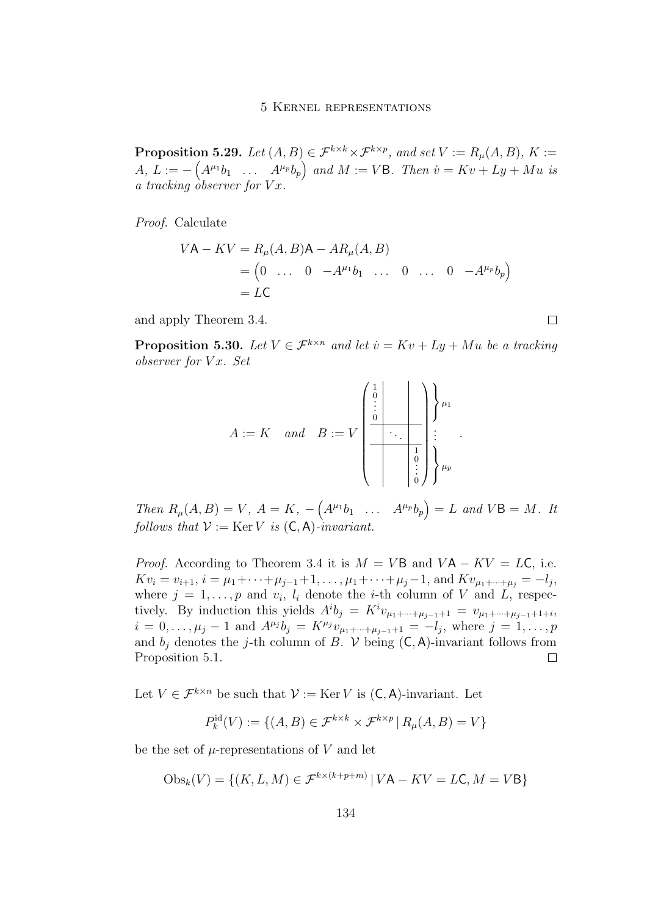**Proposition 5.29.** *Let* $(A, B) \in \mathcal{F}^{k\times k} \times \mathcal{F}^{k\times p}$, *and set* $V := R_\mu(A, B)$, $K := A$, $L := -\begin{pmatrix} A^{\mu_1}b_1 & \dots & A^{\mu_p}b_p \end{pmatrix}$ *and* $M := V\mathsf{B}$. *Then* $\dot{v} = Kv + Ly + Mu$ *is a tracking observer for* $Vx$.

*Proof.* Calculate

$$
\begin{aligned}
V\mathsf{A} - KV &= R_\mu(A, B)\mathsf{A} - AR_\mu(A, B) \\
&= \begin{pmatrix} 0 & \dots & 0 & -A^{\mu_1}b_1 & \dots & 0 & \dots & 0 & -A^{\mu_p}b_p \end{pmatrix} \\
&= L\mathsf{C}
\end{aligned}
$$

and apply Theorem 3.4. $\square$

**Proposition 5.30.** *Let* $V \in \mathcal{F}^{k\times n}$ *and let* $\dot{v} = Kv + Ly + Mu$ *be a tracking observer for* $Vx$. *Set*

$$
A := K \quad \textit{and} \quad B := V \left(\begin{array}{c|c|c} \begin{smallmatrix} 1 \\ 0 \\ \vdots \\ 0 \end{smallmatrix} & & \\ \hline & \ddots & \\ \hline & & \begin{smallmatrix} 1 \\ 0 \\ \vdots \\ 0 \end{smallmatrix} \end{array}\right) \begin{matrix} \}\mu_1 \\ \vdots \\ \}\mu_p \end{matrix} .
$$

*Then* $R_\mu(A, B) = V$, $A = K$, $-\begin{pmatrix} A^{\mu_1}b_1 & \dots & A^{\mu_p}b_p \end{pmatrix} = L$ *and* $V\mathsf{B} = M$. *It follows that* $\mathcal{V} := \operatorname{Ker} V$ *is* $(\mathsf{C}, \mathsf{A})$*-invariant.*

*Proof.* According to Theorem 3.4 it is $M = V\mathsf{B}$ and $V\mathsf{A} - KV = L\mathsf{C}$, i.e. $Kv_i = v_{i+1}$, $i = \mu_1 + \dots + \mu_{j-1} + 1, \dots, \mu_1 + \dots + \mu_j - 1$, and $Kv_{\mu_1+\dots+\mu_j} = -l_j$, where $j = 1, \dots, p$ and $v_i$, $l_i$ denote the $i$-th column of $V$ and $L$, respectively. By induction this yields $A^i b_j = K^i v_{\mu_1+\dots+\mu_{j-1}+1} = v_{\mu_1+\dots+\mu_{j-1}+1+i}$, $i = 0, \dots, \mu_j - 1$ and $A^{\mu_j} b_j = K^{\mu_j} v_{\mu_1+\dots+\mu_{j-1}+1} = -l_j$, where $j = 1, \dots, p$ and $b_j$ denotes the $j$-th column of $B$. $\mathcal{V}$ being $(\mathsf{C}, \mathsf{A})$-invariant follows from Proposition 5.1. $\square$

Let $V \in \mathcal{F}^{k\times n}$ be such that $\mathcal{V} := \operatorname{Ker} V$ is $(\mathsf{C}, \mathsf{A})$-invariant. Let

$$
P_k^{\mathrm{id}}(V) := \{(A, B) \in \mathcal{F}^{k\times k} \times \mathcal{F}^{k\times p} \mid R_\mu(A, B) = V\}
$$

be the set of $\mu$-representations of $V$ and let

$$
\mathrm{Obs}_k(V) = \{(K, L, M) \in \mathcal{F}^{k\times(k+p+m)} \mid V\mathsf{A} - KV = L\mathsf{C}, M = V\mathsf{B}\}
$$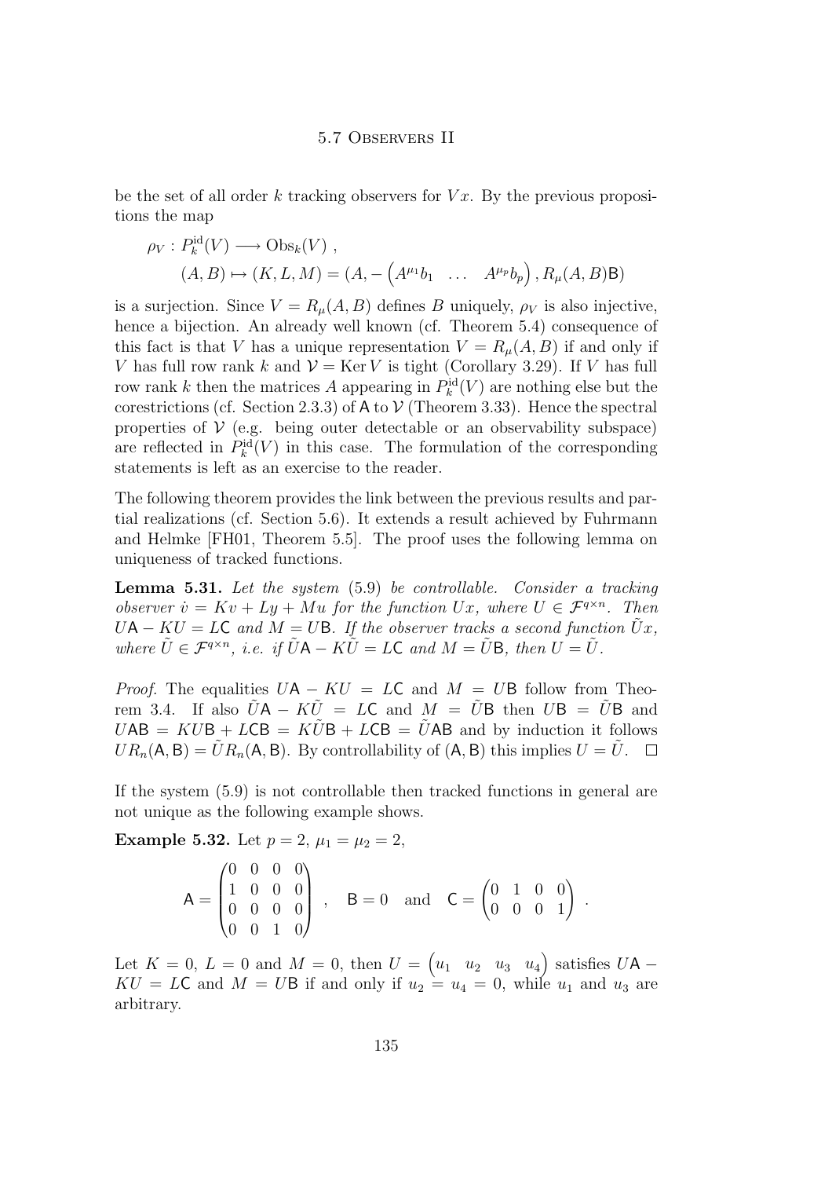be the set of all order $k$ tracking observers for $Vx$. By the previous propositions the map

$$
\begin{aligned}
\rho_V : P_k^{\mathrm{id}}(V) &\longrightarrow \mathrm{Obs}_k(V) , \\
(A, B) &\mapsto (K, L, M) = (A, -\begin{pmatrix} A^{\mu_1} b_1 & \dots & A^{\mu_p} b_p \end{pmatrix}, R_\mu(A, B)\mathsf{B})
\end{aligned}
$$

is a surjection. Since $V = R_\mu(A, B)$ defines $B$ uniquely, $\rho_V$ is also injective, hence a bijection. An already well known (cf. Theorem 5.4) consequence of this fact is that $V$ has a unique representation $V = R_\mu(A, B)$ if and only if $V$ has full row rank $k$ and $\mathcal{V} = \operatorname{Ker} V$ is tight (Corollary 3.29). If $V$ has full row rank $k$ then the matrices $A$ appearing in $P_k^{\mathrm{id}}(V)$ are nothing else but the corestrictions (cf. Section 2.3.3) of $\mathsf{A}$ to $\mathcal{V}$ (Theorem 3.33). Hence the spectral properties of $\mathcal{V}$ (e.g. being outer detectable or an observability subspace) are reflected in $P_k^{\mathrm{id}}(V)$ in this case. The formulation of the corresponding statements is left as an exercise to the reader.

The following theorem provides the link between the previous results and partial realizations (cf. Section 5.6). It extends a result achieved by Fuhrmann and Helmke [FH01, Theorem 5.5]. The proof uses the following lemma on uniqueness of tracked functions.

**Lemma 5.31.** *Let the system* (5.9) *be controllable. Consider a tracking observer $\dot{v} = Kv + Ly + Mu$ for the function $Ux$, where $U \in \mathcal{F}^{q \times n}$. Then $U\mathsf{A} - KU = L\mathsf{C}$ and $M = U\mathsf{B}$. If the observer tracks a second function $\tilde{U}x$, where $\tilde{U} \in \mathcal{F}^{q \times n}$, i.e. if $\tilde{U}\mathsf{A} - K\tilde{U} = L\mathsf{C}$ and $M = \tilde{U}\mathsf{B}$, then $U = \tilde{U}$.*

*Proof.* The equalities $U\mathsf{A} - KU = L\mathsf{C}$ and $M = U\mathsf{B}$ follow from Theorem 3.4. If also $\tilde{U}\mathsf{A} - K\tilde{U} = L\mathsf{C}$ and $M = \tilde{U}\mathsf{B}$ then $U\mathsf{B} = \tilde{U}\mathsf{B}$ and $U\mathsf{AB} = KU\mathsf{B} + L\mathsf{CB} = K\tilde{U}\mathsf{B} + L\mathsf{CB} = \tilde{U}\mathsf{AB}$ and by induction it follows $UR_n(\mathsf{A}, \mathsf{B}) = \tilde{U}R_n(\mathsf{A}, \mathsf{B})$. By controllability of $(\mathsf{A}, \mathsf{B})$ this implies $U = \tilde{U}$. □

If the system (5.9) is not controllable then tracked functions in general are not unique as the following example shows.

**Example 5.32.** Let $p = 2$, $\mu_1 = \mu_2 = 2$,

$$
\mathsf{A} = \begin{pmatrix} 0 & 0 & 0 & 0 \\ 1 & 0 & 0 & 0 \\ 0 & 0 & 0 & 0 \\ 0 & 0 & 1 & 0 \end{pmatrix} , \quad \mathsf{B} = 0 \quad \text{and} \quad \mathsf{C} = \begin{pmatrix} 0 & 1 & 0 & 0 \\ 0 & 0 & 0 & 1 \end{pmatrix} .
$$

Let $K = 0$, $L = 0$ and $M = 0$, then $U = \begin{pmatrix} u_1 & u_2 & u_3 & u_4 \end{pmatrix}$ satisfies $U\mathsf{A} - KU = L\mathsf{C}$ and $M = U\mathsf{B}$ if and only if $u_2 = u_4 = 0$, while $u_1$ and $u_3$ are arbitrary.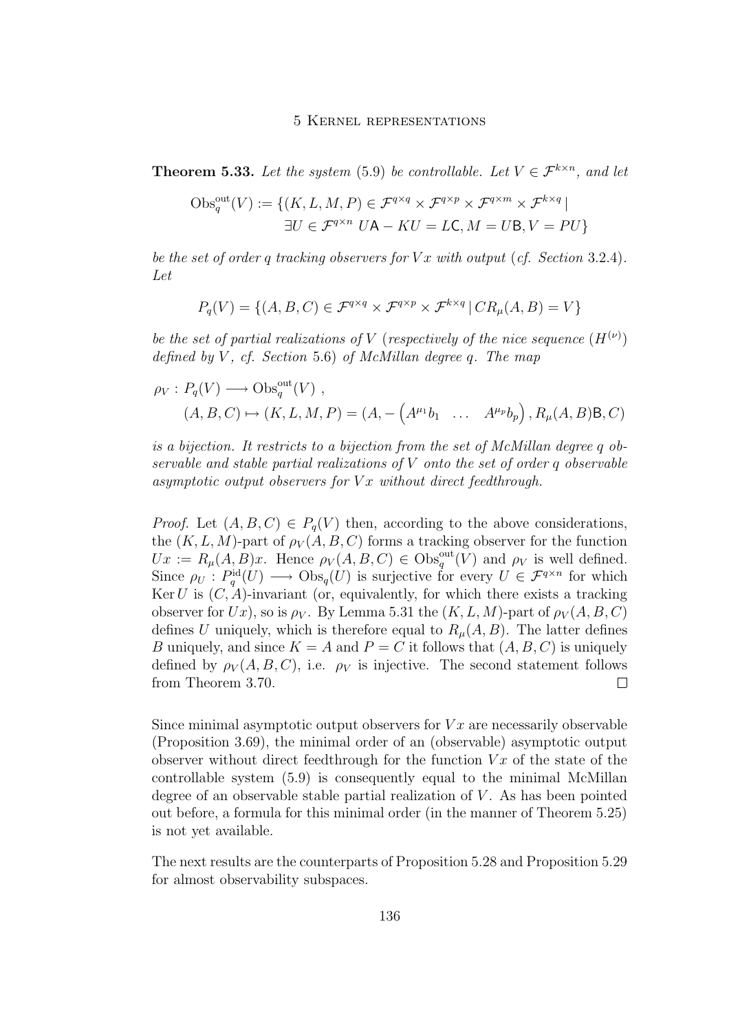**Theorem 5.33.** *Let the system* (5.9) *be controllable. Let $V \in \mathcal{F}^{k\times n}$, and let*

$$\mathrm{Obs}_q^{\mathrm{out}}(V) := \{(K, L, M, P) \in \mathcal{F}^{q\times q} \times \mathcal{F}^{q\times p} \times \mathcal{F}^{q\times m} \times \mathcal{F}^{k\times q} \mid \\ \exists U \in \mathcal{F}^{q\times n}\ U\mathsf{A} - KU = L\mathsf{C}, M = U\mathsf{B}, V = PU\}$$

*be the set of order $q$ tracking observers for $Vx$ with output* (*cf. Section* 3.2.4). *Let*

$$P_q(V) = \{(A, B, C) \in \mathcal{F}^{q\times q} \times \mathcal{F}^{q\times p} \times \mathcal{F}^{k\times q} \mid CR_\mu(A, B) = V\}$$

*be the set of partial realizations of $V$* (*respectively of the nice sequence $(H^{(\nu)})$ defined by $V$, cf. Section* 5.6) *of McMillan degree $q$. The map*

$$\rho_V : P_q(V) \longrightarrow \mathrm{Obs}_q^{\mathrm{out}}(V)\ , \\ (A, B, C) \mapsto (K, L, M, P) = (A, -\begin{pmatrix} A^{\mu_1}b_1 & \dots & A^{\mu_p}b_p \end{pmatrix}, R_\mu(A, B)\mathsf{B}, C)$$

*is a bijection. It restricts to a bijection from the set of McMillan degree $q$ observable and stable partial realizations of $V$ onto the set of order $q$ observable asymptotic output observers for $Vx$ without direct feedthrough.*

*Proof.* Let $(A, B, C) \in P_q(V)$ then, according to the above considerations, the $(K, L, M)$-part of $\rho_V(A, B, C)$ forms a tracking observer for the function $Ux := R_\mu(A, B)x$. Hence $\rho_V(A, B, C) \in \mathrm{Obs}_q^{\mathrm{out}}(V)$ and $\rho_V$ is well defined. Since $\rho_U : P_q^{\mathrm{id}}(U) \longrightarrow \mathrm{Obs}_q(U)$ is surjective for every $U \in \mathcal{F}^{q\times n}$ for which $\mathrm{Ker}\, U$ is $(C, A)$-invariant (or, equivalently, for which there exists a tracking observer for $Ux$), so is $\rho_V$. By Lemma 5.31 the $(K, L, M)$-part of $\rho_V(A, B, C)$ defines $U$ uniquely, which is therefore equal to $R_\mu(A, B)$. The latter defines $B$ uniquely, and since $K = A$ and $P = C$ it follows that $(A, B, C)$ is uniquely defined by $\rho_V(A, B, C)$, i.e. $\rho_V$ is injective. The second statement follows from Theorem 3.70. ∎

Since minimal asymptotic output observers for $Vx$ are necessarily observable (Proposition 3.69), the minimal order of an (observable) asymptotic output observer without direct feedthrough for the function $Vx$ of the state of the controllable system (5.9) is consequently equal to the minimal McMillan degree of an observable stable partial realization of $V$. As has been pointed out before, a formula for this minimal order (in the manner of Theorem 5.25) is not yet available.

The next results are the counterparts of Proposition 5.28 and Proposition 5.29 for almost observability subspaces.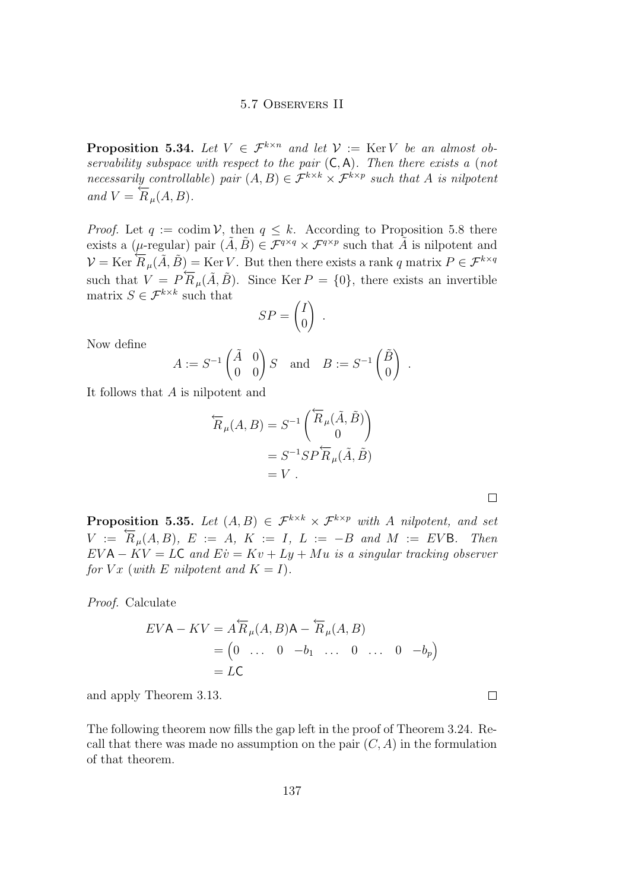**Proposition 5.34.** *Let $V \in \mathcal{F}^{k\times n}$ and let $\mathcal{V} := \operatorname{Ker} V$ be an almost observability subspace with respect to the pair $(\mathsf{C}, \mathsf{A})$. Then there exists a (not necessarily controllable) pair $(A, B) \in \mathcal{F}^{k\times k} \times \mathcal{F}^{k\times p}$ such that $A$ is nilpotent and $V = \overleftarrow{R}_\mu(A, B)$.*

*Proof.* Let $q := \operatorname{codim} \mathcal{V}$, then $q \le k$. According to Proposition 5.8 there exists a ($\mu$-regular) pair $(\tilde{A}, \tilde{B}) \in \mathcal{F}^{q\times q} \times \mathcal{F}^{q\times p}$ such that $\tilde{A}$ is nilpotent and $\mathcal{V} = \operatorname{Ker} \overleftarrow{R}_\mu(\tilde{A}, \tilde{B}) = \operatorname{Ker} V$. But then there exists a rank $q$ matrix $P \in \mathcal{F}^{k\times q}$ such that $V = P\overleftarrow{R}_\mu(\tilde{A}, \tilde{B})$. Since $\operatorname{Ker} P = \{0\}$, there exists an invertible matrix $S \in \mathcal{F}^{k\times k}$ such that

$$SP = \begin{pmatrix} I \\ 0 \end{pmatrix} .$$

Now define

$$A := S^{-1} \begin{pmatrix} \tilde{A} & 0 \\ 0 & 0 \end{pmatrix} S \quad \text{and} \quad B := S^{-1} \begin{pmatrix} \tilde{B} \\ 0 \end{pmatrix} .$$

It follows that $A$ is nilpotent and

$$\begin{aligned} \overleftarrow{R}_\mu(A, B) &= S^{-1} \begin{pmatrix} \overleftarrow{R}_\mu(\tilde{A}, \tilde{B}) \\ 0 \end{pmatrix} \\ &= S^{-1} S P \overleftarrow{R}_\mu(\tilde{A}, \tilde{B}) \\ &= V . \end{aligned}$$

□

**Proposition 5.35.** *Let $(A, B) \in \mathcal{F}^{k\times k} \times \mathcal{F}^{k\times p}$ with $A$ nilpotent, and set $V := \overleftarrow{R}_\mu(A, B)$, $E := A$, $K := I$, $L := -B$ and $M := EV\mathsf{B}$. Then $EV\mathsf{A} - KV = L\mathsf{C}$ and $E\dot{v} = Kv + Ly + Mu$ is a singular tracking observer for $Vx$ (with $E$ nilpotent and $K = I$).*

*Proof.* Calculate

$$\begin{aligned} EV\mathsf{A} - KV &= A\overleftarrow{R}_\mu(A, B)\mathsf{A} - \overleftarrow{R}_\mu(A, B) \\ &= \begin{pmatrix} 0 & \dots & 0 & -b_1 & \dots & 0 & \dots & 0 & -b_p \end{pmatrix} \\ &= L\mathsf{C} \end{aligned}$$

and apply Theorem 3.13. □

The following theorem now fills the gap left in the proof of Theorem 3.24. Recall that there was made no assumption on the pair $(C, A)$ in the formulation of that theorem.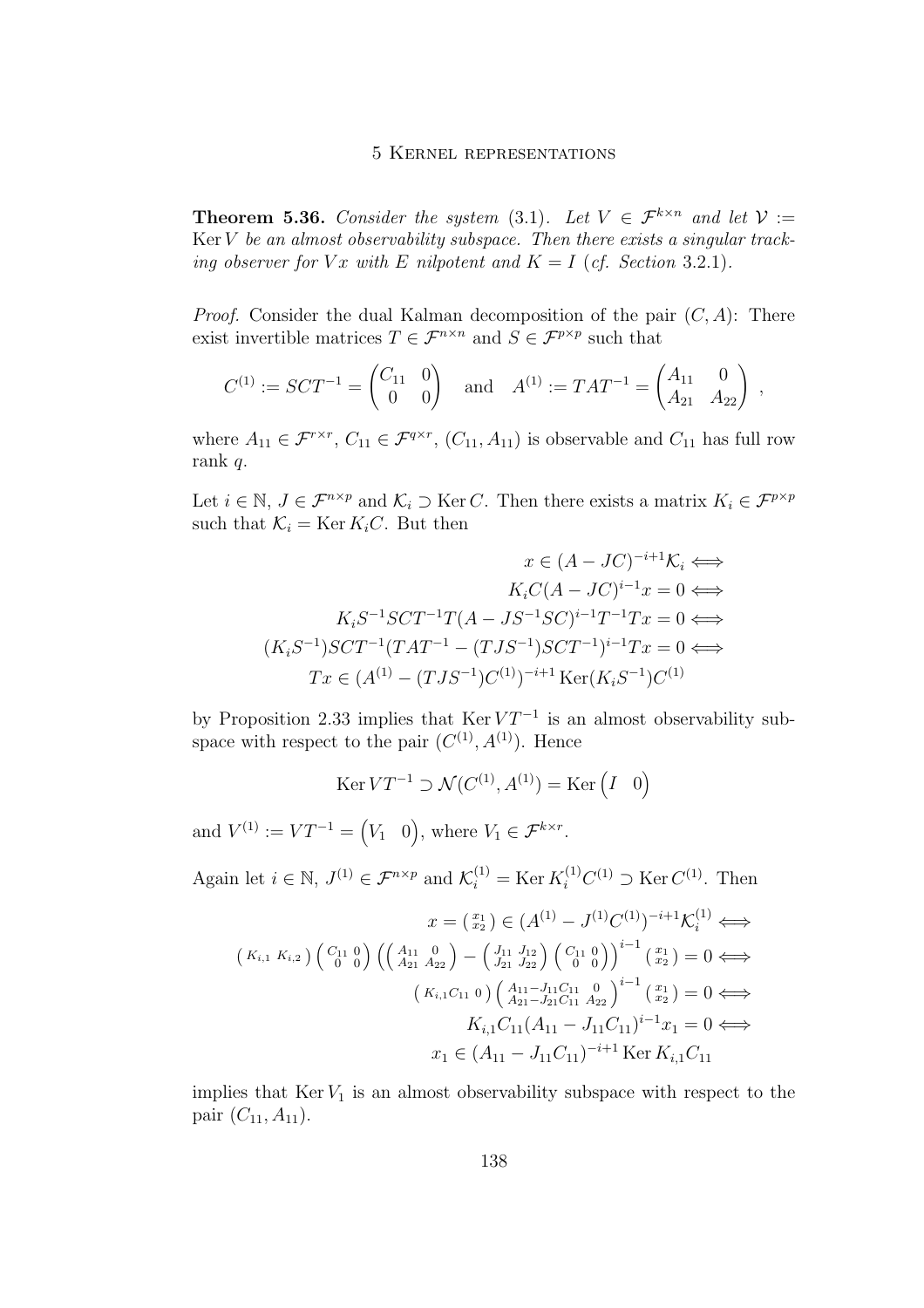**Theorem 5.36.** *Consider the system* (3.1)*. Let $V \in \mathcal{F}^{k\times n}$ and let $\mathcal{V} := \operatorname{Ker} V$ be an almost observability subspace. Then there exists a singular tracking observer for $Vx$ with $E$ nilpotent and $K = I$ (cf. Section* 3.2.1*).*

*Proof.* Consider the dual Kalman decomposition of the pair $(C, A)$: There exist invertible matrices $T \in \mathcal{F}^{n\times n}$ and $S \in \mathcal{F}^{p\times p}$ such that

$$C^{(1)} := SCT^{-1} = \begin{pmatrix} C_{11} & 0 \\ 0 & 0 \end{pmatrix} \quad \text{and} \quad A^{(1)} := TAT^{-1} = \begin{pmatrix} A_{11} & 0 \\ A_{21} & A_{22} \end{pmatrix} ,$$

where $A_{11} \in \mathcal{F}^{r\times r}$, $C_{11} \in \mathcal{F}^{q\times r}$, $(C_{11}, A_{11})$ is observable and $C_{11}$ has full row rank $q$.

Let $i \in \mathbb{N}$, $J \in \mathcal{F}^{n\times p}$ and $\mathcal{K}_i \supset \operatorname{Ker} C$. Then there exists a matrix $K_i \in \mathcal{F}^{p\times p}$ such that $\mathcal{K}_i = \operatorname{Ker} K_i C$. But then

$$\begin{aligned}
x \in (A - JC)^{-i+1}\mathcal{K}_i &\iff \\
K_i C(A - JC)^{i-1}x = 0 &\iff \\
K_i S^{-1}SCT^{-1}T(A - JS^{-1}SC)^{i-1}T^{-1}Tx = 0 &\iff \\
(K_i S^{-1})SCT^{-1}(TAT^{-1} - (TJS^{-1})SCT^{-1})^{i-1}Tx = 0 &\iff \\
Tx \in (A^{(1)} - (TJS^{-1})C^{(1)})^{-i+1} \operatorname{Ker}(K_i S^{-1})C^{(1)} &
\end{aligned}$$

by Proposition 2.33 implies that $\operatorname{Ker} VT^{-1}$ is an almost observability subspace with respect to the pair $(C^{(1)}, A^{(1)})$. Hence

$$\operatorname{Ker} VT^{-1} \supset \mathcal{N}(C^{(1)}, A^{(1)}) = \operatorname{Ker} \begin{pmatrix} I & 0 \end{pmatrix}$$

and $V^{(1)} := VT^{-1} = \begin{pmatrix} V_1 & 0 \end{pmatrix}$, where $V_1 \in \mathcal{F}^{k\times r}$.

Again let $i \in \mathbb{N}$, $J^{(1)} \in \mathcal{F}^{n\times p}$ and $\mathcal{K}_i^{(1)} = \operatorname{Ker} K_i^{(1)} C^{(1)} \supset \operatorname{Ker} C^{(1)}$. Then

$$\begin{aligned}
x = \left(\begin{smallmatrix} x_1 \\ x_2 \end{smallmatrix}\right) \in (A^{(1)} - J^{(1)}C^{(1)})^{-i+1}\mathcal{K}_i^{(1)} &\iff \\
\left(\begin{smallmatrix} K_{i,1} & K_{i,2} \end{smallmatrix}\right) \left(\begin{smallmatrix} C_{11} & 0 \\ 0 & 0 \end{smallmatrix}\right) \left( \left(\begin{smallmatrix} A_{11} & 0 \\ A_{21} & A_{22} \end{smallmatrix}\right) - \left(\begin{smallmatrix} J_{11} & J_{12} \\ J_{21} & J_{22} \end{smallmatrix}\right) \left(\begin{smallmatrix} C_{11} & 0 \\ 0 & 0 \end{smallmatrix}\right) \right)^{i-1} \left(\begin{smallmatrix} x_1 \\ x_2 \end{smallmatrix}\right) = 0 &\iff \\
\left(\begin{smallmatrix} K_{i,1}C_{11} & 0 \end{smallmatrix}\right) \left(\begin{smallmatrix} A_{11} - J_{11}C_{11} & 0 \\ A_{21} - J_{21}C_{11} & A_{22} \end{smallmatrix}\right)^{i-1} \left(\begin{smallmatrix} x_1 \\ x_2 \end{smallmatrix}\right) = 0 &\iff \\
K_{i,1}C_{11}(A_{11} - J_{11}C_{11})^{i-1}x_1 = 0 &\iff \\
x_1 \in (A_{11} - J_{11}C_{11})^{-i+1} \operatorname{Ker} K_{i,1}C_{11} &
\end{aligned}$$

implies that $\operatorname{Ker} V_1$ is an almost observability subspace with respect to the pair $(C_{11}, A_{11})$.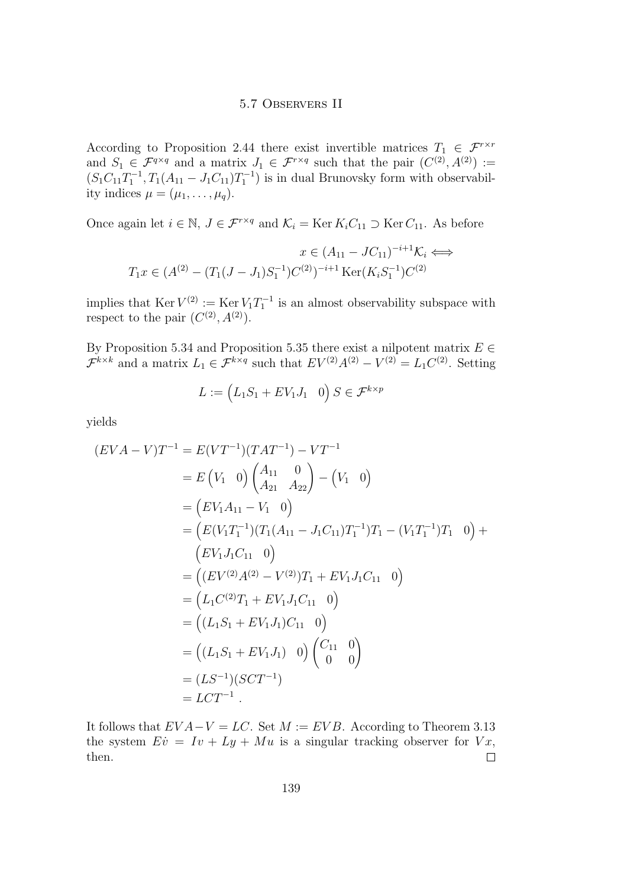According to Proposition 2.44 there exist invertible matrices $T_1 \in \mathcal{F}^{r\times r}$ and $S_1 \in \mathcal{F}^{q\times q}$ and a matrix $J_1 \in \mathcal{F}^{r\times q}$ such that the pair $(C^{(2)}, A^{(2)}) := (S_1 C_{11} T_1^{-1}, T_1(A_{11} - J_1 C_{11})T_1^{-1})$ is in dual Brunovsky form with observability indices $\mu = (\mu_1, \ldots, \mu_q)$.

Once again let $i \in \mathbb{N}$, $J \in \mathcal{F}^{r\times q}$ and $\mathcal{K}_i = \operatorname{Ker} K_i C_{11} \supset \operatorname{Ker} C_{11}$. As before

$$
\begin{aligned}
x \in (A_{11} - JC_{11})^{-i+1}\mathcal{K}_i \iff \\
T_1 x \in (A^{(2)} - (T_1(J - J_1)S_1^{-1})C^{(2)})^{-i+1} \operatorname{Ker}(K_i S_1^{-1})C^{(2)}
\end{aligned}
$$

implies that $\operatorname{Ker} V^{(2)} := \operatorname{Ker} V_1 T_1^{-1}$ is an almost observability subspace with respect to the pair $(C^{(2)}, A^{(2)})$.

By Proposition 5.34 and Proposition 5.35 there exist a nilpotent matrix $E \in \mathcal{F}^{k\times k}$ and a matrix $L_1 \in \mathcal{F}^{k\times q}$ such that $EV^{(2)}A^{(2)} - V^{(2)} = L_1 C^{(2)}$. Setting

$$
L := \begin{pmatrix} L_1 S_1 + EV_1 J_1 & 0 \end{pmatrix} S \in \mathcal{F}^{k\times p}
$$

yields

$$
\begin{aligned}
(EVA - V)T^{-1} &= E(VT^{-1})(TAT^{-1}) - VT^{-1} \\
&= E\begin{pmatrix} V_1 & 0 \end{pmatrix}\begin{pmatrix} A_{11} & 0 \\ A_{21} & A_{22} \end{pmatrix} - \begin{pmatrix} V_1 & 0 \end{pmatrix} \\
&= \begin{pmatrix} EV_1 A_{11} - V_1 & 0 \end{pmatrix} \\
&= \begin{pmatrix} E(V_1 T_1^{-1})(T_1(A_{11} - J_1 C_{11})T_1^{-1})T_1 - (V_1 T_1^{-1})T_1 & 0 \end{pmatrix} + \\
&\quad \begin{pmatrix} EV_1 J_1 C_{11} & 0 \end{pmatrix} \\
&= \begin{pmatrix} (EV^{(2)}A^{(2)} - V^{(2)})T_1 + EV_1 J_1 C_{11} & 0 \end{pmatrix} \\
&= \begin{pmatrix} L_1 C^{(2)} T_1 + EV_1 J_1 C_{11} & 0 \end{pmatrix} \\
&= \begin{pmatrix} (L_1 S_1 + EV_1 J_1)C_{11} & 0 \end{pmatrix} \\
&= \begin{pmatrix} (L_1 S_1 + EV_1 J_1) & 0 \end{pmatrix}\begin{pmatrix} C_{11} & 0 \\ 0 & 0 \end{pmatrix} \\
&= (LS^{-1})(SCT^{-1}) \\
&= LCT^{-1}\ .
\end{aligned}
$$

It follows that $EVA - V = LC$. Set $M := EVB$. According to Theorem 3.13 the system $E\dot{v} = Iv + Ly + Mu$ is a singular tracking observer for $Vx$, then. $\square$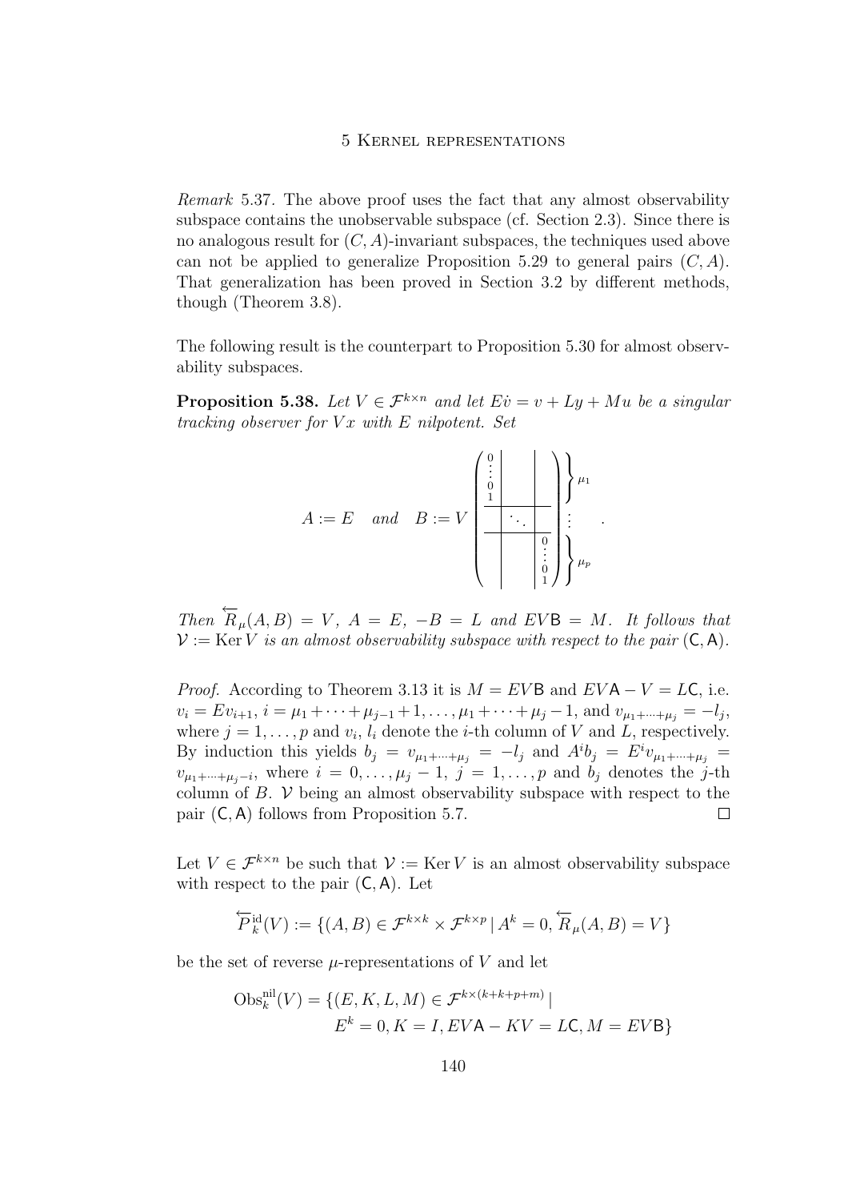*Remark* 5.37. The above proof uses the fact that any almost observability subspace contains the unobservable subspace (cf. Section 2.3). Since there is no analogous result for $(C, A)$-invariant subspaces, the techniques used above can not be applied to generalize Proposition 5.29 to general pairs $(C, A)$. That generalization has been proved in Section 3.2 by different methods, though (Theorem 3.8).

The following result is the counterpart to Proposition 5.30 for almost observability subspaces.

**Proposition 5.38.** *Let $V \in \mathcal{F}^{k \times n}$ and let $E\dot{v} = v + Ly + Mu$ be a singular tracking observer for $Vx$ with $E$ nilpotent. Set*

$$A := E \quad \text{and} \quad B := V \left( \begin{array}{c|c|c} \begin{matrix} 0 \\ \vdots \\ 0 \\ 1 \end{matrix} & & \\ \hline & \ddots & \\ \hline & & \begin{matrix} 0 \\ \vdots \\ 0 \\ 1 \end{matrix} \end{array} \right) \begin{matrix} \left.\vphantom{\begin{matrix} 0 \\ \vdots \\ 0 \\ 1 \end{matrix}}\right\} \mu_1 \\ \vdots \\ \left.\vphantom{\begin{matrix} 0 \\ \vdots \\ 0 \\ 1 \end{matrix}}\right\} \mu_p \end{matrix} .$$

*Then $\overleftarrow{R}_\mu(A, B) = V$, $A = E$, $-B = L$ and $EV\mathsf{B} = M$. It follows that $\mathcal{V} := \operatorname{Ker} V$ is an almost observability subspace with respect to the pair $(\mathsf{C}, \mathsf{A})$.*

*Proof.* According to Theorem 3.13 it is $M = EV\mathsf{B}$ and $EV\mathsf{A} - V = L\mathsf{C}$, i.e. $v_i = Ev_{i+1}$, $i = \mu_1 + \cdots + \mu_{j-1} + 1, \ldots, \mu_1 + \cdots + \mu_j - 1$, and $v_{\mu_1 + \cdots + \mu_j} = -l_j$, where $j = 1, \ldots, p$ and $v_i$, $l_i$ denote the $i$-th column of $V$ and $L$, respectively. By induction this yields $b_j = v_{\mu_1 + \cdots + \mu_j} = -l_j$ and $A^i b_j = E^i v_{\mu_1 + \cdots + \mu_j} = v_{\mu_1 + \cdots + \mu_j - i}$, where $i = 0, \ldots, \mu_j - 1$, $j = 1, \ldots, p$ and $b_j$ denotes the $j$-th column of $B$. $\mathcal{V}$ being an almost observability subspace with respect to the pair $(\mathsf{C}, \mathsf{A})$ follows from Proposition 5.7. $\square$

Let $V \in \mathcal{F}^{k \times n}$ be such that $\mathcal{V} := \operatorname{Ker} V$ is an almost observability subspace with respect to the pair $(\mathsf{C}, \mathsf{A})$. Let

$$\overleftarrow{P}_k^{\text{id}}(V) := \{(A, B) \in \mathcal{F}^{k \times k} \times \mathcal{F}^{k \times p} \mid A^k = 0, \overleftarrow{R}_\mu(A, B) = V\}$$

be the set of reverse $\mu$-representations of $V$ and let

$$\begin{aligned} \operatorname{Obs}_k^{\text{nil}}(V) = \{&(E, K, L, M) \in \mathcal{F}^{k \times (k + k + p + m)} \mid \\ &E^k = 0, K = I, EV\mathsf{A} - KV = L\mathsf{C}, M = EV\mathsf{B}\} \end{aligned}$$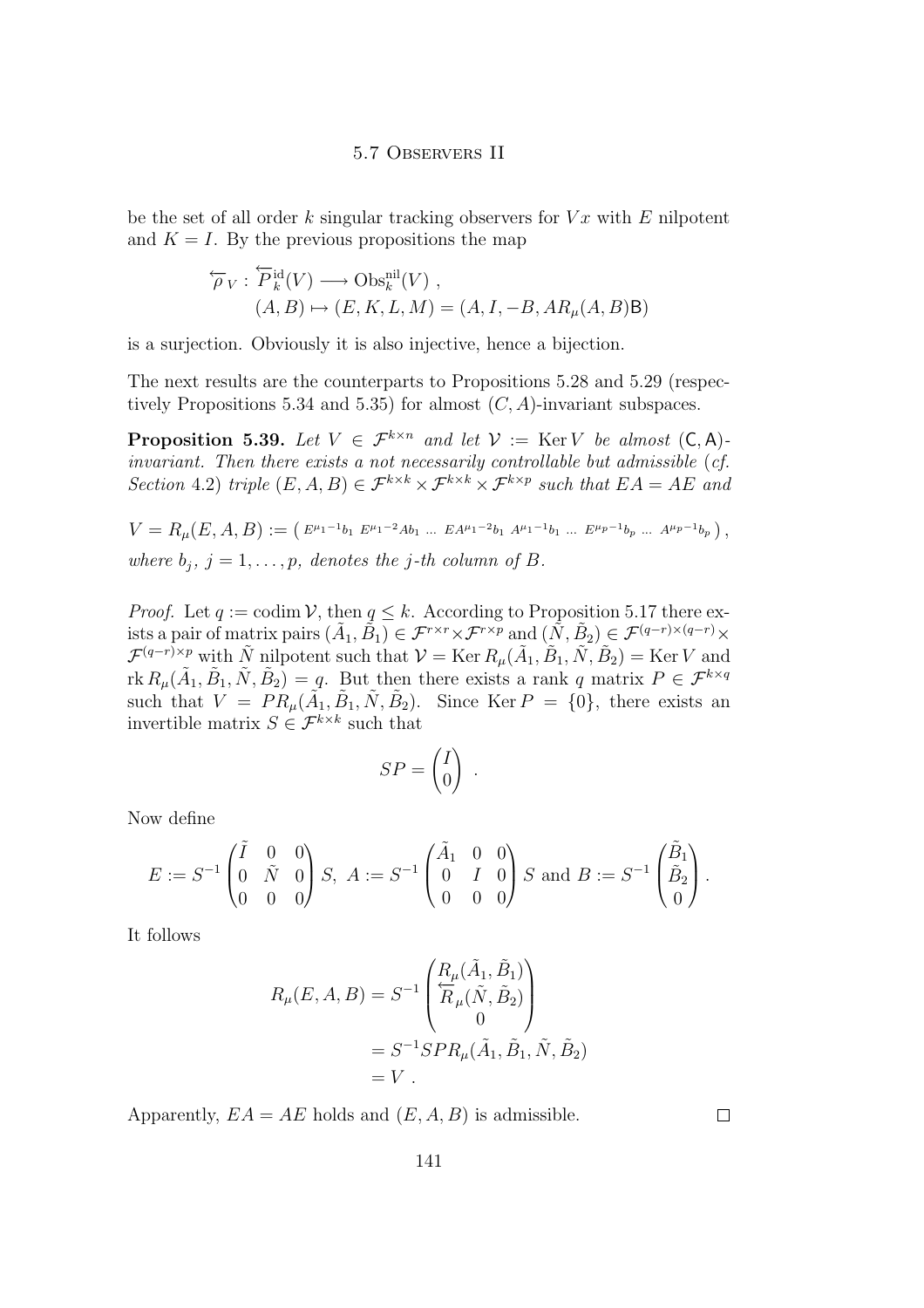be the set of all order $k$ singular tracking observers for $Vx$ with $E$ nilpotent and $K = I$. By the previous propositions the map

$$\overleftarrow{\rho}_V : \overleftarrow{P}_k^{\mathrm{id}}(V) \longrightarrow \mathrm{Obs}_k^{\mathrm{nil}}(V) \ ,$$
$$(A, B) \mapsto (E, K, L, M) = (A, I, -B, AR_\mu(A, B)\mathsf{B})$$

is a surjection. Obviously it is also injective, hence a bijection.

The next results are the counterparts to Propositions 5.28 and 5.29 (respectively Propositions 5.34 and 5.35) for almost $(C, A)$-invariant subspaces.

**Proposition 5.39.** *Let $V \in \mathcal{F}^{k\times n}$ and let $\mathcal{V} := \operatorname{Ker} V$ be almost $(\mathsf{C}, \mathsf{A})$-invariant. Then there exists a not necessarily controllable but admissible (cf. Section 4.2) triple $(E, A, B) \in \mathcal{F}^{k\times k} \times \mathcal{F}^{k\times k} \times \mathcal{F}^{k\times p}$ such that $EA = AE$ and*

$$V = R_\mu(E, A, B) := \left( E^{\mu_1-1}b_1 \ E^{\mu_1-2}Ab_1 \ \ldots \ EA^{\mu_1-2}b_1 \ A^{\mu_1-1}b_1 \ \ldots \ E^{\mu_p-1}b_p \ \ldots \ A^{\mu_p-1}b_p \right),$$

*where $b_j$, $j = 1, \ldots, p$, denotes the $j$-th column of $B$.*

*Proof.* Let $q := \operatorname{codim} \mathcal{V}$, then $q \leq k$. According to Proposition 5.17 there exists a pair of matrix pairs $(\tilde{A}_1, \tilde{B}_1) \in \mathcal{F}^{r\times r} \times \mathcal{F}^{r\times p}$ and $(\tilde{N}, \tilde{B}_2) \in \mathcal{F}^{(q-r)\times(q-r)} \times \mathcal{F}^{(q-r)\times p}$ with $\tilde{N}$ nilpotent such that $\mathcal{V} = \operatorname{Ker} R_\mu(\tilde{A}_1, \tilde{B}_1, \tilde{N}, \tilde{B}_2) = \operatorname{Ker} V$ and $\operatorname{rk} R_\mu(\tilde{A}_1, \tilde{B}_1, \tilde{N}, \tilde{B}_2) = q$. But then there exists a rank $q$ matrix $P \in \mathcal{F}^{k\times q}$ such that $V = PR_\mu(\tilde{A}_1, \tilde{B}_1, \tilde{N}, \tilde{B}_2)$. Since $\operatorname{Ker} P = \{0\}$, there exists an invertible matrix $S \in \mathcal{F}^{k\times k}$ such that

$$SP = \begin{pmatrix} I \\ 0 \end{pmatrix} \ .$$

Now define

$$E := S^{-1} \begin{pmatrix} \tilde{I} & 0 & 0 \\ 0 & \tilde{N} & 0 \\ 0 & 0 & 0 \end{pmatrix} S, \ A := S^{-1} \begin{pmatrix} \tilde{A}_1 & 0 & 0 \\ 0 & I & 0 \\ 0 & 0 & 0 \end{pmatrix} S \text{ and } B := S^{-1} \begin{pmatrix} \tilde{B}_1 \\ \tilde{B}_2 \\ 0 \end{pmatrix}.$$

It follows

$$\begin{aligned} R_\mu(E, A, B) &= S^{-1} \begin{pmatrix} R_\mu(\tilde{A}_1, \tilde{B}_1) \\ \overleftarrow{R}_\mu(\tilde{N}, \tilde{B}_2) \\ 0 \end{pmatrix} \\ &= S^{-1}SPR_\mu(\tilde{A}_1, \tilde{B}_1, \tilde{N}, \tilde{B}_2) \\ &= V \ . \end{aligned}$$

Apparently, $EA = AE$ holds and $(E, A, B)$ is admissible. $\square$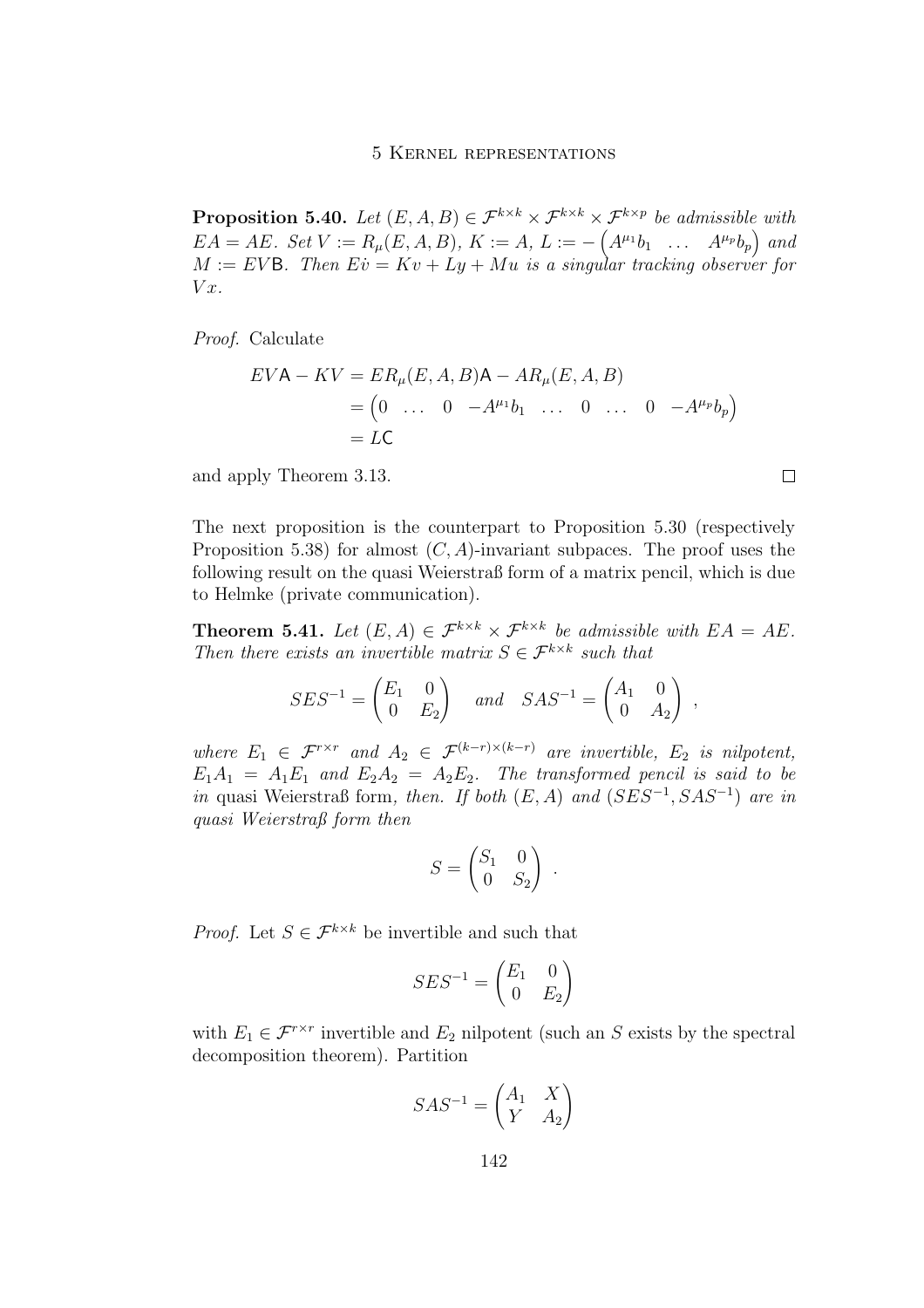**Proposition 5.40.** *Let $(E, A, B) \in \mathcal{F}^{k\times k} \times \mathcal{F}^{k\times k} \times \mathcal{F}^{k\times p}$ be admissible with $EA = AE$. Set $V := R_\mu(E, A, B)$, $K := A$, $L := -\begin{pmatrix} A^{\mu_1}b_1 & \dots & A^{\mu_p}b_p \end{pmatrix}$ and $M := EV\mathsf{B}$. Then $E\dot{v} = Kv + Ly + Mu$ is a singular tracking observer for $Vx$.*

*Proof.* Calculate

$$
\begin{aligned}
EV\mathsf{A} - KV &= ER_\mu(E, A, B)\mathsf{A} - AR_\mu(E, A, B) \\
&= \begin{pmatrix} 0 & \dots & 0 & -A^{\mu_1}b_1 & \dots & 0 & \dots & 0 & -A^{\mu_p}b_p \end{pmatrix} \\
&= L\mathsf{C}
\end{aligned}
$$

and apply Theorem 3.13. □

The next proposition is the counterpart to Proposition 5.30 (respectively Proposition 5.38) for almost $(C, A)$-invariant subpaces. The proof uses the following result on the quasi Weierstraß form of a matrix pencil, which is due to Helmke (private communication).

**Theorem 5.41.** *Let $(E, A) \in \mathcal{F}^{k\times k} \times \mathcal{F}^{k\times k}$ be admissible with $EA = AE$. Then there exists an invertible matrix $S \in \mathcal{F}^{k\times k}$ such that*

$$
SES^{-1} = \begin{pmatrix} E_1 & 0 \\ 0 & E_2 \end{pmatrix} \quad \text{and} \quad SAS^{-1} = \begin{pmatrix} A_1 & 0 \\ 0 & A_2 \end{pmatrix} ,
$$

*where $E_1 \in \mathcal{F}^{r\times r}$ and $A_2 \in \mathcal{F}^{(k-r)\times(k-r)}$ are invertible, $E_2$ is nilpotent, $E_1A_1 = A_1E_1$ and $E_2A_2 = A_2E_2$. The transformed pencil is said to be in* quasi Weierstraß form*, then. If both $(E, A)$ and $(SES^{-1}, SAS^{-1})$ are in quasi Weierstraß form then*

$$
S = \begin{pmatrix} S_1 & 0 \\ 0 & S_2 \end{pmatrix} .
$$

*Proof.* Let $S \in \mathcal{F}^{k\times k}$ be invertible and such that

$$
SES^{-1} = \begin{pmatrix} E_1 & 0 \\ 0 & E_2 \end{pmatrix}
$$

with $E_1 \in \mathcal{F}^{r\times r}$ invertible and $E_2$ nilpotent (such an $S$ exists by the spectral decomposition theorem). Partition

$$
SAS^{-1} = \begin{pmatrix} A_1 & X \\ Y & A_2 \end{pmatrix}
$$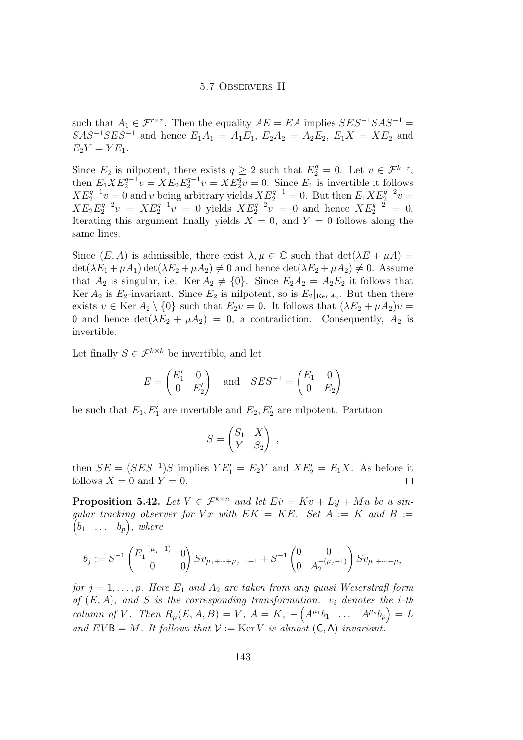such that $A_1 \in \mathcal{F}^{r\times r}$. Then the equality $AE = EA$ implies $SES^{-1}SAS^{-1} = SAS^{-1}SES^{-1}$ and hence $E_1A_1 = A_1E_1$, $E_2A_2 = A_2E_2$, $E_1X = XE_2$ and $E_2Y = YE_1$.

Since $E_2$ is nilpotent, there exists $q \geq 2$ such that $E_2^q = 0$. Let $v \in \mathcal{F}^{k-r}$, then $E_1XE_2^{q-1}v = XE_2E_2^{q-1}v = XE_2^qv = 0$. Since $E_1$ is invertible it follows $XE_2^{q-1}v = 0$ and $v$ being arbitrary yields $XE_2^{q-1} = 0$. But then $E_1XE_2^{q-2}v = XE_2E_2^{q-2}v = XE_2^{q-1}v = 0$ yields $XE_2^{q-2}v = 0$ and hence $XE_2^{q-2} = 0$. Iterating this argument finally yields $X = 0$, and $Y = 0$ follows along the same lines.

Since $(E, A)$ is admissible, there exist $\lambda, \mu \in \mathbb{C}$ such that $\det(\lambda E + \mu A) = \det(\lambda E_1 + \mu A_1)\det(\lambda E_2 + \mu A_2) \neq 0$ and hence $\det(\lambda E_2 + \mu A_2) \neq 0$. Assume that $A_2$ is singular, i.e. $\operatorname{Ker} A_2 \neq \{0\}$. Since $E_2A_2 = A_2E_2$ it follows that $\operatorname{Ker} A_2$ is $E_2$-invariant. Since $E_2$ is nilpotent, so is $E_2|_{\operatorname{Ker} A_2}$. But then there exists $v \in \operatorname{Ker} A_2 \setminus \{0\}$ such that $E_2v = 0$. It follows that $(\lambda E_2 + \mu A_2)v = 0$ and hence $\det(\lambda E_2 + \mu A_2) = 0$, a contradiction. Consequently, $A_2$ is invertible.

Let finally $S \in \mathcal{F}^{k\times k}$ be invertible, and let

$$E = \begin{pmatrix} E_1' & 0 \\ 0 & E_2' \end{pmatrix} \quad \text{and} \quad SES^{-1} = \begin{pmatrix} E_1 & 0 \\ 0 & E_2 \end{pmatrix}$$

be such that $E_1, E_1'$ are invertible and $E_2, E_2'$ are nilpotent. Partition

$$S = \begin{pmatrix} S_1 & X \\ Y & S_2 \end{pmatrix} ,$$

then $SE = (SES^{-1})S$ implies $YE_1' = E_2Y$ and $XE_2' = E_1X$. As before it follows $X = 0$ and $Y = 0$. $\square$

**Proposition 5.42.** *Let $V \in \mathcal{F}^{k\times n}$ and let $E\dot{v} = Kv + Ly + Mu$ be a singular tracking observer for $Vx$ with $EK = KE$. Set $A := K$ and $B := \begin{pmatrix} b_1 & \dots & b_p \end{pmatrix}$, where*

$$b_j := S^{-1}\begin{pmatrix} E_1^{-(\mu_j-1)} & 0 \\ 0 & 0 \end{pmatrix} Sv_{\mu_1+\dots+\mu_{j-1}+1} + S^{-1}\begin{pmatrix} 0 & 0 \\ 0 & A_2^{-(\mu_j-1)} \end{pmatrix} Sv_{\mu_1+\dots+\mu_j}$$

*for $j = 1, \dots, p$. Here $E_1$ and $A_2$ are taken from any quasi Weierstraß form of $(E, A)$, and $S$ is the corresponding transformation. $v_i$ denotes the $i$-th column of $V$. Then $R_\mu(E, A, B) = V$, $A = K$, $-\begin{pmatrix} A^{\mu_1}b_1 & \dots & A^{\mu_p}b_p \end{pmatrix} = L$ and $EV\mathsf{B} = M$. It follows that $\mathcal{V} := \operatorname{Ker} V$ is almost $(\mathsf{C}, \mathsf{A})$-invariant.*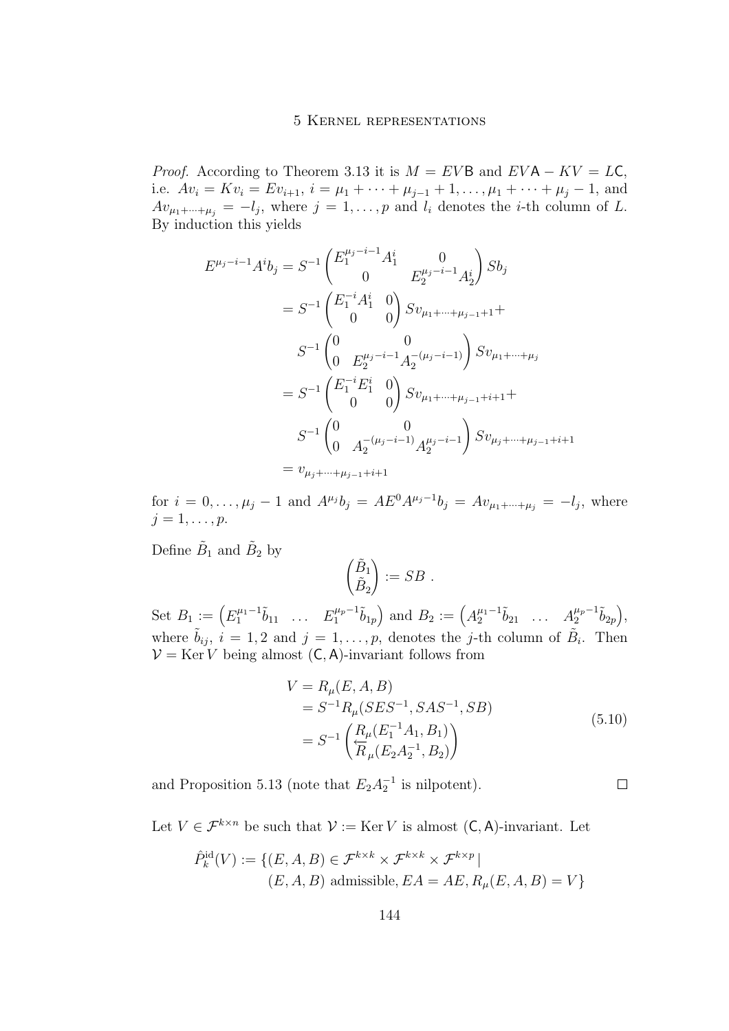*Proof.* According to Theorem 3.13 it is $M = EV\mathsf{B}$ and $EV\mathsf{A} - KV = L\mathsf{C}$, i.e. $Av_i = Kv_i = Ev_{i+1}$, $i = \mu_1 + \cdots + \mu_{j-1} + 1, \ldots, \mu_1 + \cdots + \mu_j - 1$, and $Av_{\mu_1+\cdots+\mu_j} = -l_j$, where $j = 1, \ldots, p$ and $l_i$ denotes the $i$-th column of $L$. By induction this yields

$$
\begin{aligned}
E^{\mu_j-i-1}A^i b_j &= S^{-1}\begin{pmatrix} E_1^{\mu_j-i-1}A_1^i & 0 \\ 0 & E_2^{\mu_j-i-1}A_2^i \end{pmatrix} S b_j \\
&= S^{-1}\begin{pmatrix} E_1^{-i}A_1^i & 0 \\ 0 & 0 \end{pmatrix} S v_{\mu_1+\cdots+\mu_{j-1}+1} + \\
&\quad S^{-1}\begin{pmatrix} 0 & 0 \\ 0 & E_2^{\mu_j-i-1}A_2^{-(\mu_j-i-1)} \end{pmatrix} S v_{\mu_1+\cdots+\mu_j} \\
&= S^{-1}\begin{pmatrix} E_1^{-i}E_1^i & 0 \\ 0 & 0 \end{pmatrix} S v_{\mu_1+\cdots+\mu_{j-1}+i+1} + \\
&\quad S^{-1}\begin{pmatrix} 0 & 0 \\ 0 & A_2^{-(\mu_j-i-1)}A_2^{\mu_j-i-1} \end{pmatrix} S v_{\mu_j+\cdots+\mu_{j-1}+i+1} \\
&= v_{\mu_j+\cdots+\mu_{j-1}+i+1}
\end{aligned}
$$

for $i = 0, \ldots, \mu_j - 1$ and $A^{\mu_j}b_j = AE^0A^{\mu_j-1}b_j = Av_{\mu_1+\cdots+\mu_j} = -l_j$, where $j = 1, \ldots, p$.

Define $\tilde{B}_1$ and $\tilde{B}_2$ by

$$
\begin{pmatrix} \tilde{B}_1 \\ \tilde{B}_2 \end{pmatrix} := SB \; .
$$

Set $B_1 := \begin{pmatrix} E_1^{\mu_1-1}\tilde{b}_{11} & \ldots & E_1^{\mu_p-1}\tilde{b}_{1p} \end{pmatrix}$ and $B_2 := \begin{pmatrix} A_2^{\mu_1-1}\tilde{b}_{21} & \ldots & A_2^{\mu_p-1}\tilde{b}_{2p} \end{pmatrix}$, where $\tilde{b}_{ij}$, $i = 1, 2$ and $j = 1, \ldots, p$, denotes the $j$-th column of $\tilde{B}_i$. Then $\mathcal{V} = \operatorname{Ker} V$ being almost $(\mathsf{C}, \mathsf{A})$-invariant follows from

$$
\begin{aligned}
V &= R_\mu(E, A, B) \\
&= S^{-1}R_\mu(SES^{-1}, SAS^{-1}, SB) \\
&= S^{-1}\begin{pmatrix} R_\mu(E_1^{-1}A_1, B_1) \\ \overleftarrow{R}_\mu(E_2A_2^{-1}, B_2) \end{pmatrix}
\end{aligned}
\tag{5.10}
$$

and Proposition 5.13 (note that $E_2A_2^{-1}$ is nilpotent). $\square$

Let $V \in \mathcal{F}^{k\times n}$ be such that $\mathcal{V} := \operatorname{Ker} V$ is almost $(\mathsf{C}, \mathsf{A})$-invariant. Let

$$
\begin{aligned}
\hat{P}_k^{\mathrm{id}}(V) := \{&(E, A, B) \in \mathcal{F}^{k\times k} \times \mathcal{F}^{k\times k} \times \mathcal{F}^{k\times p} \mid \\
&(E, A, B) \text{ admissible}, EA = AE, R_\mu(E, A, B) = V\}
\end{aligned}
$$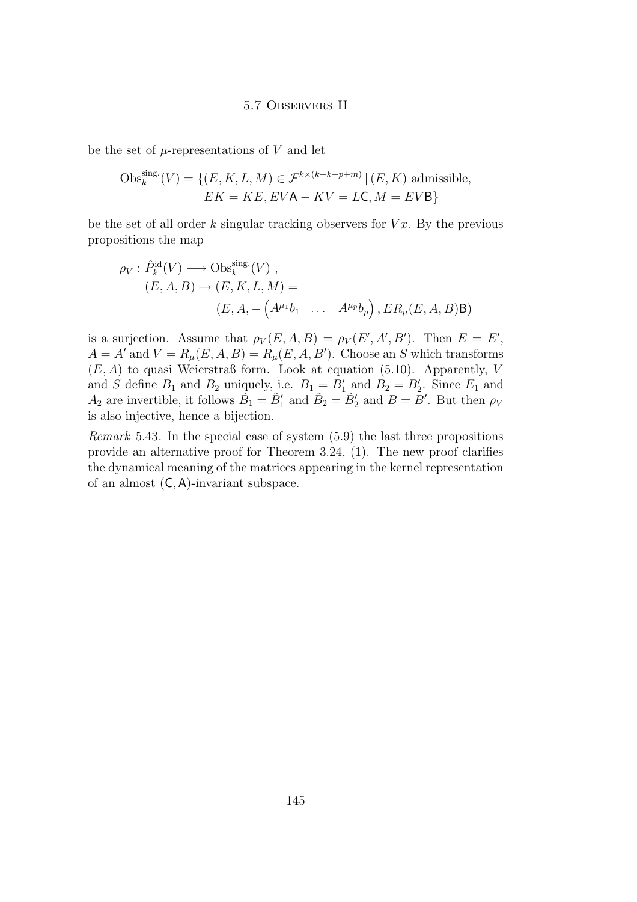be the set of $\mu$-representations of $V$ and let

$$\mathrm{Obs}_k^{\mathrm{sing.}}(V) = \{(E, K, L, M) \in \mathcal{F}^{k\times(k+k+p+m)} \mid (E, K) \text{ admissible}, \\ EK = KE, EV\mathsf{A} - KV = L\mathsf{C}, M = EV\mathsf{B}\}$$

be the set of all order $k$ singular tracking observers for $Vx$. By the previous propositions the map

$$\rho_V : \hat{P}_k^{\mathrm{id}}(V) \longrightarrow \mathrm{Obs}_k^{\mathrm{sing.}}(V) , \\ (E, A, B) \mapsto (E, K, L, M) = \\ (E, A, -\begin{pmatrix} A^{\mu_1} b_1 & \dots & A^{\mu_p} b_p \end{pmatrix}, ER_\mu(E, A, B)\mathsf{B})$$

is a surjection. Assume that $\rho_V(E, A, B) = \rho_V(E', A', B')$. Then $E = E'$, $A = A'$ and $V = R_\mu(E, A, B) = R_\mu(E, A, B')$. Choose an $S$ which transforms $(E, A)$ to quasi Weierstraß form. Look at equation (5.10). Apparently, $V$ and $S$ define $B_1$ and $B_2$ uniquely, i.e. $B_1 = B_1'$ and $B_2 = B_2'$. Since $E_1$ and $A_2$ are invertible, it follows $\tilde{B}_1 = \tilde{B}_1'$ and $\tilde{B}_2 = \tilde{B}_2'$ and $B = B'$. But then $\rho_V$ is also injective, hence a bijection.

*Remark* 5.43. In the special case of system (5.9) the last three propositions provide an alternative proof for Theorem 3.24, (1). The new proof clarifies the dynamical meaning of the matrices appearing in the kernel representation of an almost $(\mathsf{C}, \mathsf{A})$-invariant subspace.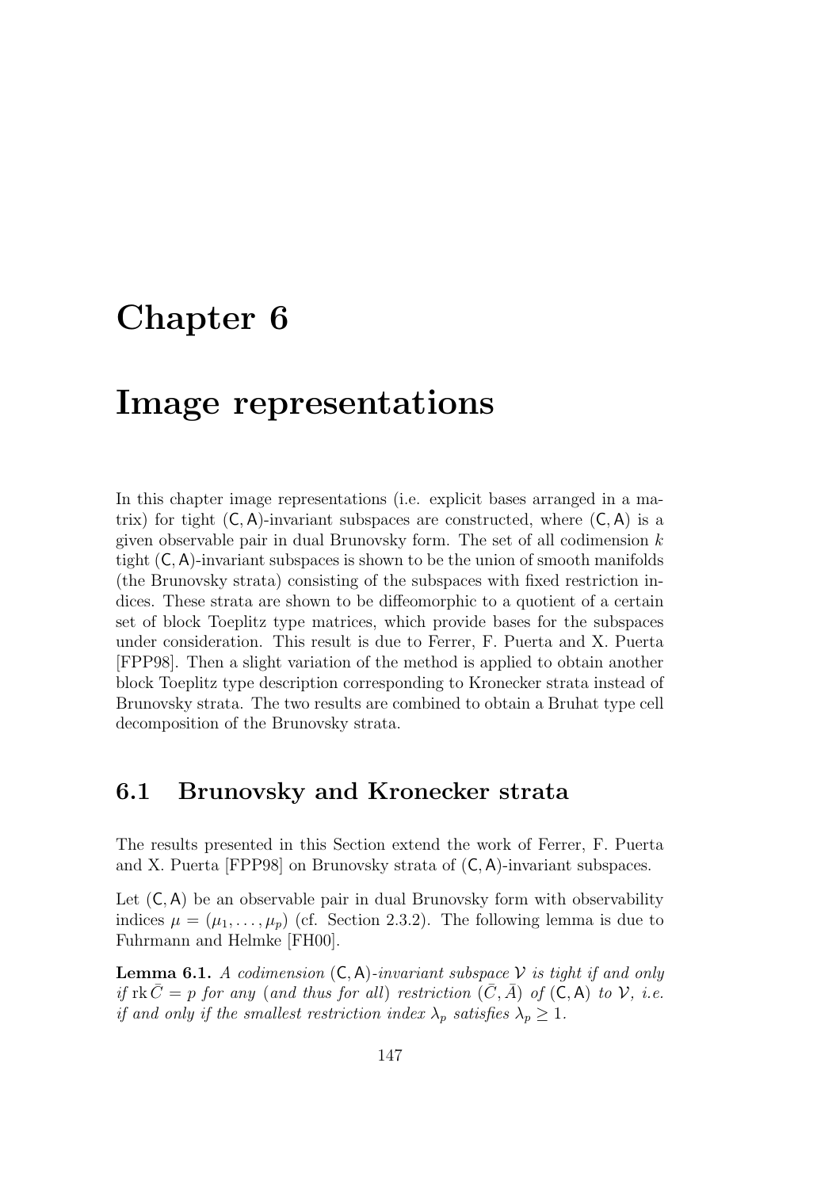# Chapter 6

# Image representations

In this chapter image representations (i.e. explicit bases arranged in a matrix) for tight $(\mathsf{C}, \mathsf{A})$-invariant subspaces are constructed, where $(\mathsf{C}, \mathsf{A})$ is a given observable pair in dual Brunovsky form. The set of all codimension $k$ tight $(\mathsf{C}, \mathsf{A})$-invariant subspaces is shown to be the union of smooth manifolds (the Brunovsky strata) consisting of the subspaces with fixed restriction indices. These strata are shown to be diffeomorphic to a quotient of a certain set of block Toeplitz type matrices, which provide bases for the subspaces under consideration. This result is due to Ferrer, F. Puerta and X. Puerta [FPP98]. Then a slight variation of the method is applied to obtain another block Toeplitz type description corresponding to Kronecker strata instead of Brunovsky strata. The two results are combined to obtain a Bruhat type cell decomposition of the Brunovsky strata.

## 6.1 Brunovsky and Kronecker strata

The results presented in this Section extend the work of Ferrer, F. Puerta and X. Puerta [FPP98] on Brunovsky strata of $(\mathsf{C}, \mathsf{A})$-invariant subspaces.

Let $(\mathsf{C}, \mathsf{A})$ be an observable pair in dual Brunovsky form with observability indices $\mu = (\mu_1, \ldots, \mu_p)$ (cf. Section 2.3.2). The following lemma is due to Fuhrmann and Helmke [FH00].

**Lemma 6.1.** *A codimension $(\mathsf{C}, \mathsf{A})$-invariant subspace $\mathcal{V}$ is tight if and only if $\operatorname{rk} \bar{C} = p$ for any (and thus for all) restriction $(\bar{C}, \bar{A})$ of $(\mathsf{C}, \mathsf{A})$ to $\mathcal{V}$, i.e. if and only if the smallest restriction index $\lambda_p$ satisfies $\lambda_p \geq 1$.*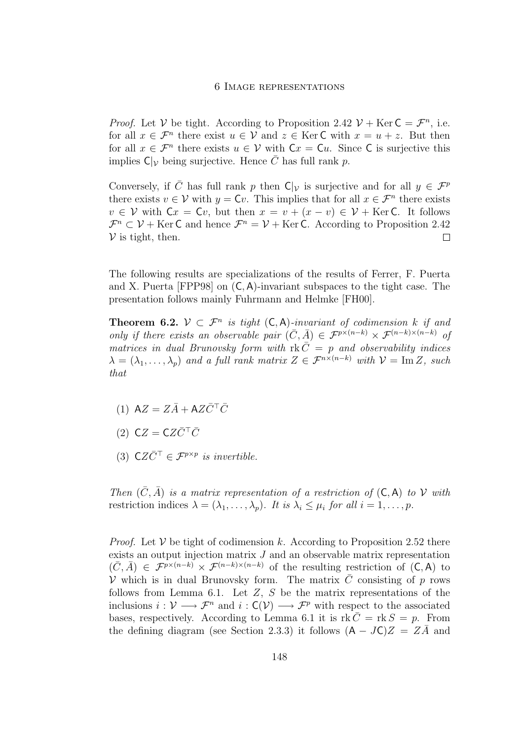*Proof.* Let $\mathcal{V}$ be tight. According to Proposition 2.42 $\mathcal{V} + \operatorname{Ker} \mathsf{C} = \mathcal{F}^n$, i.e. for all $x \in \mathcal{F}^n$ there exist $u \in \mathcal{V}$ and $z \in \operatorname{Ker} \mathsf{C}$ with $x = u + z$. But then for all $x \in \mathcal{F}^n$ there exists $u \in \mathcal{V}$ with $\mathsf{C}x = \mathsf{C}u$. Since $\mathsf{C}$ is surjective this implies $\mathsf{C}|_{\mathcal{V}}$ being surjective. Hence $\bar{C}$ has full rank $p$.

Conversely, if $\bar{C}$ has full rank $p$ then $\mathsf{C}|_{\mathcal{V}}$ is surjective and for all $y \in \mathcal{F}^p$ there exists $v \in \mathcal{V}$ with $y = \mathsf{C}v$. This implies that for all $x \in \mathcal{F}^n$ there exists $v \in \mathcal{V}$ with $\mathsf{C}x = \mathsf{C}v$, but then $x = v + (x - v) \in \mathcal{V} + \operatorname{Ker} \mathsf{C}$. It follows $\mathcal{F}^n \subset \mathcal{V} + \operatorname{Ker} \mathsf{C}$ and hence $\mathcal{F}^n = \mathcal{V} + \operatorname{Ker} \mathsf{C}$. According to Proposition 2.42 $\mathcal{V}$ is tight, then. $\square$

The following results are specializations of the results of Ferrer, F. Puerta and X. Puerta [FPP98] on $(\mathsf{C}, \mathsf{A})$-invariant subspaces to the tight case. The presentation follows mainly Fuhrmann and Helmke [FH00].

**Theorem 6.2.** *$\mathcal{V} \subset \mathcal{F}^n$ is tight $(\mathsf{C}, \mathsf{A})$-invariant of codimension $k$ if and only if there exists an observable pair $(\bar{C}, \bar{A}) \in \mathcal{F}^{p \times (n-k)} \times \mathcal{F}^{(n-k) \times (n-k)}$ of matrices in dual Brunovsky form with $\operatorname{rk} \bar{C} = p$ and observability indices $\lambda = (\lambda_1, \ldots, \lambda_p)$ and a full rank matrix $Z \in \mathcal{F}^{n \times (n-k)}$ with $\mathcal{V} = \operatorname{Im} Z$, such that*

(1) $\mathsf{A}Z = Z\bar{A} + \mathsf{A}Z\bar{C}^\top \bar{C}$

(2) $\mathsf{C}Z = \mathsf{C}Z\bar{C}^\top \bar{C}$

(3) $\mathsf{C}Z\bar{C}^\top \in \mathcal{F}^{p \times p}$ *is invertible.*

*Then $(\bar{C}, \bar{A})$ is a matrix representation of a restriction of $(\mathsf{C}, \mathsf{A})$ to $\mathcal{V}$ with* restriction indices *$\lambda = (\lambda_1, \ldots, \lambda_p)$. It is $\lambda_i \leq \mu_i$ for all $i = 1, \ldots, p$.*

*Proof.* Let $\mathcal{V}$ be tight of codimension $k$. According to Proposition 2.52 there exists an output injection matrix $J$ and an observable matrix representation $(\bar{C}, \bar{A}) \in \mathcal{F}^{p \times (n-k)} \times \mathcal{F}^{(n-k) \times (n-k)}$ of the resulting restriction of $(\mathsf{C}, \mathsf{A})$ to $\mathcal{V}$ which is in dual Brunovsky form. The matrix $\bar{C}$ consisting of $p$ rows follows from Lemma 6.1. Let $Z$, $S$ be the matrix representations of the inclusions $i : \mathcal{V} \longrightarrow \mathcal{F}^n$ and $i : \mathsf{C}(\mathcal{V}) \longrightarrow \mathcal{F}^p$ with respect to the associated bases, respectively. According to Lemma 6.1 it is $\operatorname{rk} \bar{C} = \operatorname{rk} S = p$. From the defining diagram (see Section 2.3.3) it follows $(\mathsf{A} - J\mathsf{C})Z = Z\bar{A}$ and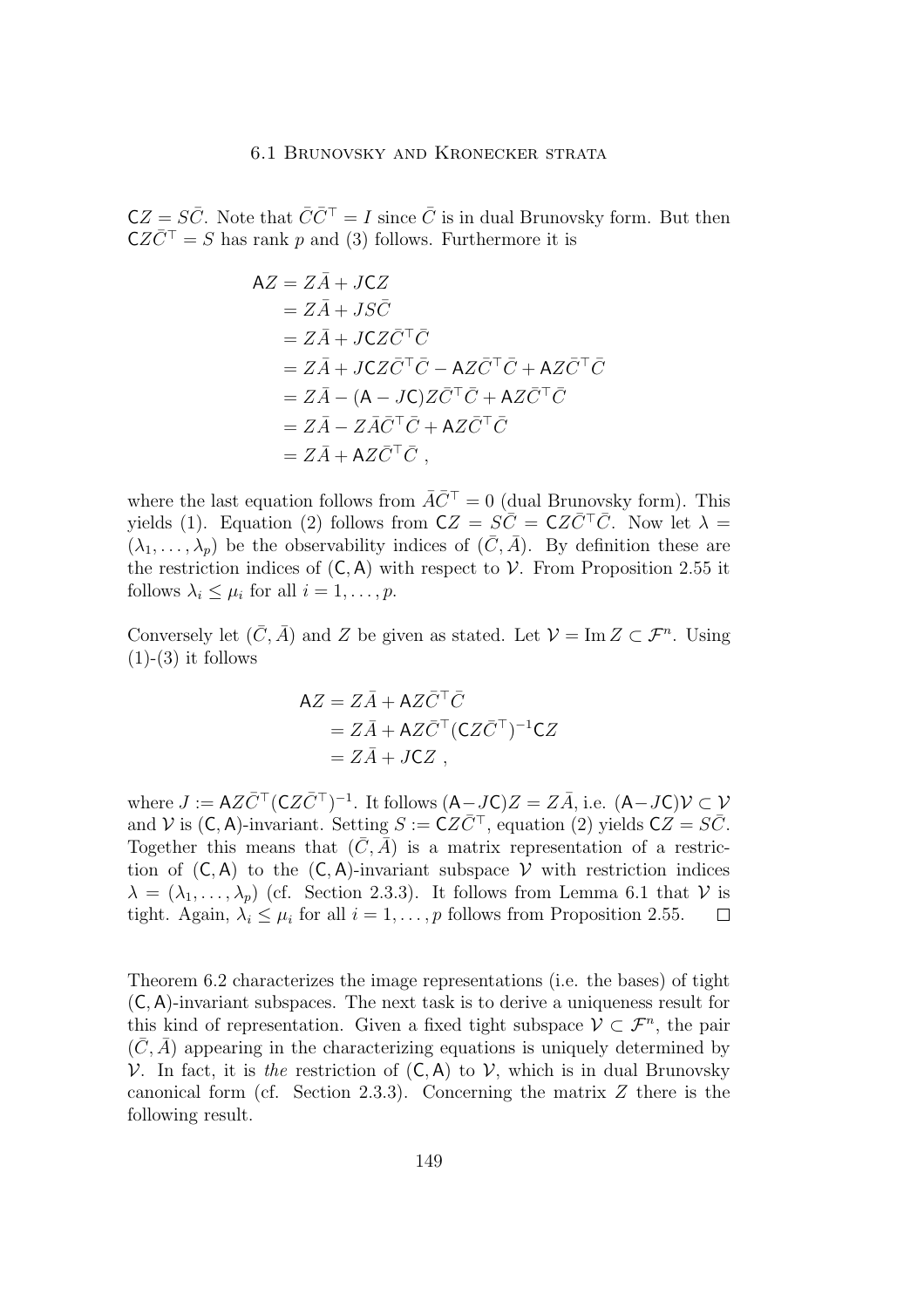$\mathsf{C}Z = S\bar{C}$. Note that $\bar{C}\bar{C}^\top = I$ since $\bar{C}$ is in dual Brunovsky form. But then $\mathsf{C}Z\bar{C}^\top = S$ has rank $p$ and (3) follows. Furthermore it is

$$
\begin{aligned}
\mathsf{A}Z &= Z\bar{A} + J\mathsf{C}Z \\
&= Z\bar{A} + JS\bar{C} \\
&= Z\bar{A} + J\mathsf{C}Z\bar{C}^\top\bar{C} \\
&= Z\bar{A} + J\mathsf{C}Z\bar{C}^\top\bar{C} - \mathsf{A}Z\bar{C}^\top\bar{C} + \mathsf{A}Z\bar{C}^\top\bar{C} \\
&= Z\bar{A} - (\mathsf{A} - J\mathsf{C})Z\bar{C}^\top\bar{C} + \mathsf{A}Z\bar{C}^\top\bar{C} \\
&= Z\bar{A} - Z\bar{A}\bar{C}^\top\bar{C} + \mathsf{A}Z\bar{C}^\top\bar{C} \\
&= Z\bar{A} + \mathsf{A}Z\bar{C}^\top\bar{C}\ ,
\end{aligned}
$$

where the last equation follows from $\bar{A}\bar{C}^\top = 0$ (dual Brunovsky form). This yields (1). Equation (2) follows from $\mathsf{C}Z = S\bar{C} = \mathsf{C}Z\bar{C}^\top\bar{C}$. Now let $\lambda = (\lambda_1, \ldots, \lambda_p)$ be the observability indices of $(\bar{C}, \bar{A})$. By definition these are the restriction indices of $(\mathsf{C}, \mathsf{A})$ with respect to $\mathcal{V}$. From Proposition 2.55 it follows $\lambda_i \leq \mu_i$ for all $i = 1, \ldots, p$.

Conversely let $(\bar{C}, \bar{A})$ and $Z$ be given as stated. Let $\mathcal{V} = \operatorname{Im} Z \subset \mathcal{F}^n$. Using (1)-(3) it follows

$$
\begin{aligned}
\mathsf{A}Z &= Z\bar{A} + \mathsf{A}Z\bar{C}^\top\bar{C} \\
&= Z\bar{A} + \mathsf{A}Z\bar{C}^\top(\mathsf{C}Z\bar{C}^\top)^{-1}\mathsf{C}Z \\
&= Z\bar{A} + J\mathsf{C}Z\ ,
\end{aligned}
$$

where $J := \mathsf{A}Z\bar{C}^\top(\mathsf{C}Z\bar{C}^\top)^{-1}$. It follows $(\mathsf{A} - J\mathsf{C})Z = Z\bar{A}$, i.e. $(\mathsf{A} - J\mathsf{C})\mathcal{V} \subset \mathcal{V}$ and $\mathcal{V}$ is $(\mathsf{C}, \mathsf{A})$-invariant. Setting $S := \mathsf{C}Z\bar{C}^\top$, equation (2) yields $\mathsf{C}Z = S\bar{C}$. Together this means that $(\bar{C}, \bar{A})$ is a matrix representation of a restriction of $(\mathsf{C}, \mathsf{A})$ to the $(\mathsf{C}, \mathsf{A})$-invariant subspace $\mathcal{V}$ with restriction indices $\lambda = (\lambda_1, \ldots, \lambda_p)$ (cf. Section 2.3.3). It follows from Lemma 6.1 that $\mathcal{V}$ is tight. Again, $\lambda_i \leq \mu_i$ for all $i = 1, \ldots, p$ follows from Proposition 2.55. $\square$

Theorem 6.2 characterizes the image representations (i.e. the bases) of tight $(\mathsf{C}, \mathsf{A})$-invariant subspaces. The next task is to derive a uniqueness result for this kind of representation. Given a fixed tight subspace $\mathcal{V} \subset \mathcal{F}^n$, the pair $(\bar{C}, \bar{A})$ appearing in the characterizing equations is uniquely determined by $\mathcal{V}$. In fact, it is *the* restriction of $(\mathsf{C}, \mathsf{A})$ to $\mathcal{V}$, which is in dual Brunovsky canonical form (cf. Section 2.3.3). Concerning the matrix $Z$ there is the following result.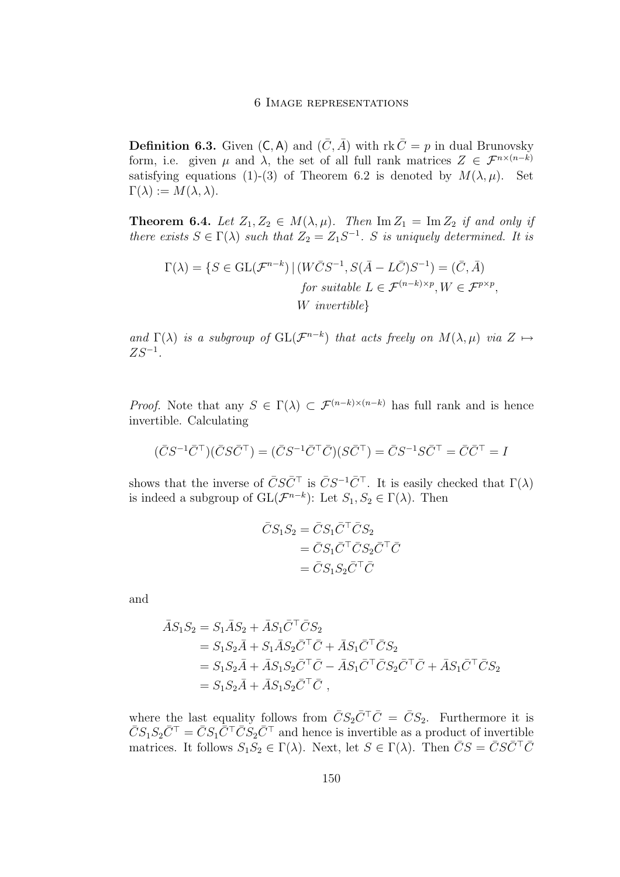**Definition 6.3.** Given $(\mathsf{C}, \mathsf{A})$ and $(\bar{C}, \bar{A})$ with $\operatorname{rk} \bar{C} = p$ in dual Brunovsky form, i.e. given $\mu$ and $\lambda$, the set of all full rank matrices $Z \in \mathcal{F}^{n \times (n-k)}$ satisfying equations (1)-(3) of Theorem 6.2 is denoted by $M(\lambda, \mu)$. Set $\Gamma(\lambda) := M(\lambda, \lambda)$.

**Theorem 6.4.** *Let $Z_1, Z_2 \in M(\lambda, \mu)$. Then $\operatorname{Im} Z_1 = \operatorname{Im} Z_2$ if and only if there exists $S \in \Gamma(\lambda)$ such that $Z_2 = Z_1 S^{-1}$. $S$ is uniquely determined. It is*

$$\Gamma(\lambda) = \{S \in \operatorname{GL}(\mathcal{F}^{n-k}) \,|\, (W\bar{C}S^{-1}, S(\bar{A} - L\bar{C})S^{-1}) = (\bar{C}, \bar{A}) \\ \text{for suitable } L \in \mathcal{F}^{(n-k)\times p}, W \in \mathcal{F}^{p \times p}, \\ W \text{ invertible}\}$$

*and $\Gamma(\lambda)$ is a subgroup of $\operatorname{GL}(\mathcal{F}^{n-k})$ that acts freely on $M(\lambda, \mu)$ via $Z \mapsto ZS^{-1}$.*

*Proof.* Note that any $S \in \Gamma(\lambda) \subset \mathcal{F}^{(n-k)\times(n-k)}$ has full rank and is hence invertible. Calculating

$$(\bar{C}S^{-1}\bar{C}^\top)(\bar{C}S\bar{C}^\top) = (\bar{C}S^{-1}\bar{C}^\top\bar{C})(S\bar{C}^\top) = \bar{C}S^{-1}S\bar{C}^\top = \bar{C}\bar{C}^\top = I$$

shows that the inverse of $\bar{C}S\bar{C}^\top$ is $\bar{C}S^{-1}\bar{C}^\top$. It is easily checked that $\Gamma(\lambda)$ is indeed a subgroup of $\operatorname{GL}(\mathcal{F}^{n-k})$: Let $S_1, S_2 \in \Gamma(\lambda)$. Then

$$\begin{aligned}
\bar{C}S_1S_2 &= \bar{C}S_1\bar{C}^\top\bar{C}S_2 \\
&= \bar{C}S_1\bar{C}^\top\bar{C}S_2\bar{C}^\top\bar{C} \\
&= \bar{C}S_1S_2\bar{C}^\top\bar{C}
\end{aligned}$$

and

$$\begin{aligned}
\bar{A}S_1S_2 &= S_1\bar{A}S_2 + \bar{A}S_1\bar{C}^\top\bar{C}S_2 \\
&= S_1S_2\bar{A} + S_1\bar{A}S_2\bar{C}^\top\bar{C} + \bar{A}S_1\bar{C}^\top\bar{C}S_2 \\
&= S_1S_2\bar{A} + \bar{A}S_1S_2\bar{C}^\top\bar{C} - \bar{A}S_1\bar{C}^\top\bar{C}S_2\bar{C}^\top\bar{C} + \bar{A}S_1\bar{C}^\top\bar{C}S_2 \\
&= S_1S_2\bar{A} + \bar{A}S_1S_2\bar{C}^\top\bar{C}\ ,
\end{aligned}$$

where the last equality follows from $\bar{C}S_2\bar{C}^\top\bar{C} = \bar{C}S_2$. Furthermore it is $\bar{C}S_1S_2\bar{C}^\top = \bar{C}S_1\bar{C}^\top\bar{C}S_2\bar{C}^\top$ and hence is invertible as a product of invertible matrices. It follows $S_1S_2 \in \Gamma(\lambda)$. Next, let $S \in \Gamma(\lambda)$. Then $\bar{C}S = \bar{C}S\bar{C}^\top\bar{C}$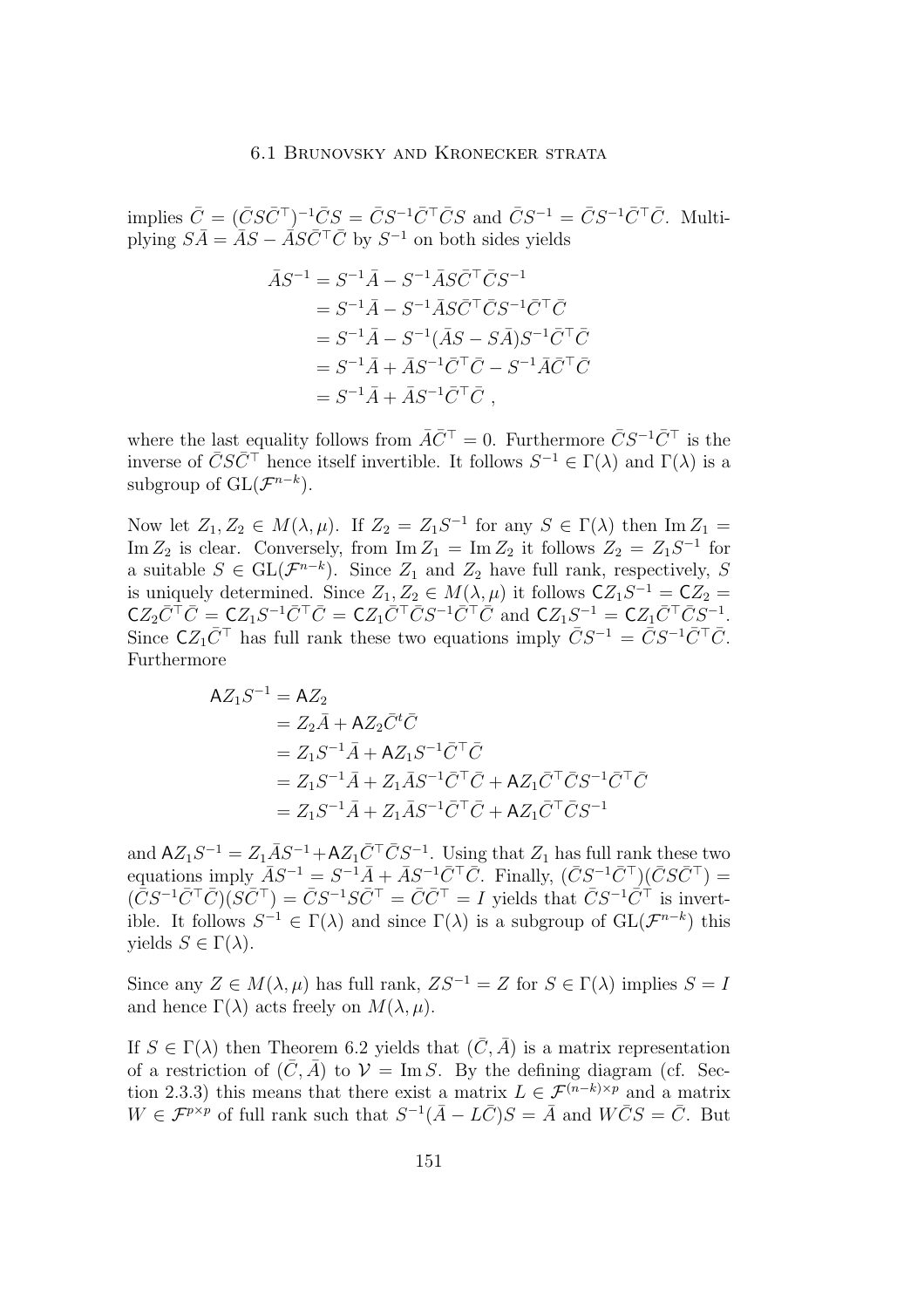implies $\bar{C} = (\bar{C}S\bar{C}^\top)^{-1}\bar{C}S = \bar{C}S^{-1}\bar{C}^\top\bar{C}S$ and $\bar{C}S^{-1} = \bar{C}S^{-1}\bar{C}^\top\bar{C}$. Multiplying $S\bar{A} = \bar{A}S - \bar{A}S\bar{C}^\top\bar{C}$ by $S^{-1}$ on both sides yields

$$
\begin{aligned}
\bar{A}S^{-1} &= S^{-1}\bar{A} - S^{-1}\bar{A}S\bar{C}^\top\bar{C}S^{-1} \\
&= S^{-1}\bar{A} - S^{-1}\bar{A}S\bar{C}^\top\bar{C}S^{-1}\bar{C}^\top\bar{C} \\
&= S^{-1}\bar{A} - S^{-1}(\bar{A}S - S\bar{A})S^{-1}\bar{C}^\top\bar{C} \\
&= S^{-1}\bar{A} + \bar{A}S^{-1}\bar{C}^\top\bar{C} - S^{-1}\bar{A}\bar{C}^\top\bar{C} \\
&= S^{-1}\bar{A} + \bar{A}S^{-1}\bar{C}^\top\bar{C}\ ,
\end{aligned}
$$

where the last equality follows from $\bar{A}\bar{C}^\top = 0$. Furthermore $\bar{C}S^{-1}\bar{C}^\top$ is the inverse of $\bar{C}S\bar{C}^\top$ hence itself invertible. It follows $S^{-1} \in \Gamma(\lambda)$ and $\Gamma(\lambda)$ is a subgroup of $\mathrm{GL}(\mathcal{F}^{n-k})$.

Now let $Z_1, Z_2 \in M(\lambda, \mu)$. If $Z_2 = Z_1S^{-1}$ for any $S \in \Gamma(\lambda)$ then $\operatorname{Im} Z_1 = \operatorname{Im} Z_2$ is clear. Conversely, from $\operatorname{Im} Z_1 = \operatorname{Im} Z_2$ it follows $Z_2 = Z_1S^{-1}$ for a suitable $S \in \mathrm{GL}(\mathcal{F}^{n-k})$. Since $Z_1$ and $Z_2$ have full rank, respectively, $S$ is uniquely determined. Since $Z_1, Z_2 \in M(\lambda, \mu)$ it follows $\mathsf{C}Z_1S^{-1} = \mathsf{C}Z_2 = \mathsf{C}Z_2\bar{C}^\top\bar{C} = \mathsf{C}Z_1S^{-1}\bar{C}^\top\bar{C} = \mathsf{C}Z_1\bar{C}^\top\bar{C}S^{-1}\bar{C}^\top\bar{C}$ and $\mathsf{C}Z_1S^{-1} = \mathsf{C}Z_1\bar{C}^\top\bar{C}S^{-1}$. Since $\mathsf{C}Z_1\bar{C}^\top$ has full rank these two equations imply $\bar{C}S^{-1} = \bar{C}S^{-1}\bar{C}^\top\bar{C}$. Furthermore

$$
\begin{aligned}
\mathsf{A}Z_1S^{-1} &= \mathsf{A}Z_2 \\
&= Z_2\bar{A} + \mathsf{A}Z_2\bar{C}^t\bar{C} \\
&= Z_1S^{-1}\bar{A} + \mathsf{A}Z_1S^{-1}\bar{C}^\top\bar{C} \\
&= Z_1S^{-1}\bar{A} + Z_1\bar{A}S^{-1}\bar{C}^\top\bar{C} + \mathsf{A}Z_1\bar{C}^\top\bar{C}S^{-1}\bar{C}^\top\bar{C} \\
&= Z_1S^{-1}\bar{A} + Z_1\bar{A}S^{-1}\bar{C}^\top\bar{C} + \mathsf{A}Z_1\bar{C}^\top\bar{C}S^{-1}
\end{aligned}
$$

and $\mathsf{A}Z_1S^{-1} = Z_1\bar{A}S^{-1} + \mathsf{A}Z_1\bar{C}^\top\bar{C}S^{-1}$. Using that $Z_1$ has full rank these two equations imply $\bar{A}S^{-1} = S^{-1}\bar{A} + \bar{A}S^{-1}\bar{C}^\top\bar{C}$. Finally, $(\bar{C}S^{-1}\bar{C}^\top)(\bar{C}S\bar{C}^\top) = (\bar{C}S^{-1}\bar{C}^\top\bar{C})(S\bar{C}^\top) = \bar{C}S^{-1}S\bar{C}^\top = \bar{C}\bar{C}^\top = I$ yields that $\bar{C}S^{-1}\bar{C}^\top$ is invertible. It follows $S^{-1} \in \Gamma(\lambda)$ and since $\Gamma(\lambda)$ is a subgroup of $\mathrm{GL}(\mathcal{F}^{n-k})$ this yields $S \in \Gamma(\lambda)$.

Since any $Z \in M(\lambda, \mu)$ has full rank, $ZS^{-1} = Z$ for $S \in \Gamma(\lambda)$ implies $S = I$ and hence $\Gamma(\lambda)$ acts freely on $M(\lambda, \mu)$.

If $S \in \Gamma(\lambda)$ then Theorem 6.2 yields that $(\bar{C}, \bar{A})$ is a matrix representation of a restriction of $(\bar{C}, \bar{A})$ to $\mathcal{V} = \operatorname{Im} S$. By the defining diagram (cf. Section 2.3.3) this means that there exist a matrix $L \in \mathcal{F}^{(n-k)\times p}$ and a matrix $W \in \mathcal{F}^{p\times p}$ of full rank such that $S^{-1}(\bar{A} - L\bar{C})S = \bar{A}$ and $W\bar{C}S = \bar{C}$. But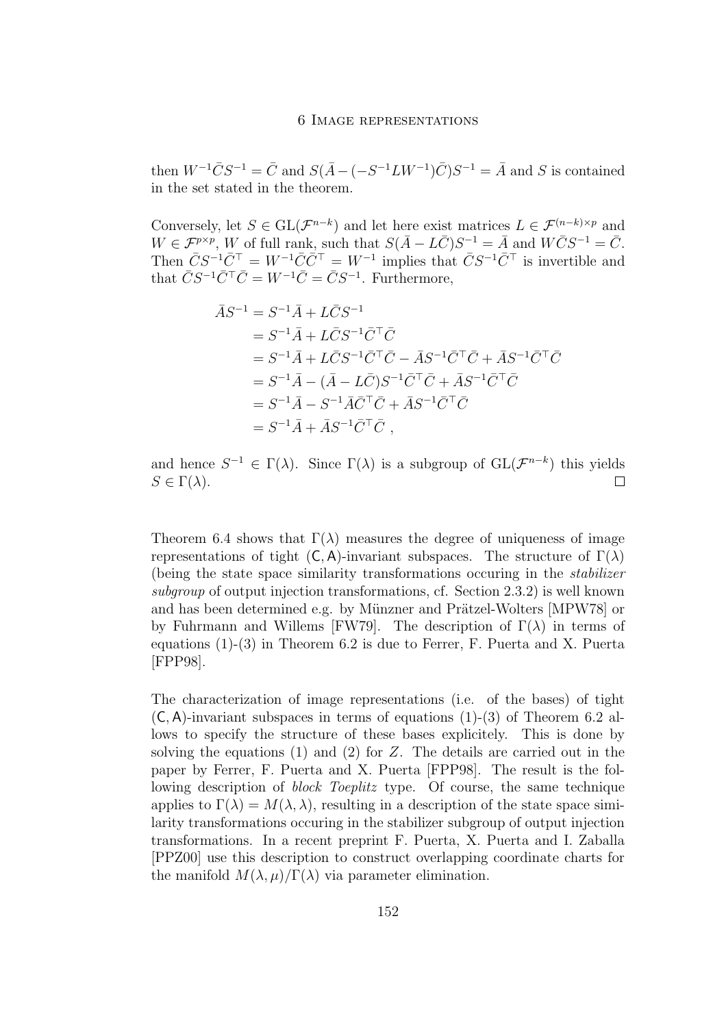then $W^{-1}\bar{C}S^{-1} = \bar{C}$ and $S(\bar{A} - (-S^{-1}LW^{-1})\bar{C})S^{-1} = \bar{A}$ and $S$ is contained in the set stated in the theorem.

Conversely, let $S \in \mathrm{GL}(\mathcal{F}^{n-k})$ and let here exist matrices $L \in \mathcal{F}^{(n-k)\times p}$ and $W \in \mathcal{F}^{p\times p}$, $W$ of full rank, such that $S(\bar{A} - L\bar{C})S^{-1} = \bar{A}$ and $W\bar{C}S^{-1} = \bar{C}$. Then $\bar{C}S^{-1}\bar{C}^\top = W^{-1}\bar{C}\bar{C}^\top = W^{-1}$ implies that $\bar{C}S^{-1}\bar{C}^\top$ is invertible and that $\bar{C}S^{-1}\bar{C}^\top\bar{C} = W^{-1}\bar{C} = \bar{C}S^{-1}$. Furthermore,

$$
\begin{aligned}
\bar{A}S^{-1} &= S^{-1}\bar{A} + L\bar{C}S^{-1} \\
&= S^{-1}\bar{A} + L\bar{C}S^{-1}\bar{C}^\top\bar{C} \\
&= S^{-1}\bar{A} + L\bar{C}S^{-1}\bar{C}^\top\bar{C} - \bar{A}S^{-1}\bar{C}^\top\bar{C} + \bar{A}S^{-1}\bar{C}^\top\bar{C} \\
&= S^{-1}\bar{A} - (\bar{A} - L\bar{C})S^{-1}\bar{C}^\top\bar{C} + \bar{A}S^{-1}\bar{C}^\top\bar{C} \\
&= S^{-1}\bar{A} - S^{-1}\bar{A}\bar{C}^\top\bar{C} + \bar{A}S^{-1}\bar{C}^\top\bar{C} \\
&= S^{-1}\bar{A} + \bar{A}S^{-1}\bar{C}^\top\bar{C}\ ,
\end{aligned}
$$

and hence $S^{-1} \in \Gamma(\lambda)$. Since $\Gamma(\lambda)$ is a subgroup of $\mathrm{GL}(\mathcal{F}^{n-k})$ this yields $S \in \Gamma(\lambda)$. □

Theorem 6.4 shows that $\Gamma(\lambda)$ measures the degree of uniqueness of image representations of tight $(\mathsf{C}, \mathsf{A})$-invariant subspaces. The structure of $\Gamma(\lambda)$ (being the state space similarity transformations occuring in the *stabilizer subgroup* of output injection transformations, cf. Section 2.3.2) is well known and has been determined e.g. by Münzner and Prätzel-Wolters [MPW78] or by Fuhrmann and Willems [FW79]. The description of $\Gamma(\lambda)$ in terms of equations (1)-(3) in Theorem 6.2 is due to Ferrer, F. Puerta and X. Puerta [FPP98].

The characterization of image representations (i.e. of the bases) of tight $(\mathsf{C}, \mathsf{A})$-invariant subspaces in terms of equations (1)-(3) of Theorem 6.2 allows to specify the structure of these bases explicitely. This is done by solving the equations (1) and (2) for $Z$. The details are carried out in the paper by Ferrer, F. Puerta and X. Puerta [FPP98]. The result is the following description of *block Toeplitz* type. Of course, the same technique applies to $\Gamma(\lambda) = M(\lambda, \lambda)$, resulting in a description of the state space similarity transformations occuring in the stabilizer subgroup of output injection transformations. In a recent preprint F. Puerta, X. Puerta and I. Zaballa [PPZ00] use this description to construct overlapping coordinate charts for the manifold $M(\lambda, \mu)/\Gamma(\lambda)$ via parameter elimination.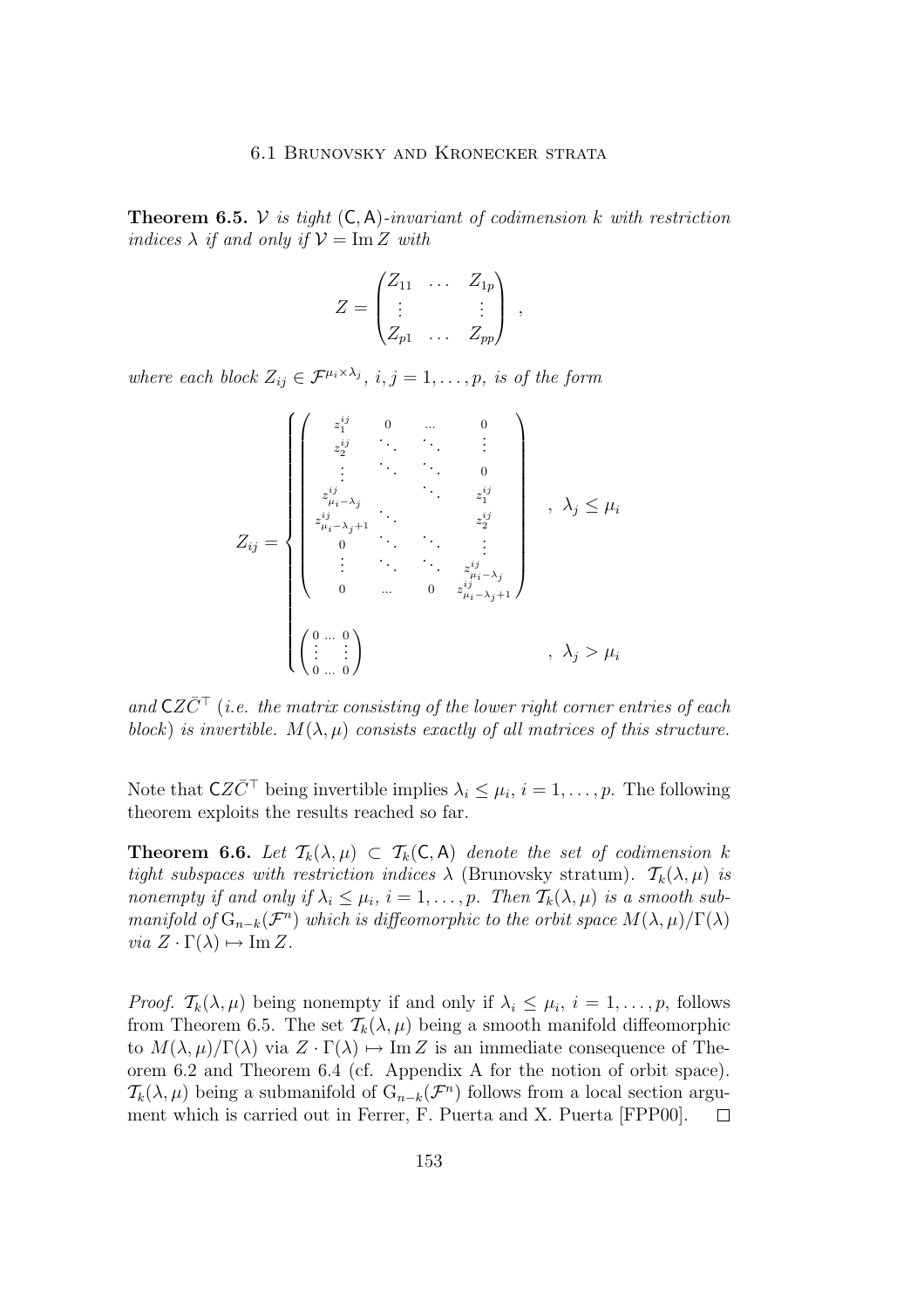**Theorem 6.5.** $\mathcal{V}$ *is tight* $(\mathsf{C},\mathsf{A})$*-invariant of codimension* $k$ *with restriction indices* $\lambda$ *if and only if* $\mathcal{V} = \operatorname{Im} Z$ *with*

$$Z = \begin{pmatrix} Z_{11} & \dots & Z_{1p} \\ \vdots & & \vdots \\ Z_{p1} & \dots & Z_{pp} \end{pmatrix} ,$$

*where each block* $Z_{ij} \in \mathcal{F}^{\mu_i \times \lambda_j}$, $i, j = 1, \dots, p$, *is of the form*

$$Z_{ij} = \begin{cases} \begin{pmatrix} z_1^{ij} & 0 & \dots & 0 \\ z_2^{ij} & \ddots & \ddots & \vdots \\ \vdots & \ddots & \ddots & 0 \\ z_{\mu_i-\lambda_j}^{ij} & & \ddots & z_1^{ij} \\ z_{\mu_i-\lambda_j+1}^{ij} & \ddots & & z_2^{ij} \\ 0 & \ddots & \ddots & \vdots \\ \vdots & \ddots & \ddots & z_{\mu_i-\lambda_j}^{ij} \\ 0 & \dots & 0 & z_{\mu_i-\lambda_j+1}^{ij} \end{pmatrix} & , \ \lambda_j \leq \mu_i \\ \\ \begin{pmatrix} 0 & \dots & 0 \\ \vdots & & \vdots \\ 0 & \dots & 0 \end{pmatrix} & , \ \lambda_j > \mu_i \end{cases}$$

*and* $\mathsf{C}Z\bar{C}^\top$ (*i.e. the matrix consisting of the lower right corner entries of each block*) *is invertible.* $M(\lambda, \mu)$ *consists exactly of all matrices of this structure.*

Note that $\mathsf{C}Z\bar{C}^\top$ being invertible implies $\lambda_i \leq \mu_i$, $i = 1, \dots, p$. The following theorem exploits the results reached so far.

**Theorem 6.6.** *Let* $\mathcal{T}_k(\lambda, \mu) \subset \mathcal{T}_k(\mathsf{C},\mathsf{A})$ *denote the set of codimension* $k$ *tight subspaces with restriction indices* $\lambda$ (Brunovsky stratum). $\mathcal{T}_k(\lambda, \mu)$ *is nonempty if and only if* $\lambda_i \leq \mu_i$, $i = 1, \dots, p$. *Then* $\mathcal{T}_k(\lambda, \mu)$ *is a smooth submanifold of* $\mathrm{G}_{n-k}(\mathcal{F}^n)$ *which is diffeomorphic to the orbit space* $M(\lambda, \mu)/\Gamma(\lambda)$ *via* $Z \cdot \Gamma(\lambda) \mapsto \operatorname{Im} Z$.

*Proof.* $\mathcal{T}_k(\lambda, \mu)$ being nonempty if and only if $\lambda_i \leq \mu_i$, $i = 1, \dots, p$, follows from Theorem 6.5. The set $\mathcal{T}_k(\lambda, \mu)$ being a smooth manifold diffeomorphic to $M(\lambda, \mu)/\Gamma(\lambda)$ via $Z \cdot \Gamma(\lambda) \mapsto \operatorname{Im} Z$ is an immediate consequence of Theorem 6.2 and Theorem 6.4 (cf. Appendix A for the notion of orbit space). $\mathcal{T}_k(\lambda, \mu)$ being a submanifold of $\mathrm{G}_{n-k}(\mathcal{F}^n)$ follows from a local section argument which is carried out in Ferrer, F. Puerta and X. Puerta [FPP00]. $\square$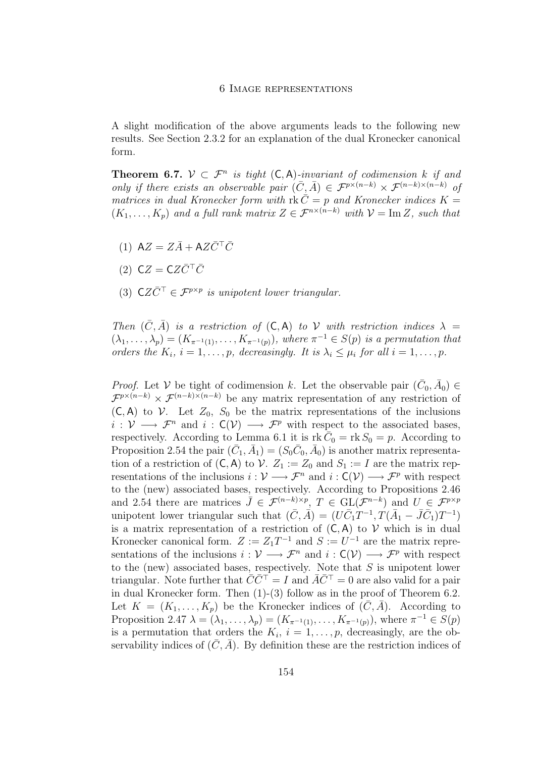A slight modification of the above arguments leads to the following new results. See Section 2.3.2 for an explanation of the dual Kronecker canonical form.

**Theorem 6.7.** *$\mathcal{V} \subset \mathcal{F}^n$ is tight $(\mathsf{C}, \mathsf{A})$-invariant of codimension $k$ if and only if there exists an observable pair $(\bar{C}, \bar{A}) \in \mathcal{F}^{p\times(n-k)} \times \mathcal{F}^{(n-k)\times(n-k)}$ of matrices in dual Kronecker form with $\operatorname{rk} \bar{C} = p$ and Kronecker indices $K = (K_1, \ldots, K_p)$ and a full rank matrix $Z \in \mathcal{F}^{n\times(n-k)}$ with $\mathcal{V} = \operatorname{Im} Z$, such that*

(1) $\mathsf{A}Z = Z\bar{A} + \mathsf{A}Z\bar{C}^\top\bar{C}$

(2) $\mathsf{C}Z = \mathsf{C}Z\bar{C}^\top\bar{C}$

(3) $\mathsf{C}Z\bar{C}^\top \in \mathcal{F}^{p\times p}$ *is unipotent lower triangular.*

*Then $(\bar{C}, \bar{A})$ is a restriction of $(\mathsf{C}, \mathsf{A})$ to $\mathcal{V}$ with restriction indices $\lambda = (\lambda_1, \ldots, \lambda_p) = (K_{\pi^{-1}(1)}, \ldots, K_{\pi^{-1}(p)})$, where $\pi^{-1} \in S(p)$ is a permutation that orders the $K_i$, $i = 1, \ldots, p$, decreasingly. It is $\lambda_i \leq \mu_i$ for all $i = 1, \ldots, p$.*

*Proof.* Let $\mathcal{V}$ be tight of codimension $k$. Let the observable pair $(\bar{C}_0, \bar{A}_0) \in \mathcal{F}^{p\times(n-k)} \times \mathcal{F}^{(n-k)\times(n-k)}$ be any matrix representation of any restriction of $(\mathsf{C}, \mathsf{A})$ to $\mathcal{V}$. Let $Z_0$, $S_0$ be the matrix representations of the inclusions $i : \mathcal{V} \longrightarrow \mathcal{F}^n$ and $i : \mathsf{C}(\mathcal{V}) \longrightarrow \mathcal{F}^p$ with respect to the associated bases, respectively. According to Lemma 6.1 it is $\operatorname{rk} \bar{C}_0 = \operatorname{rk} S_0 = p$. According to Proposition 2.54 the pair $(\bar{C}_1, \bar{A}_1) = (S_0\bar{C}_0, \bar{A}_0)$ is another matrix representation of a restriction of $(\mathsf{C}, \mathsf{A})$ to $\mathcal{V}$. $Z_1 := Z_0$ and $S_1 := I$ are the matrix representations of the inclusions $i : \mathcal{V} \longrightarrow \mathcal{F}^n$ and $i : \mathsf{C}(\mathcal{V}) \longrightarrow \mathcal{F}^p$ with respect to the (new) associated bases, respectively. According to Propositions 2.46 and 2.54 there are matrices $\bar{J} \in \mathcal{F}^{(n-k)\times p}$, $T \in \mathrm{GL}(\mathcal{F}^{n-k})$ and $U \in \mathcal{F}^{p\times p}$ unipotent lower triangular such that $(\bar{C}, \bar{A}) = (U\bar{C}_1T^{-1}, T(\bar{A}_1 - \bar{J}\bar{C}_1)T^{-1})$ is a matrix representation of a restriction of $(\mathsf{C}, \mathsf{A})$ to $\mathcal{V}$ which is in dual Kronecker canonical form. $Z := Z_1T^{-1}$ and $S := U^{-1}$ are the matrix representations of the inclusions $i : \mathcal{V} \longrightarrow \mathcal{F}^n$ and $i : \mathsf{C}(\mathcal{V}) \longrightarrow \mathcal{F}^p$ with respect to the (new) associated bases, respectively. Note that $S$ is unipotent lower triangular. Note further that $\bar{C}\bar{C}^\top = I$ and $\bar{A}\bar{C}^\top = 0$ are also valid for a pair in dual Kronecker form. Then (1)-(3) follow as in the proof of Theorem 6.2. Let $K = (K_1, \ldots, K_p)$ be the Kronecker indices of $(\bar{C}, \bar{A})$. According to Proposition 2.47 $\lambda = (\lambda_1, \ldots, \lambda_p) = (K_{\pi^{-1}(1)}, \ldots, K_{\pi^{-1}(p)})$, where $\pi^{-1} \in S(p)$ is a permutation that orders the $K_i$, $i = 1, \ldots, p$, decreasingly, are the observability indices of $(\bar{C}, \bar{A})$. By definition these are the restriction indices of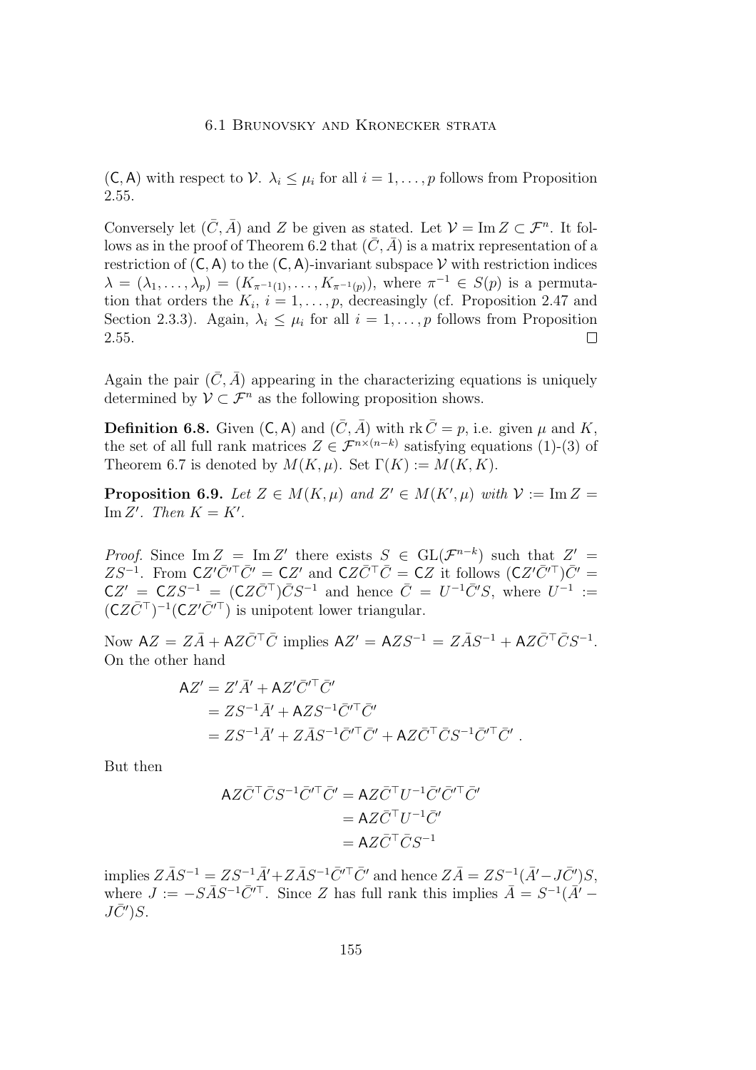$(\mathsf{C}, \mathsf{A})$ with respect to $\mathcal{V}$. $\lambda_i \leq \mu_i$ for all $i = 1, \ldots, p$ follows from Proposition 2.55.

Conversely let $(\bar{C}, \bar{A})$ and $Z$ be given as stated. Let $\mathcal{V} = \operatorname{Im} Z \subset \mathcal{F}^n$. It follows as in the proof of Theorem 6.2 that $(\bar{C}, \bar{A})$ is a matrix representation of a restriction of $(\mathsf{C}, \mathsf{A})$ to the $(\mathsf{C}, \mathsf{A})$-invariant subspace $\mathcal{V}$ with restriction indices $\lambda = (\lambda_1, \ldots, \lambda_p) = (K_{\pi^{-1}(1)}, \ldots, K_{\pi^{-1}(p)})$, where $\pi^{-1} \in S(p)$ is a permutation that orders the $K_i$, $i = 1, \ldots, p$, decreasingly (cf. Proposition 2.47 and Section 2.3.3). Again, $\lambda_i \leq \mu_i$ for all $i = 1, \ldots, p$ follows from Proposition 2.55. $\square$

Again the pair $(\bar{C}, \bar{A})$ appearing in the characterizing equations is uniquely determined by $\mathcal{V} \subset \mathcal{F}^n$ as the following proposition shows.

**Definition 6.8.** Given $(\mathsf{C}, \mathsf{A})$ and $(\bar{C}, \bar{A})$ with $\operatorname{rk} \bar{C} = p$, i.e. given $\mu$ and $K$, the set of all full rank matrices $Z \in \mathcal{F}^{n \times (n-k)}$ satisfying equations (1)-(3) of Theorem 6.7 is denoted by $M(K, \mu)$. Set $\Gamma(K) := M(K, K)$.

**Proposition 6.9.** *Let $Z \in M(K, \mu)$ and $Z' \in M(K', \mu)$ with $\mathcal{V} := \operatorname{Im} Z = \operatorname{Im} Z'$. Then $K = K'$.*

*Proof.* Since $\operatorname{Im} Z = \operatorname{Im} Z'$ there exists $S \in \operatorname{GL}(\mathcal{F}^{n-k})$ such that $Z' = ZS^{-1}$. From $\mathsf{C}Z'\bar{C}'^{\top}\bar{C}' = \mathsf{C}Z'$ and $\mathsf{C}Z\bar{C}^{\top}\bar{C} = \mathsf{C}Z$ it follows $(\mathsf{C}Z'\bar{C}'^{\top})\bar{C}' = \mathsf{C}Z' = \mathsf{C}ZS^{-1} = (\mathsf{C}Z\bar{C}^{\top})\bar{C}S^{-1}$ and hence $\bar{C} = U^{-1}\bar{C}'S$, where $U^{-1} := (\mathsf{C}Z\bar{C}^{\top})^{-1}(\mathsf{C}Z'\bar{C}'^{\top})$ is unipotent lower triangular.

Now $\mathsf{A}Z = Z\bar{A} + \mathsf{A}Z\bar{C}^{\top}\bar{C}$ implies $\mathsf{A}Z' = \mathsf{A}ZS^{-1} = Z\bar{A}S^{-1} + \mathsf{A}Z\bar{C}^{\top}\bar{C}S^{-1}$. On the other hand

$$
\begin{aligned}
\mathsf{A}Z' &= Z'\bar{A}' + \mathsf{A}Z'\bar{C}'^{\top}\bar{C}' \\
&= ZS^{-1}\bar{A}' + \mathsf{A}ZS^{-1}\bar{C}'^{\top}\bar{C}' \\
&= ZS^{-1}\bar{A}' + Z\bar{A}S^{-1}\bar{C}'^{\top}\bar{C}' + \mathsf{A}Z\bar{C}^{\top}\bar{C}S^{-1}\bar{C}'^{\top}\bar{C}' \ .
\end{aligned}
$$

But then

$$
\begin{aligned}
\mathsf{A}Z\bar{C}^{\top}\bar{C}S^{-1}\bar{C}'^{\top}\bar{C}' &= \mathsf{A}Z\bar{C}^{\top}U^{-1}\bar{C}'\bar{C}'^{\top}\bar{C}' \\
&= \mathsf{A}Z\bar{C}^{\top}U^{-1}\bar{C}' \\
&= \mathsf{A}Z\bar{C}^{\top}\bar{C}S^{-1}
\end{aligned}
$$

implies $Z\bar{A}S^{-1} = ZS^{-1}\bar{A}' + Z\bar{A}S^{-1}\bar{C}'^{\top}\bar{C}'$ and hence $Z\bar{A} = ZS^{-1}(\bar{A}' - J\bar{C}')S$, where $J := -S\bar{A}S^{-1}\bar{C}'^{\top}$. Since $Z$ has full rank this implies $\bar{A} = S^{-1}(\bar{A}' - J\bar{C}')S$.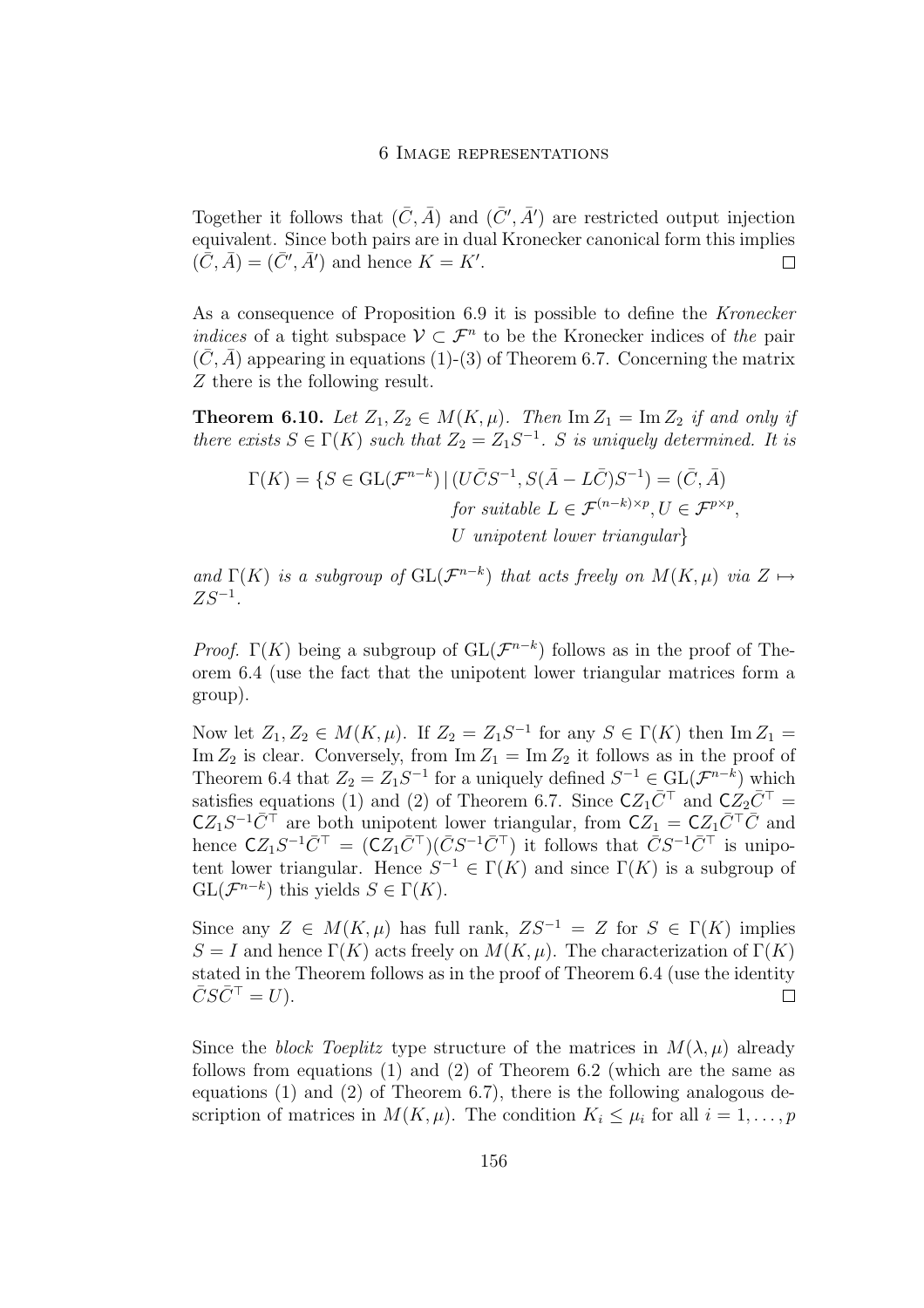Together it follows that $(\bar{C}, \bar{A})$ and $(\bar{C}', \bar{A}')$ are restricted output injection equivalent. Since both pairs are in dual Kronecker canonical form this implies $(\bar{C}, \bar{A}) = (\bar{C}', \bar{A}')$ and hence $K = K'$. $\square$

As a consequence of Proposition 6.9 it is possible to define the *Kronecker indices* of a tight subspace $\mathcal{V} \subset \mathcal{F}^n$ to be the Kronecker indices of *the* pair $(\bar{C}, \bar{A})$ appearing in equations (1)-(3) of Theorem 6.7. Concerning the matrix $Z$ there is the following result.

**Theorem 6.10.** *Let $Z_1, Z_2 \in M(K, \mu)$. Then $\operatorname{Im} Z_1 = \operatorname{Im} Z_2$ if and only if there exists $S \in \Gamma(K)$ such that $Z_2 = Z_1 S^{-1}$. $S$ is uniquely determined. It is*

$$\Gamma(K) = \{S \in \mathrm{GL}(\mathcal{F}^{n-k}) \mid (U\bar{C}S^{-1}, S(\bar{A} - L\bar{C})S^{-1}) = (\bar{C}, \bar{A}) \text{ for suitable } L \in \mathcal{F}^{(n-k)\times p}, U \in \mathcal{F}^{p\times p}, U \text{ unipotent lower triangular}\}$$

*and $\Gamma(K)$ is a subgroup of $\mathrm{GL}(\mathcal{F}^{n-k})$ that acts freely on $M(K, \mu)$ via $Z \mapsto ZS^{-1}$.*

*Proof.* $\Gamma(K)$ being a subgroup of $\mathrm{GL}(\mathcal{F}^{n-k})$ follows as in the proof of Theorem 6.4 (use the fact that the unipotent lower triangular matrices form a group).

Now let $Z_1, Z_2 \in M(K, \mu)$. If $Z_2 = Z_1 S^{-1}$ for any $S \in \Gamma(K)$ then $\operatorname{Im} Z_1 = \operatorname{Im} Z_2$ is clear. Conversely, from $\operatorname{Im} Z_1 = \operatorname{Im} Z_2$ it follows as in the proof of Theorem 6.4 that $Z_2 = Z_1 S^{-1}$ for a uniquely defined $S^{-1} \in \mathrm{GL}(\mathcal{F}^{n-k})$ which satisfies equations (1) and (2) of Theorem 6.7. Since $\mathsf{C}Z_1\bar{C}^\top$ and $\mathsf{C}Z_2\bar{C}^\top = \mathsf{C}Z_1 S^{-1}\bar{C}^\top$ are both unipotent lower triangular, from $\mathsf{C}Z_1 = \mathsf{C}Z_1\bar{C}^\top\bar{C}$ and hence $\mathsf{C}Z_1 S^{-1}\bar{C}^\top = (\mathsf{C}Z_1\bar{C}^\top)(\bar{C}S^{-1}\bar{C}^\top)$ it follows that $\bar{C}S^{-1}\bar{C}^\top$ is unipotent lower triangular. Hence $S^{-1} \in \Gamma(K)$ and since $\Gamma(K)$ is a subgroup of $\mathrm{GL}(\mathcal{F}^{n-k})$ this yields $S \in \Gamma(K)$.

Since any $Z \in M(K, \mu)$ has full rank, $ZS^{-1} = Z$ for $S \in \Gamma(K)$ implies $S = I$ and hence $\Gamma(K)$ acts freely on $M(K, \mu)$. The characterization of $\Gamma(K)$ stated in the Theorem follows as in the proof of Theorem 6.4 (use the identity $\bar{C}S\bar{C}^\top = U$). $\square$

Since the *block Toeplitz* type structure of the matrices in $M(\lambda, \mu)$ already follows from equations (1) and (2) of Theorem 6.2 (which are the same as equations (1) and (2) of Theorem 6.7), there is the following analogous description of matrices in $M(K, \mu)$. The condition $K_i \leq \mu_i$ for all $i = 1, \ldots, p$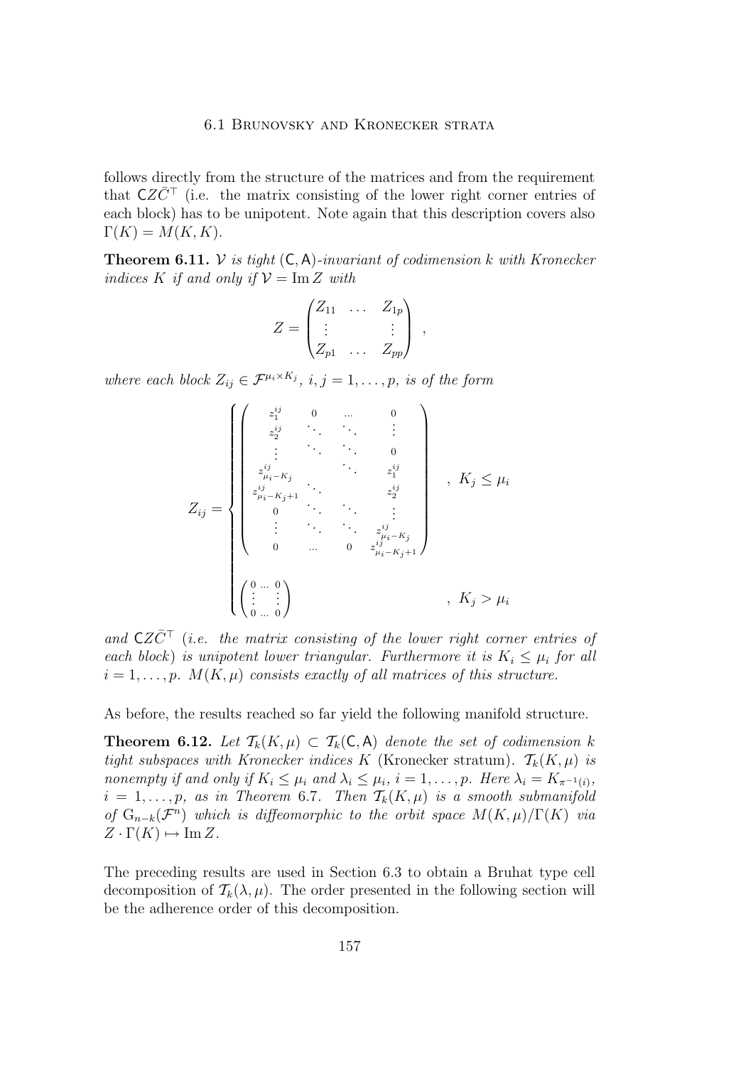follows directly from the structure of the matrices and from the requirement that $\mathsf{C}Z\bar{C}^\top$ (i.e. the matrix consisting of the lower right corner entries of each block) has to be unipotent. Note again that this description covers also $\Gamma(K) = M(K,K)$.

**Theorem 6.11.** *$\mathcal{V}$ is tight $(\mathsf{C},\mathsf{A})$-invariant of codimension $k$ with Kronecker indices $K$ if and only if $\mathcal{V} = \operatorname{Im} Z$ with*

$$Z = \begin{pmatrix} Z_{11} & \dots & Z_{1p} \\ \vdots & & \vdots \\ Z_{p1} & \dots & Z_{pp} \end{pmatrix} ,$$

*where each block $Z_{ij} \in \mathcal{F}^{\mu_i \times K_j}$, $i,j = 1,\dots,p$, is of the form*

$$Z_{ij} = \begin{cases} \begin{pmatrix} z_1^{ij} & 0 & \dots & 0 \\ z_2^{ij} & \ddots & \ddots & \vdots \\ \vdots & \ddots & \ddots & 0 \\ z_{\mu_i - K_j}^{ij} & & \ddots & z_1^{ij} \\ z_{\mu_i-K_j+1}^{ij} & \ddots & & z_2^{ij} \\ 0 & \ddots & \ddots & \vdots \\ \vdots & \ddots & \ddots & z_{\mu_i-K_j}^{ij} \\ 0 & \dots & 0 & z_{\mu_i-K_j+1}^{ij} \end{pmatrix} & , \ K_j \le \mu_i \\ \\ \begin{pmatrix} 0 & \dots & 0 \\ \vdots & & \vdots \\ 0 & \dots & 0 \end{pmatrix} & , \ K_j > \mu_i \end{cases}$$

*and $\mathsf{C}Z\bar{C}^\top$ (i.e. the matrix consisting of the lower right corner entries of each block) is unipotent lower triangular. Furthermore it is $K_i \le \mu_i$ for all $i = 1,\dots,p$. $M(K,\mu)$ consists exactly of all matrices of this structure.*

As before, the results reached so far yield the following manifold structure.

**Theorem 6.12.** *Let $\mathcal{T}_k(K,\mu) \subset \mathcal{T}_k(\mathsf{C},\mathsf{A})$ denote the set of codimension $k$ tight subspaces with Kronecker indices $K$* (Kronecker stratum)*. $\mathcal{T}_k(K,\mu)$ is nonempty if and only if $K_i \le \mu_i$ and $\lambda_i \le \mu_i$, $i = 1,\dots,p$. Here $\lambda_i = K_{\pi^{-1}(i)}$, $i = 1,\dots,p$, as in Theorem 6.7. Then $\mathcal{T}_k(K,\mu)$ is a smooth submanifold of $\mathrm{G}_{n-k}(\mathcal{F}^n)$ which is diffeomorphic to the orbit space $M(K,\mu)/\Gamma(K)$ via $Z \cdot \Gamma(K) \mapsto \operatorname{Im} Z$.*

The preceding results are used in Section 6.3 to obtain a Bruhat type cell decomposition of $\mathcal{T}_k(\lambda,\mu)$. The order presented in the following section will be the adherence order of this decomposition.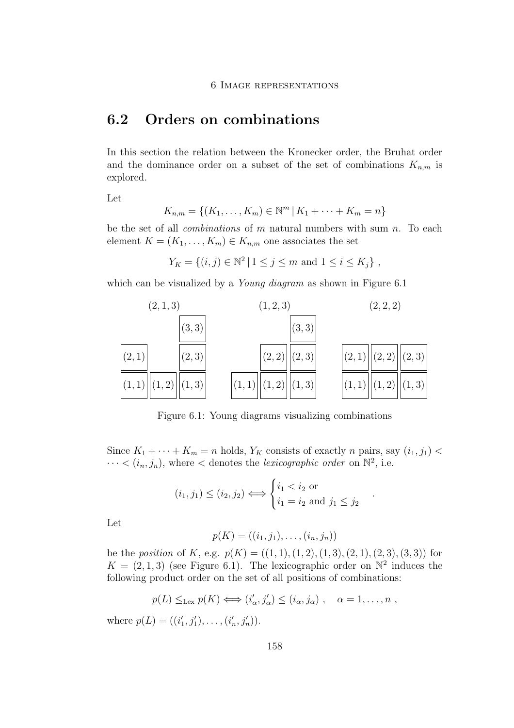## 6.2 Orders on combinations

In this section the relation between the Kronecker order, the Bruhat order and the dominance order on a subset of the set of combinations $K_{n,m}$ is explored.

Let

$$K_{n,m} = \{(K_1, \ldots, K_m) \in \mathbb{N}^m \,|\, K_1 + \cdots + K_m = n\}$$

be the set of all *combinations* of $m$ natural numbers with sum $n$. To each element $K = (K_1, \ldots, K_m) \in K_{n,m}$ one associates the set

$$Y_K = \{(i,j) \in \mathbb{N}^2 \,|\, 1 \le j \le m \text{ and } 1 \le i \le K_j\} ,$$

which can be visualized by a *Young diagram* as shown in Figure 6.1

| $(2,1,3)$ | | | $(1,2,3)$ | | | $(2,2,2)$ | | |
|---|---|---|---|---|---|---|---|---|
| | | $(3,3)$ | | | $(3,3)$ | | | |
| $(2,1)$ | | $(2,3)$ | | $(2,2)$ | $(2,3)$ | $(2,1)$ | $(2,2)$ | $(2,3)$ |
| $(1,1)$ | $(1,2)$ | $(1,3)$ | $(1,1)$ | $(1,2)$ | $(1,3)$ | $(1,1)$ | $(1,2)$ | $(1,3)$ |

Figure 6.1: Young diagrams visualizing combinations

Since $K_1 + \cdots + K_m = n$ holds, $Y_K$ consists of exactly $n$ pairs, say $(i_1, j_1) < \cdots < (i_n, j_n)$, where $<$ denotes the *lexicographic order* on $\mathbb{N}^2$, i.e.

$$(i_1, j_1) \le (i_2, j_2) \Longleftrightarrow \begin{cases} i_1 < i_2 \text{ or} \\ i_1 = i_2 \text{ and } j_1 \le j_2 \end{cases} .$$

Let

$$p(K) = ((i_1, j_1), \ldots, (i_n, j_n))$$

be the *position* of $K$, e.g. $p(K) = ((1,1),(1,2),(1,3),(2,1),(2,3),(3,3))$ for $K = (2,1,3)$ (see Figure 6.1). The lexicographic order on $\mathbb{N}^2$ induces the following product order on the set of all positions of combinations:

$$p(L) \le_{\text{Lex}} p(K) \Longleftrightarrow (i'_\alpha, j'_\alpha) \le (i_\alpha, j_\alpha) , \quad \alpha = 1, \ldots, n ,$$

where $p(L) = ((i'_1, j'_1), \ldots, (i'_n, j'_n))$.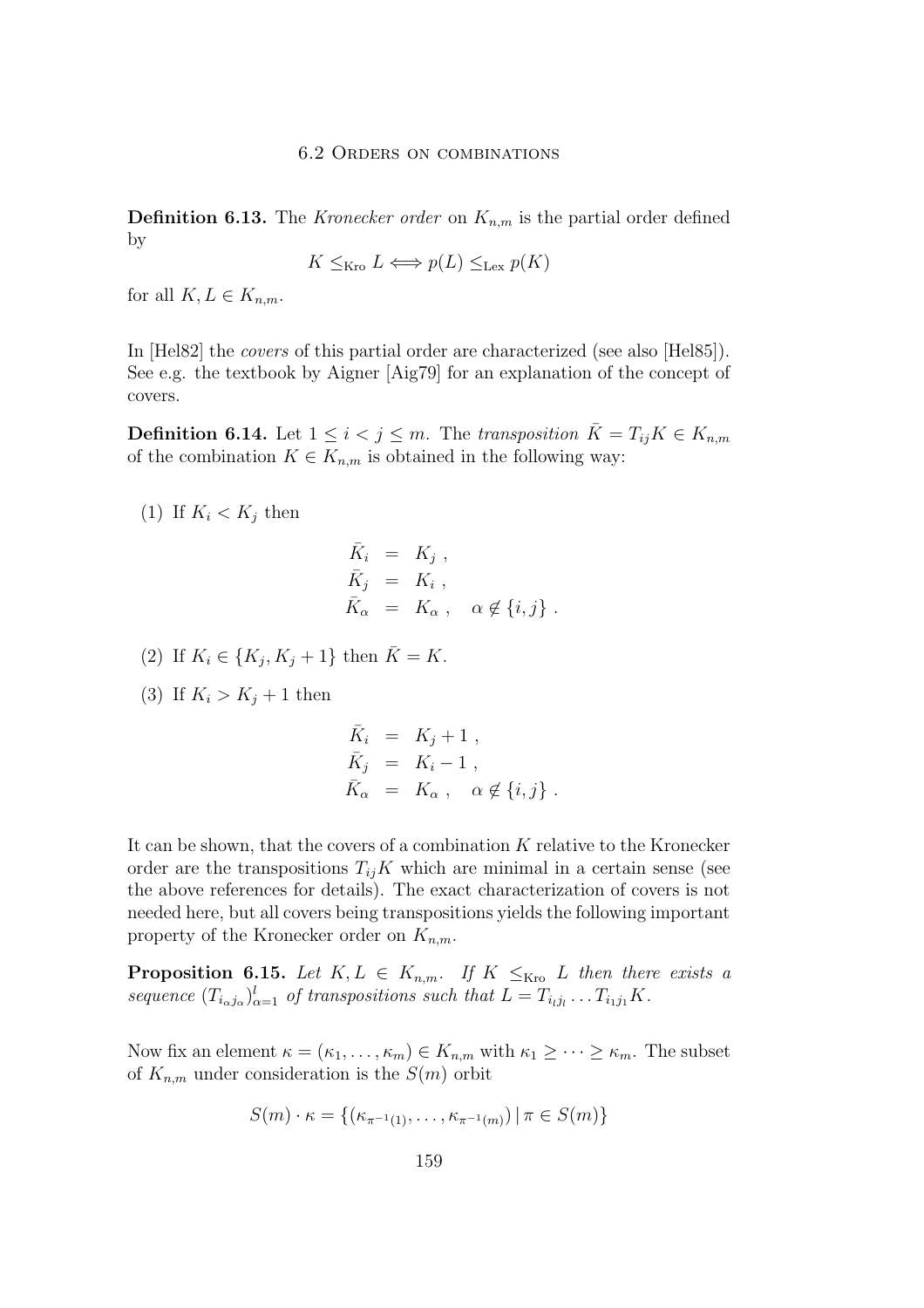**Definition 6.13.** The *Kronecker order* on $K_{n,m}$ is the partial order defined by

$$K \leq_{\text{Kro}} L \Longleftrightarrow p(L) \leq_{\text{Lex}} p(K)$$

for all $K, L \in K_{n,m}$.

In [Hel82] the *covers* of this partial order are characterized (see also [Hel85]). See e.g. the textbook by Aigner [Aig79] for an explanation of the concept of covers.

**Definition 6.14.** Let $1 \leq i < j \leq m$. The *transposition* $\bar{K} = T_{ij}K \in K_{n,m}$ of the combination $K \in K_{n,m}$ is obtained in the following way:

(1) If $K_i < K_j$ then

$$\begin{aligned} \bar{K}_i &= K_j \ , \\ \bar{K}_j &= K_i \ , \\ \bar{K}_\alpha &= K_\alpha \ , \quad \alpha \notin \{i, j\} \ . \end{aligned}$$

(2) If $K_i \in \{K_j, K_j + 1\}$ then $\bar{K} = K$.

(3) If $K_i > K_j + 1$ then

$$\begin{aligned} \bar{K}_i &= K_j + 1 \ , \\ \bar{K}_j &= K_i - 1 \ , \\ \bar{K}_\alpha &= K_\alpha \ , \quad \alpha \notin \{i, j\} \ . \end{aligned}$$

It can be shown, that the covers of a combination $K$ relative to the Kronecker order are the transpositions $T_{ij}K$ which are minimal in a certain sense (see the above references for details). The exact characterization of covers is not needed here, but all covers being transpositions yields the following important property of the Kronecker order on $K_{n,m}$.

**Proposition 6.15.** *Let $K, L \in K_{n,m}$. If $K \leq_{\text{Kro}} L$ then there exists a sequence $(T_{i_\alpha j_\alpha})_{\alpha=1}^{l}$ of transpositions such that $L = T_{i_l j_l} \ldots T_{i_1 j_1} K$.*

Now fix an element $\kappa = (\kappa_1, \ldots, \kappa_m) \in K_{n,m}$ with $\kappa_1 \geq \cdots \geq \kappa_m$. The subset of $K_{n,m}$ under consideration is the $S(m)$ orbit

$$S(m) \cdot \kappa = \{(\kappa_{\pi^{-1}(1)}, \ldots, \kappa_{\pi^{-1}(m)}) \mid \pi \in S(m)\}$$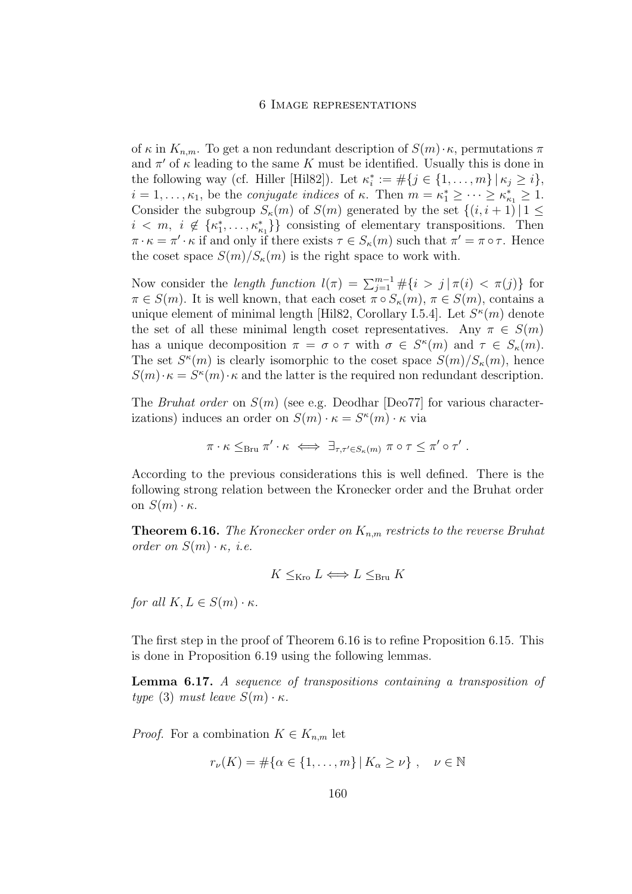of $\kappa$ in $K_{n,m}$. To get a non redundant description of $S(m) \cdot \kappa$, permutations $\pi$ and $\pi'$ of $\kappa$ leading to the same $K$ must be identified. Usually this is done in the following way (cf. Hiller [Hil82]). Let $\kappa_i^* := \#\{j \in \{1, \ldots, m\} \mid \kappa_j \geq i\}$, $i = 1, \ldots, \kappa_1$, be the *conjugate indices* of $\kappa$. Then $m = \kappa_1^* \geq \cdots \geq \kappa_{\kappa_1}^* \geq 1$. Consider the subgroup $S_\kappa(m)$ of $S(m)$ generated by the set $\{(i, i+1) \mid 1 \leq i < m,\ i \notin \{\kappa_1^*, \ldots, \kappa_{\kappa_1}^*\}\}$ consisting of elementary transpositions. Then $\pi \cdot \kappa = \pi' \cdot \kappa$ if and only if there exists $\tau \in S_\kappa(m)$ such that $\pi' = \pi \circ \tau$. Hence the coset space $S(m)/S_\kappa(m)$ is the right space to work with.

Now consider the *length function* $l(\pi) = \sum_{j=1}^{m-1} \#\{i > j \mid \pi(i) < \pi(j)\}$ for $\pi \in S(m)$. It is well known, that each coset $\pi \circ S_\kappa(m)$, $\pi \in S(m)$, contains a unique element of minimal length [Hil82, Corollary I.5.4]. Let $S^\kappa(m)$ denote the set of all these minimal length coset representatives. Any $\pi \in S(m)$ has a unique decomposition $\pi = \sigma \circ \tau$ with $\sigma \in S^\kappa(m)$ and $\tau \in S_\kappa(m)$. The set $S^\kappa(m)$ is clearly isomorphic to the coset space $S(m)/S_\kappa(m)$, hence $S(m) \cdot \kappa = S^\kappa(m) \cdot \kappa$ and the latter is the required non redundant description.

The *Bruhat order* on $S(m)$ (see e.g. Deodhar [Deo77] for various characterizations) induces an order on $S(m) \cdot \kappa = S^\kappa(m) \cdot \kappa$ via

$$\pi \cdot \kappa \leq_{\text{Bru}} \pi' \cdot \kappa \iff \exists_{\tau, \tau' \in S_\kappa(m)}\ \pi \circ \tau \leq \pi' \circ \tau' .$$

According to the previous considerations this is well defined. There is the following strong relation between the Kronecker order and the Bruhat order on $S(m) \cdot \kappa$.

**Theorem 6.16.** *The Kronecker order on $K_{n,m}$ restricts to the reverse Bruhat order on $S(m) \cdot \kappa$, i.e.*

$$K \leq_{\text{Kro}} L \Longleftrightarrow L \leq_{\text{Bru}} K$$

*for all $K, L \in S(m) \cdot \kappa$.*

The first step in the proof of Theorem 6.16 is to refine Proposition 6.15. This is done in Proposition 6.19 using the following lemmas.

**Lemma 6.17.** *A sequence of transpositions containing a transposition of type* (3) *must leave $S(m) \cdot \kappa$.*

*Proof.* For a combination $K \in K_{n,m}$ let

$$r_\nu(K) = \#\{\alpha \in \{1, \ldots, m\} \mid K_\alpha \geq \nu\} , \quad \nu \in \mathbb{N}$$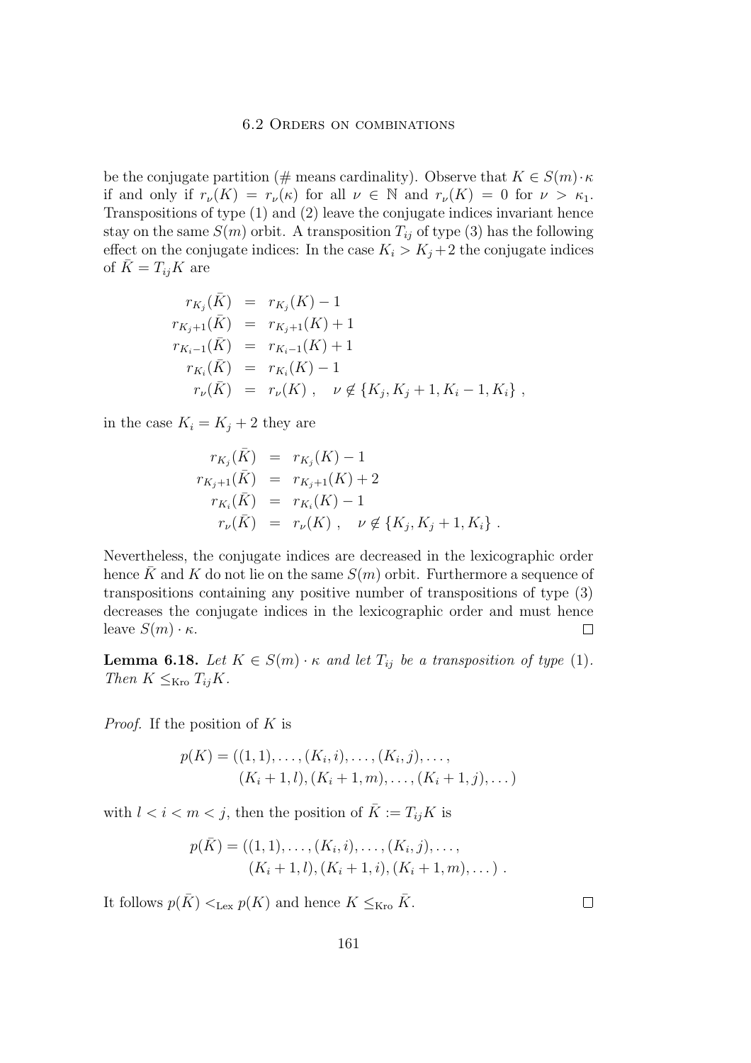be the conjugate partition (# means cardinality). Observe that $K \in S(m)\cdot\kappa$ if and only if $r_\nu(K) = r_\nu(\kappa)$ for all $\nu \in \mathbb{N}$ and $r_\nu(K) = 0$ for $\nu > \kappa_1$. Transpositions of type (1) and (2) leave the conjugate indices invariant hence stay on the same $S(m)$ orbit. A transposition $T_{ij}$ of type (3) has the following effect on the conjugate indices: In the case $K_i > K_j + 2$ the conjugate indices of $\bar{K} = T_{ij}K$ are

$$
\begin{aligned}
r_{K_j}(\bar{K}) &= r_{K_j}(K) - 1 \\
r_{K_j+1}(\bar{K}) &= r_{K_j+1}(K) + 1 \\
r_{K_i-1}(\bar{K}) &= r_{K_i-1}(K) + 1 \\
r_{K_i}(\bar{K}) &= r_{K_i}(K) - 1 \\
r_\nu(\bar{K}) &= r_\nu(K)\ , \quad \nu \notin \{K_j, K_j+1, K_i-1, K_i\}\ ,
\end{aligned}
$$

in the case $K_i = K_j + 2$ they are

$$
\begin{aligned}
r_{K_j}(\bar{K}) &= r_{K_j}(K) - 1 \\
r_{K_j+1}(\bar{K}) &= r_{K_j+1}(K) + 2 \\
r_{K_i}(\bar{K}) &= r_{K_i}(K) - 1 \\
r_\nu(\bar{K}) &= r_\nu(K)\ , \quad \nu \notin \{K_j, K_j+1, K_i\}\ .
\end{aligned}
$$

Nevertheless, the conjugate indices are decreased in the lexicographic order hence $\bar{K}$ and $K$ do not lie on the same $S(m)$ orbit. Furthermore a sequence of transpositions containing any positive number of transpositions of type (3) decreases the conjugate indices in the lexicographic order and must hence leave $S(m)\cdot\kappa$. $\square$

**Lemma 6.18.** *Let $K \in S(m)\cdot\kappa$ and let $T_{ij}$ be a transposition of type* (1). *Then $K \leq_{\text{Kro}} T_{ij}K$.*

*Proof.* If the position of $K$ is

$$
p(K) = ((1,1), \ldots, (K_i, i), \ldots, (K_i, j), \ldots, \\
(K_i+1, l), (K_i+1, m), \ldots, (K_i+1, j), \ldots)
$$

with $l < i < m < j$, then the position of $\bar{K} := T_{ij}K$ is

$$
p(\bar{K}) = ((1,1), \ldots, (K_i, i), \ldots, (K_i, j), \ldots, \\
(K_i+1, l), (K_i+1, i), (K_i+1, m), \ldots)\ .
$$

It follows $p(\bar{K}) <_{\text{Lex}} p(K)$ and hence $K \leq_{\text{Kro}} \bar{K}$. $\square$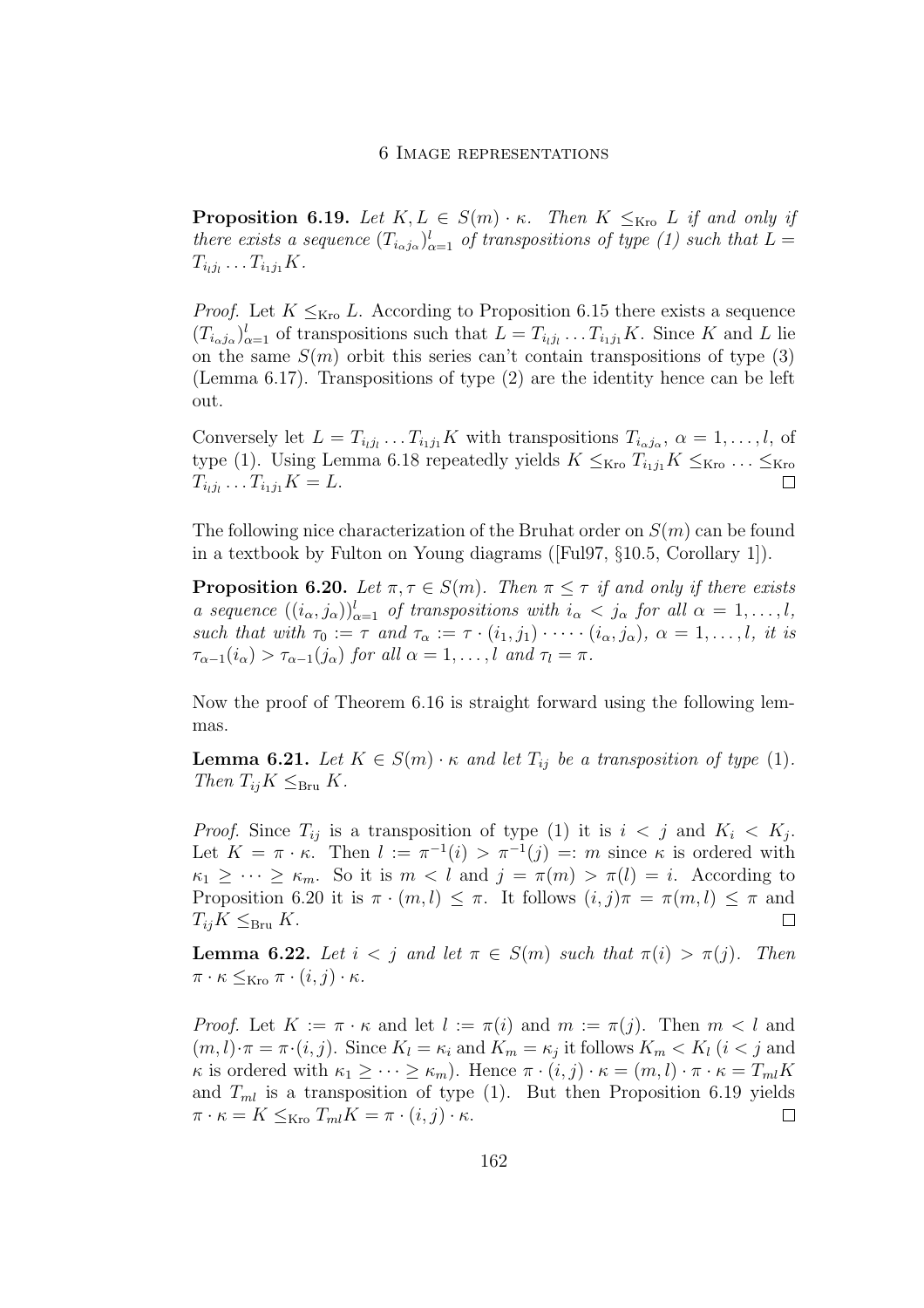**Proposition 6.19.** *Let $K, L \in S(m) \cdot \kappa$. Then $K \leq_{\text{Kro}} L$ if and only if there exists a sequence $(T_{i_\alpha j_\alpha})_{\alpha=1}^{l}$ of transpositions of type (1) such that $L = T_{i_l j_l} \dots T_{i_1 j_1} K$.*

*Proof.* Let $K \leq_{\text{Kro}} L$. According to Proposition 6.15 there exists a sequence $(T_{i_\alpha j_\alpha})_{\alpha=1}^{l}$ of transpositions such that $L = T_{i_l j_l} \dots T_{i_1 j_1} K$. Since $K$ and $L$ lie on the same $S(m)$ orbit this series can't contain transpositions of type (3) (Lemma 6.17). Transpositions of type (2) are the identity hence can be left out.

Conversely let $L = T_{i_l j_l} \dots T_{i_1 j_1} K$ with transpositions $T_{i_\alpha j_\alpha}$, $\alpha = 1, \dots, l$, of type (1). Using Lemma 6.18 repeatedly yields $K \leq_{\text{Kro}} T_{i_1 j_1} K \leq_{\text{Kro}} \dots \leq_{\text{Kro}} T_{i_l j_l} \dots T_{i_1 j_1} K = L$. □

The following nice characterization of the Bruhat order on $S(m)$ can be found in a textbook by Fulton on Young diagrams ([Ful97, §10.5, Corollary 1]).

**Proposition 6.20.** *Let $\pi, \tau \in S(m)$. Then $\pi \leq \tau$ if and only if there exists a sequence $((i_\alpha, j_\alpha))_{\alpha=1}^{l}$ of transpositions with $i_\alpha < j_\alpha$ for all $\alpha = 1, \dots, l$, such that with $\tau_0 := \tau$ and $\tau_\alpha := \tau \cdot (i_1, j_1) \cdot \dots \cdot (i_\alpha, j_\alpha)$, $\alpha = 1, \dots, l$, it is $\tau_{\alpha-1}(i_\alpha) > \tau_{\alpha-1}(j_\alpha)$ for all $\alpha = 1, \dots, l$ and $\tau_l = \pi$.*

Now the proof of Theorem 6.16 is straight forward using the following lemmas.

**Lemma 6.21.** *Let $K \in S(m) \cdot \kappa$ and let $T_{ij}$ be a transposition of type (1). Then $T_{ij} K \leq_{\text{Bru}} K$.*

*Proof.* Since $T_{ij}$ is a transposition of type (1) it is $i < j$ and $K_i < K_j$. Let $K = \pi \cdot \kappa$. Then $l := \pi^{-1}(i) > \pi^{-1}(j) =: m$ since $\kappa$ is ordered with $\kappa_1 \geq \dots \geq \kappa_m$. So it is $m < l$ and $j = \pi(m) > \pi(l) = i$. According to Proposition 6.20 it is $\pi \cdot (m, l) \leq \pi$. It follows $(i, j)\pi = \pi(m, l) \leq \pi$ and $T_{ij} K \leq_{\text{Bru}} K$. □

**Lemma 6.22.** *Let $i < j$ and let $\pi \in S(m)$ such that $\pi(i) > \pi(j)$. Then $\pi \cdot \kappa \leq_{\text{Kro}} \pi \cdot (i, j) \cdot \kappa$.*

*Proof.* Let $K := \pi \cdot \kappa$ and let $l := \pi(i)$ and $m := \pi(j)$. Then $m < l$ and $(m, l) \cdot \pi = \pi \cdot (i, j)$. Since $K_l = \kappa_i$ and $K_m = \kappa_j$ it follows $K_m < K_l$ ($i < j$ and $\kappa$ is ordered with $\kappa_1 \geq \dots \geq \kappa_m$). Hence $\pi \cdot (i, j) \cdot \kappa = (m, l) \cdot \pi \cdot \kappa = T_{ml} K$ and $T_{ml}$ is a transposition of type (1). But then Proposition 6.19 yields $\pi \cdot \kappa = K \leq_{\text{Kro}} T_{ml} K = \pi \cdot (i, j) \cdot \kappa$. □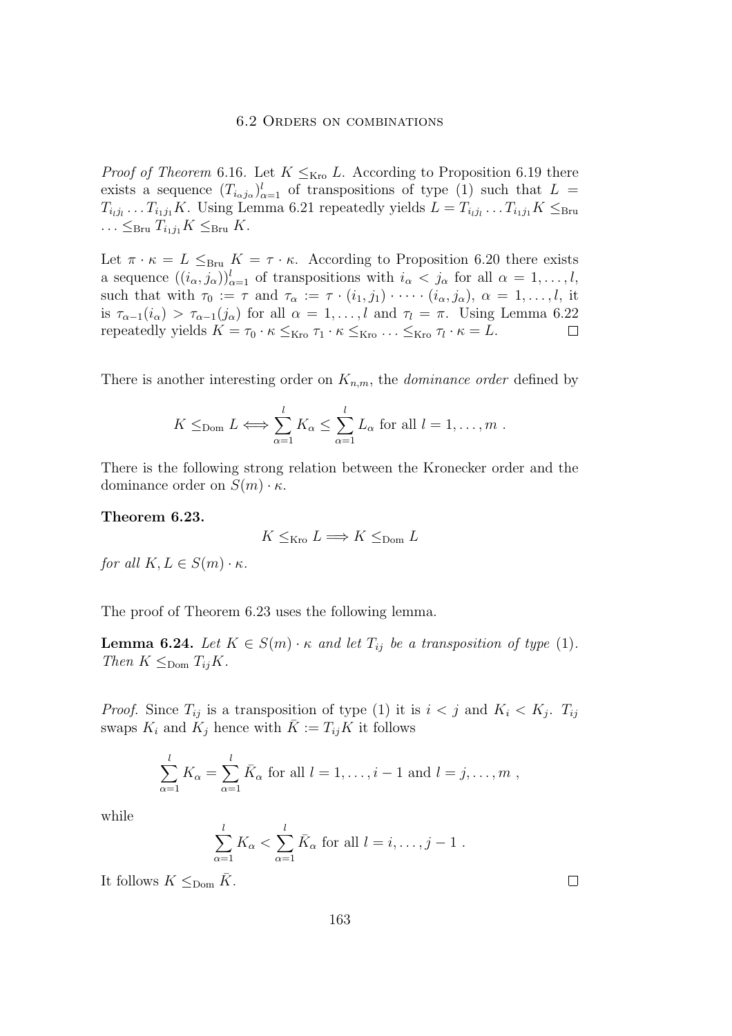*Proof of Theorem* 6.16. Let $K \leq_{\text{Kro}} L$. According to Proposition 6.19 there exists a sequence $(T_{i_\alpha j_\alpha})_{\alpha=1}^l$ of transpositions of type (1) such that $L = T_{i_l j_l} \dots T_{i_1 j_1} K$. Using Lemma 6.21 repeatedly yields $L = T_{i_l j_l} \dots T_{i_1 j_1} K \leq_{\text{Bru}} \dots \leq_{\text{Bru}} T_{i_1 j_1} K \leq_{\text{Bru}} K$.

Let $\pi \cdot \kappa = L \leq_{\text{Bru}} K = \tau \cdot \kappa$. According to Proposition 6.20 there exists a sequence $((i_\alpha, j_\alpha))_{\alpha=1}^l$ of transpositions with $i_\alpha < j_\alpha$ for all $\alpha = 1, \dots, l$, such that with $\tau_0 := \tau$ and $\tau_\alpha := \tau \cdot (i_1, j_1) \cdot \dots \cdot (i_\alpha, j_\alpha)$, $\alpha = 1, \dots, l$, it is $\tau_{\alpha-1}(i_\alpha) > \tau_{\alpha-1}(j_\alpha)$ for all $\alpha = 1, \dots, l$ and $\tau_l = \pi$. Using Lemma 6.22 repeatedly yields $K = \tau_0 \cdot \kappa \leq_{\text{Kro}} \tau_1 \cdot \kappa \leq_{\text{Kro}} \dots \leq_{\text{Kro}} \tau_l \cdot \kappa = L$. $\square$

There is another interesting order on $K_{n,m}$, the *dominance order* defined by

$$K \leq_{\text{Dom}} L \iff \sum_{\alpha=1}^{l} K_\alpha \leq \sum_{\alpha=1}^{l} L_\alpha \text{ for all } l = 1, \dots, m \; .$$

There is the following strong relation between the Kronecker order and the dominance order on $S(m) \cdot \kappa$.

**Theorem 6.23.**

$$K \leq_{\text{Kro}} L \Longrightarrow K \leq_{\text{Dom}} L$$

*for all* $K, L \in S(m) \cdot \kappa$.

The proof of Theorem 6.23 uses the following lemma.

**Lemma 6.24.** *Let* $K \in S(m) \cdot \kappa$ *and let* $T_{ij}$ *be a transposition of type* (1). *Then* $K \leq_{\text{Dom}} T_{ij} K$.

*Proof.* Since $T_{ij}$ is a transposition of type (1) it is $i < j$ and $K_i < K_j$. $T_{ij}$ swaps $K_i$ and $K_j$ hence with $\bar{K} := T_{ij} K$ it follows

$$\sum_{\alpha=1}^{l} K_\alpha = \sum_{\alpha=1}^{l} \bar{K}_\alpha \text{ for all } l = 1, \dots, i-1 \text{ and } l = j, \dots, m \; ,$$

while

$$\sum_{\alpha=1}^{l} K_\alpha < \sum_{\alpha=1}^{l} \bar{K}_\alpha \text{ for all } l = i, \dots, j-1 \; .$$

It follows $K \leq_{\text{Dom}} \bar{K}$. $\square$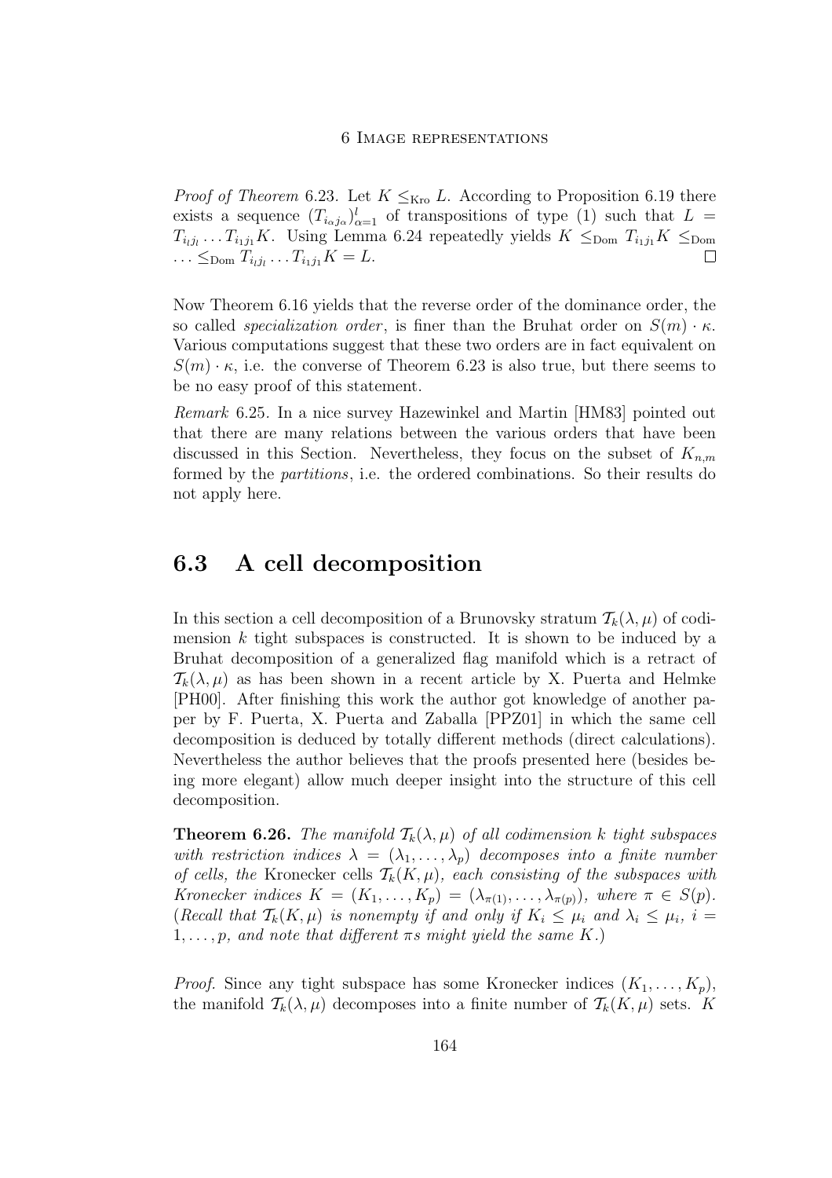*Proof of Theorem* 6.23. Let $K \leq_{\text{Kro}} L$. According to Proposition 6.19 there exists a sequence $(T_{i_\alpha j_\alpha})_{\alpha=1}^{l}$ of transpositions of type (1) such that $L = T_{i_l j_l} \dots T_{i_1 j_1} K$. Using Lemma 6.24 repeatedly yields $K \leq_{\text{Dom}} T_{i_1 j_1} K \leq_{\text{Dom}} \dots \leq_{\text{Dom}} T_{i_l j_l} \dots T_{i_1 j_1} K = L$. □

Now Theorem 6.16 yields that the reverse order of the dominance order, the so called *specialization order*, is finer than the Bruhat order on $S(m) \cdot \kappa$. Various computations suggest that these two orders are in fact equivalent on $S(m) \cdot \kappa$, i.e. the converse of Theorem 6.23 is also true, but there seems to be no easy proof of this statement.

*Remark* 6.25. In a nice survey Hazewinkel and Martin [HM83] pointed out that there are many relations between the various orders that have been discussed in this Section. Nevertheless, they focus on the subset of $K_{n,m}$ formed by the *partitions*, i.e. the ordered combinations. So their results do not apply here.

## 6.3 A cell decomposition

In this section a cell decomposition of a Brunovsky stratum $\mathcal{T}_k(\lambda, \mu)$ of codimension $k$ tight subspaces is constructed. It is shown to be induced by a Bruhat decomposition of a generalized flag manifold which is a retract of $\mathcal{T}_k(\lambda, \mu)$ as has been shown in a recent article by X. Puerta and Helmke [PH00]. After finishing this work the author got knowledge of another paper by F. Puerta, X. Puerta and Zaballa [PPZ01] in which the same cell decomposition is deduced by totally different methods (direct calculations). Nevertheless the author believes that the proofs presented here (besides being more elegant) allow much deeper insight into the structure of this cell decomposition.

**Theorem 6.26.** *The manifold $\mathcal{T}_k(\lambda, \mu)$ of all codimension $k$ tight subspaces with restriction indices $\lambda = (\lambda_1, \dots, \lambda_p)$ decomposes into a finite number of cells, the* Kronecker cells *$\mathcal{T}_k(K, \mu)$, each consisting of the subspaces with Kronecker indices $K = (K_1, \dots, K_p) = (\lambda_{\pi(1)}, \dots, \lambda_{\pi(p)})$, where $\pi \in S(p)$. (Recall that $\mathcal{T}_k(K, \mu)$ is nonempty if and only if $K_i \leq \mu_i$ and $\lambda_i \leq \mu_i$, $i = 1, \dots, p$, and note that different $\pi$s might yield the same $K$.)*

*Proof.* Since any tight subspace has some Kronecker indices $(K_1, \dots, K_p)$, the manifold $\mathcal{T}_k(\lambda, \mu)$ decomposes into a finite number of $\mathcal{T}_k(K, \mu)$ sets. $K$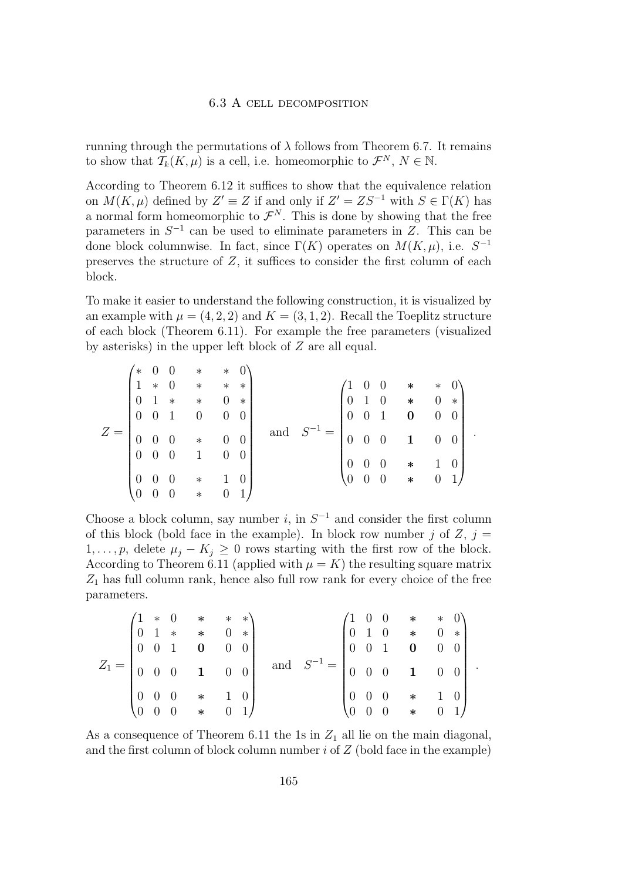running through the permutations of $\lambda$ follows from Theorem 6.7. It remains to show that $\mathcal{T}_k(K,\mu)$ is a cell, i.e. homeomorphic to $\mathcal{F}^N$, $N \in \mathbb{N}$.

According to Theorem 6.12 it suffices to show that the equivalence relation on $M(K,\mu)$ defined by $Z' \equiv Z$ if and only if $Z' = ZS^{-1}$ with $S \in \Gamma(K)$ has a normal form homeomorphic to $\mathcal{F}^N$. This is done by showing that the free parameters in $S^{-1}$ can be used to eliminate parameters in $Z$. This can be done block columnwise. In fact, since $\Gamma(K)$ operates on $M(K,\mu)$, i.e. $S^{-1}$ preserves the structure of $Z$, it suffices to consider the first column of each block.

To make it easier to understand the following construction, it is visualized by an example with $\mu = (4,2,2)$ and $K = (3,1,2)$. Recall the Toeplitz structure of each block (Theorem 6.11). For example the free parameters (visualized by asterisks) in the upper left block of $Z$ are all equal.

$$Z = \begin{pmatrix} * & 0 & 0 & * & * & 0 \\ 1 & * & 0 & * & * & * \\ 0 & 1 & * & * & 0 & * \\ 0 & 0 & 1 & 0 & 0 & 0 \\ 0 & 0 & 0 & * & 0 & 0 \\ 0 & 0 & 0 & 1 & 0 & 0 \\ 0 & 0 & 0 & * & 1 & 0 \\ 0 & 0 & 0 & * & 0 & 1 \end{pmatrix} \quad \text{and} \quad S^{-1} = \begin{pmatrix} 1 & 0 & 0 & \boldsymbol{*} & * & 0 \\ 0 & 1 & 0 & \boldsymbol{*} & 0 & * \\ 0 & 0 & 1 & \mathbf{0} & 0 & 0 \\ 0 & 0 & 0 & \mathbf{1} & 0 & 0 \\ 0 & 0 & 0 & \boldsymbol{*} & 1 & 0 \\ 0 & 0 & 0 & \boldsymbol{*} & 0 & 1 \end{pmatrix}.$$

Choose a block column, say number $i$, in $S^{-1}$ and consider the first column of this block (bold face in the example). In block row number $j$ of $Z$, $j = 1,\ldots,p$, delete $\mu_j - K_j \geq 0$ rows starting with the first row of the block. According to Theorem 6.11 (applied with $\mu = K$) the resulting square matrix $Z_1$ has full column rank, hence also full row rank for every choice of the free parameters.

$$Z_1 = \begin{pmatrix} 1 & * & 0 & \boldsymbol{*} & * & * \\ 0 & 1 & * & \boldsymbol{*} & 0 & * \\ 0 & 0 & 1 & \mathbf{0} & 0 & 0 \\ 0 & 0 & 0 & \mathbf{1} & 0 & 0 \\ 0 & 0 & 0 & \boldsymbol{*} & 1 & 0 \\ 0 & 0 & 0 & \boldsymbol{*} & 0 & 1 \end{pmatrix} \quad \text{and} \quad S^{-1} = \begin{pmatrix} 1 & 0 & 0 & \boldsymbol{*} & * & 0 \\ 0 & 1 & 0 & \boldsymbol{*} & 0 & * \\ 0 & 0 & 1 & \mathbf{0} & 0 & 0 \\ 0 & 0 & 0 & \mathbf{1} & 0 & 0 \\ 0 & 0 & 0 & \boldsymbol{*} & 1 & 0 \\ 0 & 0 & 0 & \boldsymbol{*} & 0 & 1 \end{pmatrix}.$$

As a consequence of Theorem 6.11 the 1s in $Z_1$ all lie on the main diagonal, and the first column of block column number $i$ of $Z$ (bold face in the example)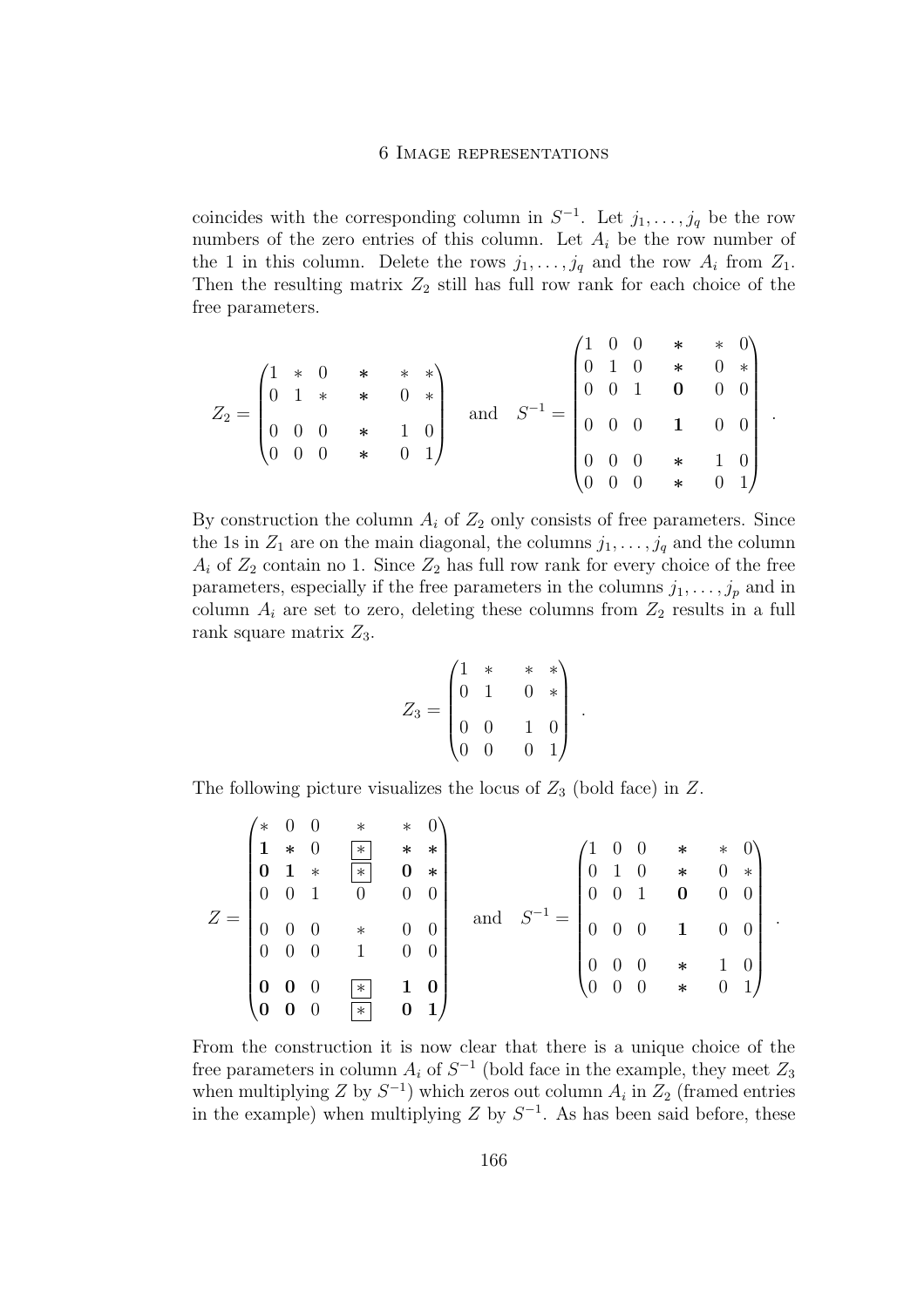coincides with the corresponding column in $S^{-1}$. Let $j_1, \dots, j_q$ be the row numbers of the zero entries of this column. Let $A_i$ be the row number of the 1 in this column. Delete the rows $j_1, \dots, j_q$ and the row $A_i$ from $Z_1$. Then the resulting matrix $Z_2$ still has full row rank for each choice of the free parameters.

$$
Z_2 = \begin{pmatrix}
1 & * & 0 & \boldsymbol{*} & * & * \\
0 & 1 & * & \boldsymbol{*} & 0 & * \\
0 & 0 & 0 & \boldsymbol{*} & 1 & 0 \\
0 & 0 & 0 & \boldsymbol{*} & 0 & 1
\end{pmatrix}
\quad \text{and} \quad
S^{-1} = \begin{pmatrix}
1 & 0 & 0 & \boldsymbol{*} & * & 0 \\
0 & 1 & 0 & \boldsymbol{*} & 0 & * \\
0 & 0 & 1 & \mathbf{0} & 0 & 0 \\
0 & 0 & 0 & \mathbf{1} & 0 & 0 \\
0 & 0 & 0 & \boldsymbol{*} & 1 & 0 \\
0 & 0 & 0 & \boldsymbol{*} & 0 & 1
\end{pmatrix} .
$$

By construction the column $A_i$ of $Z_2$ only consists of free parameters. Since the 1s in $Z_1$ are on the main diagonal, the columns $j_1, \dots, j_q$ and the column $A_i$ of $Z_2$ contain no 1. Since $Z_2$ has full row rank for every choice of the free parameters, especially if the free parameters in the columns $j_1, \dots, j_p$ and in column $A_i$ are set to zero, deleting these columns from $Z_2$ results in a full rank square matrix $Z_3$.

$$
Z_3 = \begin{pmatrix}
1 & * & * & * \\
0 & 1 & 0 & * \\
0 & 0 & 1 & 0 \\
0 & 0 & 0 & 1
\end{pmatrix} .
$$

The following picture visualizes the locus of $Z_3$ (bold face) in $Z$.

$$
Z = \begin{pmatrix}
* & 0 & 0 & * & * & 0 \\
\mathbf{1} & \boldsymbol{*} & 0 & \boxed{*} & \boldsymbol{*} & \boldsymbol{*} \\
\mathbf{0} & \mathbf{1} & * & \boxed{*} & \mathbf{0} & \boldsymbol{*} \\
0 & 0 & 1 & 0 & 0 & 0 \\
0 & 0 & 0 & * & 0 & 0 \\
0 & 0 & 0 & 1 & 0 & 0 \\
\mathbf{0} & \mathbf{0} & 0 & \boxed{*} & \mathbf{1} & \mathbf{0} \\
\mathbf{0} & \mathbf{0} & 0 & \boxed{*} & \mathbf{0} & \mathbf{1}
\end{pmatrix}
\quad \text{and} \quad
S^{-1} = \begin{pmatrix}
1 & 0 & 0 & \boldsymbol{*} & * & 0 \\
0 & 1 & 0 & \boldsymbol{*} & 0 & * \\
0 & 0 & 1 & \mathbf{0} & 0 & 0 \\
0 & 0 & 0 & \mathbf{1} & 0 & 0 \\
0 & 0 & 0 & \boldsymbol{*} & 1 & 0 \\
0 & 0 & 0 & \boldsymbol{*} & 0 & 1
\end{pmatrix} .
$$

From the construction it is now clear that there is a unique choice of the free parameters in column $A_i$ of $S^{-1}$ (bold face in the example, they meet $Z_3$ when multiplying $Z$ by $S^{-1}$) which zeros out column $A_i$ in $Z_2$ (framed entries in the example) when multiplying $Z$ by $S^{-1}$. As has been said before, these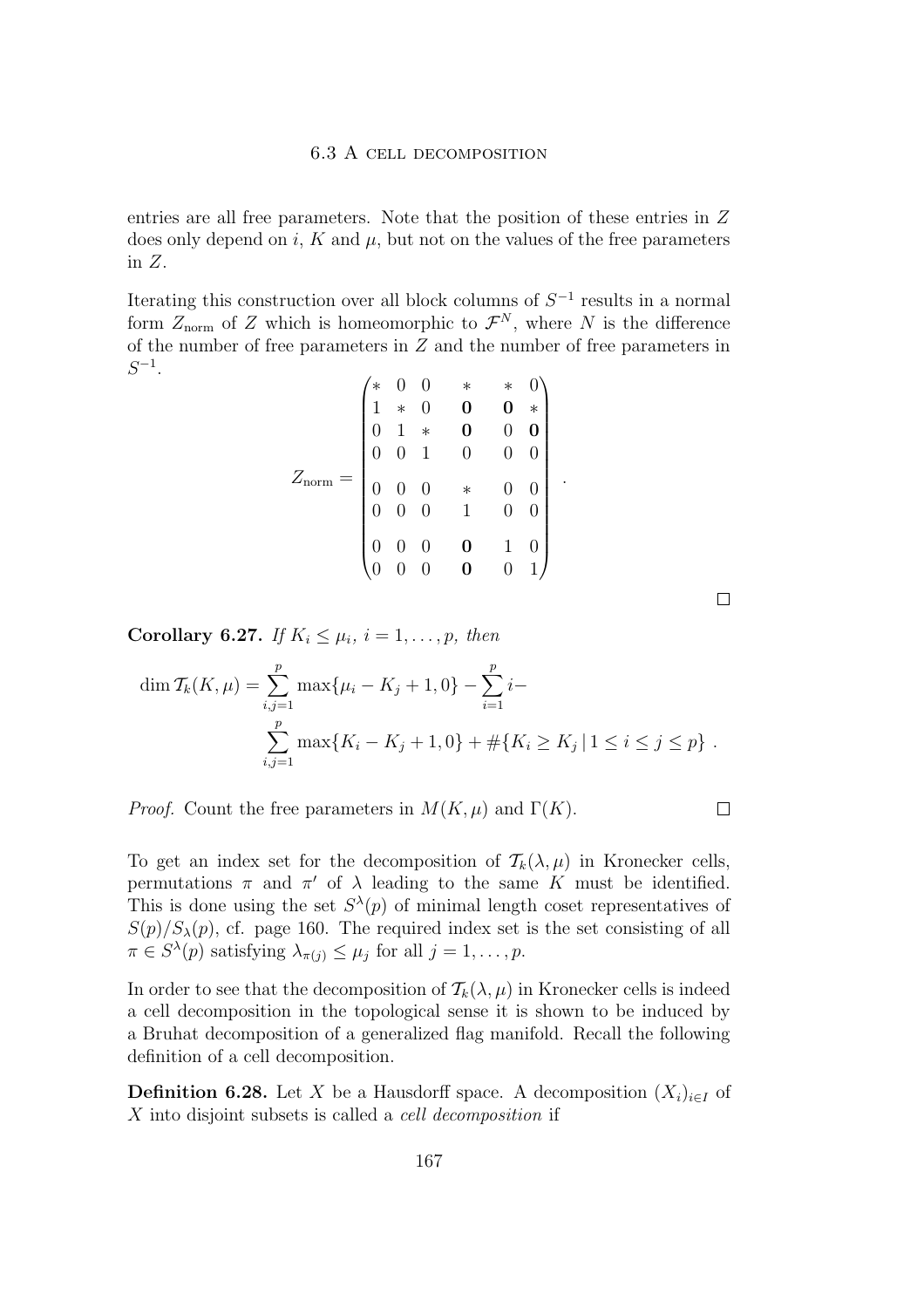entries are all free parameters. Note that the position of these entries in $Z$ does only depend on $i$, $K$ and $\mu$, but not on the values of the free parameters in $Z$.

Iterating this construction over all block columns of $S^{-1}$ results in a normal form $Z_{\text{norm}}$ of $Z$ which is homeomorphic to $\mathcal{F}^N$, where $N$ is the difference of the number of free parameters in $Z$ and the number of free parameters in $S^{-1}$.

$$
Z_{\text{norm}} = \begin{pmatrix}
* & 0 & 0 & * & * & 0 \\
1 & * & 0 & \mathbf{0} & \mathbf{0} & * \\
0 & 1 & * & \mathbf{0} & 0 & \mathbf{0} \\
0 & 0 & 1 & 0 & 0 & 0 \\
0 & 0 & 0 & * & 0 & 0 \\
0 & 0 & 0 & 1 & 0 & 0 \\
0 & 0 & 0 & \mathbf{0} & 1 & 0 \\
0 & 0 & 0 & \mathbf{0} & 0 & 1
\end{pmatrix} .
$$

□

**Corollary 6.27.** *If $K_i \leq \mu_i$, $i = 1, \ldots, p$, then*

$$
\dim \mathcal{T}_k(K, \mu) = \sum_{i,j=1}^{p} \max\{\mu_i - K_j + 1, 0\} - \sum_{i=1}^{p} i - \sum_{i,j=1}^{p} \max\{K_i - K_j + 1, 0\} + \#\{K_i \geq K_j \mid 1 \leq i \leq j \leq p\} .
$$

*Proof.* Count the free parameters in $M(K, \mu)$ and $\Gamma(K)$. □

To get an index set for the decomposition of $\mathcal{T}_k(\lambda, \mu)$ in Kronecker cells, permutations $\pi$ and $\pi'$ of $\lambda$ leading to the same $K$ must be identified. This is done using the set $S^\lambda(p)$ of minimal length coset representatives of $S(p)/S_\lambda(p)$, cf. page 160. The required index set is the set consisting of all $\pi \in S^\lambda(p)$ satisfying $\lambda_{\pi(j)} \leq \mu_j$ for all $j = 1, \ldots, p$.

In order to see that the decomposition of $\mathcal{T}_k(\lambda, \mu)$ in Kronecker cells is indeed a cell decomposition in the topological sense it is shown to be induced by a Bruhat decomposition of a generalized flag manifold. Recall the following definition of a cell decomposition.

**Definition 6.28.** Let $X$ be a Hausdorff space. A decomposition $(X_i)_{i \in I}$ of $X$ into disjoint subsets is called a *cell decomposition* if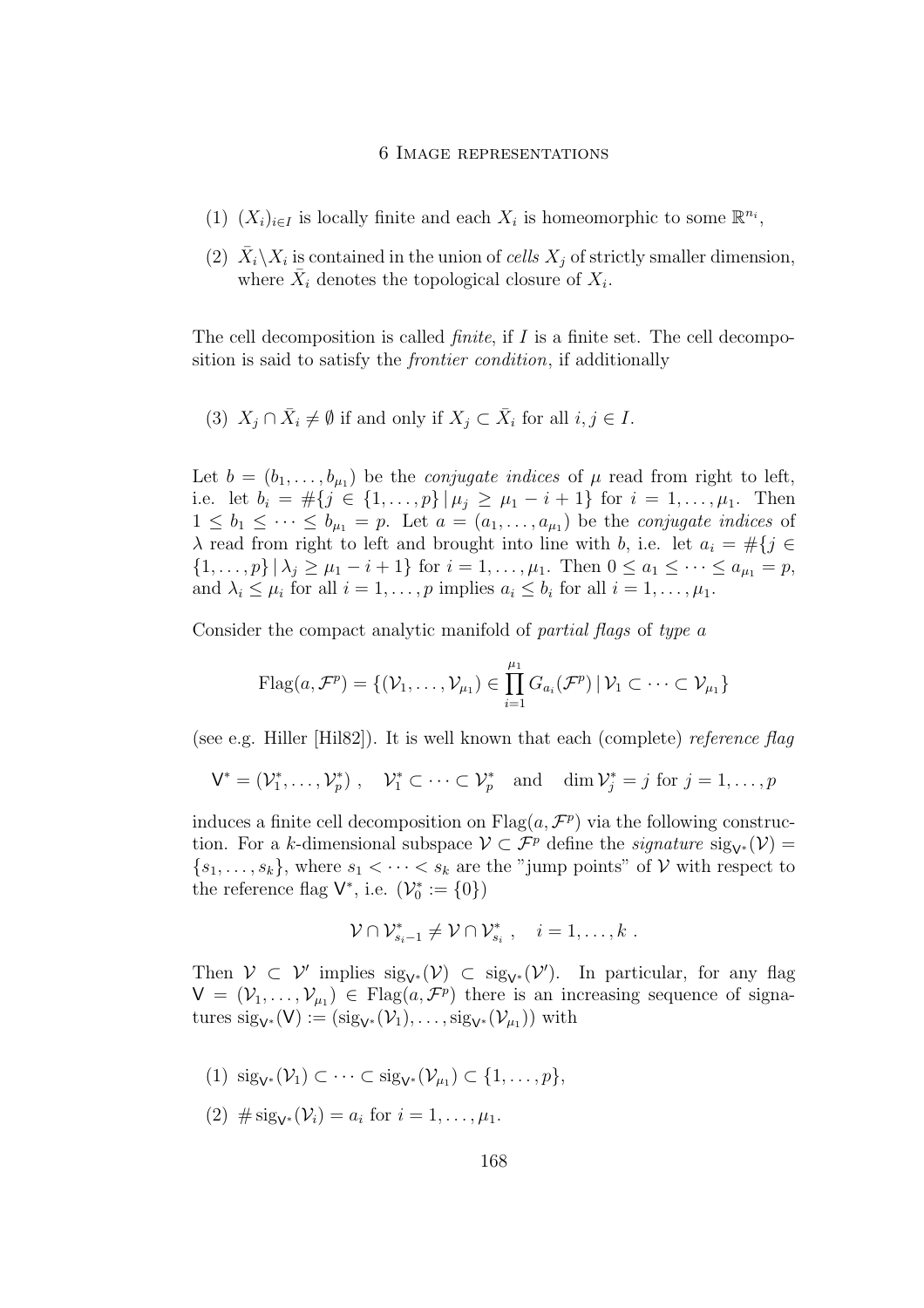(1) $(X_i)_{i \in I}$ is locally finite and each $X_i$ is homeomorphic to some $\mathbb{R}^{n_i}$,

(2) $\bar{X}_i \backslash X_i$ is contained in the union of *cells* $X_j$ of strictly smaller dimension, where $\bar{X}_i$ denotes the topological closure of $X_i$.

The cell decomposition is called *finite*, if $I$ is a finite set. The cell decomposition is said to satisfy the *frontier condition*, if additionally

(3) $X_j \cap \bar{X}_i \neq \emptyset$ if and only if $X_j \subset \bar{X}_i$ for all $i, j \in I$.

Let $b = (b_1, \ldots, b_{\mu_1})$ be the *conjugate indices* of $\mu$ read from right to left, i.e. let $b_i = \#\{j \in \{1, \ldots, p\} \,|\, \mu_j \geq \mu_1 - i + 1\}$ for $i = 1, \ldots, \mu_1$. Then $1 \leq b_1 \leq \cdots \leq b_{\mu_1} = p$. Let $a = (a_1, \ldots, a_{\mu_1})$ be the *conjugate indices* of $\lambda$ read from right to left and brought into line with $b$, i.e. let $a_i = \#\{j \in \{1, \ldots, p\} \,|\, \lambda_j \geq \mu_1 - i + 1\}$ for $i = 1, \ldots, \mu_1$. Then $0 \leq a_1 \leq \cdots \leq a_{\mu_1} = p$, and $\lambda_i \leq \mu_i$ for all $i = 1, \ldots, p$ implies $a_i \leq b_i$ for all $i = 1, \ldots, \mu_1$.

Consider the compact analytic manifold of *partial flags* of *type* $a$

$$\mathrm{Flag}(a, \mathcal{F}^p) = \{(\mathcal{V}_1, \ldots, \mathcal{V}_{\mu_1}) \in \prod_{i=1}^{\mu_1} G_{a_i}(\mathcal{F}^p) \,|\, \mathcal{V}_1 \subset \cdots \subset \mathcal{V}_{\mu_1}\}$$

(see e.g. Hiller [Hil82]). It is well known that each (complete) *reference flag*

$$\mathsf{V}^* = (\mathcal{V}_1^*, \ldots, \mathcal{V}_p^*) \ , \quad \mathcal{V}_1^* \subset \cdots \subset \mathcal{V}_p^* \quad \text{and} \quad \dim \mathcal{V}_j^* = j \text{ for } j = 1, \ldots, p$$

induces a finite cell decomposition on $\mathrm{Flag}(a, \mathcal{F}^p)$ via the following construction. For a $k$-dimensional subspace $\mathcal{V} \subset \mathcal{F}^p$ define the *signature* $\mathrm{sig}_{\mathsf{V}^*}(\mathcal{V}) = \{s_1, \ldots, s_k\}$, where $s_1 < \cdots < s_k$ are the "jump points" of $\mathcal{V}$ with respect to the reference flag $\mathsf{V}^*$, i.e. ($\mathcal{V}_0^* := \{0\}$)

$$\mathcal{V} \cap \mathcal{V}_{s_i - 1}^* \neq \mathcal{V} \cap \mathcal{V}_{s_i}^* \ , \quad i = 1, \ldots, k \ .$$

Then $\mathcal{V} \subset \mathcal{V}'$ implies $\mathrm{sig}_{\mathsf{V}^*}(\mathcal{V}) \subset \mathrm{sig}_{\mathsf{V}^*}(\mathcal{V}')$. In particular, for any flag $\mathsf{V} = (\mathcal{V}_1, \ldots, \mathcal{V}_{\mu_1}) \in \mathrm{Flag}(a, \mathcal{F}^p)$ there is an increasing sequence of signatures $\mathrm{sig}_{\mathsf{V}^*}(\mathsf{V}) := (\mathrm{sig}_{\mathsf{V}^*}(\mathcal{V}_1), \ldots, \mathrm{sig}_{\mathsf{V}^*}(\mathcal{V}_{\mu_1}))$ with

(1) $\mathrm{sig}_{\mathsf{V}^*}(\mathcal{V}_1) \subset \cdots \subset \mathrm{sig}_{\mathsf{V}^*}(\mathcal{V}_{\mu_1}) \subset \{1, \ldots, p\}$,

(2) $\# \mathrm{sig}_{\mathsf{V}^*}(\mathcal{V}_i) = a_i$ for $i = 1, \ldots, \mu_1$.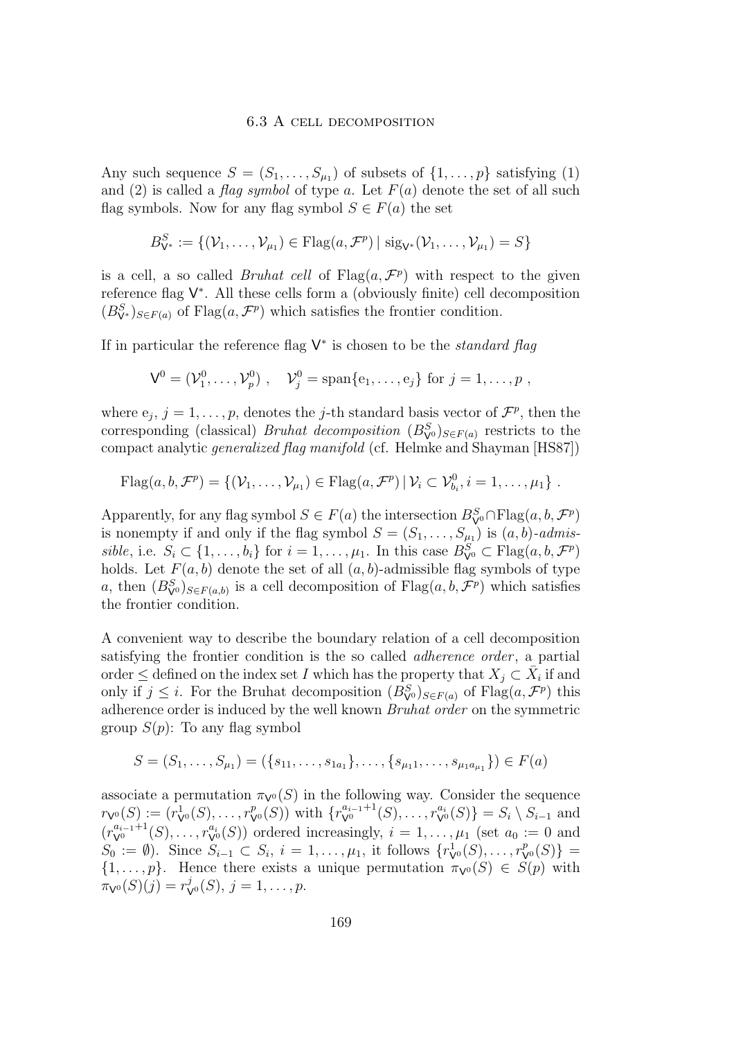Any such sequence $S = (S_1, \ldots, S_{\mu_1})$ of subsets of $\{1, \ldots, p\}$ satisfying (1) and (2) is called a *flag symbol* of type $a$. Let $F(a)$ denote the set of all such flag symbols. Now for any flag symbol $S \in F(a)$ the set

$$B^S_{\mathsf{V}^*} := \{(\mathcal{V}_1, \ldots, \mathcal{V}_{\mu_1}) \in \mathrm{Flag}(a, \mathcal{F}^p) \mid \mathrm{sig}_{\mathsf{V}^*}(\mathcal{V}_1, \ldots, \mathcal{V}_{\mu_1}) = S\}$$

is a cell, a so called *Bruhat cell* of $\mathrm{Flag}(a, \mathcal{F}^p)$ with respect to the given reference flag $\mathsf{V}^*$. All these cells form a (obviously finite) cell decomposition $(B^S_{\mathsf{V}^*})_{S \in F(a)}$ of $\mathrm{Flag}(a, \mathcal{F}^p)$ which satisfies the frontier condition.

If in particular the reference flag $\mathsf{V}^*$ is chosen to be the *standard flag*

$$\mathsf{V}^0 = (\mathcal{V}^0_1, \ldots, \mathcal{V}^0_p) \ , \quad \mathcal{V}^0_j = \mathrm{span}\{\mathrm{e}_1, \ldots, \mathrm{e}_j\} \text{ for } j = 1, \ldots, p \ ,$$

where $\mathrm{e}_j$, $j = 1, \ldots, p$, denotes the $j$-th standard basis vector of $\mathcal{F}^p$, then the corresponding (classical) *Bruhat decomposition* $(B^S_{\mathsf{V}^0})_{S \in F(a)}$ restricts to the compact analytic *generalized flag manifold* (cf. Helmke and Shayman [HS87])

$$\mathrm{Flag}(a, b, \mathcal{F}^p) = \{(\mathcal{V}_1, \ldots, \mathcal{V}_{\mu_1}) \in \mathrm{Flag}(a, \mathcal{F}^p) \mid \mathcal{V}_i \subset \mathcal{V}^0_{b_i}, i = 1, \ldots, \mu_1\} \ .$$

Apparently, for any flag symbol $S \in F(a)$ the intersection $B^S_{\mathsf{V}^0} \cap \mathrm{Flag}(a, b, \mathcal{F}^p)$ is nonempty if and only if the flag symbol $S = (S_1, \ldots, S_{\mu_1})$ is $(a, b)$-*admissible*, i.e. $S_i \subset \{1, \ldots, b_i\}$ for $i = 1, \ldots, \mu_1$. In this case $B^S_{\mathsf{V}^0} \subset \mathrm{Flag}(a, b, \mathcal{F}^p)$ holds. Let $F(a, b)$ denote the set of all $(a, b)$-admissible flag symbols of type $a$, then $(B^S_{\mathsf{V}^0})_{S \in F(a,b)}$ is a cell decomposition of $\mathrm{Flag}(a, b, \mathcal{F}^p)$ which satisfies the frontier condition.

A convenient way to describe the boundary relation of a cell decomposition satisfying the frontier condition is the so called *adherence order*, a partial order $\leq$ defined on the index set $I$ which has the property that $X_j \subset \bar{X}_i$ if and only if $j \leq i$. For the Bruhat decomposition $(B^S_{\mathsf{V}^0})_{S \in F(a)}$ of $\mathrm{Flag}(a, \mathcal{F}^p)$ this adherence order is induced by the well known *Bruhat order* on the symmetric group $S(p)$: To any flag symbol

$$S = (S_1, \ldots, S_{\mu_1}) = (\{s_{11}, \ldots, s_{1a_1}\}, \ldots, \{s_{\mu_1 1}, \ldots, s_{\mu_1 a_{\mu_1}}\}) \in F(a)$$

associate a permutation $\pi_{\mathsf{V}^0}(S)$ in the following way. Consider the sequence $r_{\mathsf{V}^0}(S) := (r^1_{\mathsf{V}^0}(S), \ldots, r^p_{\mathsf{V}^0}(S))$ with $\{r^{a_{i-1}+1}_{\mathsf{V}^0}(S), \ldots, r^{a_i}_{\mathsf{V}^0}(S)\} = S_i \setminus S_{i-1}$ and $(r^{a_{i-1}+1}_{\mathsf{V}^0}(S), \ldots, r^{a_i}_{\mathsf{V}^0}(S))$ ordered increasingly, $i = 1, \ldots, \mu_1$ (set $a_0 := 0$ and $S_0 := \emptyset$). Since $S_{i-1} \subset S_i$, $i = 1, \ldots, \mu_1$, it follows $\{r^1_{\mathsf{V}^0}(S), \ldots, r^p_{\mathsf{V}^0}(S)\} = \{1, \ldots, p\}$. Hence there exists a unique permutation $\pi_{\mathsf{V}^0}(S) \in S(p)$ with $\pi_{\mathsf{V}^0}(S)(j) = r^j_{\mathsf{V}^0}(S)$, $j = 1, \ldots, p$.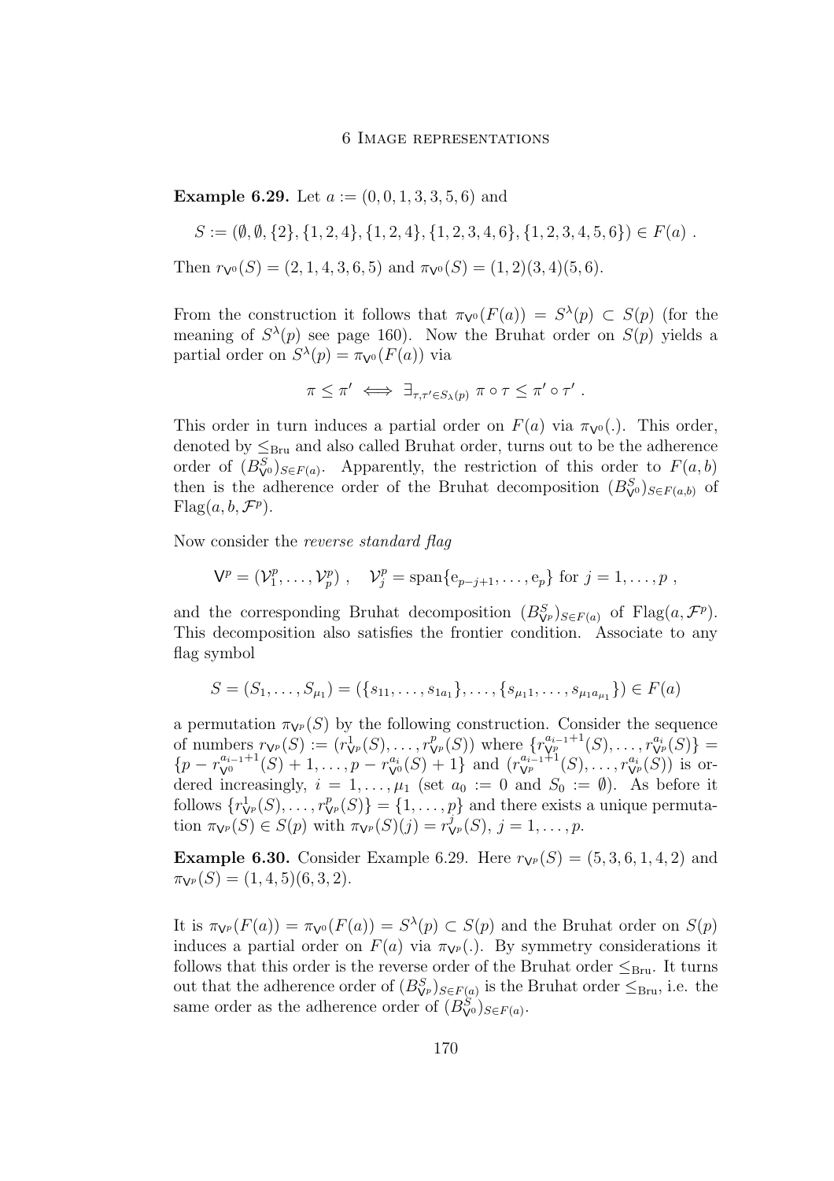**Example 6.29.** Let $a := (0, 0, 1, 3, 3, 5, 6)$ and

$$S := (\emptyset, \emptyset, \{2\}, \{1, 2, 4\}, \{1, 2, 4\}, \{1, 2, 3, 4, 6\}, \{1, 2, 3, 4, 5, 6\}) \in F(a) \ .$$

Then $r_{\mathsf{V}^0}(S) = (2, 1, 4, 3, 6, 5)$ and $\pi_{\mathsf{V}^0}(S) = (1, 2)(3, 4)(5, 6)$.

From the construction it follows that $\pi_{\mathsf{V}^0}(F(a)) = S^\lambda(p) \subset S(p)$ (for the meaning of $S^\lambda(p)$ see page 160). Now the Bruhat order on $S(p)$ yields a partial order on $S^\lambda(p) = \pi_{\mathsf{V}^0}(F(a))$ via

$$\pi \leq \pi' \iff \exists_{\tau, \tau' \in S_\lambda(p)} \ \pi \circ \tau \leq \pi' \circ \tau' \ .$$

This order in turn induces a partial order on $F(a)$ via $\pi_{\mathsf{V}^0}(.)$. This order, denoted by $\leq_{\mathrm{Bru}}$ and also called Bruhat order, turns out to be the adherence order of $(B^S_{\mathsf{V}^0})_{S \in F(a)}$. Apparently, the restriction of this order to $F(a, b)$ then is the adherence order of the Bruhat decomposition $(B^S_{\mathsf{V}^0})_{S \in F(a,b)}$ of $\mathrm{Flag}(a, b, \mathcal{F}^p)$.

Now consider the *reverse standard flag*

$$\mathsf{V}^p = (\mathcal{V}^p_1, \ldots, \mathcal{V}^p_p) \ , \quad \mathcal{V}^p_j = \mathrm{span}\{\mathrm{e}_{p-j+1}, \ldots, \mathrm{e}_p\} \text{ for } j = 1, \ldots, p \ ,$$

and the corresponding Bruhat decomposition $(B^S_{\mathsf{V}^p})_{S \in F(a)}$ of $\mathrm{Flag}(a, \mathcal{F}^p)$. This decomposition also satisfies the frontier condition. Associate to any flag symbol

$$S = (S_1, \ldots, S_{\mu_1}) = (\{s_{11}, \ldots, s_{1a_1}\}, \ldots, \{s_{\mu_1 1}, \ldots, s_{\mu_1 a_{\mu_1}}\}) \in F(a)$$

a permutation $\pi_{\mathsf{V}^p}(S)$ by the following construction. Consider the sequence of numbers $r_{\mathsf{V}^p}(S) := (r^1_{\mathsf{V}^p}(S), \ldots, r^p_{\mathsf{V}^p}(S))$ where $\{r^{a_{i-1}+1}_{\mathsf{V}^p}(S), \ldots, r^{a_i}_{\mathsf{V}^p}(S)\} = \{p - r^{a_{i-1}+1}_{\mathsf{V}^0}(S) + 1, \ldots, p - r^{a_i}_{\mathsf{V}^0}(S) + 1\}$ and $(r^{a_{i-1}+1}_{\mathsf{V}^p}(S), \ldots, r^{a_i}_{\mathsf{V}^p}(S))$ is ordered increasingly, $i = 1, \ldots, \mu_1$ (set $a_0 := 0$ and $S_0 := \emptyset$). As before it follows $\{r^1_{\mathsf{V}^p}(S), \ldots, r^p_{\mathsf{V}^p}(S)\} = \{1, \ldots, p\}$ and there exists a unique permutation $\pi_{\mathsf{V}^p}(S) \in S(p)$ with $\pi_{\mathsf{V}^p}(S)(j) = r^j_{\mathsf{V}^p}(S)$, $j = 1, \ldots, p$.

**Example 6.30.** Consider Example 6.29. Here $r_{\mathsf{V}^p}(S) = (5, 3, 6, 1, 4, 2)$ and $\pi_{\mathsf{V}^p}(S) = (1, 4, 5)(6, 3, 2)$.

It is $\pi_{\mathsf{V}^p}(F(a)) = \pi_{\mathsf{V}^0}(F(a)) = S^\lambda(p) \subset S(p)$ and the Bruhat order on $S(p)$ induces a partial order on $F(a)$ via $\pi_{\mathsf{V}^p}(.)$. By symmetry considerations it follows that this order is the reverse order of the Bruhat order $\leq_{\mathrm{Bru}}$. It turns out that the adherence order of $(B^S_{\mathsf{V}^p})_{S \in F(a)}$ is the Bruhat order $\leq_{\mathrm{Bru}}$, i.e. the same order as the adherence order of $(B^S_{\mathsf{V}^0})_{S \in F(a)}$.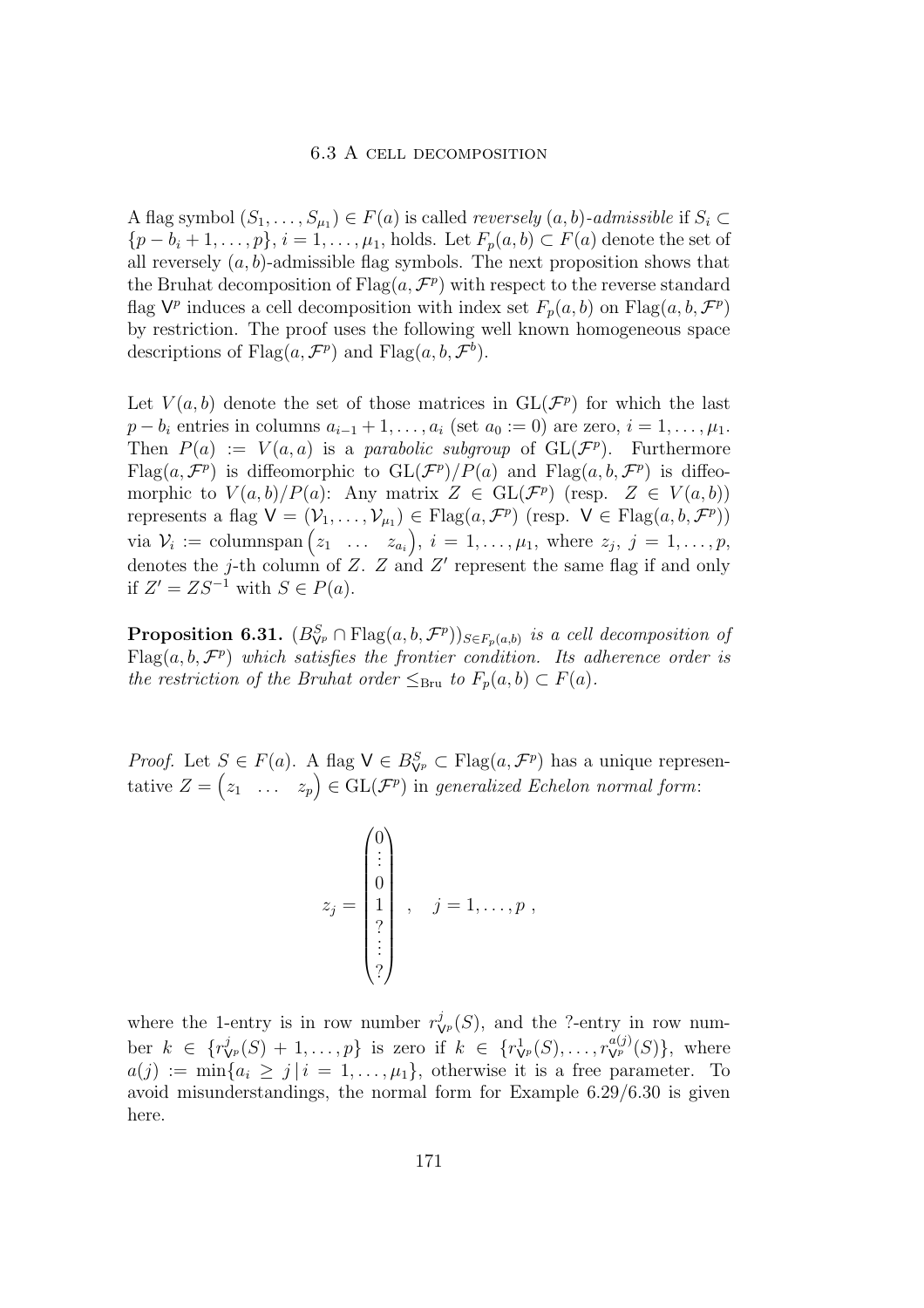## 6.3 A cell decomposition

A flag symbol $(S_1, \ldots, S_{\mu_1}) \in F(a)$ is called *reversely* $(a,b)$*-admissible* if $S_i \subset \{p - b_i + 1, \ldots, p\}$, $i = 1, \ldots, \mu_1$, holds. Let $F_p(a,b) \subset F(a)$ denote the set of all reversely $(a,b)$-admissible flag symbols. The next proposition shows that the Bruhat decomposition of $\mathrm{Flag}(a, \mathcal{F}^p)$ with respect to the reverse standard flag $\mathsf{V}^p$ induces a cell decomposition with index set $F_p(a,b)$ on $\mathrm{Flag}(a,b,\mathcal{F}^p)$ by restriction. The proof uses the following well known homogeneous space descriptions of $\mathrm{Flag}(a, \mathcal{F}^p)$ and $\mathrm{Flag}(a,b,\mathcal{F}^b)$.

Let $V(a,b)$ denote the set of those matrices in $\mathrm{GL}(\mathcal{F}^p)$ for which the last $p - b_i$ entries in columns $a_{i-1}+1, \ldots, a_i$ (set $a_0 := 0$) are zero, $i = 1, \ldots, \mu_1$. Then $P(a) := V(a,a)$ is a *parabolic subgroup* of $\mathrm{GL}(\mathcal{F}^p)$. Furthermore $\mathrm{Flag}(a, \mathcal{F}^p)$ is diffeomorphic to $\mathrm{GL}(\mathcal{F}^p)/P(a)$ and $\mathrm{Flag}(a,b,\mathcal{F}^p)$ is diffeomorphic to $V(a,b)/P(a)$: Any matrix $Z \in \mathrm{GL}(\mathcal{F}^p)$ (resp. $Z \in V(a,b)$) represents a flag $\mathsf{V} = (\mathcal{V}_1, \ldots, \mathcal{V}_{\mu_1}) \in \mathrm{Flag}(a, \mathcal{F}^p)$ (resp. $\mathsf{V} \in \mathrm{Flag}(a,b,\mathcal{F}^p)$) via $\mathcal{V}_i := \mathrm{columnspan}\begin{pmatrix} z_1 & \ldots & z_{a_i} \end{pmatrix}$, $i = 1, \ldots, \mu_1$, where $z_j$, $j = 1, \ldots, p$, denotes the $j$-th column of $Z$. $Z$ and $Z'$ represent the same flag if and only if $Z' = ZS^{-1}$ with $S \in P(a)$.

**Proposition 6.31.** *$(B^S_{\mathsf{V}^p} \cap \mathrm{Flag}(a,b,\mathcal{F}^p))_{S \in F_p(a,b)}$ is a cell decomposition of $\mathrm{Flag}(a,b,\mathcal{F}^p)$ which satisfies the frontier condition. Its adherence order is the restriction of the Bruhat order $\leq_{\mathrm{Bru}}$ to $F_p(a,b) \subset F(a)$.*

*Proof.* Let $S \in F(a)$. A flag $\mathsf{V} \in B^S_{\mathsf{V}^p} \subset \mathrm{Flag}(a, \mathcal{F}^p)$ has a unique representative $Z = \begin{pmatrix} z_1 & \ldots & z_p \end{pmatrix} \in \mathrm{GL}(\mathcal{F}^p)$ in *generalized Echelon normal form*:

$$z_j = \begin{pmatrix} 0 \\ \vdots \\ 0 \\ 1 \\ ? \\ \vdots \\ ? \end{pmatrix} \quad , \quad j = 1, \ldots, p \; ,$$

where the 1-entry is in row number $r^j_{\mathsf{V}^p}(S)$, and the ?-entry in row number $k \in \{r^j_{\mathsf{V}^p}(S)+1, \ldots, p\}$ is zero if $k \in \{r^1_{\mathsf{V}^p}(S), \ldots, r^{a(j)}_{\mathsf{V}^p}(S)\}$, where $a(j) := \min\{a_i \geq j \,|\, i = 1, \ldots, \mu_1\}$, otherwise it is a free parameter. To avoid misunderstandings, the normal form for Example 6.29/6.30 is given here.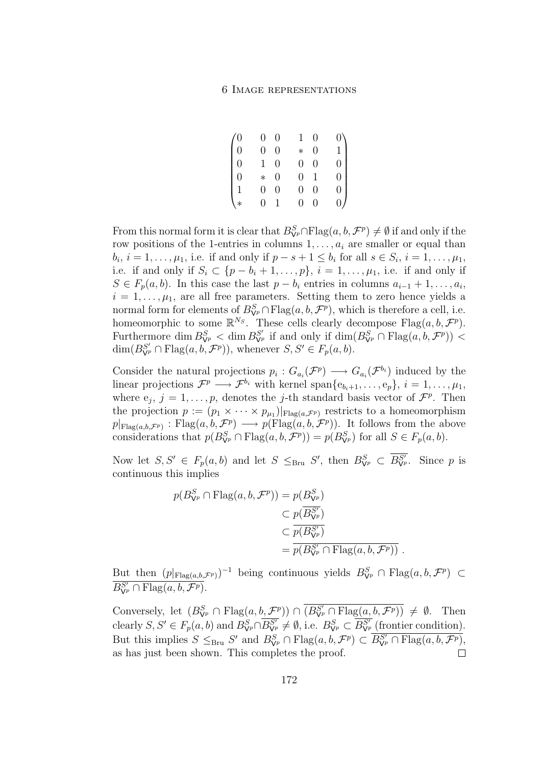$$\begin{pmatrix} 0 & 0 & 0 & 1 & 0 & 0 \\ 0 & 0 & 0 & * & 0 & 1 \\ 0 & 1 & 0 & 0 & 0 & 0 \\ 0 & * & 0 & 0 & 1 & 0 \\ 1 & 0 & 0 & 0 & 0 & 0 \\ * & 0 & 1 & 0 & 0 & 0 \end{pmatrix}$$

From this normal form it is clear that $B^S_{\mathsf{V}^p} \cap \mathrm{Flag}(a, b, \mathcal{F}^p) \neq \emptyset$ if and only if the row positions of the 1-entries in columns $1, \ldots, a_i$ are smaller or equal than $b_i$, $i = 1, \ldots, \mu_1$, i.e. if and only if $p - s + 1 \leq b_i$ for all $s \in S_i$, $i = 1, \ldots, \mu_1$, i.e. if and only if $S_i \subset \{p - b_i + 1, \ldots, p\}$, $i = 1, \ldots, \mu_1$, i.e. if and only if $S \in F_p(a, b)$. In this case the last $p - b_i$ entries in columns $a_{i-1} + 1, \ldots, a_i$, $i = 1, \ldots, \mu_1$, are all free parameters. Setting them to zero hence yields a normal form for elements of $B^S_{\mathsf{V}^p} \cap \mathrm{Flag}(a, b, \mathcal{F}^p)$, which is therefore a cell, i.e. homeomorphic to some $\mathbb{R}^{N_S}$. These cells clearly decompose $\mathrm{Flag}(a, b, \mathcal{F}^p)$. Furthermore $\dim B^S_{\mathsf{V}^p} < \dim B^{S'}_{\mathsf{V}^p}$ if and only if $\dim(B^S_{\mathsf{V}^p} \cap \mathrm{Flag}(a, b, \mathcal{F}^p)) < \dim(B^{S'}_{\mathsf{V}^p} \cap \mathrm{Flag}(a, b, \mathcal{F}^p))$, whenever $S, S' \in F_p(a, b)$.

Consider the natural projections $p_i : G_{a_i}(\mathcal{F}^p) \longrightarrow G_{a_i}(\mathcal{F}^{b_i})$ induced by the linear projections $\mathcal{F}^p \longrightarrow \mathcal{F}^{b_i}$ with kernel $\mathrm{span}\{\mathrm{e}_{b_i+1}, \ldots, \mathrm{e}_p\}$, $i = 1, \ldots, \mu_1$, where $\mathrm{e}_j$, $j = 1, \ldots, p$, denotes the $j$-th standard basis vector of $\mathcal{F}^p$. Then the projection $p := (p_1 \times \cdots \times p_{\mu_1})|_{\mathrm{Flag}(a, \mathcal{F}^p)}$ restricts to a homeomorphism $p|_{\mathrm{Flag}(a,b,\mathcal{F}^p)} : \mathrm{Flag}(a, b, \mathcal{F}^p) \longrightarrow p(\mathrm{Flag}(a, b, \mathcal{F}^p))$. It follows from the above considerations that $p(B^S_{\mathsf{V}^p} \cap \mathrm{Flag}(a, b, \mathcal{F}^p)) = p(B^S_{\mathsf{V}^p})$ for all $S \in F_p(a, b)$.

Now let $S, S' \in F_p(a, b)$ and let $S \leq_{\mathrm{Bru}} S'$, then $B^S_{\mathsf{V}^p} \subset \overline{B^{S'}_{\mathsf{V}^p}}$. Since $p$ is continuous this implies

$$\begin{aligned} p(B^S_{\mathsf{V}^p} \cap \mathrm{Flag}(a, b, \mathcal{F}^p)) &= p(B^S_{\mathsf{V}^p}) \\ &\subset p(\overline{B^{S'}_{\mathsf{V}^p}}) \\ &\subset \overline{p(B^{S'}_{\mathsf{V}^p})} \\ &= \overline{p(B^{S'}_{\mathsf{V}^p} \cap \mathrm{Flag}(a, b, \mathcal{F}^p))} \; . \end{aligned}$$

But then $(p|_{\mathrm{Flag}(a,b,\mathcal{F}^p)})^{-1}$ being continuous yields $B^S_{\mathsf{V}^p} \cap \mathrm{Flag}(a, b, \mathcal{F}^p) \subset \overline{B^{S'}_{\mathsf{V}^p} \cap \mathrm{Flag}(a, b, \mathcal{F}^p)}$.

Conversely, let $(B^S_{\mathsf{V}^p} \cap \mathrm{Flag}(a, b, \mathcal{F}^p)) \cap \overline{(B^{S'}_{\mathsf{V}^p} \cap \mathrm{Flag}(a, b, \mathcal{F}^p))} \neq \emptyset$. Then clearly $S, S' \in F_p(a, b)$ and $B^S_{\mathsf{V}^p} \cap \overline{B^{S'}_{\mathsf{V}^p}} \neq \emptyset$, i.e. $B^S_{\mathsf{V}^p} \subset \overline{B^{S'}_{\mathsf{V}^p}}$ (frontier condition). But this implies $S \leq_{\mathrm{Bru}} S'$ and $B^S_{\mathsf{V}^p} \cap \mathrm{Flag}(a, b, \mathcal{F}^p) \subset \overline{B^{S'}_{\mathsf{V}^p} \cap \mathrm{Flag}(a, b, \mathcal{F}^p)}$, as has just been shown. This completes the proof. $\square$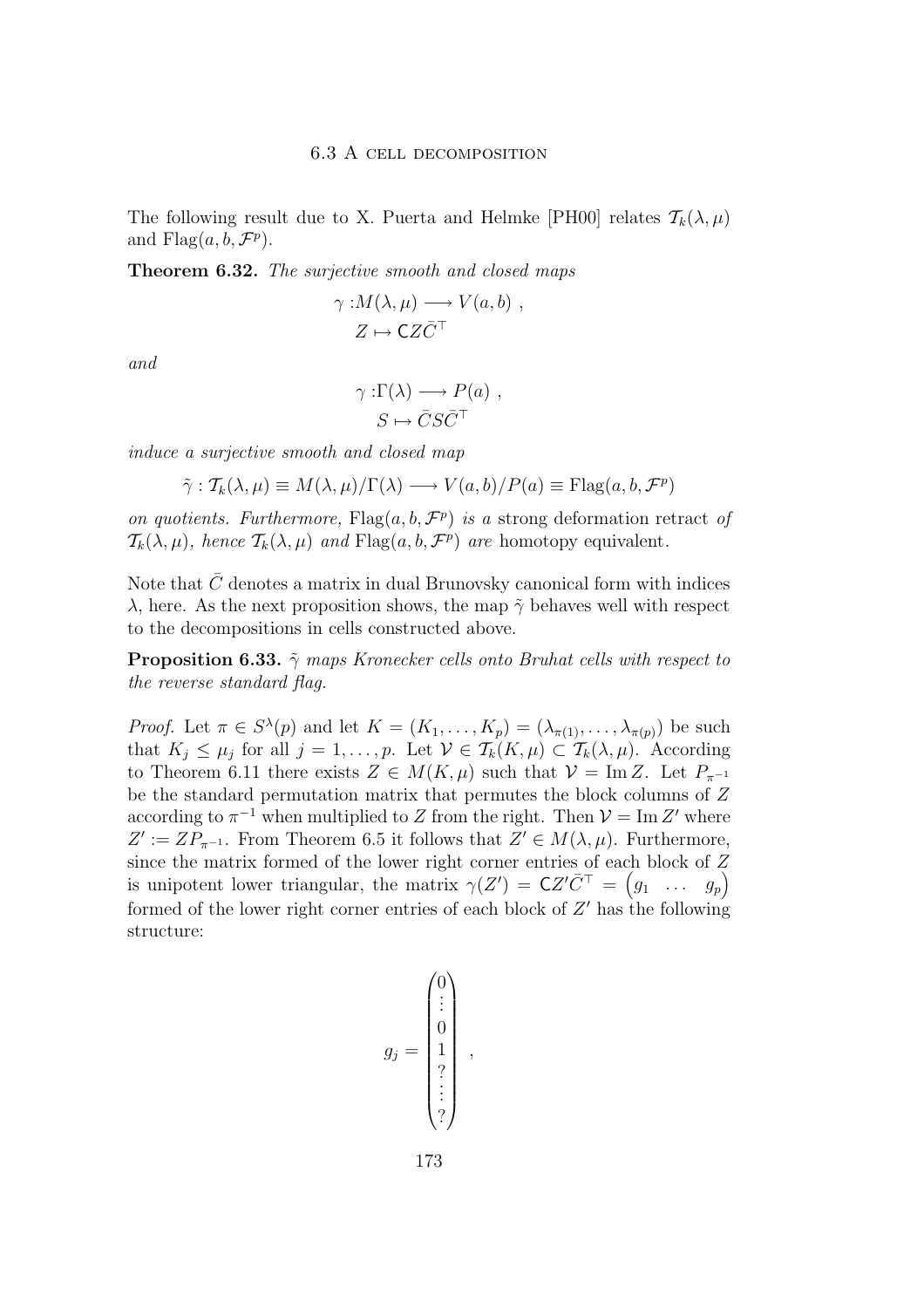The following result due to X. Puerta and Helmke [PH00] relates $\mathcal{T}_k(\lambda,\mu)$ and $\mathrm{Flag}(a,b,\mathcal{F}^p)$.

**Theorem 6.32.** *The surjective smooth and closed maps*

$$\gamma : M(\lambda,\mu) \longrightarrow V(a,b) \ ,$$
$$Z \mapsto \mathsf{C} Z \bar{C}^\top$$

*and*

$$\gamma : \Gamma(\lambda) \longrightarrow P(a) \ ,$$
$$S \mapsto \bar{C} S \bar{C}^\top$$

*induce a surjective smooth and closed map*

$$\tilde{\gamma} : \mathcal{T}_k(\lambda,\mu) \equiv M(\lambda,\mu)/\Gamma(\lambda) \longrightarrow V(a,b)/P(a) \equiv \mathrm{Flag}(a,b,\mathcal{F}^p)$$

*on quotients. Furthermore,* $\mathrm{Flag}(a,b,\mathcal{F}^p)$ *is a* strong deformation retract *of* $\mathcal{T}_k(\lambda,\mu)$*, hence* $\mathcal{T}_k(\lambda,\mu)$ *and* $\mathrm{Flag}(a,b,\mathcal{F}^p)$ *are* homotopy equivalent.

Note that $\bar{C}$ denotes a matrix in dual Brunovsky canonical form with indices $\lambda$, here. As the next proposition shows, the map $\tilde{\gamma}$ behaves well with respect to the decompositions in cells constructed above.

**Proposition 6.33.** *$\tilde{\gamma}$ maps Kronecker cells onto Bruhat cells with respect to the reverse standard flag.*

*Proof.* Let $\pi \in S^\lambda(p)$ and let $K = (K_1,\ldots,K_p) = (\lambda_{\pi(1)},\ldots,\lambda_{\pi(p)})$ be such that $K_j \le \mu_j$ for all $j = 1,\ldots,p$. Let $\mathcal{V} \in \mathcal{T}_k(K,\mu) \subset \mathcal{T}_k(\lambda,\mu)$. According to Theorem 6.11 there exists $Z \in M(K,\mu)$ such that $\mathcal{V} = \mathrm{Im}\, Z$. Let $P_{\pi^{-1}}$ be the standard permutation matrix that permutes the block columns of $Z$ according to $\pi^{-1}$ when multiplied to $Z$ from the right. Then $\mathcal{V} = \mathrm{Im}\, Z'$ where $Z' := Z P_{\pi^{-1}}$. From Theorem 6.5 it follows that $Z' \in M(\lambda,\mu)$. Furthermore, since the matrix formed of the lower right corner entries of each block of $Z$ is unipotent lower triangular, the matrix $\gamma(Z') = \mathsf{C} Z' \bar{C}^\top = \begin{pmatrix} g_1 & \ldots & g_p \end{pmatrix}$ formed of the lower right corner entries of each block of $Z'$ has the following structure:

$$g_j = \begin{pmatrix} 0 \\ \vdots \\ 0 \\ 1 \\ ? \\ \vdots \\ ? \end{pmatrix} \ ,$$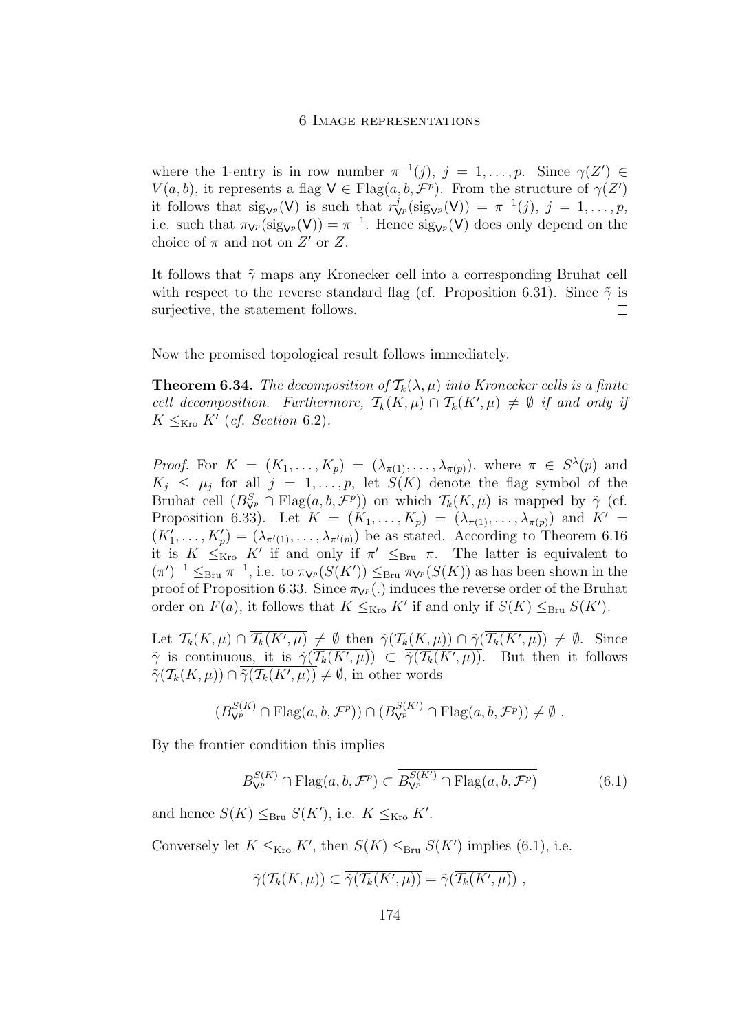where the 1-entry is in row number $\pi^{-1}(j)$, $j = 1, \ldots, p$. Since $\gamma(Z') \in V(a,b)$, it represents a flag $\mathsf{V} \in \mathrm{Flag}(a,b,\mathcal{F}^p)$. From the structure of $\gamma(Z')$ it follows that $\mathrm{sig}_{\mathsf{V}^p}(\mathsf{V})$ is such that $r^j_{\mathsf{V}^p}(\mathrm{sig}_{\mathsf{V}^p}(\mathsf{V})) = \pi^{-1}(j)$, $j = 1, \ldots, p$, i.e. such that $\pi_{\mathsf{V}^p}(\mathrm{sig}_{\mathsf{V}^p}(\mathsf{V})) = \pi^{-1}$. Hence $\mathrm{sig}_{\mathsf{V}^p}(\mathsf{V})$ does only depend on the choice of $\pi$ and not on $Z'$ or $Z$.

It follows that $\tilde{\gamma}$ maps any Kronecker cell into a corresponding Bruhat cell with respect to the reverse standard flag (cf. Proposition 6.31). Since $\tilde{\gamma}$ is surjective, the statement follows. $\square$

Now the promised topological result follows immediately.

**Theorem 6.34.** *The decomposition of $\mathcal{T}_k(\lambda,\mu)$ into Kronecker cells is a finite cell decomposition. Furthermore, $\mathcal{T}_k(K,\mu) \cap \overline{\mathcal{T}_k(K',\mu)} \neq \emptyset$ if and only if $K \leq_{\mathrm{Kro}} K'$ (cf. Section 6.2).*

*Proof.* For $K = (K_1, \ldots, K_p) = (\lambda_{\pi(1)}, \ldots, \lambda_{\pi(p)})$, where $\pi \in S^\lambda(p)$ and $K_j \leq \mu_j$ for all $j = 1, \ldots, p$, let $S(K)$ denote the flag symbol of the Bruhat cell $(B^S_{\mathsf{V}^p} \cap \mathrm{Flag}(a,b,\mathcal{F}^p))$ on which $\mathcal{T}_k(K,\mu)$ is mapped by $\tilde{\gamma}$ (cf. Proposition 6.33). Let $K = (K_1, \ldots, K_p) = (\lambda_{\pi(1)}, \ldots, \lambda_{\pi(p)})$ and $K' = (K'_1, \ldots, K'_p) = (\lambda_{\pi'(1)}, \ldots, \lambda_{\pi'(p)})$ be as stated. According to Theorem 6.16 it is $K \leq_{\mathrm{Kro}} K'$ if and only if $\pi' \leq_{\mathrm{Bru}} \pi$. The latter is equivalent to $(\pi')^{-1} \leq_{\mathrm{Bru}} \pi^{-1}$, i.e. to $\pi_{\mathsf{V}^p}(S(K')) \leq_{\mathrm{Bru}} \pi_{\mathsf{V}^p}(S(K))$ as has been shown in the proof of Proposition 6.33. Since $\pi_{\mathsf{V}^p}(.)$ induces the reverse order of the Bruhat order on $F(a)$, it follows that $K \leq_{\mathrm{Kro}} K'$ if and only if $S(K) \leq_{\mathrm{Bru}} S(K')$.

Let $\mathcal{T}_k(K,\mu) \cap \overline{\mathcal{T}_k(K',\mu)} \neq \emptyset$ then $\tilde{\gamma}(\mathcal{T}_k(K,\mu)) \cap \tilde{\gamma}(\overline{\mathcal{T}_k(K',\mu)}) \neq \emptyset$. Since $\tilde{\gamma}$ is continuous, it is $\tilde{\gamma}(\overline{\mathcal{T}_k(K',\mu)}) \subset \overline{\tilde{\gamma}(\mathcal{T}_k(K',\mu))}$. But then it follows $\tilde{\gamma}(\mathcal{T}_k(K,\mu)) \cap \overline{\tilde{\gamma}(\mathcal{T}_k(K',\mu))} \neq \emptyset$, in other words

$$(B^{S(K)}_{\mathsf{V}^p} \cap \mathrm{Flag}(a,b,\mathcal{F}^p)) \cap \overline{(B^{S(K')}_{\mathsf{V}^p} \cap \mathrm{Flag}(a,b,\mathcal{F}^p))} \neq \emptyset \ .$$

By the frontier condition this implies

$$B^{S(K)}_{\mathsf{V}^p} \cap \mathrm{Flag}(a,b,\mathcal{F}^p) \subset \overline{B^{S(K')}_{\mathsf{V}^p} \cap \mathrm{Flag}(a,b,\mathcal{F}^p)} \tag{6.1}$$

and hence $S(K) \leq_{\mathrm{Bru}} S(K')$, i.e. $K \leq_{\mathrm{Kro}} K'$.

Conversely let $K \leq_{\mathrm{Kro}} K'$, then $S(K) \leq_{\mathrm{Bru}} S(K')$ implies (6.1), i.e.

$$\tilde{\gamma}(\mathcal{T}_k(K,\mu)) \subset \overline{\tilde{\gamma}(\mathcal{T}_k(K',\mu))} = \tilde{\gamma}(\overline{\mathcal{T}_k(K',\mu)}) \ ,$$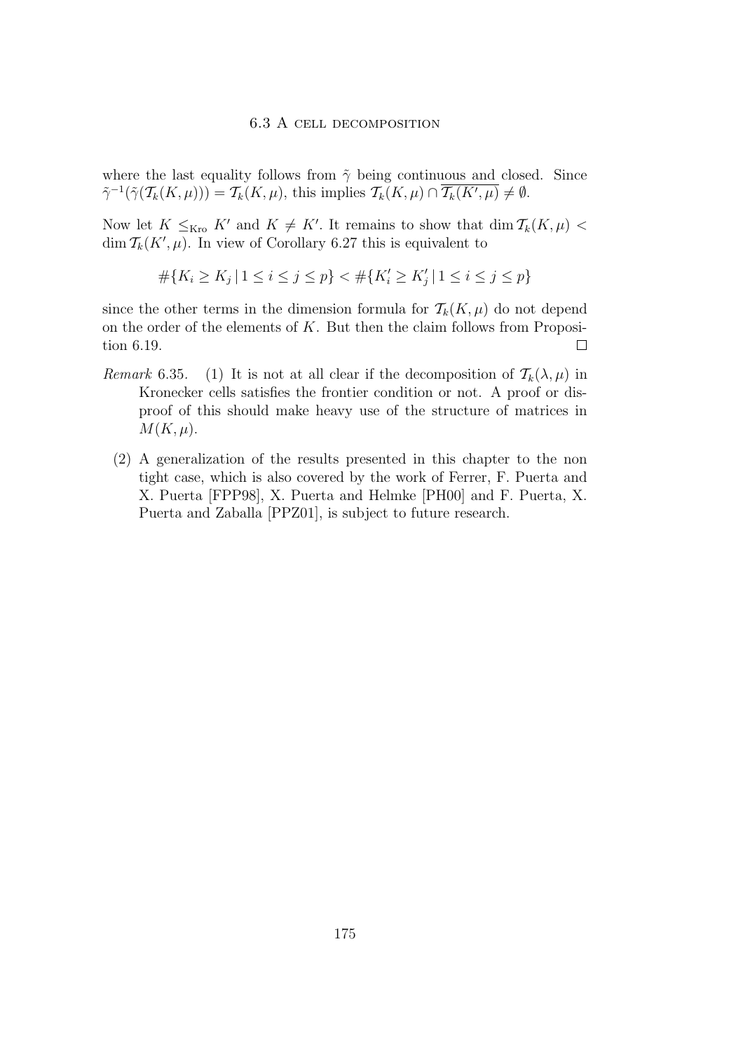where the last equality follows from $\tilde{\gamma}$ being continuous and closed. Since $\tilde{\gamma}^{-1}(\tilde{\gamma}(\mathcal{T}_k(K,\mu))) = \mathcal{T}_k(K,\mu)$, this implies $\mathcal{T}_k(K,\mu) \cap \overline{\mathcal{T}_k(K',\mu)} \neq \emptyset$.

Now let $K \leq_{\text{Kro}} K'$ and $K \neq K'$. It remains to show that $\dim \mathcal{T}_k(K,\mu) < \dim \mathcal{T}_k(K',\mu)$. In view of Corollary 6.27 this is equivalent to

$$\#\{K_i \geq K_j \mid 1 \leq i \leq j \leq p\} < \#\{K'_i \geq K'_j \mid 1 \leq i \leq j \leq p\}$$

since the other terms in the dimension formula for $\mathcal{T}_k(K,\mu)$ do not depend on the order of the elements of $K$. But then the claim follows from Proposition 6.19. $\square$

*Remark* 6.35.

1. It is not at all clear if the decomposition of $\mathcal{T}_k(\lambda,\mu)$ in Kronecker cells satisfies the frontier condition or not. A proof or disproof of this should make heavy use of the structure of matrices in $M(K,\mu)$.
2. A generalization of the results presented in this chapter to the non tight case, which is also covered by the work of Ferrer, F. Puerta and X. Puerta [FPP98], X. Puerta and Helmke [PH00] and F. Puerta, X. Puerta and Zaballa [PPZ01], is subject to future research.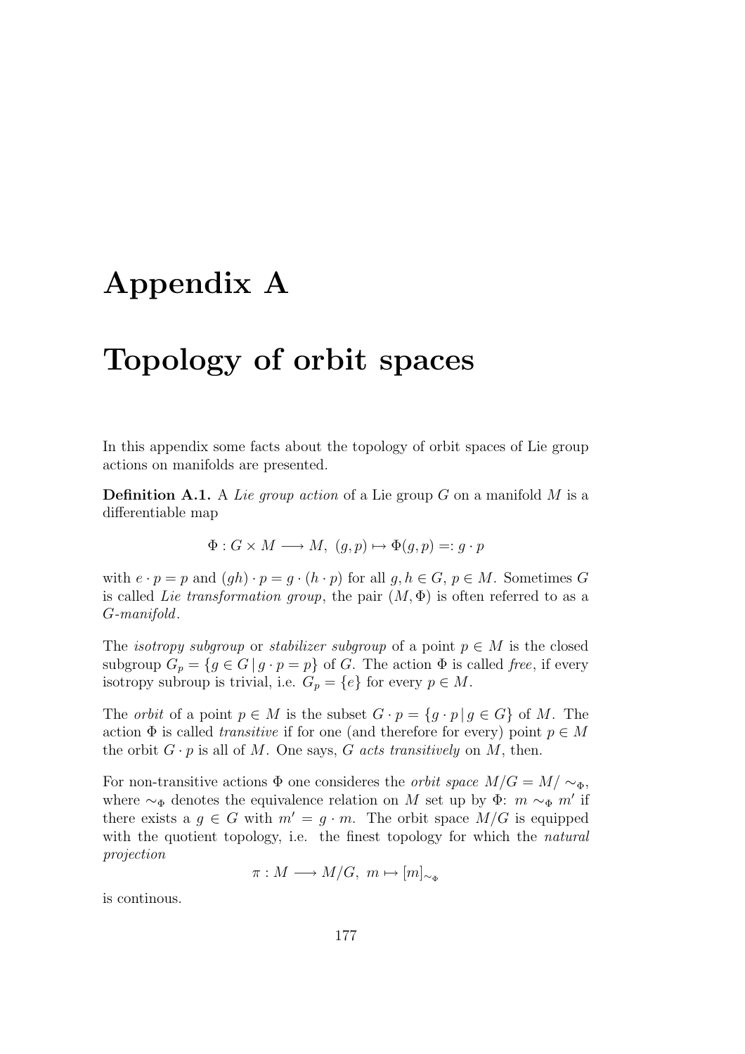# Appendix A

# Topology of orbit spaces

In this appendix some facts about the topology of orbit spaces of Lie group actions on manifolds are presented.

**Definition A.1.** A *Lie group action* of a Lie group $G$ on a manifold $M$ is a differentiable map

$$\Phi : G \times M \longrightarrow M,\ (g, p) \mapsto \Phi(g, p) =: g \cdot p$$

with $e \cdot p = p$ and $(gh) \cdot p = g \cdot (h \cdot p)$ for all $g, h \in G$, $p \in M$. Sometimes $G$ is called *Lie transformation group*, the pair $(M, \Phi)$ is often referred to as a *G-manifold*.

The *isotropy subgroup* or *stabilizer subgroup* of a point $p \in M$ is the closed subgroup $G_p = \{g \in G \,|\, g \cdot p = p\}$ of $G$. The action $\Phi$ is called *free*, if every isotropy subroup is trivial, i.e. $G_p = \{e\}$ for every $p \in M$.

The *orbit* of a point $p \in M$ is the subset $G \cdot p = \{g \cdot p \,|\, g \in G\}$ of $M$. The action $\Phi$ is called *transitive* if for one (and therefore for every) point $p \in M$ the orbit $G \cdot p$ is all of $M$. One says, $G$ *acts transitively* on $M$, then.

For non-transitive actions $\Phi$ one consideres the *orbit space* $M/G = M/\sim_\Phi$, where $\sim_\Phi$ denotes the equivalence relation on $M$ set up by $\Phi$: $m \sim_\Phi m'$ if there exists a $g \in G$ with $m' = g \cdot m$. The orbit space $M/G$ is equipped with the quotient topology, i.e. the finest topology for which the *natural projection*

$$\pi : M \longrightarrow M/G,\ m \mapsto [m]_{\sim_\Phi}$$

is continous.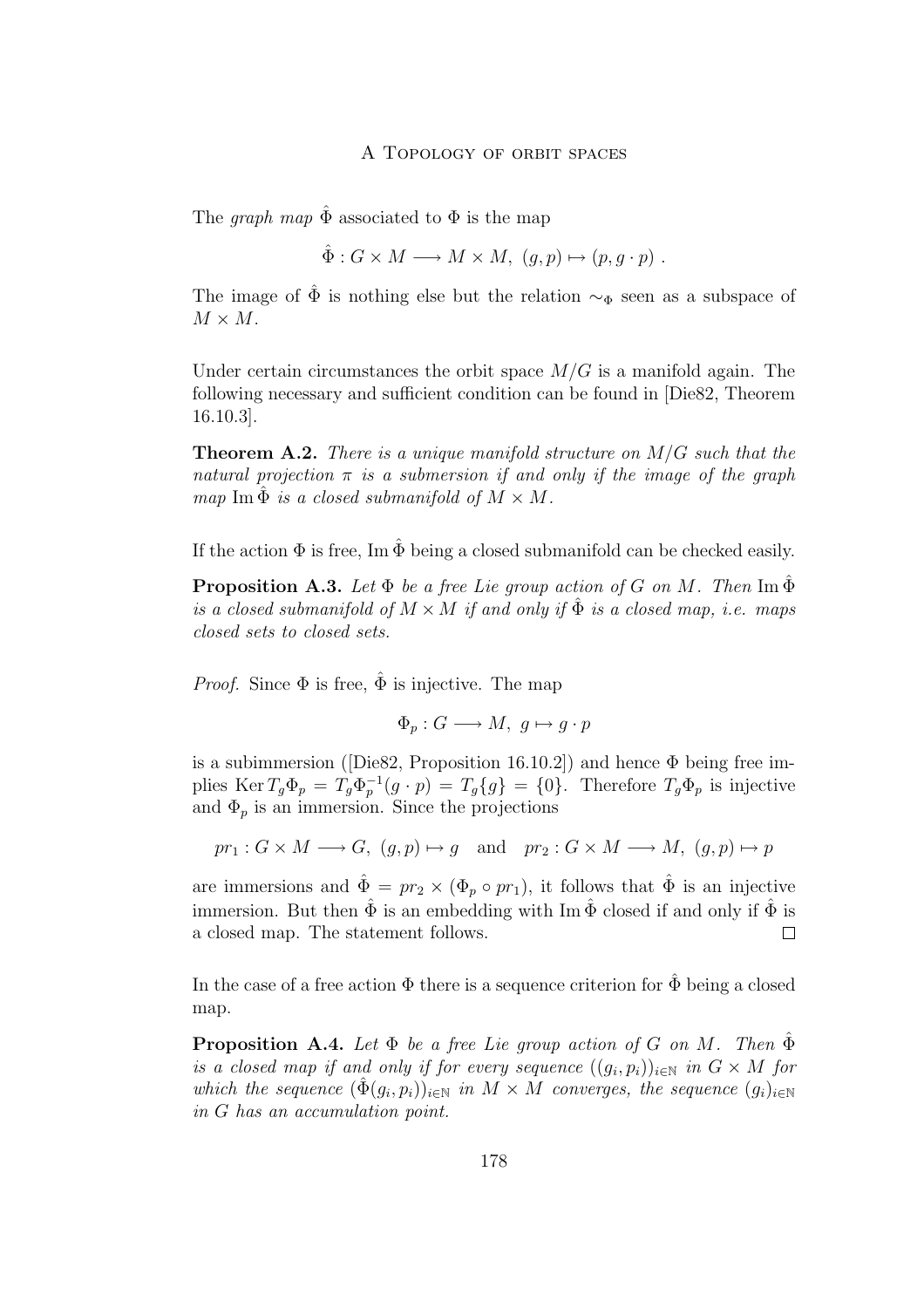The *graph map* $\hat{\Phi}$ associated to $\Phi$ is the map

$$\hat{\Phi} : G \times M \longrightarrow M \times M,\ (g, p) \mapsto (p, g \cdot p)\ .$$

The image of $\hat{\Phi}$ is nothing else but the relation $\sim_\Phi$ seen as a subspace of $M \times M$.

Under certain circumstances the orbit space $M/G$ is a manifold again. The following necessary and sufficient condition can be found in [Die82, Theorem 16.10.3].

**Theorem A.2.** *There is a unique manifold structure on $M/G$ such that the natural projection $\pi$ is a submersion if and only if the image of the graph map $\operatorname{Im} \hat{\Phi}$ is a closed submanifold of $M \times M$.*

If the action $\Phi$ is free, $\operatorname{Im} \hat{\Phi}$ being a closed submanifold can be checked easily.

**Proposition A.3.** *Let $\Phi$ be a free Lie group action of $G$ on $M$. Then $\operatorname{Im} \hat{\Phi}$ is a closed submanifold of $M \times M$ if and only if $\hat{\Phi}$ is a closed map, i.e. maps closed sets to closed sets.*

*Proof.* Since $\Phi$ is free, $\hat{\Phi}$ is injective. The map

$$\Phi_p : G \longrightarrow M,\ g \mapsto g \cdot p$$

is a subimmersion ([Die82, Proposition 16.10.2]) and hence $\Phi$ being free implies $\operatorname{Ker} T_g \Phi_p = T_g \Phi_p^{-1}(g \cdot p) = T_g\{g\} = \{0\}$. Therefore $T_g \Phi_p$ is injective and $\Phi_p$ is an immersion. Since the projections

$$pr_1 : G \times M \longrightarrow G,\ (g, p) \mapsto g \quad \text{and} \quad pr_2 : G \times M \longrightarrow M,\ (g, p) \mapsto p$$

are immersions and $\hat{\Phi} = pr_2 \times (\Phi_p \circ pr_1)$, it follows that $\hat{\Phi}$ is an injective immersion. But then $\hat{\Phi}$ is an embedding with $\operatorname{Im} \hat{\Phi}$ closed if and only if $\hat{\Phi}$ is a closed map. The statement follows. $\square$

In the case of a free action $\Phi$ there is a sequence criterion for $\hat{\Phi}$ being a closed map.

**Proposition A.4.** *Let $\Phi$ be a free Lie group action of $G$ on $M$. Then $\hat{\Phi}$ is a closed map if and only if for every sequence $((g_i, p_i))_{i \in \mathbb{N}}$ in $G \times M$ for which the sequence $(\hat{\Phi}(g_i, p_i))_{i \in \mathbb{N}}$ in $M \times M$ converges, the sequence $(g_i)_{i \in \mathbb{N}}$ in $G$ has an accumulation point.*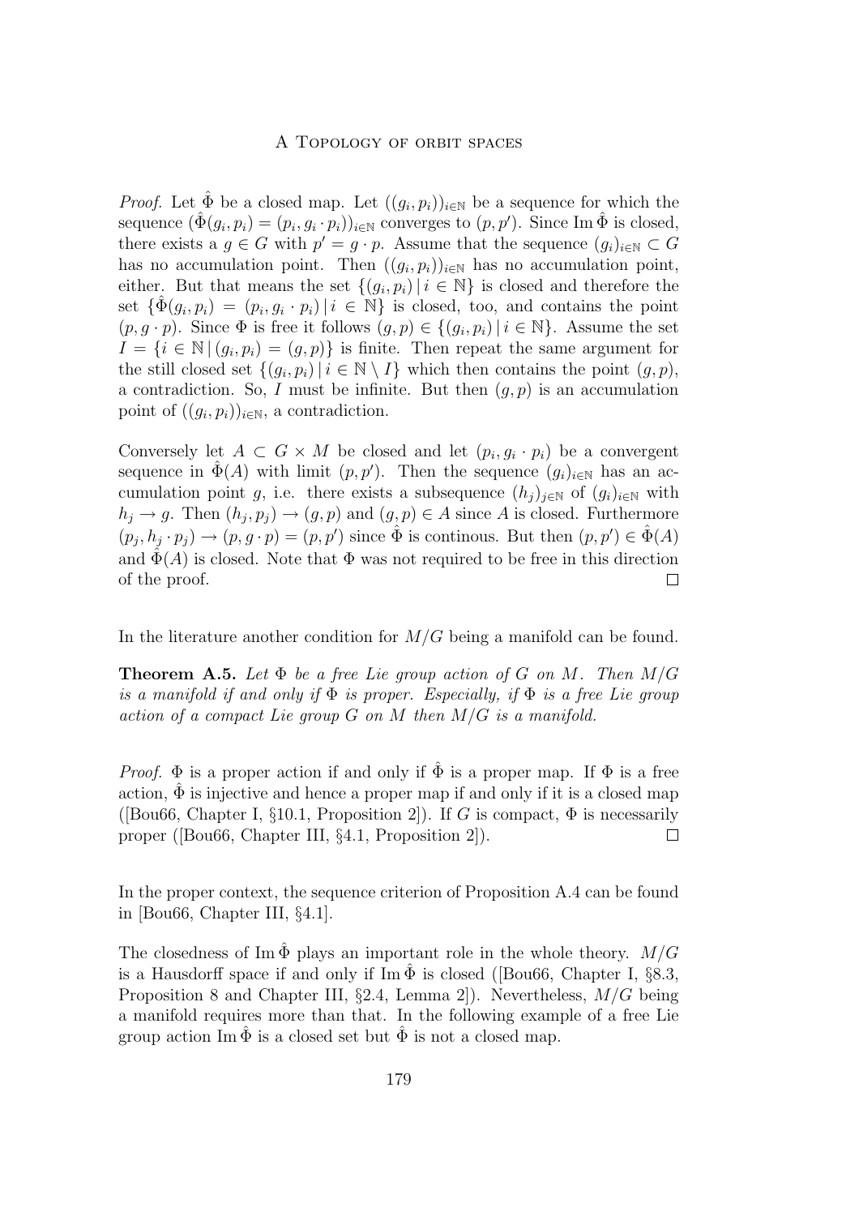*Proof.* Let $\hat{\Phi}$ be a closed map. Let $((g_i, p_i))_{i\in\mathbb{N}}$ be a sequence for which the sequence $(\hat{\Phi}(g_i, p_i) = (p_i, g_i \cdot p_i))_{i\in\mathbb{N}}$ converges to $(p, p')$. Since $\operatorname{Im}\hat{\Phi}$ is closed, there exists a $g \in G$ with $p' = g \cdot p$. Assume that the sequence $(g_i)_{i\in\mathbb{N}} \subset G$ has no accumulation point. Then $((g_i, p_i))_{i\in\mathbb{N}}$ has no accumulation point, either. But that means the set $\{(g_i, p_i) \,|\, i \in \mathbb{N}\}$ is closed and therefore the set $\{\hat{\Phi}(g_i, p_i) = (p_i, g_i \cdot p_i) \,|\, i \in \mathbb{N}\}$ is closed, too, and contains the point $(p, g \cdot p)$. Since $\Phi$ is free it follows $(g, p) \in \{(g_i, p_i) \,|\, i \in \mathbb{N}\}$. Assume the set $I = \{i \in \mathbb{N} \,|\, (g_i, p_i) = (g, p)\}$ is finite. Then repeat the same argument for the still closed set $\{(g_i, p_i) \,|\, i \in \mathbb{N} \setminus I\}$ which then contains the point $(g, p)$, a contradiction. So, $I$ must be infinite. But then $(g, p)$ is an accumulation point of $((g_i, p_i))_{i\in\mathbb{N}}$, a contradiction.

Conversely let $A \subset G \times M$ be closed and let $(p_i, g_i \cdot p_i)$ be a convergent sequence in $\hat{\Phi}(A)$ with limit $(p, p')$. Then the sequence $(g_i)_{i\in\mathbb{N}}$ has an accumulation point $g$, i.e. there exists a subsequence $(h_j)_{j\in\mathbb{N}}$ of $(g_i)_{i\in\mathbb{N}}$ with $h_j \to g$. Then $(h_j, p_j) \to (g, p)$ and $(g, p) \in A$ since $A$ is closed. Furthermore $(p_j, h_j \cdot p_j) \to (p, g \cdot p) = (p, p')$ since $\hat{\Phi}$ is continous. But then $(p, p') \in \hat{\Phi}(A)$ and $\hat{\Phi}(A)$ is closed. Note that $\Phi$ was not required to be free in this direction of the proof. $\square$

In the literature another condition for $M/G$ being a manifold can be found.

**Theorem A.5.** *Let $\Phi$ be a free Lie group action of $G$ on $M$. Then $M/G$ is a manifold if and only if $\Phi$ is proper. Especially, if $\Phi$ is a free Lie group action of a compact Lie group $G$ on $M$ then $M/G$ is a manifold.*

*Proof.* $\Phi$ is a proper action if and only if $\hat{\Phi}$ is a proper map. If $\Phi$ is a free action, $\hat{\Phi}$ is injective and hence a proper map if and only if it is a closed map ([Bou66, Chapter I, §10.1, Proposition 2]). If $G$ is compact, $\Phi$ is necessarily proper ([Bou66, Chapter III, §4.1, Proposition 2]). $\square$

In the proper context, the sequence criterion of Proposition A.4 can be found in [Bou66, Chapter III, §4.1].

The closedness of $\operatorname{Im}\hat{\Phi}$ plays an important role in the whole theory. $M/G$ is a Hausdorff space if and only if $\operatorname{Im}\hat{\Phi}$ is closed ([Bou66, Chapter I, §8.3, Proposition 8 and Chapter III, §2.4, Lemma 2]). Nevertheless, $M/G$ being a manifold requires more than that. In the following example of a free Lie group action $\operatorname{Im}\hat{\Phi}$ is a closed set but $\hat{\Phi}$ is not a closed map.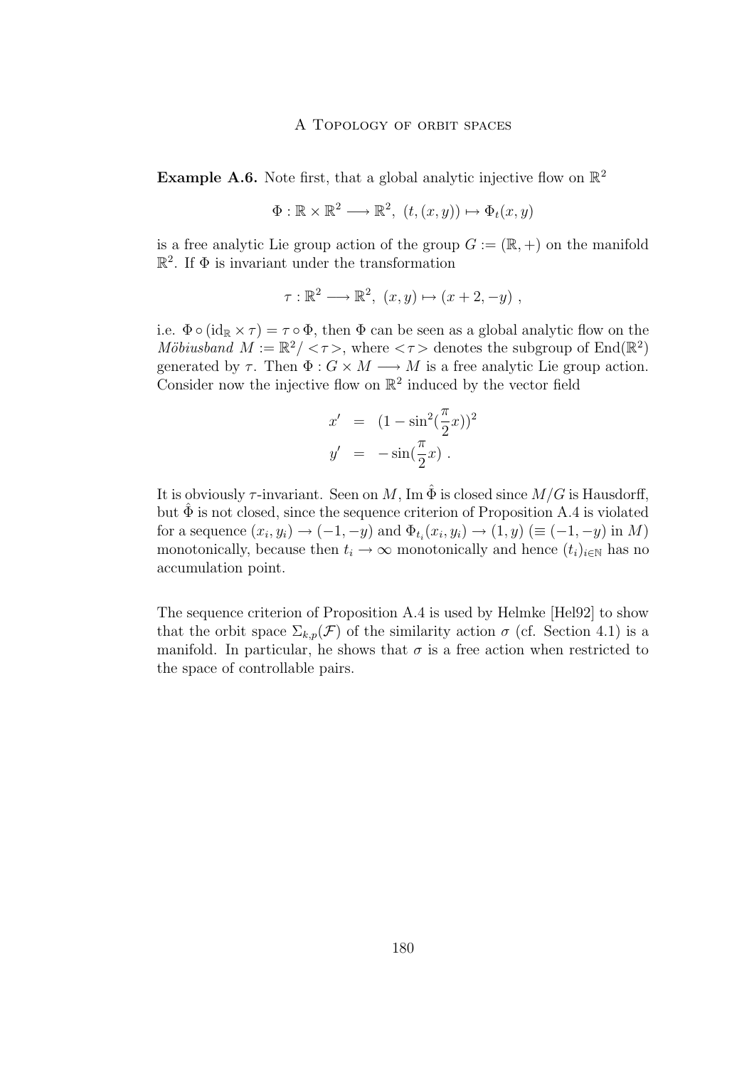**Example A.6.** Note first, that a global analytic injective flow on $\mathbb{R}^2$

$$\Phi : \mathbb{R} \times \mathbb{R}^2 \longrightarrow \mathbb{R}^2,\ (t,(x,y)) \mapsto \Phi_t(x,y)$$

is a free analytic Lie group action of the group $G := (\mathbb{R},+)$ on the manifold $\mathbb{R}^2$. If $\Phi$ is invariant under the transformation

$$\tau : \mathbb{R}^2 \longrightarrow \mathbb{R}^2,\ (x,y) \mapsto (x+2,-y)\ ,$$

i.e. $\Phi \circ (\mathrm{id}_{\mathbb{R}} \times \tau) = \tau \circ \Phi$, then $\Phi$ can be seen as a global analytic flow on the *Möbiusband* $M := \mathbb{R}^2/<\tau>$, where $<\tau>$ denotes the subgroup of $\mathrm{End}(\mathbb{R}^2)$ generated by $\tau$. Then $\Phi : G \times M \longrightarrow M$ is a free analytic Lie group action. Consider now the injective flow on $\mathbb{R}^2$ induced by the vector field

$$\begin{aligned} x' &= (1-\sin^2(\frac{\pi}{2}x))^2 \\ y' &= -\sin(\frac{\pi}{2}x)\ . \end{aligned}$$

It is obviously $\tau$-invariant. Seen on $M$, $\mathrm{Im}\,\hat{\Phi}$ is closed since $M/G$ is Hausdorff, but $\hat{\Phi}$ is not closed, since the sequence criterion of Proposition A.4 is violated for a sequence $(x_i,y_i) \to (-1,-y)$ and $\Phi_{t_i}(x_i,y_i) \to (1,y)$ ($\equiv (-1,-y)$ in $M$) monotonically, because then $t_i \to \infty$ monotonically and hence $(t_i)_{i\in\mathbb{N}}$ has no accumulation point.

The sequence criterion of Proposition A.4 is used by Helmke [Hel92] to show that the orbit space $\Sigma_{k,p}(\mathcal{F})$ of the similarity action $\sigma$ (cf. Section 4.1) is a manifold. In particular, he shows that $\sigma$ is a free action when restricted to the space of controllable pairs.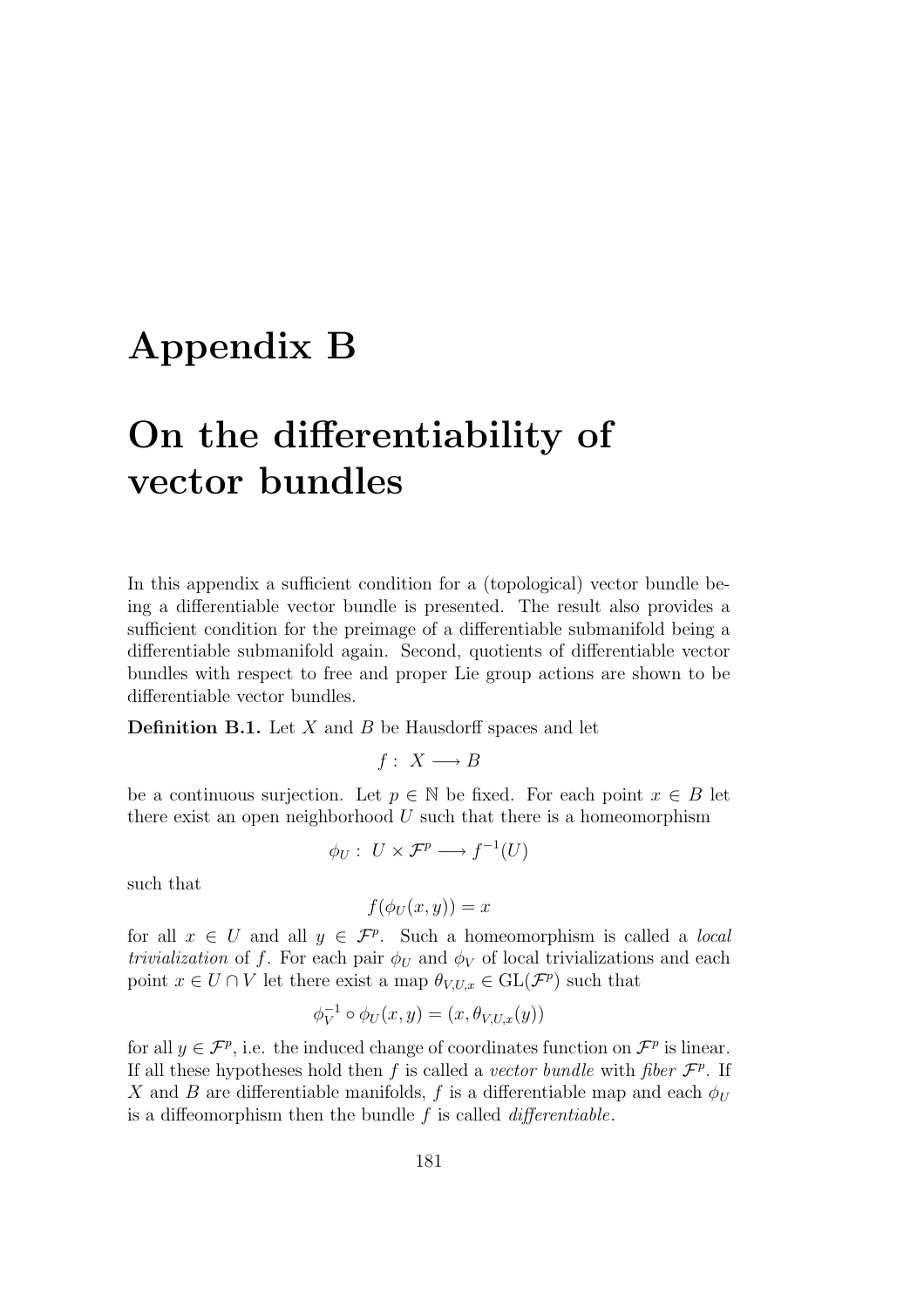# Appendix B

# On the differentiability of vector bundles

In this appendix a sufficient condition for a (topological) vector bundle being a differentiable vector bundle is presented. The result also provides a sufficient condition for the preimage of a differentiable submanifold being a differentiable submanifold again. Second, quotients of differentiable vector bundles with respect to free and proper Lie group actions are shown to be differentiable vector bundles.

**Definition B.1.** Let $X$ and $B$ be Hausdorff spaces and let

$$f:\ X \longrightarrow B$$

be a continuous surjection. Let $p \in \mathbb{N}$ be fixed. For each point $x \in B$ let there exist an open neighborhood $U$ such that there is a homeomorphism

$$\phi_U:\ U \times \mathcal{F}^p \longrightarrow f^{-1}(U)$$

such that

$$f(\phi_U(x,y)) = x$$

for all $x \in U$ and all $y \in \mathcal{F}^p$. Such a homeomorphism is called a *local trivialization* of $f$. For each pair $\phi_U$ and $\phi_V$ of local trivializations and each point $x \in U \cap V$ let there exist a map $\theta_{V,U,x} \in \mathrm{GL}(\mathcal{F}^p)$ such that

$$\phi_V^{-1} \circ \phi_U(x,y) = (x, \theta_{V,U,x}(y))$$

for all $y \in \mathcal{F}^p$, i.e. the induced change of coordinates function on $\mathcal{F}^p$ is linear. If all these hypotheses hold then $f$ is called a *vector bundle* with *fiber* $\mathcal{F}^p$. If $X$ and $B$ are differentiable manifolds, $f$ is a differentiable map and each $\phi_U$ is a diffeomorphism then the bundle $f$ is called *differentiable*.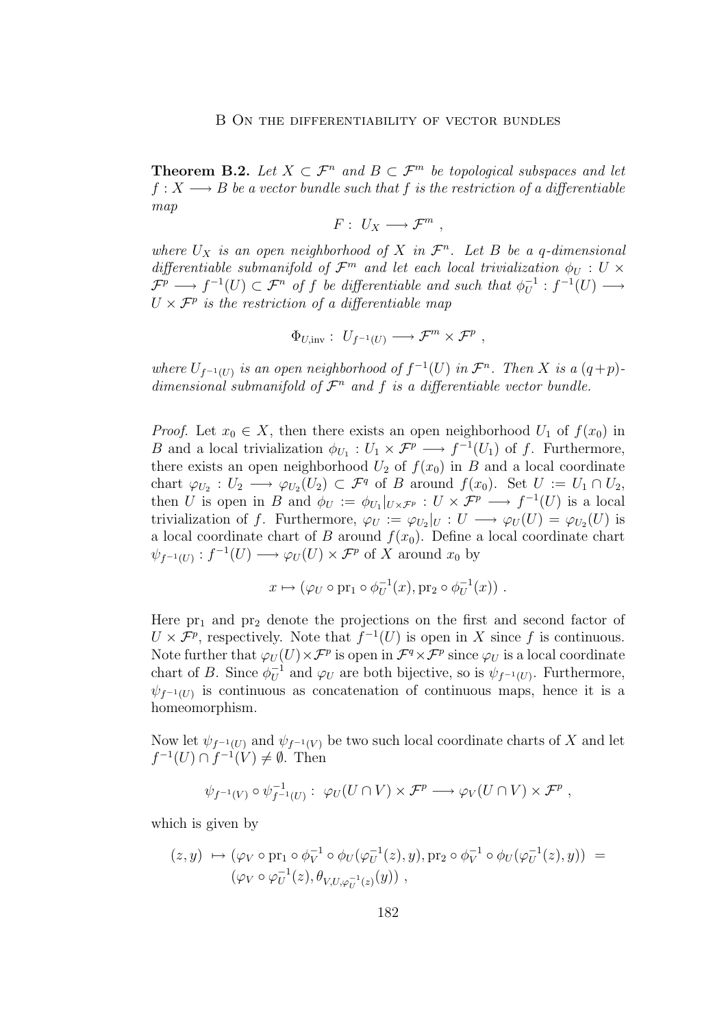**Theorem B.2.** *Let $X \subset \mathcal{F}^n$ and $B \subset \mathcal{F}^m$ be topological subspaces and let $f : X \longrightarrow B$ be a vector bundle such that $f$ is the restriction of a differentiable map*

$$F : \; U_X \longrightarrow \mathcal{F}^m \; ,$$

*where $U_X$ is an open neighborhood of $X$ in $\mathcal{F}^n$. Let $B$ be a $q$-dimensional differentiable submanifold of $\mathcal{F}^m$ and let each local trivialization $\phi_U : U \times \mathcal{F}^p \longrightarrow f^{-1}(U) \subset \mathcal{F}^n$ of $f$ be differentiable and such that $\phi_U^{-1} : f^{-1}(U) \longrightarrow U \times \mathcal{F}^p$ is the restriction of a differentiable map*

$$\Phi_{U,\mathrm{inv}} : \; U_{f^{-1}(U)} \longrightarrow \mathcal{F}^m \times \mathcal{F}^p \; ,$$

*where $U_{f^{-1}(U)}$ is an open neighborhood of $f^{-1}(U)$ in $\mathcal{F}^n$. Then $X$ is a $(q+p)$-dimensional submanifold of $\mathcal{F}^n$ and $f$ is a differentiable vector bundle.*

*Proof.* Let $x_0 \in X$, then there exists an open neighborhood $U_1$ of $f(x_0)$ in $B$ and a local trivialization $\phi_{U_1} : U_1 \times \mathcal{F}^p \longrightarrow f^{-1}(U_1)$ of $f$. Furthermore, there exists an open neighborhood $U_2$ of $f(x_0)$ in $B$ and a local coordinate chart $\varphi_{U_2} : U_2 \longrightarrow \varphi_{U_2}(U_2) \subset \mathcal{F}^q$ of $B$ around $f(x_0)$. Set $U := U_1 \cap U_2$, then $U$ is open in $B$ and $\phi_U := \phi_{U_1}|_{U \times \mathcal{F}^p} : U \times \mathcal{F}^p \longrightarrow f^{-1}(U)$ is a local trivialization of $f$. Furthermore, $\varphi_U := \varphi_{U_2}|_U : U \longrightarrow \varphi_U(U) = \varphi_{U_2}(U)$ is a local coordinate chart of $B$ around $f(x_0)$. Define a local coordinate chart $\psi_{f^{-1}(U)} : f^{-1}(U) \longrightarrow \varphi_U(U) \times \mathcal{F}^p$ of $X$ around $x_0$ by

$$x \mapsto (\varphi_U \circ \mathrm{pr}_1 \circ \phi_U^{-1}(x), \mathrm{pr}_2 \circ \phi_U^{-1}(x)) \; .$$

Here $\mathrm{pr}_1$ and $\mathrm{pr}_2$ denote the projections on the first and second factor of $U \times \mathcal{F}^p$, respectively. Note that $f^{-1}(U)$ is open in $X$ since $f$ is continuous. Note further that $\varphi_U(U) \times \mathcal{F}^p$ is open in $\mathcal{F}^q \times \mathcal{F}^p$ since $\varphi_U$ is a local coordinate chart of $B$. Since $\phi_U^{-1}$ and $\varphi_U$ are both bijective, so is $\psi_{f^{-1}(U)}$. Furthermore, $\psi_{f^{-1}(U)}$ is continuous as concatenation of continuous maps, hence it is a homeomorphism.

Now let $\psi_{f^{-1}(U)}$ and $\psi_{f^{-1}(V)}$ be two such local coordinate charts of $X$ and let $f^{-1}(U) \cap f^{-1}(V) \neq \emptyset$. Then

$$\psi_{f^{-1}(V)} \circ \psi_{f^{-1}(U)}^{-1} : \; \varphi_U(U \cap V) \times \mathcal{F}^p \longrightarrow \varphi_V(U \cap V) \times \mathcal{F}^p \; ,$$

which is given by

$$\begin{aligned}(z, y) \; \mapsto \; & (\varphi_V \circ \mathrm{pr}_1 \circ \phi_V^{-1} \circ \phi_U(\varphi_U^{-1}(z), y), \mathrm{pr}_2 \circ \phi_V^{-1} \circ \phi_U(\varphi_U^{-1}(z), y)) \; = \\ & (\varphi_V \circ \varphi_U^{-1}(z), \theta_{V,U,\varphi_U^{-1}(z)}(y)) \; ,\end{aligned}$$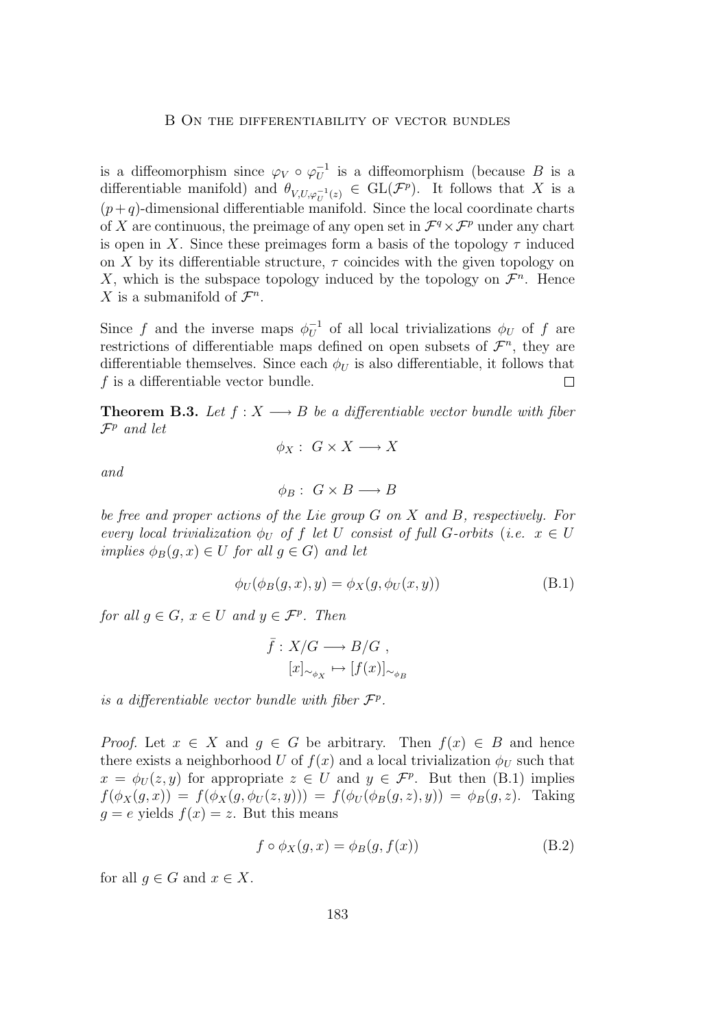is a diffeomorphism since $\varphi_V \circ \varphi_U^{-1}$ is a diffeomorphism (because $B$ is a differentiable manifold) and $\theta_{V,U,\varphi_U^{-1}(z)} \in \mathrm{GL}(\mathcal{F}^p)$. It follows that $X$ is a $(p+q)$-dimensional differentiable manifold. Since the local coordinate charts of $X$ are continuous, the preimage of any open set in $\mathcal{F}^q \times \mathcal{F}^p$ under any chart is open in $X$. Since these preimages form a basis of the topology $\tau$ induced on $X$ by its differentiable structure, $\tau$ coincides with the given topology on $X$, which is the subspace topology induced by the topology on $\mathcal{F}^n$. Hence $X$ is a submanifold of $\mathcal{F}^n$.

Since $f$ and the inverse maps $\phi_U^{-1}$ of all local trivializations $\phi_U$ of $f$ are restrictions of differentiable maps defined on open subsets of $\mathcal{F}^n$, they are differentiable themselves. Since each $\phi_U$ is also differentiable, it follows that $f$ is a differentiable vector bundle. $\square$

**Theorem B.3.** *Let $f : X \longrightarrow B$ be a differentiable vector bundle with fiber $\mathcal{F}^p$ and let*

$$\phi_X : \; G \times X \longrightarrow X$$

*and*

$$\phi_B : \; G \times B \longrightarrow B$$

*be free and proper actions of the Lie group $G$ on $X$ and $B$, respectively. For every local trivialization $\phi_U$ of $f$ let $U$ consist of full $G$-orbits (i.e. $x \in U$ implies $\phi_B(g, x) \in U$ for all $g \in G$) and let*

$$\phi_U(\phi_B(g, x), y) = \phi_X(g, \phi_U(x, y)) \tag{B.1}$$

*for all $g \in G$, $x \in U$ and $y \in \mathcal{F}^p$. Then*

$$\begin{aligned} \bar{f} : X/G &\longrightarrow B/G \;, \\ [x]_{\sim_{\phi_X}} &\mapsto [f(x)]_{\sim_{\phi_B}} \end{aligned}$$

*is a differentiable vector bundle with fiber $\mathcal{F}^p$.*

*Proof.* Let $x \in X$ and $g \in G$ be arbitrary. Then $f(x) \in B$ and hence there exists a neighborhood $U$ of $f(x)$ and a local trivialization $\phi_U$ such that $x = \phi_U(z, y)$ for appropriate $z \in U$ and $y \in \mathcal{F}^p$. But then (B.1) implies $f(\phi_X(g, x)) = f(\phi_X(g, \phi_U(z, y))) = f(\phi_U(\phi_B(g, z), y)) = \phi_B(g, z)$. Taking $g = e$ yields $f(x) = z$. But this means

$$f \circ \phi_X(g, x) = \phi_B(g, f(x)) \tag{B.2}$$

for all $g \in G$ and $x \in X$.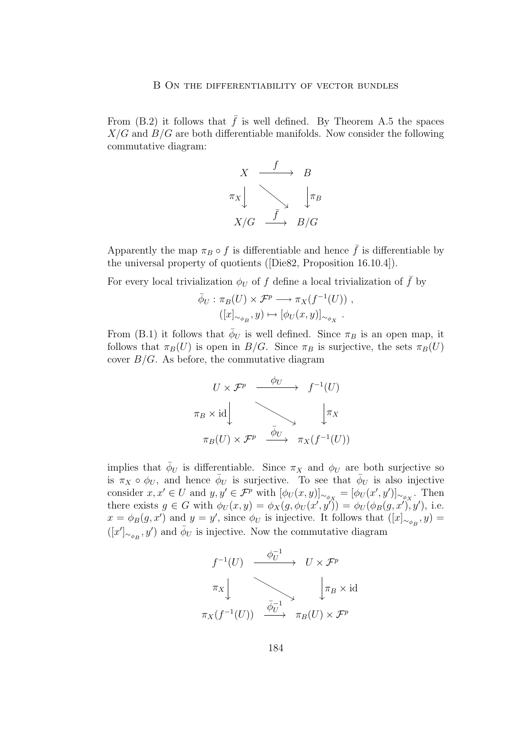From (B.2) it follows that $\bar{f}$ is well defined. By Theorem A.5 the spaces $X/G$ and $B/G$ are both differentiable manifolds. Now consider the following commutative diagram:

$$
\begin{array}{ccc}
X & \xrightarrow{\quad f \quad} & B \\
{\scriptstyle \pi_X}\big\downarrow & \searrow & \big\downarrow{\scriptstyle \pi_B} \\
X/G & \xrightarrow{\quad \bar{f} \quad} & B/G
\end{array}
$$

Apparently the map $\pi_B \circ f$ is differentiable and hence $\bar{f}$ is differentiable by the universal property of quotients ([Die82, Proposition 16.10.4]).

For every local trivialization $\phi_U$ of $f$ define a local trivialization of $\bar{f}$ by

$$
\begin{aligned}
\bar{\phi}_U : \pi_B(U) \times \mathcal{F}^p &\longrightarrow \pi_X(f^{-1}(U)) \;, \\
([x]_{\sim_{\phi_B}}, y) &\mapsto [\phi_U(x, y)]_{\sim_{\phi_X}} \;.
\end{aligned}
$$

From (B.1) it follows that $\bar{\phi}_U$ is well defined. Since $\pi_B$ is an open map, it follows that $\pi_B(U)$ is open in $B/G$. Since $\pi_B$ is surjective, the sets $\pi_B(U)$ cover $B/G$. As before, the commutative diagram

$$
\begin{array}{ccc}
U \times \mathcal{F}^p & \xrightarrow{\quad \phi_U \quad} & f^{-1}(U) \\
{\scriptstyle \pi_B \times \mathrm{id}}\big\downarrow & \searrow & \big\downarrow{\scriptstyle \pi_X} \\
\pi_B(U) \times \mathcal{F}^p & \xrightarrow{\quad \bar{\phi}_U \quad} & \pi_X(f^{-1}(U))
\end{array}
$$

implies that $\bar{\phi}_U$ is differentiable. Since $\pi_X$ and $\phi_U$ are both surjective so is $\pi_X \circ \phi_U$, and hence $\bar{\phi}_U$ is surjective. To see that $\bar{\phi}_U$ is also injective consider $x, x' \in U$ and $y, y' \in \mathcal{F}^p$ with $[\phi_U(x, y)]_{\sim_{\phi_X}} = [\phi_U(x', y')]_{\sim_{\phi_X}}$. Then there exists $g \in G$ with $\phi_U(x, y) = \phi_X(g, \phi_U(x', y')) = \phi_U(\phi_B(g, x'), y')$, i.e. $x = \phi_B(g, x')$ and $y = y'$, since $\phi_U$ is injective. It follows that $([x]_{\sim_{\phi_B}}, y) = ([x']_{\sim_{\phi_B}}, y')$ and $\bar{\phi}_U$ is injective. Now the commutative diagram

$$
\begin{array}{ccc}
f^{-1}(U) & \xrightarrow{\quad \phi_U^{-1} \quad} & U \times \mathcal{F}^p \\
{\scriptstyle \pi_X}\big\downarrow & \searrow & \big\downarrow{\scriptstyle \pi_B \times \mathrm{id}} \\
\pi_X(f^{-1}(U)) & \xrightarrow{\quad \bar{\phi}_U^{-1} \quad} & \pi_B(U) \times \mathcal{F}^p
\end{array}
$$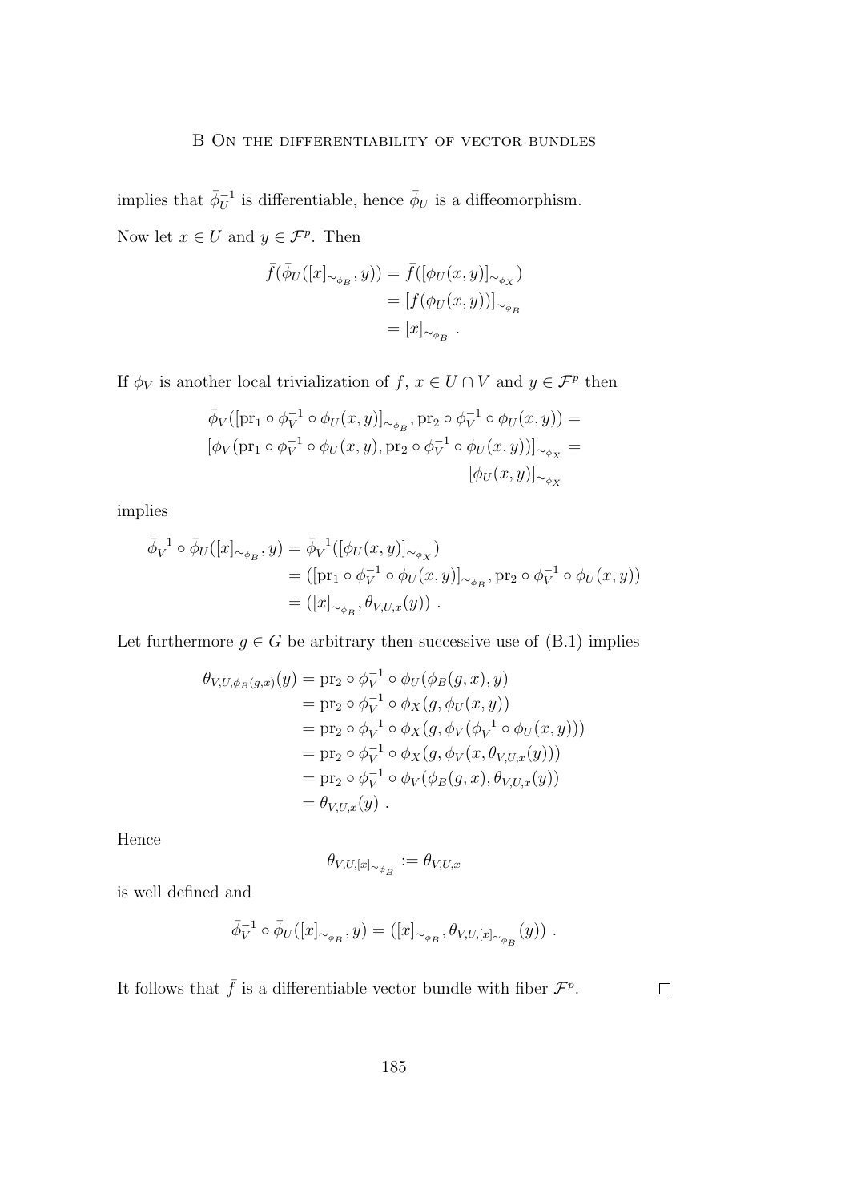implies that $\bar{\phi}_U^{-1}$ is differentiable, hence $\bar{\phi}_U$ is a diffeomorphism.

Now let $x \in U$ and $y \in \mathcal{F}^p$. Then

$$
\begin{aligned}
\bar{f}(\bar{\phi}_U([x]_{\sim_{\phi_B}}, y)) &= \bar{f}([\phi_U(x,y)]_{\sim_{\phi_X}}) \\
&= [f(\phi_U(x,y))]_{\sim_{\phi_B}} \\
&= [x]_{\sim_{\phi_B}} .
\end{aligned}
$$

If $\phi_V$ is another local trivialization of $f$, $x \in U \cap V$ and $y \in \mathcal{F}^p$ then

$$
\begin{aligned}
&\bar{\phi}_V([\mathrm{pr}_1 \circ \phi_V^{-1} \circ \phi_U(x,y)]_{\sim_{\phi_B}}, \mathrm{pr}_2 \circ \phi_V^{-1} \circ \phi_U(x,y)) = \\
&[\phi_V(\mathrm{pr}_1 \circ \phi_V^{-1} \circ \phi_U(x,y), \mathrm{pr}_2 \circ \phi_V^{-1} \circ \phi_U(x,y))]_{\sim_{\phi_X}} = \\
&\qquad\qquad [\phi_U(x,y)]_{\sim_{\phi_X}}
\end{aligned}
$$

implies

$$
\begin{aligned}
\bar{\phi}_V^{-1} \circ \bar{\phi}_U([x]_{\sim_{\phi_B}}, y) &= \bar{\phi}_V^{-1}([\phi_U(x,y)]_{\sim_{\phi_X}}) \\
&= ([\mathrm{pr}_1 \circ \phi_V^{-1} \circ \phi_U(x,y)]_{\sim_{\phi_B}}, \mathrm{pr}_2 \circ \phi_V^{-1} \circ \phi_U(x,y)) \\
&= ([x]_{\sim_{\phi_B}}, \theta_{V,U,x}(y)) .
\end{aligned}
$$

Let furthermore $g \in G$ be arbitrary then successive use of (B.1) implies

$$
\begin{aligned}
\theta_{V,U,\phi_B(g,x)}(y) &= \mathrm{pr}_2 \circ \phi_V^{-1} \circ \phi_U(\phi_B(g,x), y) \\
&= \mathrm{pr}_2 \circ \phi_V^{-1} \circ \phi_X(g, \phi_U(x,y)) \\
&= \mathrm{pr}_2 \circ \phi_V^{-1} \circ \phi_X(g, \phi_V(\phi_V^{-1} \circ \phi_U(x,y))) \\
&= \mathrm{pr}_2 \circ \phi_V^{-1} \circ \phi_X(g, \phi_V(x, \theta_{V,U,x}(y))) \\
&= \mathrm{pr}_2 \circ \phi_V^{-1} \circ \phi_V(\phi_B(g,x), \theta_{V,U,x}(y)) \\
&= \theta_{V,U,x}(y) .
\end{aligned}
$$

Hence

$$
\theta_{V,U,[x]_{\sim_{\phi_B}}} := \theta_{V,U,x}
$$

is well defined and

$$
\bar{\phi}_V^{-1} \circ \bar{\phi}_U([x]_{\sim_{\phi_B}}, y) = ([x]_{\sim_{\phi_B}}, \theta_{V,U,[x]_{\sim_{\phi_B}}}(y)) .
$$

It follows that $\bar{f}$ is a differentiable vector bundle with fiber $\mathcal{F}^p$. $\square$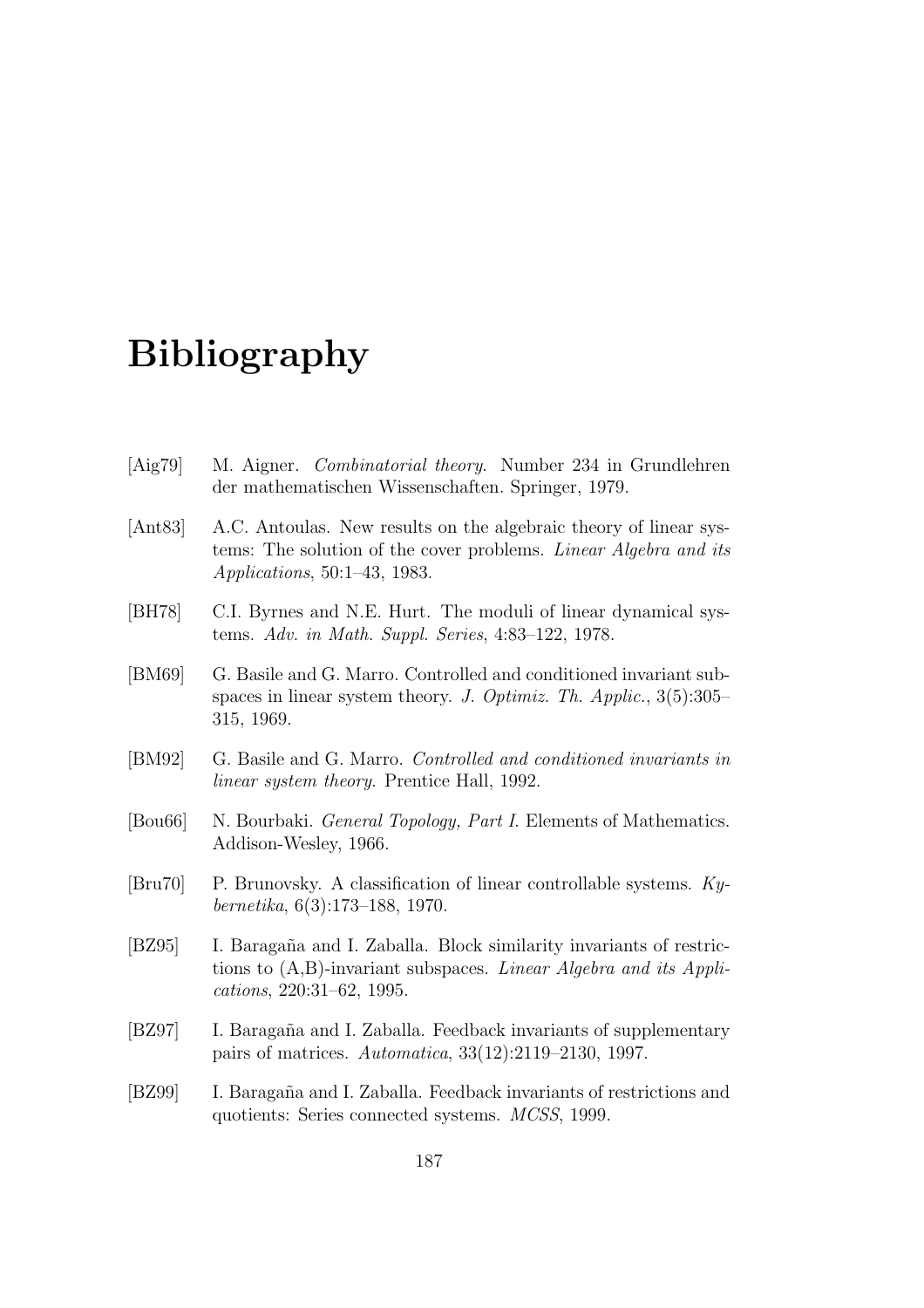# Bibliography

[Aig79] M. Aigner. *Combinatorial theory*. Number 234 in Grundlehren der mathematischen Wissenschaften. Springer, 1979.

[Ant83] A.C. Antoulas. New results on the algebraic theory of linear systems: The solution of the cover problems. *Linear Algebra and its Applications*, 50:1–43, 1983.

[BH78] C.I. Byrnes and N.E. Hurt. The moduli of linear dynamical systems. *Adv. in Math. Suppl. Series*, 4:83–122, 1978.

[BM69] G. Basile and G. Marro. Controlled and conditioned invariant subspaces in linear system theory. *J. Optimiz. Th. Applic.*, 3(5):305–315, 1969.

[BM92] G. Basile and G. Marro. *Controlled and conditioned invariants in linear system theory*. Prentice Hall, 1992.

[Bou66] N. Bourbaki. *General Topology, Part I*. Elements of Mathematics. Addison-Wesley, 1966.

[Bru70] P. Brunovsky. A classification of linear controllable systems. *Kybernetika*, 6(3):173–188, 1970.

[BZ95] I. Baragaña and I. Zaballa. Block similarity invariants of restrictions to (A,B)-invariant subspaces. *Linear Algebra and its Applications*, 220:31–62, 1995.

[BZ97] I. Baragaña and I. Zaballa. Feedback invariants of supplementary pairs of matrices. *Automatica*, 33(12):2119–2130, 1997.

[BZ99] I. Baragaña and I. Zaballa. Feedback invariants of restrictions and quotients: Series connected systems. *MCSS*, 1999.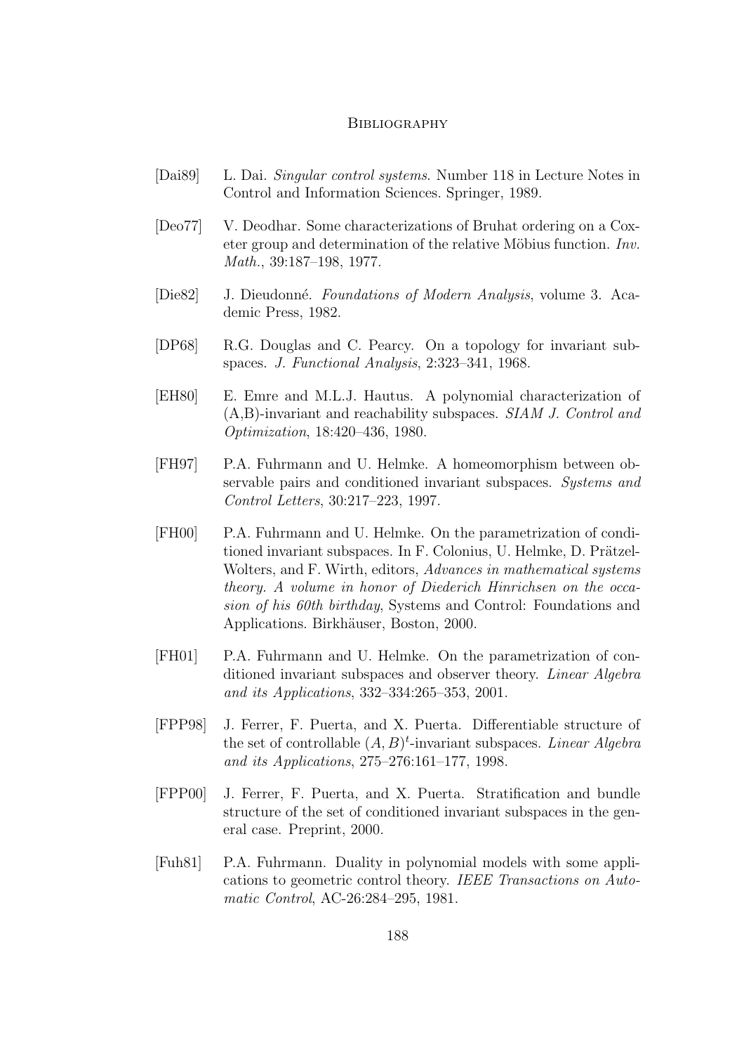[Dai89] L. Dai. *Singular control systems*. Number 118 in Lecture Notes in Control and Information Sciences. Springer, 1989.

[Deo77] V. Deodhar. Some characterizations of Bruhat ordering on a Coxeter group and determination of the relative Möbius function. *Inv. Math.*, 39:187–198, 1977.

[Die82] J. Dieudonné. *Foundations of Modern Analysis*, volume 3. Academic Press, 1982.

[DP68] R.G. Douglas and C. Pearcy. On a topology for invariant subspaces. *J. Functional Analysis*, 2:323–341, 1968.

[EH80] E. Emre and M.L.J. Hautus. A polynomial characterization of (A,B)-invariant and reachability subspaces. *SIAM J. Control and Optimization*, 18:420–436, 1980.

[FH97] P.A. Fuhrmann and U. Helmke. A homeomorphism between observable pairs and conditioned invariant subspaces. *Systems and Control Letters*, 30:217–223, 1997.

[FH00] P.A. Fuhrmann and U. Helmke. On the parametrization of conditioned invariant subspaces. In F. Colonius, U. Helmke, D. Prätzel-Wolters, and F. Wirth, editors, *Advances in mathematical systems theory. A volume in honor of Diederich Hinrichsen on the occasion of his 60th birthday*, Systems and Control: Foundations and Applications. Birkhäuser, Boston, 2000.

[FH01] P.A. Fuhrmann and U. Helmke. On the parametrization of conditioned invariant subspaces and observer theory. *Linear Algebra and its Applications*, 332–334:265–353, 2001.

[FPP98] J. Ferrer, F. Puerta, and X. Puerta. Differentiable structure of the set of controllable $(A, B)^t$-invariant subspaces. *Linear Algebra and its Applications*, 275–276:161–177, 1998.

[FPP00] J. Ferrer, F. Puerta, and X. Puerta. Stratification and bundle structure of the set of conditioned invariant subspaces in the general case. Preprint, 2000.

[Fuh81] P.A. Fuhrmann. Duality in polynomial models with some applications to geometric control theory. *IEEE Transactions on Automatic Control*, AC-26:284–295, 1981.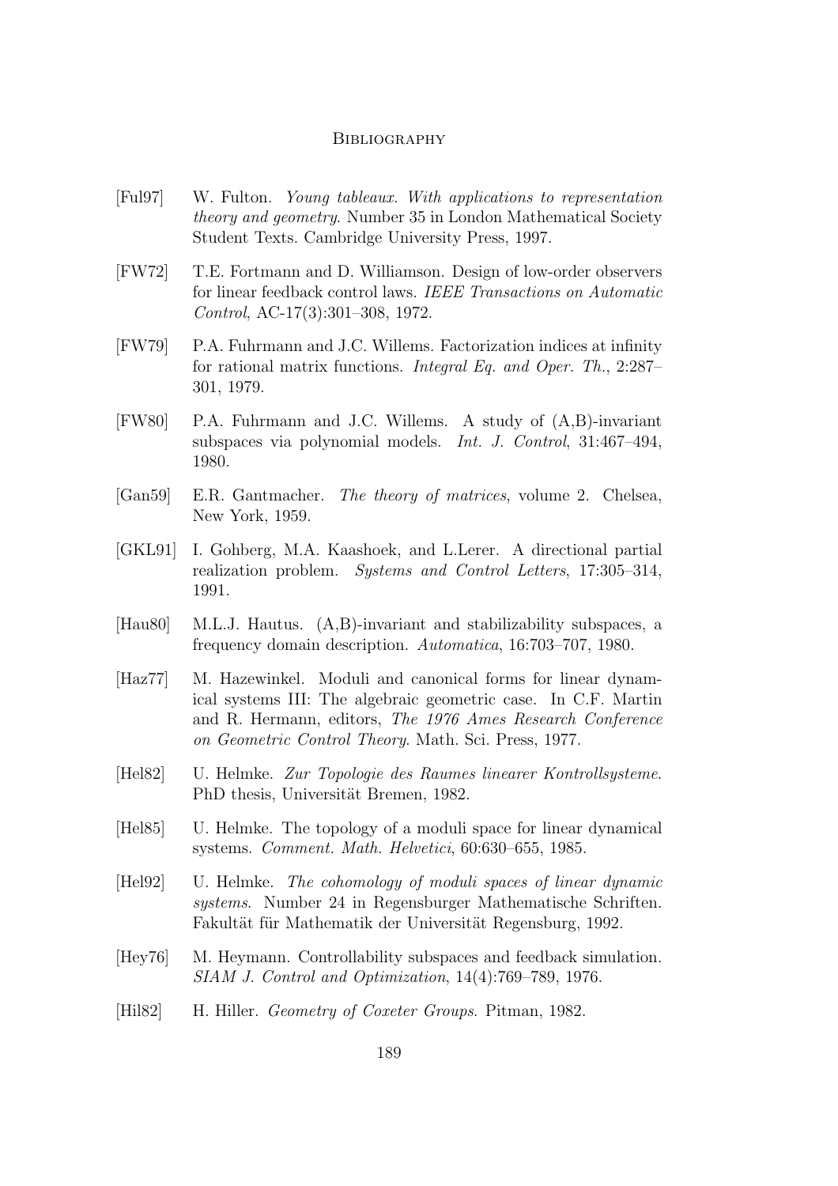[Ful97] W. Fulton. *Young tableaux. With applications to representation theory and geometry*. Number 35 in London Mathematical Society Student Texts. Cambridge University Press, 1997.

[FW72] T.E. Fortmann and D. Williamson. Design of low-order observers for linear feedback control laws. *IEEE Transactions on Automatic Control*, AC-17(3):301–308, 1972.

[FW79] P.A. Fuhrmann and J.C. Willems. Factorization indices at infinity for rational matrix functions. *Integral Eq. and Oper. Th.*, 2:287–301, 1979.

[FW80] P.A. Fuhrmann and J.C. Willems. A study of (A,B)-invariant subspaces via polynomial models. *Int. J. Control*, 31:467–494, 1980.

[Gan59] E.R. Gantmacher. *The theory of matrices*, volume 2. Chelsea, New York, 1959.

[GKL91] I. Gohberg, M.A. Kaashoek, and L.Lerer. A directional partial realization problem. *Systems and Control Letters*, 17:305–314, 1991.

[Hau80] M.L.J. Hautus. (A,B)-invariant and stabilizability subspaces, a frequency domain description. *Automatica*, 16:703–707, 1980.

[Haz77] M. Hazewinkel. Moduli and canonical forms for linear dynamical systems III: The algebraic geometric case. In C.F. Martin and R. Hermann, editors, *The 1976 Ames Research Conference on Geometric Control Theory*. Math. Sci. Press, 1977.

[Hel82] U. Helmke. *Zur Topologie des Raumes linearer Kontrollsysteme*. PhD thesis, Universität Bremen, 1982.

[Hel85] U. Helmke. The topology of a moduli space for linear dynamical systems. *Comment. Math. Helvetici*, 60:630–655, 1985.

[Hel92] U. Helmke. *The cohomology of moduli spaces of linear dynamic systems*. Number 24 in Regensburger Mathematische Schriften. Fakultät für Mathematik der Universität Regensburg, 1992.

[Hey76] M. Heymann. Controllability subspaces and feedback simulation. *SIAM J. Control and Optimization*, 14(4):769–789, 1976.

[Hil82] H. Hiller. *Geometry of Coxeter Groups*. Pitman, 1982.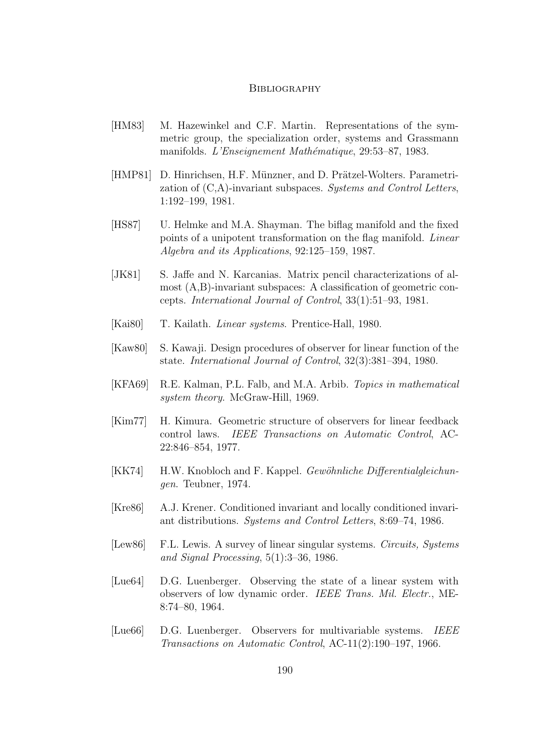[HM83] M. Hazewinkel and C.F. Martin. Representations of the symmetric group, the specialization order, systems and Grassmann manifolds. *L'Enseignement Mathématique*, 29:53–87, 1983.

[HMP81] D. Hinrichsen, H.F. Münzner, and D. Prätzel-Wolters. Parametrization of (C,A)-invariant subspaces. *Systems and Control Letters*, 1:192–199, 1981.

[HS87] U. Helmke and M.A. Shayman. The biflag manifold and the fixed points of a unipotent transformation on the flag manifold. *Linear Algebra and its Applications*, 92:125–159, 1987.

[JK81] S. Jaffe and N. Karcanias. Matrix pencil characterizations of almost (A,B)-invariant subspaces: A classification of geometric concepts. *International Journal of Control*, 33(1):51–93, 1981.

[Kai80] T. Kailath. *Linear systems*. Prentice-Hall, 1980.

[Kaw80] S. Kawaji. Design procedures of observer for linear function of the state. *International Journal of Control*, 32(3):381–394, 1980.

[KFA69] R.E. Kalman, P.L. Falb, and M.A. Arbib. *Topics in mathematical system theory*. McGraw-Hill, 1969.

[Kim77] H. Kimura. Geometric structure of observers for linear feedback control laws. *IEEE Transactions on Automatic Control*, AC-22:846–854, 1977.

[KK74] H.W. Knobloch and F. Kappel. *Gewöhnliche Differentialgleichungen*. Teubner, 1974.

[Kre86] A.J. Krener. Conditioned invariant and locally conditioned invariant distributions. *Systems and Control Letters*, 8:69–74, 1986.

[Lew86] F.L. Lewis. A survey of linear singular systems. *Circuits, Systems and Signal Processing*, 5(1):3–36, 1986.

[Lue64] D.G. Luenberger. Observing the state of a linear system with observers of low dynamic order. *IEEE Trans. Mil. Electr.*, ME-8:74–80, 1964.

[Lue66] D.G. Luenberger. Observers for multivariable systems. *IEEE Transactions on Automatic Control*, AC-11(2):190–197, 1966.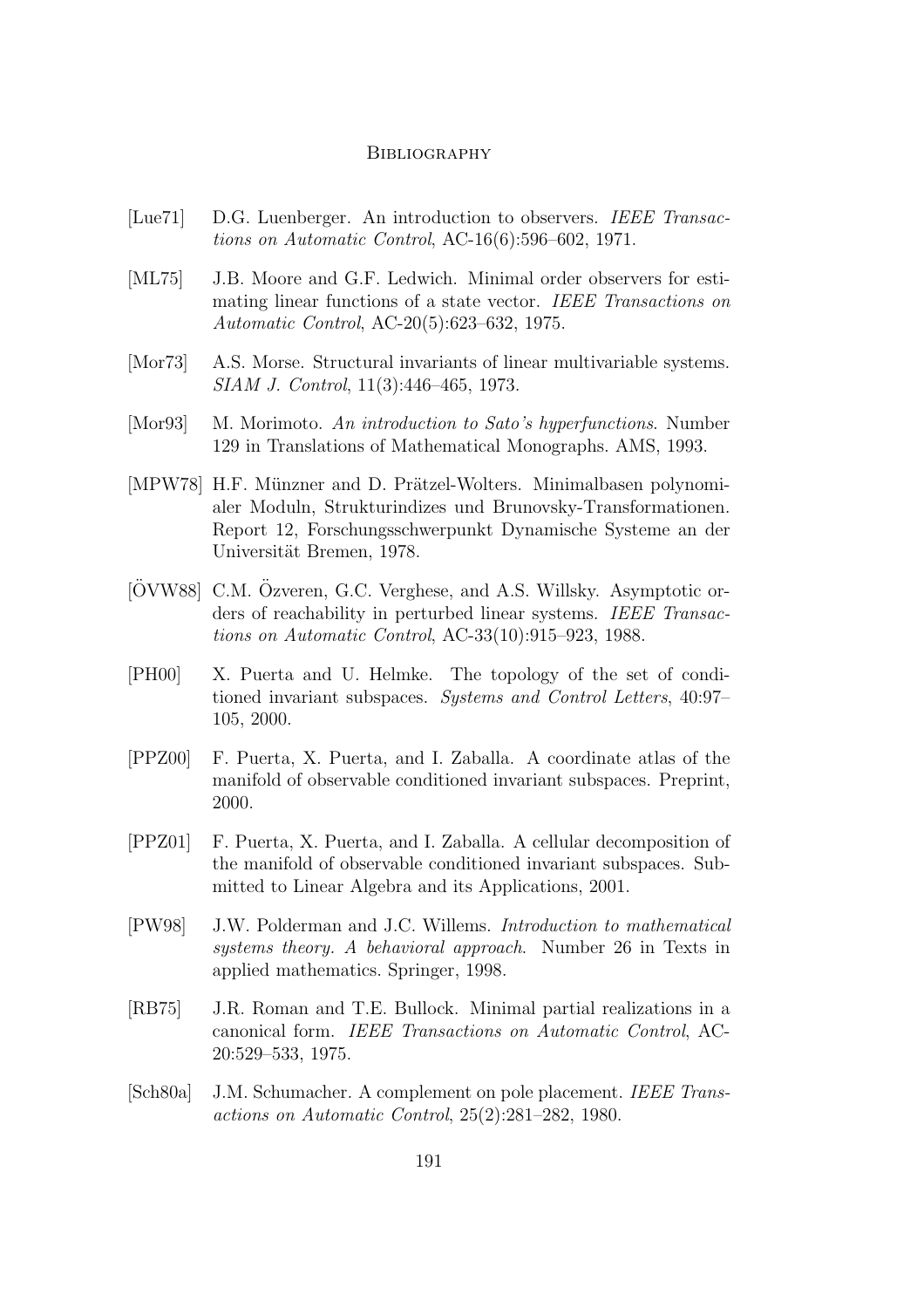[Lue71] D.G. Luenberger. An introduction to observers. *IEEE Transactions on Automatic Control*, AC-16(6):596–602, 1971.

[ML75] J.B. Moore and G.F. Ledwich. Minimal order observers for estimating linear functions of a state vector. *IEEE Transactions on Automatic Control*, AC-20(5):623–632, 1975.

[Mor73] A.S. Morse. Structural invariants of linear multivariable systems. *SIAM J. Control*, 11(3):446–465, 1973.

[Mor93] M. Morimoto. *An introduction to Sato's hyperfunctions*. Number 129 in Translations of Mathematical Monographs. AMS, 1993.

[MPW78] H.F. Münzner and D. Prätzel-Wolters. Minimalbasen polynomialer Moduln, Strukturindizes und Brunovsky-Transformationen. Report 12, Forschungsschwerpunkt Dynamische Systeme an der Universität Bremen, 1978.

[ÖVW88] C.M. Özveren, G.C. Verghese, and A.S. Willsky. Asymptotic orders of reachability in perturbed linear systems. *IEEE Transactions on Automatic Control*, AC-33(10):915–923, 1988.

[PH00] X. Puerta and U. Helmke. The topology of the set of conditioned invariant subspaces. *Systems and Control Letters*, 40:97–105, 2000.

[PPZ00] F. Puerta, X. Puerta, and I. Zaballa. A coordinate atlas of the manifold of observable conditioned invariant subspaces. Preprint, 2000.

[PPZ01] F. Puerta, X. Puerta, and I. Zaballa. A cellular decomposition of the manifold of observable conditioned invariant subspaces. Submitted to Linear Algebra and its Applications, 2001.

[PW98] J.W. Polderman and J.C. Willems. *Introduction to mathematical systems theory. A behavioral approach*. Number 26 in Texts in applied mathematics. Springer, 1998.

[RB75] J.R. Roman and T.E. Bullock. Minimal partial realizations in a canonical form. *IEEE Transactions on Automatic Control*, AC-20:529–533, 1975.

[Sch80a] J.M. Schumacher. A complement on pole placement. *IEEE Transactions on Automatic Control*, 25(2):281–282, 1980.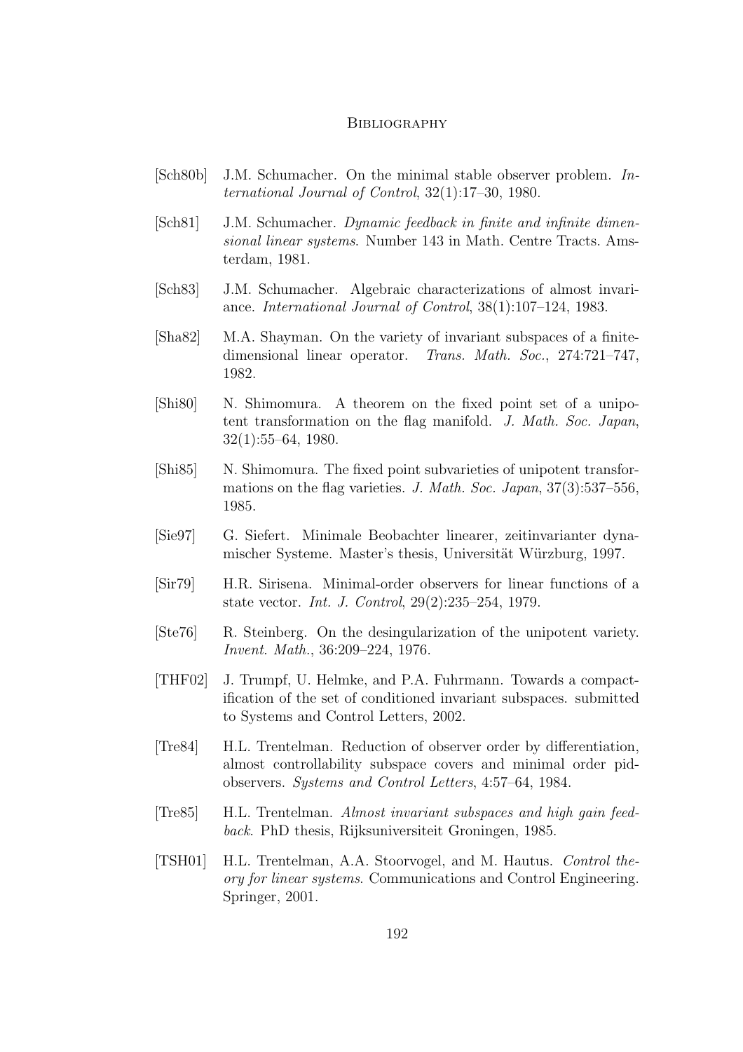[Sch80b] J.M. Schumacher. On the minimal stable observer problem. *International Journal of Control*, 32(1):17–30, 1980.

[Sch81] J.M. Schumacher. *Dynamic feedback in finite and infinite dimensional linear systems*. Number 143 in Math. Centre Tracts. Amsterdam, 1981.

[Sch83] J.M. Schumacher. Algebraic characterizations of almost invariance. *International Journal of Control*, 38(1):107–124, 1983.

[Sha82] M.A. Shayman. On the variety of invariant subspaces of a finite-dimensional linear operator. *Trans. Math. Soc.*, 274:721–747, 1982.

[Shi80] N. Shimomura. A theorem on the fixed point set of a unipotent transformation on the flag manifold. *J. Math. Soc. Japan*, 32(1):55–64, 1980.

[Shi85] N. Shimomura. The fixed point subvarieties of unipotent transformations on the flag varieties. *J. Math. Soc. Japan*, 37(3):537–556, 1985.

[Sie97] G. Siefert. Minimale Beobachter linearer, zeitinvarianter dynamischer Systeme. Master's thesis, Universität Würzburg, 1997.

[Sir79] H.R. Sirisena. Minimal-order observers for linear functions of a state vector. *Int. J. Control*, 29(2):235–254, 1979.

[Ste76] R. Steinberg. On the desingularization of the unipotent variety. *Invent. Math.*, 36:209–224, 1976.

[THF02] J. Trumpf, U. Helmke, and P.A. Fuhrmann. Towards a compactification of the set of conditioned invariant subspaces. submitted to Systems and Control Letters, 2002.

[Tre84] H.L. Trentelman. Reduction of observer order by differentiation, almost controllability subspace covers and minimal order pid-observers. *Systems and Control Letters*, 4:57–64, 1984.

[Tre85] H.L. Trentelman. *Almost invariant subspaces and high gain feedback*. PhD thesis, Rijksuniversiteit Groningen, 1985.

[TSH01] H.L. Trentelman, A.A. Stoorvogel, and M. Hautus. *Control theory for linear systems*. Communications and Control Engineering. Springer, 2001.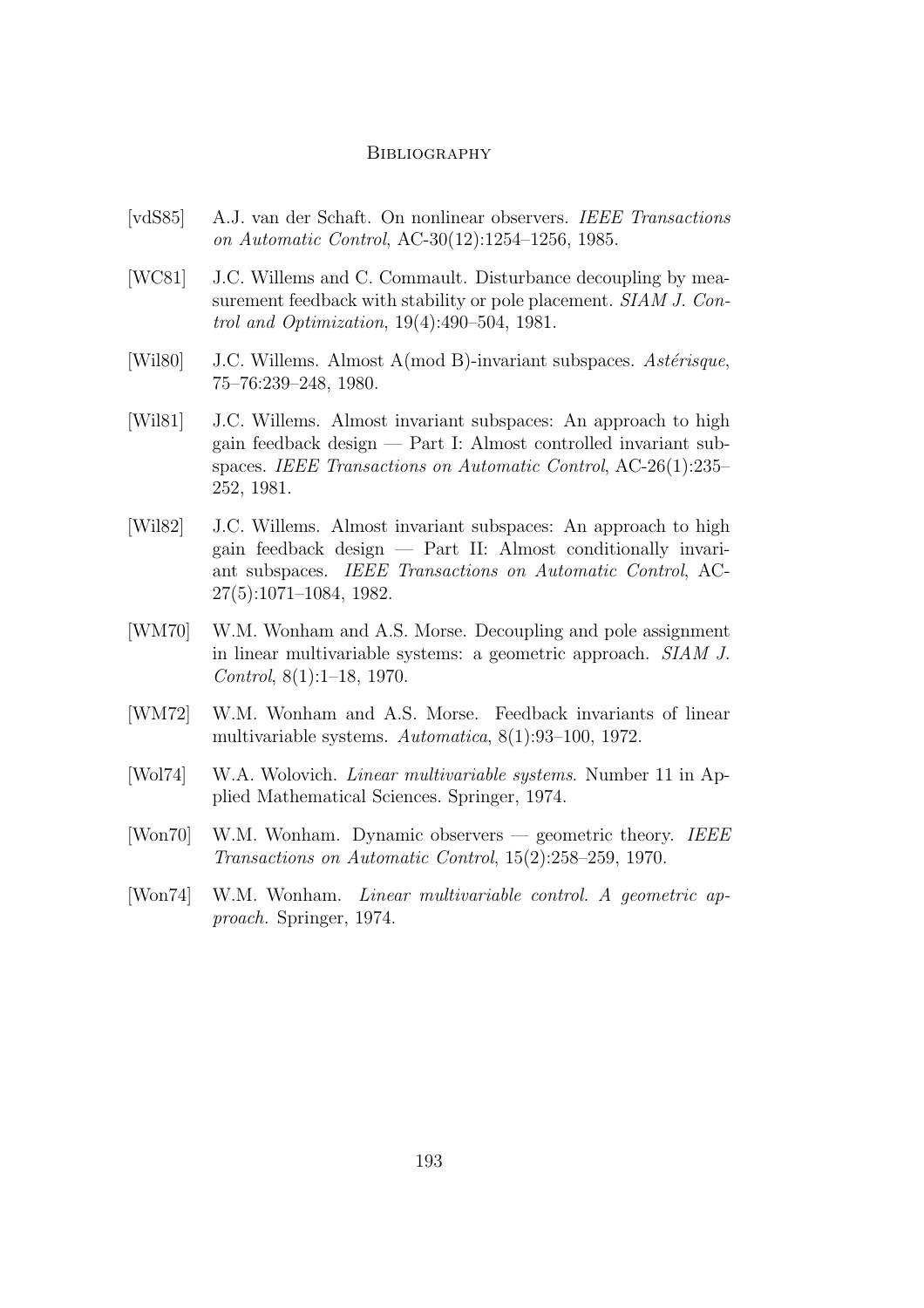[vdS85] A.J. van der Schaft. On nonlinear observers. *IEEE Transactions on Automatic Control*, AC-30(12):1254–1256, 1985.

[WC81] J.C. Willems and C. Commault. Disturbance decoupling by measurement feedback with stability or pole placement. *SIAM J. Control and Optimization*, 19(4):490–504, 1981.

[Wil80] J.C. Willems. Almost A(mod B)-invariant subspaces. *Astérisque*, 75–76:239–248, 1980.

[Wil81] J.C. Willems. Almost invariant subspaces: An approach to high gain feedback design — Part I: Almost controlled invariant subspaces. *IEEE Transactions on Automatic Control*, AC-26(1):235–252, 1981.

[Wil82] J.C. Willems. Almost invariant subspaces: An approach to high gain feedback design — Part II: Almost conditionally invariant subspaces. *IEEE Transactions on Automatic Control*, AC-27(5):1071–1084, 1982.

[WM70] W.M. Wonham and A.S. Morse. Decoupling and pole assignment in linear multivariable systems: a geometric approach. *SIAM J. Control*, 8(1):1–18, 1970.

[WM72] W.M. Wonham and A.S. Morse. Feedback invariants of linear multivariable systems. *Automatica*, 8(1):93–100, 1972.

[Wol74] W.A. Wolovich. *Linear multivariable systems*. Number 11 in Applied Mathematical Sciences. Springer, 1974.

[Won70] W.M. Wonham. Dynamic observers — geometric theory. *IEEE Transactions on Automatic Control*, 15(2):258–259, 1970.

[Won74] W.M. Wonham. *Linear multivariable control. A geometric approach.* Springer, 1974.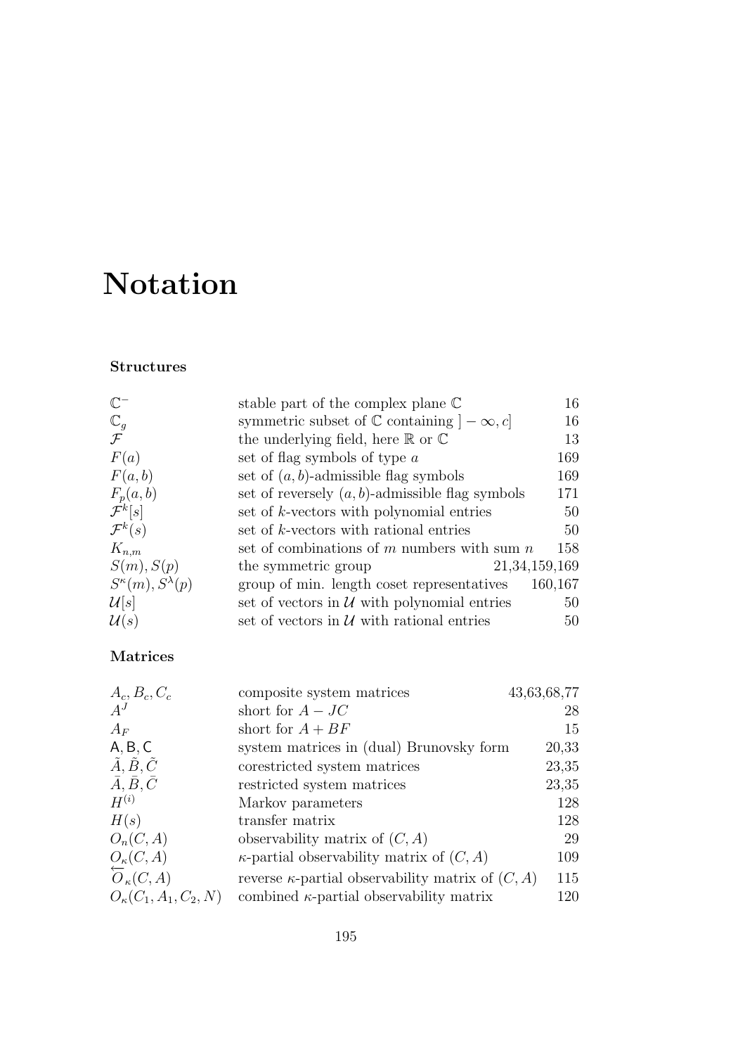# Notation

### Structures

| | | |
|---|---|---|
| $\mathbb{C}^-$ | stable part of the complex plane $\mathbb{C}$ | 16 |
| $\mathbb{C}_g$ | symmetric subset of $\mathbb{C}$ containing $]-\infty, c]$ | 16 |
| $\mathcal{F}$ | the underlying field, here $\mathbb{R}$ or $\mathbb{C}$ | 13 |
| $F(a)$ | set of flag symbols of type $a$ | 169 |
| $F(a,b)$ | set of $(a,b)$-admissible flag symbols | 169 |
| $F_p(a,b)$ | set of reversely $(a,b)$-admissible flag symbols | 171 |
| $\mathcal{F}^k[s]$ | set of $k$-vectors with polynomial entries | 50 |
| $\mathcal{F}^k(s)$ | set of $k$-vectors with rational entries | 50 |
| $K_{n,m}$ | set of combinations of $m$ numbers with sum $n$ | 158 |
| $S(m), S(p)$ | the symmetric group | 21,34,159,169 |
| $S^\kappa(m), S^\lambda(p)$ | group of min. length coset representatives | 160,167 |
| $\mathcal{U}[s]$ | set of vectors in $\mathcal{U}$ with polynomial entries | 50 |
| $\mathcal{U}(s)$ | set of vectors in $\mathcal{U}$ with rational entries | 50 |

### Matrices

| | | |
|---|---|---|
| $A_c, B_c, C_c$ | composite system matrices | 43,63,68,77 |
| $A^J$ | short for $A - JC$ | 28 |
| $A_F$ | short for $A + BF$ | 15 |
| $\mathsf{A}, \mathsf{B}, \mathsf{C}$ | system matrices in (dual) Brunovsky form | 20,33 |
| $\tilde{A}, \tilde{B}, \tilde{C}$ | corestricted system matrices | 23,35 |
| $\bar{A}, \bar{B}, \bar{C}$ | restricted system matrices | 23,35 |
| $H^{(i)}$ | Markov parameters | 128 |
| $H(s)$ | transfer matrix | 128 |
| $O_n(C,A)$ | observability matrix of $(C,A)$ | 29 |
| $O_\kappa(C,A)$ | $\kappa$-partial observability matrix of $(C,A)$ | 109 |
| $\overleftarrow{O}_\kappa(C,A)$ | reverse $\kappa$-partial observability matrix of $(C,A)$ | 115 |
| $O_\kappa(C_1, A_1, C_2, N)$ | combined $\kappa$-partial observability matrix | 120 |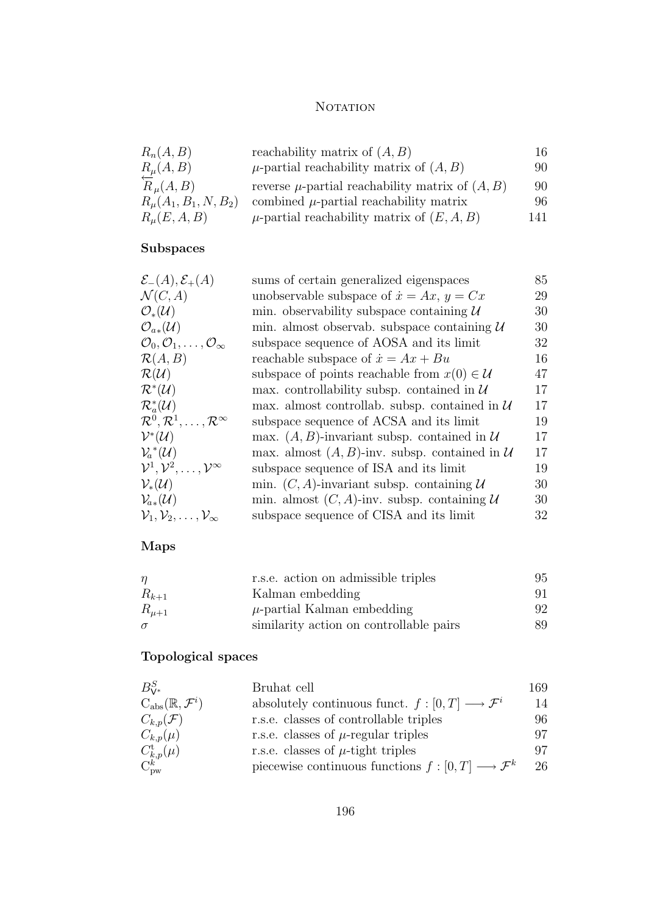| | | |
|---|---|---|
| $R_n(A,B)$ | reachability matrix of $(A,B)$ | 16 |
| $R_\mu(A,B)$ | $\mu$-partial reachability matrix of $(A,B)$ | 90 |
| $\overleftarrow{R}_\mu(A,B)$ | reverse $\mu$-partial reachability matrix of $(A,B)$ | 90 |
| $R_\mu(A_1,B_1,N,B_2)$ | combined $\mu$-partial reachability matrix | 96 |
| $R_\mu(E,A,B)$ | $\mu$-partial reachability matrix of $(E,A,B)$ | 141 |

### Subspaces

| | | |
|---|---|---|
| $\mathcal{E}_-(A), \mathcal{E}_+(A)$ | sums of certain generalized eigenspaces | 85 |
| $\mathcal{N}(C,A)$ | unobservable subspace of $\dot{x}=Ax$, $y=Cx$ | 29 |
| $\mathcal{O}_*(\mathcal{U})$ | min. observability subspace containing $\mathcal{U}$ | 30 |
| $\mathcal{O}_{a*}(\mathcal{U})$ | min. almost observab. subspace containing $\mathcal{U}$ | 30 |
| $\mathcal{O}_0, \mathcal{O}_1, \ldots, \mathcal{O}_\infty$ | subspace sequence of AOSA and its limit | 32 |
| $\mathcal{R}(A,B)$ | reachable subspace of $\dot{x}=Ax+Bu$ | 16 |
| $\mathcal{R}(\mathcal{U})$ | subspace of points reachable from $x(0)\in\mathcal{U}$ | 47 |
| $\mathcal{R}^*(\mathcal{U})$ | max. controllability subsp. contained in $\mathcal{U}$ | 17 |
| $\mathcal{R}_a^*(\mathcal{U})$ | max. almost controllab. subsp. contained in $\mathcal{U}$ | 17 |
| $\mathcal{R}^0, \mathcal{R}^1, \ldots, \mathcal{R}^\infty$ | subspace sequence of ACSA and its limit | 19 |
| $\mathcal{V}^*(\mathcal{U})$ | max. $(A,B)$-invariant subsp. contained in $\mathcal{U}$ | 17 |
| $\mathcal{V}_a{}^*(\mathcal{U})$ | max. almost $(A,B)$-inv. subsp. contained in $\mathcal{U}$ | 17 |
| $\mathcal{V}^1, \mathcal{V}^2, \ldots, \mathcal{V}^\infty$ | subspace sequence of ISA and its limit | 19 |
| $\mathcal{V}_*(\mathcal{U})$ | min. $(C,A)$-invariant subsp. containing $\mathcal{U}$ | 30 |
| $\mathcal{V}_{a*}(\mathcal{U})$ | min. almost $(C,A)$-inv. subsp. containing $\mathcal{U}$ | 30 |
| $\mathcal{V}_1, \mathcal{V}_2, \ldots, \mathcal{V}_\infty$ | subspace sequence of CISA and its limit | 32 |

### Maps

| | | |
|---|---|---|
| $\eta$ | r.s.e. action on admissible triples | 95 |
| $R_{k+1}$ | Kalman embedding | 91 |
| $R_{\mu+1}$ | $\mu$-partial Kalman embedding | 92 |
| $\sigma$ | similarity action on controllable pairs | 89 |

### Topological spaces

| | | |
|---|---|---|
| $B^S_{\mathsf{V}^*}$ | Bruhat cell | 169 |
| $\mathrm{C}_{\mathrm{abs}}(\mathbb{R},\mathcal{F}^i)$ | absolutely continuous funct. $f:[0,T]\longrightarrow\mathcal{F}^i$ | 14 |
| $C_{k,p}(\mathcal{F})$ | r.s.e. classes of controllable triples | 96 |
| $C_{k,p}(\mu)$ | r.s.e. classes of $\mu$-regular triples | 97 |
| $C^{\mathrm{t}}_{k,p}(\mu)$ | r.s.e. classes of $\mu$-tight triples | 97 |
| $\mathrm{C}^k_{\mathrm{pw}}$ | piecewise continuous functions $f:[0,T]\longrightarrow\mathcal{F}^k$ | 26 |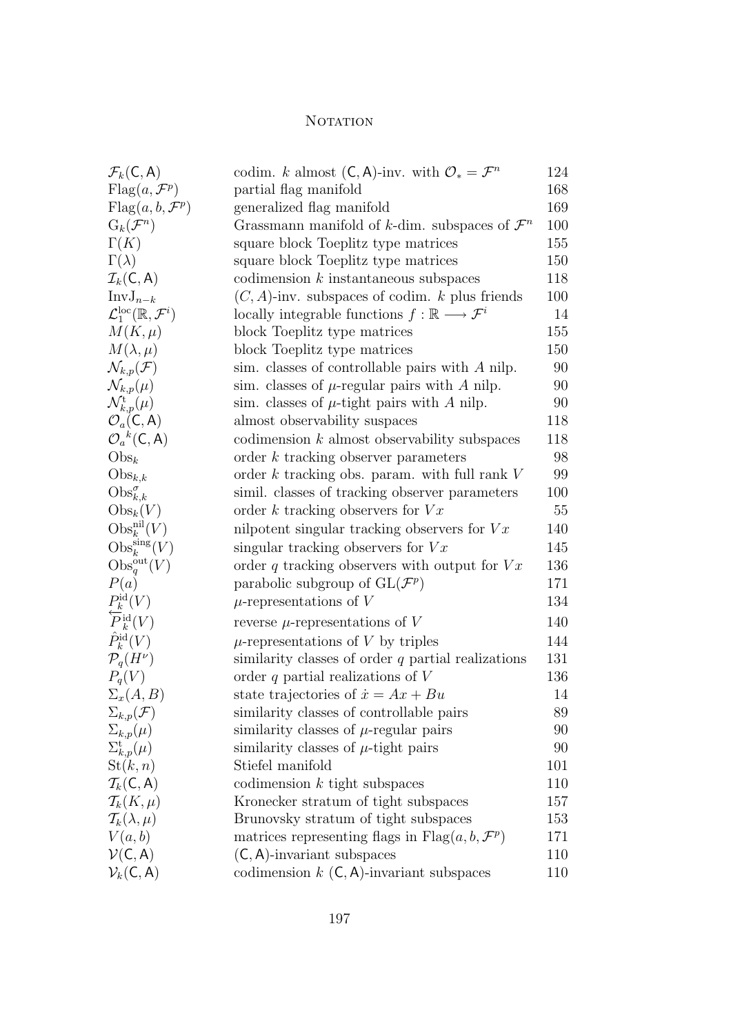# NOTATION

| | | |
|---|---|---|
| $\mathcal{F}_k(\mathsf{C},\mathsf{A})$ | codim. $k$ almost $(\mathsf{C},\mathsf{A})$-inv. with $\mathcal{O}_* = \mathcal{F}^n$ | 124 |
| $\mathrm{Flag}(a,\mathcal{F}^p)$ | partial flag manifold | 168 |
| $\mathrm{Flag}(a,b,\mathcal{F}^p)$ | generalized flag manifold | 169 |
| $\mathrm{G}_k(\mathcal{F}^n)$ | Grassmann manifold of $k$-dim. subspaces of $\mathcal{F}^n$ | 100 |
| $\Gamma(K)$ | square block Toeplitz type matrices | 155 |
| $\Gamma(\lambda)$ | square block Toeplitz type matrices | 150 |
| $\mathcal{I}_k(\mathsf{C},\mathsf{A})$ | codimension $k$ instantaneous subspaces | 118 |
| $\mathrm{InvJ}_{n-k}$ | $(C,A)$-inv. subspaces of codim. $k$ plus friends | 100 |
| $\mathcal{L}_1^{\mathrm{loc}}(\mathbb{R},\mathcal{F}^i)$ | locally integrable functions $f:\mathbb{R}\longrightarrow\mathcal{F}^i$ | 14 |
| $M(K,\mu)$ | block Toeplitz type matrices | 155 |
| $M(\lambda,\mu)$ | block Toeplitz type matrices | 150 |
| $\mathcal{N}_{k,p}(\mathcal{F})$ | sim. classes of controllable pairs with $A$ nilp. | 90 |
| $\mathcal{N}_{k,p}(\mu)$ | sim. classes of $\mu$-regular pairs with $A$ nilp. | 90 |
| $\mathcal{N}_{k,p}^{\mathrm{t}}(\mu)$ | sim. classes of $\mu$-tight pairs with $A$ nilp. | 90 |
| $\mathcal{O}_a(\mathsf{C},\mathsf{A})$ | almost observability suspaces | 118 |
| $\mathcal{O}_a{}^k(\mathsf{C},\mathsf{A})$ | codimension $k$ almost observability subspaces | 118 |
| $\mathrm{Obs}_k$ | order $k$ tracking observer parameters | 98 |
| $\mathrm{Obs}_{k,k}$ | order $k$ tracking obs. param. with full rank $V$ | 99 |
| $\mathrm{Obs}_{k,k}^{\sigma}$ | simil. classes of tracking observer parameters | 100 |
| $\mathrm{Obs}_k(V)$ | order $k$ tracking observers for $Vx$ | 55 |
| $\mathrm{Obs}_k^{\mathrm{nil}}(V)$ | nilpotent singular tracking observers for $Vx$ | 140 |
| $\mathrm{Obs}_k^{\mathrm{sing}}(V)$ | singular tracking observers for $Vx$ | 145 |
| $\mathrm{Obs}_q^{\mathrm{out}}(V)$ | order $q$ tracking observers with output for $Vx$ | 136 |
| $P(a)$ | parabolic subgroup of $\mathrm{GL}(\mathcal{F}^p)$ | 171 |
| $P_k^{\mathrm{id}}(V)$ | $\mu$-representations of $V$ | 134 |
| $\overleftarrow{P}_k^{\mathrm{id}}(V)$ | reverse $\mu$-representations of $V$ | 140 |
| $\hat{P}_k^{\mathrm{id}}(V)$ | $\mu$-representations of $V$ by triples | 144 |
| $\mathcal{P}_q(H^\nu)$ | similarity classes of order $q$ partial realizations | 131 |
| $P_q(V)$ | order $q$ partial realizations of $V$ | 136 |
| $\Sigma_x(A,B)$ | state trajectories of $\dot{x} = Ax + Bu$ | 14 |
| $\Sigma_{k,p}(\mathcal{F})$ | similarity classes of controllable pairs | 89 |
| $\Sigma_{k,p}(\mu)$ | similarity classes of $\mu$-regular pairs | 90 |
| $\Sigma_{k,p}^{\mathrm{t}}(\mu)$ | similarity classes of $\mu$-tight pairs | 90 |
| $\mathrm{St}(k,n)$ | Stiefel manifold | 101 |
| $\mathcal{T}_k(\mathsf{C},\mathsf{A})$ | codimension $k$ tight subspaces | 110 |
| $\mathcal{T}_k(K,\mu)$ | Kronecker stratum of tight subspaces | 157 |
| $\mathcal{T}_k(\lambda,\mu)$ | Brunovsky stratum of tight subspaces | 153 |
| $V(a,b)$ | matrices representing flags in $\mathrm{Flag}(a,b,\mathcal{F}^p)$ | 171 |
| $\mathcal{V}(\mathsf{C},\mathsf{A})$ | $(\mathsf{C},\mathsf{A})$-invariant subspaces | 110 |
| $\mathcal{V}_k(\mathsf{C},\mathsf{A})$ | codimension $k$ $(\mathsf{C},\mathsf{A})$-invariant subspaces | 110 |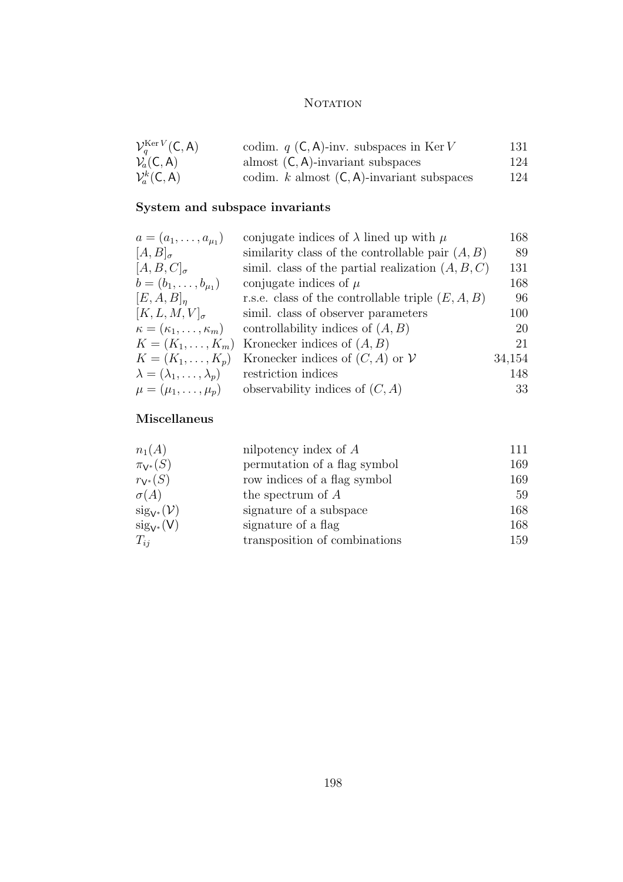| | | |
|---|---|---|
| $\mathcal{V}_q^{\operatorname{Ker} V}(\mathsf{C},\mathsf{A})$ | codim. $q$ $(\mathsf{C},\mathsf{A})$-inv. subspaces in $\operatorname{Ker} V$ | 131 |
| $\mathcal{V}_a(\mathsf{C},\mathsf{A})$ | almost $(\mathsf{C},\mathsf{A})$-invariant subspaces | 124 |
| $\mathcal{V}_a^k(\mathsf{C},\mathsf{A})$ | codim. $k$ almost $(\mathsf{C},\mathsf{A})$-invariant subspaces | 124 |

### System and subspace invariants

| | | |
|---|---|---|
| $a = (a_1, \ldots, a_{\mu_1})$ | conjugate indices of $\lambda$ lined up with $\mu$ | 168 |
| $[A, B]_\sigma$ | similarity class of the controllable pair $(A, B)$ | 89 |
| $[A, B, C]_\sigma$ | simil. class of the partial realization $(A, B, C)$ | 131 |
| $b = (b_1, \ldots, b_{\mu_1})$ | conjugate indices of $\mu$ | 168 |
| $[E, A, B]_\eta$ | r.s.e. class of the controllable triple $(E, A, B)$ | 96 |
| $[K, L, M, V]_\sigma$ | simil. class of observer parameters | 100 |
| $\kappa = (\kappa_1, \ldots, \kappa_m)$ | controllability indices of $(A, B)$ | 20 |
| $K = (K_1, \ldots, K_m)$ | Kronecker indices of $(A, B)$ | 21 |
| $K = (K_1, \ldots, K_p)$ | Kronecker indices of $(C, A)$ or $\mathcal{V}$ | 34,154 |
| $\lambda = (\lambda_1, \ldots, \lambda_p)$ | restriction indices | 148 |
| $\mu = (\mu_1, \ldots, \mu_p)$ | observability indices of $(C, A)$ | 33 |

### Miscellaneus

| | | |
|---|---|---|
| $n_1(A)$ | nilpotency index of $A$ | 111 |
| $\pi_{\mathsf{V}^*}(S)$ | permutation of a flag symbol | 169 |
| $r_{\mathsf{V}^*}(S)$ | row indices of a flag symbol | 169 |
| $\sigma(A)$ | the spectrum of $A$ | 59 |
| $\operatorname{sig}_{\mathsf{V}^*}(\mathcal{V})$ | signature of a subspace | 168 |
| $\operatorname{sig}_{\mathsf{V}^*}(\mathsf{V})$ | signature of a flag | 168 |
| $T_{ij}$ | transposition of combinations | 159 |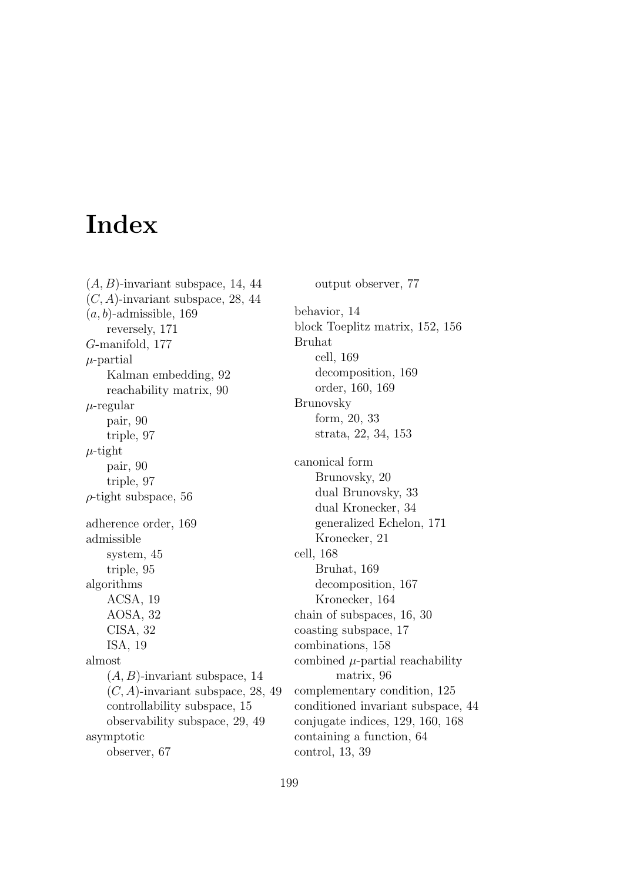# Index

$(A, B)$-invariant subspace, 14, 44
$(C, A)$-invariant subspace, 28, 44
$(a, b)$-admissible, 169
  reversely, 171
$G$-manifold, 177
$\mu$-partial
  Kalman embedding, 92
  reachability matrix, 90
$\mu$-regular
  pair, 90
  triple, 97
$\mu$-tight
  pair, 90
  triple, 97
$\rho$-tight subspace, 56

adherence order, 169
admissible
  system, 45
  triple, 95
algorithms
  ACSA, 19
  AOSA, 32
  CISA, 32
  ISA, 19
almost
  $(A, B)$-invariant subspace, 14
  $(C, A)$-invariant subspace, 28, 49
  controllability subspace, 15
  observability subspace, 29, 49
asymptotic
  observer, 67
  output observer, 77

behavior, 14
block Toeplitz matrix, 152, 156
Bruhat
  cell, 169
  decomposition, 169
  order, 160, 169
Brunovsky
  form, 20, 33
  strata, 22, 34, 153

canonical form
  Brunovsky, 20
  dual Brunovsky, 33
  dual Kronecker, 34
  generalized Echelon, 171
  Kronecker, 21
cell, 168
  Bruhat, 169
  decomposition, 167
  Kronecker, 164
chain of subspaces, 16, 30
coasting subspace, 17
combinations, 158
combined $\mu$-partial reachability
    matrix, 96
complementary condition, 125
conditioned invariant subspace, 44
conjugate indices, 129, 160, 168
containing a function, 64
control, 13, 39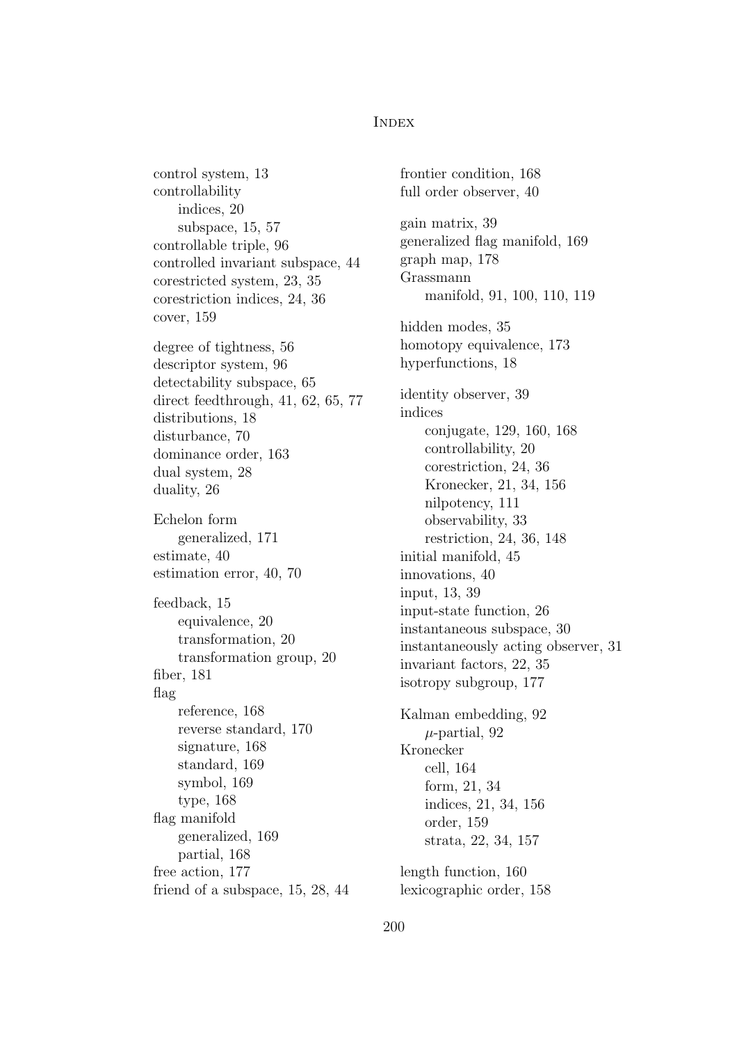control system, 13
controllability
- indices, 20
- subspace, 15, 57

controllable triple, 96
controlled invariant subspace, 44
corestricted system, 23, 35
corestriction indices, 24, 36
cover, 159

degree of tightness, 56
descriptor system, 96
detectability subspace, 65
direct feedthrough, 41, 62, 65, 77
distributions, 18
disturbance, 70
dominance order, 163
dual system, 28
duality, 26

Echelon form
- generalized, 171

estimate, 40
estimation error, 40, 70

feedback, 15
- equivalence, 20
- transformation, 20
- transformation group, 20

fiber, 181
flag
- reference, 168
- reverse standard, 170
- signature, 168
- standard, 169
- symbol, 169
- type, 168

flag manifold
- generalized, 169
- partial, 168

free action, 177
friend of a subspace, 15, 28, 44

frontier condition, 168
full order observer, 40

gain matrix, 39
generalized flag manifold, 169
graph map, 178
Grassmann
- manifold, 91, 100, 110, 119

hidden modes, 35
homotopy equivalence, 173
hyperfunctions, 18

identity observer, 39
indices
- conjugate, 129, 160, 168
- controllability, 20
- corestriction, 24, 36
- Kronecker, 21, 34, 156
- nilpotency, 111
- observability, 33
- restriction, 24, 36, 148

initial manifold, 45
innovations, 40
input, 13, 39
input-state function, 26
instantaneous subspace, 30
instantaneously acting observer, 31
invariant factors, 22, 35
isotropy subgroup, 177

Kalman embedding, 92
- $\mu$-partial, 92

Kronecker
- cell, 164
- form, 21, 34
- indices, 21, 34, 156
- order, 159
- strata, 22, 34, 157

length function, 160
lexicographic order, 158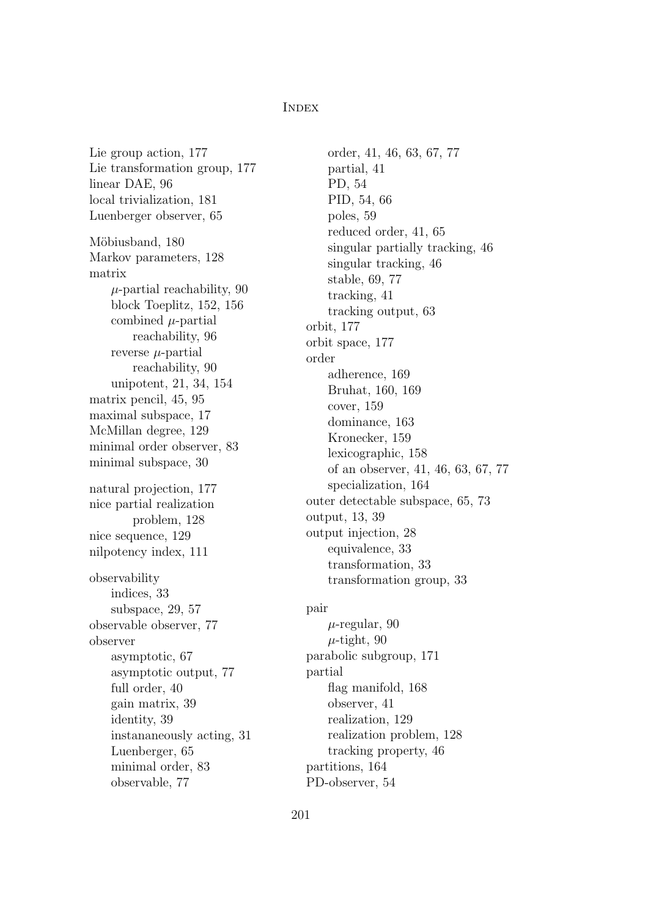Lie group action, 177
Lie transformation group, 177
linear DAE, 96
local trivialization, 181
Luenberger observer, 65

Möbiusband, 180
Markov parameters, 128
matrix
    $\mu$-partial reachability, 90
    block Toeplitz, 152, 156
    combined $\mu$-partial reachability, 96
    reverse $\mu$-partial reachability, 90
    unipotent, 21, 34, 154
matrix pencil, 45, 95
maximal subspace, 17
McMillan degree, 129
minimal order observer, 83
minimal subspace, 30

natural projection, 177
nice partial realization problem, 128
nice sequence, 129
nilpotency index, 111

observability
    indices, 33
    subspace, 29, 57
observable observer, 77
observer
    asymptotic, 67
    asymptotic output, 77
    full order, 40
    gain matrix, 39
    identity, 39
    instananeously acting, 31
    Luenberger, 65
    minimal order, 83
    observable, 77
    order, 41, 46, 63, 67, 77
    partial, 41
    PD, 54
    PID, 54, 66
    poles, 59
    reduced order, 41, 65
    singular partially tracking, 46
    singular tracking, 46
    stable, 69, 77
    tracking, 41
    tracking output, 63
orbit, 177
orbit space, 177
order
    adherence, 169
    Bruhat, 160, 169
    cover, 159
    dominance, 163
    Kronecker, 159
    lexicographic, 158
    of an observer, 41, 46, 63, 67, 77
    specialization, 164
outer detectable subspace, 65, 73
output, 13, 39
output injection, 28
    equivalence, 33
    transformation, 33
    transformation group, 33

pair
    $\mu$-regular, 90
    $\mu$-tight, 90
parabolic subgroup, 171
partial
    flag manifold, 168
    observer, 41
    realization, 129
    realization problem, 128
    tracking property, 46
partitions, 164
PD-observer, 54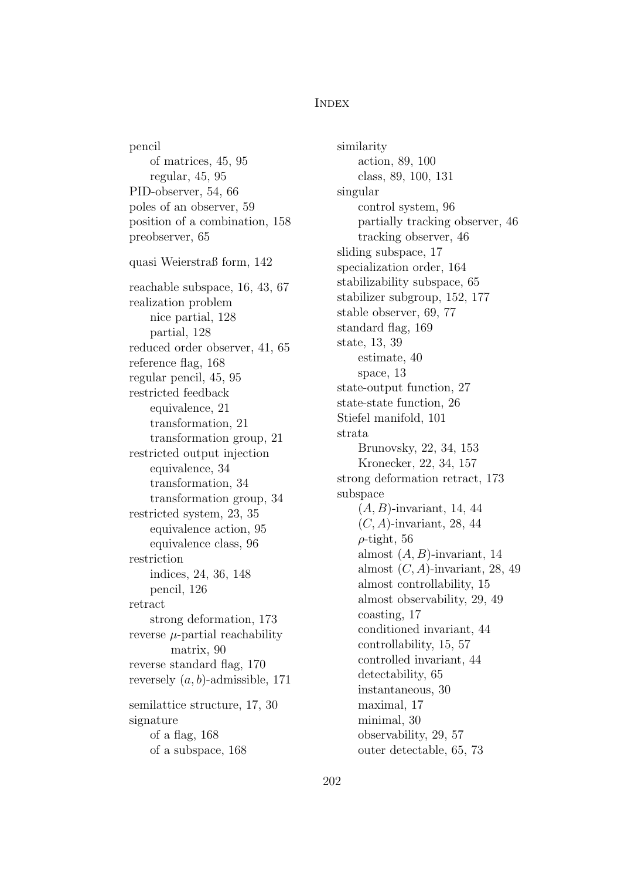pencil
- of matrices, 45, 95
- regular, 45, 95

PID-observer, 54, 66
poles of an observer, 59
position of a combination, 158
preobserver, 65

quasi Weierstraß form, 142

reachable subspace, 16, 43, 67
realization problem
- nice partial, 128
- partial, 128

reduced order observer, 41, 65
reference flag, 168
regular pencil, 45, 95
restricted feedback
- equivalence, 21
- transformation, 21
- transformation group, 21

restricted output injection
- equivalence, 34
- transformation, 34
- transformation group, 34

restricted system, 23, 35
- equivalence action, 95
- equivalence class, 96

restriction
- indices, 24, 36, 148
- pencil, 126

retract
- strong deformation, 173

reverse $\mu$-partial reachability matrix, 90
reverse standard flag, 170
reversely $(a, b)$-admissible, 171

semilattice structure, 17, 30
signature
- of a flag, 168
- of a subspace, 168

similarity
- action, 89, 100
- class, 89, 100, 131

singular
- control system, 96
- partially tracking observer, 46
- tracking observer, 46

sliding subspace, 17
specialization order, 164
stabilizability subspace, 65
stabilizer subgroup, 152, 177
stable observer, 69, 77
standard flag, 169
state, 13, 39
- estimate, 40
- space, 13

state-output function, 27
state-state function, 26
Stiefel manifold, 101
strata
- Brunovsky, 22, 34, 153
- Kronecker, 22, 34, 157

strong deformation retract, 173
subspace
- $(A, B)$-invariant, 14, 44
- $(C, A)$-invariant, 28, 44
- $\rho$-tight, 56
- almost $(A, B)$-invariant, 14
- almost $(C, A)$-invariant, 28, 49
- almost controllability, 15
- almost observability, 29, 49
- coasting, 17
- conditioned invariant, 44
- controllability, 15, 57
- controlled invariant, 44
- detectability, 65
- instantaneous, 30
- maximal, 17
- minimal, 30
- observability, 29, 57
- outer detectable, 65, 73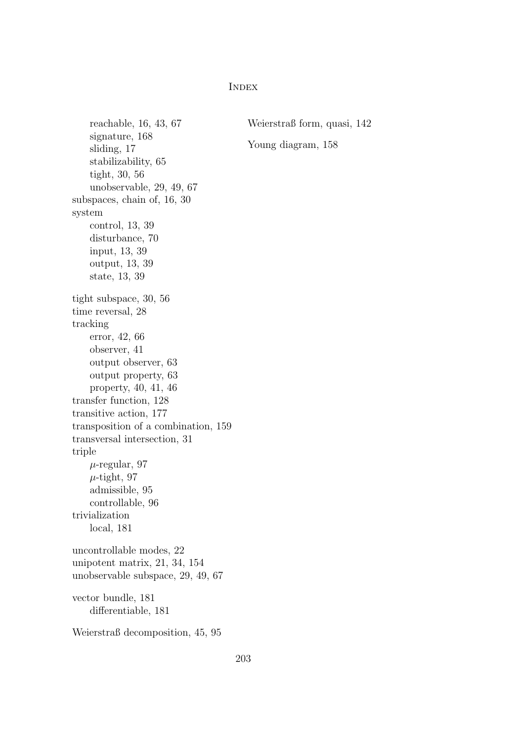reachable, 16, 43, 67
signature, 168
sliding, 17
stabilizability, 65
tight, 30, 56
unobservable, 29, 49, 67

subspaces, chain of, 16, 30

system
control, 13, 39
disturbance, 70
input, 13, 39
output, 13, 39
state, 13, 39

tight subspace, 30, 56

time reversal, 28

tracking
error, 42, 66
observer, 41
output observer, 63
output property, 63
property, 40, 41, 46

transfer function, 128

transitive action, 177

transposition of a combination, 159

transversal intersection, 31

triple
$\mu$-regular, 97
$\mu$-tight, 97
admissible, 95
controllable, 96

trivialization
local, 181

uncontrollable modes, 22

unipotent matrix, 21, 34, 154

unobservable subspace, 29, 49, 67

vector bundle, 181
differentiable, 181

Weierstraß decomposition, 45, 95

Weierstraß form, quasi, 142

Young diagram, 158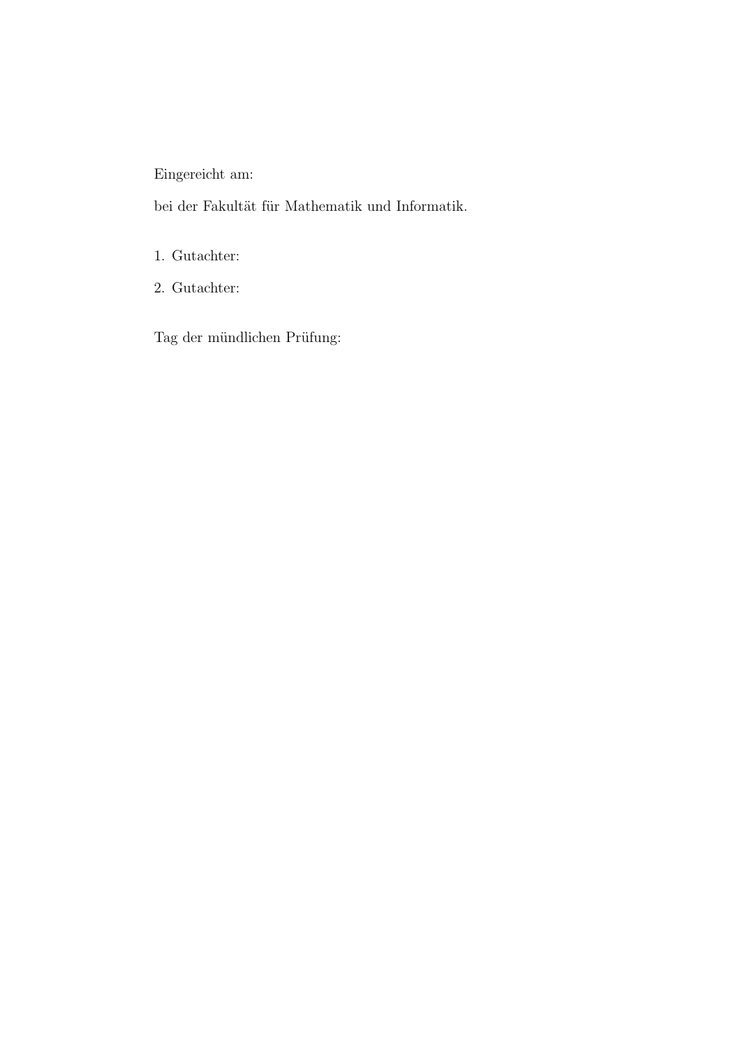Eingereicht am:

bei der Fakultät für Mathematik und Informatik.

1. Gutachter:

2. Gutachter:

Tag der mündlichen Prüfung: